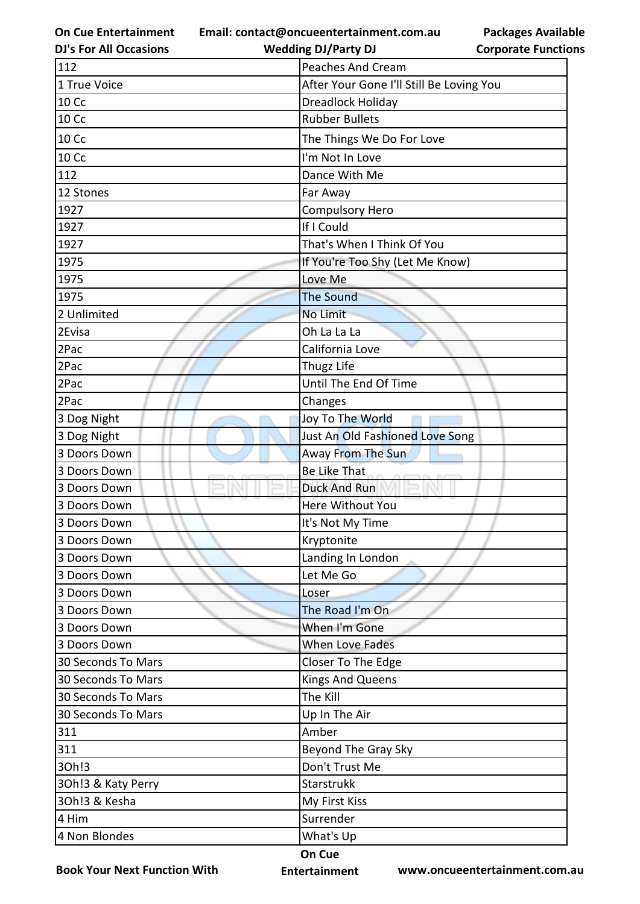| 112 | Peaches And Cream |
|---|---|
| 1 True Voice | After Your Gone I'll Still Be Loving You |
| 10 Cc | Dreadlock Holiday |
| 10 Cc | Rubber Bullets |
| 10 Cc | The Things We Do For Love |
| 10 Cc | I'm Not In Love |
| 112 | Dance With Me |
| 12 Stones | Far Away |
| 1927 | Compulsory Hero |
| 1927 | If I Could |
| 1927 | That's When I Think Of You |
| 1975 | If You're Too Shy (Let Me Know) |
| 1975 | Love Me |
| 1975 | The Sound |
| 2 Unlimited | No Limit |
| 2Evisa | Oh La La La |
| 2Pac | California Love |
| 2Pac | Thugz Life |
| 2Pac | Until The End Of Time |
| 2Pac | Changes |
| 3 Dog Night | Joy To The World |
| 3 Dog Night | Just An Old Fashioned Love Song |
| 3 Doors Down | Away From The Sun |
| 3 Doors Down | Be Like That |
| 3 Doors Down | Duck And Run |
| 3 Doors Down | Here Without You |
| 3 Doors Down | It's Not My Time |
| 3 Doors Down | Kryptonite |
| 3 Doors Down | Landing In London |
| 3 Doors Down | Let Me Go |
| 3 Doors Down | Loser |
| 3 Doors Down | The Road I'm On |
| 3 Doors Down | When I'm Gone |
| 3 Doors Down | When Love Fades |
| 30 Seconds To Mars | Closer To The Edge |
| 30 Seconds To Mars | Kings And Queens |
| 30 Seconds To Mars | The Kill |
| 30 Seconds To Mars | Up In The Air |
| 311 | Amber |
| 311 | Beyond The Gray Sky |
| 3Oh!3 | Don't Trust Me |
| 3Oh!3 & Katy Perry | Starstrukk |
| 3Oh!3 & Kesha | My First Kiss |
| 4 Him | Surrender |
| 4 Non Blondes | What's Up |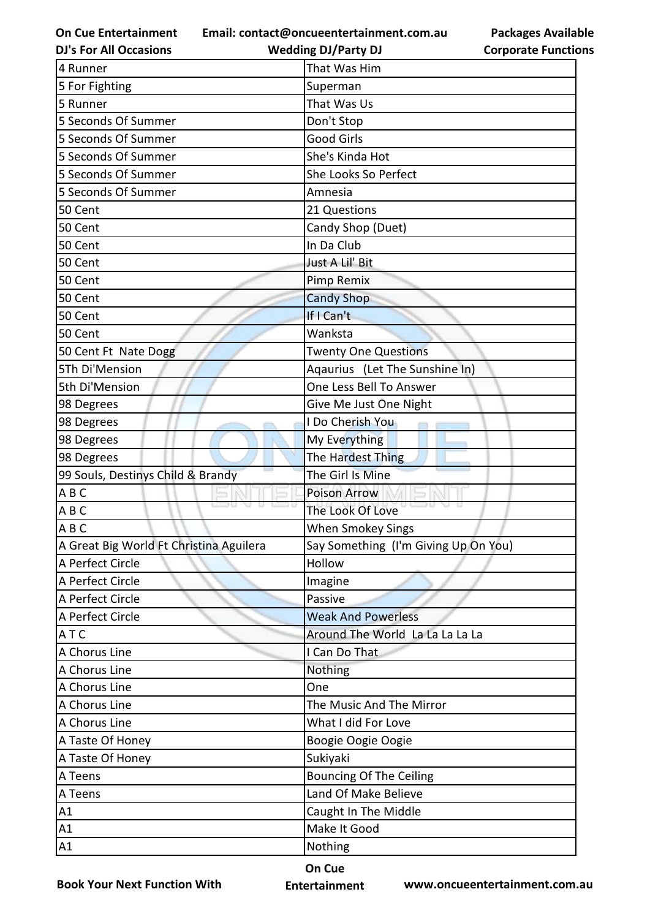| 4 Runner | That Was Him |
|---|---|
| 5 For Fighting | Superman |
| 5 Runner | That Was Us |
| 5 Seconds Of Summer | Don't Stop |
| 5 Seconds Of Summer | Good Girls |
| 5 Seconds Of Summer | She's Kinda Hot |
| 5 Seconds Of Summer | She Looks So Perfect |
| 5 Seconds Of Summer | Amnesia |
| 50 Cent | 21 Questions |
| 50 Cent | Candy Shop (Duet) |
| 50 Cent | In Da Club |
| 50 Cent | Just A Lil' Bit |
| 50 Cent | Pimp Remix |
| 50 Cent | Candy Shop |
| 50 Cent | If I Can't |
| 50 Cent | Wanksta |
| 50 Cent Ft Nate Dogg | Twenty One Questions |
| 5Th Di'Mension | Aqaurius (Let The Sunshine In) |
| 5th Di'Mension | One Less Bell To Answer |
| 98 Degrees | Give Me Just One Night |
| 98 Degrees | I Do Cherish You |
| 98 Degrees | My Everything |
| 98 Degrees | The Hardest Thing |
| 99 Souls, Destinys Child & Brandy | The Girl Is Mine |
| A B C | Poison Arrow |
| A B C | The Look Of Love |
| A B C | When Smokey Sings |
| A Great Big World Ft Christina Aguilera | Say Something (I'm Giving Up On You) |
| A Perfect Circle | Hollow |
| A Perfect Circle | Imagine |
| A Perfect Circle | Passive |
| A Perfect Circle | Weak And Powerless |
| A T C | Around The World La La La La La |
| A Chorus Line | I Can Do That |
| A Chorus Line | Nothing |
| A Chorus Line | One |
| A Chorus Line | The Music And The Mirror |
| A Chorus Line | What I did For Love |
| A Taste Of Honey | Boogie Oogie Oogie |
| A Taste Of Honey | Sukiyaki |
| A Teens | Bouncing Of The Ceiling |
| A Teens | Land Of Make Believe |
| A1 | Caught In The Middle |
| A1 | Make It Good |
| A1 | Nothing |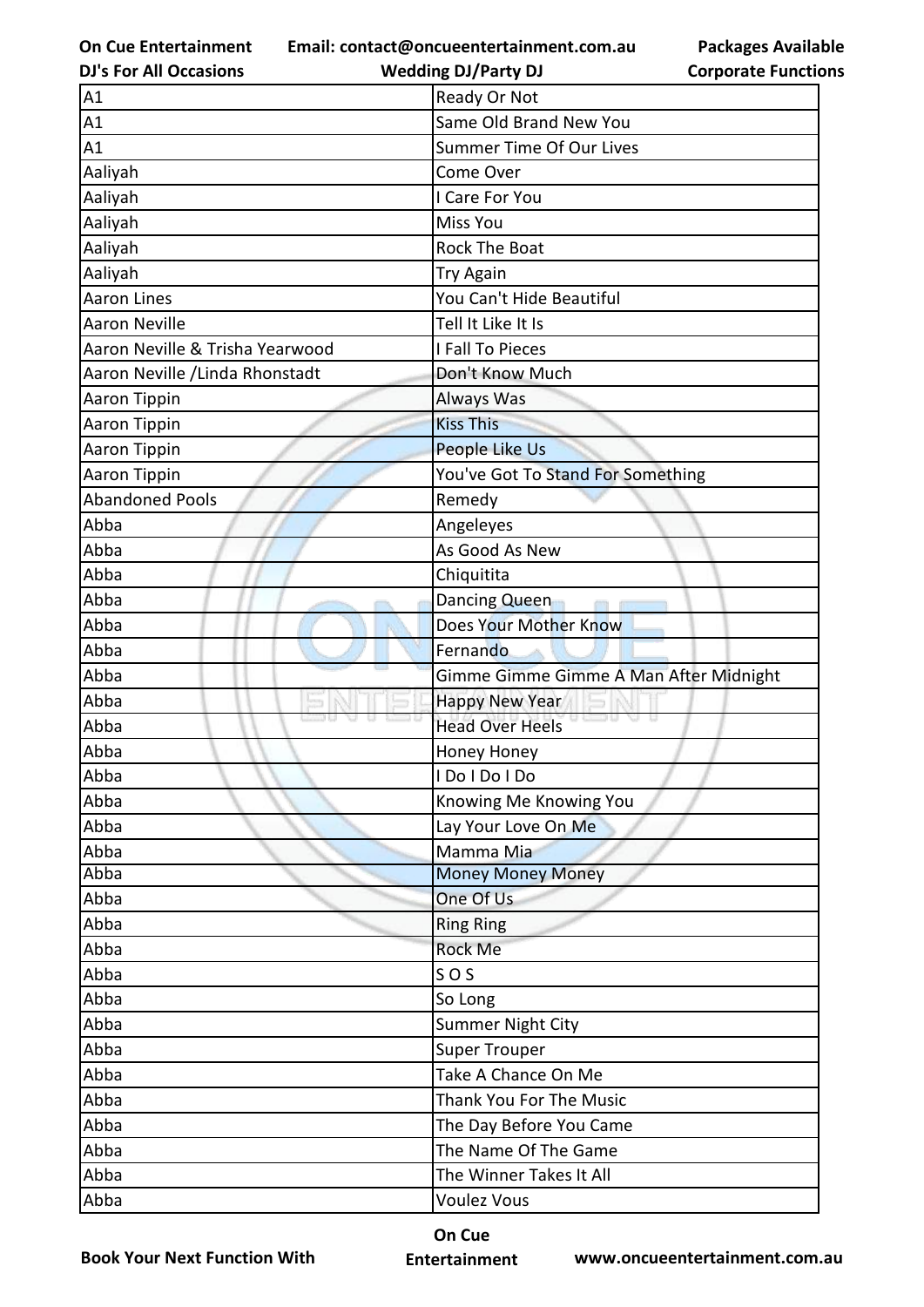| A1 | Ready Or Not |
|---|---|
| A1 | Same Old Brand New You |
| A1 | Summer Time Of Our Lives |
| Aaliyah | Come Over |
| Aaliyah | I Care For You |
| Aaliyah | Miss You |
| Aaliyah | Rock The Boat |
| Aaliyah | Try Again |
| Aaron Lines | You Can't Hide Beautiful |
| Aaron Neville | Tell It Like It Is |
| Aaron Neville & Trisha Yearwood | I Fall To Pieces |
| Aaron Neville /Linda Rhonstadt | Don't Know Much |
| Aaron Tippin | Always Was |
| Aaron Tippin | Kiss This |
| Aaron Tippin | People Like Us |
| Aaron Tippin | You've Got To Stand For Something |
| Abandoned Pools | Remedy |
| Abba | Angeleyes |
| Abba | As Good As New |
| Abba | Chiquitita |
| Abba | Dancing Queen |
| Abba | Does Your Mother Know |
| Abba | Fernando |
| Abba | Gimme Gimme Gimme A Man After Midnight |
| Abba | Happy New Year |
| Abba | Head Over Heels |
| Abba | Honey Honey |
| Abba | I Do I Do I Do |
| Abba | Knowing Me Knowing You |
| Abba | Lay Your Love On Me |
| Abba | Mamma Mia |
| Abba | Money Money Money |
| Abba | One Of Us |
| Abba | Ring Ring |
| Abba | Rock Me |
| Abba | S O S |
| Abba | So Long |
| Abba | Summer Night City |
| Abba | Super Trouper |
| Abba | Take A Chance On Me |
| Abba | Thank You For The Music |
| Abba | The Day Before You Came |
| Abba | The Name Of The Game |
| Abba | The Winner Takes It All |
| Abba | Voulez Vous |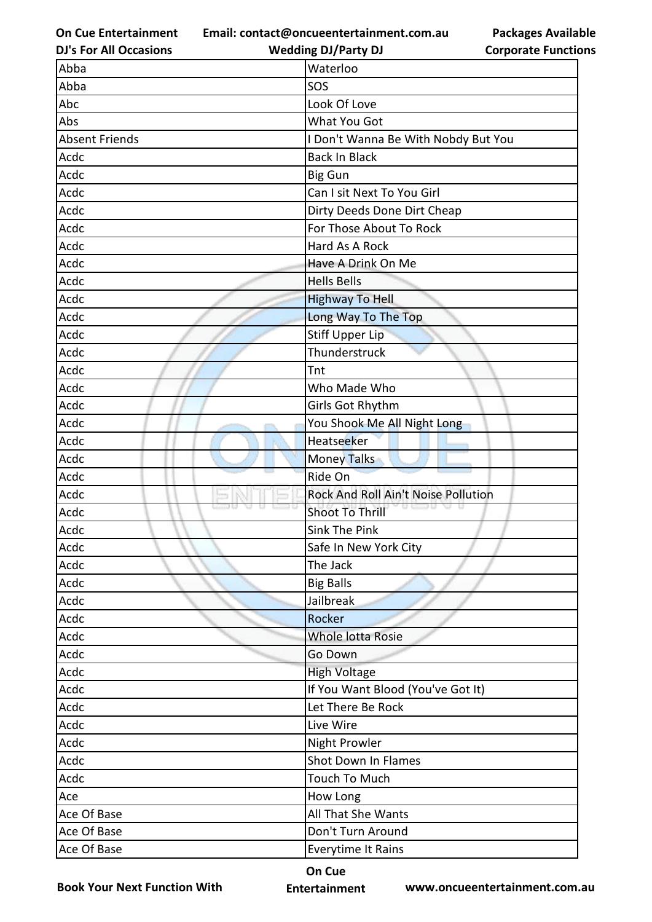| Abba | Waterloo |
|---|---|
| Abba | SOS |
| Abc | Look Of Love |
| Abs | What You Got |
| Absent Friends | I Don't Wanna Be With Nobdy But You |
| Acdc | Back In Black |
| Acdc | Big Gun |
| Acdc | Can I sit Next To You Girl |
| Acdc | Dirty Deeds Done Dirt Cheap |
| Acdc | For Those About To Rock |
| Acdc | Hard As A Rock |
| Acdc | Have A Drink On Me |
| Acdc | Hells Bells |
| Acdc | Highway To Hell |
| Acdc | Long Way To The Top |
| Acdc | Stiff Upper Lip |
| Acdc | Thunderstruck |
| Acdc | Tnt |
| Acdc | Who Made Who |
| Acdc | Girls Got Rhythm |
| Acdc | You Shook Me All Night Long |
| Acdc | Heatseeker |
| Acdc | Money Talks |
| Acdc | Ride On |
| Acdc | Rock And Roll Ain't Noise Pollution |
| Acdc | Shoot To Thrill |
| Acdc | Sink The Pink |
| Acdc | Safe In New York City |
| Acdc | The Jack |
| Acdc | Big Balls |
| Acdc | Jailbreak |
| Acdc | Rocker |
| Acdc | Whole lotta Rosie |
| Acdc | Go Down |
| Acdc | High Voltage |
| Acdc | If You Want Blood (You've Got It) |
| Acdc | Let There Be Rock |
| Acdc | Live Wire |
| Acdc | Night Prowler |
| Acdc | Shot Down In Flames |
| Acdc | Touch To Much |
| Ace | How Long |
| Ace Of Base | All That She Wants |
| Ace Of Base | Don't Turn Around |
| Ace Of Base | Everytime It Rains |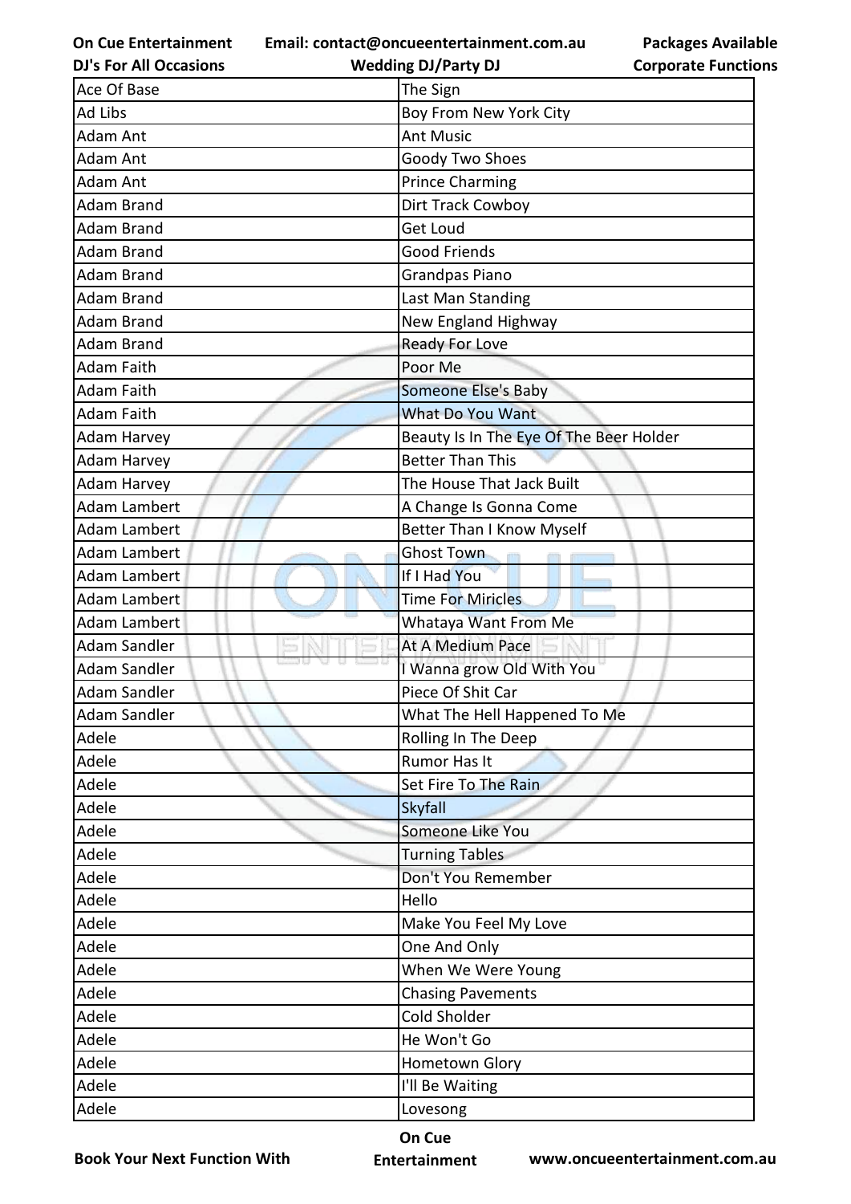| Ace Of Base | The Sign |
|---|---|
| Ad Libs | Boy From New York City |
| Adam Ant | Ant Music |
| Adam Ant | Goody Two Shoes |
| Adam Ant | Prince Charming |
| Adam Brand | Dirt Track Cowboy |
| Adam Brand | Get Loud |
| Adam Brand | Good Friends |
| Adam Brand | Grandpas Piano |
| Adam Brand | Last Man Standing |
| Adam Brand | New England Highway |
| Adam Brand | Ready For Love |
| Adam Faith | Poor Me |
| Adam Faith | Someone Else's Baby |
| Adam Faith | What Do You Want |
| Adam Harvey | Beauty Is In The Eye Of The Beer Holder |
| Adam Harvey | Better Than This |
| Adam Harvey | The House That Jack Built |
| Adam Lambert | A Change Is Gonna Come |
| Adam Lambert | Better Than I Know Myself |
| Adam Lambert | Ghost Town |
| Adam Lambert | If I Had You |
| Adam Lambert | Time For Miricles |
| Adam Lambert | Whataya Want From Me |
| Adam Sandler | At A Medium Pace |
| Adam Sandler | I Wanna grow Old With You |
| Adam Sandler | Piece Of Shit Car |
| Adam Sandler | What The Hell Happened To Me |
| Adele | Rolling In The Deep |
| Adele | Rumor Has It |
| Adele | Set Fire To The Rain |
| Adele | Skyfall |
| Adele | Someone Like You |
| Adele | Turning Tables |
| Adele | Don't You Remember |
| Adele | Hello |
| Adele | Make You Feel My Love |
| Adele | One And Only |
| Adele | When We Were Young |
| Adele | Chasing Pavements |
| Adele | Cold Sholder |
| Adele | He Won't Go |
| Adele | Hometown Glory |
| Adele | I'll Be Waiting |
| Adele | Lovesong |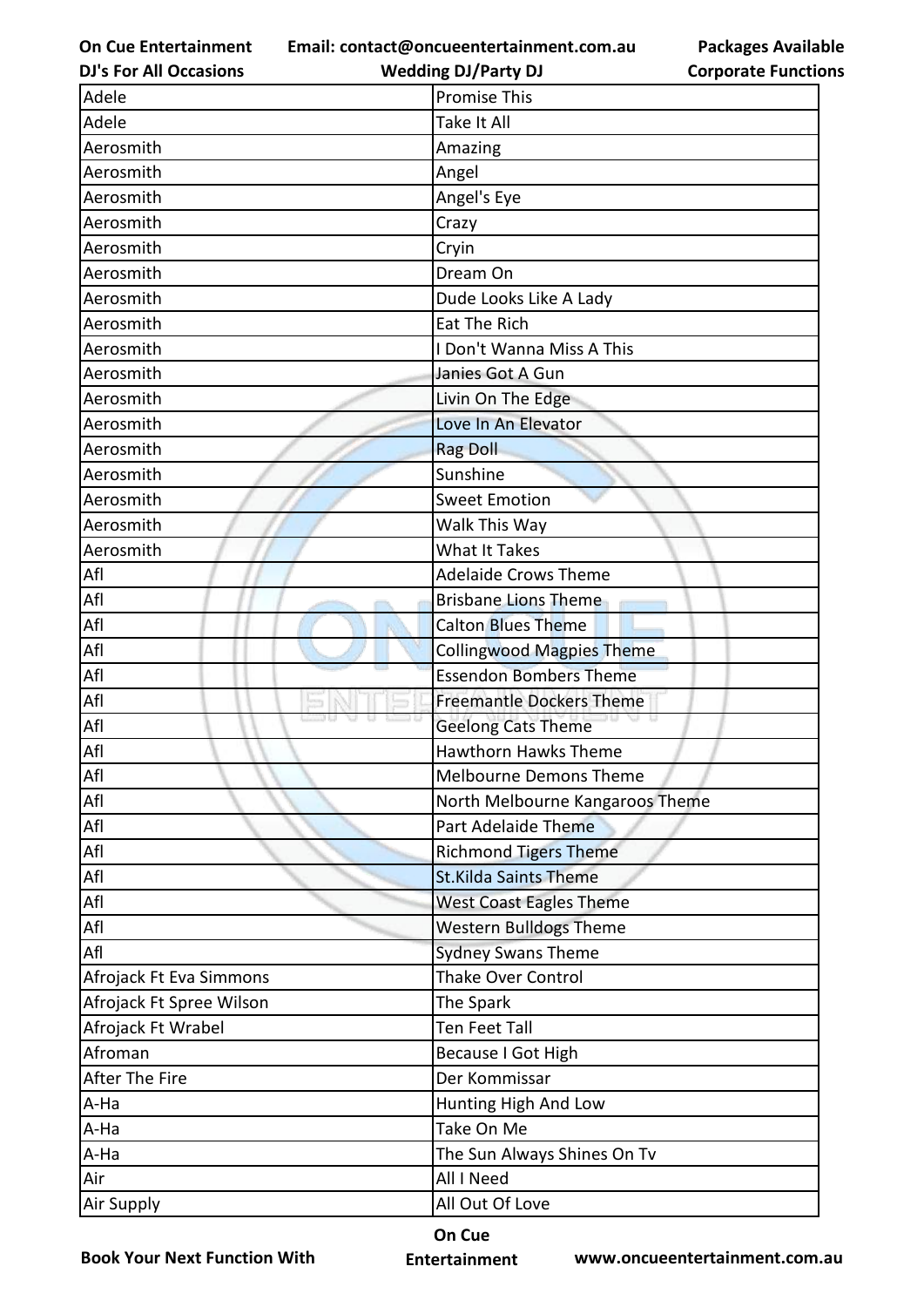| | |
|---|---|
| Adele | Promise This |
| Adele | Take It All |
| Aerosmith | Amazing |
| Aerosmith | Angel |
| Aerosmith | Angel's Eye |
| Aerosmith | Crazy |
| Aerosmith | Cryin |
| Aerosmith | Dream On |
| Aerosmith | Dude Looks Like A Lady |
| Aerosmith | Eat The Rich |
| Aerosmith | I Don't Wanna Miss A This |
| Aerosmith | Janies Got A Gun |
| Aerosmith | Livin On The Edge |
| Aerosmith | Love In An Elevator |
| Aerosmith | Rag Doll |
| Aerosmith | Sunshine |
| Aerosmith | Sweet Emotion |
| Aerosmith | Walk This Way |
| Aerosmith | What It Takes |
| Afl | Adelaide Crows Theme |
| Afl | Brisbane Lions Theme |
| Afl | Calton Blues Theme |
| Afl | Collingwood Magpies Theme |
| Afl | Essendon Bombers Theme |
| Afl | Freemantle Dockers Theme |
| Afl | Geelong Cats Theme |
| Afl | Hawthorn Hawks Theme |
| Afl | Melbourne Demons Theme |
| Afl | North Melbourne Kangaroos Theme |
| Afl | Part Adelaide Theme |
| Afl | Richmond Tigers Theme |
| Afl | St.Kilda Saints Theme |
| Afl | West Coast Eagles Theme |
| Afl | Western Bulldogs Theme |
| Afl | Sydney Swans Theme |
| Afrojack Ft Eva Simmons | Thake Over Control |
| Afrojack Ft Spree Wilson | The Spark |
| Afrojack Ft Wrabel | Ten Feet Tall |
| Afroman | Because I Got High |
| After The Fire | Der Kommissar |
| A-Ha | Hunting High And Low |
| A-Ha | Take On Me |
| A-Ha | The Sun Always Shines On Tv |
| Air | All I Need |
| Air Supply | All Out Of Love |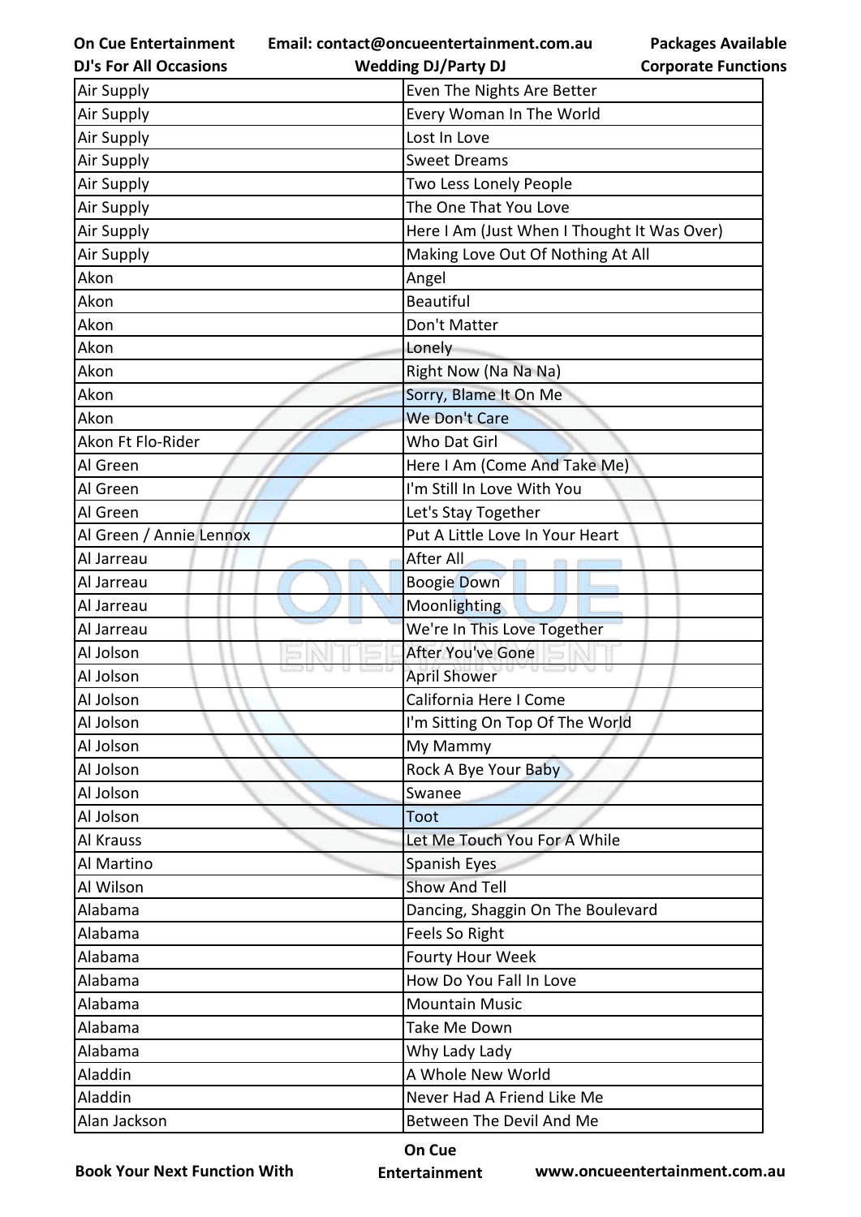| Air Supply | Even The Nights Are Better |
|---|---|
| Air Supply | Every Woman In The World |
| Air Supply | Lost In Love |
| Air Supply | Sweet Dreams |
| Air Supply | Two Less Lonely People |
| Air Supply | The One That You Love |
| Air Supply | Here I Am (Just When I Thought It Was Over) |
| Air Supply | Making Love Out Of Nothing At All |
| Akon | Angel |
| Akon | Beautiful |
| Akon | Don't Matter |
| Akon | Lonely |
| Akon | Right Now (Na Na Na) |
| Akon | Sorry, Blame It On Me |
| Akon | We Don't Care |
| Akon Ft Flo-Rider | Who Dat Girl |
| Al Green | Here I Am (Come And Take Me) |
| Al Green | I'm Still In Love With You |
| Al Green | Let's Stay Together |
| Al Green / Annie Lennox | Put A Little Love In Your Heart |
| Al Jarreau | After All |
| Al Jarreau | Boogie Down |
| Al Jarreau | Moonlighting |
| Al Jarreau | We're In This Love Together |
| Al Jolson | After You've Gone |
| Al Jolson | April Shower |
| Al Jolson | California Here I Come |
| Al Jolson | I'm Sitting On Top Of The World |
| Al Jolson | My Mammy |
| Al Jolson | Rock A Bye Your Baby |
| Al Jolson | Swanee |
| Al Jolson | Toot |
| Al Krauss | Let Me Touch You For A While |
| Al Martino | Spanish Eyes |
| Al Wilson | Show And Tell |
| Alabama | Dancing, Shaggin On The Boulevard |
| Alabama | Feels So Right |
| Alabama | Fourty Hour Week |
| Alabama | How Do You Fall In Love |
| Alabama | Mountain Music |
| Alabama | Take Me Down |
| Alabama | Why Lady Lady |
| Aladdin | A Whole New World |
| Aladdin | Never Had A Friend Like Me |
| Alan Jackson | Between The Devil And Me |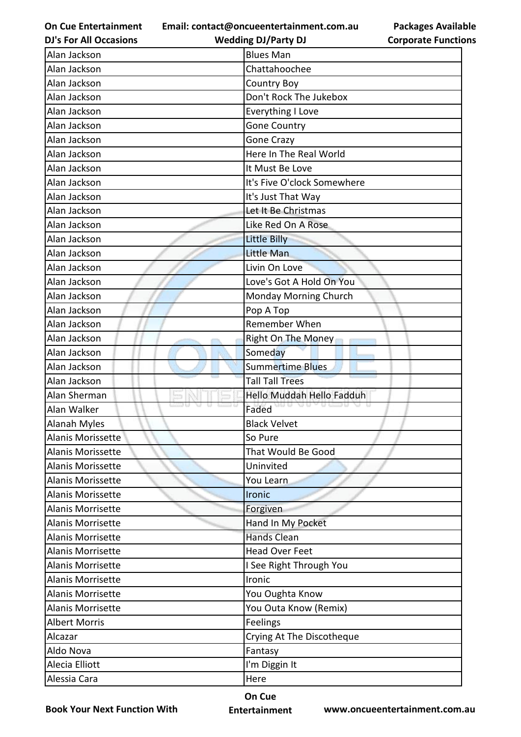| Alan Jackson | Blues Man |
|---|---|
| Alan Jackson | Chattahoochee |
| Alan Jackson | Country Boy |
| Alan Jackson | Don't Rock The Jukebox |
| Alan Jackson | Everything I Love |
| Alan Jackson | Gone Country |
| Alan Jackson | Gone Crazy |
| Alan Jackson | Here In The Real World |
| Alan Jackson | It Must Be Love |
| Alan Jackson | It's Five O'clock Somewhere |
| Alan Jackson | It's Just That Way |
| Alan Jackson | Let It Be Christmas |
| Alan Jackson | Like Red On A Rose |
| Alan Jackson | Little Billy |
| Alan Jackson | Little Man |
| Alan Jackson | Livin On Love |
| Alan Jackson | Love's Got A Hold On You |
| Alan Jackson | Monday Morning Church |
| Alan Jackson | Pop A Top |
| Alan Jackson | Remember When |
| Alan Jackson | Right On The Money |
| Alan Jackson | Someday |
| Alan Jackson | Summertime Blues |
| Alan Jackson | Tall Tall Trees |
| Alan Sherman | Hello Muddah Hello Fadduh |
| Alan Walker | Faded |
| Alanah Myles | Black Velvet |
| Alanis Morissette | So Pure |
| Alanis Morissette | That Would Be Good |
| Alanis Morissette | Uninvited |
| Alanis Morissette | You Learn |
| Alanis Morissette | Ironic |
| Alanis Morrisette | Forgiven |
| Alanis Morrisette | Hand In My Pocket |
| Alanis Morrisette | Hands Clean |
| Alanis Morrisette | Head Over Feet |
| Alanis Morrisette | I See Right Through You |
| Alanis Morrisette | Ironic |
| Alanis Morrisette | You Oughta Know |
| Alanis Morrisette | You Outa Know (Remix) |
| Albert Morris | Feelings |
| Alcazar | Crying At The Discotheque |
| Aldo Nova | Fantasy |
| Alecia Elliott | I'm Diggin It |
| Alessia Cara | Here |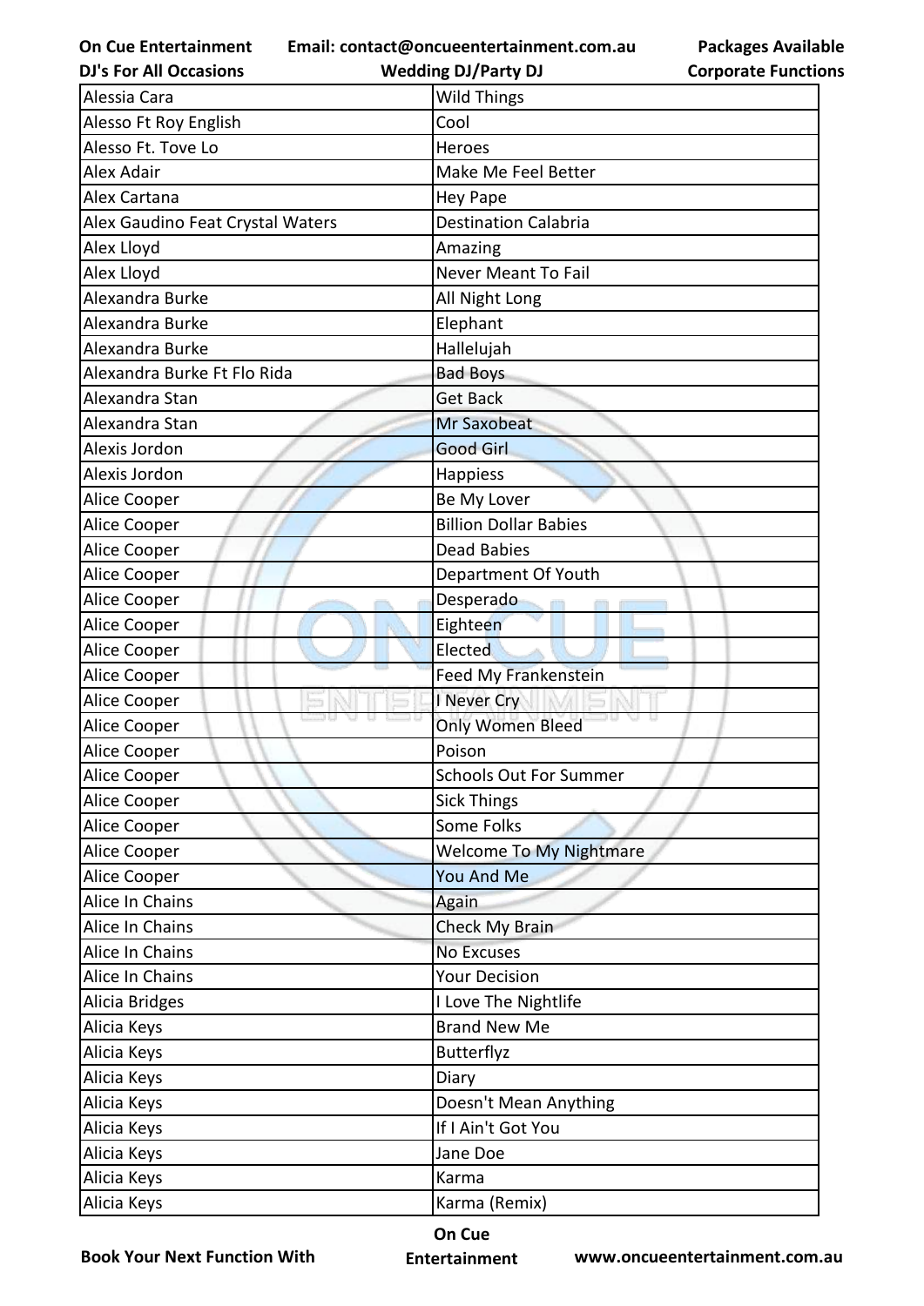| Alessia Cara | Wild Things |
|---|---|
| Alesso Ft Roy English | Cool |
| Alesso Ft. Tove Lo | Heroes |
| Alex Adair | Make Me Feel Better |
| Alex Cartana | Hey Pape |
| Alex Gaudino Feat Crystal Waters | Destination Calabria |
| Alex Lloyd | Amazing |
| Alex Lloyd | Never Meant To Fail |
| Alexandra Burke | All Night Long |
| Alexandra Burke | Elephant |
| Alexandra Burke | Hallelujah |
| Alexandra Burke Ft Flo Rida | Bad Boys |
| Alexandra Stan | Get Back |
| Alexandra Stan | Mr Saxobeat |
| Alexis Jordon | Good Girl |
| Alexis Jordon | Happiess |
| Alice Cooper | Be My Lover |
| Alice Cooper | Billion Dollar Babies |
| Alice Cooper | Dead Babies |
| Alice Cooper | Department Of Youth |
| Alice Cooper | Desperado |
| Alice Cooper | Eighteen |
| Alice Cooper | Elected |
| Alice Cooper | Feed My Frankenstein |
| Alice Cooper | I Never Cry |
| Alice Cooper | Only Women Bleed |
| Alice Cooper | Poison |
| Alice Cooper | Schools Out For Summer |
| Alice Cooper | Sick Things |
| Alice Cooper | Some Folks |
| Alice Cooper | Welcome To My Nightmare |
| Alice Cooper | You And Me |
| Alice In Chains | Again |
| Alice In Chains | Check My Brain |
| Alice In Chains | No Excuses |
| Alice In Chains | Your Decision |
| Alicia Bridges | I Love The Nightlife |
| Alicia Keys | Brand New Me |
| Alicia Keys | Butterflyz |
| Alicia Keys | Diary |
| Alicia Keys | Doesn't Mean Anything |
| Alicia Keys | If I Ain't Got You |
| Alicia Keys | Jane Doe |
| Alicia Keys | Karma |
| Alicia Keys | Karma (Remix) |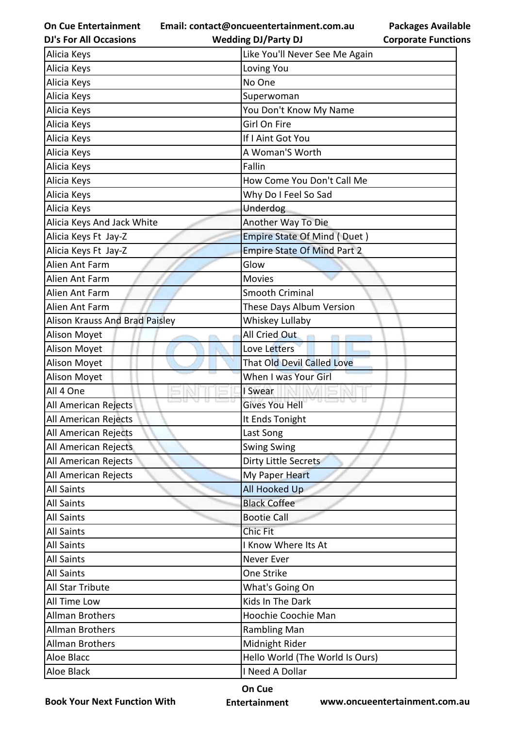| Alicia Keys | Like You'll Never See Me Again |
|---|---|
| Alicia Keys | Loving You |
| Alicia Keys | No One |
| Alicia Keys | Superwoman |
| Alicia Keys | You Don't Know My Name |
| Alicia Keys | Girl On Fire |
| Alicia Keys | If I Aint Got You |
| Alicia Keys | A Woman'S Worth |
| Alicia Keys | Fallin |
| Alicia Keys | How Come You Don't Call Me |
| Alicia Keys | Why Do I Feel So Sad |
| Alicia Keys | Underdog |
| Alicia Keys And Jack White | Another Way To Die |
| Alicia Keys Ft  Jay-Z | Empire State Of Mind ( Duet ) |
| Alicia Keys Ft  Jay-Z | Empire State Of Mind Part 2 |
| Alien Ant Farm | Glow |
| Alien Ant Farm | Movies |
| Alien Ant Farm | Smooth Criminal |
| Alien Ant Farm | These Days Album Version |
| Alison Krauss And Brad Paisley | Whiskey Lullaby |
| Alison Moyet | All Cried Out |
| Alison Moyet | Love Letters |
| Alison Moyet | That Old Devil Called Love |
| Alison Moyet | When I was Your Girl |
| All 4 One | I Swear |
| All American Rejects | Gives You Hell |
| All American Rejects | It Ends Tonight |
| All American Rejects | Last Song |
| All American Rejects | Swing Swing |
| All American Rejects | Dirty Little Secrets |
| All American Rejects | My Paper Heart |
| All Saints | All Hooked Up |
| All Saints | Black Coffee |
| All Saints | Bootie Call |
| All Saints | Chic Fit |
| All Saints | I Know Where Its At |
| All Saints | Never Ever |
| All Saints | One Strike |
| All Star Tribute | What's Going On |
| All Time Low | Kids In The Dark |
| Allman Brothers | Hoochie Coochie Man |
| Allman Brothers | Rambling Man |
| Allman Brothers | Midnight Rider |
| Aloe Blacc | Hello World (The World Is Ours) |
| Aloe Black | I Need A Dollar |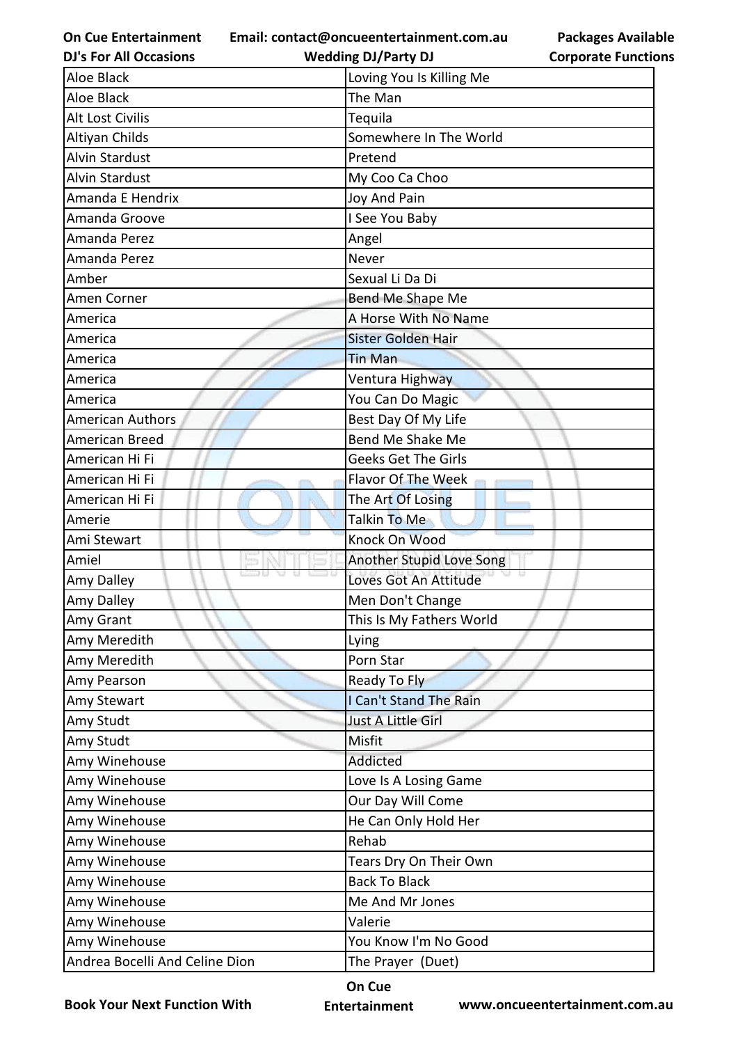| Aloe Black | Loving You Is Killing Me |
|---|---|
| Aloe Black | The Man |
| Alt Lost Civilis | Tequila |
| Altiyan Childs | Somewhere In The World |
| Alvin Stardust | Pretend |
| Alvin Stardust | My Coo Ca Choo |
| Amanda E Hendrix | Joy And Pain |
| Amanda Groove | I See You Baby |
| Amanda Perez | Angel |
| Amanda Perez | Never |
| Amber | Sexual Li Da Di |
| Amen Corner | Bend Me Shape Me |
| America | A Horse With No Name |
| America | Sister Golden Hair |
| America | Tin Man |
| America | Ventura Highway |
| America | You Can Do Magic |
| American Authors | Best Day Of My Life |
| American Breed | Bend Me Shake Me |
| American Hi Fi | Geeks Get The Girls |
| American Hi Fi | Flavor Of The Week |
| American Hi Fi | The Art Of Losing |
| Amerie | Talkin To Me |
| Ami Stewart | Knock On Wood |
| Amiel | Another Stupid Love Song |
| Amy Dalley | Loves Got An Attitude |
| Amy Dalley | Men Don't Change |
| Amy Grant | This Is My Fathers World |
| Amy Meredith | Lying |
| Amy Meredith | Porn Star |
| Amy Pearson | Ready To Fly |
| Amy Stewart | I Can't Stand The Rain |
| Amy Studt | Just A Little Girl |
| Amy Studt | Misfit |
| Amy Winehouse | Addicted |
| Amy Winehouse | Love Is A Losing Game |
| Amy Winehouse | Our Day Will Come |
| Amy Winehouse | He Can Only Hold Her |
| Amy Winehouse | Rehab |
| Amy Winehouse | Tears Dry On Their Own |
| Amy Winehouse | Back To Black |
| Amy Winehouse | Me And Mr Jones |
| Amy Winehouse | Valerie |
| Amy Winehouse | You Know I'm No Good |
| Andrea Bocelli And Celine Dion | The Prayer (Duet) |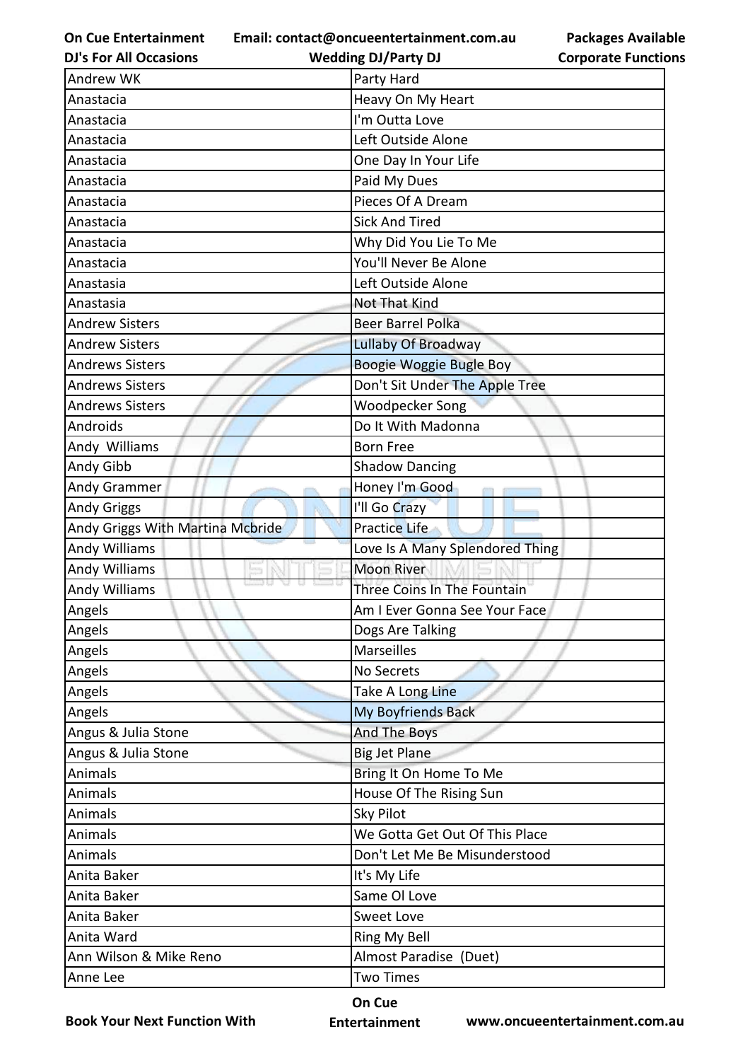| Andrew WK | Party Hard |
|---|---|
| Anastacia | Heavy On My Heart |
| Anastacia | I'm Outta Love |
| Anastacia | Left Outside Alone |
| Anastacia | One Day In Your Life |
| Anastacia | Paid My Dues |
| Anastacia | Pieces Of A Dream |
| Anastacia | Sick And Tired |
| Anastacia | Why Did You Lie To Me |
| Anastacia | You'll Never Be Alone |
| Anastasia | Left Outside Alone |
| Anastasia | Not That Kind |
| Andrew Sisters | Beer Barrel Polka |
| Andrew Sisters | Lullaby Of Broadway |
| Andrews Sisters | Boogie Woggie Bugle Boy |
| Andrews Sisters | Don't Sit Under The Apple Tree |
| Andrews Sisters | Woodpecker Song |
| Androids | Do It With Madonna |
| Andy  Williams | Born Free |
| Andy Gibb | Shadow Dancing |
| Andy Grammer | Honey I'm Good |
| Andy Griggs | I'll Go Crazy |
| Andy Griggs With Martina Mcbride | Practice Life |
| Andy Williams | Love Is A Many Splendored Thing |
| Andy Williams | Moon River |
| Andy Williams | Three Coins In The Fountain |
| Angels | Am I Ever Gonna See Your Face |
| Angels | Dogs Are Talking |
| Angels | Marseilles |
| Angels | No Secrets |
| Angels | Take A Long Line |
| Angels | My Boyfriends Back |
| Angus & Julia Stone | And The Boys |
| Angus & Julia Stone | Big Jet Plane |
| Animals | Bring It On Home To Me |
| Animals | House Of The Rising Sun |
| Animals | Sky Pilot |
| Animals | We Gotta Get Out Of This Place |
| Animals | Don't Let Me Be Misunderstood |
| Anita Baker | It's My Life |
| Anita Baker | Same Ol Love |
| Anita Baker | Sweet Love |
| Anita Ward | Ring My Bell |
| Ann Wilson & Mike Reno | Almost Paradise  (Duet) |
| Anne Lee | Two Times |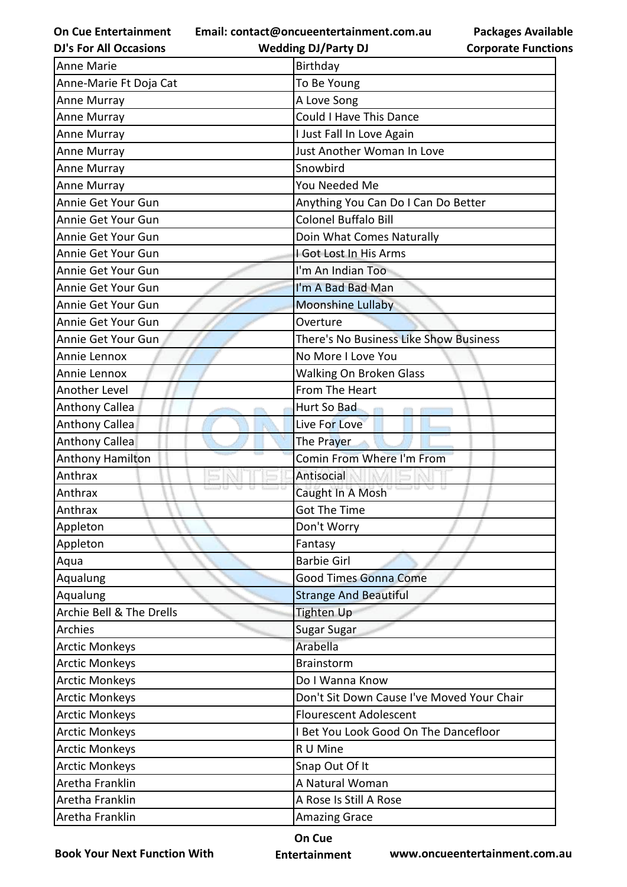| Anne Marie | Birthday |
|---|---|
| Anne-Marie Ft Doja Cat | To Be Young |
| Anne Murray | A Love Song |
| Anne Murray | Could I Have This Dance |
| Anne Murray | I Just Fall In Love Again |
| Anne Murray | Just Another Woman In Love |
| Anne Murray | Snowbird |
| Anne Murray | You Needed Me |
| Annie Get Your Gun | Anything You Can Do I Can Do Better |
| Annie Get Your Gun | Colonel Buffalo Bill |
| Annie Get Your Gun | Doin What Comes Naturally |
| Annie Get Your Gun | I Got Lost In His Arms |
| Annie Get Your Gun | I'm An Indian Too |
| Annie Get Your Gun | I'm A Bad Bad Man |
| Annie Get Your Gun | Moonshine Lullaby |
| Annie Get Your Gun | Overture |
| Annie Get Your Gun | There's No Business Like Show Business |
| Annie Lennox | No More I Love You |
| Annie Lennox | Walking On Broken Glass |
| Another Level | From The Heart |
| Anthony Callea | Hurt So Bad |
| Anthony Callea | Live For Love |
| Anthony Callea | The Prayer |
| Anthony Hamilton | Comin From Where I'm From |
| Anthrax | Antisocial |
| Anthrax | Caught In A Mosh |
| Anthrax | Got The Time |
| Appleton | Don't Worry |
| Appleton | Fantasy |
| Aqua | Barbie Girl |
| Aqualung | Good Times Gonna Come |
| Aqualung | Strange And Beautiful |
| Archie Bell & The Drells | Tighten Up |
| Archies | Sugar Sugar |
| Arctic Monkeys | Arabella |
| Arctic Monkeys | Brainstorm |
| Arctic Monkeys | Do I Wanna Know |
| Arctic Monkeys | Don't Sit Down Cause I've Moved Your Chair |
| Arctic Monkeys | Flourescent Adolescent |
| Arctic Monkeys | I Bet You Look Good On The Dancefloor |
| Arctic Monkeys | R U Mine |
| Arctic Monkeys | Snap Out Of It |
| Aretha Franklin | A Natural Woman |
| Aretha Franklin | A Rose Is Still A Rose |
| Aretha Franklin | Amazing Grace |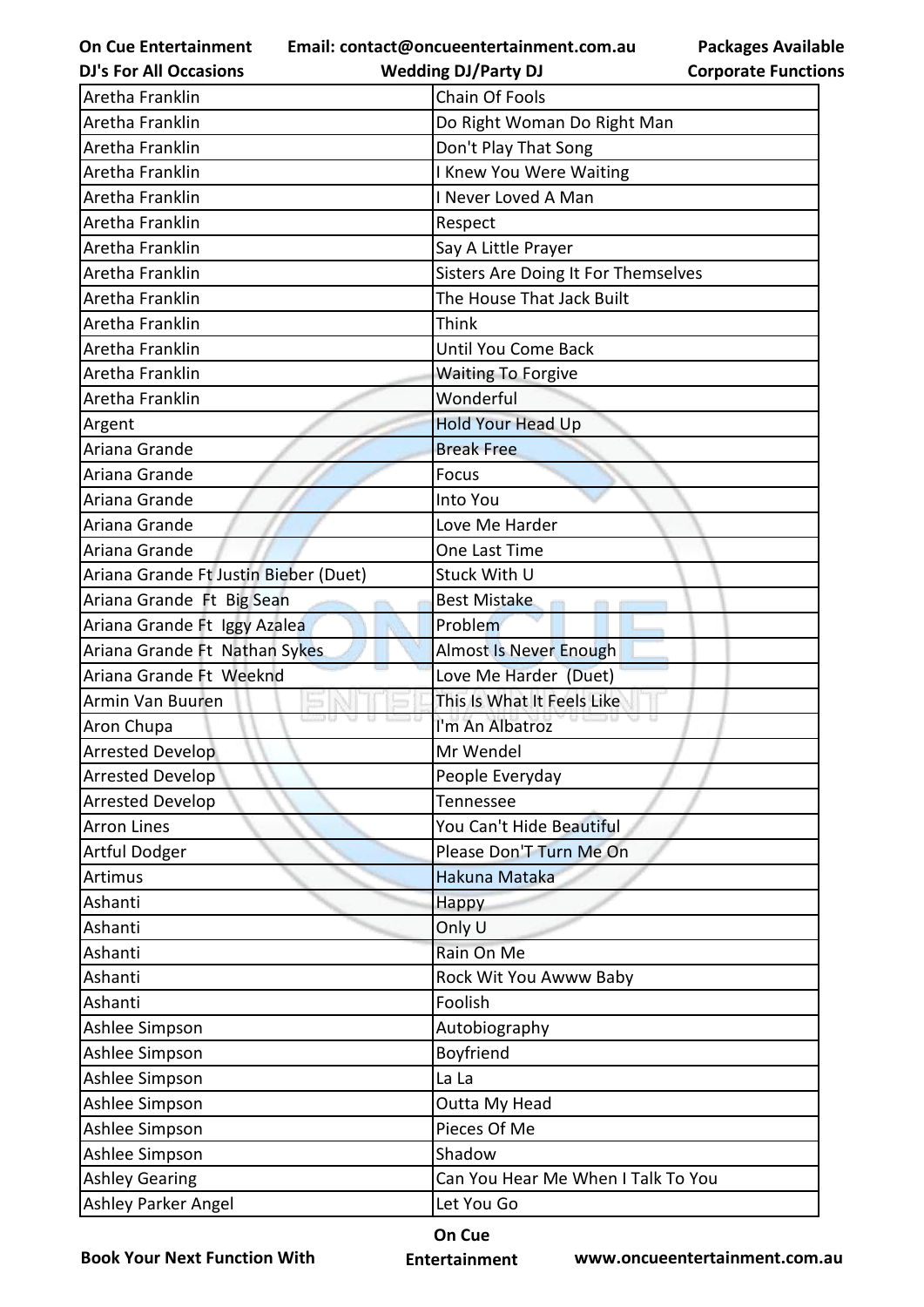| Aretha Franklin | Chain Of Fools |
|---|---|
| Aretha Franklin | Do Right Woman Do Right Man |
| Aretha Franklin | Don't Play That Song |
| Aretha Franklin | I Knew You Were Waiting |
| Aretha Franklin | I Never Loved A Man |
| Aretha Franklin | Respect |
| Aretha Franklin | Say A Little Prayer |
| Aretha Franklin | Sisters Are Doing It For Themselves |
| Aretha Franklin | The House That Jack Built |
| Aretha Franklin | Think |
| Aretha Franklin | Until You Come Back |
| Aretha Franklin | Waiting To Forgive |
| Aretha Franklin | Wonderful |
| Argent | Hold Your Head Up |
| Ariana Grande | Break Free |
| Ariana Grande | Focus |
| Ariana Grande | Into You |
| Ariana Grande | Love Me Harder |
| Ariana Grande | One Last Time |
| Ariana Grande Ft Justin Bieber (Duet) | Stuck With U |
| Ariana Grande Ft Big Sean | Best Mistake |
| Ariana Grande Ft Iggy Azalea | Problem |
| Ariana Grande Ft Nathan Sykes | Almost Is Never Enough |
| Ariana Grande Ft Weeknd | Love Me Harder (Duet) |
| Armin Van Buuren | This Is What It Feels Like |
| Aron Chupa | I'm An Albatroz |
| Arrested Develop | Mr Wendel |
| Arrested Develop | People Everyday |
| Arrested Develop | Tennessee |
| Arron Lines | You Can't Hide Beautiful |
| Artful Dodger | Please Don'T Turn Me On |
| Artimus | Hakuna Mataka |
| Ashanti | Happy |
| Ashanti | Only U |
| Ashanti | Rain On Me |
| Ashanti | Rock Wit You Awww Baby |
| Ashanti | Foolish |
| Ashlee Simpson | Autobiography |
| Ashlee Simpson | Boyfriend |
| Ashlee Simpson | La La |
| Ashlee Simpson | Outta My Head |
| Ashlee Simpson | Pieces Of Me |
| Ashlee Simpson | Shadow |
| Ashley Gearing | Can You Hear Me When I Talk To You |
| Ashley Parker Angel | Let You Go |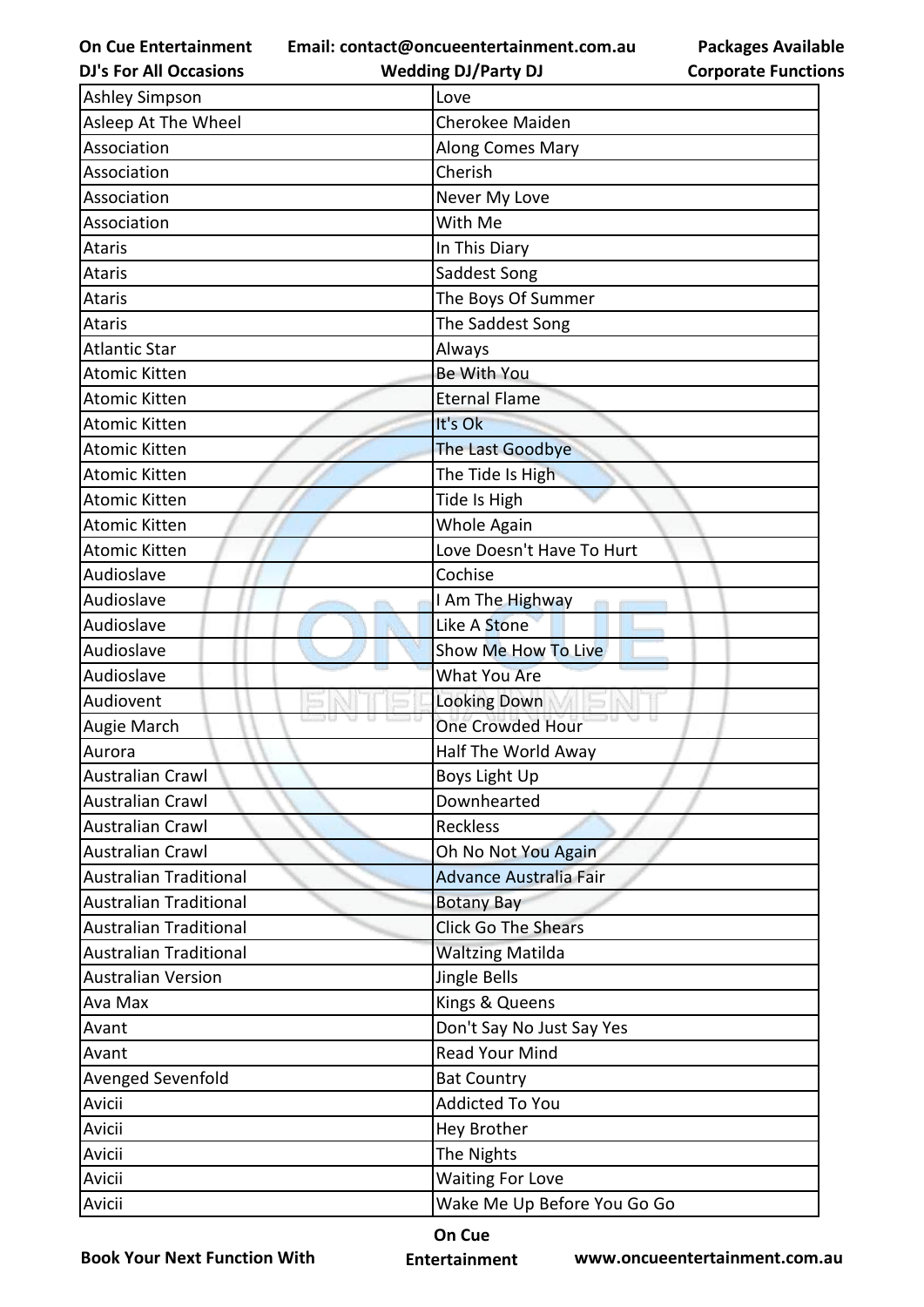| Ashley Simpson | Love |
|---|---|
| Asleep At The Wheel | Cherokee Maiden |
| Association | Along Comes Mary |
| Association | Cherish |
| Association | Never My Love |
| Association | With Me |
| Ataris | In This Diary |
| Ataris | Saddest Song |
| Ataris | The Boys Of Summer |
| Ataris | The Saddest Song |
| Atlantic Star | Always |
| Atomic Kitten | Be With You |
| Atomic Kitten | Eternal Flame |
| Atomic Kitten | It's Ok |
| Atomic Kitten | The Last Goodbye |
| Atomic Kitten | The Tide Is High |
| Atomic Kitten | Tide Is High |
| Atomic Kitten | Whole Again |
| Atomic Kitten | Love Doesn't Have To Hurt |
| Audioslave | Cochise |
| Audioslave | I Am The Highway |
| Audioslave | Like A Stone |
| Audioslave | Show Me How To Live |
| Audioslave | What You Are |
| Audiovent | Looking Down |
| Augie March | One Crowded Hour |
| Aurora | Half The World Away |
| Australian Crawl | Boys Light Up |
| Australian Crawl | Downhearted |
| Australian Crawl | Reckless |
| Australian Crawl | Oh No Not You Again |
| Australian Traditional | Advance Australia Fair |
| Australian Traditional | Botany Bay |
| Australian Traditional | Click Go The Shears |
| Australian Traditional | Waltzing Matilda |
| Australian Version | Jingle Bells |
| Ava Max | Kings & Queens |
| Avant | Don't Say No Just Say Yes |
| Avant | Read Your Mind |
| Avenged Sevenfold | Bat Country |
| Avicii | Addicted To You |
| Avicii | Hey Brother |
| Avicii | The Nights |
| Avicii | Waiting For Love |
| Avicii | Wake Me Up Before You Go Go |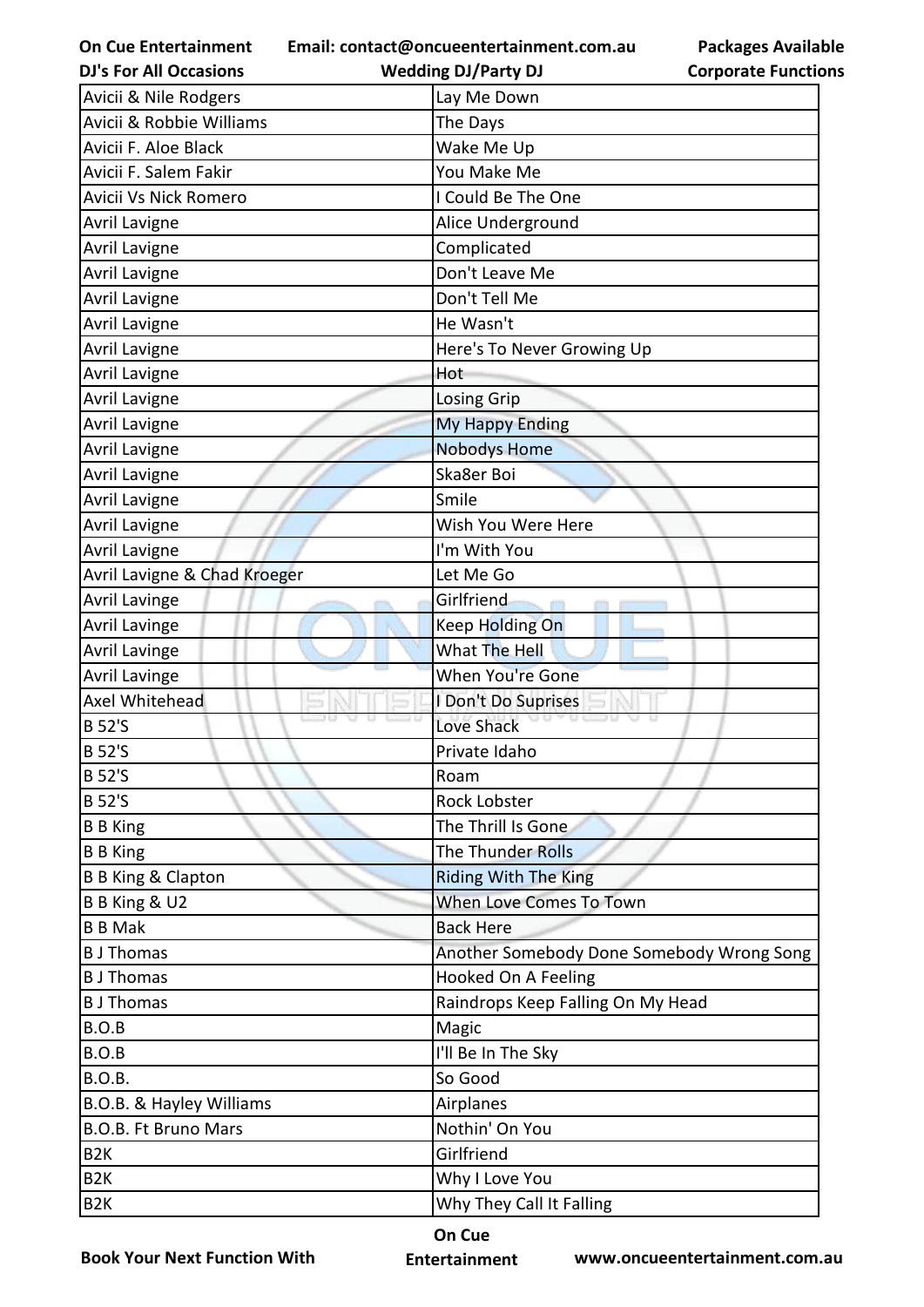| Avicii & Nile Rodgers | Lay Me Down |
|---|---|
| Avicii & Robbie Williams | The Days |
| Avicii F. Aloe Black | Wake Me Up |
| Avicii F. Salem Fakir | You Make Me |
| Avicii Vs Nick Romero | I Could Be The One |
| Avril Lavigne | Alice Underground |
| Avril Lavigne | Complicated |
| Avril Lavigne | Don't Leave Me |
| Avril Lavigne | Don't Tell Me |
| Avril Lavigne | He Wasn't |
| Avril Lavigne | Here's To Never Growing Up |
| Avril Lavigne | Hot |
| Avril Lavigne | Losing Grip |
| Avril Lavigne | My Happy Ending |
| Avril Lavigne | Nobodys Home |
| Avril Lavigne | Ska8er Boi |
| Avril Lavigne | Smile |
| Avril Lavigne | Wish You Were Here |
| Avril Lavigne | I'm With You |
| Avril Lavigne & Chad Kroeger | Let Me Go |
| Avril Lavinge | Girlfriend |
| Avril Lavinge | Keep Holding On |
| Avril Lavinge | What The Hell |
| Avril Lavinge | When You're Gone |
| Axel Whitehead | I Don't Do Suprises |
| B 52'S | Love Shack |
| B 52'S | Private Idaho |
| B 52'S | Roam |
| B 52'S | Rock Lobster |
| B B King | The Thrill Is Gone |
| B B King | The Thunder Rolls |
| B B King & Clapton | Riding With The King |
| B B King & U2 | When Love Comes To Town |
| B B Mak | Back Here |
| B J Thomas | Another Somebody Done Somebody Wrong Song |
| B J Thomas | Hooked On A Feeling |
| B J Thomas | Raindrops Keep Falling On My Head |
| B.O.B | Magic |
| B.O.B | I'll Be In The Sky |
| B.O.B. | So Good |
| B.O.B. & Hayley Williams | Airplanes |
| B.O.B. Ft Bruno Mars | Nothin' On You |
| B2K | Girlfriend |
| B2K | Why I Love You |
| B2K | Why They Call It Falling |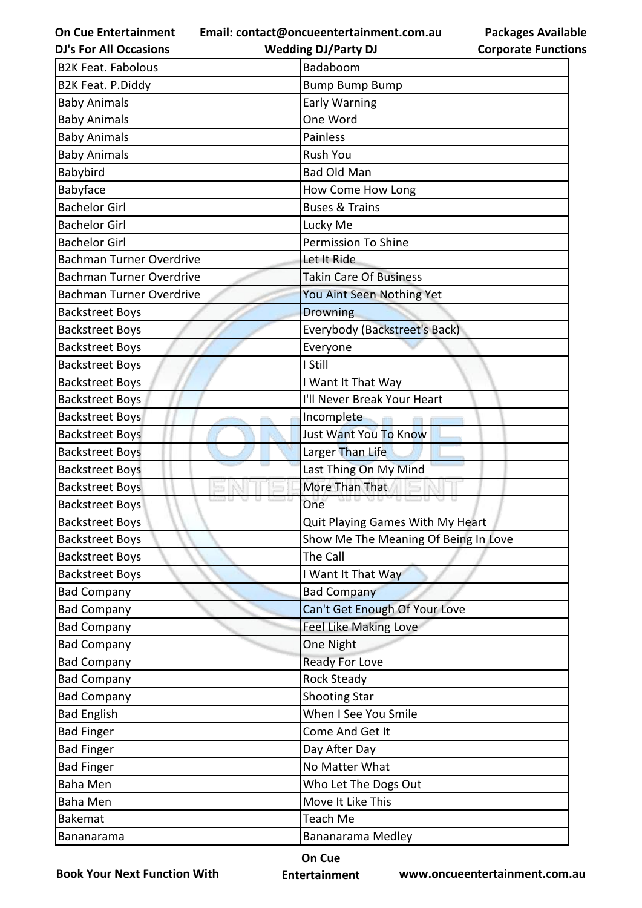| B2K Feat. Fabolous | Badaboom |
|---|---|
| B2K Feat. P.Diddy | Bump Bump Bump |
| Baby Animals | Early Warning |
| Baby Animals | One Word |
| Baby Animals | Painless |
| Baby Animals | Rush You |
| Babybird | Bad Old Man |
| Babyface | How Come How Long |
| Bachelor Girl | Buses & Trains |
| Bachelor Girl | Lucky Me |
| Bachelor Girl | Permission To Shine |
| Bachman Turner Overdrive | Let It Ride |
| Bachman Turner Overdrive | Takin Care Of Business |
| Bachman Turner Overdrive | You Aint Seen Nothing Yet |
| Backstreet Boys | Drowning |
| Backstreet Boys | Everybody (Backstreet's Back) |
| Backstreet Boys | Everyone |
| Backstreet Boys | I Still |
| Backstreet Boys | I Want It That Way |
| Backstreet Boys | I'll Never Break Your Heart |
| Backstreet Boys | Incomplete |
| Backstreet Boys | Just Want You To Know |
| Backstreet Boys | Larger Than Life |
| Backstreet Boys | Last Thing On My Mind |
| Backstreet Boys | More Than That |
| Backstreet Boys | One |
| Backstreet Boys | Quit Playing Games With My Heart |
| Backstreet Boys | Show Me The Meaning Of Being In Love |
| Backstreet Boys | The Call |
| Backstreet Boys | I Want It That Way |
| Bad Company | Bad Company |
| Bad Company | Can't Get Enough Of Your Love |
| Bad Company | Feel Like Making Love |
| Bad Company | One Night |
| Bad Company | Ready For Love |
| Bad Company | Rock Steady |
| Bad Company | Shooting Star |
| Bad English | When I See You Smile |
| Bad Finger | Come And Get It |
| Bad Finger | Day After Day |
| Bad Finger | No Matter What |
| Baha Men | Who Let The Dogs Out |
| Baha Men | Move It Like This |
| Bakemat | Teach Me |
| Bananarama | Bananarama Medley |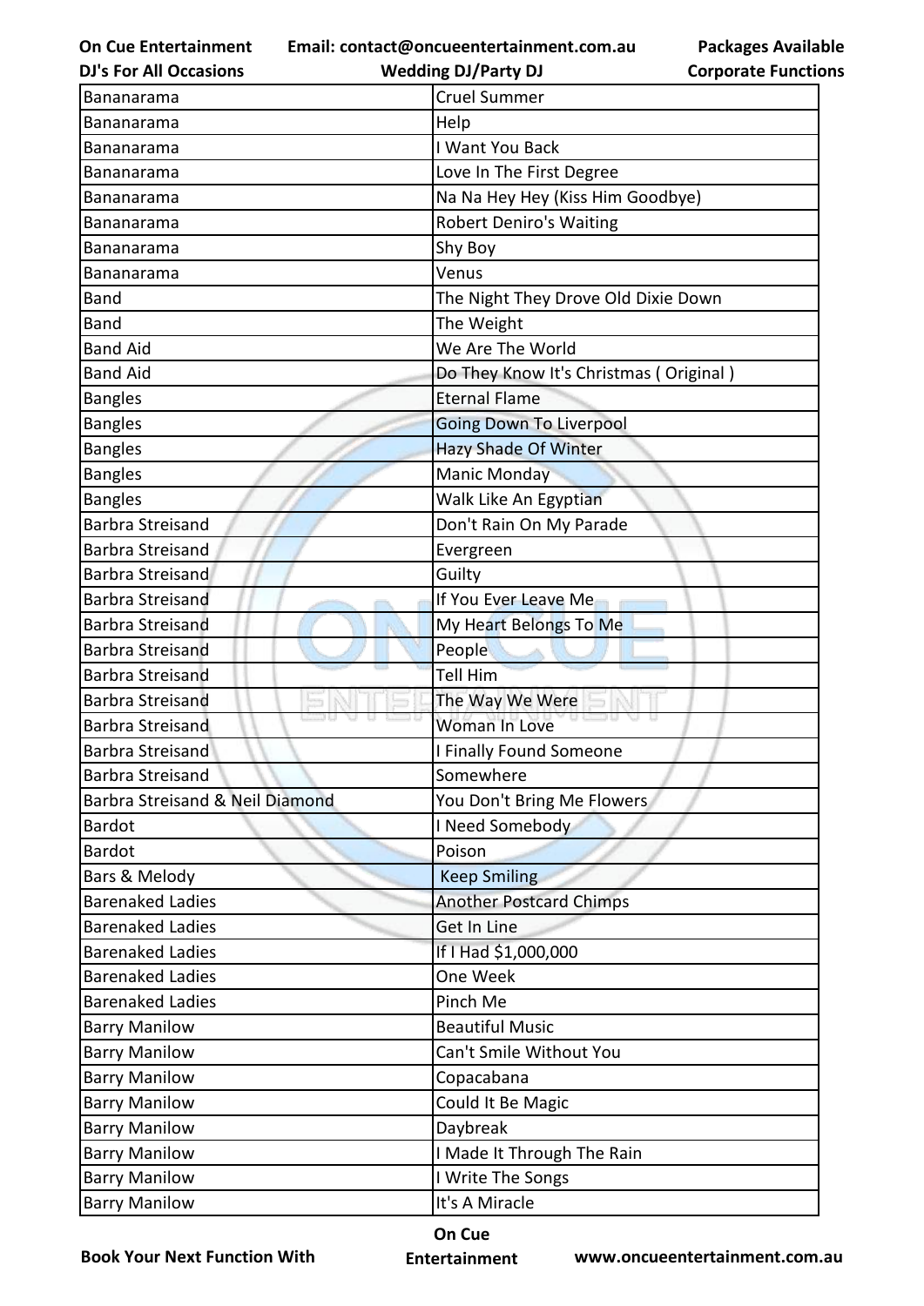| Bananarama | Cruel Summer |
|---|---|
| Bananarama | Help |
| Bananarama | I Want You Back |
| Bananarama | Love In The First Degree |
| Bananarama | Na Na Hey Hey (Kiss Him Goodbye) |
| Bananarama | Robert Deniro's Waiting |
| Bananarama | Shy Boy |
| Bananarama | Venus |
| Band | The Night They Drove Old Dixie Down |
| Band | The Weight |
| Band Aid | We Are The World |
| Band Aid | Do They Know It's Christmas ( Original ) |
| Bangles | Eternal Flame |
| Bangles | Going Down To Liverpool |
| Bangles | Hazy Shade Of Winter |
| Bangles | Manic Monday |
| Bangles | Walk Like An Egyptian |
| Barbra Streisand | Don't Rain On My Parade |
| Barbra Streisand | Evergreen |
| Barbra Streisand | Guilty |
| Barbra Streisand | If You Ever Leave Me |
| Barbra Streisand | My Heart Belongs To Me |
| Barbra Streisand | People |
| Barbra Streisand | Tell Him |
| Barbra Streisand | The Way We Were |
| Barbra Streisand | Woman In Love |
| Barbra Streisand | I Finally Found Someone |
| Barbra Streisand | Somewhere |
| Barbra Streisand & Neil Diamond | You Don't Bring Me Flowers |
| Bardot | I Need Somebody |
| Bardot | Poison |
| Bars & Melody | Keep Smiling |
| Barenaked Ladies | Another Postcard Chimps |
| Barenaked Ladies | Get In Line |
| Barenaked Ladies | If I Had $1,000,000 |
| Barenaked Ladies | One Week |
| Barenaked Ladies | Pinch Me |
| Barry Manilow | Beautiful Music |
| Barry Manilow | Can't Smile Without You |
| Barry Manilow | Copacabana |
| Barry Manilow | Could It Be Magic |
| Barry Manilow | Daybreak |
| Barry Manilow | I Made It Through The Rain |
| Barry Manilow | I Write The Songs |
| Barry Manilow | It's A Miracle |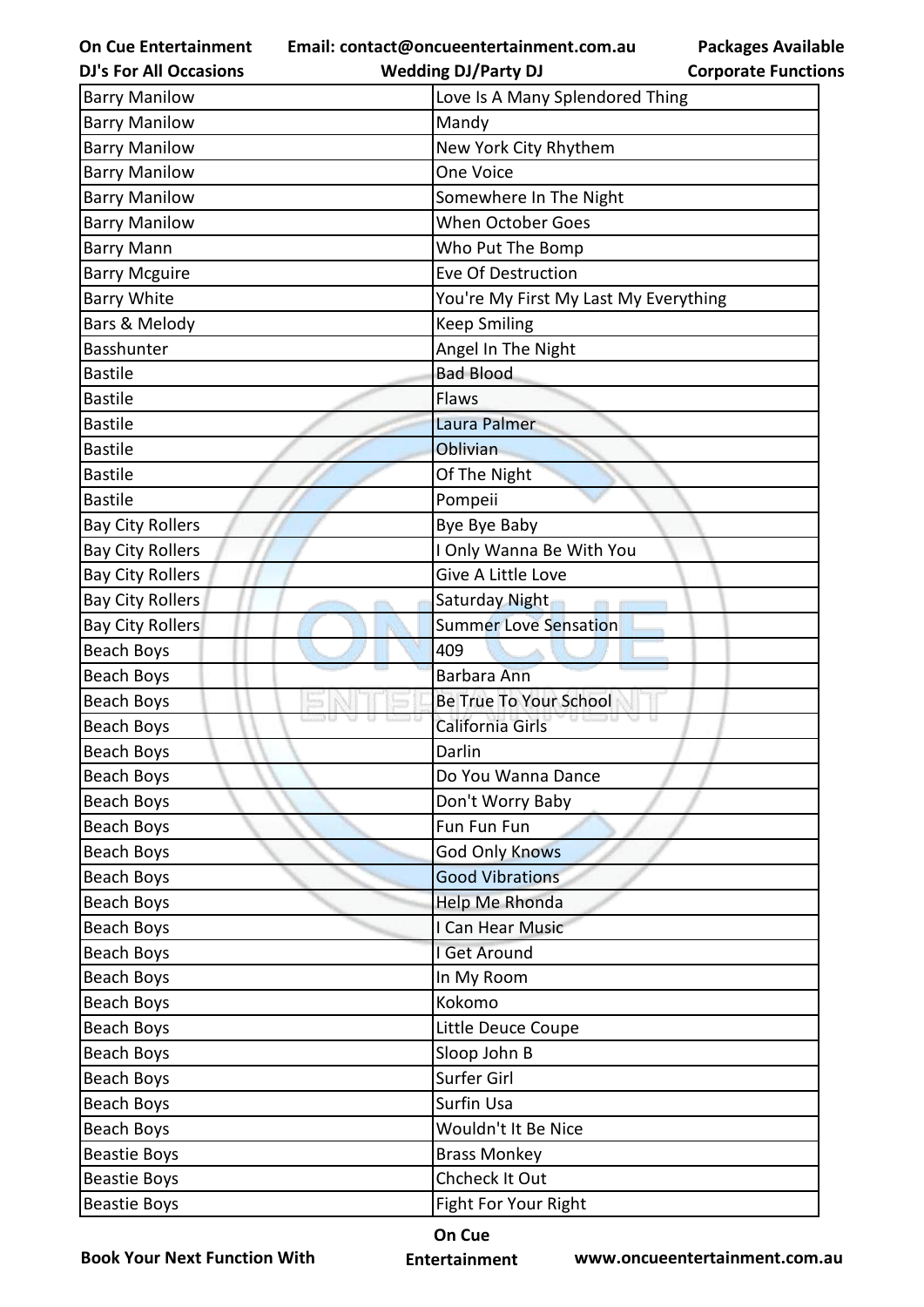| Barry Manilow | Love Is A Many Splendored Thing |
|---|---|
| Barry Manilow | Mandy |
| Barry Manilow | New York City Rhythem |
| Barry Manilow | One Voice |
| Barry Manilow | Somewhere In The Night |
| Barry Manilow | When October Goes |
| Barry Mann | Who Put The Bomp |
| Barry Mcguire | Eve Of Destruction |
| Barry White | You're My First My Last My Everything |
| Bars & Melody | Keep Smiling |
| Basshunter | Angel In The Night |
| Bastile | Bad Blood |
| Bastile | Flaws |
| Bastile | Laura Palmer |
| Bastile | Oblivian |
| Bastile | Of The Night |
| Bastile | Pompeii |
| Bay City Rollers | Bye Bye Baby |
| Bay City Rollers | I Only Wanna Be With You |
| Bay City Rollers | Give A Little Love |
| Bay City Rollers | Saturday Night |
| Bay City Rollers | Summer Love Sensation |
| Beach Boys | 409 |
| Beach Boys | Barbara Ann |
| Beach Boys | Be True To Your School |
| Beach Boys | California Girls |
| Beach Boys | Darlin |
| Beach Boys | Do You Wanna Dance |
| Beach Boys | Don't Worry Baby |
| Beach Boys | Fun Fun Fun |
| Beach Boys | God Only Knows |
| Beach Boys | Good Vibrations |
| Beach Boys | Help Me Rhonda |
| Beach Boys | I Can Hear Music |
| Beach Boys | I Get Around |
| Beach Boys | In My Room |
| Beach Boys | Kokomo |
| Beach Boys | Little Deuce Coupe |
| Beach Boys | Sloop John B |
| Beach Boys | Surfer Girl |
| Beach Boys | Surfin Usa |
| Beach Boys | Wouldn't It Be Nice |
| Beastie Boys | Brass Monkey |
| Beastie Boys | Chcheck It Out |
| Beastie Boys | Fight For Your Right |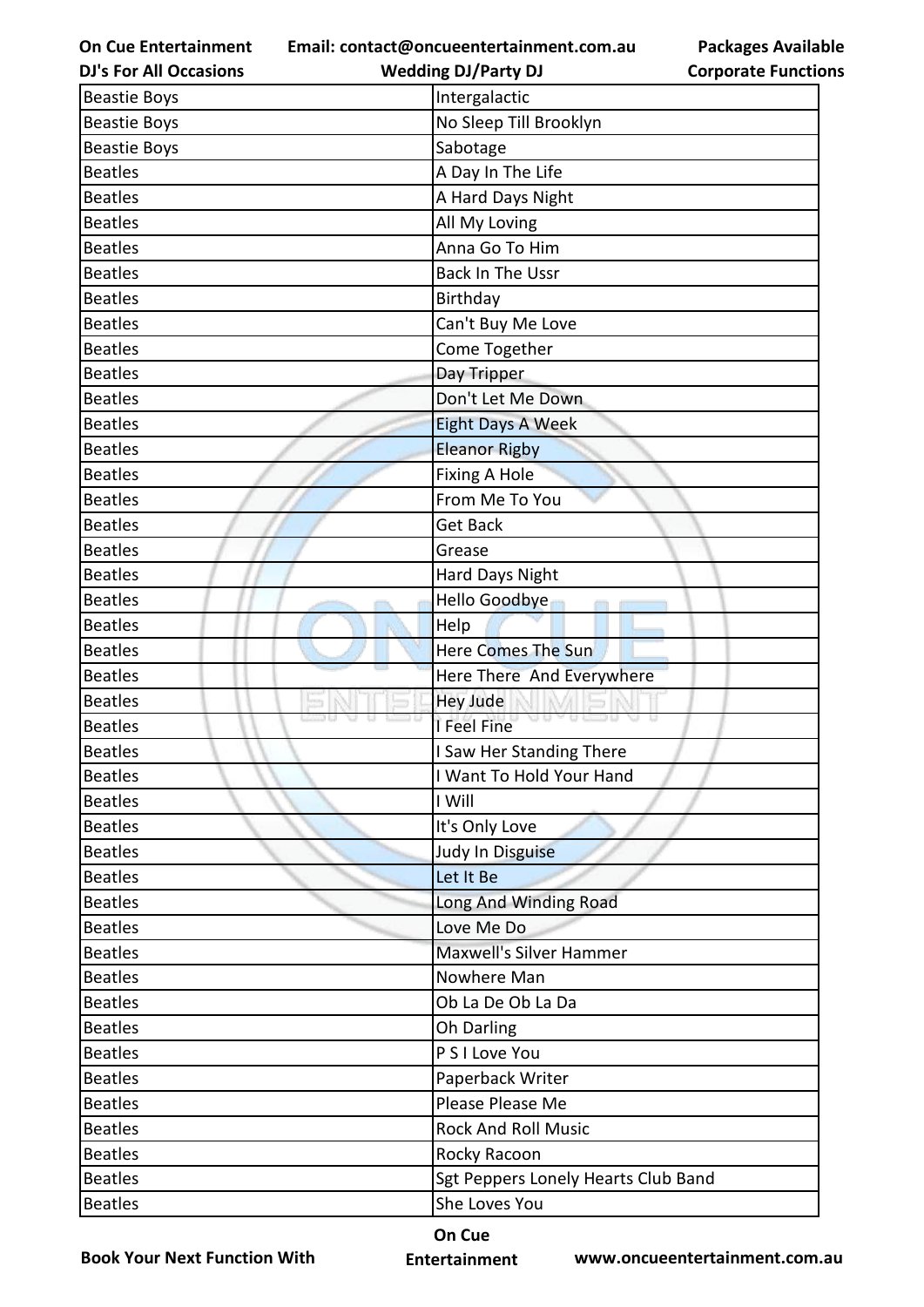| Beastie Boys | Intergalactic |
|---|---|
| Beastie Boys | No Sleep Till Brooklyn |
| Beastie Boys | Sabotage |
| Beatles | A Day In The Life |
| Beatles | A Hard Days Night |
| Beatles | All My Loving |
| Beatles | Anna Go To Him |
| Beatles | Back In The Ussr |
| Beatles | Birthday |
| Beatles | Can't Buy Me Love |
| Beatles | Come Together |
| Beatles | Day Tripper |
| Beatles | Don't Let Me Down |
| Beatles | Eight Days A Week |
| Beatles | Eleanor Rigby |
| Beatles | Fixing A Hole |
| Beatles | From Me To You |
| Beatles | Get Back |
| Beatles | Grease |
| Beatles | Hard Days Night |
| Beatles | Hello Goodbye |
| Beatles | Help |
| Beatles | Here Comes The Sun |
| Beatles | Here There And Everywhere |
| Beatles | Hey Jude |
| Beatles | I Feel Fine |
| Beatles | I Saw Her Standing There |
| Beatles | I Want To Hold Your Hand |
| Beatles | I Will |
| Beatles | It's Only Love |
| Beatles | Judy In Disguise |
| Beatles | Let It Be |
| Beatles | Long And Winding Road |
| Beatles | Love Me Do |
| Beatles | Maxwell's Silver Hammer |
| Beatles | Nowhere Man |
| Beatles | Ob La De Ob La Da |
| Beatles | Oh Darling |
| Beatles | P S I Love You |
| Beatles | Paperback Writer |
| Beatles | Please Please Me |
| Beatles | Rock And Roll Music |
| Beatles | Rocky Racoon |
| Beatles | Sgt Peppers Lonely Hearts Club Band |
| Beatles | She Loves You |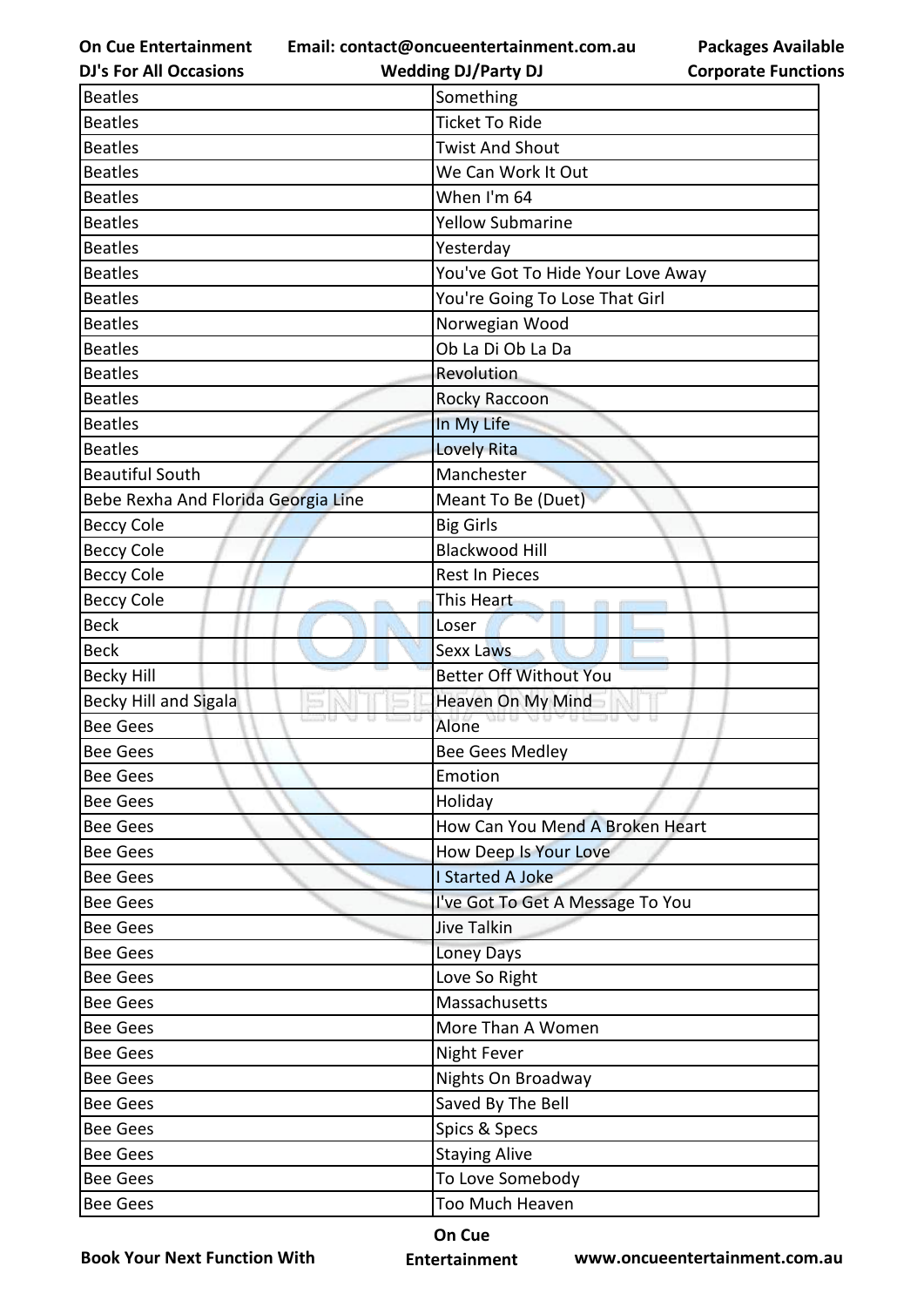| Beatles | Something |
|---|---|
| Beatles | Ticket To Ride |
| Beatles | Twist And Shout |
| Beatles | We Can Work It Out |
| Beatles | When I'm 64 |
| Beatles | Yellow Submarine |
| Beatles | Yesterday |
| Beatles | You've Got To Hide Your Love Away |
| Beatles | You're Going To Lose That Girl |
| Beatles | Norwegian Wood |
| Beatles | Ob La Di Ob La Da |
| Beatles | Revolution |
| Beatles | Rocky Raccoon |
| Beatles | In My Life |
| Beatles | Lovely Rita |
| Beautiful South | Manchester |
| Bebe Rexha And Florida Georgia Line | Meant To Be (Duet) |
| Beccy Cole | Big Girls |
| Beccy Cole | Blackwood Hill |
| Beccy Cole | Rest In Pieces |
| Beccy Cole | This Heart |
| Beck | Loser |
| Beck | Sexx Laws |
| Becky Hill | Better Off Without You |
| Becky Hill and Sigala | Heaven On My Mind |
| Bee Gees | Alone |
| Bee Gees | Bee Gees Medley |
| Bee Gees | Emotion |
| Bee Gees | Holiday |
| Bee Gees | How Can You Mend A Broken Heart |
| Bee Gees | How Deep Is Your Love |
| Bee Gees | I Started A Joke |
| Bee Gees | I've Got To Get A Message To You |
| Bee Gees | Jive Talkin |
| Bee Gees | Loney Days |
| Bee Gees | Love So Right |
| Bee Gees | Massachusetts |
| Bee Gees | More Than A Women |
| Bee Gees | Night Fever |
| Bee Gees | Nights On Broadway |
| Bee Gees | Saved By The Bell |
| Bee Gees | Spics & Specs |
| Bee Gees | Staying Alive |
| Bee Gees | To Love Somebody |
| Bee Gees | Too Much Heaven |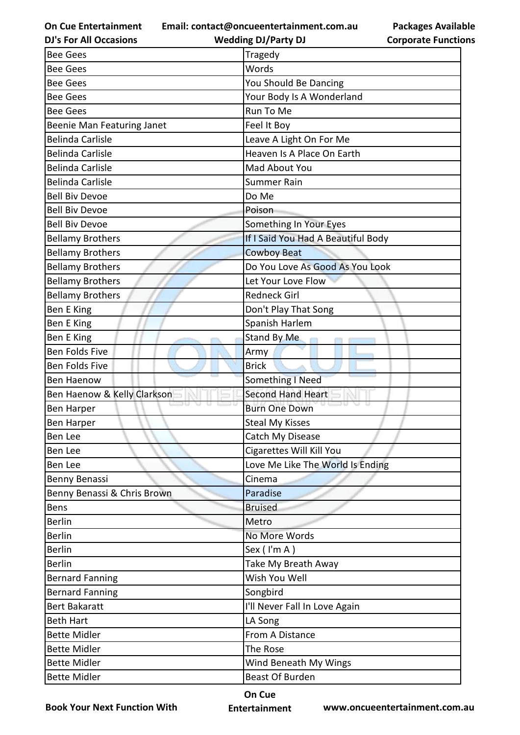| Bee Gees | Tragedy |
|---|---|
| Bee Gees | Words |
| Bee Gees | You Should Be Dancing |
| Bee Gees | Your Body Is A Wonderland |
| Bee Gees | Run To Me |
| Beenie Man Featuring Janet | Feel It Boy |
| Belinda Carlisle | Leave A Light On For Me |
| Belinda Carlisle | Heaven Is A Place On Earth |
| Belinda Carlisle | Mad About You |
| Belinda Carlisle | Summer Rain |
| Bell Biv Devoe | Do Me |
| Bell Biv Devoe | Poison |
| Bell Biv Devoe | Something In Your Eyes |
| Bellamy Brothers | If I Said You Had A Beautiful Body |
| Bellamy Brothers | Cowboy Beat |
| Bellamy Brothers | Do You Love As Good As You Look |
| Bellamy Brothers | Let Your Love Flow |
| Bellamy Brothers | Redneck Girl |
| Ben E King | Don't Play That Song |
| Ben E King | Spanish Harlem |
| Ben E King | Stand By Me |
| Ben Folds Five | Army |
| Ben Folds Five | Brick |
| Ben Haenow | Something I Need |
| Ben Haenow & Kelly Clarkson | Second Hand Heart |
| Ben Harper | Burn One Down |
| Ben Harper | Steal My Kisses |
| Ben Lee | Catch My Disease |
| Ben Lee | Cigarettes Will Kill You |
| Ben Lee | Love Me Like The World Is Ending |
| Benny Benassi | Cinema |
| Benny Benassi & Chris Brown | Paradise |
| Bens | Bruised |
| Berlin | Metro |
| Berlin | No More Words |
| Berlin | Sex ( I'm A ) |
| Berlin | Take My Breath Away |
| Bernard Fanning | Wish You Well |
| Bernard Fanning | Songbird |
| Bert Bakaratt | I'll Never Fall In Love Again |
| Beth Hart | LA Song |
| Bette Midler | From A Distance |
| Bette Midler | The Rose |
| Bette Midler | Wind Beneath My Wings |
| Bette Midler | Beast Of Burden |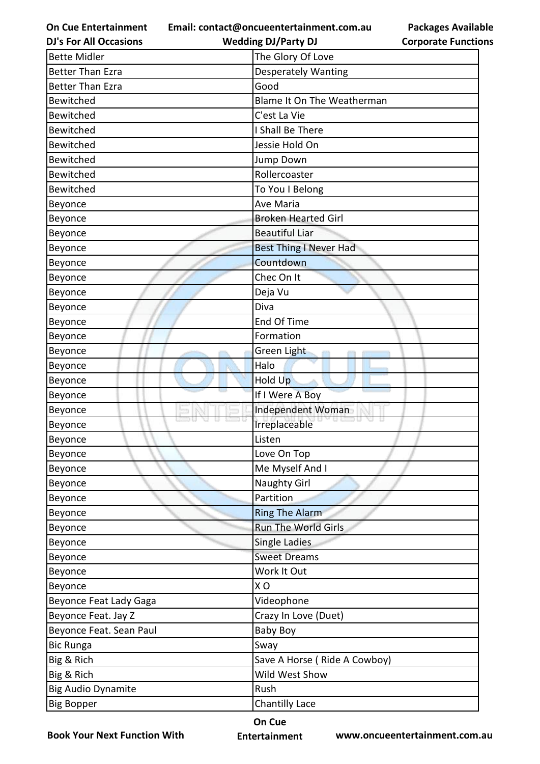| Bette Midler | The Glory Of Love |
|---|---|
| Better Than Ezra | Desperately Wanting |
| Better Than Ezra | Good |
| Bewitched | Blame It On The Weatherman |
| Bewitched | C'est La Vie |
| Bewitched | I Shall Be There |
| Bewitched | Jessie Hold On |
| Bewitched | Jump Down |
| Bewitched | Rollercoaster |
| Bewitched | To You I Belong |
| Beyonce | Ave Maria |
| Beyonce | Broken Hearted Girl |
| Beyonce | Beautiful Liar |
| Beyonce | Best Thing I Never Had |
| Beyonce | Countdown |
| Beyonce | Chec On It |
| Beyonce | Deja Vu |
| Beyonce | Diva |
| Beyonce | End Of Time |
| Beyonce | Formation |
| Beyonce | Green Light |
| Beyonce | Halo |
| Beyonce | Hold Up |
| Beyonce | If I Were A Boy |
| Beyonce | Independent Woman |
| Beyonce | Irreplaceable |
| Beyonce | Listen |
| Beyonce | Love On Top |
| Beyonce | Me Myself And I |
| Beyonce | Naughty Girl |
| Beyonce | Partition |
| Beyonce | Ring The Alarm |
| Beyonce | Run The World Girls |
| Beyonce | Single Ladies |
| Beyonce | Sweet Dreams |
| Beyonce | Work It Out |
| Beyonce | X O |
| Beyonce Feat Lady Gaga | Videophone |
| Beyonce Feat. Jay Z | Crazy In Love (Duet) |
| Beyonce Feat. Sean Paul | Baby Boy |
| Bic Runga | Sway |
| Big & Rich | Save A Horse ( Ride A Cowboy) |
| Big & Rich | Wild West Show |
| Big Audio Dynamite | Rush |
| Big Bopper | Chantilly Lace |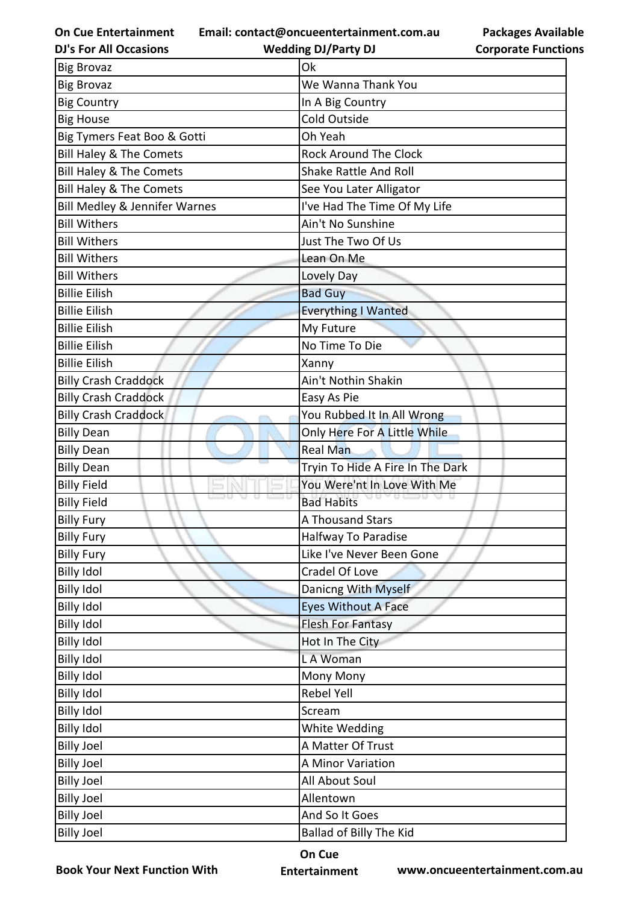| Big Brovaz | Ok |
|---|---|
| Big Brovaz | We Wanna Thank You |
| Big Country | In A Big Country |
| Big House | Cold Outside |
| Big Tymers Feat Boo & Gotti | Oh Yeah |
| Bill Haley & The Comets | Rock Around The Clock |
| Bill Haley & The Comets | Shake Rattle And Roll |
| Bill Haley & The Comets | See You Later Alligator |
| Bill Medley & Jennifer Warnes | I've Had The Time Of My Life |
| Bill Withers | Ain't No Sunshine |
| Bill Withers | Just The Two Of Us |
| Bill Withers | Lean On Me |
| Bill Withers | Lovely Day |
| Billie Eilish | Bad Guy |
| Billie Eilish | Everything I Wanted |
| Billie Eilish | My Future |
| Billie Eilish | No Time To Die |
| Billie Eilish | Xanny |
| Billy Crash Craddock | Ain't Nothin Shakin |
| Billy Crash Craddock | Easy As Pie |
| Billy Crash Craddock | You Rubbed It In All Wrong |
| Billy Dean | Only Here For A Little While |
| Billy Dean | Real Man |
| Billy Dean | Tryin To Hide A Fire In The Dark |
| Billy Field | You Were'nt In Love With Me |
| Billy Field | Bad Habits |
| Billy Fury | A Thousand Stars |
| Billy Fury | Halfway To Paradise |
| Billy Fury | Like I've Never Been Gone |
| Billy Idol | Cradel Of Love |
| Billy Idol | Danicng With Myself |
| Billy Idol | Eyes Without A Face |
| Billy Idol | Flesh For Fantasy |
| Billy Idol | Hot In The City |
| Billy Idol | L A Woman |
| Billy Idol | Mony Mony |
| Billy Idol | Rebel Yell |
| Billy Idol | Scream |
| Billy Idol | White Wedding |
| Billy Joel | A Matter Of Trust |
| Billy Joel | A Minor Variation |
| Billy Joel | All About Soul |
| Billy Joel | Allentown |
| Billy Joel | And So It Goes |
| Billy Joel | Ballad of Billy The Kid |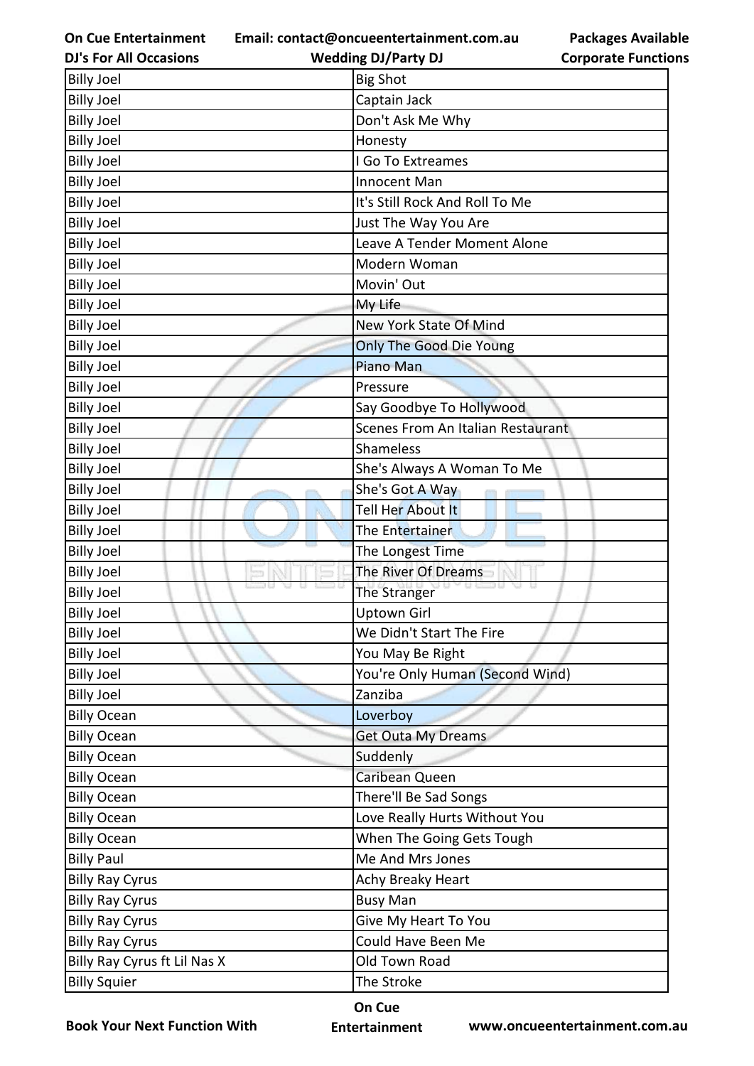| Billy Joel | Big Shot |
|---|---|
| Billy Joel | Captain Jack |
| Billy Joel | Don't Ask Me Why |
| Billy Joel | Honesty |
| Billy Joel | I Go To Extreames |
| Billy Joel | Innocent Man |
| Billy Joel | It's Still Rock And Roll To Me |
| Billy Joel | Just The Way You Are |
| Billy Joel | Leave A Tender Moment Alone |
| Billy Joel | Modern Woman |
| Billy Joel | Movin' Out |
| Billy Joel | My Life |
| Billy Joel | New York State Of Mind |
| Billy Joel | Only The Good Die Young |
| Billy Joel | Piano Man |
| Billy Joel | Pressure |
| Billy Joel | Say Goodbye To Hollywood |
| Billy Joel | Scenes From An Italian Restaurant |
| Billy Joel | Shameless |
| Billy Joel | She's Always A Woman To Me |
| Billy Joel | She's Got A Way |
| Billy Joel | Tell Her About It |
| Billy Joel | The Entertainer |
| Billy Joel | The Longest Time |
| Billy Joel | The River Of Dreams |
| Billy Joel | The Stranger |
| Billy Joel | Uptown Girl |
| Billy Joel | We Didn't Start The Fire |
| Billy Joel | You May Be Right |
| Billy Joel | You're Only Human (Second Wind) |
| Billy Joel | Zanziba |
| Billy Ocean | Loverboy |
| Billy Ocean | Get Outa My Dreams |
| Billy Ocean | Suddenly |
| Billy Ocean | Caribean Queen |
| Billy Ocean | There'll Be Sad Songs |
| Billy Ocean | Love Really Hurts Without You |
| Billy Ocean | When The Going Gets Tough |
| Billy Paul | Me And Mrs Jones |
| Billy Ray Cyrus | Achy Breaky Heart |
| Billy Ray Cyrus | Busy Man |
| Billy Ray Cyrus | Give My Heart To You |
| Billy Ray Cyrus | Could Have Been Me |
| Billy Ray Cyrus ft Lil Nas X | Old Town Road |
| Billy Squier | The Stroke |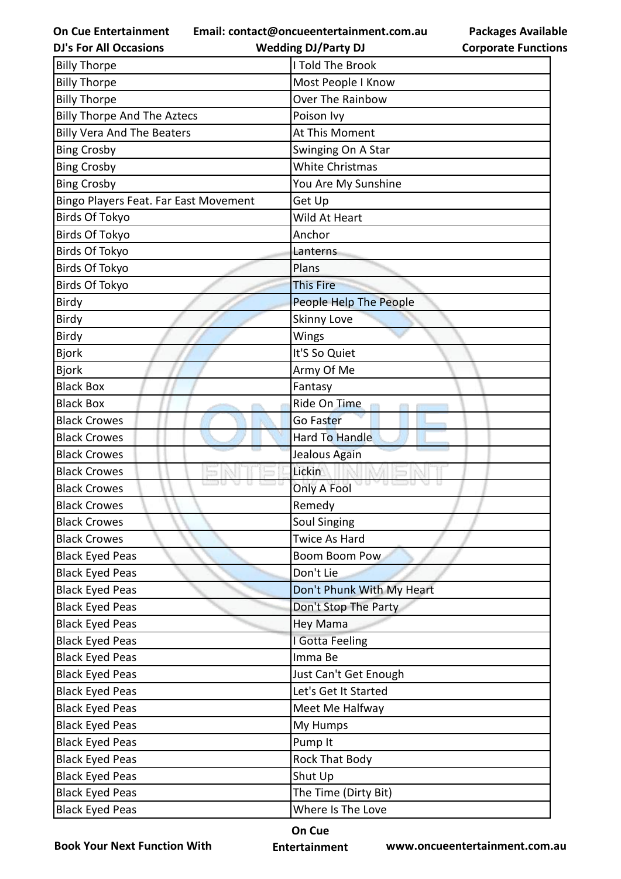| Billy Thorpe | I Told The Brook |
|---|---|
| Billy Thorpe | Most People I Know |
| Billy Thorpe | Over The Rainbow |
| Billy Thorpe And The Aztecs | Poison Ivy |
| Billy Vera And The Beaters | At This Moment |
| Bing Crosby | Swinging On A Star |
| Bing Crosby | White Christmas |
| Bing Crosby | You Are My Sunshine |
| Bingo Players Feat. Far East Movement | Get Up |
| Birds Of Tokyo | Wild At Heart |
| Birds Of Tokyo | Anchor |
| Birds Of Tokyo | Lanterns |
| Birds Of Tokyo | Plans |
| Birds Of Tokyo | This Fire |
| Birdy | People Help The People |
| Birdy | Skinny Love |
| Birdy | Wings |
| Bjork | It'S So Quiet |
| Bjork | Army Of Me |
| Black Box | Fantasy |
| Black Box | Ride On Time |
| Black Crowes | Go Faster |
| Black Crowes | Hard To Handle |
| Black Crowes | Jealous Again |
| Black Crowes | Lickin |
| Black Crowes | Only A Fool |
| Black Crowes | Remedy |
| Black Crowes | Soul Singing |
| Black Crowes | Twice As Hard |
| Black Eyed Peas | Boom Boom Pow |
| Black Eyed Peas | Don't Lie |
| Black Eyed Peas | Don't Phunk With My Heart |
| Black Eyed Peas | Don't Stop The Party |
| Black Eyed Peas | Hey Mama |
| Black Eyed Peas | I Gotta Feeling |
| Black Eyed Peas | Imma Be |
| Black Eyed Peas | Just Can't Get Enough |
| Black Eyed Peas | Let's Get It Started |
| Black Eyed Peas | Meet Me Halfway |
| Black Eyed Peas | My Humps |
| Black Eyed Peas | Pump It |
| Black Eyed Peas | Rock That Body |
| Black Eyed Peas | Shut Up |
| Black Eyed Peas | The Time (Dirty Bit) |
| Black Eyed Peas | Where Is The Love |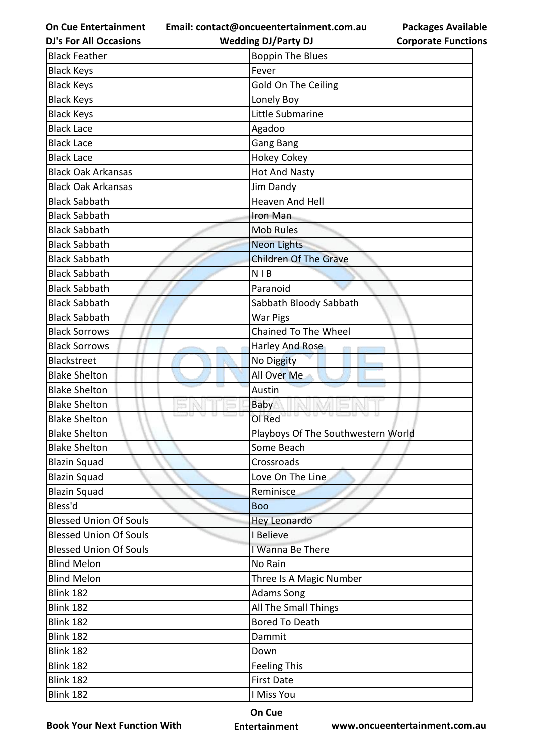| Black Feather | Boppin The Blues |
|---|---|
| Black Keys | Fever |
| Black Keys | Gold On The Ceiling |
| Black Keys | Lonely Boy |
| Black Keys | Little Submarine |
| Black Lace | Agadoo |
| Black Lace | Gang Bang |
| Black Lace | Hokey Cokey |
| Black Oak Arkansas | Hot And Nasty |
| Black Oak Arkansas | Jim Dandy |
| Black Sabbath | Heaven And Hell |
| Black Sabbath | Iron Man |
| Black Sabbath | Mob Rules |
| Black Sabbath | Neon Lights |
| Black Sabbath | Children Of The Grave |
| Black Sabbath | N I B |
| Black Sabbath | Paranoid |
| Black Sabbath | Sabbath Bloody Sabbath |
| Black Sabbath | War Pigs |
| Black Sorrows | Chained To The Wheel |
| Black Sorrows | Harley And Rose |
| Blackstreet | No Diggity |
| Blake Shelton | All Over Me |
| Blake Shelton | Austin |
| Blake Shelton | Baby |
| Blake Shelton | Ol Red |
| Blake Shelton | Playboys Of The Southwestern World |
| Blake Shelton | Some Beach |
| Blazin Squad | Crossroads |
| Blazin Squad | Love On The Line |
| Blazin Squad | Reminisce |
| Bless'd | Boo |
| Blessed Union Of Souls | Hey Leonardo |
| Blessed Union Of Souls | I Believe |
| Blessed Union Of Souls | I Wanna Be There |
| Blind Melon | No Rain |
| Blind Melon | Three Is A Magic Number |
| Blink 182 | Adams Song |
| Blink 182 | All The Small Things |
| Blink 182 | Bored To Death |
| Blink 182 | Dammit |
| Blink 182 | Down |
| Blink 182 | Feeling This |
| Blink 182 | First Date |
| Blink 182 | I Miss You |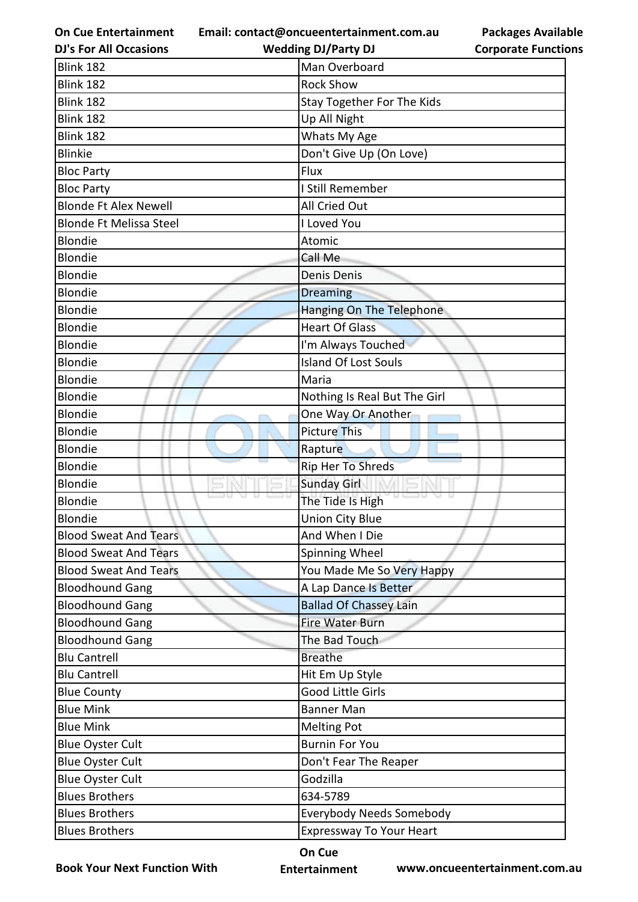| Blink 182 | Man Overboard |
|---|---|
| Blink 182 | Rock Show |
| Blink 182 | Stay Together For The Kids |
| Blink 182 | Up All Night |
| Blink 182 | Whats My Age |
| Blinkie | Don't Give Up (On Love) |
| Bloc Party | Flux |
| Bloc Party | I Still Remember |
| Blonde Ft Alex Newell | All Cried Out |
| Blonde Ft Melissa Steel | I Loved You |
| Blondie | Atomic |
| Blondie | Call Me |
| Blondie | Denis Denis |
| Blondie | Dreaming |
| Blondie | Hanging On The Telephone |
| Blondie | Heart Of Glass |
| Blondie | I'm Always Touched |
| Blondie | Island Of Lost Souls |
| Blondie | Maria |
| Blondie | Nothing Is Real But The Girl |
| Blondie | One Way Or Another |
| Blondie | Picture This |
| Blondie | Rapture |
| Blondie | Rip Her To Shreds |
| Blondie | Sunday Girl |
| Blondie | The Tide Is High |
| Blondie | Union City Blue |
| Blood Sweat And Tears | And When I Die |
| Blood Sweat And Tears | Spinning Wheel |
| Blood Sweat And Tears | You Made Me So Very Happy |
| Bloodhound Gang | A Lap Dance Is Better |
| Bloodhound Gang | Ballad Of Chassey Lain |
| Bloodhound Gang | Fire Water Burn |
| Bloodhound Gang | The Bad Touch |
| Blu Cantrell | Breathe |
| Blu Cantrell | Hit Em Up Style |
| Blue County | Good Little Girls |
| Blue Mink | Banner Man |
| Blue Mink | Melting Pot |
| Blue Oyster Cult | Burnin For You |
| Blue Oyster Cult | Don't Fear The Reaper |
| Blue Oyster Cult | Godzilla |
| Blues Brothers | 634-5789 |
| Blues Brothers | Everybody Needs Somebody |
| Blues Brothers | Expressway To Your Heart |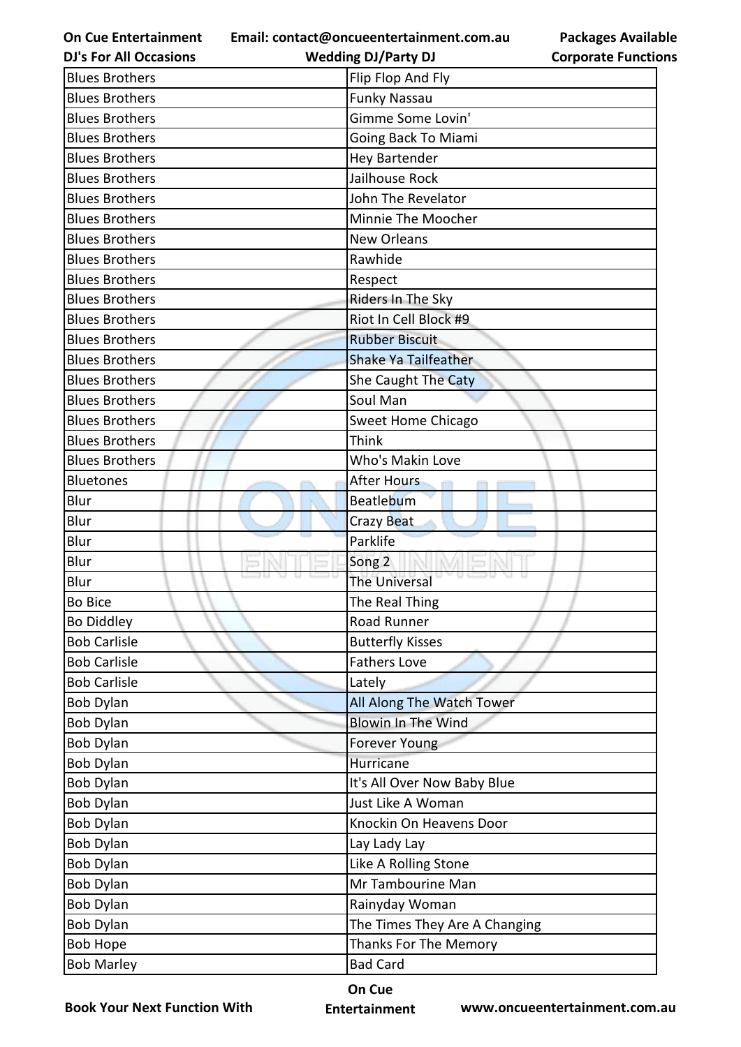| Blues Brothers | Flip Flop And Fly |
|---|---|
| Blues Brothers | Funky Nassau |
| Blues Brothers | Gimme Some Lovin' |
| Blues Brothers | Going Back To Miami |
| Blues Brothers | Hey Bartender |
| Blues Brothers | Jailhouse Rock |
| Blues Brothers | John The Revelator |
| Blues Brothers | Minnie The Moocher |
| Blues Brothers | New Orleans |
| Blues Brothers | Rawhide |
| Blues Brothers | Respect |
| Blues Brothers | Riders In The Sky |
| Blues Brothers | Riot In Cell Block #9 |
| Blues Brothers | Rubber Biscuit |
| Blues Brothers | Shake Ya Tailfeather |
| Blues Brothers | She Caught The Caty |
| Blues Brothers | Soul Man |
| Blues Brothers | Sweet Home Chicago |
| Blues Brothers | Think |
| Blues Brothers | Who's Makin Love |
| Bluetones | After Hours |
| Blur | Beatlebum |
| Blur | Crazy Beat |
| Blur | Parklife |
| Blur | Song 2 |
| Blur | The Universal |
| Bo Bice | The Real Thing |
| Bo Diddley | Road Runner |
| Bob Carlisle | Butterfly Kisses |
| Bob Carlisle | Fathers Love |
| Bob Carlisle | Lately |
| Bob Dylan | All Along The Watch Tower |
| Bob Dylan | Blowin In The Wind |
| Bob Dylan | Forever Young |
| Bob Dylan | Hurricane |
| Bob Dylan | It's All Over Now Baby Blue |
| Bob Dylan | Just Like A Woman |
| Bob Dylan | Knockin On Heavens Door |
| Bob Dylan | Lay Lady Lay |
| Bob Dylan | Like A Rolling Stone |
| Bob Dylan | Mr Tambourine Man |
| Bob Dylan | Rainyday Woman |
| Bob Dylan | The Times They Are A Changing |
| Bob Hope | Thanks For The Memory |
| Bob Marley | Bad Card |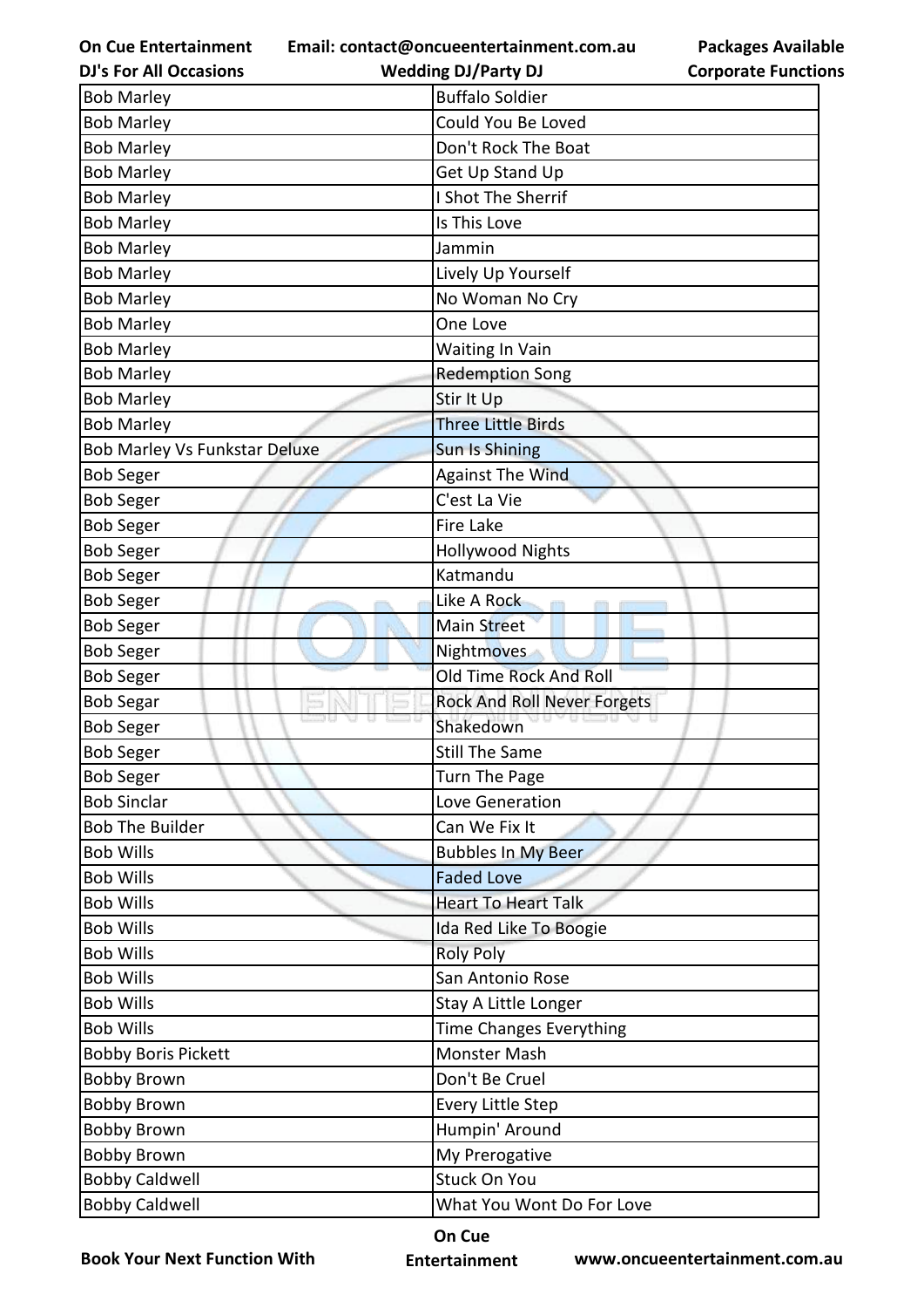| Bob Marley | Buffalo Soldier |
|---|---|
| Bob Marley | Could You Be Loved |
| Bob Marley | Don't Rock The Boat |
| Bob Marley | Get Up Stand Up |
| Bob Marley | I Shot The Sherrif |
| Bob Marley | Is This Love |
| Bob Marley | Jammin |
| Bob Marley | Lively Up Yourself |
| Bob Marley | No Woman No Cry |
| Bob Marley | One Love |
| Bob Marley | Waiting In Vain |
| Bob Marley | Redemption Song |
| Bob Marley | Stir It Up |
| Bob Marley | Three Little Birds |
| Bob Marley Vs Funkstar Deluxe | Sun Is Shining |
| Bob Seger | Against The Wind |
| Bob Seger | C'est La Vie |
| Bob Seger | Fire Lake |
| Bob Seger | Hollywood Nights |
| Bob Seger | Katmandu |
| Bob Seger | Like A Rock |
| Bob Seger | Main Street |
| Bob Seger | Nightmoves |
| Bob Seger | Old Time Rock And Roll |
| Bob Segar | Rock And Roll Never Forgets |
| Bob Seger | Shakedown |
| Bob Seger | Still The Same |
| Bob Seger | Turn The Page |
| Bob Sinclar | Love Generation |
| Bob The Builder | Can We Fix It |
| Bob Wills | Bubbles In My Beer |
| Bob Wills | Faded Love |
| Bob Wills | Heart To Heart Talk |
| Bob Wills | Ida Red Like To Boogie |
| Bob Wills | Roly Poly |
| Bob Wills | San Antonio Rose |
| Bob Wills | Stay A Little Longer |
| Bob Wills | Time Changes Everything |
| Bobby Boris Pickett | Monster Mash |
| Bobby Brown | Don't Be Cruel |
| Bobby Brown | Every Little Step |
| Bobby Brown | Humpin' Around |
| Bobby Brown | My Prerogative |
| Bobby Caldwell | Stuck On You |
| Bobby Caldwell | What You Wont Do For Love |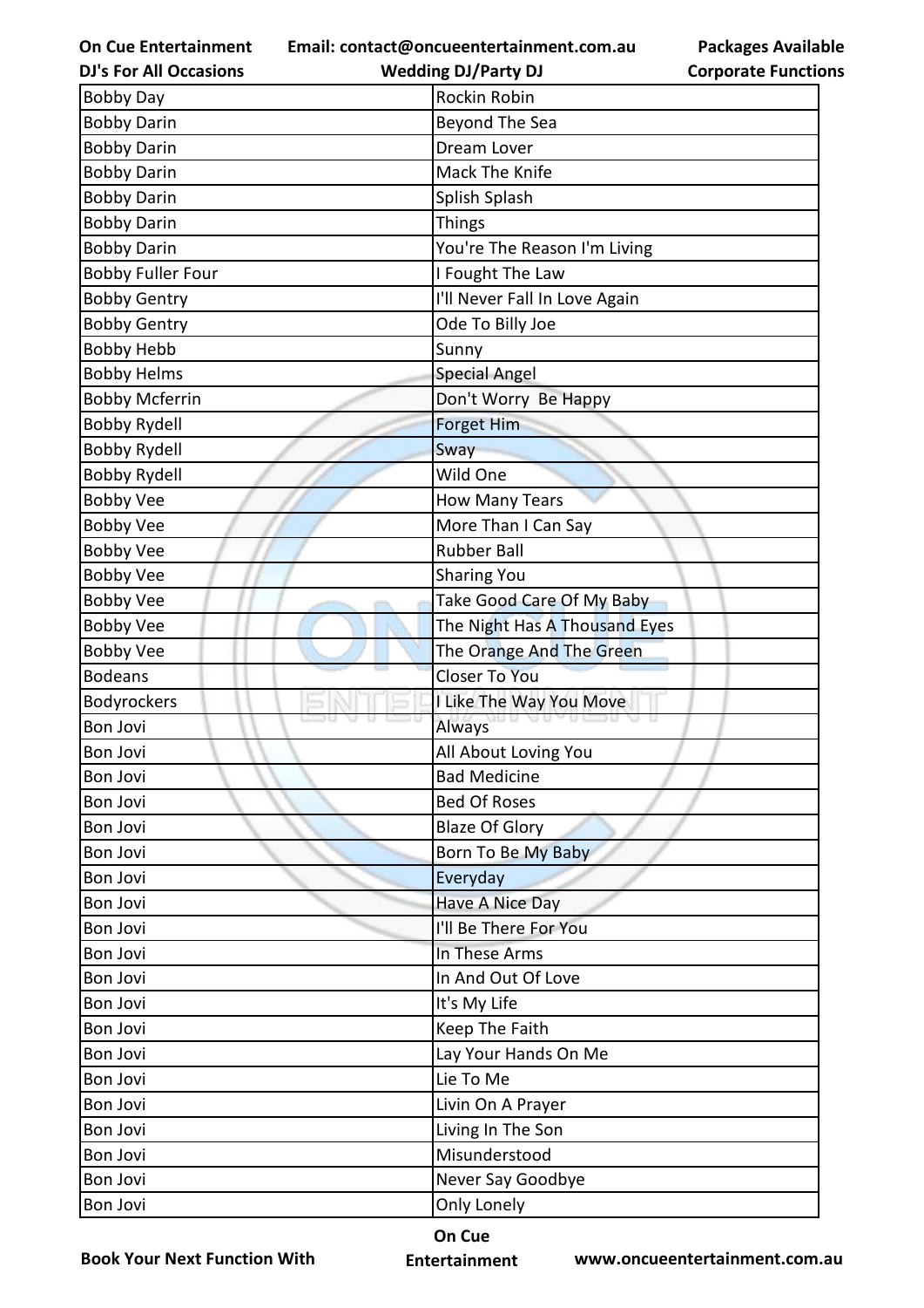| Bobby Day | Rockin Robin |
|---|---|
| Bobby Darin | Beyond The Sea |
| Bobby Darin | Dream Lover |
| Bobby Darin | Mack The Knife |
| Bobby Darin | Splish Splash |
| Bobby Darin | Things |
| Bobby Darin | You're The Reason I'm Living |
| Bobby Fuller Four | I Fought The Law |
| Bobby Gentry | I'll Never Fall In Love Again |
| Bobby Gentry | Ode To Billy Joe |
| Bobby Hebb | Sunny |
| Bobby Helms | Special Angel |
| Bobby Mcferrin | Don't Worry  Be Happy |
| Bobby Rydell | Forget Him |
| Bobby Rydell | Sway |
| Bobby Rydell | Wild One |
| Bobby Vee | How Many Tears |
| Bobby Vee | More Than I Can Say |
| Bobby Vee | Rubber Ball |
| Bobby Vee | Sharing You |
| Bobby Vee | Take Good Care Of My Baby |
| Bobby Vee | The Night Has A Thousand Eyes |
| Bobby Vee | The Orange And The Green |
| Bodeans | Closer To You |
| Bodyrockers | I Like The Way You Move |
| Bon Jovi | Always |
| Bon Jovi | All About Loving You |
| Bon Jovi | Bad Medicine |
| Bon Jovi | Bed Of Roses |
| Bon Jovi | Blaze Of Glory |
| Bon Jovi | Born To Be My Baby |
| Bon Jovi | Everyday |
| Bon Jovi | Have A Nice Day |
| Bon Jovi | I'll Be There For You |
| Bon Jovi | In These Arms |
| Bon Jovi | In And Out Of Love |
| Bon Jovi | It's My Life |
| Bon Jovi | Keep The Faith |
| Bon Jovi | Lay Your Hands On Me |
| Bon Jovi | Lie To Me |
| Bon Jovi | Livin On A Prayer |
| Bon Jovi | Living In The Son |
| Bon Jovi | Misunderstood |
| Bon Jovi | Never Say Goodbye |
| Bon Jovi | Only Lonely |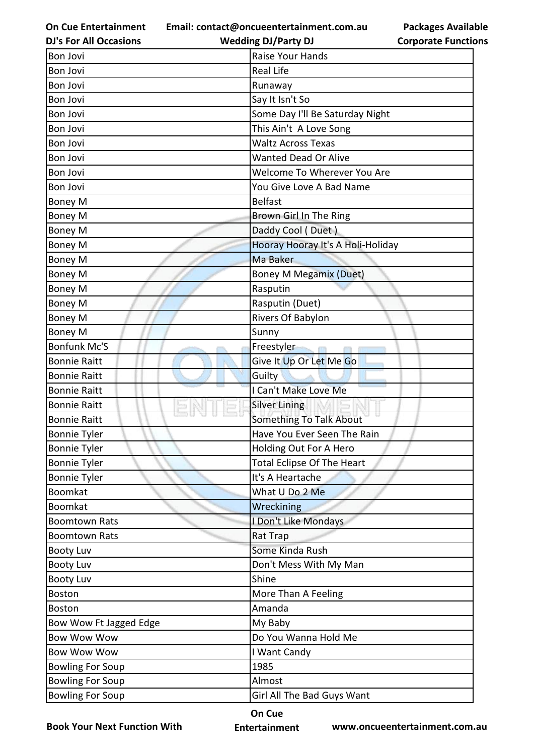| Bon Jovi | Raise Your Hands |
|---|---|
| Bon Jovi | Real Life |
| Bon Jovi | Runaway |
| Bon Jovi | Say It Isn't So |
| Bon Jovi | Some Day I'll Be Saturday Night |
| Bon Jovi | This Ain't  A Love Song |
| Bon Jovi | Waltz Across Texas |
| Bon Jovi | Wanted Dead Or Alive |
| Bon Jovi | Welcome To Wherever You Are |
| Bon Jovi | You Give Love A Bad Name |
| Boney M | Belfast |
| Boney M | Brown Girl In The Ring |
| Boney M | Daddy Cool ( Duet ) |
| Boney M | Hooray Hooray It's A Holi-Holiday |
| Boney M | Ma Baker |
| Boney M | Boney M Megamix (Duet) |
| Boney M | Rasputin |
| Boney M | Rasputin (Duet) |
| Boney M | Rivers Of Babylon |
| Boney M | Sunny |
| Bonfunk Mc'S | Freestyler |
| Bonnie Raitt | Give It Up Or Let Me Go |
| Bonnie Raitt | Guilty |
| Bonnie Raitt | I Can't Make Love Me |
| Bonnie Raitt | Silver Lining |
| Bonnie Raitt | Something To Talk About |
| Bonnie Tyler | Have You Ever Seen The Rain |
| Bonnie Tyler | Holding Out For A Hero |
| Bonnie Tyler | Total Eclipse Of The Heart |
| Bonnie Tyler | It's A Heartache |
| Boomkat | What U Do 2 Me |
| Boomkat | Wreckining |
| Boomtown Rats | I Don't Like Mondays |
| Boomtown Rats | Rat Trap |
| Booty Luv | Some Kinda Rush |
| Booty Luv | Don't Mess With My Man |
| Booty Luv | Shine |
| Boston | More Than A Feeling |
| Boston | Amanda |
| Bow Wow Ft Jagged Edge | My Baby |
| Bow Wow Wow | Do You Wanna Hold Me |
| Bow Wow Wow | I Want Candy |
| Bowling For Soup | 1985 |
| Bowling For Soup | Almost |
| Bowling For Soup | Girl All The Bad Guys Want |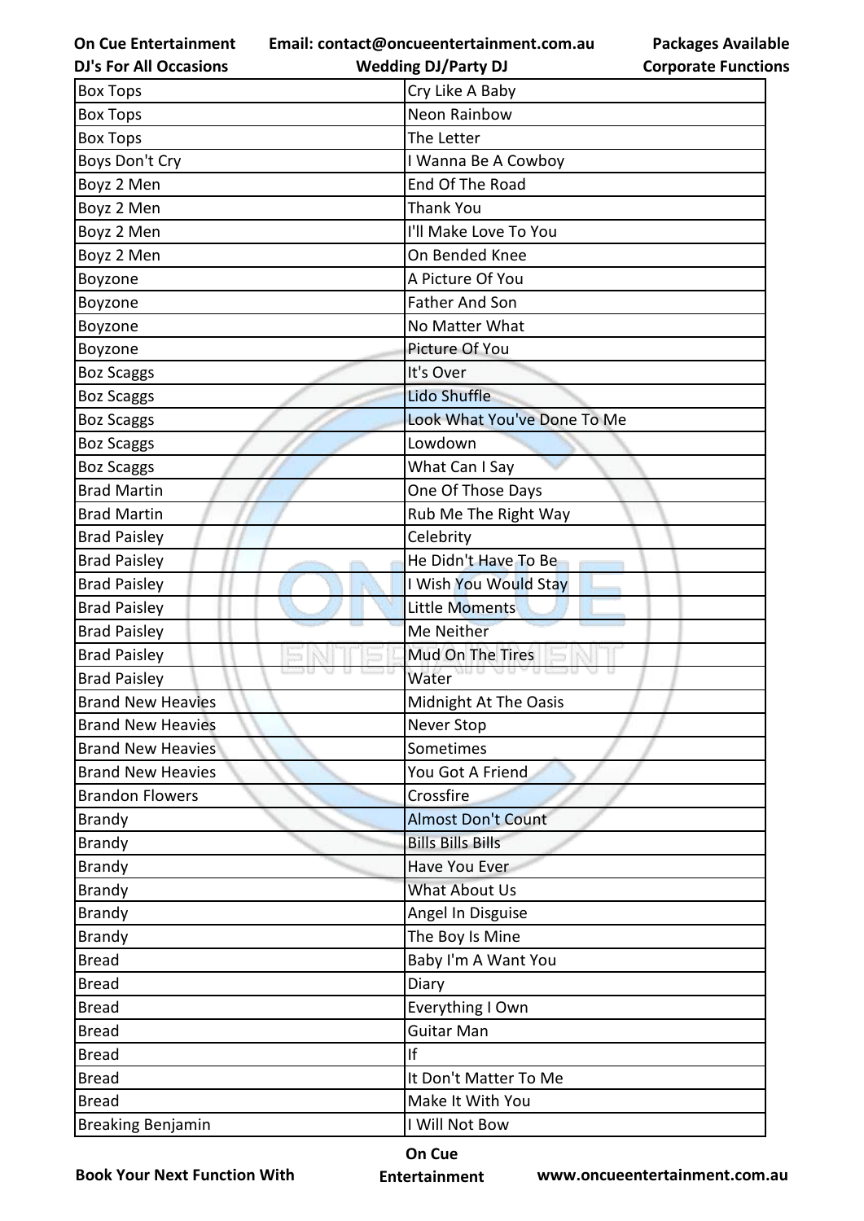| Box Tops | Cry Like A Baby |
|---|---|
| Box Tops | Neon Rainbow |
| Box Tops | The Letter |
| Boys Don't Cry | I Wanna Be A Cowboy |
| Boyz 2 Men | End Of The Road |
| Boyz 2 Men | Thank You |
| Boyz 2 Men | I'll Make Love To You |
| Boyz 2 Men | On Bended Knee |
| Boyzone | A Picture Of You |
| Boyzone | Father And Son |
| Boyzone | No Matter What |
| Boyzone | Picture Of You |
| Boz Scaggs | It's Over |
| Boz Scaggs | Lido Shuffle |
| Boz Scaggs | Look What You've Done To Me |
| Boz Scaggs | Lowdown |
| Boz Scaggs | What Can I Say |
| Brad Martin | One Of Those Days |
| Brad Martin | Rub Me The Right Way |
| Brad Paisley | Celebrity |
| Brad Paisley | He Didn't Have To Be |
| Brad Paisley | I Wish You Would Stay |
| Brad Paisley | Little Moments |
| Brad Paisley | Me Neither |
| Brad Paisley | Mud On The Tires |
| Brad Paisley | Water |
| Brand New Heavies | Midnight At The Oasis |
| Brand New Heavies | Never Stop |
| Brand New Heavies | Sometimes |
| Brand New Heavies | You Got A Friend |
| Brandon Flowers | Crossfire |
| Brandy | Almost Don't Count |
| Brandy | Bills Bills Bills |
| Brandy | Have You Ever |
| Brandy | What About Us |
| Brandy | Angel In Disguise |
| Brandy | The Boy Is Mine |
| Bread | Baby I'm A Want You |
| Bread | Diary |
| Bread | Everything I Own |
| Bread | Guitar Man |
| Bread | If |
| Bread | It Don't Matter To Me |
| Bread | Make It With You |
| Breaking Benjamin | I Will Not Bow |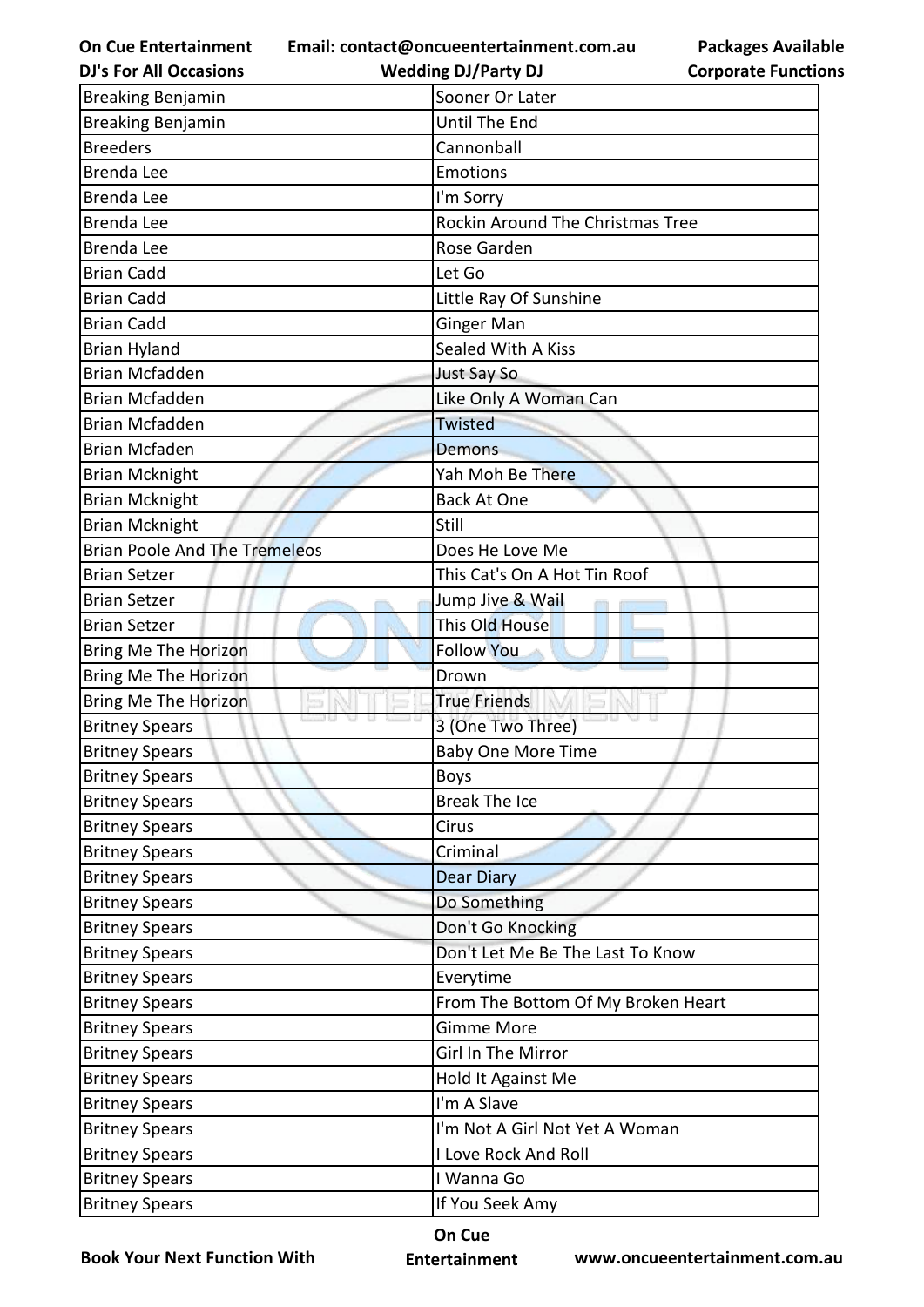| Breaking Benjamin | Sooner Or Later |
|---|---|
| Breaking Benjamin | Until The End |
| Breeders | Cannonball |
| Brenda Lee | Emotions |
| Brenda Lee | I'm Sorry |
| Brenda Lee | Rockin Around The Christmas Tree |
| Brenda Lee | Rose Garden |
| Brian Cadd | Let Go |
| Brian Cadd | Little Ray Of Sunshine |
| Brian Cadd | Ginger Man |
| Brian Hyland | Sealed With A Kiss |
| Brian Mcfadden | Just Say So |
| Brian Mcfadden | Like Only A Woman Can |
| Brian Mcfadden | Twisted |
| Brian Mcfaden | Demons |
| Brian Mcknight | Yah Moh Be There |
| Brian Mcknight | Back At One |
| Brian Mcknight | Still |
| Brian Poole And The Tremeleos | Does He Love Me |
| Brian Setzer | This Cat's On A Hot Tin Roof |
| Brian Setzer | Jump Jive & Wail |
| Brian Setzer | This Old House |
| Bring Me The Horizon | Follow You |
| Bring Me The Horizon | Drown |
| Bring Me The Horizon | True Friends |
| Britney Spears | 3 (One Two Three) |
| Britney Spears | Baby One More Time |
| Britney Spears | Boys |
| Britney Spears | Break The Ice |
| Britney Spears | Cirus |
| Britney Spears | Criminal |
| Britney Spears | Dear Diary |
| Britney Spears | Do Something |
| Britney Spears | Don't Go Knocking |
| Britney Spears | Don't Let Me Be The Last To Know |
| Britney Spears | Everytime |
| Britney Spears | From The Bottom Of My Broken Heart |
| Britney Spears | Gimme More |
| Britney Spears | Girl In The Mirror |
| Britney Spears | Hold It Against Me |
| Britney Spears | I'm A Slave |
| Britney Spears | I'm Not A Girl Not Yet A Woman |
| Britney Spears | I Love Rock And Roll |
| Britney Spears | I Wanna Go |
| Britney Spears | If You Seek Amy |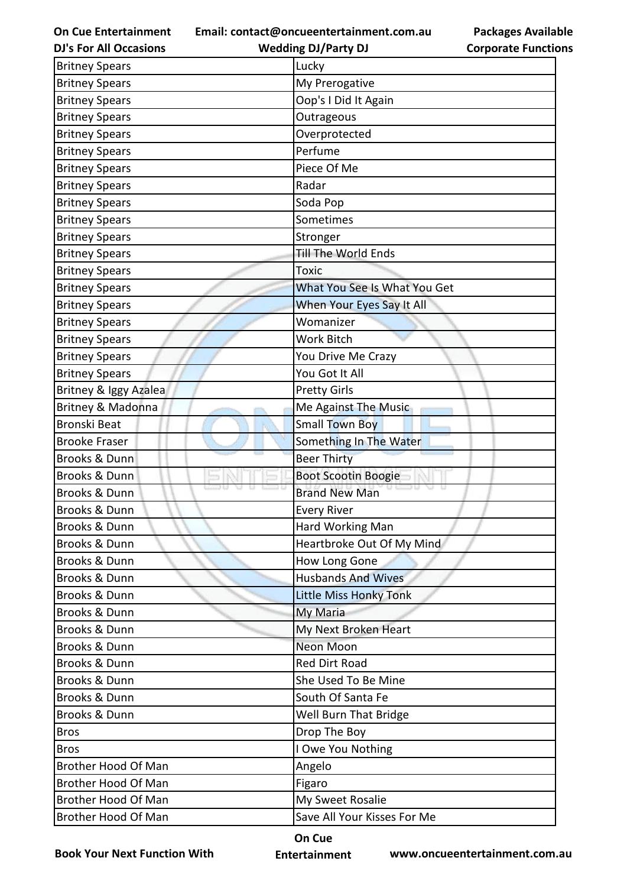| Britney Spears | Lucky |
|---|---|
| Britney Spears | My Prerogative |
| Britney Spears | Oop's I Did It Again |
| Britney Spears | Outrageous |
| Britney Spears | Overprotected |
| Britney Spears | Perfume |
| Britney Spears | Piece Of Me |
| Britney Spears | Radar |
| Britney Spears | Soda Pop |
| Britney Spears | Sometimes |
| Britney Spears | Stronger |
| Britney Spears | Till The World Ends |
| Britney Spears | Toxic |
| Britney Spears | What You See Is What You Get |
| Britney Spears | When Your Eyes Say It All |
| Britney Spears | Womanizer |
| Britney Spears | Work Bitch |
| Britney Spears | You Drive Me Crazy |
| Britney Spears | You Got It All |
| Britney & Iggy Azalea | Pretty Girls |
| Britney & Madonna | Me Against The Music |
| Bronski Beat | Small Town Boy |
| Brooke Fraser | Something In The Water |
| Brooks & Dunn | Beer Thirty |
| Brooks & Dunn | Boot Scootin Boogie |
| Brooks & Dunn | Brand New Man |
| Brooks & Dunn | Every River |
| Brooks & Dunn | Hard Working Man |
| Brooks & Dunn | Heartbroke Out Of My Mind |
| Brooks & Dunn | How Long Gone |
| Brooks & Dunn | Husbands And Wives |
| Brooks & Dunn | Little Miss Honky Tonk |
| Brooks & Dunn | My Maria |
| Brooks & Dunn | My Next Broken Heart |
| Brooks & Dunn | Neon Moon |
| Brooks & Dunn | Red Dirt Road |
| Brooks & Dunn | She Used To Be Mine |
| Brooks & Dunn | South Of Santa Fe |
| Brooks & Dunn | Well Burn That Bridge |
| Bros | Drop The Boy |
| Bros | I Owe You Nothing |
| Brother Hood Of Man | Angelo |
| Brother Hood Of Man | Figaro |
| Brother Hood Of Man | My Sweet Rosalie |
| Brother Hood Of Man | Save All Your Kisses For Me |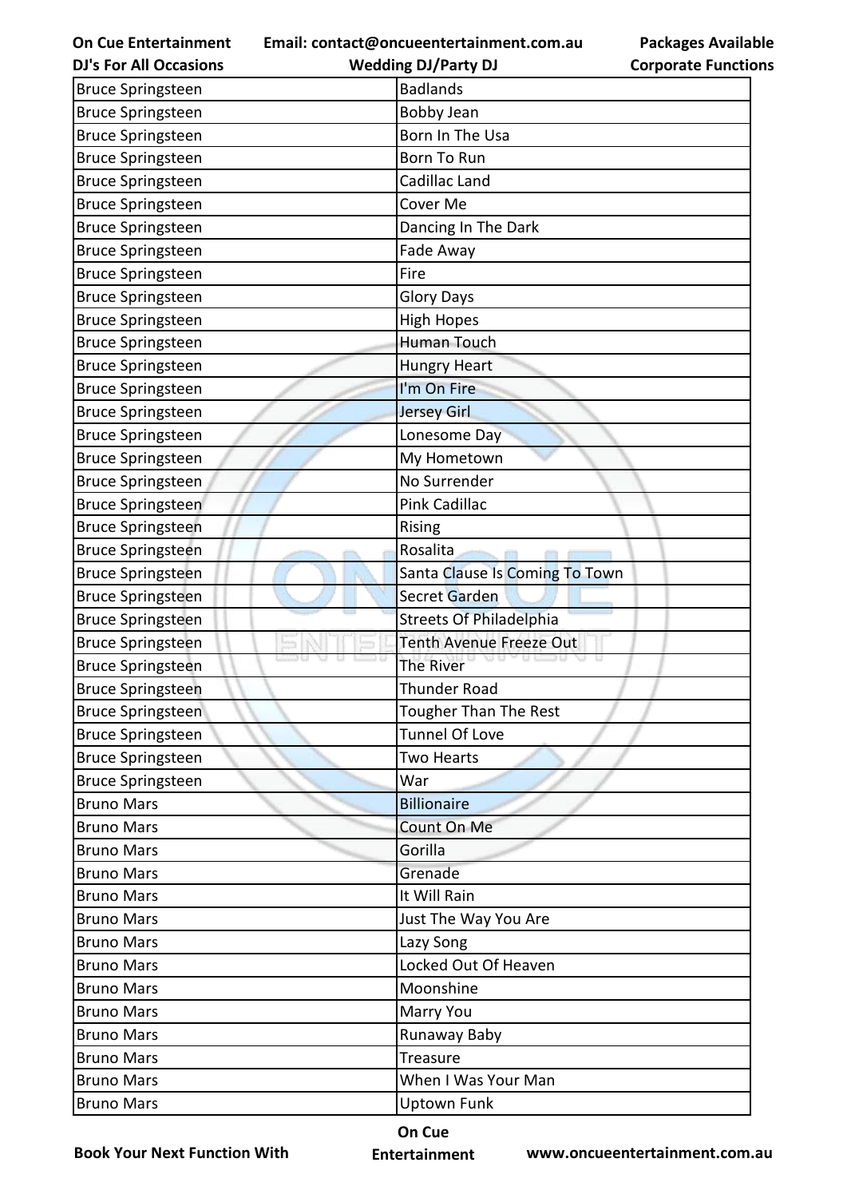| Bruce Springsteen | Badlands |
|---|---|
| Bruce Springsteen | Bobby Jean |
| Bruce Springsteen | Born In The Usa |
| Bruce Springsteen | Born To Run |
| Bruce Springsteen | Cadillac Land |
| Bruce Springsteen | Cover Me |
| Bruce Springsteen | Dancing In The Dark |
| Bruce Springsteen | Fade Away |
| Bruce Springsteen | Fire |
| Bruce Springsteen | Glory Days |
| Bruce Springsteen | High Hopes |
| Bruce Springsteen | Human Touch |
| Bruce Springsteen | Hungry Heart |
| Bruce Springsteen | I'm On Fire |
| Bruce Springsteen | Jersey Girl |
| Bruce Springsteen | Lonesome Day |
| Bruce Springsteen | My Hometown |
| Bruce Springsteen | No Surrender |
| Bruce Springsteen | Pink Cadillac |
| Bruce Springsteen | Rising |
| Bruce Springsteen | Rosalita |
| Bruce Springsteen | Santa Clause Is Coming To Town |
| Bruce Springsteen | Secret Garden |
| Bruce Springsteen | Streets Of Philadelphia |
| Bruce Springsteen | Tenth Avenue Freeze Out |
| Bruce Springsteen | The River |
| Bruce Springsteen | Thunder Road |
| Bruce Springsteen | Tougher Than The Rest |
| Bruce Springsteen | Tunnel Of Love |
| Bruce Springsteen | Two Hearts |
| Bruce Springsteen | War |
| Bruno Mars | Billionaire |
| Bruno Mars | Count On Me |
| Bruno Mars | Gorilla |
| Bruno Mars | Grenade |
| Bruno Mars | It Will Rain |
| Bruno Mars | Just The Way You Are |
| Bruno Mars | Lazy Song |
| Bruno Mars | Locked Out Of Heaven |
| Bruno Mars | Moonshine |
| Bruno Mars | Marry You |
| Bruno Mars | Runaway Baby |
| Bruno Mars | Treasure |
| Bruno Mars | When I Was Your Man |
| Bruno Mars | Uptown Funk |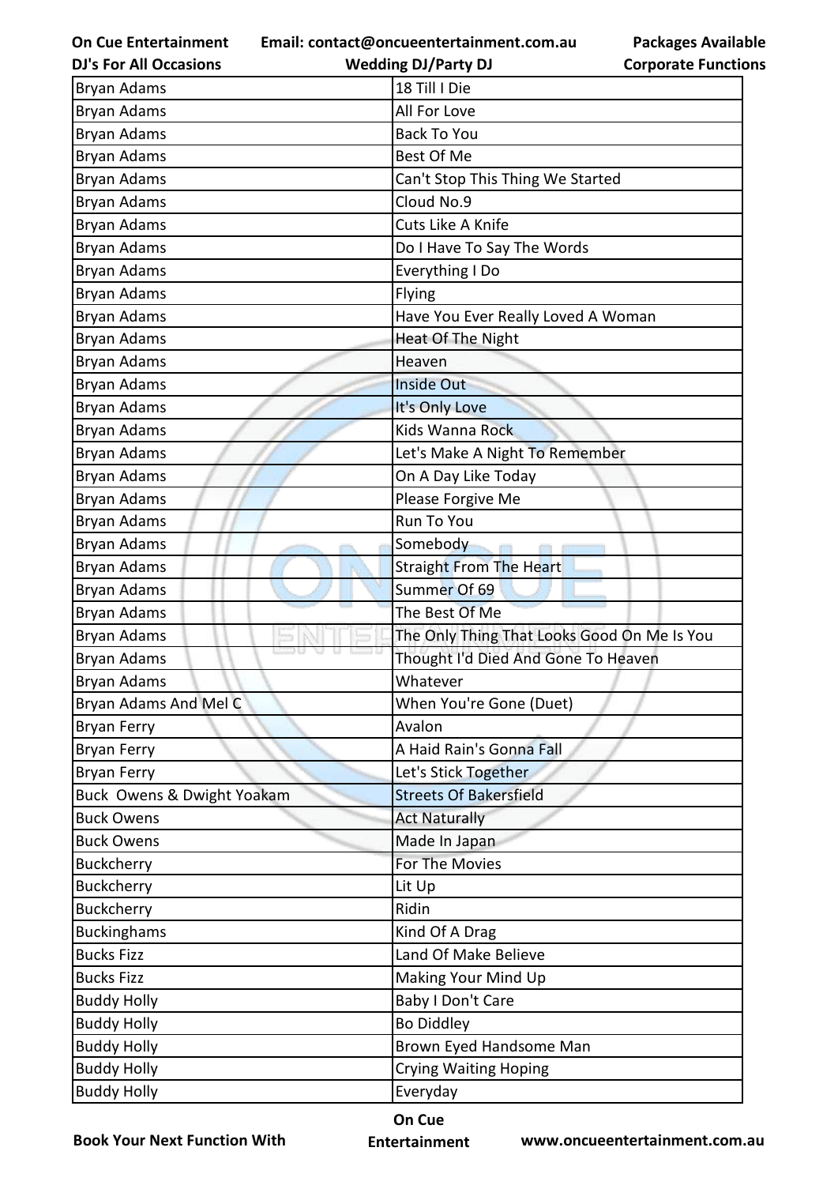| Bryan Adams | 18 Till I Die |
|---|---|
| Bryan Adams | All For Love |
| Bryan Adams | Back To You |
| Bryan Adams | Best Of Me |
| Bryan Adams | Can't Stop This Thing We Started |
| Bryan Adams | Cloud No.9 |
| Bryan Adams | Cuts Like A Knife |
| Bryan Adams | Do I Have To Say The Words |
| Bryan Adams | Everything I Do |
| Bryan Adams | Flying |
| Bryan Adams | Have You Ever Really Loved A Woman |
| Bryan Adams | Heat Of The Night |
| Bryan Adams | Heaven |
| Bryan Adams | Inside Out |
| Bryan Adams | It's Only Love |
| Bryan Adams | Kids Wanna Rock |
| Bryan Adams | Let's Make A Night To Remember |
| Bryan Adams | On A Day Like Today |
| Bryan Adams | Please Forgive Me |
| Bryan Adams | Run To You |
| Bryan Adams | Somebody |
| Bryan Adams | Straight From The Heart |
| Bryan Adams | Summer Of 69 |
| Bryan Adams | The Best Of Me |
| Bryan Adams | The Only Thing That Looks Good On Me Is You |
| Bryan Adams | Thought I'd Died And Gone To Heaven |
| Bryan Adams | Whatever |
| Bryan Adams And Mel C | When You're Gone (Duet) |
| Bryan Ferry | Avalon |
| Bryan Ferry | A Haid Rain's Gonna Fall |
| Bryan Ferry | Let's Stick Together |
| Buck  Owens & Dwight Yoakam | Streets Of Bakersfield |
| Buck Owens | Act Naturally |
| Buck Owens | Made In Japan |
| Buckcherry | For The Movies |
| Buckcherry | Lit Up |
| Buckcherry | Ridin |
| Buckinghams | Kind Of A Drag |
| Bucks Fizz | Land Of Make Believe |
| Bucks Fizz | Making Your Mind Up |
| Buddy Holly | Baby I Don't Care |
| Buddy Holly | Bo Diddley |
| Buddy Holly | Brown Eyed Handsome Man |
| Buddy Holly | Crying Waiting Hoping |
| Buddy Holly | Everyday |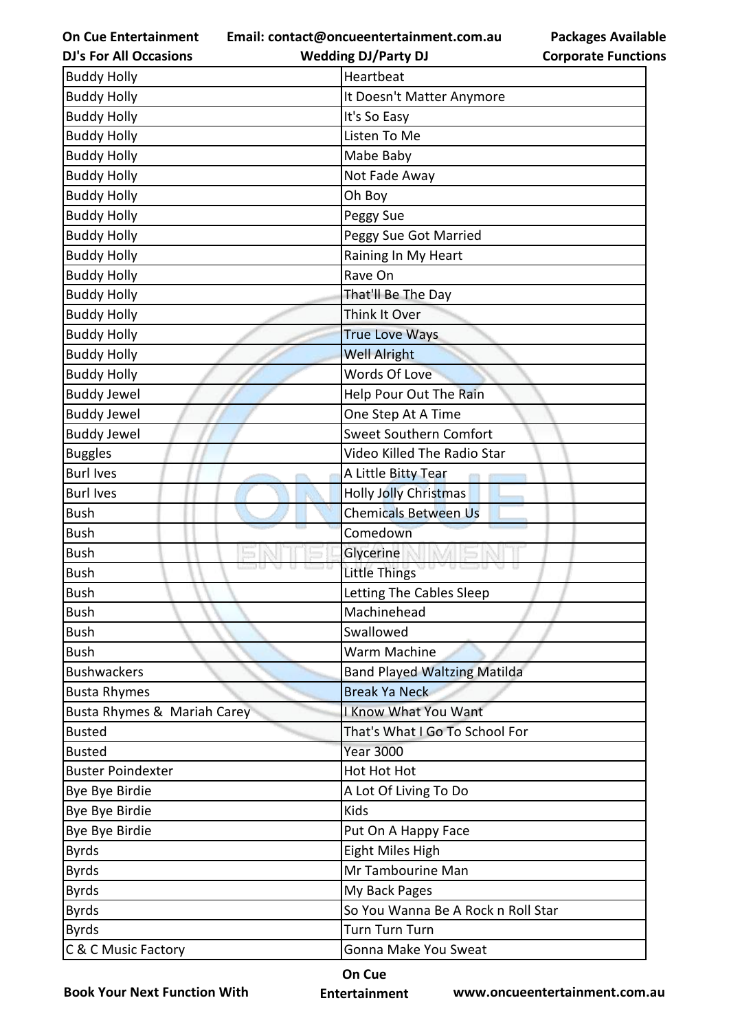| Buddy Holly | Heartbeat |
|---|---|
| Buddy Holly | It Doesn't Matter Anymore |
| Buddy Holly | It's So Easy |
| Buddy Holly | Listen To Me |
| Buddy Holly | Mabe Baby |
| Buddy Holly | Not Fade Away |
| Buddy Holly | Oh Boy |
| Buddy Holly | Peggy Sue |
| Buddy Holly | Peggy Sue Got Married |
| Buddy Holly | Raining In My Heart |
| Buddy Holly | Rave On |
| Buddy Holly | That'll Be The Day |
| Buddy Holly | Think It Over |
| Buddy Holly | True Love Ways |
| Buddy Holly | Well Alright |
| Buddy Holly | Words Of Love |
| Buddy Jewel | Help Pour Out The Rain |
| Buddy Jewel | One Step At A Time |
| Buddy Jewel | Sweet Southern Comfort |
| Buggles | Video Killed The Radio Star |
| Burl Ives | A Little Bitty Tear |
| Burl Ives | Holly Jolly Christmas |
| Bush | Chemicals Between Us |
| Bush | Comedown |
| Bush | Glycerine |
| Bush | Little Things |
| Bush | Letting The Cables Sleep |
| Bush | Machinehead |
| Bush | Swallowed |
| Bush | Warm Machine |
| Bushwackers | Band Played Waltzing Matilda |
| Busta Rhymes | Break Ya Neck |
| Busta Rhymes & Mariah Carey | I Know What You Want |
| Busted | That's What I Go To School For |
| Busted | Year 3000 |
| Buster Poindexter | Hot Hot Hot |
| Bye Bye Birdie | A Lot Of Living To Do |
| Bye Bye Birdie | Kids |
| Bye Bye Birdie | Put On A Happy Face |
| Byrds | Eight Miles High |
| Byrds | Mr Tambourine Man |
| Byrds | My Back Pages |
| Byrds | So You Wanna Be A Rock n Roll Star |
| Byrds | Turn Turn Turn |
| C & C Music Factory | Gonna Make You Sweat |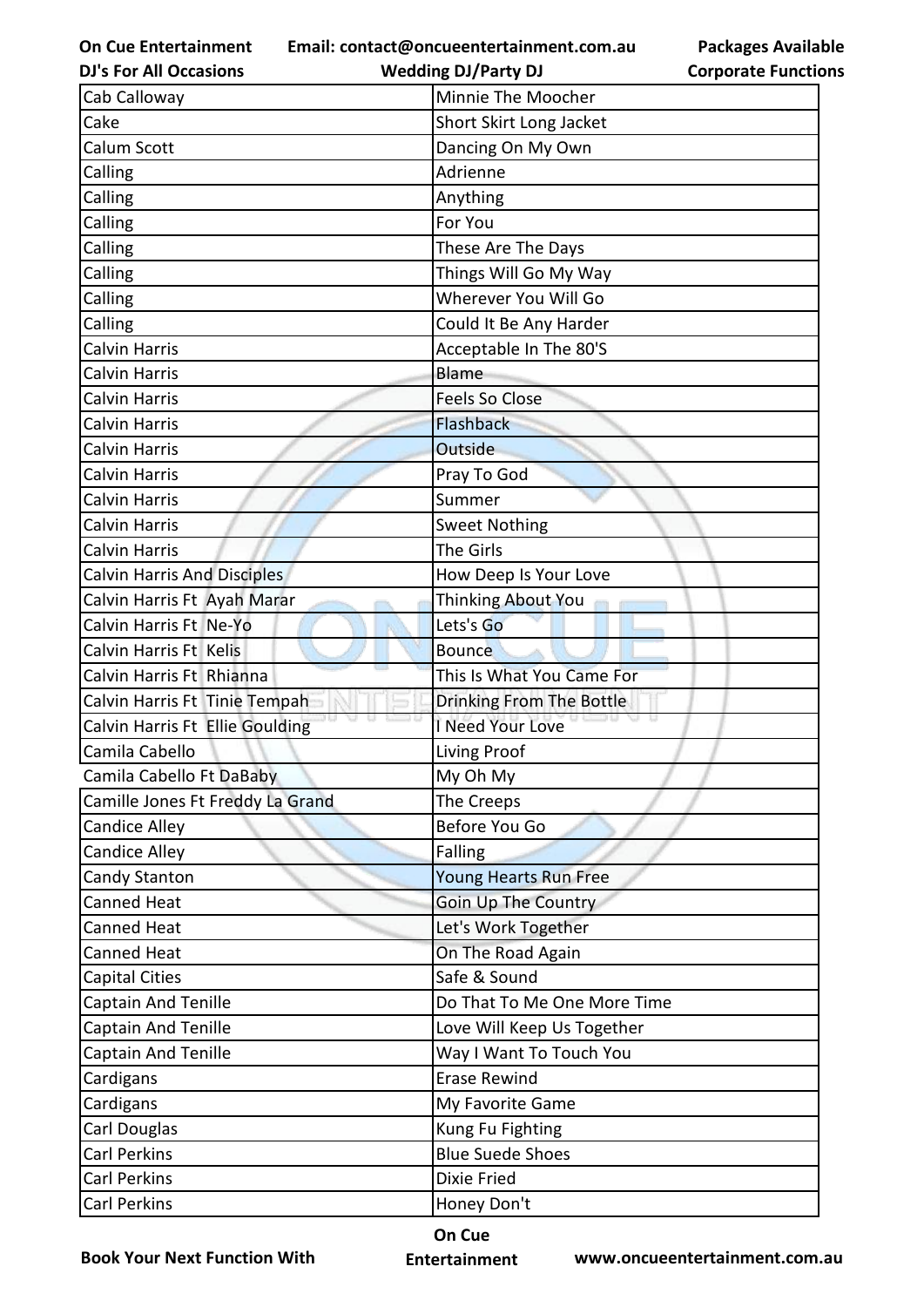| Cab Calloway | Minnie The Moocher |
|---|---|
| Cake | Short Skirt Long Jacket |
| Calum Scott | Dancing On My Own |
| Calling | Adrienne |
| Calling | Anything |
| Calling | For You |
| Calling | These Are The Days |
| Calling | Things Will Go My Way |
| Calling | Wherever You Will Go |
| Calling | Could It Be Any Harder |
| Calvin Harris | Acceptable In The 80'S |
| Calvin Harris | Blame |
| Calvin Harris | Feels So Close |
| Calvin Harris | Flashback |
| Calvin Harris | Outside |
| Calvin Harris | Pray To God |
| Calvin Harris | Summer |
| Calvin Harris | Sweet Nothing |
| Calvin Harris | The Girls |
| Calvin Harris And Disciples | How Deep Is Your Love |
| Calvin Harris Ft Ayah Marar | Thinking About You |
| Calvin Harris Ft Ne-Yo | Lets's Go |
| Calvin Harris Ft Kelis | Bounce |
| Calvin Harris Ft Rhianna | This Is What You Came For |
| Calvin Harris Ft Tinie Tempah | Drinking From The Bottle |
| Calvin Harris Ft Ellie Goulding | I Need Your Love |
| Camila Cabello | Living Proof |
| Camila Cabello Ft DaBaby | My Oh My |
| Camille Jones Ft Freddy La Grand | The Creeps |
| Candice Alley | Before You Go |
| Candice Alley | Falling |
| Candy Stanton | Young Hearts Run Free |
| Canned Heat | Goin Up The Country |
| Canned Heat | Let's Work Together |
| Canned Heat | On The Road Again |
| Capital Cities | Safe & Sound |
| Captain And Tenille | Do That To Me One More Time |
| Captain And Tenille | Love Will Keep Us Together |
| Captain And Tenille | Way I Want To Touch You |
| Cardigans | Erase Rewind |
| Cardigans | My Favorite Game |
| Carl Douglas | Kung Fu Fighting |
| Carl Perkins | Blue Suede Shoes |
| Carl Perkins | Dixie Fried |
| Carl Perkins | Honey Don't |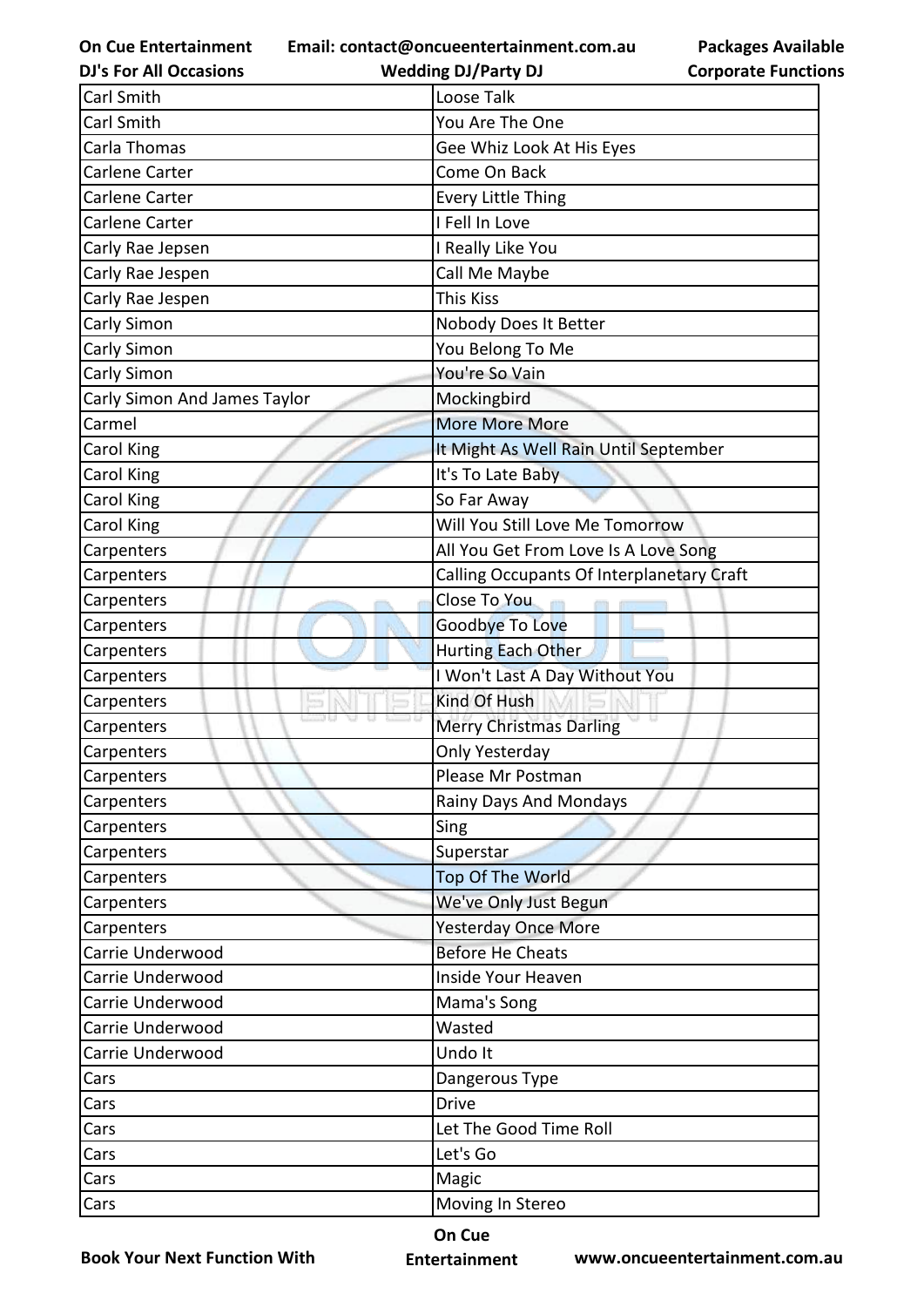| Carl Smith | Loose Talk |
|---|---|
| Carl Smith | You Are The One |
| Carla Thomas | Gee Whiz Look At His Eyes |
| Carlene Carter | Come On Back |
| Carlene Carter | Every Little Thing |
| Carlene Carter | I Fell In Love |
| Carly Rae Jepsen | I Really Like You |
| Carly Rae Jespen | Call Me Maybe |
| Carly Rae Jespen | This Kiss |
| Carly Simon | Nobody Does It Better |
| Carly Simon | You Belong To Me |
| Carly Simon | You're So Vain |
| Carly Simon And James Taylor | Mockingbird |
| Carmel | More More More |
| Carol King | It Might As Well Rain Until September |
| Carol King | It's To Late Baby |
| Carol King | So Far Away |
| Carol King | Will You Still Love Me Tomorrow |
| Carpenters | All You Get From Love Is A Love Song |
| Carpenters | Calling Occupants Of Interplanetary Craft |
| Carpenters | Close To You |
| Carpenters | Goodbye To Love |
| Carpenters | Hurting Each Other |
| Carpenters | I Won't Last A Day Without You |
| Carpenters | Kind Of Hush |
| Carpenters | Merry Christmas Darling |
| Carpenters | Only Yesterday |
| Carpenters | Please Mr Postman |
| Carpenters | Rainy Days And Mondays |
| Carpenters | Sing |
| Carpenters | Superstar |
| Carpenters | Top Of The World |
| Carpenters | We've Only Just Begun |
| Carpenters | Yesterday Once More |
| Carrie Underwood | Before He Cheats |
| Carrie Underwood | Inside Your Heaven |
| Carrie Underwood | Mama's Song |
| Carrie Underwood | Wasted |
| Carrie Underwood | Undo It |
| Cars | Dangerous Type |
| Cars | Drive |
| Cars | Let The Good Time Roll |
| Cars | Let's Go |
| Cars | Magic |
| Cars | Moving In Stereo |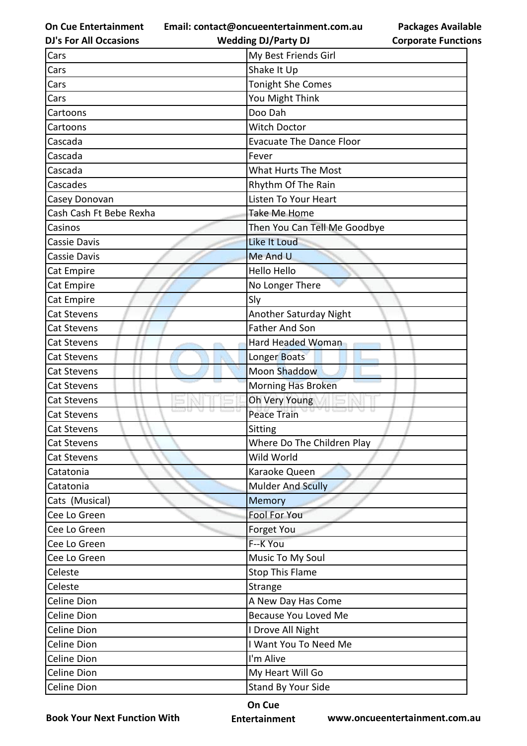| Cars | My Best Friends Girl |
|---|---|
| Cars | Shake It Up |
| Cars | Tonight She Comes |
| Cars | You Might Think |
| Cartoons | Doo Dah |
| Cartoons | Witch Doctor |
| Cascada | Evacuate The Dance Floor |
| Cascada | Fever |
| Cascada | What Hurts The Most |
| Cascades | Rhythm Of The Rain |
| Casey Donovan | Listen To Your Heart |
| Cash Cash Ft Bebe Rexha | Take Me Home |
| Casinos | Then You Can Tell Me Goodbye |
| Cassie Davis | Like It Loud |
| Cassie Davis | Me And U |
| Cat Empire | Hello Hello |
| Cat Empire | No Longer There |
| Cat Empire | Sly |
| Cat Stevens | Another Saturday Night |
| Cat Stevens | Father And Son |
| Cat Stevens | Hard Headed Woman |
| Cat Stevens | Longer Boats |
| Cat Stevens | Moon Shaddow |
| Cat Stevens | Morning Has Broken |
| Cat Stevens | Oh Very Young |
| Cat Stevens | Peace Train |
| Cat Stevens | Sitting |
| Cat Stevens | Where Do The Children Play |
| Cat Stevens | Wild World |
| Catatonia | Karaoke Queen |
| Catatonia | Mulder And Scully |
| Cats (Musical) | Memory |
| Cee Lo Green | Fool For You |
| Cee Lo Green | Forget You |
| Cee Lo Green | F--K You |
| Cee Lo Green | Music To My Soul |
| Celeste | Stop This Flame |
| Celeste | Strange |
| Celine Dion | A New Day Has Come |
| Celine Dion | Because You Loved Me |
| Celine Dion | I Drove All Night |
| Celine Dion | I Want You To Need Me |
| Celine Dion | I'm Alive |
| Celine Dion | My Heart Will Go |
| Celine Dion | Stand By Your Side |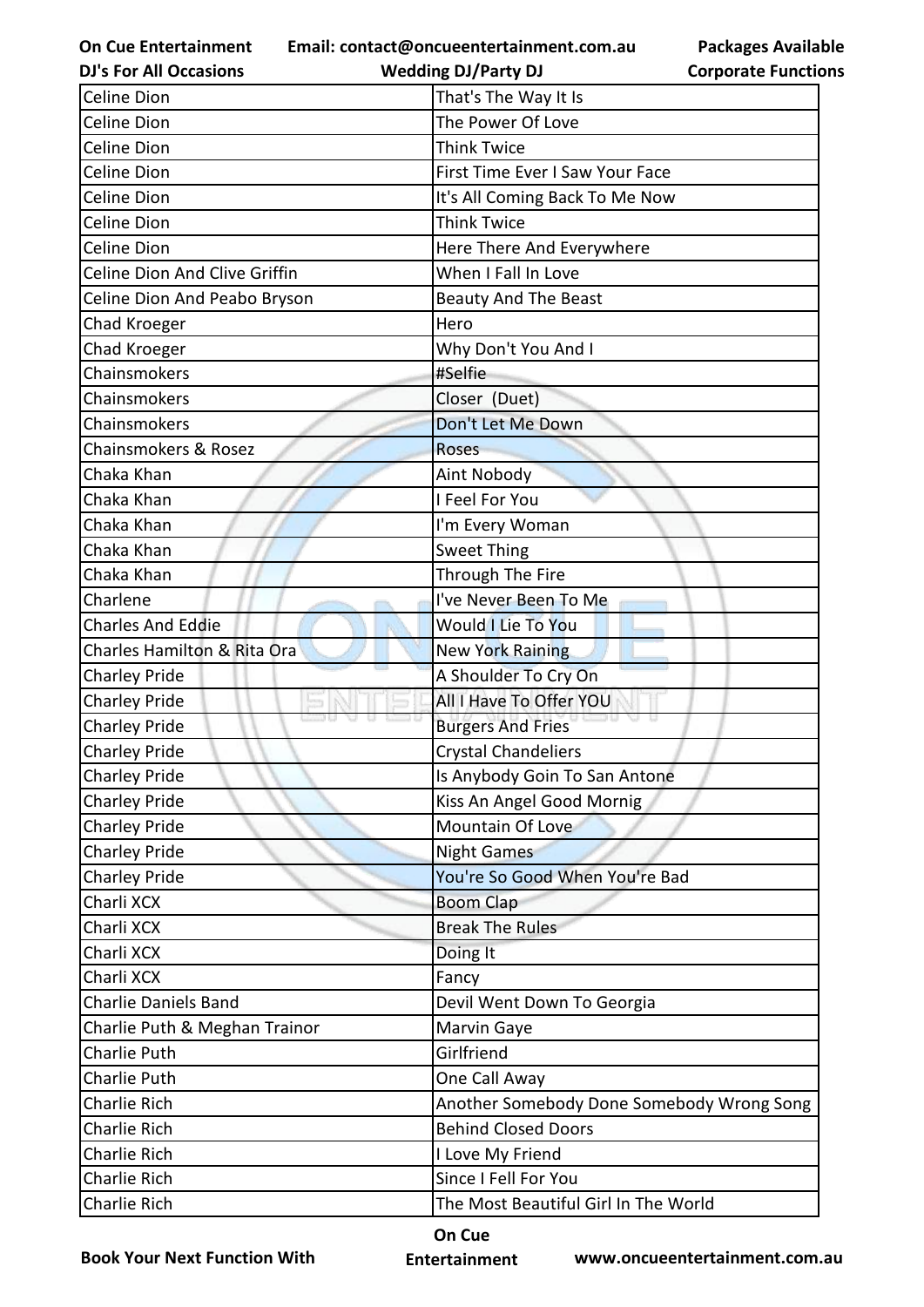| Celine Dion | That's The Way It Is |
|---|---|
| Celine Dion | The Power Of Love |
| Celine Dion | Think Twice |
| Celine Dion | First Time Ever I Saw Your Face |
| Celine Dion | It's All Coming Back To Me Now |
| Celine Dion | Think Twice |
| Celine Dion | Here There And Everywhere |
| Celine Dion And Clive Griffin | When I Fall In Love |
| Celine Dion And Peabo Bryson | Beauty And The Beast |
| Chad Kroeger | Hero |
| Chad Kroeger | Why Don't You And I |
| Chainsmokers | #Selfie |
| Chainsmokers | Closer  (Duet) |
| Chainsmokers | Don't Let Me Down |
| Chainsmokers & Rosez | Roses |
| Chaka Khan | Aint Nobody |
| Chaka Khan | I Feel For You |
| Chaka Khan | I'm Every Woman |
| Chaka Khan | Sweet Thing |
| Chaka Khan | Through The Fire |
| Charlene | I've Never Been To Me |
| Charles And Eddie | Would I Lie To You |
| Charles Hamilton & Rita Ora | New York Raining |
| Charley Pride | A Shoulder To Cry On |
| Charley Pride | All I Have To Offer YOU |
| Charley Pride | Burgers And Fries |
| Charley Pride | Crystal Chandeliers |
| Charley Pride | Is Anybody Goin To San Antone |
| Charley Pride | Kiss An Angel Good Mornig |
| Charley Pride | Mountain Of Love |
| Charley Pride | Night Games |
| Charley Pride | You're So Good When You're Bad |
| Charli XCX | Boom Clap |
| Charli XCX | Break The Rules |
| Charli XCX | Doing It |
| Charli XCX | Fancy |
| Charlie Daniels Band | Devil Went Down To Georgia |
| Charlie Puth & Meghan Trainor | Marvin Gaye |
| Charlie Puth | Girlfriend |
| Charlie Puth | One Call Away |
| Charlie Rich | Another Somebody Done Somebody Wrong Song |
| Charlie Rich | Behind Closed Doors |
| Charlie Rich | I Love My Friend |
| Charlie Rich | Since I Fell For You |
| Charlie Rich | The Most Beautiful Girl In The World |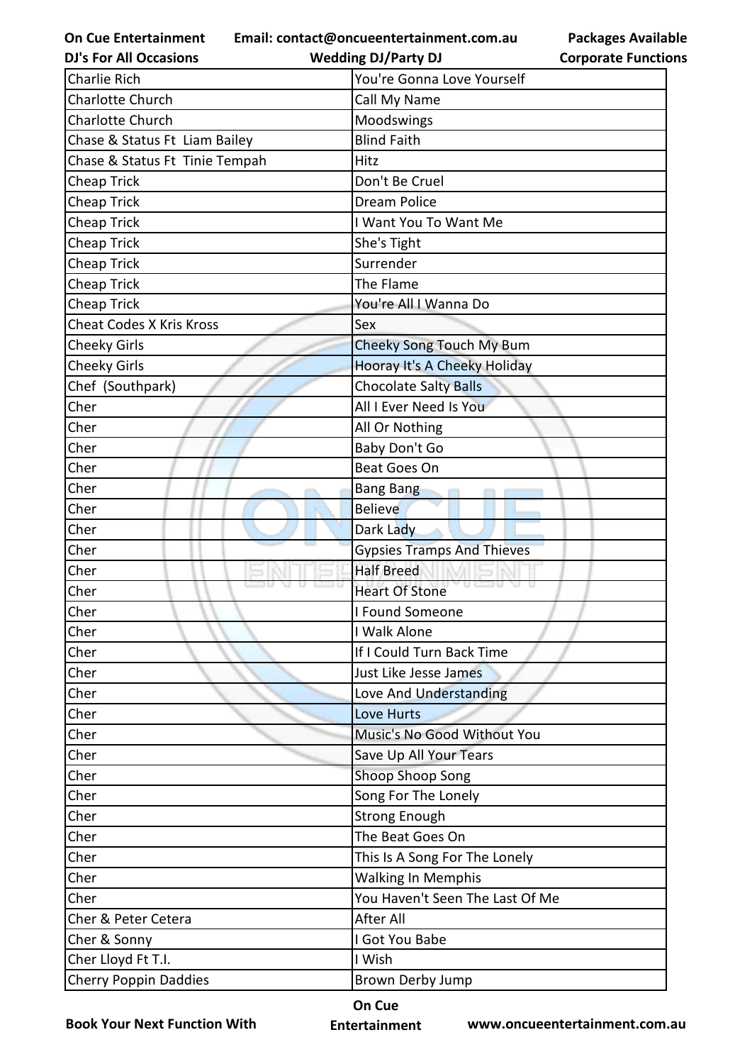| Charlie Rich | You're Gonna Love Yourself |
|---|---|
| Charlotte Church | Call My Name |
| Charlotte Church | Moodswings |
| Chase & Status Ft Liam Bailey | Blind Faith |
| Chase & Status Ft Tinie Tempah | Hitz |
| Cheap Trick | Don't Be Cruel |
| Cheap Trick | Dream Police |
| Cheap Trick | I Want You To Want Me |
| Cheap Trick | She's Tight |
| Cheap Trick | Surrender |
| Cheap Trick | The Flame |
| Cheap Trick | You're All I Wanna Do |
| Cheat Codes X Kris Kross | Sex |
| Cheeky Girls | Cheeky Song Touch My Bum |
| Cheeky Girls | Hooray It's A Cheeky Holiday |
| Chef (Southpark) | Chocolate Salty Balls |
| Cher | All I Ever Need Is You |
| Cher | All Or Nothing |
| Cher | Baby Don't Go |
| Cher | Beat Goes On |
| Cher | Bang Bang |
| Cher | Believe |
| Cher | Dark Lady |
| Cher | Gypsies Tramps And Thieves |
| Cher | Half Breed |
| Cher | Heart Of Stone |
| Cher | I Found Someone |
| Cher | I Walk Alone |
| Cher | If I Could Turn Back Time |
| Cher | Just Like Jesse James |
| Cher | Love And Understanding |
| Cher | Love Hurts |
| Cher | Music's No Good Without You |
| Cher | Save Up All Your Tears |
| Cher | Shoop Shoop Song |
| Cher | Song For The Lonely |
| Cher | Strong Enough |
| Cher | The Beat Goes On |
| Cher | This Is A Song For The Lonely |
| Cher | Walking In Memphis |
| Cher | You Haven't Seen The Last Of Me |
| Cher & Peter Cetera | After All |
| Cher & Sonny | I Got You Babe |
| Cher Lloyd Ft T.I. | I Wish |
| Cherry Poppin Daddies | Brown Derby Jump |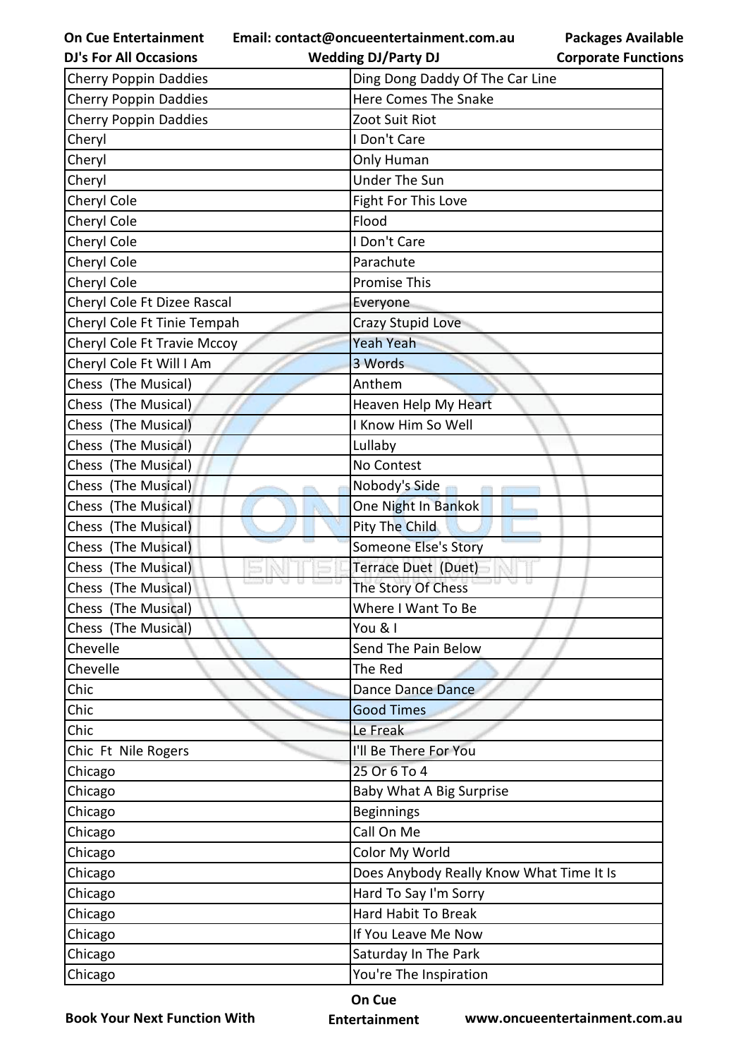| Cherry Poppin Daddies | Ding Dong Daddy Of The Car Line |
|---|---|
| Cherry Poppin Daddies | Here Comes The Snake |
| Cherry Poppin Daddies | Zoot Suit Riot |
| Cheryl | I Don't Care |
| Cheryl | Only Human |
| Cheryl | Under The Sun |
| Cheryl Cole | Fight For This Love |
| Cheryl Cole | Flood |
| Cheryl Cole | I Don't Care |
| Cheryl Cole | Parachute |
| Cheryl Cole | Promise This |
| Cheryl Cole Ft Dizee Rascal | Everyone |
| Cheryl Cole Ft Tinie Tempah | Crazy Stupid Love |
| Cheryl Cole Ft Travie Mccoy | Yeah Yeah |
| Cheryl Cole Ft Will I Am | 3 Words |
| Chess  (The Musical) | Anthem |
| Chess  (The Musical) | Heaven Help My Heart |
| Chess  (The Musical) | I Know Him So Well |
| Chess  (The Musical) | Lullaby |
| Chess  (The Musical) | No Contest |
| Chess  (The Musical) | Nobody's Side |
| Chess  (The Musical) | One Night In Bankok |
| Chess  (The Musical) | Pity The Child |
| Chess  (The Musical) | Someone Else's Story |
| Chess  (The Musical) | Terrace Duet  (Duet) |
| Chess  (The Musical) | The Story Of Chess |
| Chess  (The Musical) | Where I Want To Be |
| Chess  (The Musical) | You & I |
| Chevelle | Send The Pain Below |
| Chevelle | The Red |
| Chic | Dance Dance Dance |
| Chic | Good Times |
| Chic | Le Freak |
| Chic  Ft  Nile Rogers | I'll Be There For You |
| Chicago | 25 Or 6 To 4 |
| Chicago | Baby What A Big Surprise |
| Chicago | Beginnings |
| Chicago | Call On Me |
| Chicago | Color My World |
| Chicago | Does Anybody Really Know What Time It Is |
| Chicago | Hard To Say I'm Sorry |
| Chicago | Hard Habit To Break |
| Chicago | If You Leave Me Now |
| Chicago | Saturday In The Park |
| Chicago | You're The Inspiration |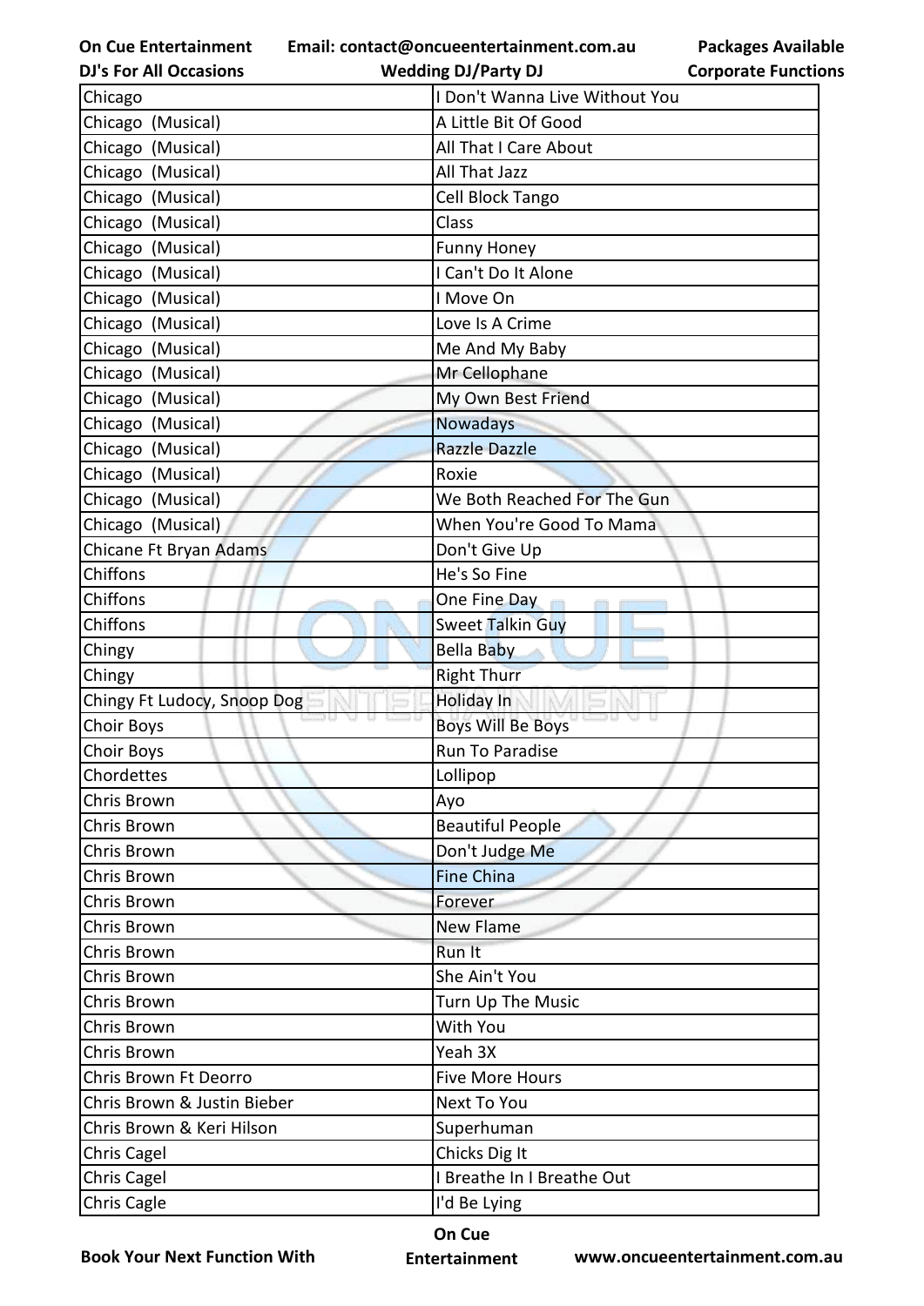| Chicago | I Don't Wanna Live Without You |
|---|---|
| Chicago (Musical) | A Little Bit Of Good |
| Chicago (Musical) | All That I Care About |
| Chicago (Musical) | All That Jazz |
| Chicago (Musical) | Cell Block Tango |
| Chicago (Musical) | Class |
| Chicago (Musical) | Funny Honey |
| Chicago (Musical) | I Can't Do It Alone |
| Chicago (Musical) | I Move On |
| Chicago (Musical) | Love Is A Crime |
| Chicago (Musical) | Me And My Baby |
| Chicago (Musical) | Mr Cellophane |
| Chicago (Musical) | My Own Best Friend |
| Chicago (Musical) | Nowadays |
| Chicago (Musical) | Razzle Dazzle |
| Chicago (Musical) | Roxie |
| Chicago (Musical) | We Both Reached For The Gun |
| Chicago (Musical) | When You're Good To Mama |
| Chicane Ft Bryan Adams | Don't Give Up |
| Chiffons | He's So Fine |
| Chiffons | One Fine Day |
| Chiffons | Sweet Talkin Guy |
| Chingy | Bella Baby |
| Chingy | Right Thurr |
| Chingy Ft Ludocy, Snoop Dog | Holiday In |
| Choir Boys | Boys Will Be Boys |
| Choir Boys | Run To Paradise |
| Chordettes | Lollipop |
| Chris Brown | Ayo |
| Chris Brown | Beautiful People |
| Chris Brown | Don't Judge Me |
| Chris Brown | Fine China |
| Chris Brown | Forever |
| Chris Brown | New Flame |
| Chris Brown | Run It |
| Chris Brown | She Ain't You |
| Chris Brown | Turn Up The Music |
| Chris Brown | With You |
| Chris Brown | Yeah 3X |
| Chris Brown Ft Deorro | Five More Hours |
| Chris Brown & Justin Bieber | Next To You |
| Chris Brown & Keri Hilson | Superhuman |
| Chris Cagel | Chicks Dig It |
| Chris Cagel | I Breathe In I Breathe Out |
| Chris Cagle | I'd Be Lying |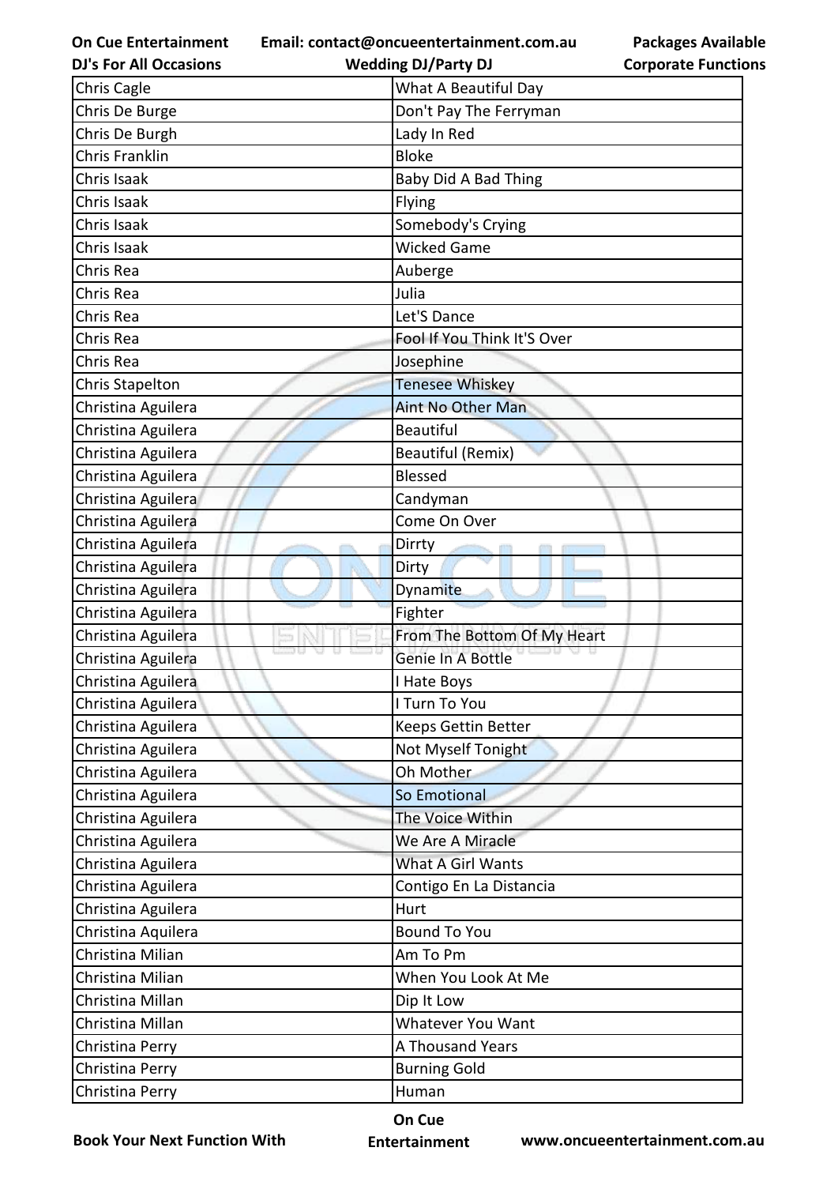| Chris Cagle | What A Beautiful Day |
|---|---|
| Chris De Burge | Don't Pay The Ferryman |
| Chris De Burgh | Lady In Red |
| Chris Franklin | Bloke |
| Chris Isaak | Baby Did A Bad Thing |
| Chris Isaak | Flying |
| Chris Isaak | Somebody's Crying |
| Chris Isaak | Wicked Game |
| Chris Rea | Auberge |
| Chris Rea | Julia |
| Chris Rea | Let'S Dance |
| Chris Rea | Fool If You Think It'S Over |
| Chris Rea | Josephine |
| Chris Stapelton | Tenesee Whiskey |
| Christina Aguilera | Aint No Other Man |
| Christina Aguilera | Beautiful |
| Christina Aguilera | Beautiful (Remix) |
| Christina Aguilera | Blessed |
| Christina Aguilera | Candyman |
| Christina Aguilera | Come On Over |
| Christina Aguilera | Dirrty |
| Christina Aguilera | Dirty |
| Christina Aguilera | Dynamite |
| Christina Aguilera | Fighter |
| Christina Aguilera | From The Bottom Of My Heart |
| Christina Aguilera | Genie In A Bottle |
| Christina Aguilera | I Hate Boys |
| Christina Aguilera | I Turn To You |
| Christina Aguilera | Keeps Gettin Better |
| Christina Aguilera | Not Myself Tonight |
| Christina Aguilera | Oh Mother |
| Christina Aguilera | So Emotional |
| Christina Aguilera | The Voice Within |
| Christina Aguilera | We Are A Miracle |
| Christina Aguilera | What A Girl Wants |
| Christina Aguilera | Contigo En La Distancia |
| Christina Aguilera | Hurt |
| Christina Aquilera | Bound To You |
| Christina Milian | Am To Pm |
| Christina Milian | When You Look At Me |
| Christina Millan | Dip It Low |
| Christina Millan | Whatever You Want |
| Christina Perry | A Thousand Years |
| Christina Perry | Burning Gold |
| Christina Perry | Human |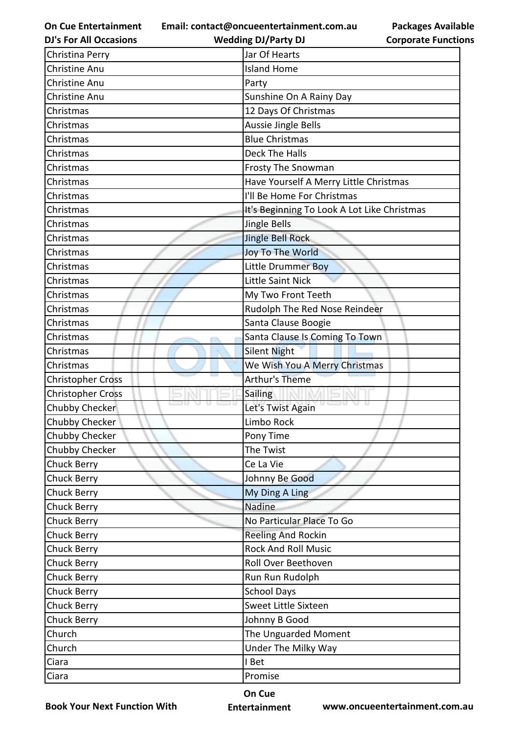| Christina Perry | Jar Of Hearts |
|---|---|
| Christine Anu | Island Home |
| Christine Anu | Party |
| Christine Anu | Sunshine On A Rainy Day |
| Christmas | 12 Days Of Christmas |
| Christmas | Aussie Jingle Bells |
| Christmas | Blue Christmas |
| Christmas | Deck The Halls |
| Christmas | Frosty The Snowman |
| Christmas | Have Yourself A Merry Little Christmas |
| Christmas | I'll Be Home For Christmas |
| Christmas | It's Beginning To Look A Lot Like Christmas |
| Christmas | Jingle Bells |
| Christmas | Jingle Bell Rock |
| Christmas | Joy To The World |
| Christmas | Little Drummer Boy |
| Christmas | Little Saint Nick |
| Christmas | My Two Front Teeth |
| Christmas | Rudolph The Red Nose Reindeer |
| Christmas | Santa Clause Boogie |
| Christmas | Santa Clause Is Coming To Town |
| Christmas | Silent Night |
| Christmas | We Wish You A Merry Christmas |
| Christopher Cross | Arthur's Theme |
| Christopher Cross | Sailing |
| Chubby Checker | Let's Twist Again |
| Chubby Checker | Limbo Rock |
| Chubby Checker | Pony Time |
| Chubby Checker | The Twist |
| Chuck Berry | Ce La Vie |
| Chuck Berry | Johnny Be Good |
| Chuck Berry | My Ding A Ling |
| Chuck Berry | Nadine |
| Chuck Berry | No Particular Place To Go |
| Chuck Berry | Reeling And Rockin |
| Chuck Berry | Rock And Roll Music |
| Chuck Berry | Roll Over Beethoven |
| Chuck Berry | Run Run Rudolph |
| Chuck Berry | School Days |
| Chuck Berry | Sweet Little Sixteen |
| Chuck Berry | Johnny B Good |
| Church | The Unguarded Moment |
| Church | Under The Milky Way |
| Ciara | I Bet |
| Ciara | Promise |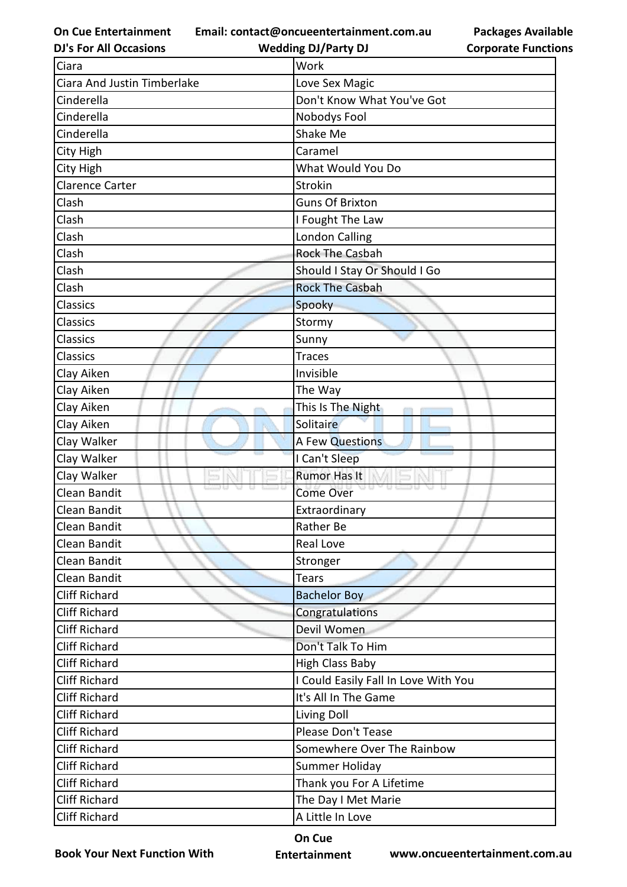| Ciara | Work |
|---|---|
| Ciara And Justin Timberlake | Love Sex Magic |
| Cinderella | Don't Know What You've Got |
| Cinderella | Nobodys Fool |
| Cinderella | Shake Me |
| City High | Caramel |
| City High | What Would You Do |
| Clarence Carter | Strokin |
| Clash | Guns Of Brixton |
| Clash | I Fought The Law |
| Clash | London Calling |
| Clash | Rock The Casbah |
| Clash | Should I Stay Or Should I Go |
| Clash | Rock The Casbah |
| Classics | Spooky |
| Classics | Stormy |
| Classics | Sunny |
| Classics | Traces |
| Clay Aiken | Invisible |
| Clay Aiken | The Way |
| Clay Aiken | This Is The Night |
| Clay Aiken | Solitaire |
| Clay Walker | A Few Questions |
| Clay Walker | I Can't Sleep |
| Clay Walker | Rumor Has It |
| Clean Bandit | Come Over |
| Clean Bandit | Extraordinary |
| Clean Bandit | Rather Be |
| Clean Bandit | Real Love |
| Clean Bandit | Stronger |
| Clean Bandit | Tears |
| Cliff Richard | Bachelor Boy |
| Cliff Richard | Congratulations |
| Cliff Richard | Devil Women |
| Cliff Richard | Don't Talk To Him |
| Cliff Richard | High Class Baby |
| Cliff Richard | I Could Easily Fall In Love With You |
| Cliff Richard | It's All In The Game |
| Cliff Richard | Living Doll |
| Cliff Richard | Please Don't Tease |
| Cliff Richard | Somewhere Over The Rainbow |
| Cliff Richard | Summer Holiday |
| Cliff Richard | Thank you For A Lifetime |
| Cliff Richard | The Day I Met Marie |
| Cliff Richard | A Little In Love |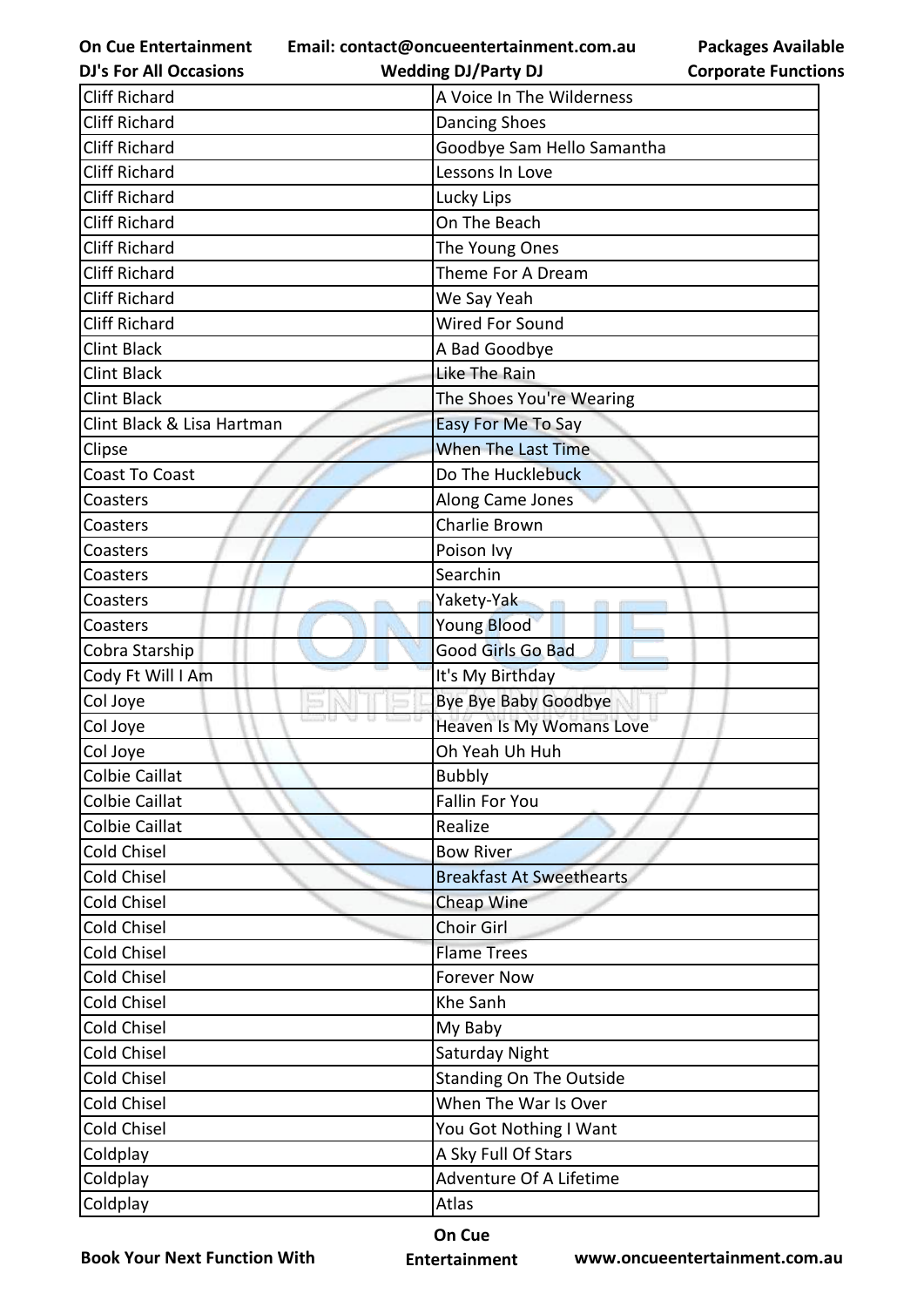| Cliff Richard | A Voice In The Wilderness |
| --- | --- |
| Cliff Richard | Dancing Shoes |
| Cliff Richard | Goodbye Sam Hello Samantha |
| Cliff Richard | Lessons In Love |
| Cliff Richard | Lucky Lips |
| Cliff Richard | On The Beach |
| Cliff Richard | The Young Ones |
| Cliff Richard | Theme For A Dream |
| Cliff Richard | We Say Yeah |
| Cliff Richard | Wired For Sound |
| Clint Black | A Bad Goodbye |
| Clint Black | Like The Rain |
| Clint Black | The Shoes You're Wearing |
| Clint Black & Lisa Hartman | Easy For Me To Say |
| Clipse | When The Last Time |
| Coast To Coast | Do The Hucklebuck |
| Coasters | Along Came Jones |
| Coasters | Charlie Brown |
| Coasters | Poison Ivy |
| Coasters | Searchin |
| Coasters | Yakety-Yak |
| Coasters | Young Blood |
| Cobra Starship | Good Girls Go Bad |
| Cody Ft Will I Am | It's My Birthday |
| Col Joye | Bye Bye Baby Goodbye |
| Col Joye | Heaven Is My Womans Love |
| Col Joye | Oh Yeah Uh Huh |
| Colbie Caillat | Bubbly |
| Colbie Caillat | Fallin For You |
| Colbie Caillat | Realize |
| Cold Chisel | Bow River |
| Cold Chisel | Breakfast At Sweethearts |
| Cold Chisel | Cheap Wine |
| Cold Chisel | Choir Girl |
| Cold Chisel | Flame Trees |
| Cold Chisel | Forever Now |
| Cold Chisel | Khe Sanh |
| Cold Chisel | My Baby |
| Cold Chisel | Saturday Night |
| Cold Chisel | Standing On The Outside |
| Cold Chisel | When The War Is Over |
| Cold Chisel | You Got Nothing I Want |
| Coldplay | A Sky Full Of Stars |
| Coldplay | Adventure Of A Lifetime |
| Coldplay | Atlas |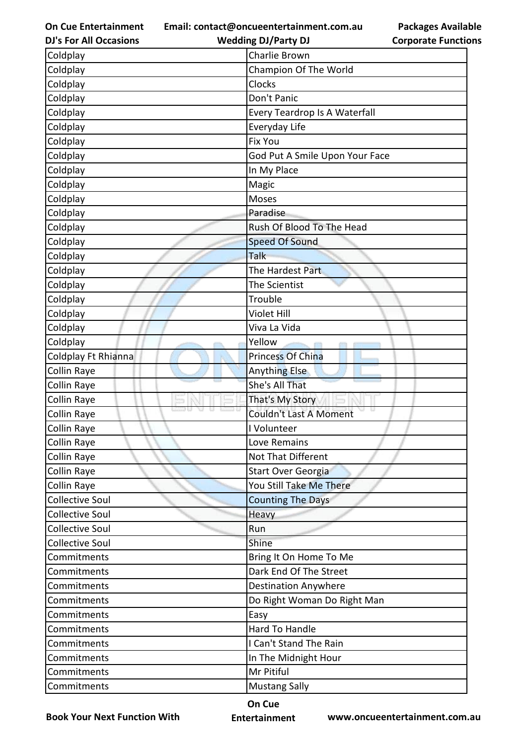| Coldplay | Charlie Brown |
| --- | --- |
| Coldplay | Champion Of The World |
| Coldplay | Clocks |
| Coldplay | Don't Panic |
| Coldplay | Every Teardrop Is A Waterfall |
| Coldplay | Everyday Life |
| Coldplay | Fix You |
| Coldplay | God Put A Smile Upon Your Face |
| Coldplay | In My Place |
| Coldplay | Magic |
| Coldplay | Moses |
| Coldplay | Paradise |
| Coldplay | Rush Of Blood To The Head |
| Coldplay | Speed Of Sound |
| Coldplay | Talk |
| Coldplay | The Hardest Part |
| Coldplay | The Scientist |
| Coldplay | Trouble |
| Coldplay | Violet Hill |
| Coldplay | Viva La Vida |
| Coldplay | Yellow |
| Coldplay Ft Rhianna | Princess Of China |
| Collin Raye | Anything Else |
| Collin Raye | She's All That |
| Collin Raye | That's My Story |
| Collin Raye | Couldn't Last A Moment |
| Collin Raye | I Volunteer |
| Collin Raye | Love Remains |
| Collin Raye | Not That Different |
| Collin Raye | Start Over Georgia |
| Collin Raye | You Still Take Me There |
| Collective Soul | Counting The Days |
| Collective Soul | Heavy |
| Collective Soul | Run |
| Collective Soul | Shine |
| Commitments | Bring It On Home To Me |
| Commitments | Dark End Of The Street |
| Commitments | Destination Anywhere |
| Commitments | Do Right Woman Do Right Man |
| Commitments | Easy |
| Commitments | Hard To Handle |
| Commitments | I Can't Stand The Rain |
| Commitments | In The Midnight Hour |
| Commitments | Mr Pitiful |
| Commitments | Mustang Sally |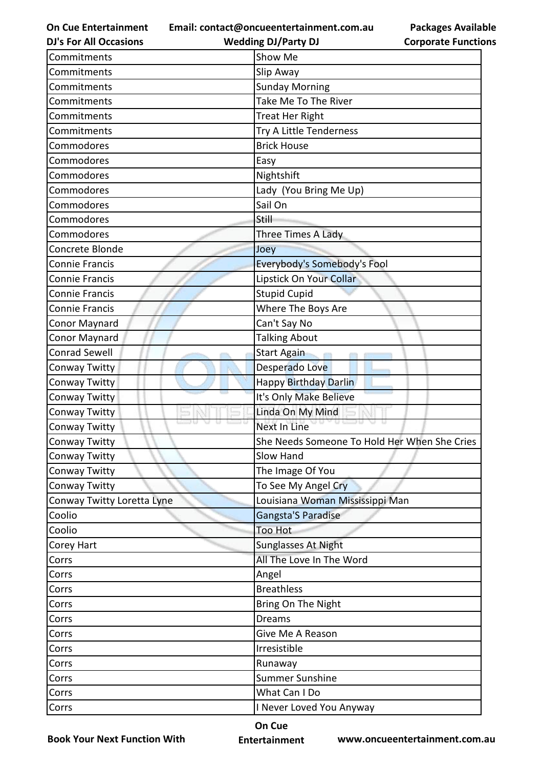| Commitments | Show Me |
|---|---|
| Commitments | Slip Away |
| Commitments | Sunday Morning |
| Commitments | Take Me To The River |
| Commitments | Treat Her Right |
| Commitments | Try A Little Tenderness |
| Commodores | Brick House |
| Commodores | Easy |
| Commodores | Nightshift |
| Commodores | Lady  (You Bring Me Up) |
| Commodores | Sail On |
| Commodores | Still |
| Commodores | Three Times A Lady |
| Concrete Blonde | Joey |
| Connie Francis | Everybody's Somebody's Fool |
| Connie Francis | Lipstick On Your Collar |
| Connie Francis | Stupid Cupid |
| Connie Francis | Where The Boys Are |
| Conor Maynard | Can't Say No |
| Conor Maynard | Talking About |
| Conrad Sewell | Start Again |
| Conway Twitty | Desperado Love |
| Conway Twitty | Happy Birthday Darlin |
| Conway Twitty | It's Only Make Believe |
| Conway Twitty | Linda On My Mind |
| Conway Twitty | Next In Line |
| Conway Twitty | She Needs Someone To Hold Her When She Cries |
| Conway Twitty | Slow Hand |
| Conway Twitty | The Image Of You |
| Conway Twitty | To See My Angel Cry |
| Conway Twitty Loretta Lyne | Louisiana Woman Mississippi Man |
| Coolio | Gangsta'S Paradise |
| Coolio | Too Hot |
| Corey Hart | Sunglasses At Night |
| Corrs | All The Love In The Word |
| Corrs | Angel |
| Corrs | Breathless |
| Corrs | Bring On The Night |
| Corrs | Dreams |
| Corrs | Give Me A Reason |
| Corrs | Irresistible |
| Corrs | Runaway |
| Corrs | Summer Sunshine |
| Corrs | What Can I Do |
| Corrs | I Never Loved You Anyway |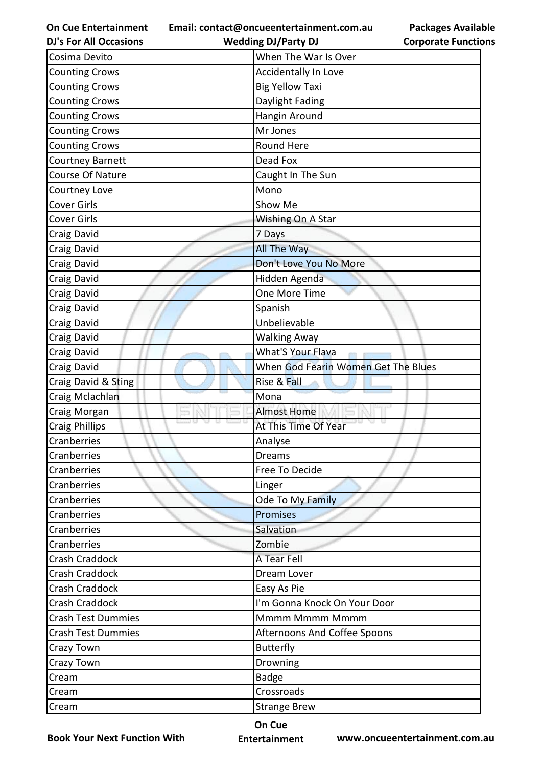| Cosima Devito | When The War Is Over |
|---|---|
| Counting Crows | Accidentally In Love |
| Counting Crows | Big Yellow Taxi |
| Counting Crows | Daylight Fading |
| Counting Crows | Hangin Around |
| Counting Crows | Mr Jones |
| Counting Crows | Round Here |
| Courtney Barnett | Dead Fox |
| Course Of Nature | Caught In The Sun |
| Courtney Love | Mono |
| Cover Girls | Show Me |
| Cover Girls | Wishing On A Star |
| Craig David | 7 Days |
| Craig David | All The Way |
| Craig David | Don't Love You No More |
| Craig David | Hidden Agenda |
| Craig David | One More Time |
| Craig David | Spanish |
| Craig David | Unbelievable |
| Craig David | Walking Away |
| Craig David | What'S Your Flava |
| Craig David | When God Fearin Women Get The Blues |
| Craig David & Sting | Rise & Fall |
| Craig Mclachlan | Mona |
| Craig Morgan | Almost Home |
| Craig Phillips | At This Time Of Year |
| Cranberries | Analyse |
| Cranberries | Dreams |
| Cranberries | Free To Decide |
| Cranberries | Linger |
| Cranberries | Ode To My Family |
| Cranberries | Promises |
| Cranberries | Salvation |
| Cranberries | Zombie |
| Crash Craddock | A Tear Fell |
| Crash Craddock | Dream Lover |
| Crash Craddock | Easy As Pie |
| Crash Craddock | I'm Gonna Knock On Your Door |
| Crash Test Dummies | Mmmm Mmmm Mmmm |
| Crash Test Dummies | Afternoons And Coffee Spoons |
| Crazy Town | Butterfly |
| Crazy Town | Drowning |
| Cream | Badge |
| Cream | Crossroads |
| Cream | Strange Brew |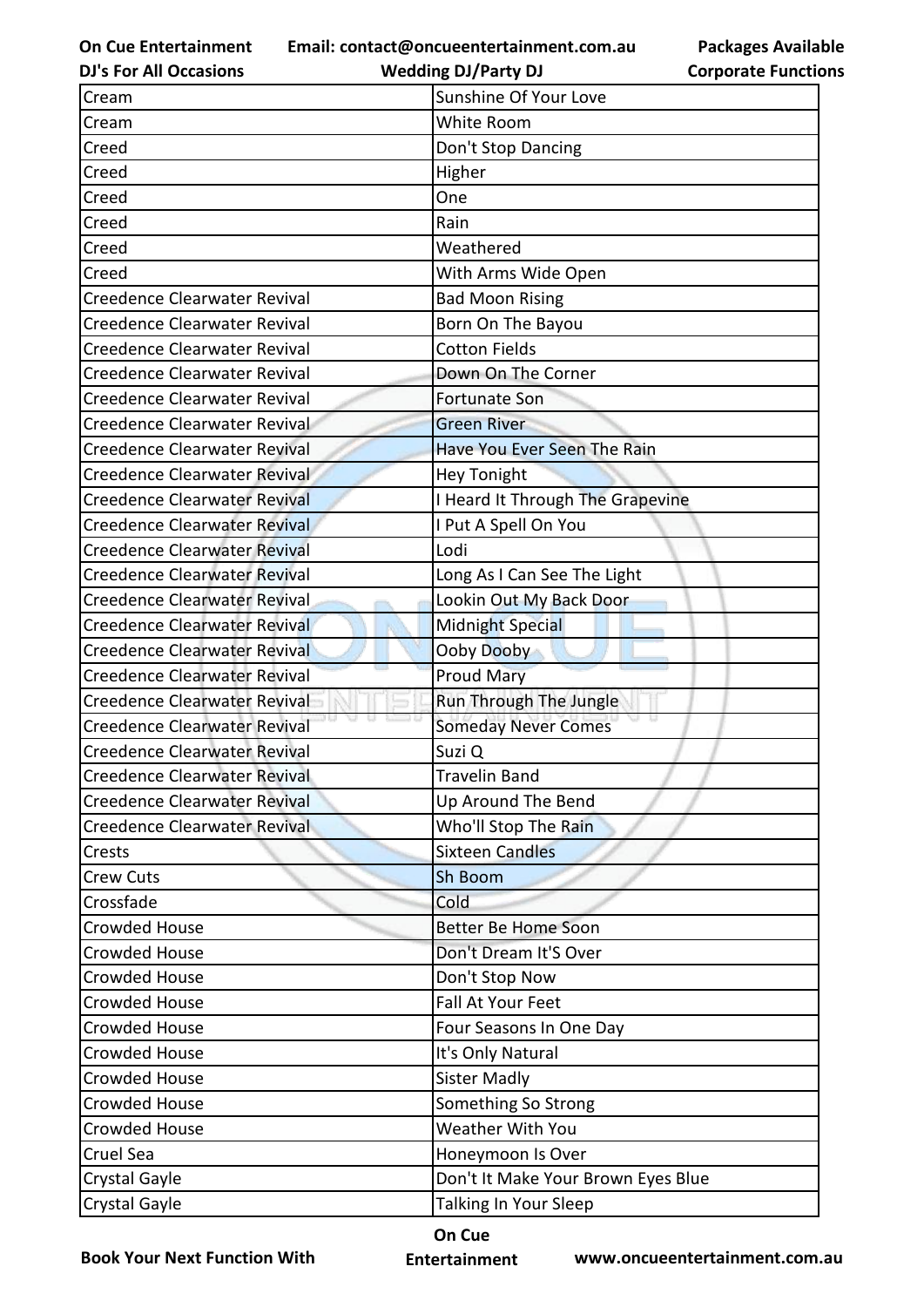| Cream | Sunshine Of Your Love |
|---|---|
| Cream | White Room |
| Creed | Don't Stop Dancing |
| Creed | Higher |
| Creed | One |
| Creed | Rain |
| Creed | Weathered |
| Creed | With Arms Wide Open |
| Creedence Clearwater Revival | Bad Moon Rising |
| Creedence Clearwater Revival | Born On The Bayou |
| Creedence Clearwater Revival | Cotton Fields |
| Creedence Clearwater Revival | Down On The Corner |
| Creedence Clearwater Revival | Fortunate Son |
| Creedence Clearwater Revival | Green River |
| Creedence Clearwater Revival | Have You Ever Seen The Rain |
| Creedence Clearwater Revival | Hey Tonight |
| Creedence Clearwater Revival | I Heard It Through The Grapevine |
| Creedence Clearwater Revival | I Put A Spell On You |
| Creedence Clearwater Revival | Lodi |
| Creedence Clearwater Revival | Long As I Can See The Light |
| Creedence Clearwater Revival | Lookin Out My Back Door |
| Creedence Clearwater Revival | Midnight Special |
| Creedence Clearwater Revival | Ooby Dooby |
| Creedence Clearwater Revival | Proud Mary |
| Creedence Clearwater Revival | Run Through The Jungle |
| Creedence Clearwater Revival | Someday Never Comes |
| Creedence Clearwater Revival | Suzi Q |
| Creedence Clearwater Revival | Travelin Band |
| Creedence Clearwater Revival | Up Around The Bend |
| Creedence Clearwater Revival | Who'll Stop The Rain |
| Crests | Sixteen Candles |
| Crew Cuts | Sh Boom |
| Crossfade | Cold |
| Crowded House | Better Be Home Soon |
| Crowded House | Don't Dream It'S Over |
| Crowded House | Don't Stop Now |
| Crowded House | Fall At Your Feet |
| Crowded House | Four Seasons In One Day |
| Crowded House | It's Only Natural |
| Crowded House | Sister Madly |
| Crowded House | Something So Strong |
| Crowded House | Weather With You |
| Cruel Sea | Honeymoon Is Over |
| Crystal Gayle | Don't It Make Your Brown Eyes Blue |
| Crystal Gayle | Talking In Your Sleep |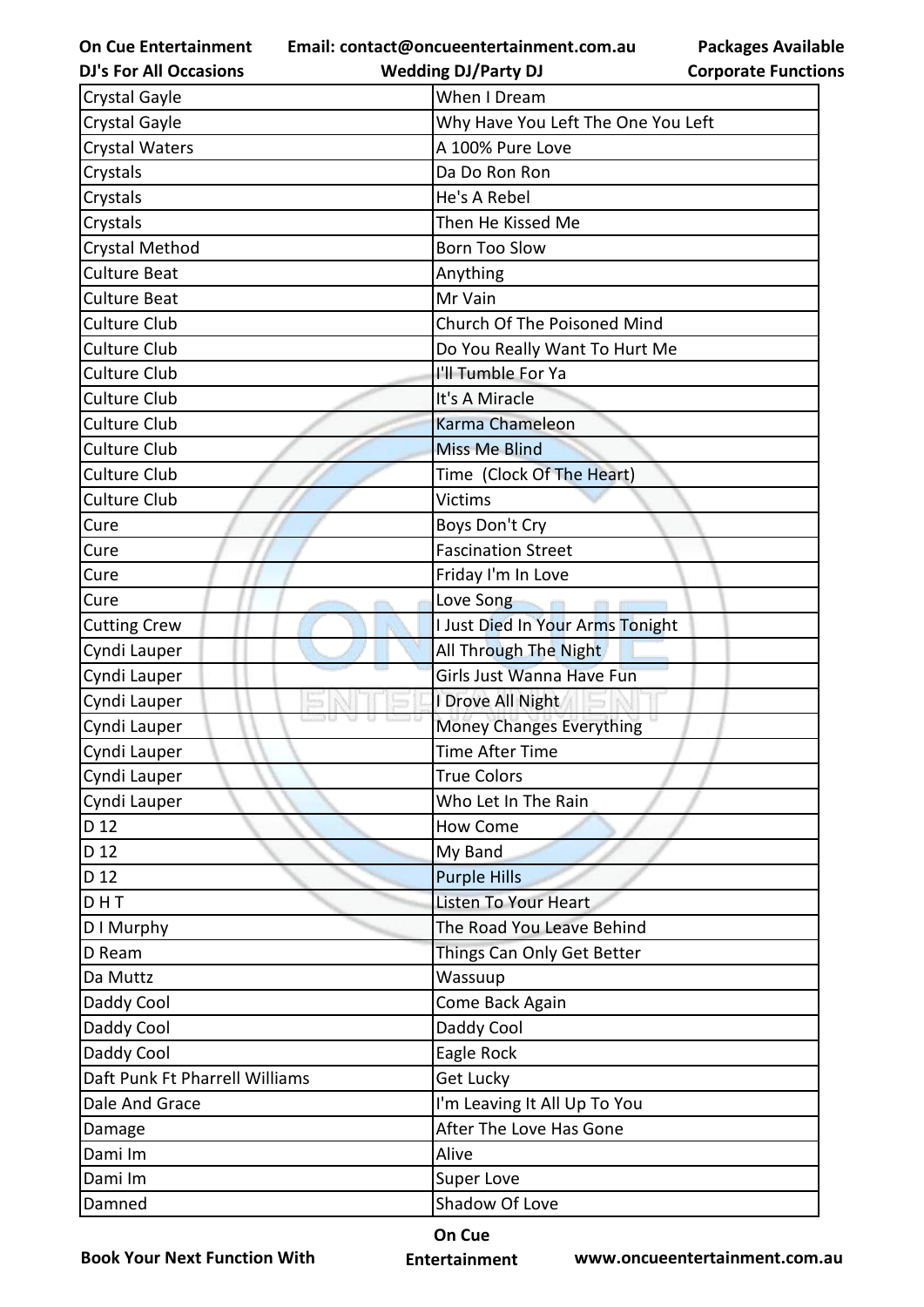| Crystal Gayle | When I Dream |
|---|---|
| Crystal Gayle | Why Have You Left The One You Left |
| Crystal Waters | A 100% Pure Love |
| Crystals | Da Do Ron Ron |
| Crystals | He's A Rebel |
| Crystals | Then He Kissed Me |
| Crystal Method | Born Too Slow |
| Culture Beat | Anything |
| Culture Beat | Mr Vain |
| Culture Club | Church Of The Poisoned Mind |
| Culture Club | Do You Really Want To Hurt Me |
| Culture Club | I'll Tumble For Ya |
| Culture Club | It's A Miracle |
| Culture Club | Karma Chameleon |
| Culture Club | Miss Me Blind |
| Culture Club | Time (Clock Of The Heart) |
| Culture Club | Victims |
| Cure | Boys Don't Cry |
| Cure | Fascination Street |
| Cure | Friday I'm In Love |
| Cure | Love Song |
| Cutting Crew | I Just Died In Your Arms Tonight |
| Cyndi Lauper | All Through The Night |
| Cyndi Lauper | Girls Just Wanna Have Fun |
| Cyndi Lauper | I Drove All Night |
| Cyndi Lauper | Money Changes Everything |
| Cyndi Lauper | Time After Time |
| Cyndi Lauper | True Colors |
| Cyndi Lauper | Who Let In The Rain |
| D 12 | How Come |
| D 12 | My Band |
| D 12 | Purple Hills |
| D H T | Listen To Your Heart |
| D I Murphy | The Road You Leave Behind |
| D Ream | Things Can Only Get Better |
| Da Muttz | Wassuup |
| Daddy Cool | Come Back Again |
| Daddy Cool | Daddy Cool |
| Daddy Cool | Eagle Rock |
| Daft Punk Ft Pharrell Williams | Get Lucky |
| Dale And Grace | I'm Leaving It All Up To You |
| Damage | After The Love Has Gone |
| Dami Im | Alive |
| Dami Im | Super Love |
| Damned | Shadow Of Love |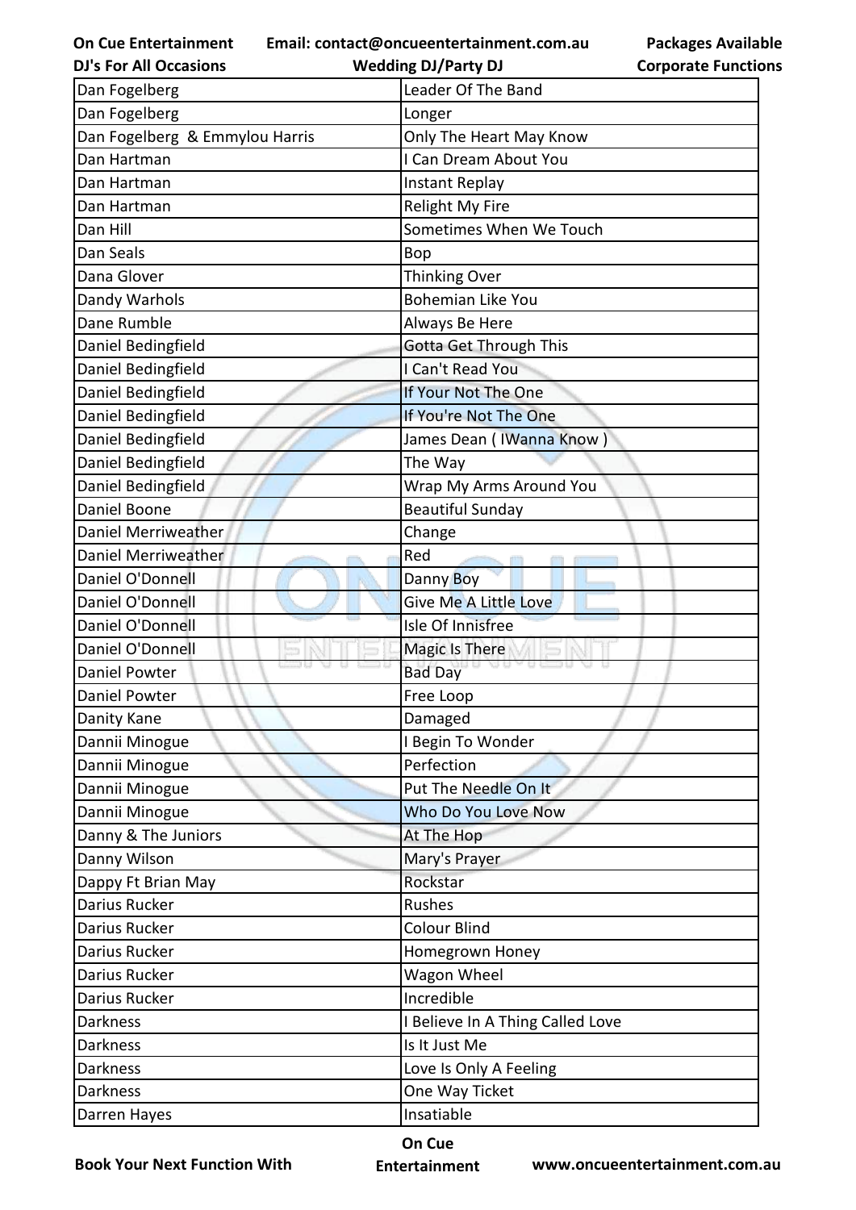| Dan Fogelberg | Leader Of The Band |
|---|---|
| Dan Fogelberg | Longer |
| Dan Fogelberg  & Emmylou Harris | Only The Heart May Know |
| Dan Hartman | I Can Dream About You |
| Dan Hartman | Instant Replay |
| Dan Hartman | Relight My Fire |
| Dan Hill | Sometimes When We Touch |
| Dan Seals | Bop |
| Dana Glover | Thinking Over |
| Dandy Warhols | Bohemian Like You |
| Dane Rumble | Always Be Here |
| Daniel Bedingfield | Gotta Get Through This |
| Daniel Bedingfield | I Can't Read You |
| Daniel Bedingfield | If Your Not The One |
| Daniel Bedingfield | If You're Not The One |
| Daniel Bedingfield | James Dean ( IWanna Know ) |
| Daniel Bedingfield | The Way |
| Daniel Bedingfield | Wrap My Arms Around You |
| Daniel Boone | Beautiful Sunday |
| Daniel Merriweather | Change |
| Daniel Merriweather | Red |
| Daniel O'Donnell | Danny Boy |
| Daniel O'Donnell | Give Me A Little Love |
| Daniel O'Donnell | Isle Of Innisfree |
| Daniel O'Donnell | Magic Is There |
| Daniel Powter | Bad Day |
| Daniel Powter | Free Loop |
| Danity Kane | Damaged |
| Dannii Minogue | I Begin To Wonder |
| Dannii Minogue | Perfection |
| Dannii Minogue | Put The Needle On It |
| Dannii Minogue | Who Do You Love Now |
| Danny & The Juniors | At The Hop |
| Danny Wilson | Mary's Prayer |
| Dappy Ft Brian May | Rockstar |
| Darius Rucker | Rushes |
| Darius Rucker | Colour Blind |
| Darius Rucker | Homegrown Honey |
| Darius Rucker | Wagon Wheel |
| Darius Rucker | Incredible |
| Darkness | I Believe In A Thing Called Love |
| Darkness | Is It Just Me |
| Darkness | Love Is Only A Feeling |
| Darkness | One Way Ticket |
| Darren Hayes | Insatiable |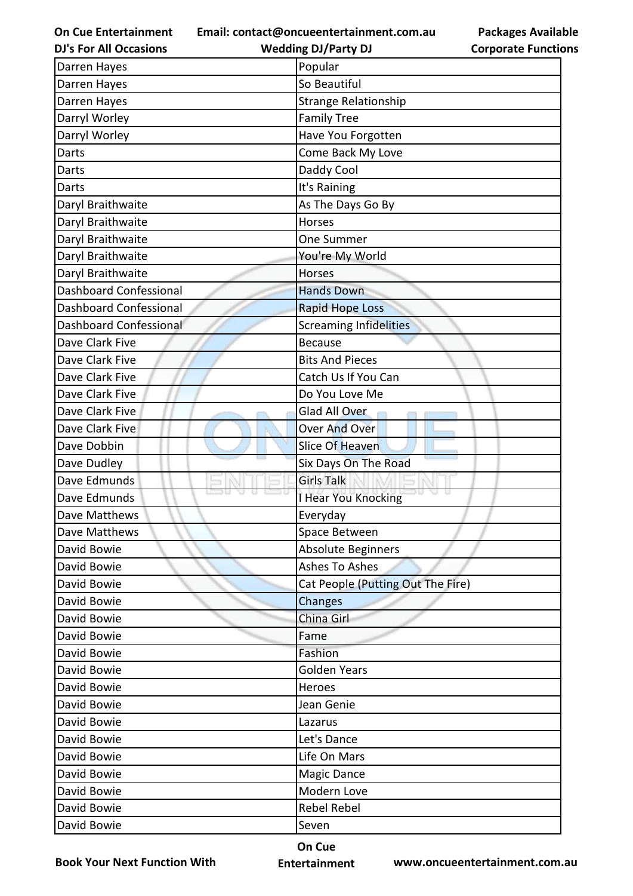| Darren Hayes | Popular |
|---|---|
| Darren Hayes | So Beautiful |
| Darren Hayes | Strange Relationship |
| Darryl Worley | Family Tree |
| Darryl Worley | Have You Forgotten |
| Darts | Come Back My Love |
| Darts | Daddy Cool |
| Darts | It's Raining |
| Daryl Braithwaite | As The Days Go By |
| Daryl Braithwaite | Horses |
| Daryl Braithwaite | One Summer |
| Daryl Braithwaite | You're My World |
| Daryl Braithwaite | Horses |
| Dashboard Confessional | Hands Down |
| Dashboard Confessional | Rapid Hope Loss |
| Dashboard Confessional | Screaming Infidelities |
| Dave Clark Five | Because |
| Dave Clark Five | Bits And Pieces |
| Dave Clark Five | Catch Us If You Can |
| Dave Clark Five | Do You Love Me |
| Dave Clark Five | Glad All Over |
| Dave Clark Five | Over And Over |
| Dave Dobbin | Slice Of Heaven |
| Dave Dudley | Six Days On The Road |
| Dave Edmunds | Girls Talk |
| Dave Edmunds | I Hear You Knocking |
| Dave Matthews | Everyday |
| Dave Matthews | Space Between |
| David Bowie | Absolute Beginners |
| David Bowie | Ashes To Ashes |
| David Bowie | Cat People (Putting Out The Fire) |
| David Bowie | Changes |
| David Bowie | China Girl |
| David Bowie | Fame |
| David Bowie | Fashion |
| David Bowie | Golden Years |
| David Bowie | Heroes |
| David Bowie | Jean Genie |
| David Bowie | Lazarus |
| David Bowie | Let's Dance |
| David Bowie | Life On Mars |
| David Bowie | Magic Dance |
| David Bowie | Modern Love |
| David Bowie | Rebel Rebel |
| David Bowie | Seven |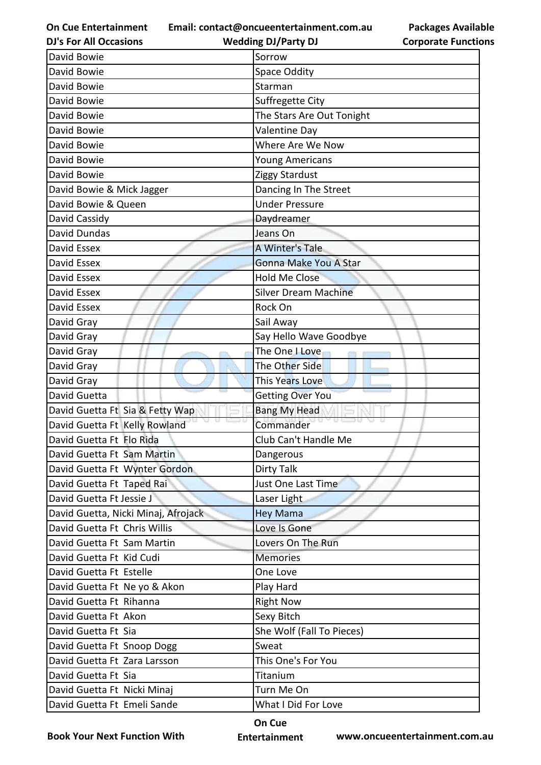| David Bowie | Sorrow |
|---|---|
| David Bowie | Space Oddity |
| David Bowie | Starman |
| David Bowie | Suffregette City |
| David Bowie | The Stars Are Out Tonight |
| David Bowie | Valentine Day |
| David Bowie | Where Are We Now |
| David Bowie | Young Americans |
| David Bowie | Ziggy Stardust |
| David Bowie & Mick Jagger | Dancing In The Street |
| David Bowie & Queen | Under Pressure |
| David Cassidy | Daydreamer |
| David Dundas | Jeans On |
| David Essex | A Winter's Tale |
| David Essex | Gonna Make You A Star |
| David Essex | Hold Me Close |
| David Essex | Silver Dream Machine |
| David Essex | Rock On |
| David Gray | Sail Away |
| David Gray | Say Hello Wave Goodbye |
| David Gray | The One I Love |
| David Gray | The Other Side |
| David Gray | This Years Love |
| David Guetta | Getting Over You |
| David Guetta Ft Sia & Fetty Wap | Bang My Head |
| David Guetta Ft Kelly Rowland | Commander |
| David Guetta Ft Flo Rida | Club Can't Handle Me |
| David Guetta Ft Sam Martin | Dangerous |
| David Guetta Ft Wynter Gordon | Dirty Talk |
| David Guetta Ft Taped Rai | Just One Last Time |
| David Guetta Ft Jessie J | Laser Light |
| David Guetta, Nicki Minaj, Afrojack | Hey Mama |
| David Guetta Ft Chris Willis | Love Is Gone |
| David Guetta Ft Sam Martin | Lovers On The Run |
| David Guetta Ft Kid Cudi | Memories |
| David Guetta Ft Estelle | One Love |
| David Guetta Ft Ne yo & Akon | Play Hard |
| David Guetta Ft Rihanna | Right Now |
| David Guetta Ft Akon | Sexy Bitch |
| David Guetta Ft Sia | She Wolf (Fall To Pieces) |
| David Guetta Ft Snoop Dogg | Sweat |
| David Guetta Ft Zara Larsson | This One's For You |
| David Guetta Ft Sia | Titanium |
| David Guetta Ft Nicki Minaj | Turn Me On |
| David Guetta Ft Emeli Sande | What I Did For Love |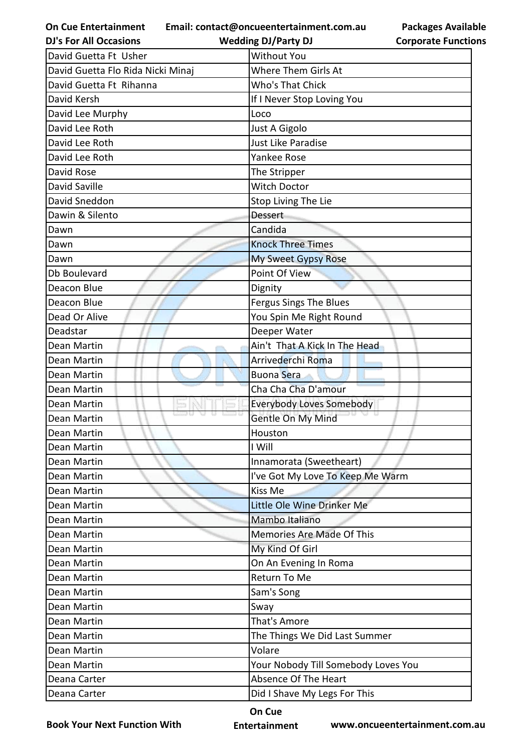| David Guetta Ft  Usher | Without You |
|---|---|
| David Guetta Flo Rida Nicki Minaj | Where Them Girls At |
| David Guetta Ft  Rihanna | Who's That Chick |
| David Kersh | If I Never Stop Loving You |
| David Lee Murphy | Loco |
| David Lee Roth | Just A Gigolo |
| David Lee Roth | Just Like Paradise |
| David Lee Roth | Yankee Rose |
| David Rose | The Stripper |
| David Saville | Witch Doctor |
| David Sneddon | Stop Living The Lie |
| Dawin & Silento | Dessert |
| Dawn | Candida |
| Dawn | Knock Three Times |
| Dawn | My Sweet Gypsy Rose |
| Db Boulevard | Point Of View |
| Deacon Blue | Dignity |
| Deacon Blue | Fergus Sings The Blues |
| Dead Or Alive | You Spin Me Right Round |
| Deadstar | Deeper Water |
| Dean Martin | Ain't  That A Kick In The Head |
| Dean Martin | Arrivederchi Roma |
| Dean Martin | Buona Sera |
| Dean Martin | Cha Cha Cha D'amour |
| Dean Martin | Everybody Loves Somebody |
| Dean Martin | Gentle On My Mind |
| Dean Martin | Houston |
| Dean Martin | I Will |
| Dean Martin | Innamorata (Sweetheart) |
| Dean Martin | I've Got My Love To Keep Me Warm |
| Dean Martin | Kiss Me |
| Dean Martin | Little Ole Wine Drinker Me |
| Dean Martin | Mambo Italiano |
| Dean Martin | Memories Are Made Of This |
| Dean Martin | My Kind Of Girl |
| Dean Martin | On An Evening In Roma |
| Dean Martin | Return To Me |
| Dean Martin | Sam's Song |
| Dean Martin | Sway |
| Dean Martin | That's Amore |
| Dean Martin | The Things We Did Last Summer |
| Dean Martin | Volare |
| Dean Martin | Your Nobody Till Somebody Loves You |
| Deana Carter | Absence Of The Heart |
| Deana Carter | Did I Shave My Legs For This |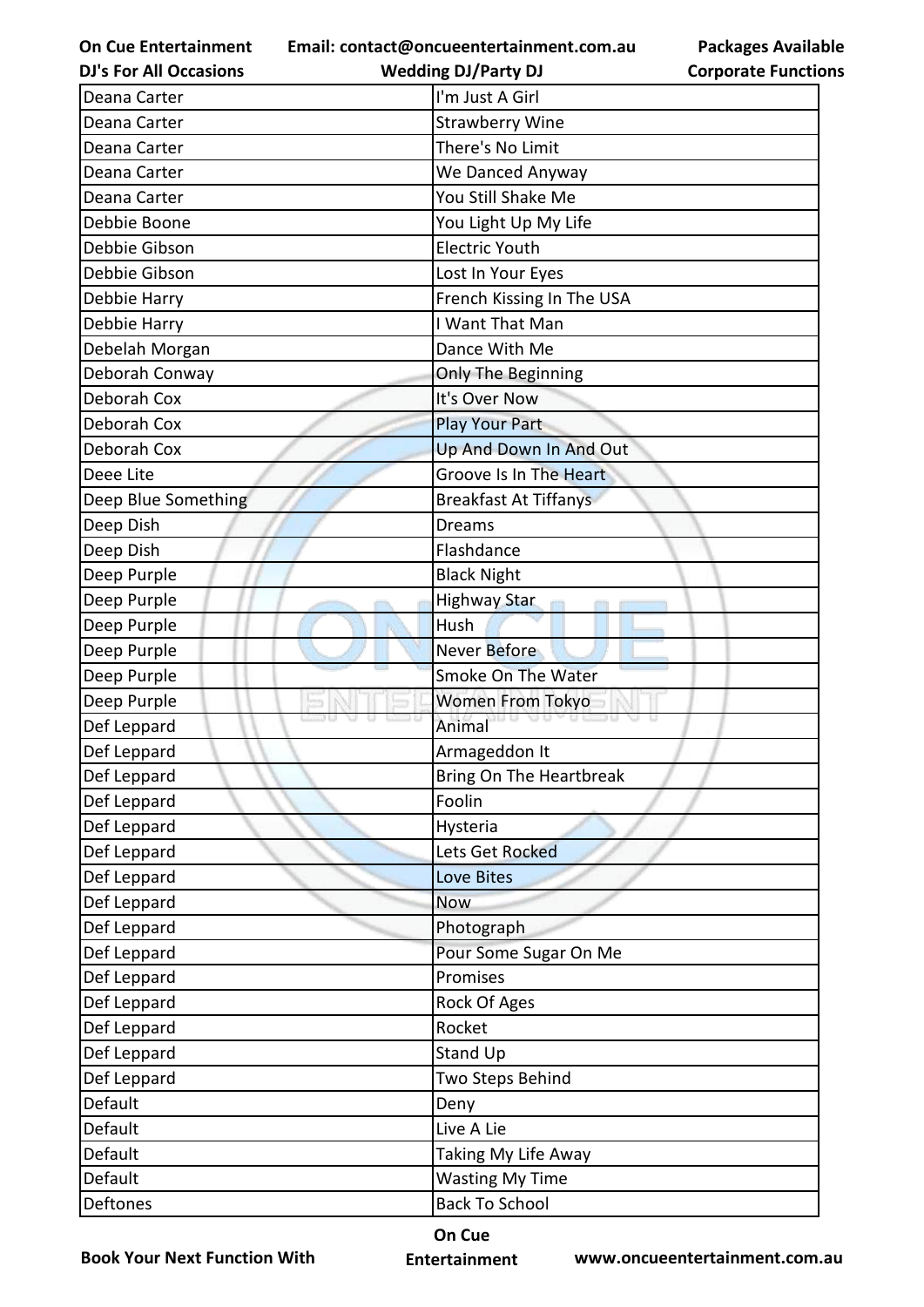| Deana Carter | I'm Just A Girl |
|---|---|
| Deana Carter | Strawberry Wine |
| Deana Carter | There's No Limit |
| Deana Carter | We Danced Anyway |
| Deana Carter | You Still Shake Me |
| Debbie Boone | You Light Up My Life |
| Debbie Gibson | Electric Youth |
| Debbie Gibson | Lost In Your Eyes |
| Debbie Harry | French Kissing In The USA |
| Debbie Harry | I Want That Man |
| Debelah Morgan | Dance With Me |
| Deborah Conway | Only The Beginning |
| Deborah Cox | It's Over Now |
| Deborah Cox | Play Your Part |
| Deborah Cox | Up And Down In And Out |
| Deee Lite | Groove Is In The Heart |
| Deep Blue Something | Breakfast At Tiffanys |
| Deep Dish | Dreams |
| Deep Dish | Flashdance |
| Deep Purple | Black Night |
| Deep Purple | Highway Star |
| Deep Purple | Hush |
| Deep Purple | Never Before |
| Deep Purple | Smoke On The Water |
| Deep Purple | Women From Tokyo |
| Def Leppard | Animal |
| Def Leppard | Armageddon It |
| Def Leppard | Bring On The Heartbreak |
| Def Leppard | Foolin |
| Def Leppard | Hysteria |
| Def Leppard | Lets Get Rocked |
| Def Leppard | Love Bites |
| Def Leppard | Now |
| Def Leppard | Photograph |
| Def Leppard | Pour Some Sugar On Me |
| Def Leppard | Promises |
| Def Leppard | Rock Of Ages |
| Def Leppard | Rocket |
| Def Leppard | Stand Up |
| Def Leppard | Two Steps Behind |
| Default | Deny |
| Default | Live A Lie |
| Default | Taking My Life Away |
| Default | Wasting My Time |
| Deftones | Back To School |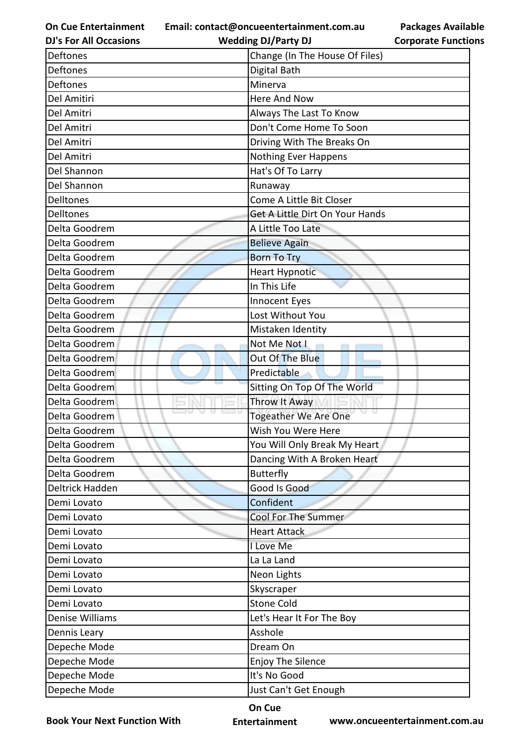| Deftones | Change (In The House Of Files) |
|---|---|
| Deftones | Digital Bath |
| Deftones | Minerva |
| Del Amitiri | Here And Now |
| Del Amitri | Always The Last To Know |
| Del Amitri | Don't Come Home To Soon |
| Del Amitri | Driving With The Breaks On |
| Del Amitri | Nothing Ever Happens |
| Del Shannon | Hat's Of To Larry |
| Del Shannon | Runaway |
| Delltones | Come A Little Bit Closer |
| Delltones | Get A Little Dirt On Your Hands |
| Delta Goodrem | A Little Too Late |
| Delta Goodrem | Believe Again |
| Delta Goodrem | Born To Try |
| Delta Goodrem | Heart Hypnotic |
| Delta Goodrem | In This Life |
| Delta Goodrem | Innocent Eyes |
| Delta Goodrem | Lost Without You |
| Delta Goodrem | Mistaken Identity |
| Delta Goodrem | Not Me Not I |
| Delta Goodrem | Out Of The Blue |
| Delta Goodrem | Predictable |
| Delta Goodrem | Sitting On Top Of The World |
| Delta Goodrem | Throw It Away |
| Delta Goodrem | Togeather We Are One |
| Delta Goodrem | Wish You Were Here |
| Delta Goodrem | You Will Only Break My Heart |
| Delta Goodrem | Dancing With A Broken Heart |
| Delta Goodrem | Butterfly |
| Deltrick Hadden | Good Is Good |
| Demi Lovato | Confident |
| Demi Lovato | Cool For The Summer |
| Demi Lovato | Heart Attack |
| Demi Lovato | I Love Me |
| Demi Lovato | La La Land |
| Demi Lovato | Neon Lights |
| Demi Lovato | Skyscraper |
| Demi Lovato | Stone Cold |
| Denise Williams | Let's Hear It For The Boy |
| Dennis Leary | Asshole |
| Depeche Mode | Dream On |
| Depeche Mode | Enjoy The Silence |
| Depeche Mode | It's No Good |
| Depeche Mode | Just Can't Get Enough |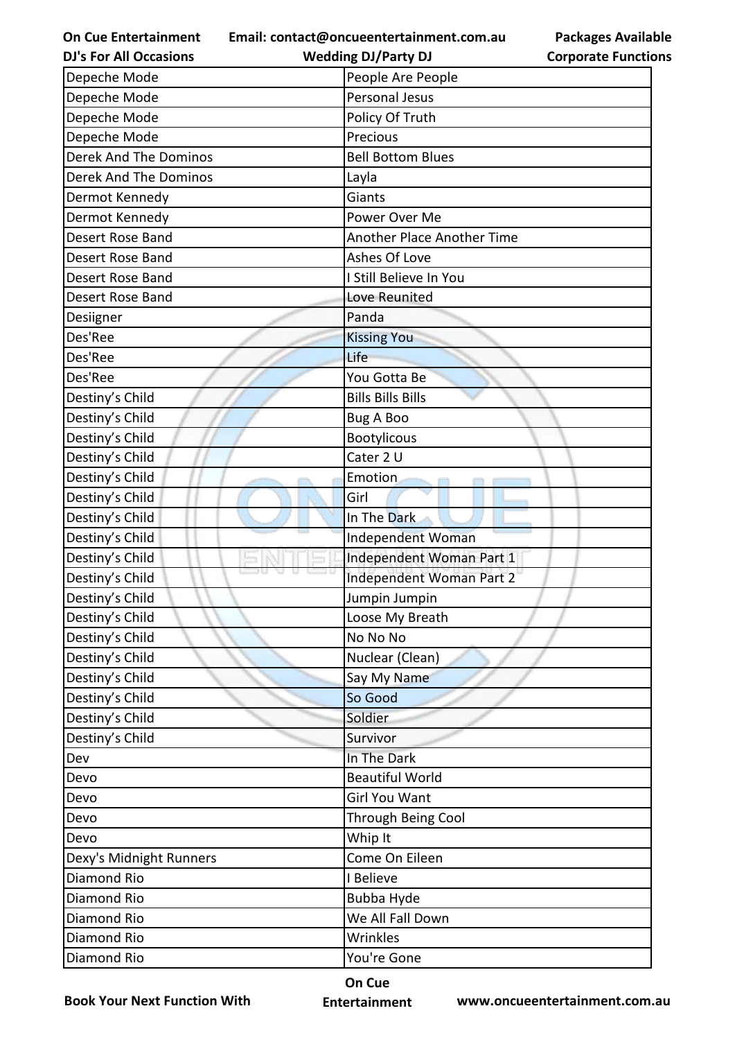| Depeche Mode | People Are People |
|---|---|
| Depeche Mode | Personal Jesus |
| Depeche Mode | Policy Of Truth |
| Depeche Mode | Precious |
| Derek And The Dominos | Bell Bottom Blues |
| Derek And The Dominos | Layla |
| Dermot Kennedy | Giants |
| Dermot Kennedy | Power Over Me |
| Desert Rose Band | Another Place Another Time |
| Desert Rose Band | Ashes Of Love |
| Desert Rose Band | I Still Believe In You |
| Desert Rose Band | Love Reunited |
| Desiigner | Panda |
| Des'Ree | Kissing You |
| Des'Ree | Life |
| Des'Ree | You Gotta Be |
| Destiny's Child | Bills Bills Bills |
| Destiny's Child | Bug A Boo |
| Destiny's Child | Bootylicous |
| Destiny's Child | Cater 2 U |
| Destiny's Child | Emotion |
| Destiny's Child | Girl |
| Destiny's Child | In The Dark |
| Destiny's Child | Independent Woman |
| Destiny's Child | Independent Woman Part 1 |
| Destiny's Child | Independent Woman Part 2 |
| Destiny's Child | Jumpin Jumpin |
| Destiny's Child | Loose My Breath |
| Destiny's Child | No No No |
| Destiny's Child | Nuclear (Clean) |
| Destiny's Child | Say My Name |
| Destiny's Child | So Good |
| Destiny's Child | Soldier |
| Destiny's Child | Survivor |
| Dev | In The Dark |
| Devo | Beautiful World |
| Devo | Girl You Want |
| Devo | Through Being Cool |
| Devo | Whip It |
| Dexy's Midnight Runners | Come On Eileen |
| Diamond Rio | I Believe |
| Diamond Rio | Bubba Hyde |
| Diamond Rio | We All Fall Down |
| Diamond Rio | Wrinkles |
| Diamond Rio | You're Gone |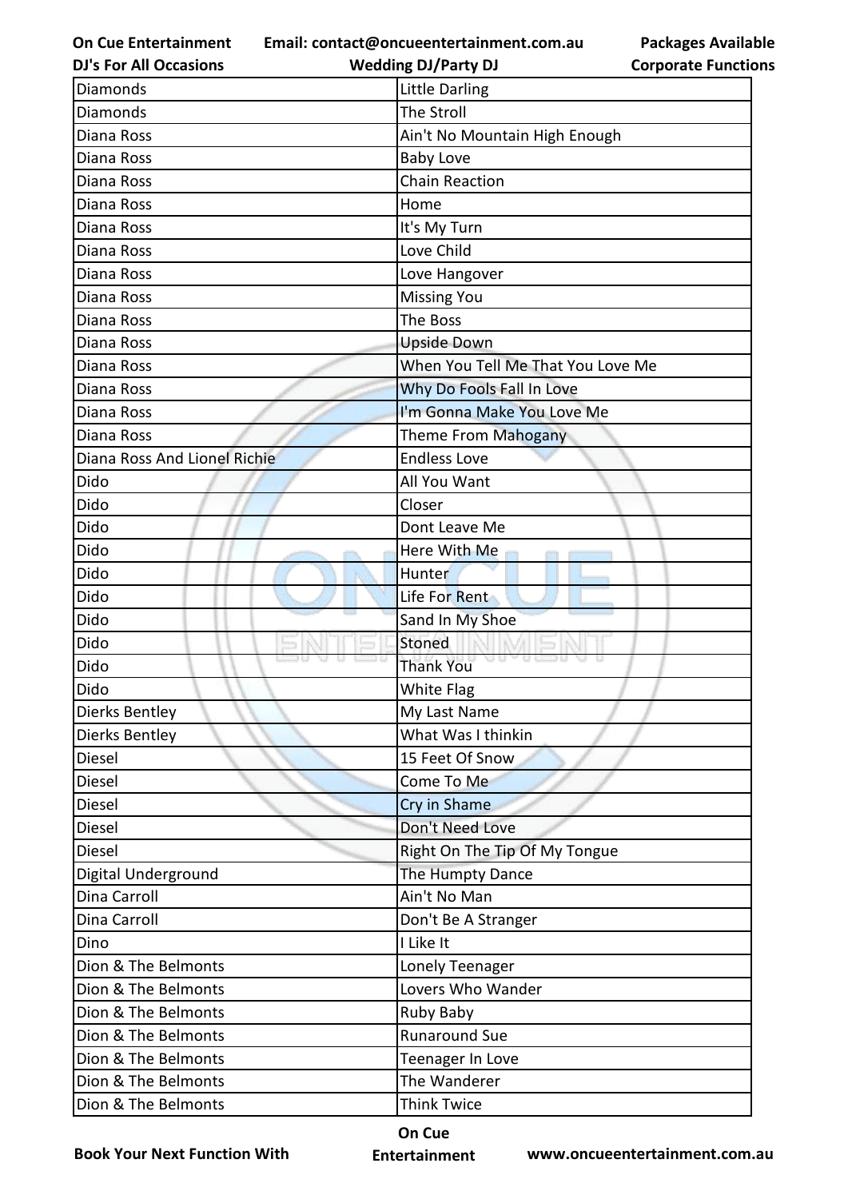| Diamonds | Little Darling |
|---|---|
| Diamonds | The Stroll |
| Diana Ross | Ain't No Mountain High Enough |
| Diana Ross | Baby Love |
| Diana Ross | Chain Reaction |
| Diana Ross | Home |
| Diana Ross | It's My Turn |
| Diana Ross | Love Child |
| Diana Ross | Love Hangover |
| Diana Ross | Missing You |
| Diana Ross | The Boss |
| Diana Ross | Upside Down |
| Diana Ross | When You Tell Me That You Love Me |
| Diana Ross | Why Do Fools Fall In Love |
| Diana Ross | I'm Gonna Make You Love Me |
| Diana Ross | Theme From Mahogany |
| Diana Ross And Lionel Richie | Endless Love |
| Dido | All You Want |
| Dido | Closer |
| Dido | Dont Leave Me |
| Dido | Here With Me |
| Dido | Hunter |
| Dido | Life For Rent |
| Dido | Sand In My Shoe |
| Dido | Stoned |
| Dido | Thank You |
| Dido | White Flag |
| Dierks Bentley | My Last Name |
| Dierks Bentley | What Was I thinkin |
| Diesel | 15 Feet Of Snow |
| Diesel | Come To Me |
| Diesel | Cry in Shame |
| Diesel | Don't Need Love |
| Diesel | Right On The Tip Of My Tongue |
| Digital Underground | The Humpty Dance |
| Dina Carroll | Ain't No Man |
| Dina Carroll | Don't Be A Stranger |
| Dino | I Like It |
| Dion & The Belmonts | Lonely Teenager |
| Dion & The Belmonts | Lovers Who Wander |
| Dion & The Belmonts | Ruby Baby |
| Dion & The Belmonts | Runaround Sue |
| Dion & The Belmonts | Teenager In Love |
| Dion & The Belmonts | The Wanderer |
| Dion & The Belmonts | Think Twice |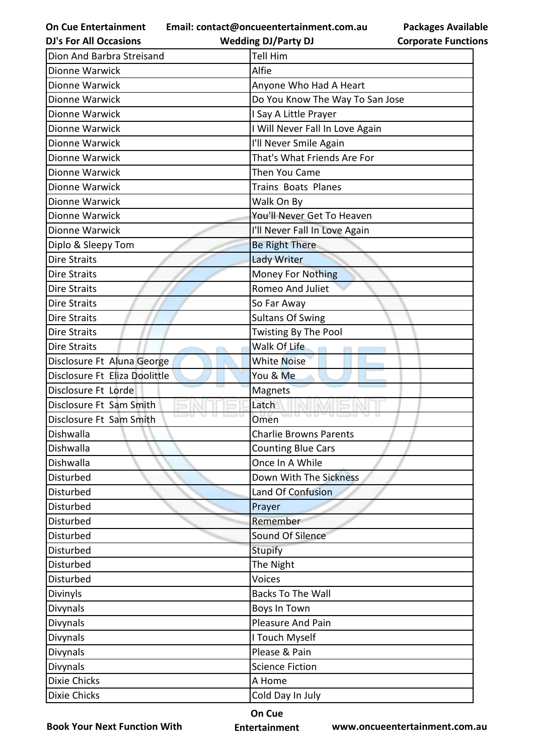| Dion And Barbra Streisand | Tell Him |
|---|---|
| Dionne Warwick | Alfie |
| Dionne Warwick | Anyone Who Had A Heart |
| Dionne Warwick | Do You Know The Way To San Jose |
| Dionne Warwick | I Say A Little Prayer |
| Dionne Warwick | I Will Never Fall In Love Again |
| Dionne Warwick | I'll Never Smile Again |
| Dionne Warwick | That's What Friends Are For |
| Dionne Warwick | Then You Came |
| Dionne Warwick | Trains  Boats  Planes |
| Dionne Warwick | Walk On By |
| Dionne Warwick | You'll Never Get To Heaven |
| Dionne Warwick | I'll Never Fall In Love Again |
| Diplo & Sleepy Tom | Be Right There |
| Dire Straits | Lady Writer |
| Dire Straits | Money For Nothing |
| Dire Straits | Romeo And Juliet |
| Dire Straits | So Far Away |
| Dire Straits | Sultans Of Swing |
| Dire Straits | Twisting By The Pool |
| Dire Straits | Walk Of Life |
| Disclosure Ft  Aluna George | White Noise |
| Disclosure Ft  Eliza Doolittle | You & Me |
| Disclosure Ft  Lorde | Magnets |
| Disclosure Ft  Sam Smith | Latch |
| Disclosure Ft  Sam Smith | Omen |
| Dishwalla | Charlie Browns Parents |
| Dishwalla | Counting Blue Cars |
| Dishwalla | Once In A While |
| Disturbed | Down With The Sickness |
| Disturbed | Land Of Confusion |
| Disturbed | Prayer |
| Disturbed | Remember |
| Disturbed | Sound Of Silence |
| Disturbed | Stupify |
| Disturbed | The Night |
| Disturbed | Voices |
| Divinyls | Backs To The Wall |
| Divynals | Boys In Town |
| Divynals | Pleasure And Pain |
| Divynals | I Touch Myself |
| Divynals | Please & Pain |
| Divynals | Science Fiction |
| Dixie Chicks | A Home |
| Dixie Chicks | Cold Day In July |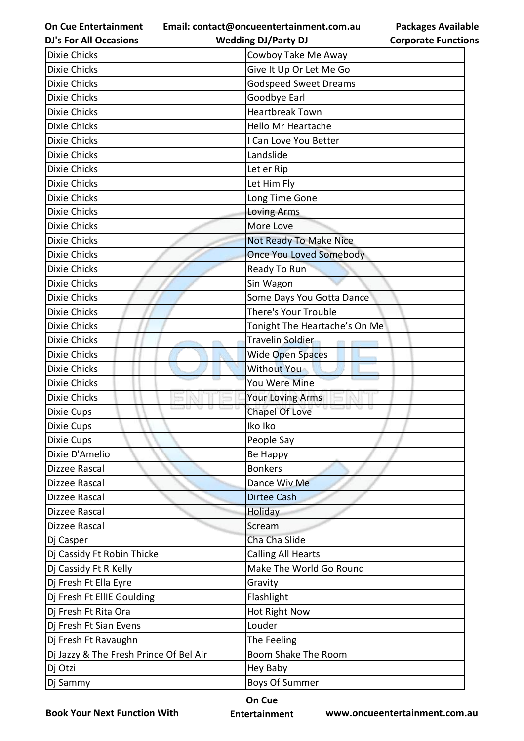| Dixie Chicks | Cowboy Take Me Away |
|---|---|
| Dixie Chicks | Give It Up Or Let Me Go |
| Dixie Chicks | Godspeed Sweet Dreams |
| Dixie Chicks | Goodbye Earl |
| Dixie Chicks | Heartbreak Town |
| Dixie Chicks | Hello Mr Heartache |
| Dixie Chicks | I Can Love You Better |
| Dixie Chicks | Landslide |
| Dixie Chicks | Let er Rip |
| Dixie Chicks | Let Him Fly |
| Dixie Chicks | Long Time Gone |
| Dixie Chicks | Loving Arms |
| Dixie Chicks | More Love |
| Dixie Chicks | Not Ready To Make Nice |
| Dixie Chicks | Once You Loved Somebody |
| Dixie Chicks | Ready To Run |
| Dixie Chicks | Sin Wagon |
| Dixie Chicks | Some Days You Gotta Dance |
| Dixie Chicks | There's Your Trouble |
| Dixie Chicks | Tonight The Heartache's On Me |
| Dixie Chicks | Travelin Soldier |
| Dixie Chicks | Wide Open Spaces |
| Dixie Chicks | Without You |
| Dixie Chicks | You Were Mine |
| Dixie Chicks | Your Loving Arms |
| Dixie Cups | Chapel Of Love |
| Dixie Cups | Iko Iko |
| Dixie Cups | People Say |
| Dixie D'Amelio | Be Happy |
| Dizzee Rascal | Bonkers |
| Dizzee Rascal | Dance Wiv Me |
| Dizzee Rascal | Dirtee Cash |
| Dizzee Rascal | Holiday |
| Dizzee Rascal | Scream |
| Dj Casper | Cha Cha Slide |
| Dj Cassidy Ft Robin Thicke | Calling All Hearts |
| Dj Cassidy Ft R Kelly | Make The World Go Round |
| Dj Fresh Ft Ella Eyre | Gravity |
| Dj Fresh Ft EllIE Goulding | Flashlight |
| Dj Fresh Ft Rita Ora | Hot Right Now |
| Dj Fresh Ft Sian Evens | Louder |
| Dj Fresh Ft Ravaughn | The Feeling |
| Dj Jazzy & The Fresh Prince Of Bel Air | Boom Shake The Room |
| Dj Otzi | Hey Baby |
| Dj Sammy | Boys Of Summer |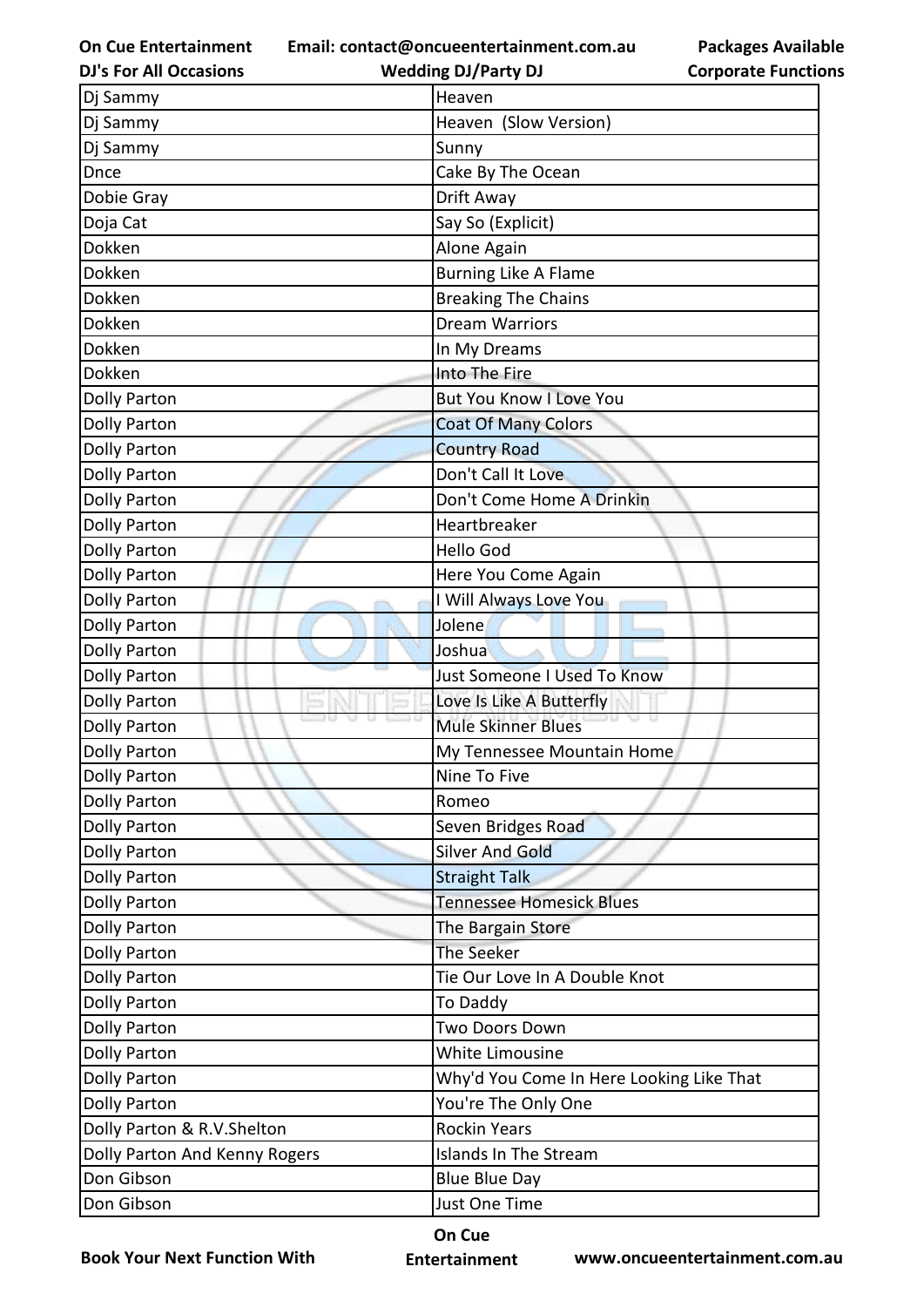| Dj Sammy | Heaven |
|---|---|
| Dj Sammy | Heaven  (Slow Version) |
| Dj Sammy | Sunny |
| Dnce | Cake By The Ocean |
| Dobie Gray | Drift Away |
| Doja Cat | Say So (Explicit) |
| Dokken | Alone Again |
| Dokken | Burning Like A Flame |
| Dokken | Breaking The Chains |
| Dokken | Dream Warriors |
| Dokken | In My Dreams |
| Dokken | Into The Fire |
| Dolly Parton | But You Know I Love You |
| Dolly Parton | Coat Of Many Colors |
| Dolly Parton | Country Road |
| Dolly Parton | Don't Call It Love |
| Dolly Parton | Don't Come Home A Drinkin |
| Dolly Parton | Heartbreaker |
| Dolly Parton | Hello God |
| Dolly Parton | Here You Come Again |
| Dolly Parton | I Will Always Love You |
| Dolly Parton | Jolene |
| Dolly Parton | Joshua |
| Dolly Parton | Just Someone I Used To Know |
| Dolly Parton | Love Is Like A Butterfly |
| Dolly Parton | Mule Skinner Blues |
| Dolly Parton | My Tennessee Mountain Home |
| Dolly Parton | Nine To Five |
| Dolly Parton | Romeo |
| Dolly Parton | Seven Bridges Road |
| Dolly Parton | Silver And Gold |
| Dolly Parton | Straight Talk |
| Dolly Parton | Tennessee Homesick Blues |
| Dolly Parton | The Bargain Store |
| Dolly Parton | The Seeker |
| Dolly Parton | Tie Our Love In A Double Knot |
| Dolly Parton | To Daddy |
| Dolly Parton | Two Doors Down |
| Dolly Parton | White Limousine |
| Dolly Parton | Why'd You Come In Here Looking Like That |
| Dolly Parton | You're The Only One |
| Dolly Parton & R.V.Shelton | Rockin Years |
| Dolly Parton And Kenny Rogers | Islands In The Stream |
| Don Gibson | Blue Blue Day |
| Don Gibson | Just One Time |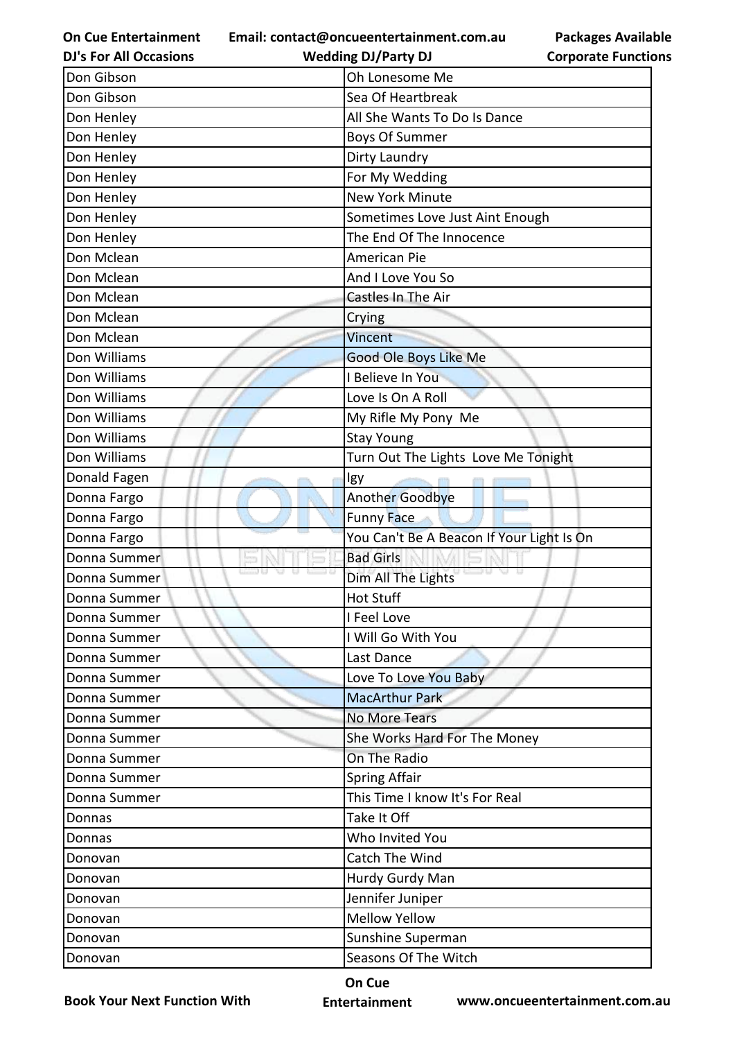| Don Gibson | Oh Lonesome Me |
|---|---|
| Don Gibson | Sea Of Heartbreak |
| Don Henley | All She Wants To Do Is Dance |
| Don Henley | Boys Of Summer |
| Don Henley | Dirty Laundry |
| Don Henley | For My Wedding |
| Don Henley | New York Minute |
| Don Henley | Sometimes Love Just Aint Enough |
| Don Henley | The End Of The Innocence |
| Don Mclean | American Pie |
| Don Mclean | And I Love You So |
| Don Mclean | Castles In The Air |
| Don Mclean | Crying |
| Don Mclean | Vincent |
| Don Williams | Good Ole Boys Like Me |
| Don Williams | I Believe In You |
| Don Williams | Love Is On A Roll |
| Don Williams | My Rifle My Pony  Me |
| Don Williams | Stay Young |
| Don Williams | Turn Out The Lights  Love Me Tonight |
| Donald Fagen | Igy |
| Donna Fargo | Another Goodbye |
| Donna Fargo | Funny Face |
| Donna Fargo | You Can't Be A Beacon If Your Light Is On |
| Donna Summer | Bad Girls |
| Donna Summer | Dim All The Lights |
| Donna Summer | Hot Stuff |
| Donna Summer | I Feel Love |
| Donna Summer | I Will Go With You |
| Donna Summer | Last Dance |
| Donna Summer | Love To Love You Baby |
| Donna Summer | MacArthur Park |
| Donna Summer | No More Tears |
| Donna Summer | She Works Hard For The Money |
| Donna Summer | On The Radio |
| Donna Summer | Spring Affair |
| Donna Summer | This Time I know It's For Real |
| Donnas | Take It Off |
| Donnas | Who Invited You |
| Donovan | Catch The Wind |
| Donovan | Hurdy Gurdy Man |
| Donovan | Jennifer Juniper |
| Donovan | Mellow Yellow |
| Donovan | Sunshine Superman |
| Donovan | Seasons Of The Witch |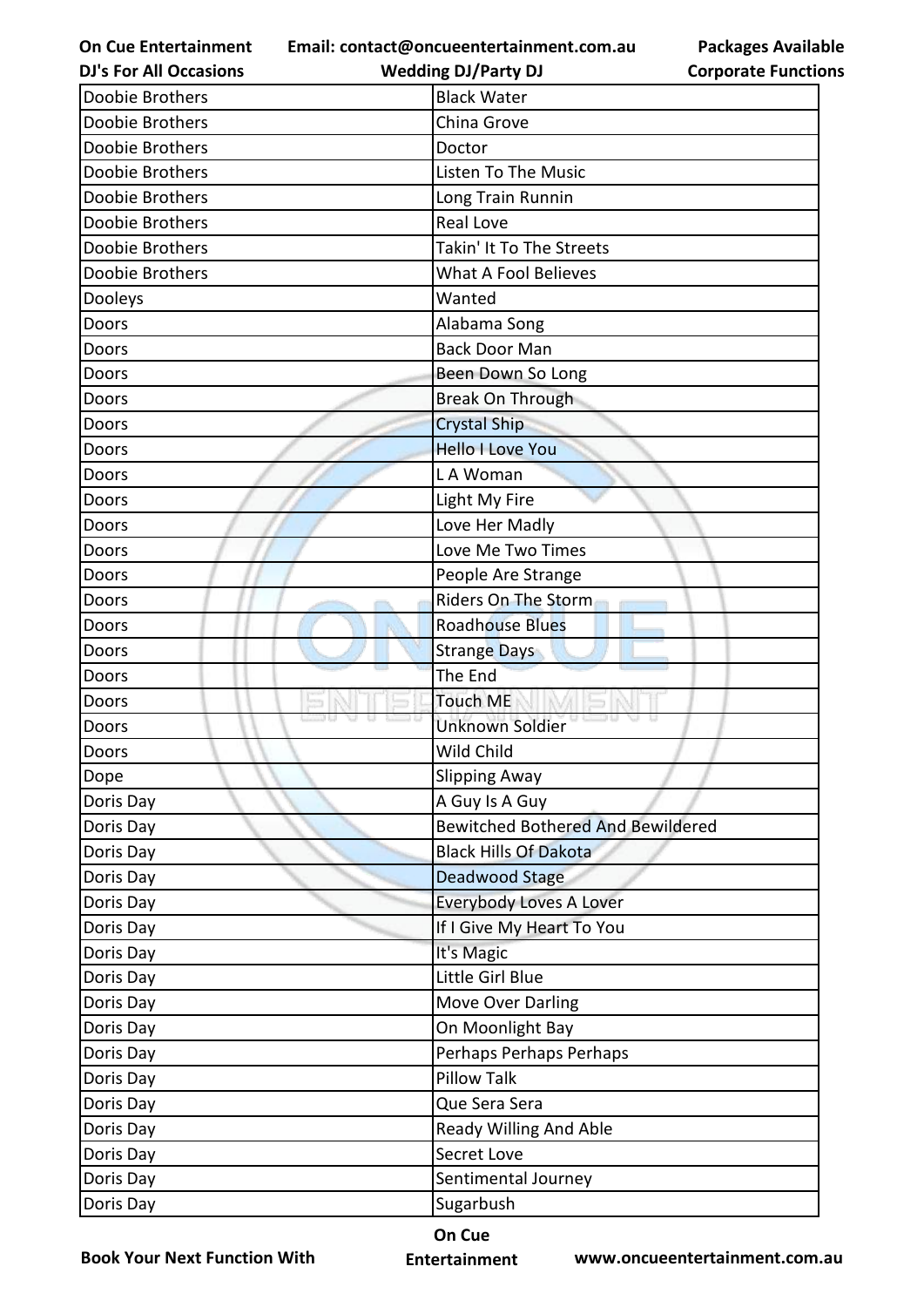| Doobie Brothers | Black Water |
|---|---|
| Doobie Brothers | China Grove |
| Doobie Brothers | Doctor |
| Doobie Brothers | Listen To The Music |
| Doobie Brothers | Long Train Runnin |
| Doobie Brothers | Real Love |
| Doobie Brothers | Takin' It To The Streets |
| Doobie Brothers | What A Fool Believes |
| Dooleys | Wanted |
| Doors | Alabama Song |
| Doors | Back Door Man |
| Doors | Been Down So Long |
| Doors | Break On Through |
| Doors | Crystal Ship |
| Doors | Hello I Love You |
| Doors | L A Woman |
| Doors | Light My Fire |
| Doors | Love Her Madly |
| Doors | Love Me Two Times |
| Doors | People Are Strange |
| Doors | Riders On The Storm |
| Doors | Roadhouse Blues |
| Doors | Strange Days |
| Doors | The End |
| Doors | Touch ME |
| Doors | Unknown Soldier |
| Doors | Wild Child |
| Dope | Slipping Away |
| Doris Day | A Guy Is A Guy |
| Doris Day | Bewitched Bothered And Bewildered |
| Doris Day | Black Hills Of Dakota |
| Doris Day | Deadwood Stage |
| Doris Day | Everybody Loves A Lover |
| Doris Day | If I Give My Heart To You |
| Doris Day | It's Magic |
| Doris Day | Little Girl Blue |
| Doris Day | Move Over Darling |
| Doris Day | On Moonlight Bay |
| Doris Day | Perhaps Perhaps Perhaps |
| Doris Day | Pillow Talk |
| Doris Day | Que Sera Sera |
| Doris Day | Ready Willing And Able |
| Doris Day | Secret Love |
| Doris Day | Sentimental Journey |
| Doris Day | Sugarbush |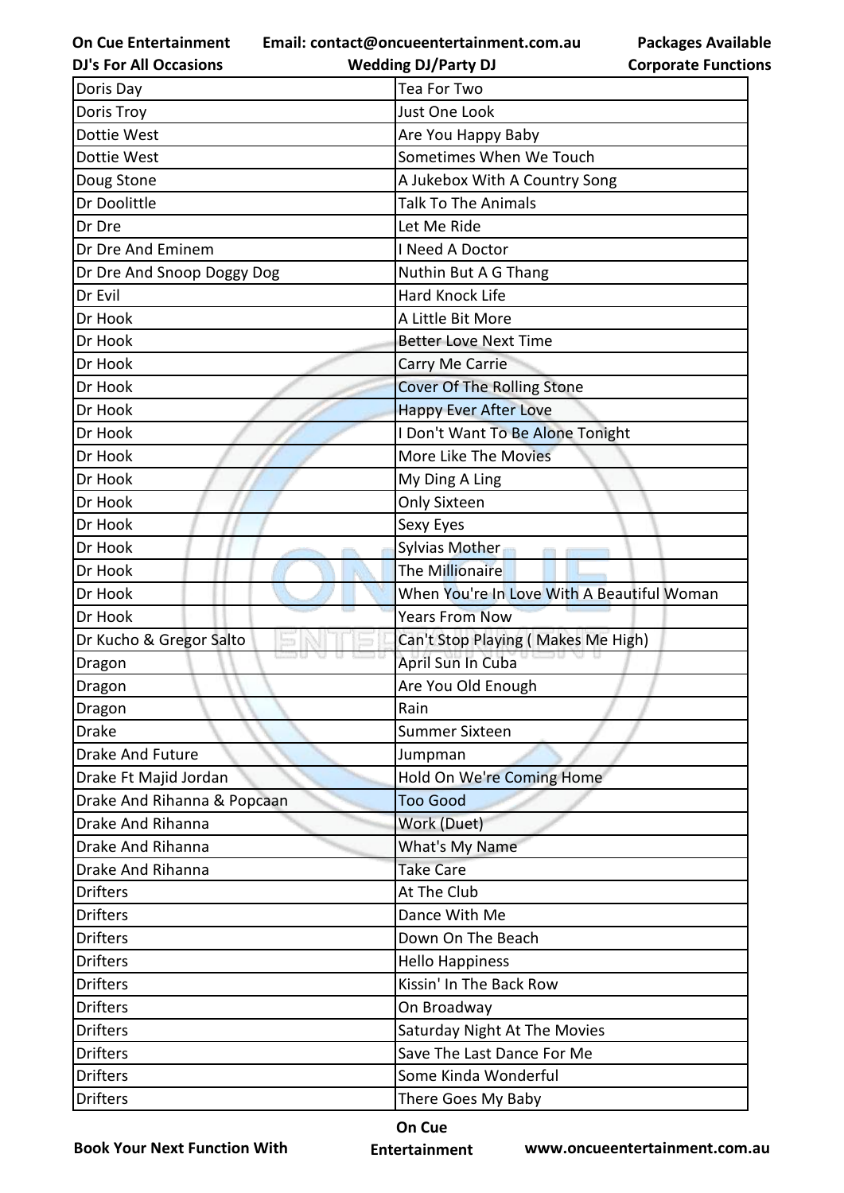| Doris Day | Tea For Two |
|---|---|
| Doris Troy | Just One Look |
| Dottie West | Are You Happy Baby |
| Dottie West | Sometimes When We Touch |
| Doug Stone | A Jukebox With A Country Song |
| Dr Doolittle | Talk To The Animals |
| Dr Dre | Let Me Ride |
| Dr Dre And Eminem | I Need A Doctor |
| Dr Dre And Snoop Doggy Dog | Nuthin But A G Thang |
| Dr Evil | Hard Knock Life |
| Dr Hook | A Little Bit More |
| Dr Hook | Better Love Next Time |
| Dr Hook | Carry Me Carrie |
| Dr Hook | Cover Of The Rolling Stone |
| Dr Hook | Happy Ever After Love |
| Dr Hook | I Don't Want To Be Alone Tonight |
| Dr Hook | More Like The Movies |
| Dr Hook | My Ding A Ling |
| Dr Hook | Only Sixteen |
| Dr Hook | Sexy Eyes |
| Dr Hook | Sylvias Mother |
| Dr Hook | The Millionaire |
| Dr Hook | When You're In Love With A Beautiful Woman |
| Dr Hook | Years From Now |
| Dr Kucho & Gregor Salto | Can't Stop Playing ( Makes Me High) |
| Dragon | April Sun In Cuba |
| Dragon | Are You Old Enough |
| Dragon | Rain |
| Drake | Summer Sixteen |
| Drake And Future | Jumpman |
| Drake Ft Majid Jordan | Hold On We're Coming Home |
| Drake And Rihanna & Popcaan | Too Good |
| Drake And Rihanna | Work (Duet) |
| Drake And Rihanna | What's My Name |
| Drake And Rihanna | Take Care |
| Drifters | At The Club |
| Drifters | Dance With Me |
| Drifters | Down On The Beach |
| Drifters | Hello Happiness |
| Drifters | Kissin' In The Back Row |
| Drifters | On Broadway |
| Drifters | Saturday Night At The Movies |
| Drifters | Save The Last Dance For Me |
| Drifters | Some Kinda Wonderful |
| Drifters | There Goes My Baby |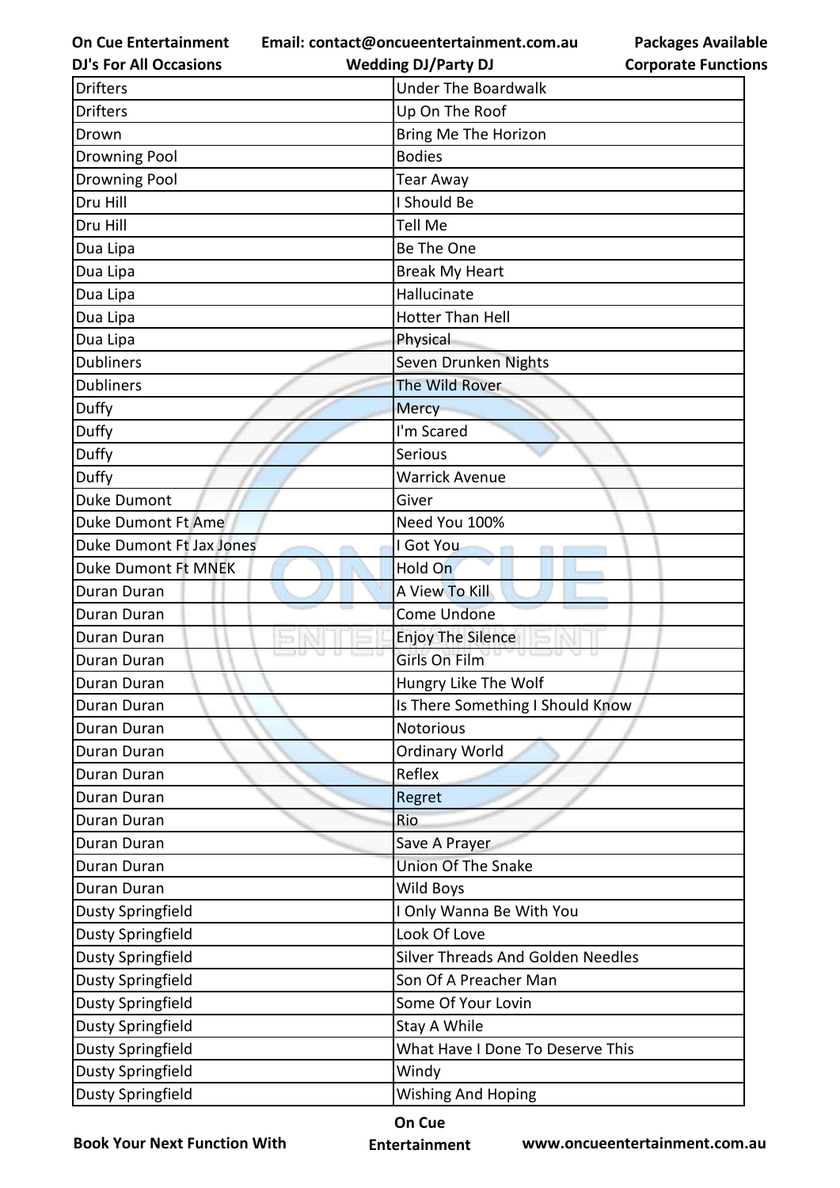| Drifters | Under The Boardwalk |
|---|---|
| Drifters | Up On The Roof |
| Drown | Bring Me The Horizon |
| Drowning Pool | Bodies |
| Drowning Pool | Tear Away |
| Dru Hill | I Should Be |
| Dru Hill | Tell Me |
| Dua Lipa | Be The One |
| Dua Lipa | Break My Heart |
| Dua Lipa | Hallucinate |
| Dua Lipa | Hotter Than Hell |
| Dua Lipa | Physical |
| Dubliners | Seven Drunken Nights |
| Dubliners | The Wild Rover |
| Duffy | Mercy |
| Duffy | I'm Scared |
| Duffy | Serious |
| Duffy | Warrick Avenue |
| Duke Dumont | Giver |
| Duke Dumont Ft Ame | Need You 100% |
| Duke Dumont Ft Jax Jones | I Got You |
| Duke Dumont Ft MNEK | Hold On |
| Duran Duran | A View To Kill |
| Duran Duran | Come Undone |
| Duran Duran | Enjoy The Silence |
| Duran Duran | Girls On Film |
| Duran Duran | Hungry Like The Wolf |
| Duran Duran | Is There Something I Should Know |
| Duran Duran | Notorious |
| Duran Duran | Ordinary World |
| Duran Duran | Reflex |
| Duran Duran | Regret |
| Duran Duran | Rio |
| Duran Duran | Save A Prayer |
| Duran Duran | Union Of The Snake |
| Duran Duran | Wild Boys |
| Dusty Springfield | I Only Wanna Be With You |
| Dusty Springfield | Look Of Love |
| Dusty Springfield | Silver Threads And Golden Needles |
| Dusty Springfield | Son Of A Preacher Man |
| Dusty Springfield | Some Of Your Lovin |
| Dusty Springfield | Stay A While |
| Dusty Springfield | What Have I Done To Deserve This |
| Dusty Springfield | Windy |
| Dusty Springfield | Wishing And Hoping |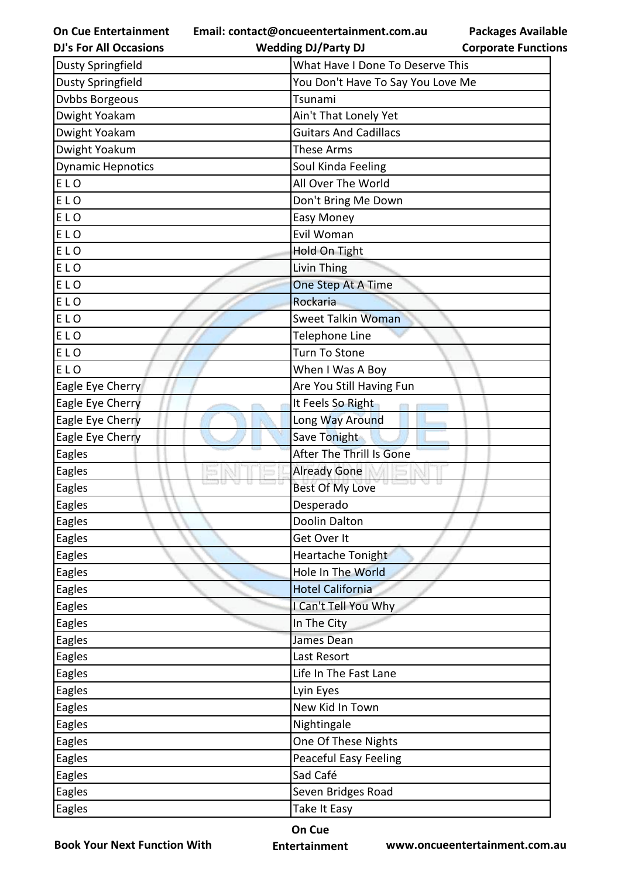| Dusty Springfield | What Have I Done To Deserve This |
|---|---|
| Dusty Springfield | You Don't Have To Say You Love Me |
| Dvbbs Borgeous | Tsunami |
| Dwight Yoakam | Ain't That Lonely Yet |
| Dwight Yoakam | Guitars And Cadillacs |
| Dwight Yoakum | These Arms |
| Dynamic Hepnotics | Soul Kinda Feeling |
| E L O | All Over The World |
| E L O | Don't Bring Me Down |
| E L O | Easy Money |
| E L O | Evil Woman |
| E L O | Hold On Tight |
| E L O | Livin Thing |
| E L O | One Step At A Time |
| E L O | Rockaria |
| E L O | Sweet Talkin Woman |
| E L O | Telephone Line |
| E L O | Turn To Stone |
| E L O | When I Was A Boy |
| Eagle Eye Cherry | Are You Still Having Fun |
| Eagle Eye Cherry | It Feels So Right |
| Eagle Eye Cherry | Long Way Around |
| Eagle Eye Cherry | Save Tonight |
| Eagles | After The Thrill Is Gone |
| Eagles | Already Gone |
| Eagles | Best Of My Love |
| Eagles | Desperado |
| Eagles | Doolin Dalton |
| Eagles | Get Over It |
| Eagles | Heartache Tonight |
| Eagles | Hole In The World |
| Eagles | Hotel California |
| Eagles | I Can't Tell You Why |
| Eagles | In The City |
| Eagles | James Dean |
| Eagles | Last Resort |
| Eagles | Life In The Fast Lane |
| Eagles | Lyin Eyes |
| Eagles | New Kid In Town |
| Eagles | Nightingale |
| Eagles | One Of These Nights |
| Eagles | Peaceful Easy Feeling |
| Eagles | Sad Café |
| Eagles | Seven Bridges Road |
| Eagles | Take It Easy |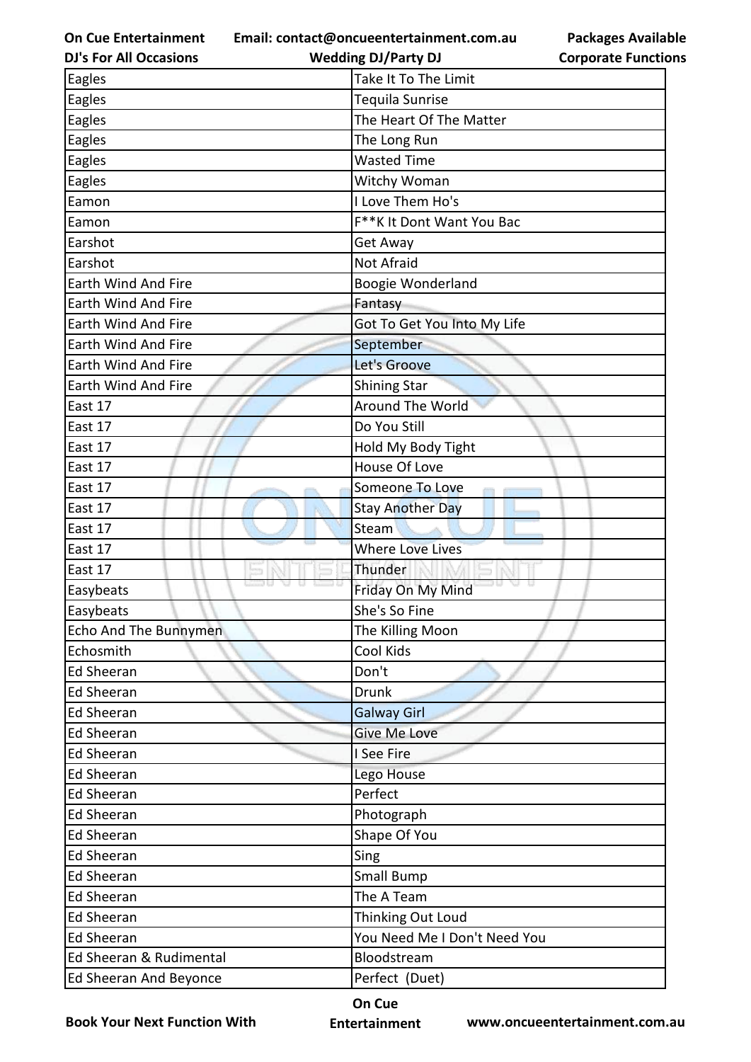| Eagles | Take It To The Limit |
|---|---|
| Eagles | Tequila Sunrise |
| Eagles | The Heart Of The Matter |
| Eagles | The Long Run |
| Eagles | Wasted Time |
| Eagles | Witchy Woman |
| Eamon | I Love Them Ho's |
| Eamon | F**K It Dont Want You Bac |
| Earshot | Get Away |
| Earshot | Not Afraid |
| Earth Wind And Fire | Boogie Wonderland |
| Earth Wind And Fire | Fantasy |
| Earth Wind And Fire | Got To Get You Into My Life |
| Earth Wind And Fire | September |
| Earth Wind And Fire | Let's Groove |
| Earth Wind And Fire | Shining Star |
| East 17 | Around The World |
| East 17 | Do You Still |
| East 17 | Hold My Body Tight |
| East 17 | House Of Love |
| East 17 | Someone To Love |
| East 17 | Stay Another Day |
| East 17 | Steam |
| East 17 | Where Love Lives |
| East 17 | Thunder |
| Easybeats | Friday On My Mind |
| Easybeats | She's So Fine |
| Echo And The Bunnymen | The Killing Moon |
| Echosmith | Cool Kids |
| Ed Sheeran | Don't |
| Ed Sheeran | Drunk |
| Ed Sheeran | Galway Girl |
| Ed Sheeran | Give Me Love |
| Ed Sheeran | I See Fire |
| Ed Sheeran | Lego House |
| Ed Sheeran | Perfect |
| Ed Sheeran | Photograph |
| Ed Sheeran | Shape Of You |
| Ed Sheeran | Sing |
| Ed Sheeran | Small Bump |
| Ed Sheeran | The A Team |
| Ed Sheeran | Thinking Out Loud |
| Ed Sheeran | You Need Me I Don't Need You |
| Ed Sheeran & Rudimental | Bloodstream |
| Ed Sheeran And Beyonce | Perfect (Duet) |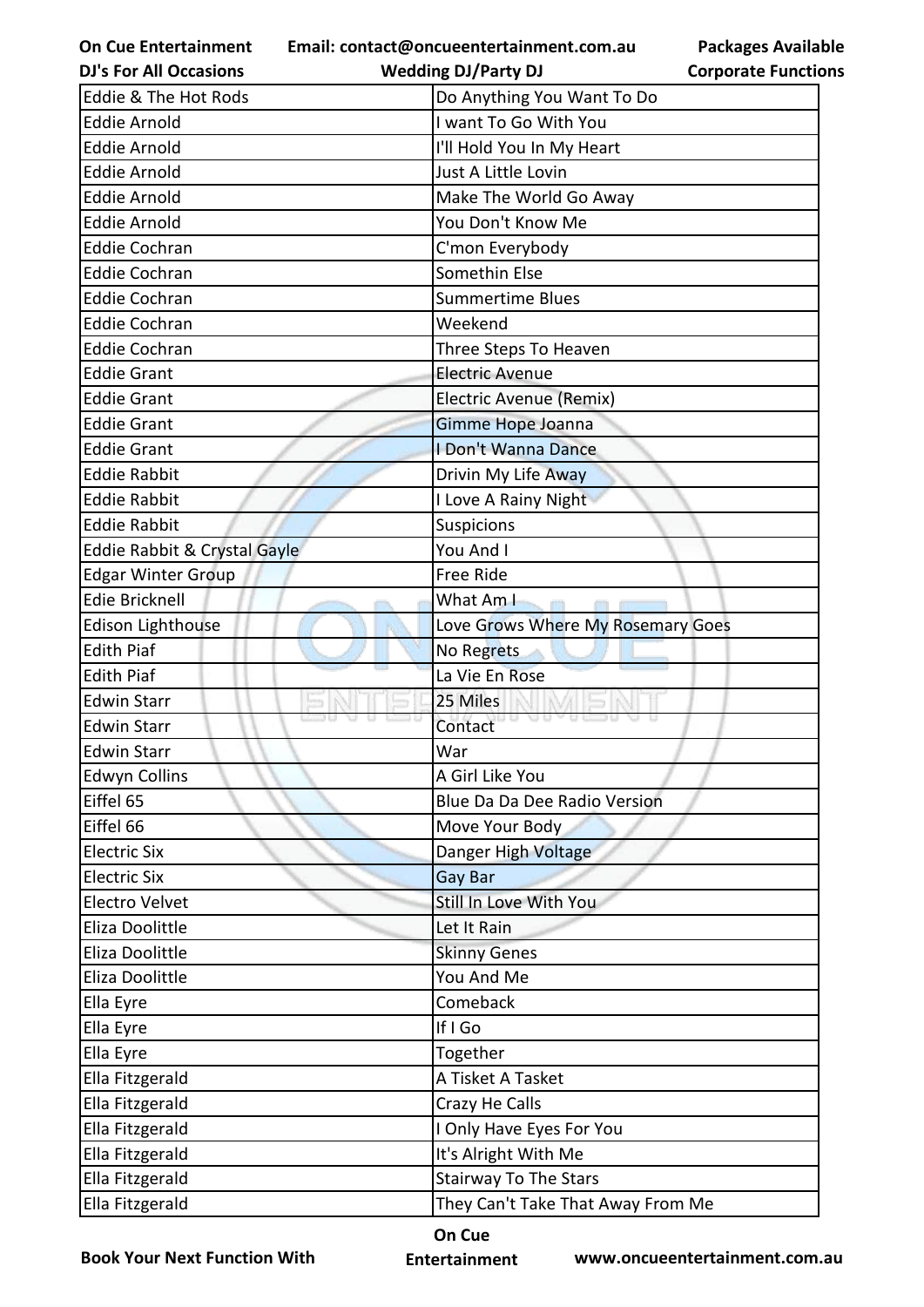| Eddie & The Hot Rods | Do Anything You Want To Do |
|---|---|
| Eddie Arnold | I want To Go With You |
| Eddie Arnold | I'll Hold You In My Heart |
| Eddie Arnold | Just A Little Lovin |
| Eddie Arnold | Make The World Go Away |
| Eddie Arnold | You Don't Know Me |
| Eddie Cochran | C'mon Everybody |
| Eddie Cochran | Somethin Else |
| Eddie Cochran | Summertime Blues |
| Eddie Cochran | Weekend |
| Eddie Cochran | Three Steps To Heaven |
| Eddie Grant | Electric Avenue |
| Eddie Grant | Electric Avenue (Remix) |
| Eddie Grant | Gimme Hope Joanna |
| Eddie Grant | I Don't Wanna Dance |
| Eddie Rabbit | Drivin My Life Away |
| Eddie Rabbit | I Love A Rainy Night |
| Eddie Rabbit | Suspicions |
| Eddie Rabbit & Crystal Gayle | You And I |
| Edgar Winter Group | Free Ride |
| Edie Bricknell | What Am I |
| Edison Lighthouse | Love Grows Where My Rosemary Goes |
| Edith Piaf | No Regrets |
| Edith Piaf | La Vie En Rose |
| Edwin Starr | 25 Miles |
| Edwin Starr | Contact |
| Edwin Starr | War |
| Edwyn Collins | A Girl Like You |
| Eiffel 65 | Blue Da Da Dee Radio Version |
| Eiffel 66 | Move Your Body |
| Electric Six | Danger High Voltage |
| Electric Six | Gay Bar |
| Electro Velvet | Still In Love With You |
| Eliza Doolittle | Let It Rain |
| Eliza Doolittle | Skinny Genes |
| Eliza Doolittle | You And Me |
| Ella Eyre | Comeback |
| Ella Eyre | If I Go |
| Ella Eyre | Together |
| Ella Fitzgerald | A Tisket A Tasket |
| Ella Fitzgerald | Crazy He Calls |
| Ella Fitzgerald | I Only Have Eyes For You |
| Ella Fitzgerald | It's Alright With Me |
| Ella Fitzgerald | Stairway To The Stars |
| Ella Fitzgerald | They Can't Take That Away From Me |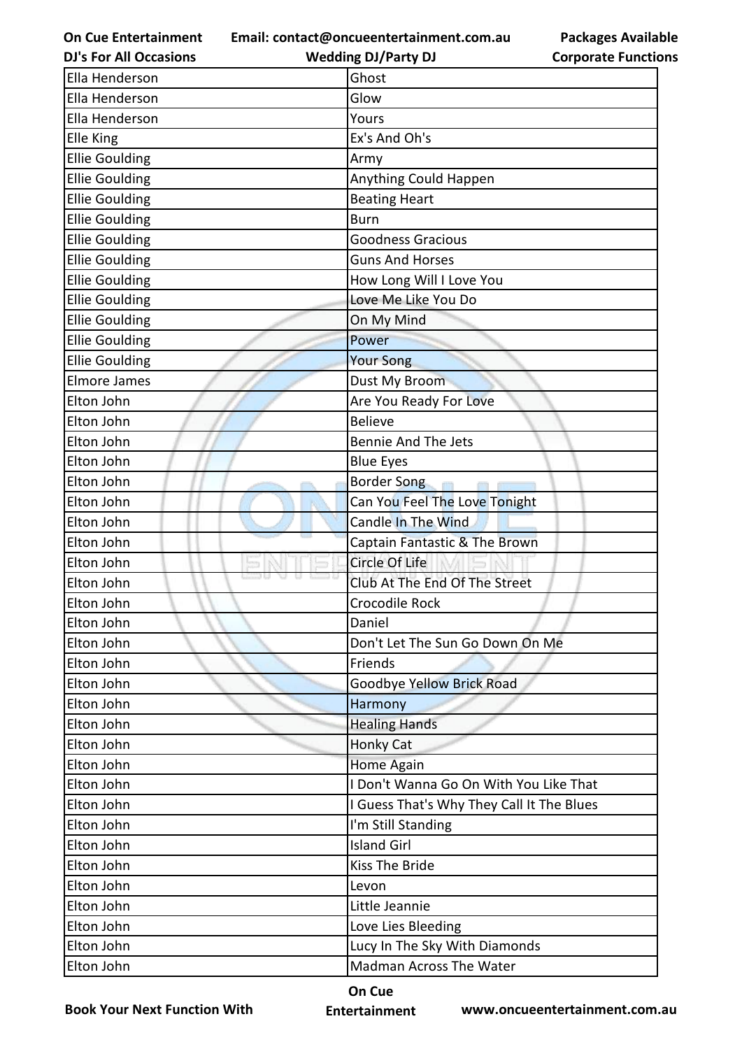| Ella Henderson | Ghost |
|---|---|
| Ella Henderson | Glow |
| Ella Henderson | Yours |
| Elle King | Ex's And Oh's |
| Ellie Goulding | Army |
| Ellie Goulding | Anything Could Happen |
| Ellie Goulding | Beating Heart |
| Ellie Goulding | Burn |
| Ellie Goulding | Goodness Gracious |
| Ellie Goulding | Guns And Horses |
| Ellie Goulding | How Long Will I Love You |
| Ellie Goulding | Love Me Like You Do |
| Ellie Goulding | On My Mind |
| Ellie Goulding | Power |
| Ellie Goulding | Your Song |
| Elmore James | Dust My Broom |
| Elton John | Are You Ready For Love |
| Elton John | Believe |
| Elton John | Bennie And The Jets |
| Elton John | Blue Eyes |
| Elton John | Border Song |
| Elton John | Can You Feel The Love Tonight |
| Elton John | Candle In The Wind |
| Elton John | Captain Fantastic & The Brown |
| Elton John | Circle Of Life |
| Elton John | Club At The End Of The Street |
| Elton John | Crocodile Rock |
| Elton John | Daniel |
| Elton John | Don't Let The Sun Go Down On Me |
| Elton John | Friends |
| Elton John | Goodbye Yellow Brick Road |
| Elton John | Harmony |
| Elton John | Healing Hands |
| Elton John | Honky Cat |
| Elton John | Home Again |
| Elton John | I Don't Wanna Go On With You Like That |
| Elton John | I Guess That's Why They Call It The Blues |
| Elton John | I'm Still Standing |
| Elton John | Island Girl |
| Elton John | Kiss The Bride |
| Elton John | Levon |
| Elton John | Little Jeannie |
| Elton John | Love Lies Bleeding |
| Elton John | Lucy In The Sky With Diamonds |
| Elton John | Madman Across The Water |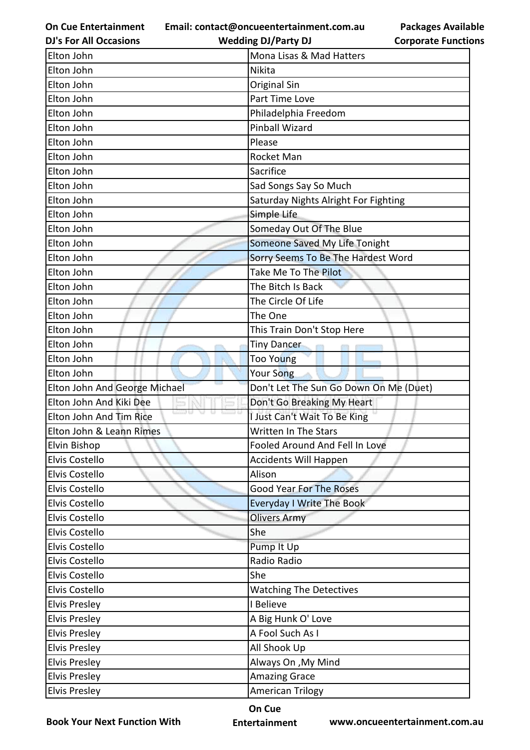| Elton John | Mona Lisas & Mad Hatters |
|---|---|
| Elton John | Nikita |
| Elton John | Original Sin |
| Elton John | Part Time Love |
| Elton John | Philadelphia Freedom |
| Elton John | Pinball Wizard |
| Elton John | Please |
| Elton John | Rocket Man |
| Elton John | Sacrifice |
| Elton John | Sad Songs Say So Much |
| Elton John | Saturday Nights Alright For Fighting |
| Elton John | Simple Life |
| Elton John | Someday Out Of The Blue |
| Elton John | Someone Saved My Life Tonight |
| Elton John | Sorry Seems To Be The Hardest Word |
| Elton John | Take Me To The Pilot |
| Elton John | The Bitch Is Back |
| Elton John | The Circle Of Life |
| Elton John | The One |
| Elton John | This Train Don't Stop Here |
| Elton John | Tiny Dancer |
| Elton John | Too Young |
| Elton John | Your Song |
| Elton John And George Michael | Don't Let The Sun Go Down On Me (Duet) |
| Elton John And Kiki Dee | Don't Go Breaking My Heart |
| Elton John And Tim Rice | I Just Can't Wait To Be King |
| Elton John & Leann Rimes | Written In The Stars |
| Elvin Bishop | Fooled Around And Fell In Love |
| Elvis Costello | Accidents Will Happen |
| Elvis Costello | Alison |
| Elvis Costello | Good Year For The Roses |
| Elvis Costello | Everyday I Write The Book |
| Elvis Costello | Olivers Army |
| Elvis Costello | She |
| Elvis Costello | Pump It Up |
| Elvis Costello | Radio Radio |
| Elvis Costello | She |
| Elvis Costello | Watching The Detectives |
| Elvis Presley | I Believe |
| Elvis Presley | A Big Hunk O' Love |
| Elvis Presley | A Fool Such As I |
| Elvis Presley | All Shook Up |
| Elvis Presley | Always On ,My Mind |
| Elvis Presley | Amazing Grace |
| Elvis Presley | American Trilogy |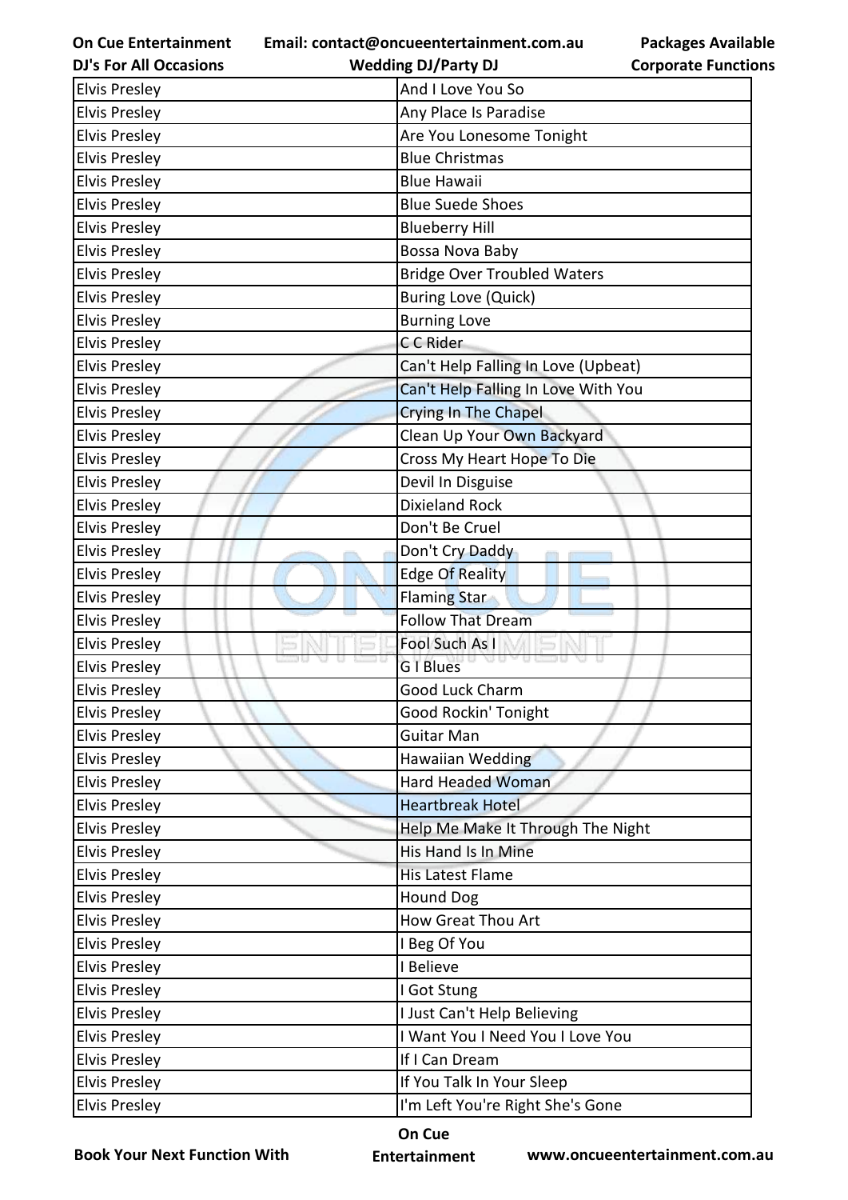| Elvis Presley | And I Love You So |
|---|---|
| Elvis Presley | Any Place Is Paradise |
| Elvis Presley | Are You Lonesome Tonight |
| Elvis Presley | Blue Christmas |
| Elvis Presley | Blue Hawaii |
| Elvis Presley | Blue Suede Shoes |
| Elvis Presley | Blueberry Hill |
| Elvis Presley | Bossa Nova Baby |
| Elvis Presley | Bridge Over Troubled Waters |
| Elvis Presley | Buring Love (Quick) |
| Elvis Presley | Burning Love |
| Elvis Presley | C C Rider |
| Elvis Presley | Can't Help Falling In Love (Upbeat) |
| Elvis Presley | Can't Help Falling In Love With You |
| Elvis Presley | Crying In The Chapel |
| Elvis Presley | Clean Up Your Own Backyard |
| Elvis Presley | Cross My Heart Hope To Die |
| Elvis Presley | Devil In Disguise |
| Elvis Presley | Dixieland Rock |
| Elvis Presley | Don't Be Cruel |
| Elvis Presley | Don't Cry Daddy |
| Elvis Presley | Edge Of Reality |
| Elvis Presley | Flaming Star |
| Elvis Presley | Follow That Dream |
| Elvis Presley | Fool Such As I |
| Elvis Presley | G I Blues |
| Elvis Presley | Good Luck Charm |
| Elvis Presley | Good Rockin' Tonight |
| Elvis Presley | Guitar Man |
| Elvis Presley | Hawaiian Wedding |
| Elvis Presley | Hard Headed Woman |
| Elvis Presley | Heartbreak Hotel |
| Elvis Presley | Help Me Make It Through The Night |
| Elvis Presley | His Hand Is In Mine |
| Elvis Presley | His Latest Flame |
| Elvis Presley | Hound Dog |
| Elvis Presley | How Great Thou Art |
| Elvis Presley | I Beg Of You |
| Elvis Presley | I Believe |
| Elvis Presley | I Got Stung |
| Elvis Presley | I Just Can't Help Believing |
| Elvis Presley | I Want You I Need You I Love You |
| Elvis Presley | If I Can Dream |
| Elvis Presley | If You Talk In Your Sleep |
| Elvis Presley | I'm Left You're Right She's Gone |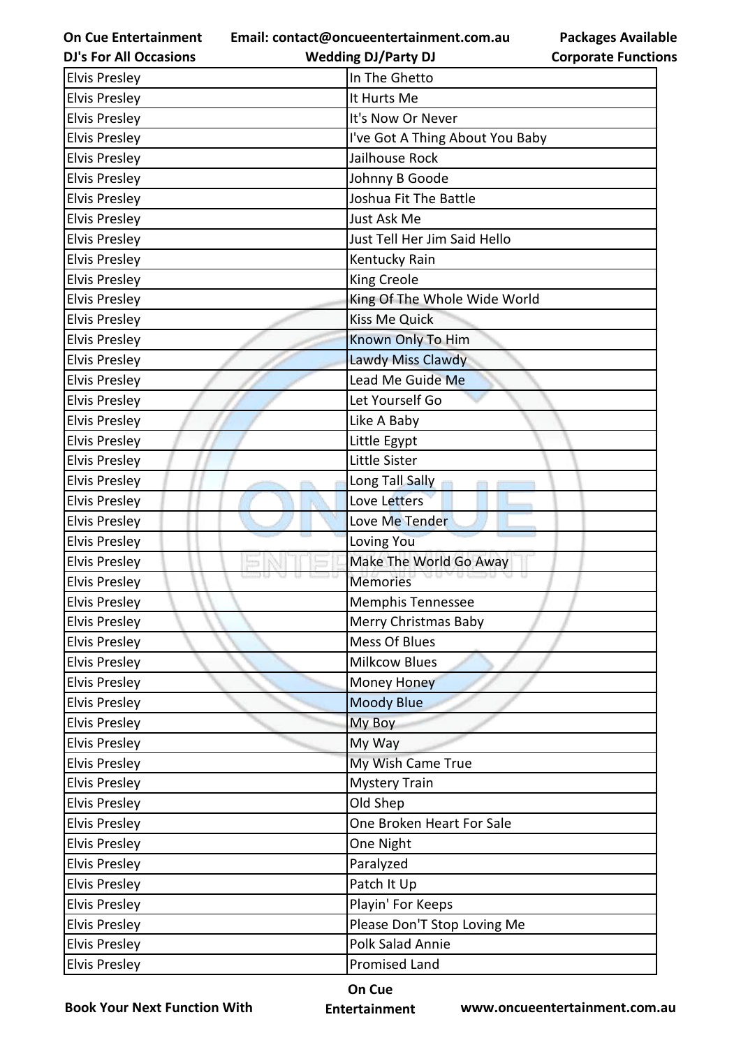| Elvis Presley | In The Ghetto |
|---|---|
| Elvis Presley | It Hurts Me |
| Elvis Presley | It's Now Or Never |
| Elvis Presley | I've Got A Thing About You Baby |
| Elvis Presley | Jailhouse Rock |
| Elvis Presley | Johnny B Goode |
| Elvis Presley | Joshua Fit The Battle |
| Elvis Presley | Just Ask Me |
| Elvis Presley | Just Tell Her Jim Said Hello |
| Elvis Presley | Kentucky Rain |
| Elvis Presley | King Creole |
| Elvis Presley | King Of The Whole Wide World |
| Elvis Presley | Kiss Me Quick |
| Elvis Presley | Known Only To Him |
| Elvis Presley | Lawdy Miss Clawdy |
| Elvis Presley | Lead Me Guide Me |
| Elvis Presley | Let Yourself Go |
| Elvis Presley | Like A Baby |
| Elvis Presley | Little Egypt |
| Elvis Presley | Little Sister |
| Elvis Presley | Long Tall Sally |
| Elvis Presley | Love Letters |
| Elvis Presley | Love Me Tender |
| Elvis Presley | Loving You |
| Elvis Presley | Make The World Go Away |
| Elvis Presley | Memories |
| Elvis Presley | Memphis Tennessee |
| Elvis Presley | Merry Christmas Baby |
| Elvis Presley | Mess Of Blues |
| Elvis Presley | Milkcow Blues |
| Elvis Presley | Money Honey |
| Elvis Presley | Moody Blue |
| Elvis Presley | My Boy |
| Elvis Presley | My Way |
| Elvis Presley | My Wish Came True |
| Elvis Presley | Mystery Train |
| Elvis Presley | Old Shep |
| Elvis Presley | One Broken Heart For Sale |
| Elvis Presley | One Night |
| Elvis Presley | Paralyzed |
| Elvis Presley | Patch It Up |
| Elvis Presley | Playin' For Keeps |
| Elvis Presley | Please Don'T Stop Loving Me |
| Elvis Presley | Polk Salad Annie |
| Elvis Presley | Promised Land |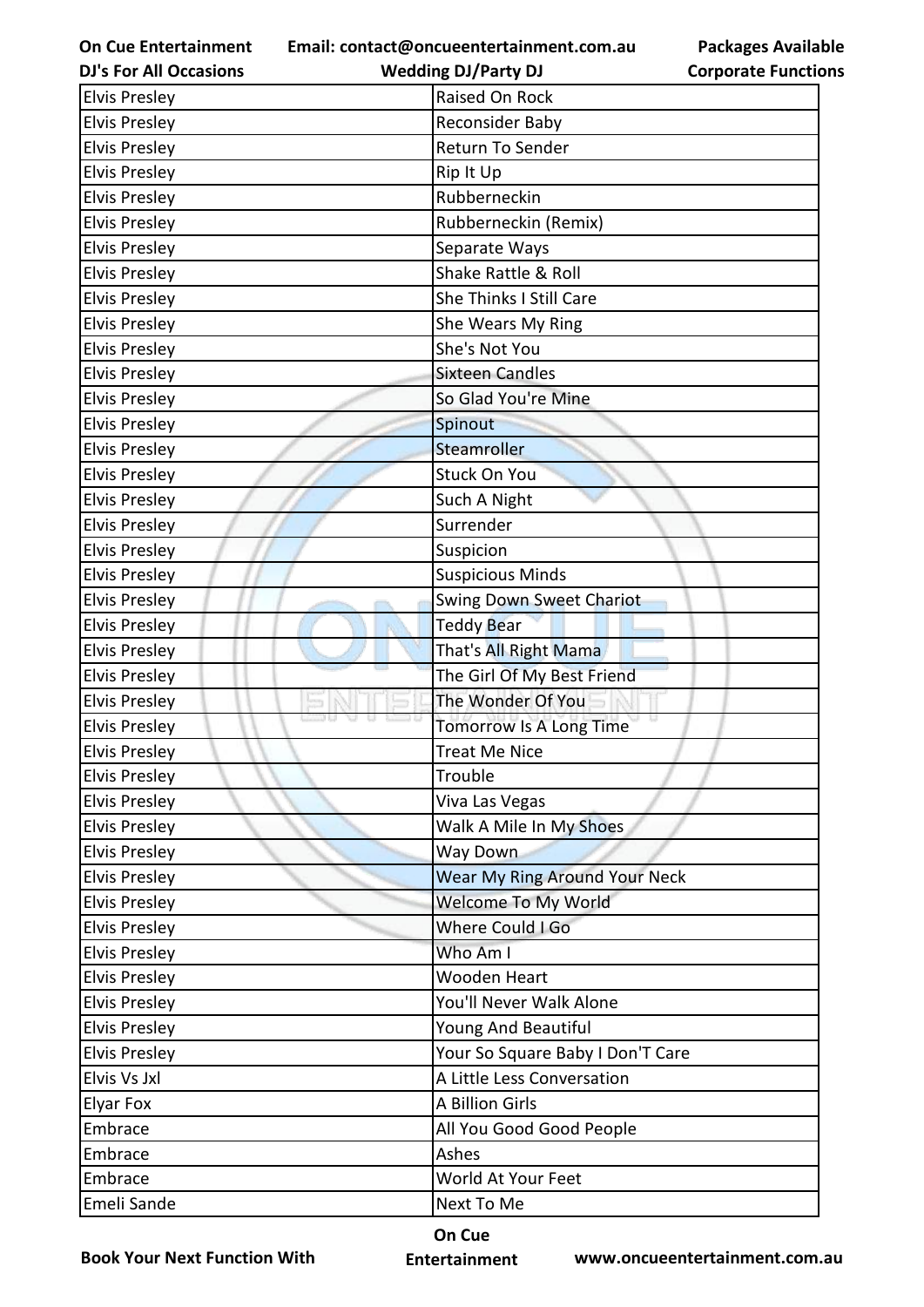| Elvis Presley | Raised On Rock |
|---|---|
| Elvis Presley | Reconsider Baby |
| Elvis Presley | Return To Sender |
| Elvis Presley | Rip It Up |
| Elvis Presley | Rubberneckin |
| Elvis Presley | Rubberneckin (Remix) |
| Elvis Presley | Separate Ways |
| Elvis Presley | Shake Rattle & Roll |
| Elvis Presley | She Thinks I Still Care |
| Elvis Presley | She Wears My Ring |
| Elvis Presley | She's Not You |
| Elvis Presley | Sixteen Candles |
| Elvis Presley | So Glad You're Mine |
| Elvis Presley | Spinout |
| Elvis Presley | Steamroller |
| Elvis Presley | Stuck On You |
| Elvis Presley | Such A Night |
| Elvis Presley | Surrender |
| Elvis Presley | Suspicion |
| Elvis Presley | Suspicious Minds |
| Elvis Presley | Swing Down Sweet Chariot |
| Elvis Presley | Teddy Bear |
| Elvis Presley | That's All Right Mama |
| Elvis Presley | The Girl Of My Best Friend |
| Elvis Presley | The Wonder Of You |
| Elvis Presley | Tomorrow Is A Long Time |
| Elvis Presley | Treat Me Nice |
| Elvis Presley | Trouble |
| Elvis Presley | Viva Las Vegas |
| Elvis Presley | Walk A Mile In My Shoes |
| Elvis Presley | Way Down |
| Elvis Presley | Wear My Ring Around Your Neck |
| Elvis Presley | Welcome To My World |
| Elvis Presley | Where Could I Go |
| Elvis Presley | Who Am I |
| Elvis Presley | Wooden Heart |
| Elvis Presley | You'll Never Walk Alone |
| Elvis Presley | Young And Beautiful |
| Elvis Presley | Your So Square Baby I Don'T Care |
| Elvis Vs Jxl | A Little Less Conversation |
| Elyar Fox | A Billion Girls |
| Embrace | All You Good Good People |
| Embrace | Ashes |
| Embrace | World At Your Feet |
| Emeli Sande | Next To Me |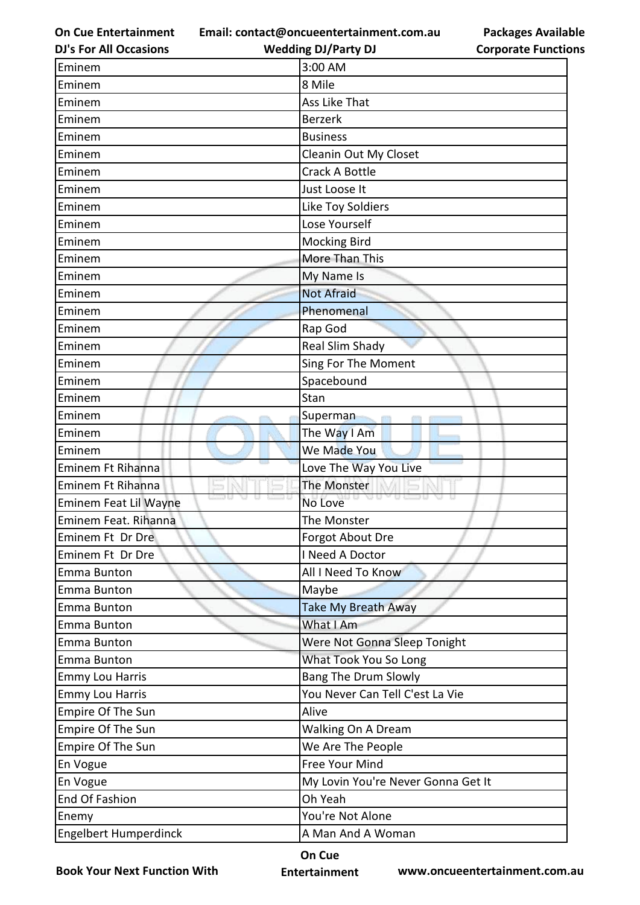| Eminem | 3:00 AM |
|---|---|
| Eminem | 8 Mile |
| Eminem | Ass Like That |
| Eminem | Berzerk |
| Eminem | Business |
| Eminem | Cleanin Out My Closet |
| Eminem | Crack A Bottle |
| Eminem | Just Loose It |
| Eminem | Like Toy Soldiers |
| Eminem | Lose Yourself |
| Eminem | Mocking Bird |
| Eminem | More Than This |
| Eminem | My Name Is |
| Eminem | Not Afraid |
| Eminem | Phenomenal |
| Eminem | Rap God |
| Eminem | Real Slim Shady |
| Eminem | Sing For The Moment |
| Eminem | Spacebound |
| Eminem | Stan |
| Eminem | Superman |
| Eminem | The Way I Am |
| Eminem | We Made You |
| Eminem Ft Rihanna | Love The Way You Live |
| Eminem Ft Rihanna | The Monster |
| Eminem Feat Lil Wayne | No Love |
| Eminem Feat. Rihanna | The Monster |
| Eminem Ft Dr Dre | Forgot About Dre |
| Eminem Ft Dr Dre | I Need A Doctor |
| Emma Bunton | All I Need To Know |
| Emma Bunton | Maybe |
| Emma Bunton | Take My Breath Away |
| Emma Bunton | What I Am |
| Emma Bunton | Were Not Gonna Sleep Tonight |
| Emma Bunton | What Took You So Long |
| Emmy Lou Harris | Bang The Drum Slowly |
| Emmy Lou Harris | You Never Can Tell C'est La Vie |
| Empire Of The Sun | Alive |
| Empire Of The Sun | Walking On A Dream |
| Empire Of The Sun | We Are The People |
| En Vogue | Free Your Mind |
| En Vogue | My Lovin You're Never Gonna Get It |
| End Of Fashion | Oh Yeah |
| Enemy | You're Not Alone |
| Engelbert Humperdinck | A Man And A Woman |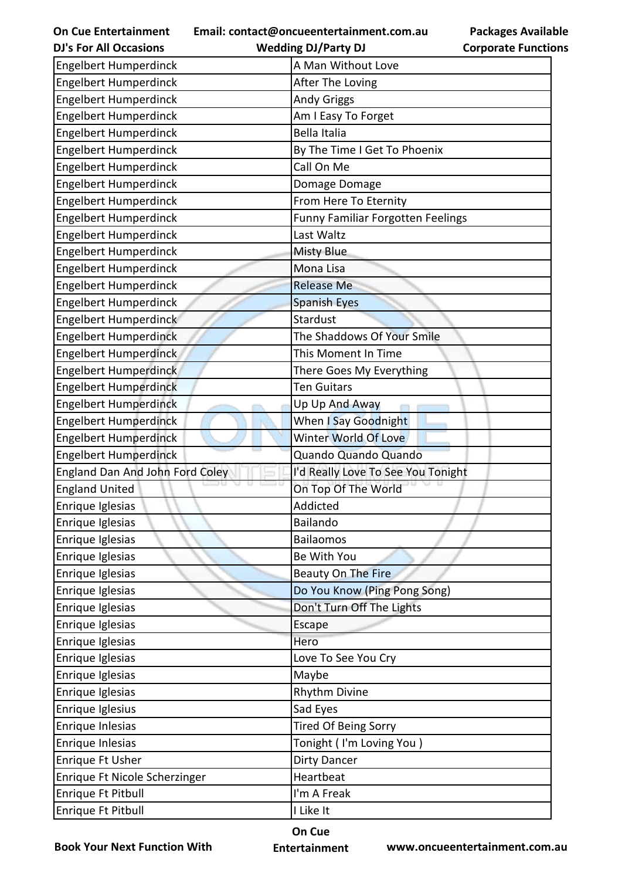| Engelbert Humperdinck | A Man Without Love |
|---|---|
| Engelbert Humperdinck | After The Loving |
| Engelbert Humperdinck | Andy Griggs |
| Engelbert Humperdinck | Am I Easy To Forget |
| Engelbert Humperdinck | Bella Italia |
| Engelbert Humperdinck | By The Time I Get To Phoenix |
| Engelbert Humperdinck | Call On Me |
| Engelbert Humperdinck | Domage Domage |
| Engelbert Humperdinck | From Here To Eternity |
| Engelbert Humperdinck | Funny Familiar Forgotten Feelings |
| Engelbert Humperdinck | Last Waltz |
| Engelbert Humperdinck | Misty Blue |
| Engelbert Humperdinck | Mona Lisa |
| Engelbert Humperdinck | Release Me |
| Engelbert Humperdinck | Spanish Eyes |
| Engelbert Humperdinck | Stardust |
| Engelbert Humperdinck | The Shaddows Of Your Smile |
| Engelbert Humperdinck | This Moment In Time |
| Engelbert Humperdinck | There Goes My Everything |
| Engelbert Humperdinck | Ten Guitars |
| Engelbert Humperdinck | Up Up And Away |
| Engelbert Humperdinck | When I Say Goodnight |
| Engelbert Humperdinck | Winter World Of Love |
| Engelbert Humperdinck | Quando Quando Quando |
| England Dan And John Ford Coley | I'd Really Love To See You Tonight |
| England United | On Top Of The World |
| Enrique Iglesias | Addicted |
| Enrique Iglesias | Bailando |
| Enrique Iglesias | Bailaomos |
| Enrique Iglesias | Be With You |
| Enrique Iglesias | Beauty On The Fire |
| Enrique Iglesias | Do You Know (Ping Pong Song) |
| Enrique Iglesias | Don't Turn Off The Lights |
| Enrique Iglesias | Escape |
| Enrique Iglesias | Hero |
| Enrique Iglesias | Love To See You Cry |
| Enrique Iglesias | Maybe |
| Enrique Iglesias | Rhythm Divine |
| Enrique Iglesius | Sad Eyes |
| Enrique Inlesias | Tired Of Being Sorry |
| Enrique Inlesias | Tonight ( I'm Loving You ) |
| Enrique Ft Usher | Dirty Dancer |
| Enrique Ft Nicole Scherzinger | Heartbeat |
| Enrique Ft Pitbull | I'm A Freak |
| Enrique Ft Pitbull | I Like It |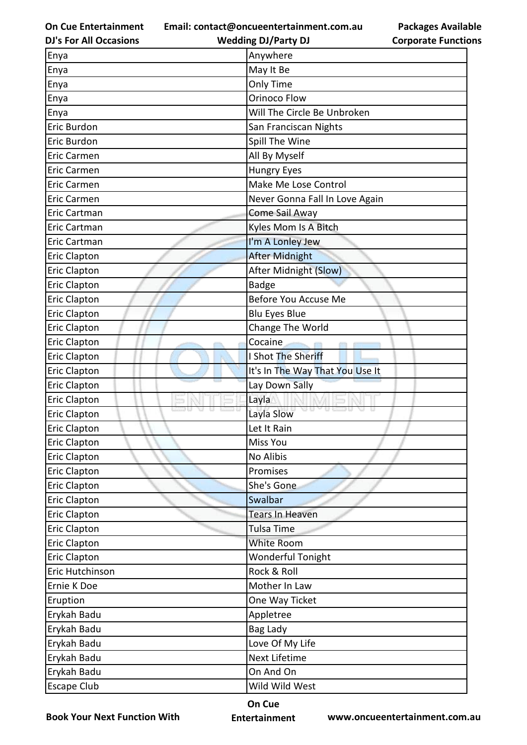| Enya | Anywhere |
|---|---|
| Enya | May It Be |
| Enya | Only Time |
| Enya | Orinoco Flow |
| Enya | Will The Circle Be Unbroken |
| Eric Burdon | San Franciscan Nights |
| Eric Burdon | Spill The Wine |
| Eric Carmen | All By Myself |
| Eric Carmen | Hungry Eyes |
| Eric Carmen | Make Me Lose Control |
| Eric Carmen | Never Gonna Fall In Love Again |
| Eric Cartman | Come Sail Away |
| Eric Cartman | Kyles Mom Is A Bitch |
| Eric Cartman | I'm A Lonley Jew |
| Eric Clapton | After Midnight |
| Eric Clapton | After Midnight (Slow) |
| Eric Clapton | Badge |
| Eric Clapton | Before You Accuse Me |
| Eric Clapton | Blu Eyes Blue |
| Eric Clapton | Change The World |
| Eric Clapton | Cocaine |
| Eric Clapton | I Shot The Sheriff |
| Eric Clapton | It's In The Way That You Use It |
| Eric Clapton | Lay Down Sally |
| Eric Clapton | Layla |
| Eric Clapton | Layla Slow |
| Eric Clapton | Let It Rain |
| Eric Clapton | Miss You |
| Eric Clapton | No Alibis |
| Eric Clapton | Promises |
| Eric Clapton | She's Gone |
| Eric Clapton | Swalbar |
| Eric Clapton | Tears In Heaven |
| Eric Clapton | Tulsa Time |
| Eric Clapton | White Room |
| Eric Clapton | Wonderful Tonight |
| Eric Hutchinson | Rock & Roll |
| Ernie K Doe | Mother In Law |
| Eruption | One Way Ticket |
| Erykah Badu | Appletree |
| Erykah Badu | Bag Lady |
| Erykah Badu | Love Of My Life |
| Erykah Badu | Next Lifetime |
| Erykah Badu | On And On |
| Escape Club | Wild Wild West |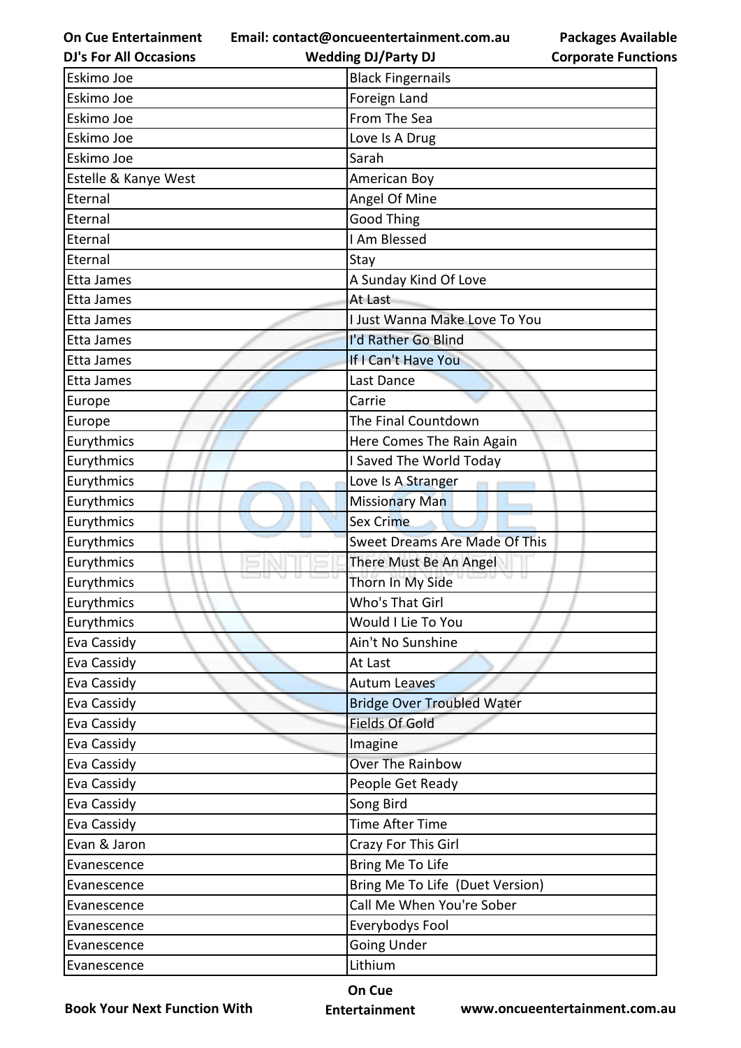| Eskimo Joe | Black Fingernails |
|---|---|
| Eskimo Joe | Foreign Land |
| Eskimo Joe | From The Sea |
| Eskimo Joe | Love Is A Drug |
| Eskimo Joe | Sarah |
| Estelle & Kanye West | American Boy |
| Eternal | Angel Of Mine |
| Eternal | Good Thing |
| Eternal | I Am Blessed |
| Eternal | Stay |
| Etta James | A Sunday Kind Of Love |
| Etta James | At Last |
| Etta James | I Just Wanna Make Love To You |
| Etta James | I'd Rather Go Blind |
| Etta James | If I Can't Have You |
| Etta James | Last Dance |
| Europe | Carrie |
| Europe | The Final Countdown |
| Eurythmics | Here Comes The Rain Again |
| Eurythmics | I Saved The World Today |
| Eurythmics | Love Is A Stranger |
| Eurythmics | Missionary Man |
| Eurythmics | Sex Crime |
| Eurythmics | Sweet Dreams Are Made Of This |
| Eurythmics | There Must Be An Angel |
| Eurythmics | Thorn In My Side |
| Eurythmics | Who's That Girl |
| Eurythmics | Would I Lie To You |
| Eva Cassidy | Ain't No Sunshine |
| Eva Cassidy | At Last |
| Eva Cassidy | Autum Leaves |
| Eva Cassidy | Bridge Over Troubled Water |
| Eva Cassidy | Fields Of Gold |
| Eva Cassidy | Imagine |
| Eva Cassidy | Over The Rainbow |
| Eva Cassidy | People Get Ready |
| Eva Cassidy | Song Bird |
| Eva Cassidy | Time After Time |
| Evan & Jaron | Crazy For This Girl |
| Evanescence | Bring Me To Life |
| Evanescence | Bring Me To Life (Duet Version) |
| Evanescence | Call Me When You're Sober |
| Evanescence | Everybodys Fool |
| Evanescence | Going Under |
| Evanescence | Lithium |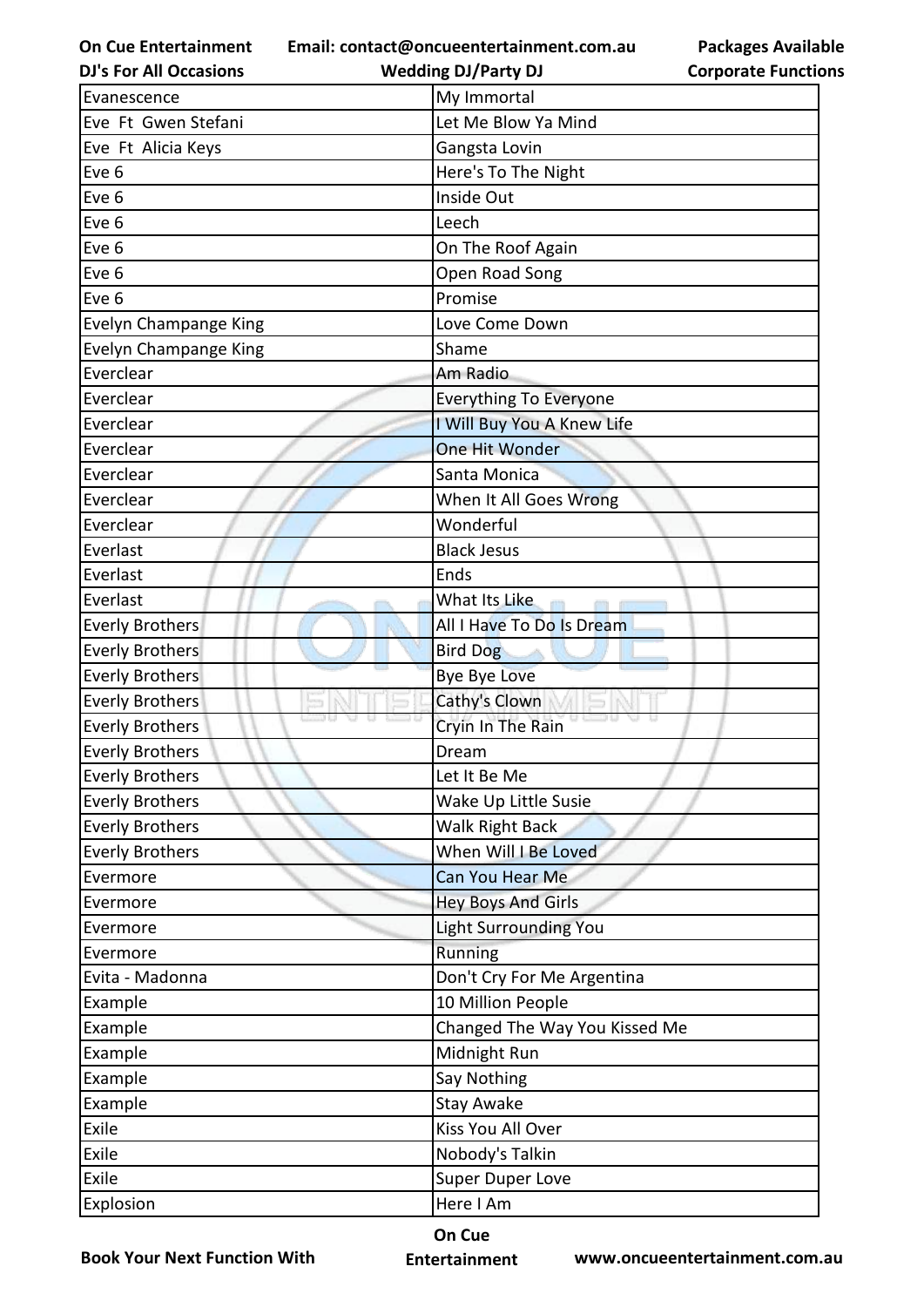| Evanescence | My Immortal |
|---|---|
| Eve  Ft  Gwen Stefani | Let Me Blow Ya Mind |
| Eve  Ft  Alicia Keys | Gangsta Lovin |
| Eve 6 | Here's To The Night |
| Eve 6 | Inside Out |
| Eve 6 | Leech |
| Eve 6 | On The Roof Again |
| Eve 6 | Open Road Song |
| Eve 6 | Promise |
| Evelyn Champange King | Love Come Down |
| Evelyn Champange King | Shame |
| Everclear | Am Radio |
| Everclear | Everything To Everyone |
| Everclear | I Will Buy You A Knew Life |
| Everclear | One Hit Wonder |
| Everclear | Santa Monica |
| Everclear | When It All Goes Wrong |
| Everclear | Wonderful |
| Everlast | Black Jesus |
| Everlast | Ends |
| Everlast | What Its Like |
| Everly Brothers | All I Have To Do Is Dream |
| Everly Brothers | Bird Dog |
| Everly Brothers | Bye Bye Love |
| Everly Brothers | Cathy's Clown |
| Everly Brothers | Cryin In The Rain |
| Everly Brothers | Dream |
| Everly Brothers | Let It Be Me |
| Everly Brothers | Wake Up Little Susie |
| Everly Brothers | Walk Right Back |
| Everly Brothers | When Will I Be Loved |
| Evermore | Can You Hear Me |
| Evermore | Hey Boys And Girls |
| Evermore | Light Surrounding You |
| Evermore | Running |
| Evita - Madonna | Don't Cry For Me Argentina |
| Example | 10 Million People |
| Example | Changed The Way You Kissed Me |
| Example | Midnight Run |
| Example | Say Nothing |
| Example | Stay Awake |
| Exile | Kiss You All Over |
| Exile | Nobody's Talkin |
| Exile | Super Duper Love |
| Explosion | Here I Am |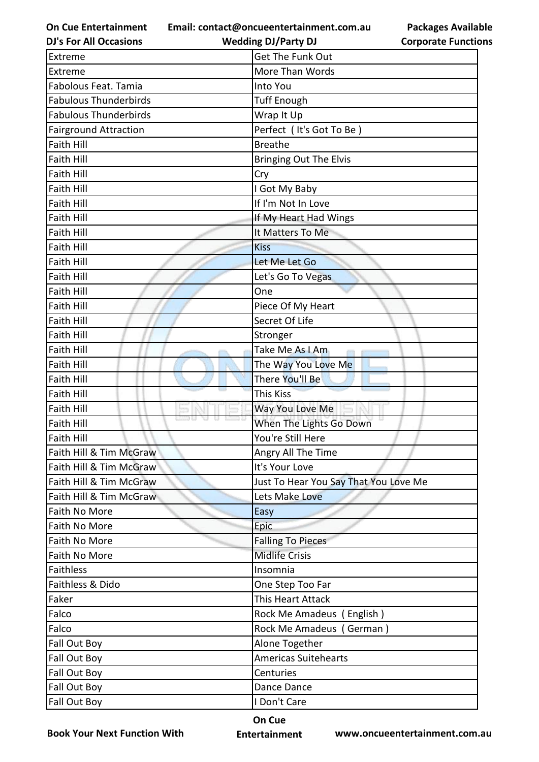| Extreme | Get The Funk Out |
|---|---|
| Extreme | More Than Words |
| Fabolous Feat. Tamia | Into You |
| Fabulous Thunderbirds | Tuff Enough |
| Fabulous Thunderbirds | Wrap It Up |
| Fairground Attraction | Perfect ( It's Got To Be ) |
| Faith Hill | Breathe |
| Faith Hill | Bringing Out The Elvis |
| Faith Hill | Cry |
| Faith Hill | I Got My Baby |
| Faith Hill | If I'm Not In Love |
| Faith Hill | If My Heart Had Wings |
| Faith Hill | It Matters To Me |
| Faith Hill | Kiss |
| Faith Hill | Let Me Let Go |
| Faith Hill | Let's Go To Vegas |
| Faith Hill | One |
| Faith Hill | Piece Of My Heart |
| Faith Hill | Secret Of Life |
| Faith Hill | Stronger |
| Faith Hill | Take Me As I Am |
| Faith Hill | The Way You Love Me |
| Faith Hill | There You'll Be |
| Faith Hill | This Kiss |
| Faith Hill | Way You Love Me |
| Faith Hill | When The Lights Go Down |
| Faith Hill | You're Still Here |
| Faith Hill & Tim McGraw | Angry All The Time |
| Faith Hill & Tim McGraw | It's Your Love |
| Faith Hill & Tim McGraw | Just To Hear You Say That You Love Me |
| Faith Hill & Tim McGraw | Lets Make Love |
| Faith No More | Easy |
| Faith No More | Epic |
| Faith No More | Falling To Pieces |
| Faith No More | Midlife Crisis |
| Faithless | Insomnia |
| Faithless & Dido | One Step Too Far |
| Faker | This Heart Attack |
| Falco | Rock Me Amadeus ( English ) |
| Falco | Rock Me Amadeus ( German ) |
| Fall Out Boy | Alone Together |
| Fall Out Boy | Americas Suitehearts |
| Fall Out Boy | Centuries |
| Fall Out Boy | Dance Dance |
| Fall Out Boy | I Don't Care |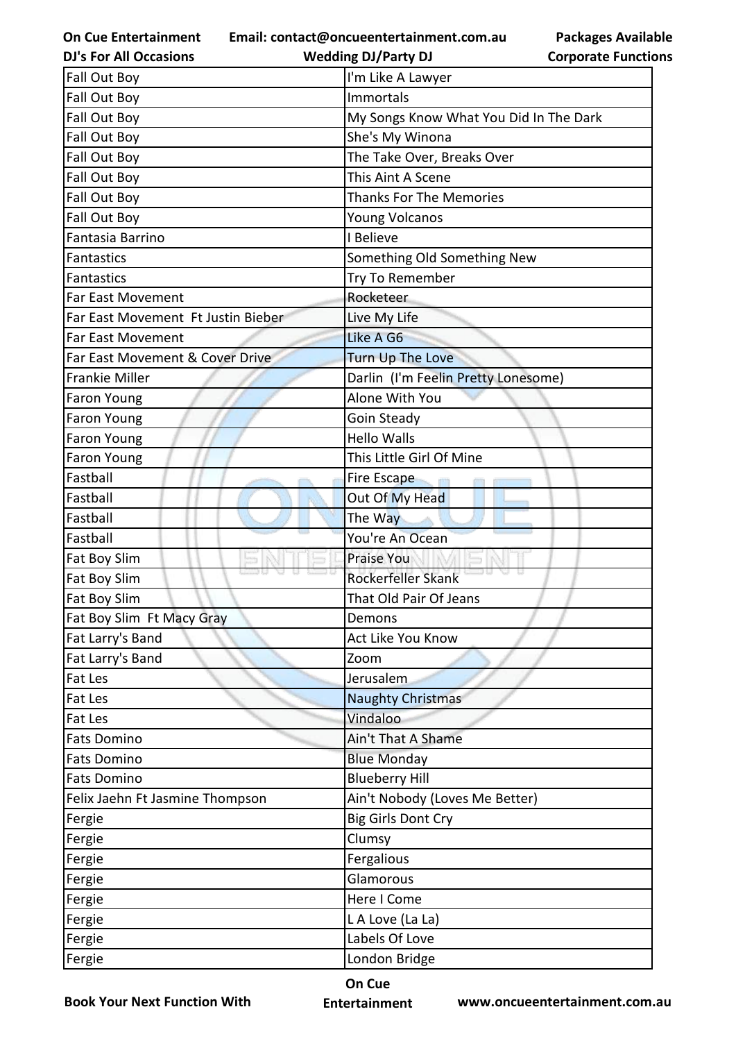| Fall Out Boy | I'm Like A Lawyer |
|---|---|
| Fall Out Boy | Immortals |
| Fall Out Boy | My Songs Know What You Did In The Dark |
| Fall Out Boy | She's My Winona |
| Fall Out Boy | The Take Over, Breaks Over |
| Fall Out Boy | This Aint A Scene |
| Fall Out Boy | Thanks For The Memories |
| Fall Out Boy | Young Volcanos |
| Fantasia Barrino | I Believe |
| Fantastics | Something Old Something New |
| Fantastics | Try To Remember |
| Far East Movement | Rocketeer |
| Far East Movement  Ft Justin Bieber | Live My Life |
| Far East Movement | Like A G6 |
| Far East Movement & Cover Drive | Turn Up The Love |
| Frankie Miller | Darlin  (I'm Feelin Pretty Lonesome) |
| Faron Young | Alone With You |
| Faron Young | Goin Steady |
| Faron Young | Hello Walls |
| Faron Young | This Little Girl Of Mine |
| Fastball | Fire Escape |
| Fastball | Out Of My Head |
| Fastball | The Way |
| Fastball | You're An Ocean |
| Fat Boy Slim | Praise You |
| Fat Boy Slim | Rockerfeller Skank |
| Fat Boy Slim | That Old Pair Of Jeans |
| Fat Boy Slim  Ft Macy Gray | Demons |
| Fat Larry's Band | Act Like You Know |
| Fat Larry's Band | Zoom |
| Fat Les | Jerusalem |
| Fat Les | Naughty Christmas |
| Fat Les | Vindaloo |
| Fats Domino | Ain't That A Shame |
| Fats Domino | Blue Monday |
| Fats Domino | Blueberry Hill |
| Felix Jaehn Ft Jasmine Thompson | Ain't Nobody (Loves Me Better) |
| Fergie | Big Girls Dont Cry |
| Fergie | Clumsy |
| Fergie | Fergalious |
| Fergie | Glamorous |
| Fergie | Here I Come |
| Fergie | L A Love (La La) |
| Fergie | Labels Of Love |
| Fergie | London Bridge |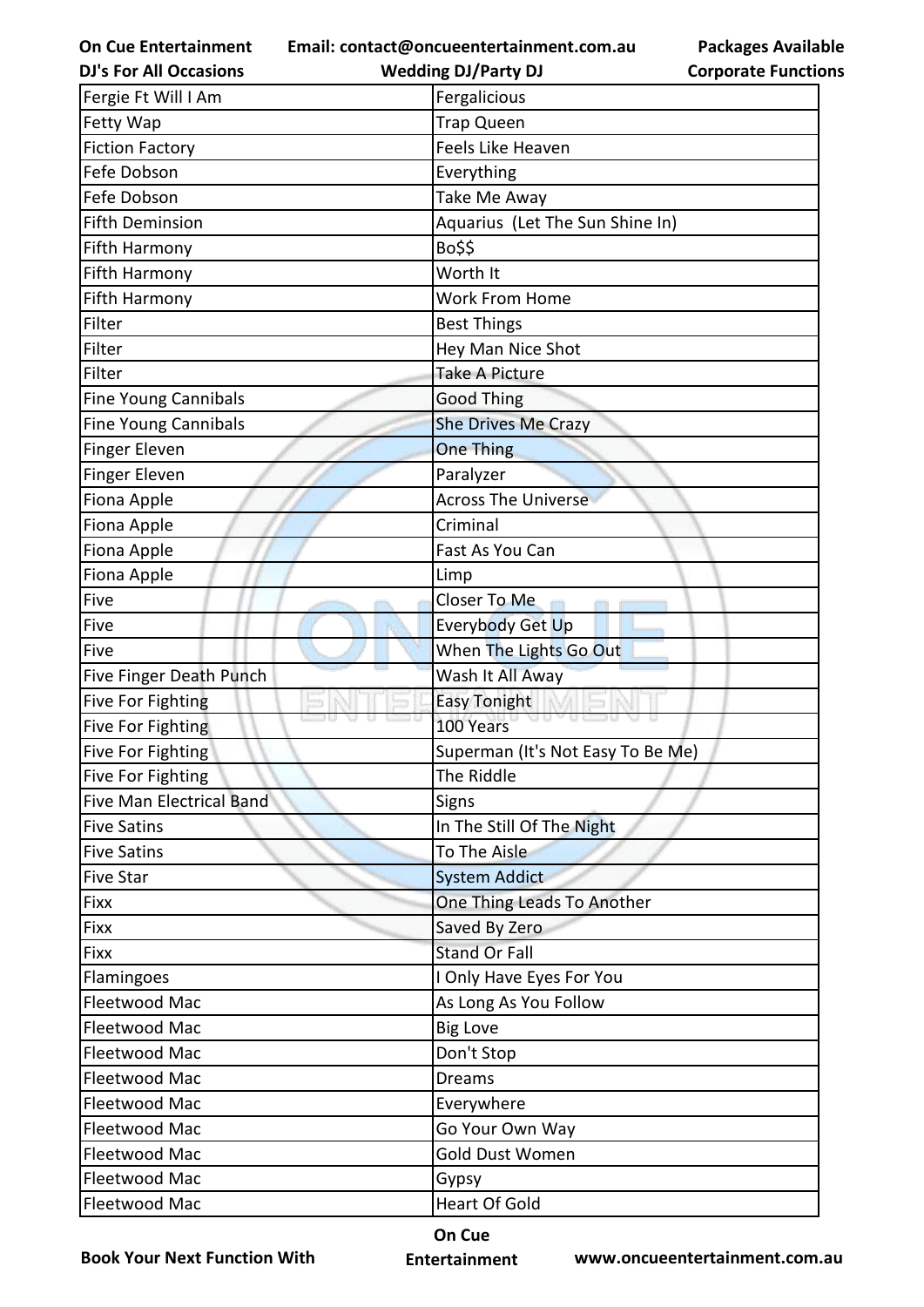| Fergie Ft Will I Am | Fergalicious |
|---|---|
| Fetty Wap | Trap Queen |
| Fiction Factory | Feels Like Heaven |
| Fefe Dobson | Everything |
| Fefe Dobson | Take Me Away |
| Fifth Deminsion | Aquarius (Let The Sun Shine In) |
| Fifth Harmony | Bo$$ |
| Fifth Harmony | Worth It |
| Fifth Harmony | Work From Home |
| Filter | Best Things |
| Filter | Hey Man Nice Shot |
| Filter | Take A Picture |
| Fine Young Cannibals | Good Thing |
| Fine Young Cannibals | She Drives Me Crazy |
| Finger Eleven | One Thing |
| Finger Eleven | Paralyzer |
| Fiona Apple | Across The Universe |
| Fiona Apple | Criminal |
| Fiona Apple | Fast As You Can |
| Fiona Apple | Limp |
| Five | Closer To Me |
| Five | Everybody Get Up |
| Five | When The Lights Go Out |
| Five Finger Death Punch | Wash It All Away |
| Five For Fighting | Easy Tonight |
| Five For Fighting | 100 Years |
| Five For Fighting | Superman (It's Not Easy To Be Me) |
| Five For Fighting | The Riddle |
| Five Man Electrical Band | Signs |
| Five Satins | In The Still Of The Night |
| Five Satins | To The Aisle |
| Five Star | System Addict |
| Fixx | One Thing Leads To Another |
| Fixx | Saved By Zero |
| Fixx | Stand Or Fall |
| Flamingoes | I Only Have Eyes For You |
| Fleetwood Mac | As Long As You Follow |
| Fleetwood Mac | Big Love |
| Fleetwood Mac | Don't Stop |
| Fleetwood Mac | Dreams |
| Fleetwood Mac | Everywhere |
| Fleetwood Mac | Go Your Own Way |
| Fleetwood Mac | Gold Dust Women |
| Fleetwood Mac | Gypsy |
| Fleetwood Mac | Heart Of Gold |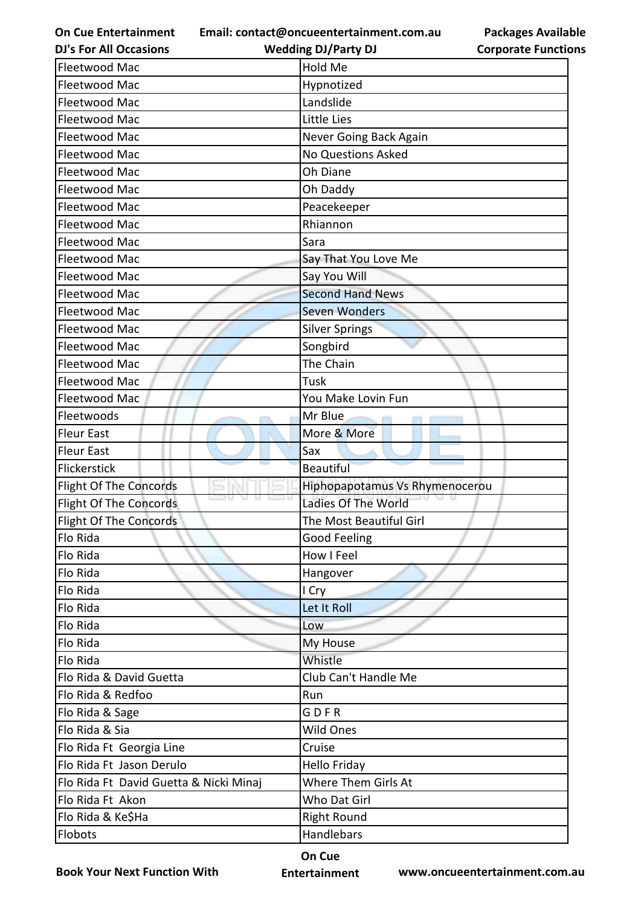| Fleetwood Mac | Hold Me |
|---|---|
| Fleetwood Mac | Hypnotized |
| Fleetwood Mac | Landslide |
| Fleetwood Mac | Little Lies |
| Fleetwood Mac | Never Going Back Again |
| Fleetwood Mac | No Questions Asked |
| Fleetwood Mac | Oh Diane |
| Fleetwood Mac | Oh Daddy |
| Fleetwood Mac | Peacekeeper |
| Fleetwood Mac | Rhiannon |
| Fleetwood Mac | Sara |
| Fleetwood Mac | Say That You Love Me |
| Fleetwood Mac | Say You Will |
| Fleetwood Mac | Second Hand News |
| Fleetwood Mac | Seven Wonders |
| Fleetwood Mac | Silver Springs |
| Fleetwood Mac | Songbird |
| Fleetwood Mac | The Chain |
| Fleetwood Mac | Tusk |
| Fleetwood Mac | You Make Lovin Fun |
| Fleetwoods | Mr Blue |
| Fleur East | More & More |
| Fleur East | Sax |
| Flickerstick | Beautiful |
| Flight Of The Concords | Hiphopapotamus Vs Rhymenocerou |
| Flight Of The Concords | Ladies Of The World |
| Flight Of The Concords | The Most Beautiful Girl |
| Flo Rida | Good Feeling |
| Flo Rida | How I Feel |
| Flo Rida | Hangover |
| Flo Rida | I Cry |
| Flo Rida | Let It Roll |
| Flo Rida | Low |
| Flo Rida | My House |
| Flo Rida | Whistle |
| Flo Rida & David Guetta | Club Can't Handle Me |
| Flo Rida & Redfoo | Run |
| Flo Rida & Sage | G D F R |
| Flo Rida & Sia | Wild Ones |
| Flo Rida Ft Georgia Line | Cruise |
| Flo Rida Ft Jason Derulo | Hello Friday |
| Flo Rida Ft David Guetta & Nicki Minaj | Where Them Girls At |
| Flo Rida Ft Akon | Who Dat Girl |
| Flo Rida & Ke$Ha | Right Round |
| Flobots | Handlebars |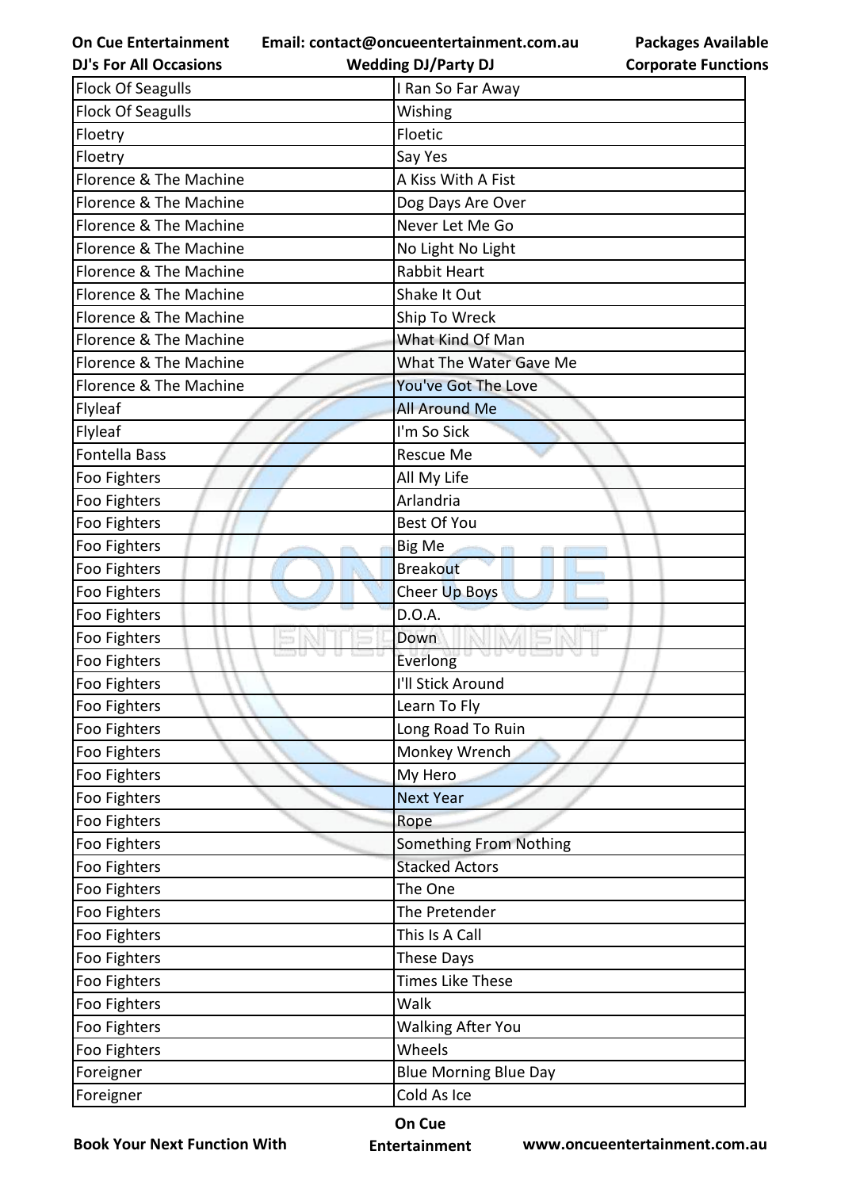| Flock Of Seagulls | I Ran So Far Away |
|---|---|
| Flock Of Seagulls | Wishing |
| Floetry | Floetic |
| Floetry | Say Yes |
| Florence & The Machine | A Kiss With A Fist |
| Florence & The Machine | Dog Days Are Over |
| Florence & The Machine | Never Let Me Go |
| Florence & The Machine | No Light No Light |
| Florence & The Machine | Rabbit Heart |
| Florence & The Machine | Shake It Out |
| Florence & The Machine | Ship To Wreck |
| Florence & The Machine | What Kind Of Man |
| Florence & The Machine | What The Water Gave Me |
| Florence & The Machine | You've Got The Love |
| Flyleaf | All Around Me |
| Flyleaf | I'm So Sick |
| Fontella Bass | Rescue Me |
| Foo Fighters | All My Life |
| Foo Fighters | Arlandria |
| Foo Fighters | Best Of You |
| Foo Fighters | Big Me |
| Foo Fighters | Breakout |
| Foo Fighters | Cheer Up Boys |
| Foo Fighters | D.O.A. |
| Foo Fighters | Down |
| Foo Fighters | Everlong |
| Foo Fighters | I'll Stick Around |
| Foo Fighters | Learn To Fly |
| Foo Fighters | Long Road To Ruin |
| Foo Fighters | Monkey Wrench |
| Foo Fighters | My Hero |
| Foo Fighters | Next Year |
| Foo Fighters | Rope |
| Foo Fighters | Something From Nothing |
| Foo Fighters | Stacked Actors |
| Foo Fighters | The One |
| Foo Fighters | The Pretender |
| Foo Fighters | This Is A Call |
| Foo Fighters | These Days |
| Foo Fighters | Times Like These |
| Foo Fighters | Walk |
| Foo Fighters | Walking After You |
| Foo Fighters | Wheels |
| Foreigner | Blue Morning Blue Day |
| Foreigner | Cold As Ice |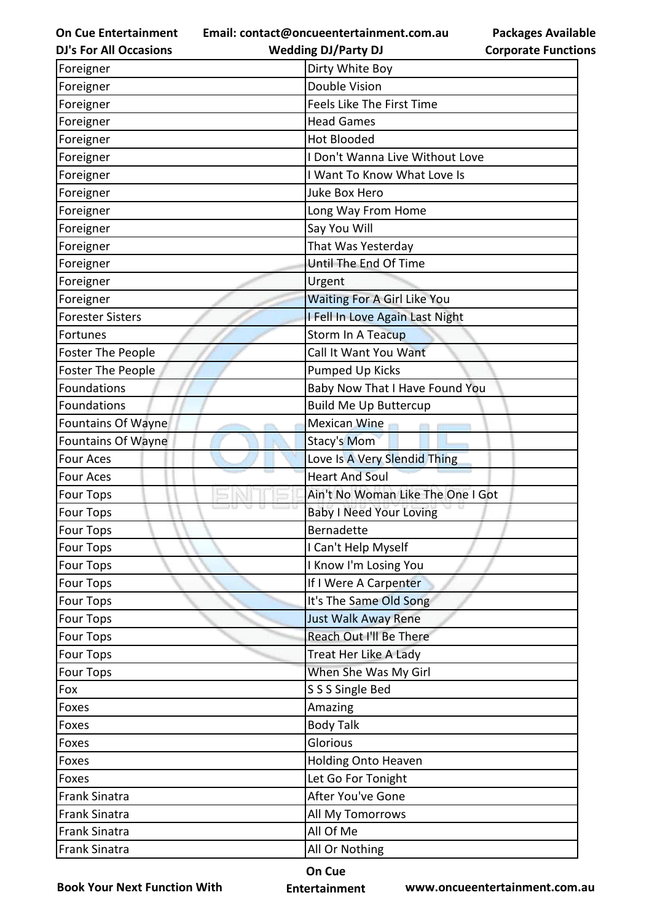| Foreigner | Dirty White Boy |
|---|---|
| Foreigner | Double Vision |
| Foreigner | Feels Like The First Time |
| Foreigner | Head Games |
| Foreigner | Hot Blooded |
| Foreigner | I Don't Wanna Live Without Love |
| Foreigner | I Want To Know What Love Is |
| Foreigner | Juke Box Hero |
| Foreigner | Long Way From Home |
| Foreigner | Say You Will |
| Foreigner | That Was Yesterday |
| Foreigner | Until The End Of Time |
| Foreigner | Urgent |
| Foreigner | Waiting For A Girl Like You |
| Forester Sisters | I Fell In Love Again Last Night |
| Fortunes | Storm In A Teacup |
| Foster The People | Call It Want You Want |
| Foster The People | Pumped Up Kicks |
| Foundations | Baby Now That I Have Found You |
| Foundations | Build Me Up Buttercup |
| Fountains Of Wayne | Mexican Wine |
| Fountains Of Wayne | Stacy's Mom |
| Four Aces | Love Is A Very Slendid Thing |
| Four Aces | Heart And Soul |
| Four Tops | Ain't No Woman Like The One I Got |
| Four Tops | Baby I Need Your Loving |
| Four Tops | Bernadette |
| Four Tops | I Can't Help Myself |
| Four Tops | I Know I'm Losing You |
| Four Tops | If I Were A Carpenter |
| Four Tops | It's The Same Old Song |
| Four Tops | Just Walk Away Rene |
| Four Tops | Reach Out I'll Be There |
| Four Tops | Treat Her Like A Lady |
| Four Tops | When She Was My Girl |
| Fox | S S S Single Bed |
| Foxes | Amazing |
| Foxes | Body Talk |
| Foxes | Glorious |
| Foxes | Holding Onto Heaven |
| Foxes | Let Go For Tonight |
| Frank Sinatra | After You've Gone |
| Frank Sinatra | All My Tomorrows |
| Frank Sinatra | All Of Me |
| Frank Sinatra | All Or Nothing |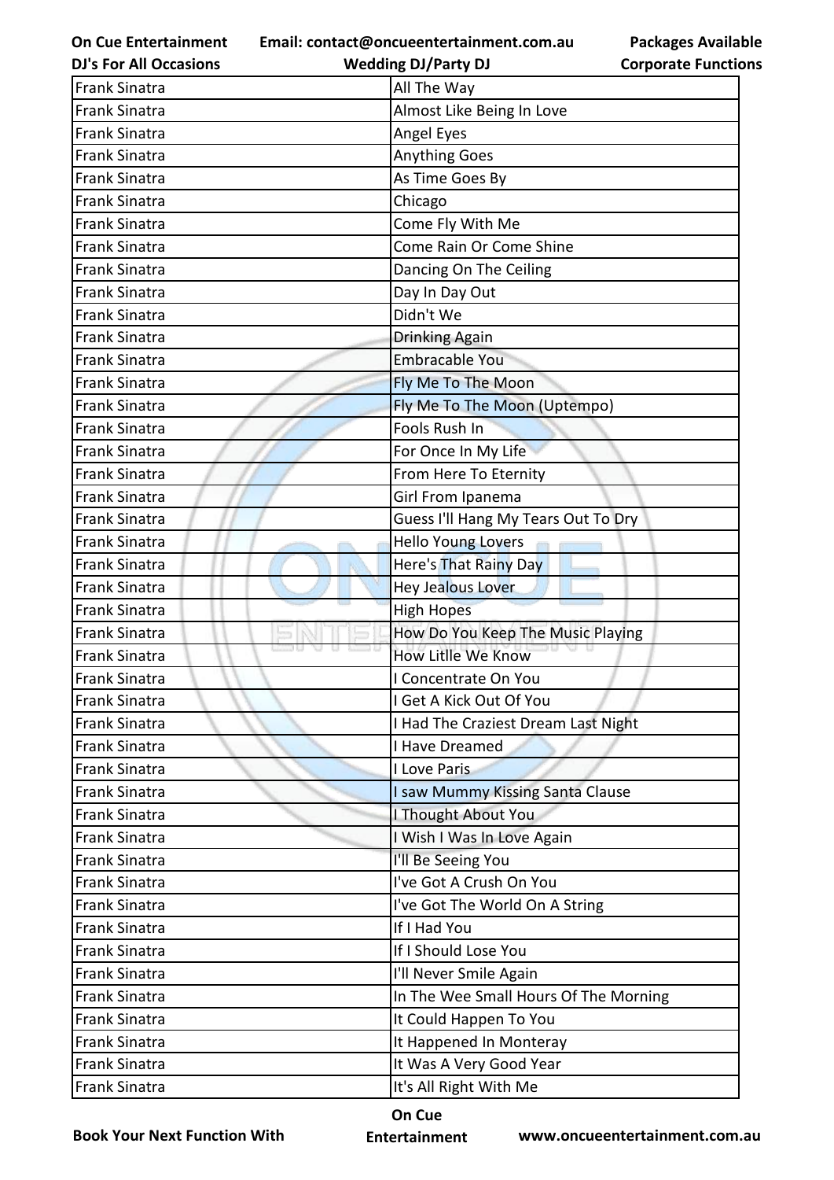| Frank Sinatra | All The Way |
|---|---|
| Frank Sinatra | Almost Like Being In Love |
| Frank Sinatra | Angel Eyes |
| Frank Sinatra | Anything Goes |
| Frank Sinatra | As Time Goes By |
| Frank Sinatra | Chicago |
| Frank Sinatra | Come Fly With Me |
| Frank Sinatra | Come Rain Or Come Shine |
| Frank Sinatra | Dancing On The Ceiling |
| Frank Sinatra | Day In Day Out |
| Frank Sinatra | Didn't We |
| Frank Sinatra | Drinking Again |
| Frank Sinatra | Embracable You |
| Frank Sinatra | Fly Me To The Moon |
| Frank Sinatra | Fly Me To The Moon (Uptempo) |
| Frank Sinatra | Fools Rush In |
| Frank Sinatra | For Once In My Life |
| Frank Sinatra | From Here To Eternity |
| Frank Sinatra | Girl From Ipanema |
| Frank Sinatra | Guess I'll Hang My Tears Out To Dry |
| Frank Sinatra | Hello Young Lovers |
| Frank Sinatra | Here's That Rainy Day |
| Frank Sinatra | Hey Jealous Lover |
| Frank Sinatra | High Hopes |
| Frank Sinatra | How Do You Keep The Music Playing |
| Frank Sinatra | How Litlle We Know |
| Frank Sinatra | I Concentrate On You |
| Frank Sinatra | I Get A Kick Out Of You |
| Frank Sinatra | I Had The Craziest Dream Last Night |
| Frank Sinatra | I Have Dreamed |
| Frank Sinatra | I Love Paris |
| Frank Sinatra | I saw Mummy Kissing Santa Clause |
| Frank Sinatra | I Thought About You |
| Frank Sinatra | I Wish I Was In Love Again |
| Frank Sinatra | I'll Be Seeing You |
| Frank Sinatra | I've Got A Crush On You |
| Frank Sinatra | I've Got The World On A String |
| Frank Sinatra | If I Had You |
| Frank Sinatra | If I Should Lose You |
| Frank Sinatra | I'll Never Smile Again |
| Frank Sinatra | In The Wee Small Hours Of The Morning |
| Frank Sinatra | It Could Happen To You |
| Frank Sinatra | It Happened In Monteray |
| Frank Sinatra | It Was A Very Good Year |
| Frank Sinatra | It's All Right With Me |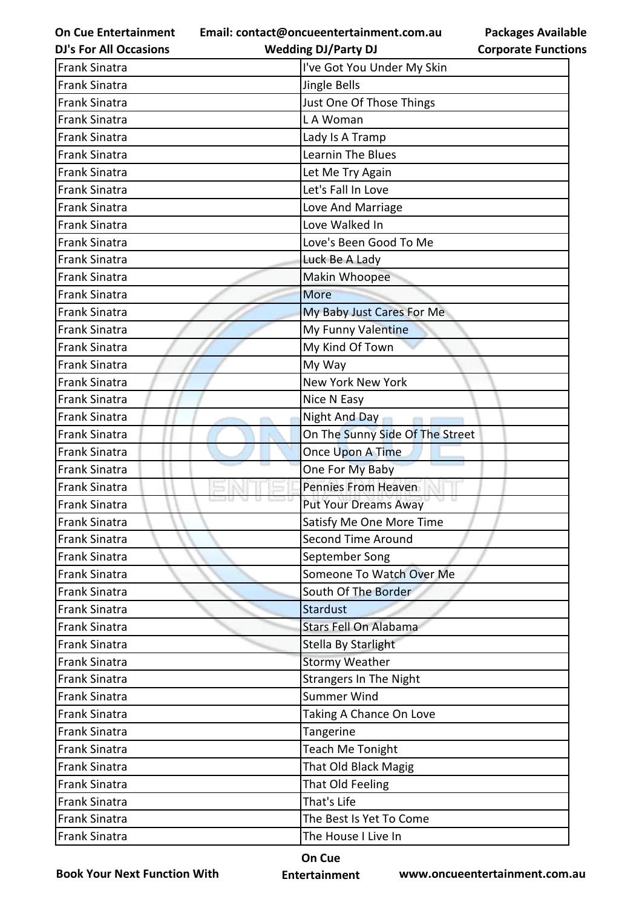| Frank Sinatra | I've Got You Under My Skin |
|---|---|
| Frank Sinatra | Jingle Bells |
| Frank Sinatra | Just One Of Those Things |
| Frank Sinatra | L A Woman |
| Frank Sinatra | Lady Is A Tramp |
| Frank Sinatra | Learnin The Blues |
| Frank Sinatra | Let Me Try Again |
| Frank Sinatra | Let's Fall In Love |
| Frank Sinatra | Love And Marriage |
| Frank Sinatra | Love Walked In |
| Frank Sinatra | Love's Been Good To Me |
| Frank Sinatra | Luck Be A Lady |
| Frank Sinatra | Makin Whoopee |
| Frank Sinatra | More |
| Frank Sinatra | My Baby Just Cares For Me |
| Frank Sinatra | My Funny Valentine |
| Frank Sinatra | My Kind Of Town |
| Frank Sinatra | My Way |
| Frank Sinatra | New York New York |
| Frank Sinatra | Nice N Easy |
| Frank Sinatra | Night And Day |
| Frank Sinatra | On The Sunny Side Of The Street |
| Frank Sinatra | Once Upon A Time |
| Frank Sinatra | One For My Baby |
| Frank Sinatra | Pennies From Heaven |
| Frank Sinatra | Put Your Dreams Away |
| Frank Sinatra | Satisfy Me One More Time |
| Frank Sinatra | Second Time Around |
| Frank Sinatra | September Song |
| Frank Sinatra | Someone To Watch Over Me |
| Frank Sinatra | South Of The Border |
| Frank Sinatra | Stardust |
| Frank Sinatra | Stars Fell On Alabama |
| Frank Sinatra | Stella By Starlight |
| Frank Sinatra | Stormy Weather |
| Frank Sinatra | Strangers In The Night |
| Frank Sinatra | Summer Wind |
| Frank Sinatra | Taking A Chance On Love |
| Frank Sinatra | Tangerine |
| Frank Sinatra | Teach Me Tonight |
| Frank Sinatra | That Old Black Magig |
| Frank Sinatra | That Old Feeling |
| Frank Sinatra | That's Life |
| Frank Sinatra | The Best Is Yet To Come |
| Frank Sinatra | The House I Live In |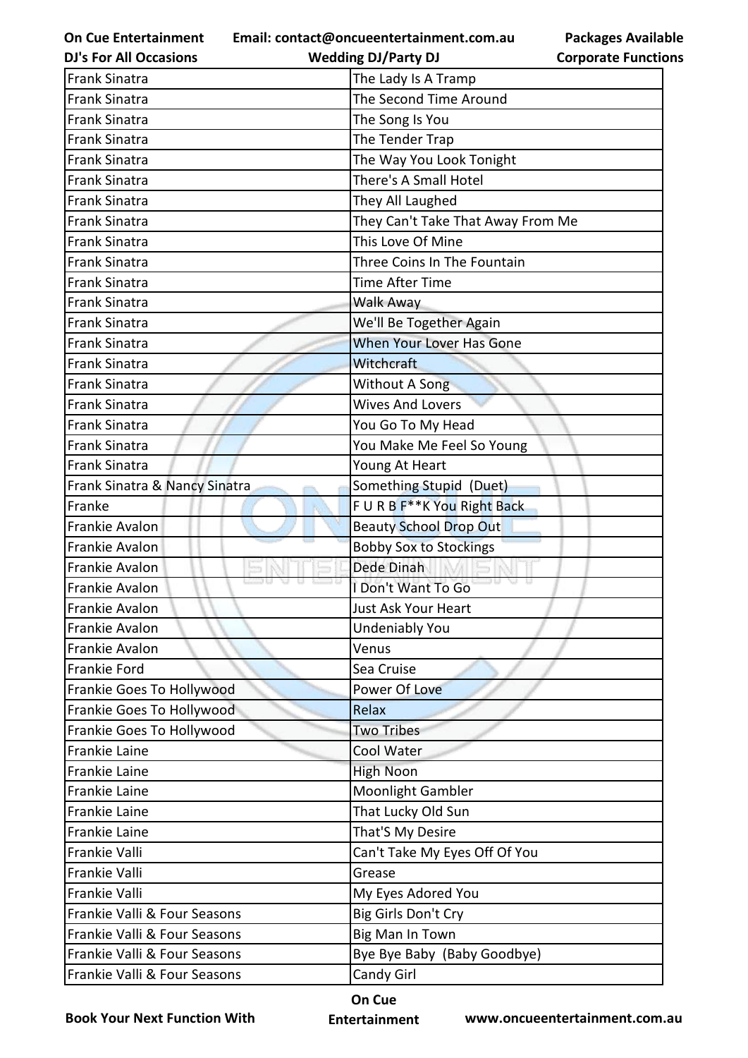| Frank Sinatra | The Lady Is A Tramp |
|---|---|
| Frank Sinatra | The Second Time Around |
| Frank Sinatra | The Song Is You |
| Frank Sinatra | The Tender Trap |
| Frank Sinatra | The Way You Look Tonight |
| Frank Sinatra | There's A Small Hotel |
| Frank Sinatra | They All Laughed |
| Frank Sinatra | They Can't Take That Away From Me |
| Frank Sinatra | This Love Of Mine |
| Frank Sinatra | Three Coins In The Fountain |
| Frank Sinatra | Time After Time |
| Frank Sinatra | Walk Away |
| Frank Sinatra | We'll Be Together Again |
| Frank Sinatra | When Your Lover Has Gone |
| Frank Sinatra | Witchcraft |
| Frank Sinatra | Without A Song |
| Frank Sinatra | Wives And Lovers |
| Frank Sinatra | You Go To My Head |
| Frank Sinatra | You Make Me Feel So Young |
| Frank Sinatra | Young At Heart |
| Frank Sinatra & Nancy Sinatra | Something Stupid (Duet) |
| Franke | F U R B F**K You Right Back |
| Frankie Avalon | Beauty School Drop Out |
| Frankie Avalon | Bobby Sox to Stockings |
| Frankie Avalon | Dede Dinah |
| Frankie Avalon | I Don't Want To Go |
| Frankie Avalon | Just Ask Your Heart |
| Frankie Avalon | Undeniably You |
| Frankie Avalon | Venus |
| Frankie Ford | Sea Cruise |
| Frankie Goes To Hollywood | Power Of Love |
| Frankie Goes To Hollywood | Relax |
| Frankie Goes To Hollywood | Two Tribes |
| Frankie Laine | Cool Water |
| Frankie Laine | High Noon |
| Frankie Laine | Moonlight Gambler |
| Frankie Laine | That Lucky Old Sun |
| Frankie Laine | That'S My Desire |
| Frankie Valli | Can't Take My Eyes Off Of You |
| Frankie Valli | Grease |
| Frankie Valli | My Eyes Adored You |
| Frankie Valli & Four Seasons | Big Girls Don't Cry |
| Frankie Valli & Four Seasons | Big Man In Town |
| Frankie Valli & Four Seasons | Bye Bye Baby (Baby Goodbye) |
| Frankie Valli & Four Seasons | Candy Girl |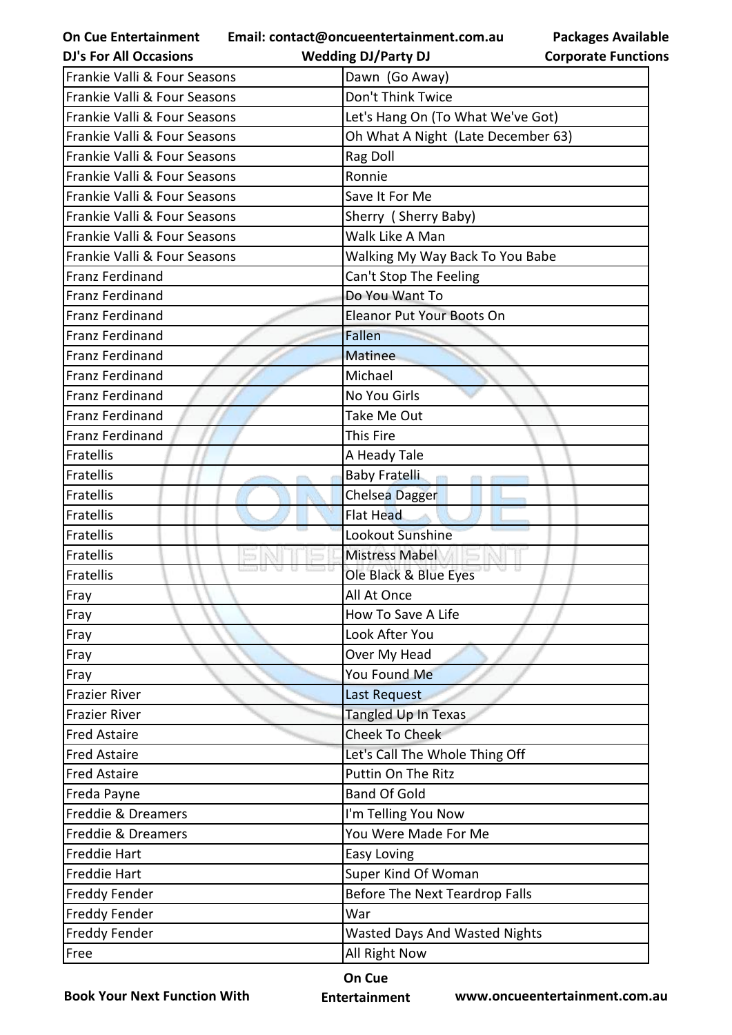| Frankie Valli & Four Seasons | Dawn  (Go Away) |
|---|---|
| Frankie Valli & Four Seasons | Don't Think Twice |
| Frankie Valli & Four Seasons | Let's Hang On (To What We've Got) |
| Frankie Valli & Four Seasons | Oh What A Night  (Late December 63) |
| Frankie Valli & Four Seasons | Rag Doll |
| Frankie Valli & Four Seasons | Ronnie |
| Frankie Valli & Four Seasons | Save It For Me |
| Frankie Valli & Four Seasons | Sherry  ( Sherry Baby) |
| Frankie Valli & Four Seasons | Walk Like A Man |
| Frankie Valli & Four Seasons | Walking My Way Back To You Babe |
| Franz Ferdinand | Can't Stop The Feeling |
| Franz Ferdinand | Do You Want To |
| Franz Ferdinand | Eleanor Put Your Boots On |
| Franz Ferdinand | Fallen |
| Franz Ferdinand | Matinee |
| Franz Ferdinand | Michael |
| Franz Ferdinand | No You Girls |
| Franz Ferdinand | Take Me Out |
| Franz Ferdinand | This Fire |
| Fratellis | A Heady Tale |
| Fratellis | Baby Fratelli |
| Fratellis | Chelsea Dagger |
| Fratellis | Flat Head |
| Fratellis | Lookout Sunshine |
| Fratellis | Mistress Mabel |
| Fratellis | Ole Black & Blue Eyes |
| Fray | All At Once |
| Fray | How To Save A Life |
| Fray | Look After You |
| Fray | Over My Head |
| Fray | You Found Me |
| Frazier River | Last Request |
| Frazier River | Tangled Up In Texas |
| Fred Astaire | Cheek To Cheek |
| Fred Astaire | Let's Call The Whole Thing Off |
| Fred Astaire | Puttin On The Ritz |
| Freda Payne | Band Of Gold |
| Freddie & Dreamers | I'm Telling You Now |
| Freddie & Dreamers | You Were Made For Me |
| Freddie Hart | Easy Loving |
| Freddie Hart | Super Kind Of Woman |
| Freddy Fender | Before The Next Teardrop Falls |
| Freddy Fender | War |
| Freddy Fender | Wasted Days And Wasted Nights |
| Free | All Right Now |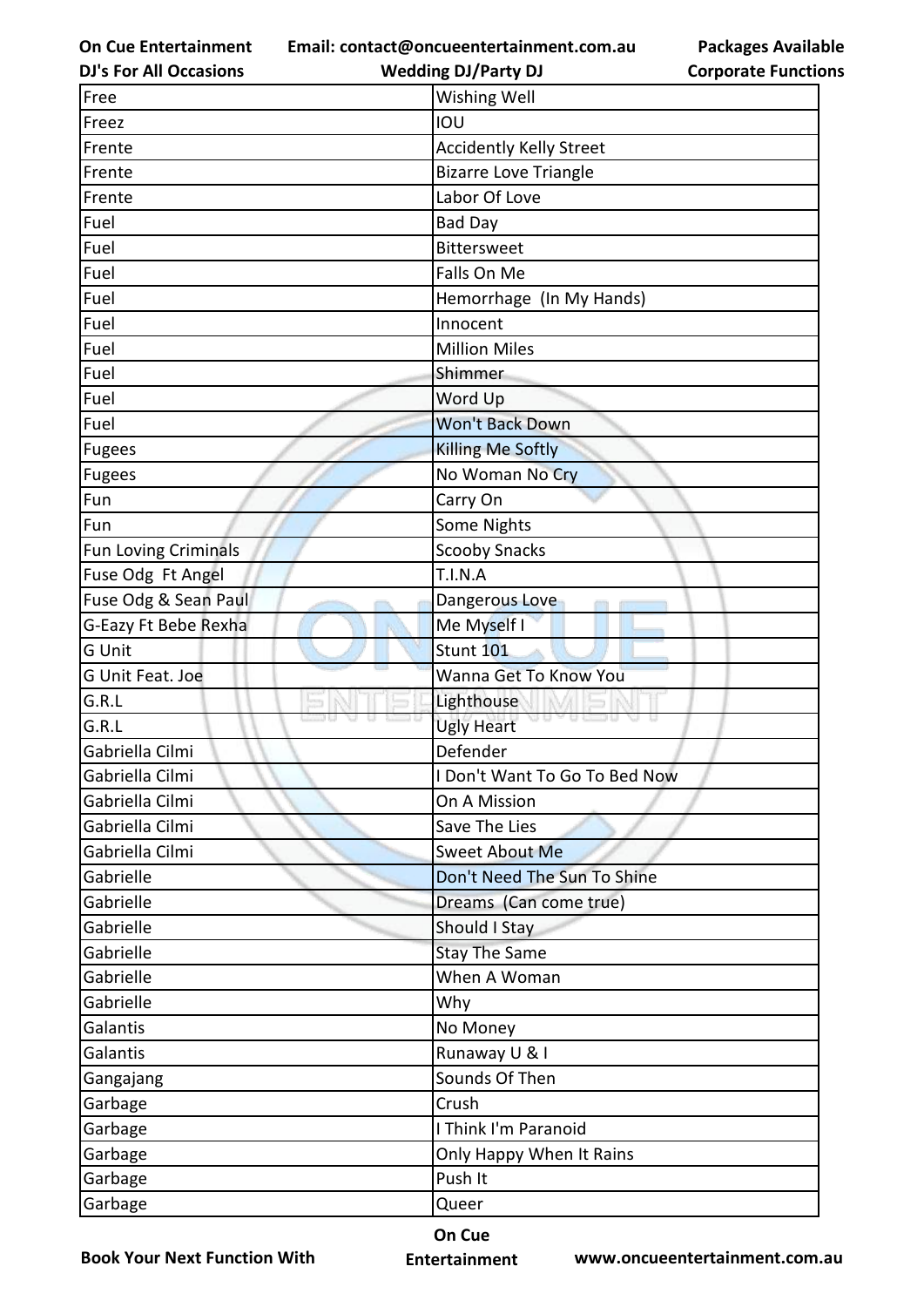| Free | Wishing Well |
|---|---|
| Freez | IOU |
| Frente | Accidently Kelly Street |
| Frente | Bizarre Love Triangle |
| Frente | Labor Of Love |
| Fuel | Bad Day |
| Fuel | Bittersweet |
| Fuel | Falls On Me |
| Fuel | Hemorrhage  (In My Hands) |
| Fuel | Innocent |
| Fuel | Million Miles |
| Fuel | Shimmer |
| Fuel | Word Up |
| Fuel | Won't Back Down |
| Fugees | Killing Me Softly |
| Fugees | No Woman No Cry |
| Fun | Carry On |
| Fun | Some Nights |
| Fun Loving Criminals | Scooby Snacks |
| Fuse Odg  Ft Angel | T.I.N.A |
| Fuse Odg & Sean Paul | Dangerous Love |
| G-Eazy Ft Bebe Rexha | Me Myself I |
| G Unit | Stunt 101 |
| G Unit Feat. Joe | Wanna Get To Know You |
| G.R.L | Lighthouse |
| G.R.L | Ugly Heart |
| Gabriella Cilmi | Defender |
| Gabriella Cilmi | I Don't Want To Go To Bed Now |
| Gabriella Cilmi | On A Mission |
| Gabriella Cilmi | Save The Lies |
| Gabriella Cilmi | Sweet About Me |
| Gabrielle | Don't Need The Sun To Shine |
| Gabrielle | Dreams  (Can come true) |
| Gabrielle | Should I Stay |
| Gabrielle | Stay The Same |
| Gabrielle | When A Woman |
| Gabrielle | Why |
| Galantis | No Money |
| Galantis | Runaway U & I |
| Gangajang | Sounds Of Then |
| Garbage | Crush |
| Garbage | I Think I'm Paranoid |
| Garbage | Only Happy When It Rains |
| Garbage | Push It |
| Garbage | Queer |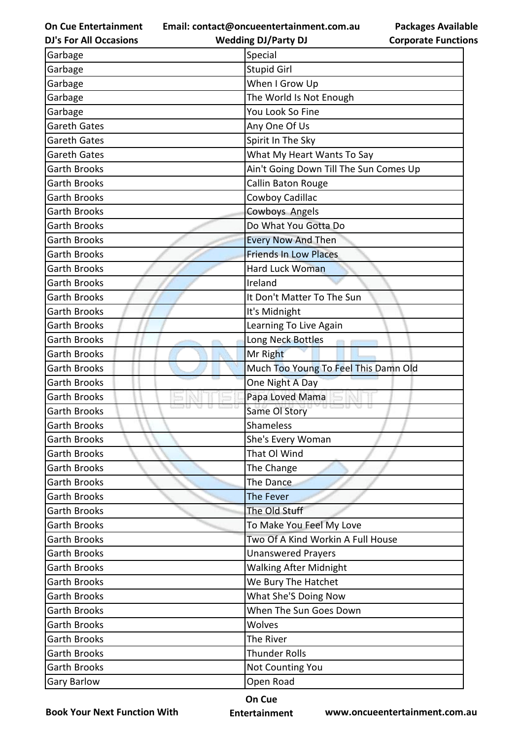| Garbage | Special |
|---|---|
| Garbage | Stupid Girl |
| Garbage | When I Grow Up |
| Garbage | The World Is Not Enough |
| Garbage | You Look So Fine |
| Gareth Gates | Any One Of Us |
| Gareth Gates | Spirit In The Sky |
| Gareth Gates | What My Heart Wants To Say |
| Garth Brooks | Ain't Going Down Till The Sun Comes Up |
| Garth Brooks | Callin Baton Rouge |
| Garth Brooks | Cowboy Cadillac |
| Garth Brooks | Cowboys Angels |
| Garth Brooks | Do What You Gotta Do |
| Garth Brooks | Every Now And Then |
| Garth Brooks | Friends In Low Places |
| Garth Brooks | Hard Luck Woman |
| Garth Brooks | Ireland |
| Garth Brooks | It Don't Matter To The Sun |
| Garth Brooks | It's Midnight |
| Garth Brooks | Learning To Live Again |
| Garth Brooks | Long Neck Bottles |
| Garth Brooks | Mr Right |
| Garth Brooks | Much Too Young To Feel This Damn Old |
| Garth Brooks | One Night A Day |
| Garth Brooks | Papa Loved Mama |
| Garth Brooks | Same Ol Story |
| Garth Brooks | Shameless |
| Garth Brooks | She's Every Woman |
| Garth Brooks | That Ol Wind |
| Garth Brooks | The Change |
| Garth Brooks | The Dance |
| Garth Brooks | The Fever |
| Garth Brooks | The Old Stuff |
| Garth Brooks | To Make You Feel My Love |
| Garth Brooks | Two Of A Kind Workin A Full House |
| Garth Brooks | Unanswered Prayers |
| Garth Brooks | Walking After Midnight |
| Garth Brooks | We Bury The Hatchet |
| Garth Brooks | What She'S Doing Now |
| Garth Brooks | When The Sun Goes Down |
| Garth Brooks | Wolves |
| Garth Brooks | The River |
| Garth Brooks | Thunder Rolls |
| Garth Brooks | Not Counting You |
| Gary Barlow | Open Road |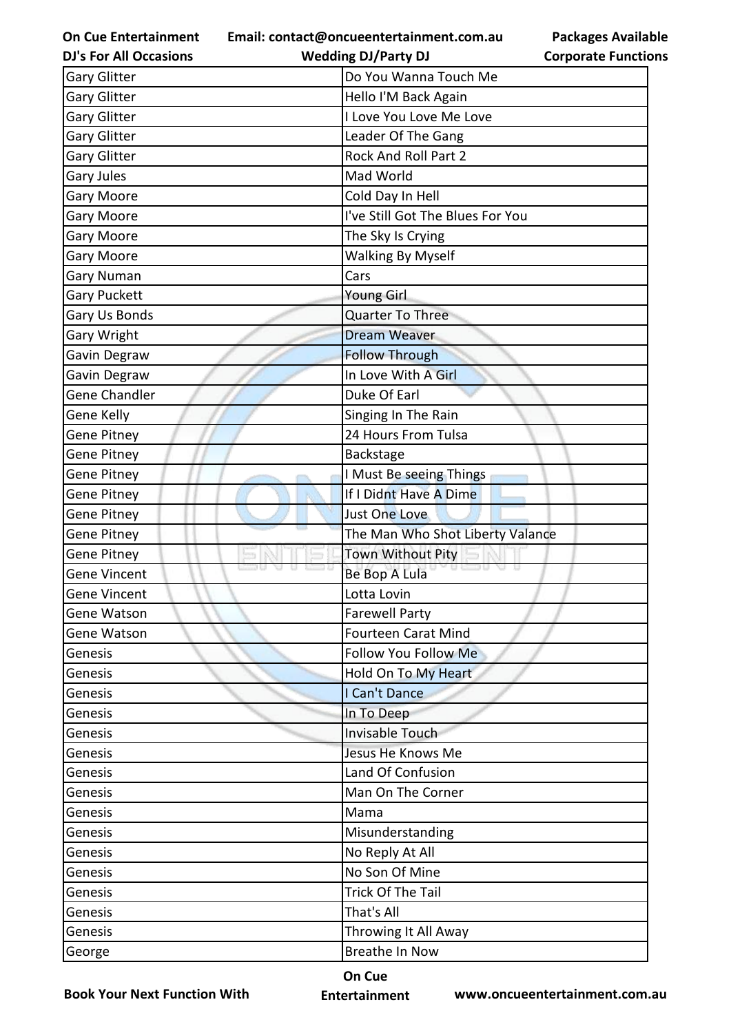| Gary Glitter | Do You Wanna Touch Me |
|---|---|
| Gary Glitter | Hello I'M Back Again |
| Gary Glitter | I Love You Love Me Love |
| Gary Glitter | Leader Of The Gang |
| Gary Glitter | Rock And Roll Part 2 |
| Gary Jules | Mad World |
| Gary Moore | Cold Day In Hell |
| Gary Moore | I've Still Got The Blues For You |
| Gary Moore | The Sky Is Crying |
| Gary Moore | Walking By Myself |
| Gary Numan | Cars |
| Gary Puckett | Young Girl |
| Gary Us Bonds | Quarter To Three |
| Gary Wright | Dream Weaver |
| Gavin Degraw | Follow Through |
| Gavin Degraw | In Love With A Girl |
| Gene Chandler | Duke Of Earl |
| Gene Kelly | Singing In The Rain |
| Gene Pitney | 24 Hours From Tulsa |
| Gene Pitney | Backstage |
| Gene Pitney | I Must Be seeing Things |
| Gene Pitney | If I Didnt Have A Dime |
| Gene Pitney | Just One Love |
| Gene Pitney | The Man Who Shot Liberty Valance |
| Gene Pitney | Town Without Pity |
| Gene Vincent | Be Bop A Lula |
| Gene Vincent | Lotta Lovin |
| Gene Watson | Farewell Party |
| Gene Watson | Fourteen Carat Mind |
| Genesis | Follow You Follow Me |
| Genesis | Hold On To My Heart |
| Genesis | I Can't Dance |
| Genesis | In To Deep |
| Genesis | Invisable Touch |
| Genesis | Jesus He Knows Me |
| Genesis | Land Of Confusion |
| Genesis | Man On The Corner |
| Genesis | Mama |
| Genesis | Misunderstanding |
| Genesis | No Reply At All |
| Genesis | No Son Of Mine |
| Genesis | Trick Of The Tail |
| Genesis | That's All |
| Genesis | Throwing It All Away |
| George | Breathe In Now |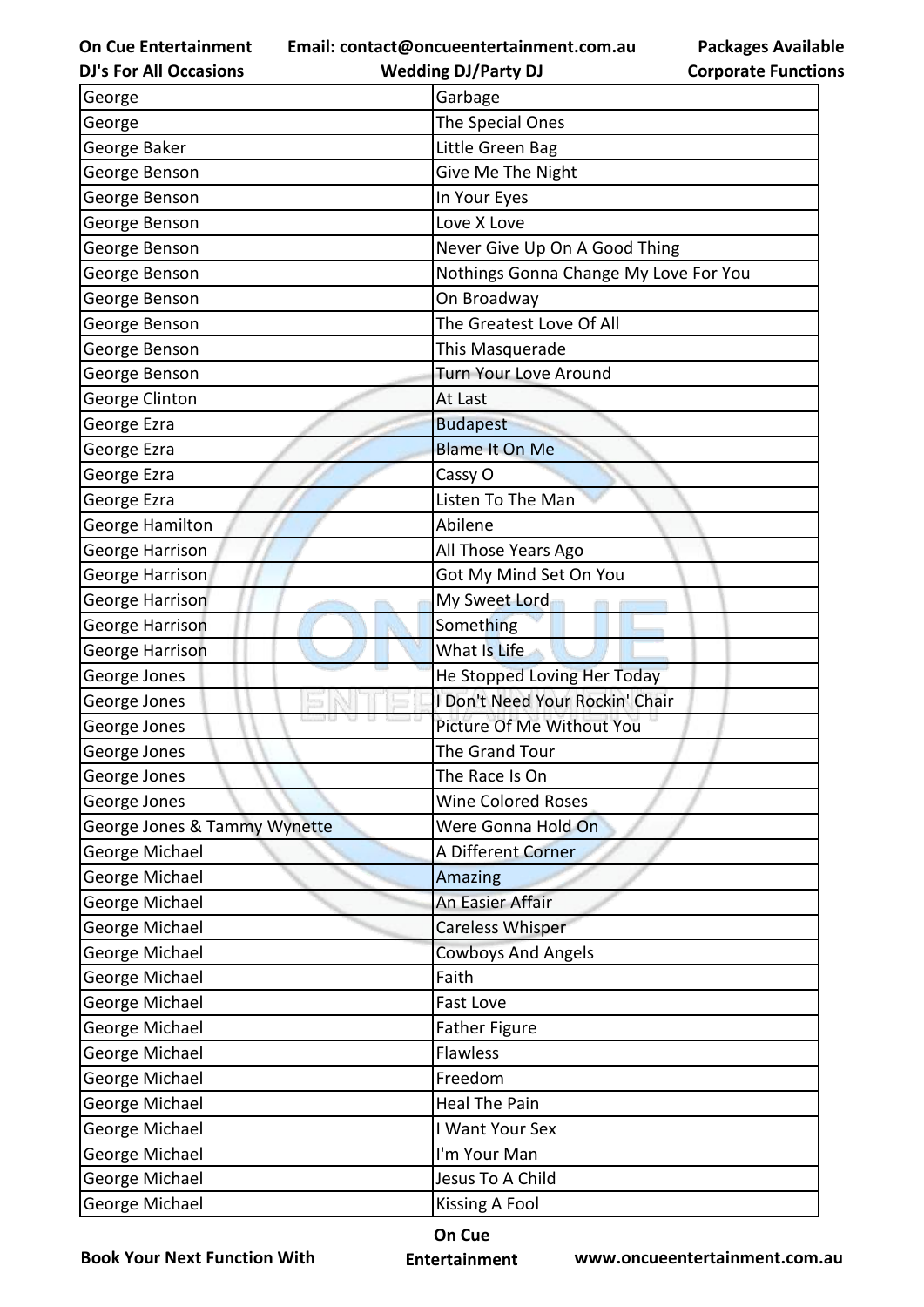| George | Garbage |
|---|---|
| George | The Special Ones |
| George Baker | Little Green Bag |
| George Benson | Give Me The Night |
| George Benson | In Your Eyes |
| George Benson | Love X Love |
| George Benson | Never Give Up On A Good Thing |
| George Benson | Nothings Gonna Change My Love For You |
| George Benson | On Broadway |
| George Benson | The Greatest Love Of All |
| George Benson | This Masquerade |
| George Benson | Turn Your Love Around |
| George Clinton | At Last |
| George Ezra | Budapest |
| George Ezra | Blame It On Me |
| George Ezra | Cassy O |
| George Ezra | Listen To The Man |
| George Hamilton | Abilene |
| George Harrison | All Those Years Ago |
| George Harrison | Got My Mind Set On You |
| George Harrison | My Sweet Lord |
| George Harrison | Something |
| George Harrison | What Is Life |
| George Jones | He Stopped Loving Her Today |
| George Jones | I Don't Need Your Rockin' Chair |
| George Jones | Picture Of Me Without You |
| George Jones | The Grand Tour |
| George Jones | The Race Is On |
| George Jones | Wine Colored Roses |
| George Jones & Tammy Wynette | Were Gonna Hold On |
| George Michael | A Different Corner |
| George Michael | Amazing |
| George Michael | An Easier Affair |
| George Michael | Careless Whisper |
| George Michael | Cowboys And Angels |
| George Michael | Faith |
| George Michael | Fast Love |
| George Michael | Father Figure |
| George Michael | Flawless |
| George Michael | Freedom |
| George Michael | Heal The Pain |
| George Michael | I Want Your Sex |
| George Michael | I'm Your Man |
| George Michael | Jesus To A Child |
| George Michael | Kissing A Fool |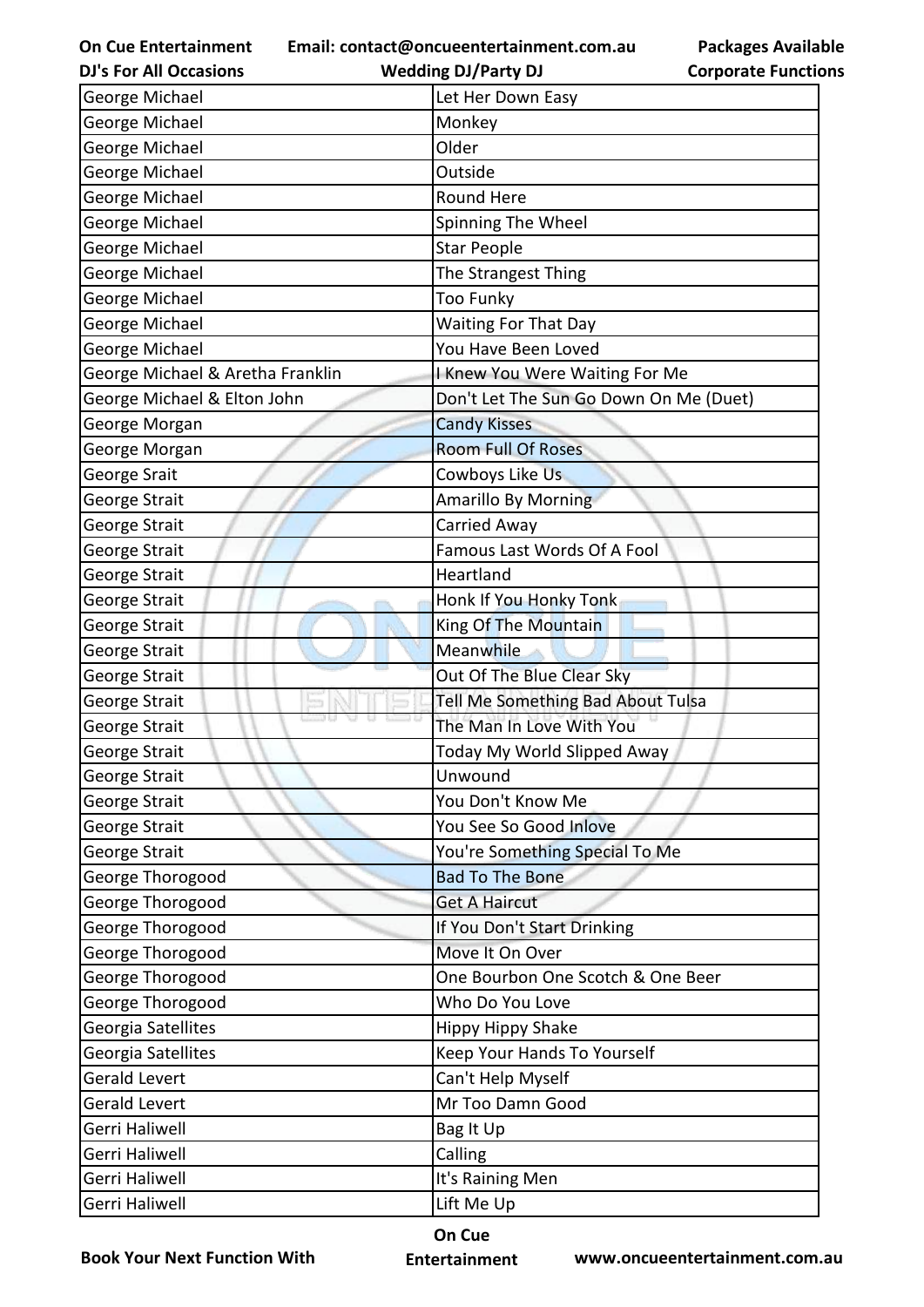| George Michael | Let Her Down Easy |
|---|---|
| George Michael | Monkey |
| George Michael | Older |
| George Michael | Outside |
| George Michael | Round Here |
| George Michael | Spinning The Wheel |
| George Michael | Star People |
| George Michael | The Strangest Thing |
| George Michael | Too Funky |
| George Michael | Waiting For That Day |
| George Michael | You Have Been Loved |
| George Michael & Aretha Franklin | I Knew You Were Waiting For Me |
| George Michael & Elton John | Don't Let The Sun Go Down On Me (Duet) |
| George Morgan | Candy Kisses |
| George Morgan | Room Full Of Roses |
| George Srait | Cowboys Like Us |
| George Strait | Amarillo By Morning |
| George Strait | Carried Away |
| George Strait | Famous Last Words Of A Fool |
| George Strait | Heartland |
| George Strait | Honk If You Honky Tonk |
| George Strait | King Of The Mountain |
| George Strait | Meanwhile |
| George Strait | Out Of The Blue Clear Sky |
| George Strait | Tell Me Something Bad About Tulsa |
| George Strait | The Man In Love With You |
| George Strait | Today My World Slipped Away |
| George Strait | Unwound |
| George Strait | You Don't Know Me |
| George Strait | You See So Good Inlove |
| George Strait | You're Something Special To Me |
| George Thorogood | Bad To The Bone |
| George Thorogood | Get A Haircut |
| George Thorogood | If You Don't Start Drinking |
| George Thorogood | Move It On Over |
| George Thorogood | One Bourbon One Scotch & One Beer |
| George Thorogood | Who Do You Love |
| Georgia Satellites | Hippy Hippy Shake |
| Georgia Satellites | Keep Your Hands To Yourself |
| Gerald Levert | Can't Help Myself |
| Gerald Levert | Mr Too Damn Good |
| Gerri Haliwell | Bag It Up |
| Gerri Haliwell | Calling |
| Gerri Haliwell | It's Raining Men |
| Gerri Haliwell | Lift Me Up |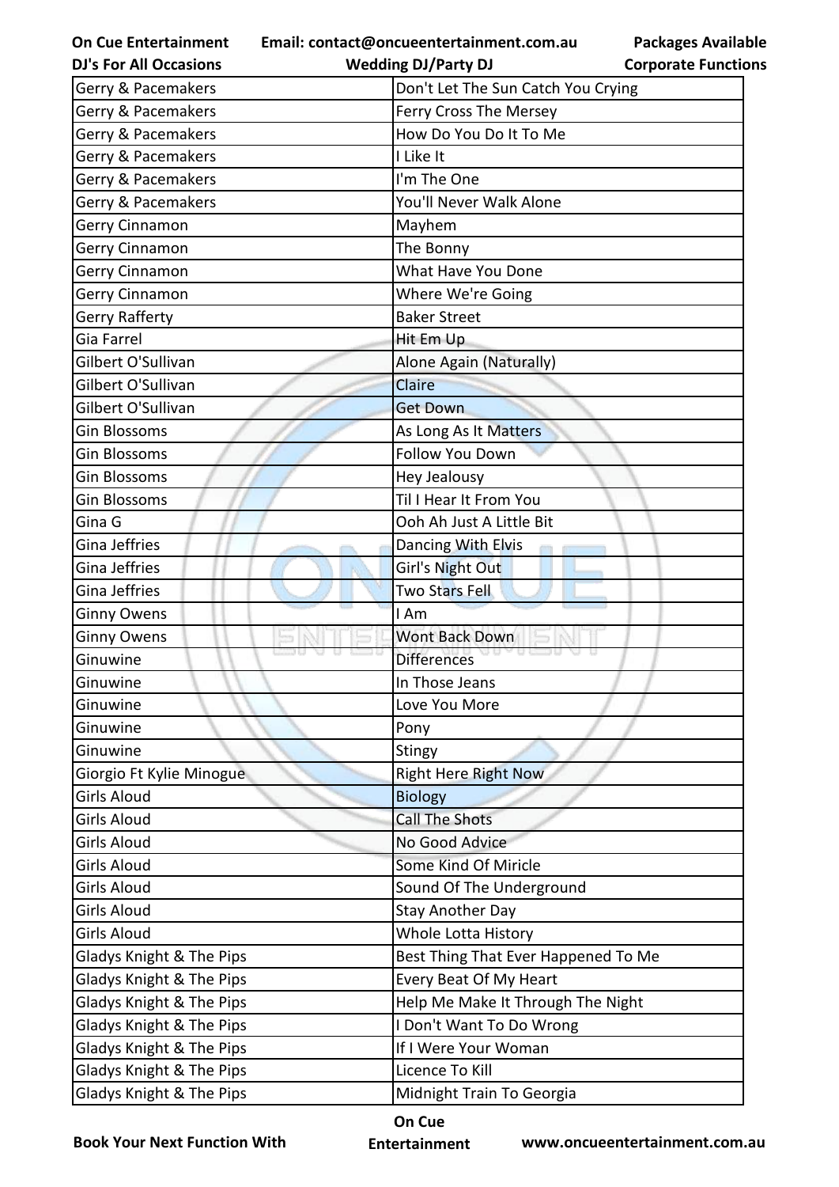| Gerry & Pacemakers | Don't Let The Sun Catch You Crying |
|---|---|
| Gerry & Pacemakers | Ferry Cross The Mersey |
| Gerry & Pacemakers | How Do You Do It To Me |
| Gerry & Pacemakers | I Like It |
| Gerry & Pacemakers | I'm The One |
| Gerry & Pacemakers | You'll Never Walk Alone |
| Gerry Cinnamon | Mayhem |
| Gerry Cinnamon | The Bonny |
| Gerry Cinnamon | What Have You Done |
| Gerry Cinnamon | Where We're Going |
| Gerry Rafferty | Baker Street |
| Gia Farrel | Hit Em Up |
| Gilbert O'Sullivan | Alone Again (Naturally) |
| Gilbert O'Sullivan | Claire |
| Gilbert O'Sullivan | Get Down |
| Gin Blossoms | As Long As It Matters |
| Gin Blossoms | Follow You Down |
| Gin Blossoms | Hey Jealousy |
| Gin Blossoms | Til I Hear It From You |
| Gina G | Ooh Ah Just A Little Bit |
| Gina Jeffries | Dancing With Elvis |
| Gina Jeffries | Girl's Night Out |
| Gina Jeffries | Two Stars Fell |
| Ginny Owens | I Am |
| Ginny Owens | Wont Back Down |
| Ginuwine | Differences |
| Ginuwine | In Those Jeans |
| Ginuwine | Love You More |
| Ginuwine | Pony |
| Ginuwine | Stingy |
| Giorgio Ft Kylie Minogue | Right Here Right Now |
| Girls Aloud | Biology |
| Girls Aloud | Call The Shots |
| Girls Aloud | No Good Advice |
| Girls Aloud | Some Kind Of Miricle |
| Girls Aloud | Sound Of The Underground |
| Girls Aloud | Stay Another Day |
| Girls Aloud | Whole Lotta History |
| Gladys Knight & The Pips | Best Thing That Ever Happened To Me |
| Gladys Knight & The Pips | Every Beat Of My Heart |
| Gladys Knight & The Pips | Help Me Make It Through The Night |
| Gladys Knight & The Pips | I Don't Want To Do Wrong |
| Gladys Knight & The Pips | If I Were Your Woman |
| Gladys Knight & The Pips | Licence To Kill |
| Gladys Knight & The Pips | Midnight Train To Georgia |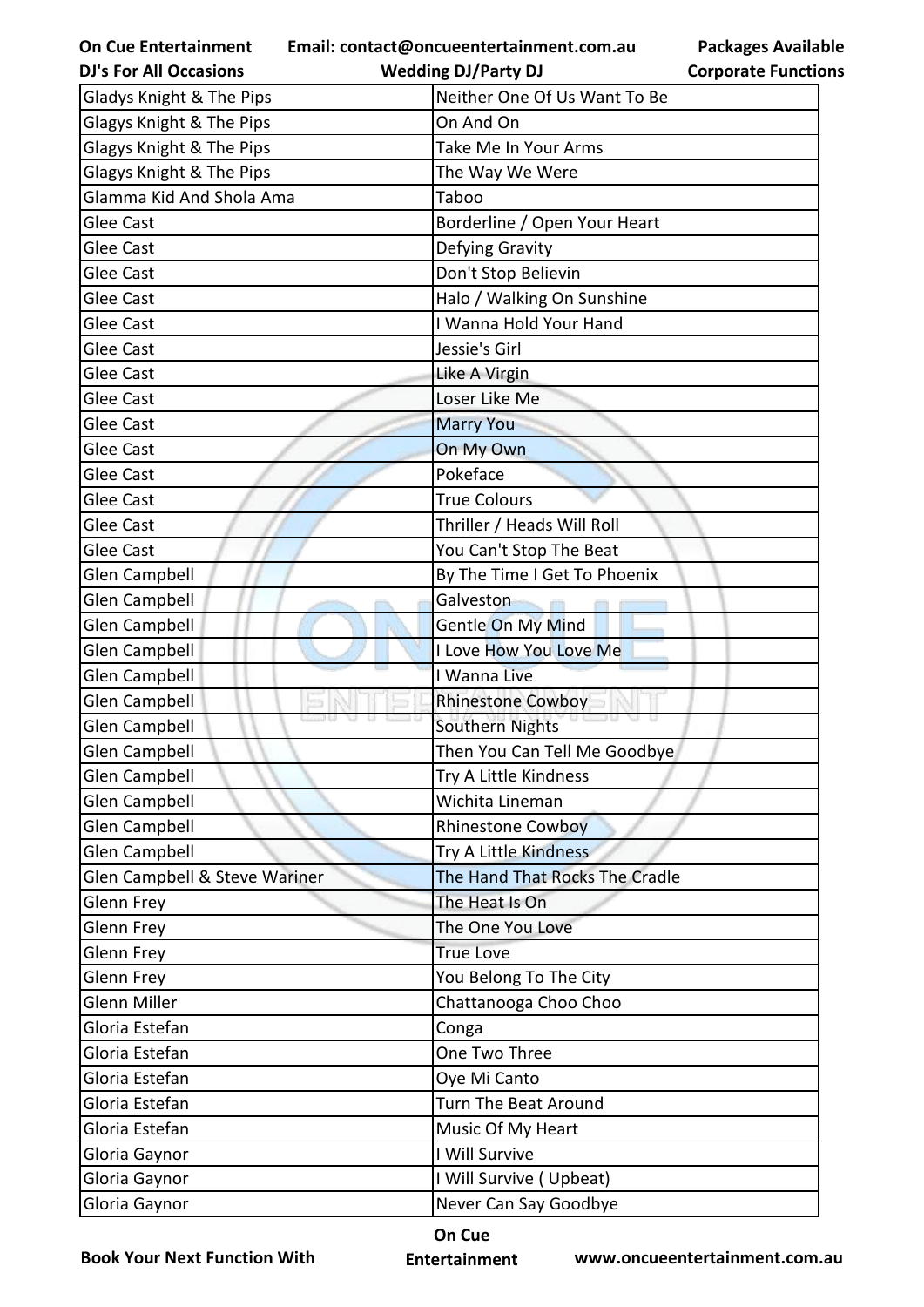| Gladys Knight & The Pips | Neither One Of Us Want To Be |
|---|---|
| Glagys Knight & The Pips | On And On |
| Glagys Knight & The Pips | Take Me In Your Arms |
| Glagys Knight & The Pips | The Way We Were |
| Glamma Kid And Shola Ama | Taboo |
| Glee Cast | Borderline / Open Your Heart |
| Glee Cast | Defying Gravity |
| Glee Cast | Don't Stop Believin |
| Glee Cast | Halo / Walking On Sunshine |
| Glee Cast | I Wanna Hold Your Hand |
| Glee Cast | Jessie's Girl |
| Glee Cast | Like A Virgin |
| Glee Cast | Loser Like Me |
| Glee Cast | Marry You |
| Glee Cast | On My Own |
| Glee Cast | Pokeface |
| Glee Cast | True Colours |
| Glee Cast | Thriller / Heads Will Roll |
| Glee Cast | You Can't Stop The Beat |
| Glen Campbell | By The Time I Get To Phoenix |
| Glen Campbell | Galveston |
| Glen Campbell | Gentle On My Mind |
| Glen Campbell | I Love How You Love Me |
| Glen Campbell | I Wanna Live |
| Glen Campbell | Rhinestone Cowboy |
| Glen Campbell | Southern Nights |
| Glen Campbell | Then You Can Tell Me Goodbye |
| Glen Campbell | Try A Little Kindness |
| Glen Campbell | Wichita Lineman |
| Glen Campbell | Rhinestone Cowboy |
| Glen Campbell | Try A Little Kindness |
| Glen Campbell & Steve Wariner | The Hand That Rocks The Cradle |
| Glenn Frey | The Heat Is On |
| Glenn Frey | The One You Love |
| Glenn Frey | True Love |
| Glenn Frey | You Belong To The City |
| Glenn Miller | Chattanooga Choo Choo |
| Gloria Estefan | Conga |
| Gloria Estefan | One Two Three |
| Gloria Estefan | Oye Mi Canto |
| Gloria Estefan | Turn The Beat Around |
| Gloria Estefan | Music Of My Heart |
| Gloria Gaynor | I Will Survive |
| Gloria Gaynor | I Will Survive ( Upbeat) |
| Gloria Gaynor | Never Can Say Goodbye |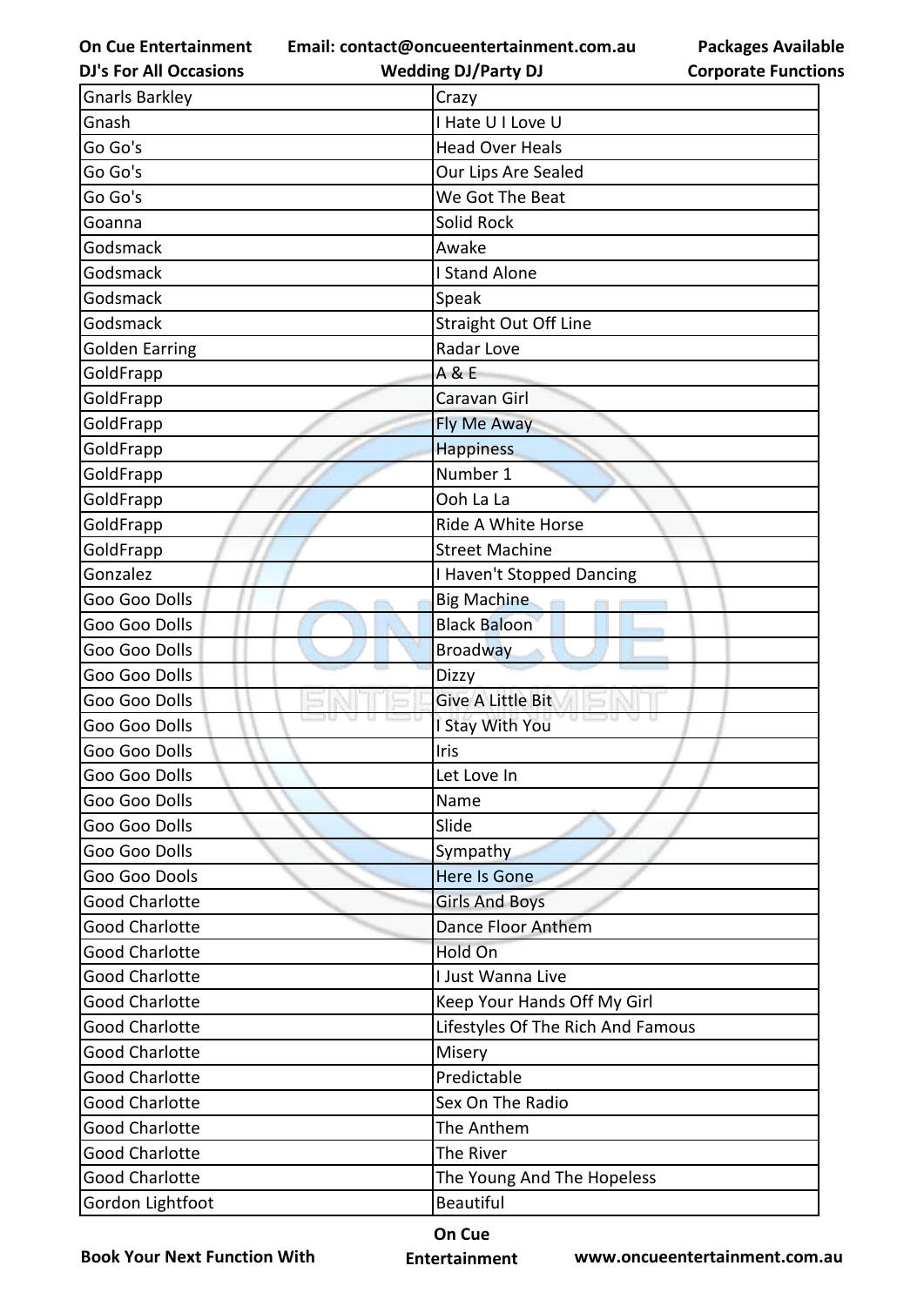| Gnarls Barkley | Crazy |
|---|---|
| Gnash | I Hate U I Love U |
| Go Go's | Head Over Heals |
| Go Go's | Our Lips Are Sealed |
| Go Go's | We Got The Beat |
| Goanna | Solid Rock |
| Godsmack | Awake |
| Godsmack | I Stand Alone |
| Godsmack | Speak |
| Godsmack | Straight Out Off Line |
| Golden Earring | Radar Love |
| GoldFrapp | A & E |
| GoldFrapp | Caravan Girl |
| GoldFrapp | Fly Me Away |
| GoldFrapp | Happiness |
| GoldFrapp | Number 1 |
| GoldFrapp | Ooh La La |
| GoldFrapp | Ride A White Horse |
| GoldFrapp | Street Machine |
| Gonzalez | I Haven't Stopped Dancing |
| Goo Goo Dolls | Big Machine |
| Goo Goo Dolls | Black Baloon |
| Goo Goo Dolls | Broadway |
| Goo Goo Dolls | Dizzy |
| Goo Goo Dolls | Give A Little Bit |
| Goo Goo Dolls | I Stay With You |
| Goo Goo Dolls | Iris |
| Goo Goo Dolls | Let Love In |
| Goo Goo Dolls | Name |
| Goo Goo Dolls | Slide |
| Goo Goo Dolls | Sympathy |
| Goo Goo Dools | Here Is Gone |
| Good Charlotte | Girls And Boys |
| Good Charlotte | Dance Floor Anthem |
| Good Charlotte | Hold On |
| Good Charlotte | I Just Wanna Live |
| Good Charlotte | Keep Your Hands Off My Girl |
| Good Charlotte | Lifestyles Of The Rich And Famous |
| Good Charlotte | Misery |
| Good Charlotte | Predictable |
| Good Charlotte | Sex On The Radio |
| Good Charlotte | The Anthem |
| Good Charlotte | The River |
| Good Charlotte | The Young And The Hopeless |
| Gordon Lightfoot | Beautiful |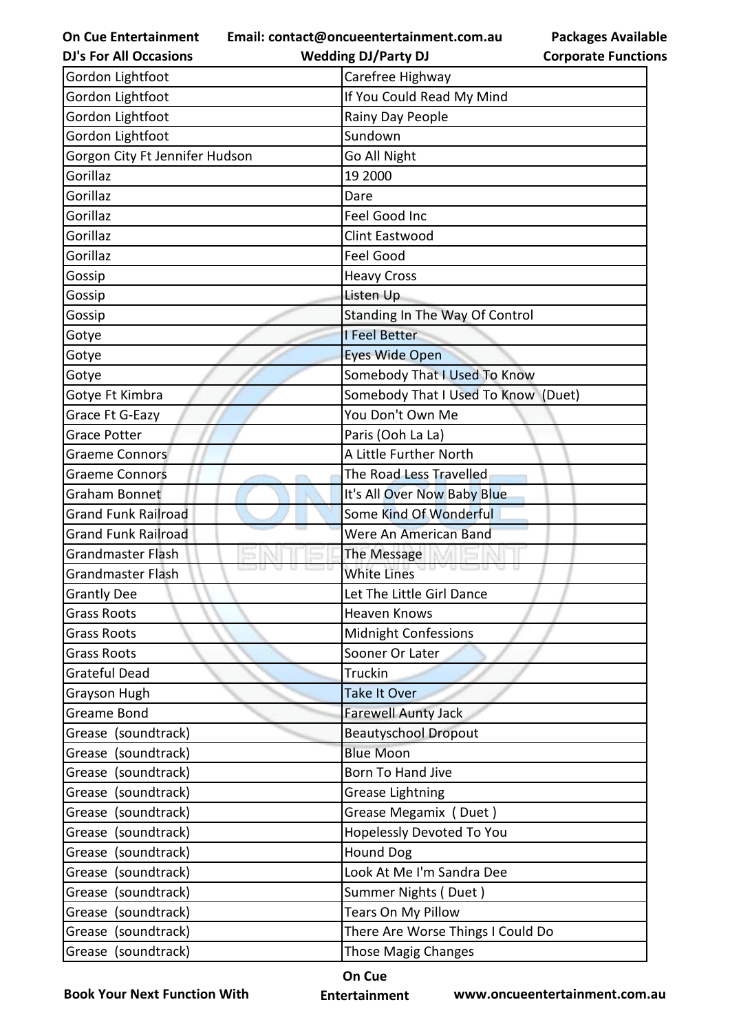| Gordon Lightfoot | Carefree Highway |
|---|---|
| Gordon Lightfoot | If You Could Read My Mind |
| Gordon Lightfoot | Rainy Day People |
| Gordon Lightfoot | Sundown |
| Gorgon City Ft Jennifer Hudson | Go All Night |
| Gorillaz | 19 2000 |
| Gorillaz | Dare |
| Gorillaz | Feel Good Inc |
| Gorillaz | Clint Eastwood |
| Gorillaz | Feel Good |
| Gossip | Heavy Cross |
| Gossip | Listen Up |
| Gossip | Standing In The Way Of Control |
| Gotye | I Feel Better |
| Gotye | Eyes Wide Open |
| Gotye | Somebody That I Used To Know |
| Gotye Ft Kimbra | Somebody That I Used To Know (Duet) |
| Grace Ft G-Eazy | You Don't Own Me |
| Grace Potter | Paris (Ooh La La) |
| Graeme Connors | A Little Further North |
| Graeme Connors | The Road Less Travelled |
| Graham Bonnet | It's All Over Now Baby Blue |
| Grand Funk Railroad | Some Kind Of Wonderful |
| Grand Funk Railroad | Were An American Band |
| Grandmaster Flash | The Message |
| Grandmaster Flash | White Lines |
| Grantly Dee | Let The Little Girl Dance |
| Grass Roots | Heaven Knows |
| Grass Roots | Midnight Confessions |
| Grass Roots | Sooner Or Later |
| Grateful Dead | Truckin |
| Grayson Hugh | Take It Over |
| Greame Bond | Farewell Aunty Jack |
| Grease (soundtrack) | Beautyschool Dropout |
| Grease (soundtrack) | Blue Moon |
| Grease (soundtrack) | Born To Hand Jive |
| Grease (soundtrack) | Grease Lightning |
| Grease (soundtrack) | Grease Megamix ( Duet ) |
| Grease (soundtrack) | Hopelessly Devoted To You |
| Grease (soundtrack) | Hound Dog |
| Grease (soundtrack) | Look At Me I'm Sandra Dee |
| Grease (soundtrack) | Summer Nights ( Duet ) |
| Grease (soundtrack) | Tears On My Pillow |
| Grease (soundtrack) | There Are Worse Things I Could Do |
| Grease (soundtrack) | Those Magig Changes |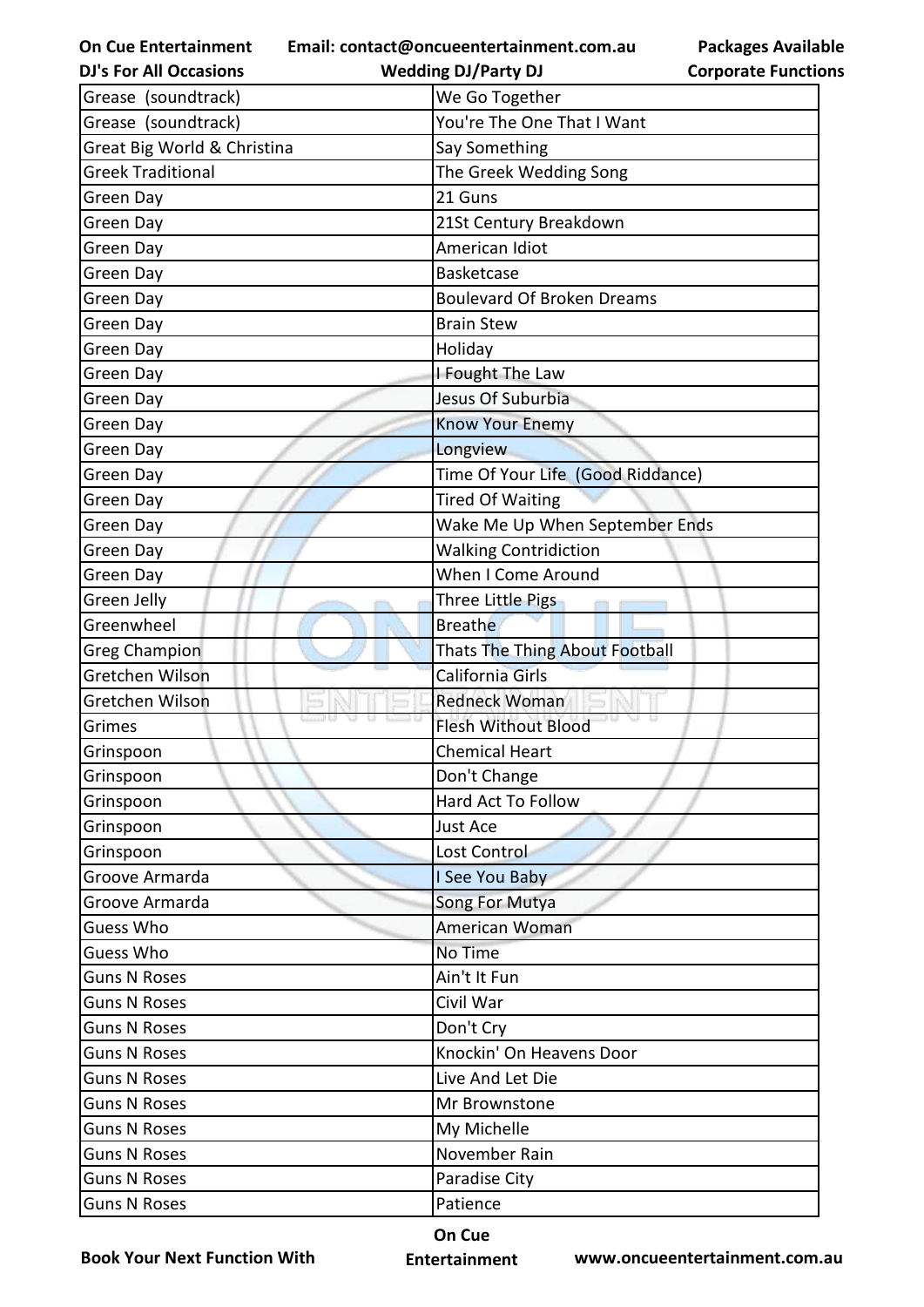| Grease (soundtrack) | We Go Together |
|---|---|
| Grease (soundtrack) | You're The One That I Want |
| Great Big World & Christina | Say Something |
| Greek Traditional | The Greek Wedding Song |
| Green Day | 21 Guns |
| Green Day | 21St Century Breakdown |
| Green Day | American Idiot |
| Green Day | Basketcase |
| Green Day | Boulevard Of Broken Dreams |
| Green Day | Brain Stew |
| Green Day | Holiday |
| Green Day | I Fought The Law |
| Green Day | Jesus Of Suburbia |
| Green Day | Know Your Enemy |
| Green Day | Longview |
| Green Day | Time Of Your Life (Good Riddance) |
| Green Day | Tired Of Waiting |
| Green Day | Wake Me Up When September Ends |
| Green Day | Walking Contridiction |
| Green Day | When I Come Around |
| Green Jelly | Three Little Pigs |
| Greenwheel | Breathe |
| Greg Champion | Thats The Thing About Football |
| Gretchen Wilson | California Girls |
| Gretchen Wilson | Redneck Woman |
| Grimes | Flesh Without Blood |
| Grinspoon | Chemical Heart |
| Grinspoon | Don't Change |
| Grinspoon | Hard Act To Follow |
| Grinspoon | Just Ace |
| Grinspoon | Lost Control |
| Groove Armarda | I See You Baby |
| Groove Armarda | Song For Mutya |
| Guess Who | American Woman |
| Guess Who | No Time |
| Guns N Roses | Ain't It Fun |
| Guns N Roses | Civil War |
| Guns N Roses | Don't Cry |
| Guns N Roses | Knockin' On Heavens Door |
| Guns N Roses | Live And Let Die |
| Guns N Roses | Mr Brownstone |
| Guns N Roses | My Michelle |
| Guns N Roses | November Rain |
| Guns N Roses | Paradise City |
| Guns N Roses | Patience |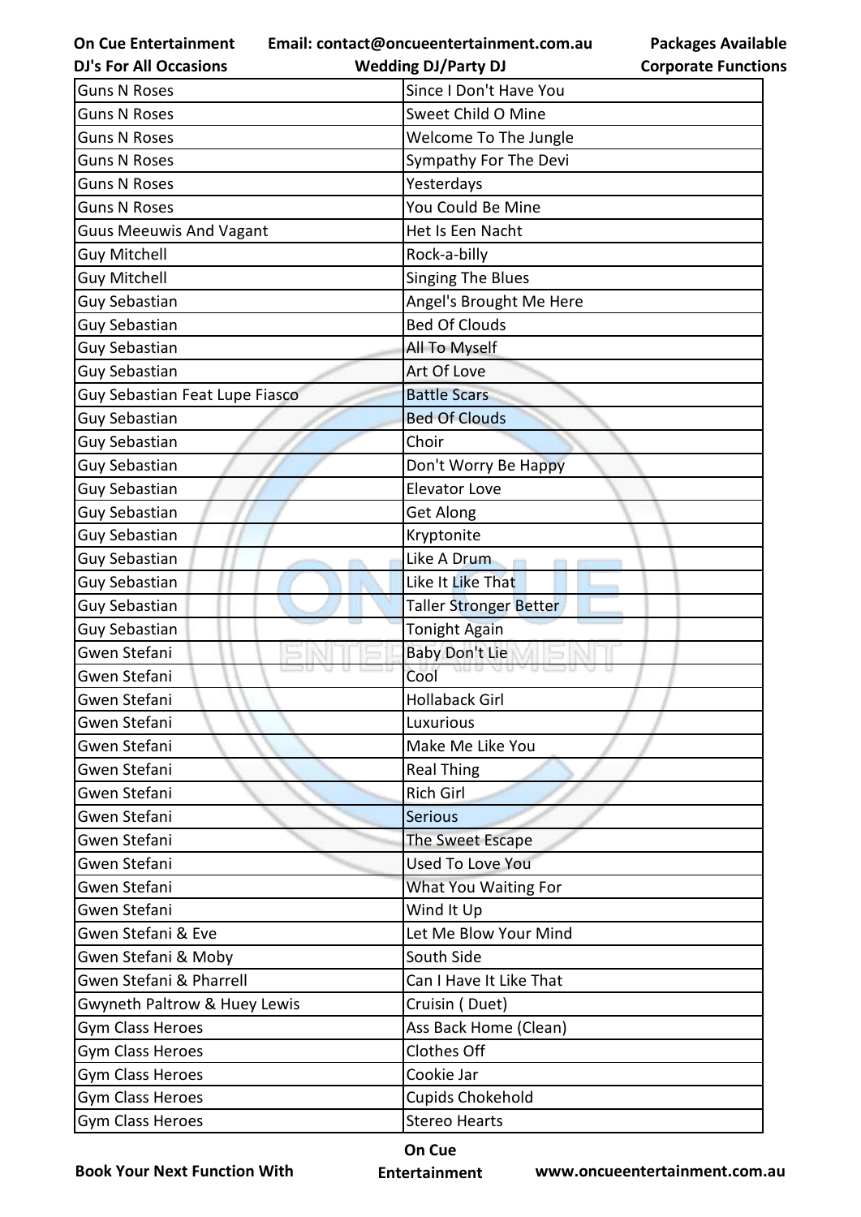| Guns N Roses | Since I Don't Have You |
|---|---|
| Guns N Roses | Sweet Child O Mine |
| Guns N Roses | Welcome To The Jungle |
| Guns N Roses | Sympathy For The Devi |
| Guns N Roses | Yesterdays |
| Guns N Roses | You Could Be Mine |
| Guus Meeuwis And Vagant | Het Is Een Nacht |
| Guy Mitchell | Rock-a-billy |
| Guy Mitchell | Singing The Blues |
| Guy Sebastian | Angel's Brought Me Here |
| Guy Sebastian | Bed Of Clouds |
| Guy Sebastian | All To Myself |
| Guy Sebastian | Art Of Love |
| Guy Sebastian Feat Lupe Fiasco | Battle Scars |
| Guy Sebastian | Bed Of Clouds |
| Guy Sebastian | Choir |
| Guy Sebastian | Don't Worry Be Happy |
| Guy Sebastian | Elevator Love |
| Guy Sebastian | Get Along |
| Guy Sebastian | Kryptonite |
| Guy Sebastian | Like A Drum |
| Guy Sebastian | Like It Like That |
| Guy Sebastian | Taller Stronger Better |
| Guy Sebastian | Tonight Again |
| Gwen Stefani | Baby Don't Lie |
| Gwen Stefani | Cool |
| Gwen Stefani | Hollaback Girl |
| Gwen Stefani | Luxurious |
| Gwen Stefani | Make Me Like You |
| Gwen Stefani | Real Thing |
| Gwen Stefani | Rich Girl |
| Gwen Stefani | Serious |
| Gwen Stefani | The Sweet Escape |
| Gwen Stefani | Used To Love You |
| Gwen Stefani | What You Waiting For |
| Gwen Stefani | Wind It Up |
| Gwen Stefani & Eve | Let Me Blow Your Mind |
| Gwen Stefani & Moby | South Side |
| Gwen Stefani & Pharrell | Can I Have It Like That |
| Gwyneth Paltrow & Huey Lewis | Cruisin ( Duet) |
| Gym Class Heroes | Ass Back Home (Clean) |
| Gym Class Heroes | Clothes Off |
| Gym Class Heroes | Cookie Jar |
| Gym Class Heroes | Cupids Chokehold |
| Gym Class Heroes | Stereo Hearts |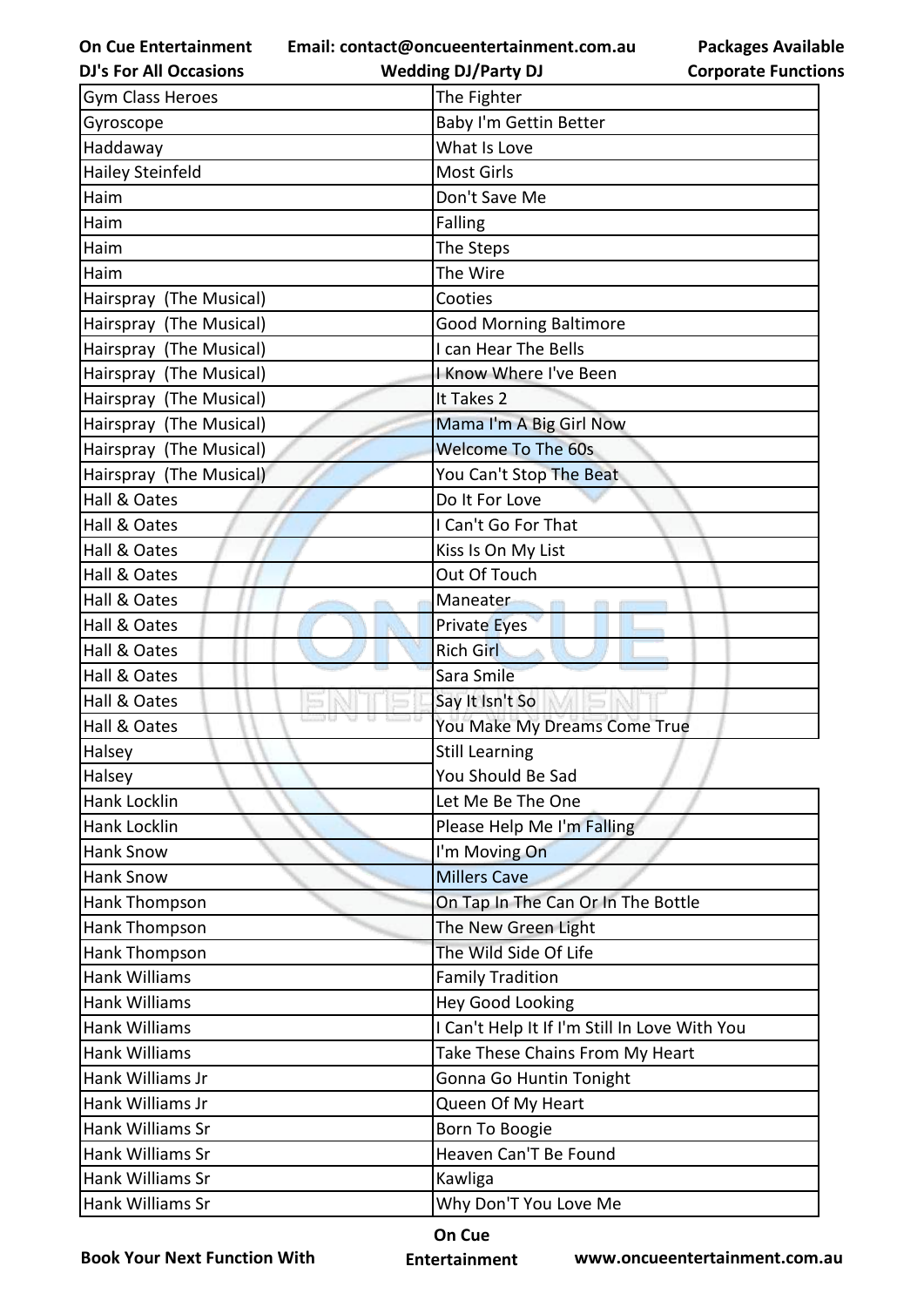| Gym Class Heroes | The Fighter |
|---|---|
| Gyroscope | Baby I'm Gettin Better |
| Haddaway | What Is Love |
| Hailey Steinfeld | Most Girls |
| Haim | Don't Save Me |
| Haim | Falling |
| Haim | The Steps |
| Haim | The Wire |
| Hairspray (The Musical) | Cooties |
| Hairspray (The Musical) | Good Morning Baltimore |
| Hairspray (The Musical) | I can Hear The Bells |
| Hairspray (The Musical) | I Know Where I've Been |
| Hairspray (The Musical) | It Takes 2 |
| Hairspray (The Musical) | Mama I'm A Big Girl Now |
| Hairspray (The Musical) | Welcome To The 60s |
| Hairspray (The Musical) | You Can't Stop The Beat |
| Hall & Oates | Do It For Love |
| Hall & Oates | I Can't Go For That |
| Hall & Oates | Kiss Is On My List |
| Hall & Oates | Out Of Touch |
| Hall & Oates | Maneater |
| Hall & Oates | Private Eyes |
| Hall & Oates | Rich Girl |
| Hall & Oates | Sara Smile |
| Hall & Oates | Say It Isn't So |
| Hall & Oates | You Make My Dreams Come True |
| Halsey | Still Learning |
| Halsey | You Should Be Sad |
| Hank Locklin | Let Me Be The One |
| Hank Locklin | Please Help Me I'm Falling |
| Hank Snow | I'm Moving On |
| Hank Snow | Millers Cave |
| Hank Thompson | On Tap In The Can Or In The Bottle |
| Hank Thompson | The New Green Light |
| Hank Thompson | The Wild Side Of Life |
| Hank Williams | Family Tradition |
| Hank Williams | Hey Good Looking |
| Hank Williams | I Can't Help It If I'm Still In Love With You |
| Hank Williams | Take These Chains From My Heart |
| Hank Williams Jr | Gonna Go Huntin Tonight |
| Hank Williams Jr | Queen Of My Heart |
| Hank Williams Sr | Born To Boogie |
| Hank Williams Sr | Heaven Can'T Be Found |
| Hank Williams Sr | Kawliga |
| Hank Williams Sr | Why Don'T You Love Me |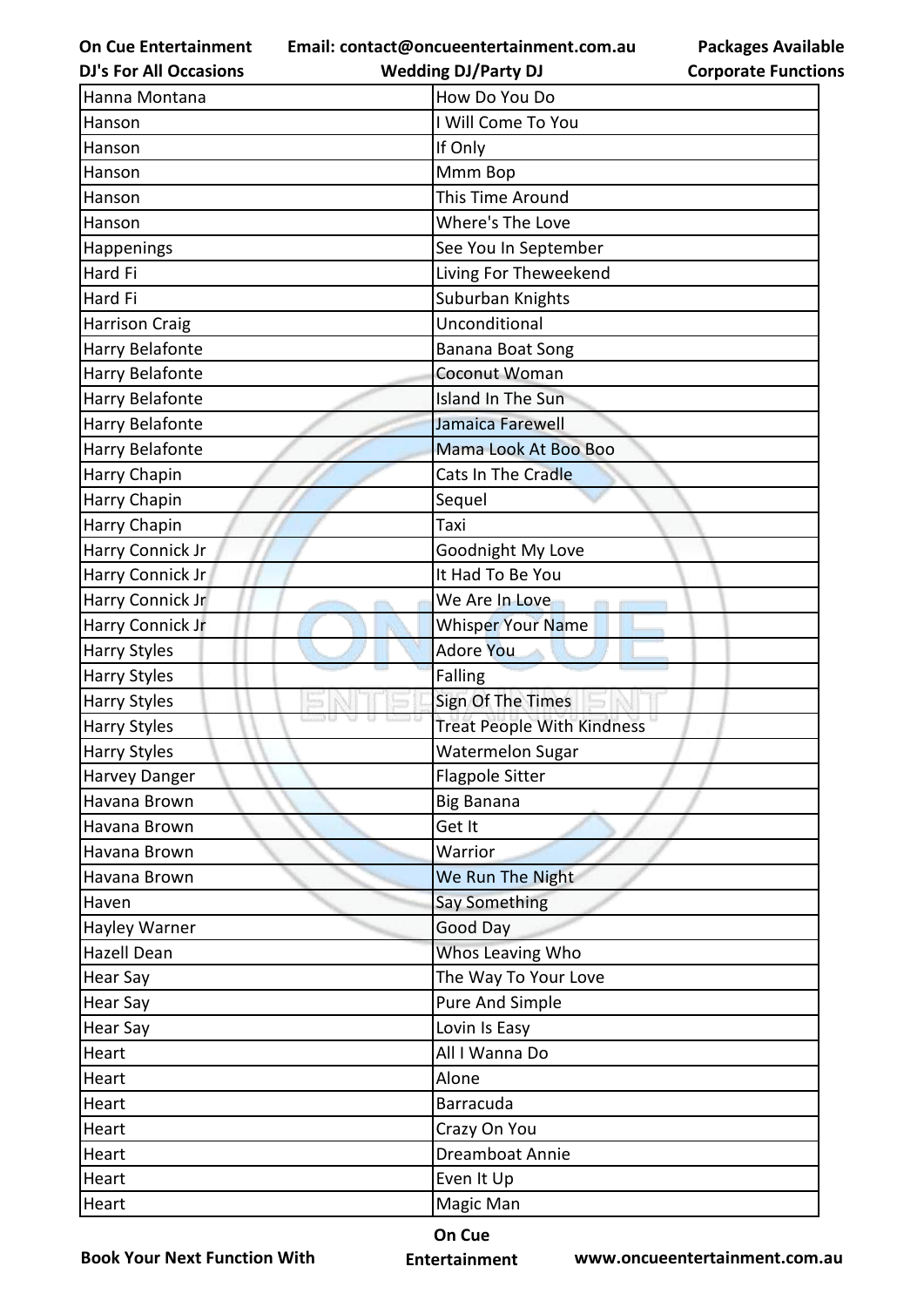| Hanna Montana | How Do You Do |
|---|---|
| Hanson | I Will Come To You |
| Hanson | If Only |
| Hanson | Mmm Bop |
| Hanson | This Time Around |
| Hanson | Where's The Love |
| Happenings | See You In September |
| Hard Fi | Living For Theweekend |
| Hard Fi | Suburban Knights |
| Harrison Craig | Unconditional |
| Harry Belafonte | Banana Boat Song |
| Harry Belafonte | Coconut Woman |
| Harry Belafonte | Island In The Sun |
| Harry Belafonte | Jamaica Farewell |
| Harry Belafonte | Mama Look At Boo Boo |
| Harry Chapin | Cats In The Cradle |
| Harry Chapin | Sequel |
| Harry Chapin | Taxi |
| Harry Connick Jr | Goodnight My Love |
| Harry Connick Jr | It Had To Be You |
| Harry Connick Jr | We Are In Love |
| Harry Connick Jr | Whisper Your Name |
| Harry Styles | Adore You |
| Harry Styles | Falling |
| Harry Styles | Sign Of The Times |
| Harry Styles | Treat People With Kindness |
| Harry Styles | Watermelon Sugar |
| Harvey Danger | Flagpole Sitter |
| Havana Brown | Big Banana |
| Havana Brown | Get It |
| Havana Brown | Warrior |
| Havana Brown | We Run The Night |
| Haven | Say Something |
| Hayley Warner | Good Day |
| Hazell Dean | Whos Leaving Who |
| Hear Say | The Way To Your Love |
| Hear Say | Pure And Simple |
| Hear Say | Lovin Is Easy |
| Heart | All I Wanna Do |
| Heart | Alone |
| Heart | Barracuda |
| Heart | Crazy On You |
| Heart | Dreamboat Annie |
| Heart | Even It Up |
| Heart | Magic Man |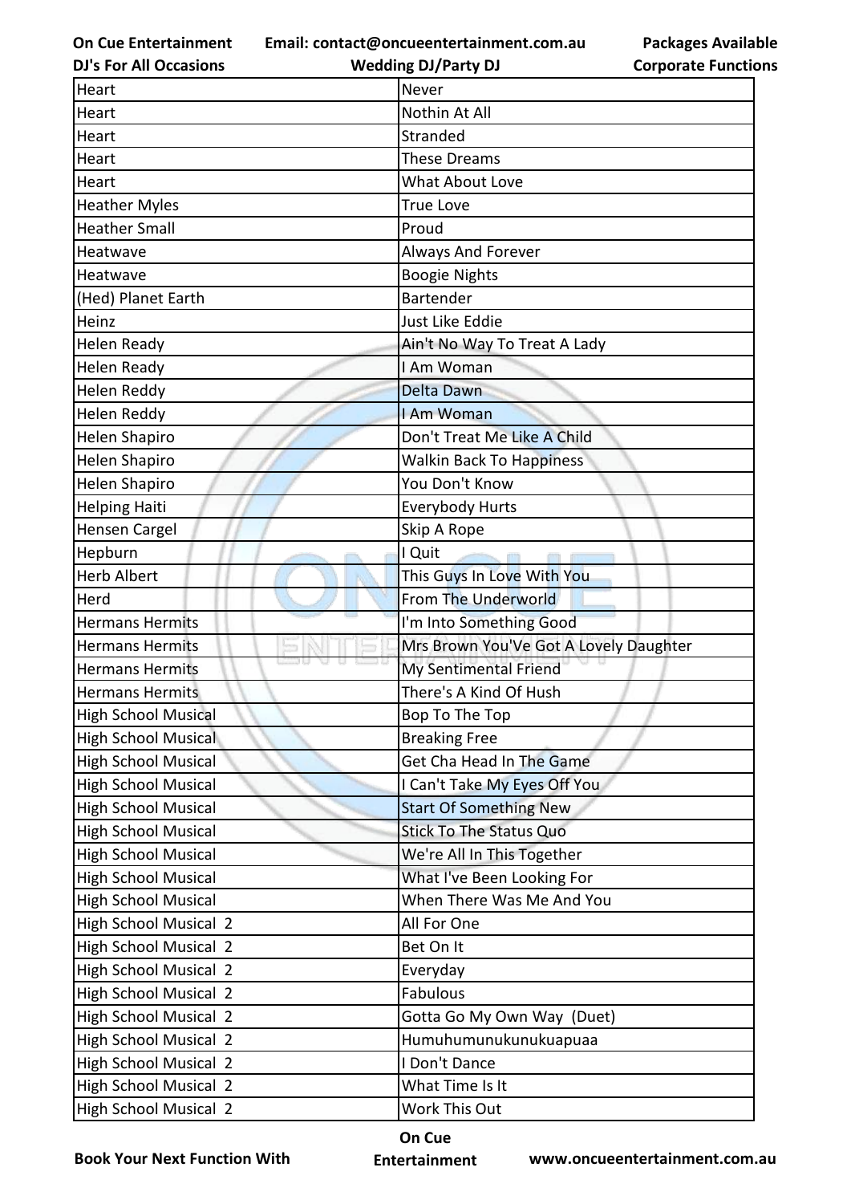| Heart | Never |
|---|---|
| Heart | Nothin At All |
| Heart | Stranded |
| Heart | These Dreams |
| Heart | What About Love |
| Heather Myles | True Love |
| Heather Small | Proud |
| Heatwave | Always And Forever |
| Heatwave | Boogie Nights |
| (Hed) Planet Earth | Bartender |
| Heinz | Just Like Eddie |
| Helen Ready | Ain't No Way To Treat A Lady |
| Helen Ready | I Am Woman |
| Helen Reddy | Delta Dawn |
| Helen Reddy | I Am Woman |
| Helen Shapiro | Don't Treat Me Like A Child |
| Helen Shapiro | Walkin Back To Happiness |
| Helen Shapiro | You Don't Know |
| Helping Haiti | Everybody Hurts |
| Hensen Cargel | Skip A Rope |
| Hepburn | I Quit |
| Herb Albert | This Guys In Love With You |
| Herd | From The Underworld |
| Hermans Hermits | I'm Into Something Good |
| Hermans Hermits | Mrs Brown You'Ve Got A Lovely Daughter |
| Hermans Hermits | My Sentimental Friend |
| Hermans Hermits | There's A Kind Of Hush |
| High School Musical | Bop To The Top |
| High School Musical | Breaking Free |
| High School Musical | Get Cha Head In The Game |
| High School Musical | I Can't Take My Eyes Off You |
| High School Musical | Start Of Something New |
| High School Musical | Stick To The Status Quo |
| High School Musical | We're All In This Together |
| High School Musical | What I've Been Looking For |
| High School Musical | When There Was Me And You |
| High School Musical 2 | All For One |
| High School Musical 2 | Bet On It |
| High School Musical 2 | Everyday |
| High School Musical 2 | Fabulous |
| High School Musical 2 | Gotta Go My Own Way (Duet) |
| High School Musical 2 | Humuhumunukunukuapuaa |
| High School Musical 2 | I Don't Dance |
| High School Musical 2 | What Time Is It |
| High School Musical 2 | Work This Out |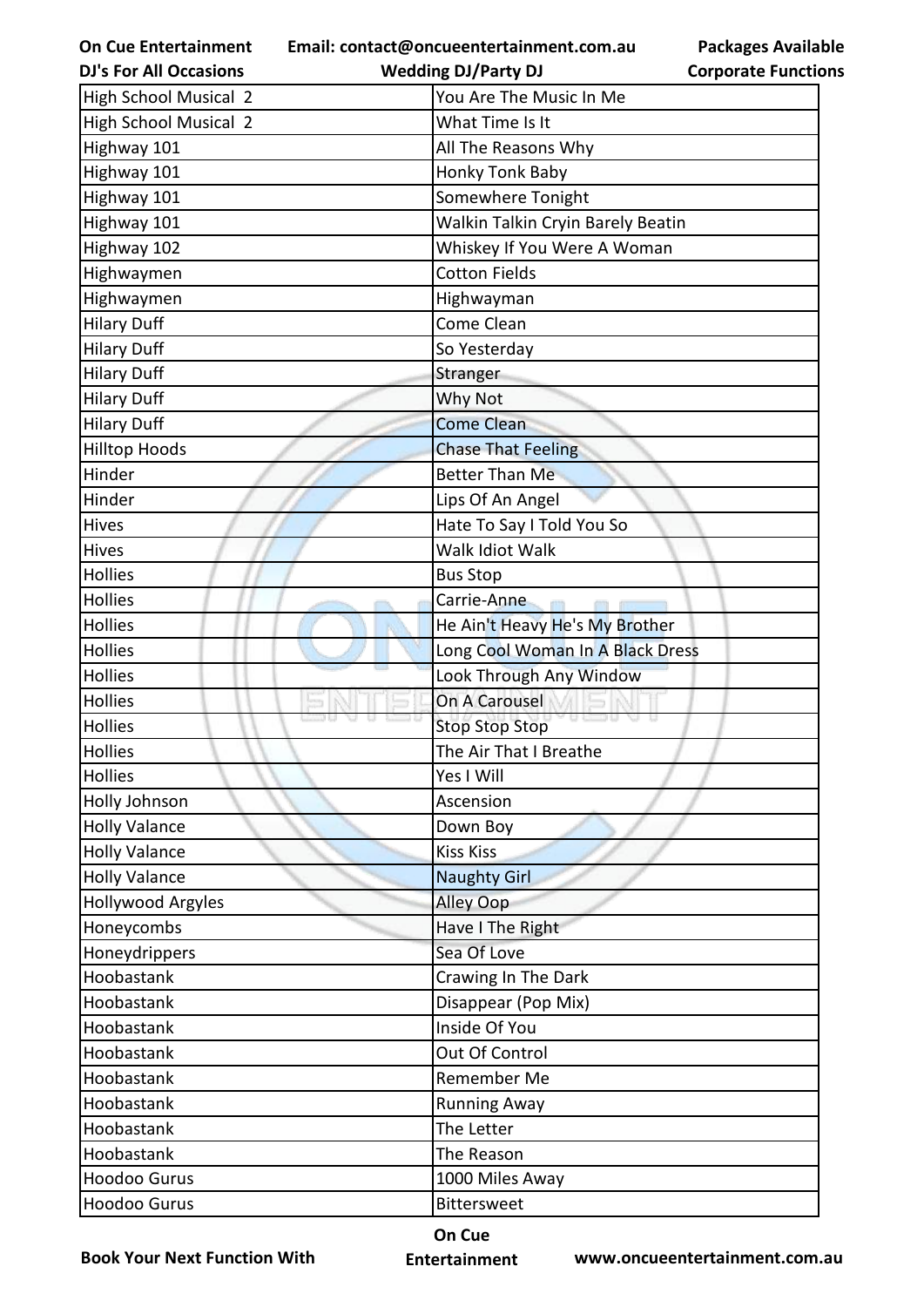| High School Musical 2 | You Are The Music In Me |
|---|---|
| High School Musical 2 | What Time Is It |
| Highway 101 | All The Reasons Why |
| Highway 101 | Honky Tonk Baby |
| Highway 101 | Somewhere Tonight |
| Highway 101 | Walkin Talkin Cryin Barely Beatin |
| Highway 102 | Whiskey If You Were A Woman |
| Highwaymen | Cotton Fields |
| Highwaymen | Highwayman |
| Hilary Duff | Come Clean |
| Hilary Duff | So Yesterday |
| Hilary Duff | Stranger |
| Hilary Duff | Why Not |
| Hilary Duff | Come Clean |
| Hilltop Hoods | Chase That Feeling |
| Hinder | Better Than Me |
| Hinder | Lips Of An Angel |
| Hives | Hate To Say I Told You So |
| Hives | Walk Idiot Walk |
| Hollies | Bus Stop |
| Hollies | Carrie-Anne |
| Hollies | He Ain't Heavy He's My Brother |
| Hollies | Long Cool Woman In A Black Dress |
| Hollies | Look Through Any Window |
| Hollies | On A Carousel |
| Hollies | Stop Stop Stop |
| Hollies | The Air That I Breathe |
| Hollies | Yes I Will |
| Holly Johnson | Ascension |
| Holly Valance | Down Boy |
| Holly Valance | Kiss Kiss |
| Holly Valance | Naughty Girl |
| Hollywood Argyles | Alley Oop |
| Honeycombs | Have I The Right |
| Honeydrippers | Sea Of Love |
| Hoobastank | Crawing In The Dark |
| Hoobastank | Disappear (Pop Mix) |
| Hoobastank | Inside Of You |
| Hoobastank | Out Of Control |
| Hoobastank | Remember Me |
| Hoobastank | Running Away |
| Hoobastank | The Letter |
| Hoobastank | The Reason |
| Hoodoo Gurus | 1000 Miles Away |
| Hoodoo Gurus | Bittersweet |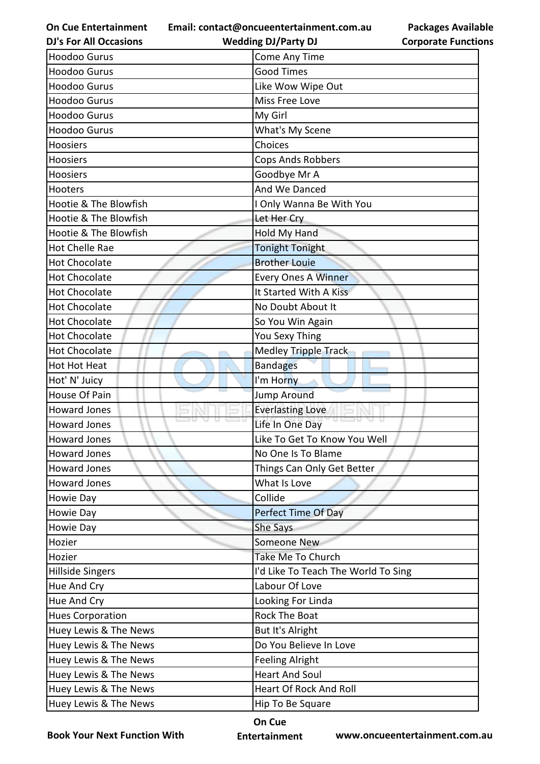| Hoodoo Gurus | Come Any Time |
|---|---|
| Hoodoo Gurus | Good Times |
| Hoodoo Gurus | Like Wow Wipe Out |
| Hoodoo Gurus | Miss Free Love |
| Hoodoo Gurus | My Girl |
| Hoodoo Gurus | What's My Scene |
| Hoosiers | Choices |
| Hoosiers | Cops Ands Robbers |
| Hoosiers | Goodbye Mr A |
| Hooters | And We Danced |
| Hootie & The Blowfish | I Only Wanna Be With You |
| Hootie & The Blowfish | Let Her Cry |
| Hootie & The Blowfish | Hold My Hand |
| Hot Chelle Rae | Tonight Tonight |
| Hot Chocolate | Brother Louie |
| Hot Chocolate | Every Ones A Winner |
| Hot Chocolate | It Started With A Kiss |
| Hot Chocolate | No Doubt About It |
| Hot Chocolate | So You Win Again |
| Hot Chocolate | You Sexy Thing |
| Hot Chocolate | Medley Tripple Track |
| Hot Hot Heat | Bandages |
| Hot' N' Juicy | I'm Horny |
| House Of Pain | Jump Around |
| Howard Jones | Everlasting Love |
| Howard Jones | Life In One Day |
| Howard Jones | Like To Get To Know You Well |
| Howard Jones | No One Is To Blame |
| Howard Jones | Things Can Only Get Better |
| Howard Jones | What Is Love |
| Howie Day | Collide |
| Howie Day | Perfect Time Of Day |
| Howie Day | She Says |
| Hozier | Someone New |
| Hozier | Take Me To Church |
| Hillside Singers | I'd Like To Teach The World To Sing |
| Hue And Cry | Labour Of Love |
| Hue And Cry | Looking For Linda |
| Hues Corporation | Rock The Boat |
| Huey Lewis & The News | But It's Alright |
| Huey Lewis & The News | Do You Believe In Love |
| Huey Lewis & The News | Feeling Alright |
| Huey Lewis & The News | Heart And Soul |
| Huey Lewis & The News | Heart Of Rock And Roll |
| Huey Lewis & The News | Hip To Be Square |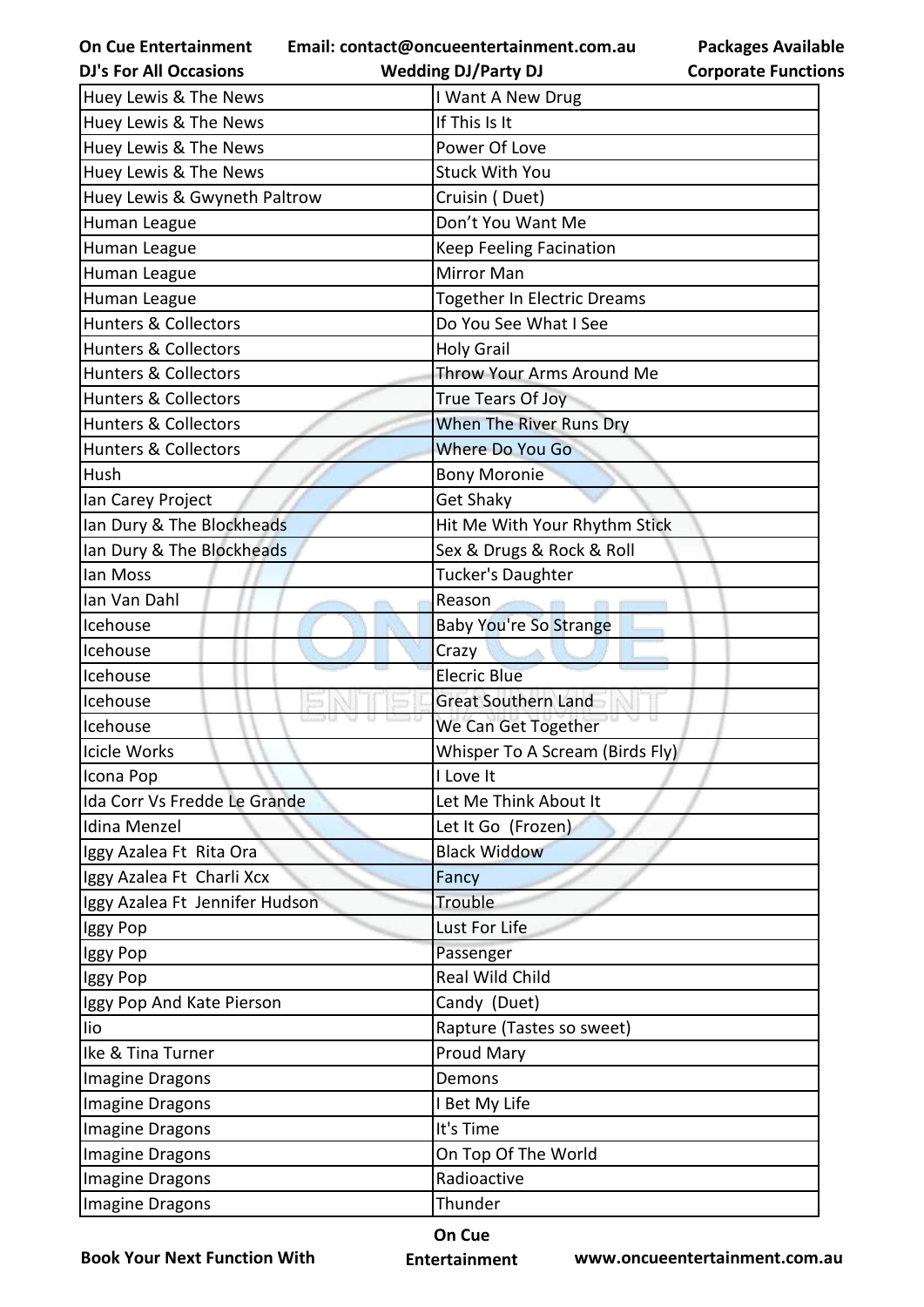| Huey Lewis & The News | I Want A New Drug |
|---|---|
| Huey Lewis & The News | If This Is It |
| Huey Lewis & The News | Power Of Love |
| Huey Lewis & The News | Stuck With You |
| Huey Lewis & Gwyneth Paltrow | Cruisin ( Duet) |
| Human League | Don't You Want Me |
| Human League | Keep Feeling Facination |
| Human League | Mirror Man |
| Human League | Together In Electric Dreams |
| Hunters & Collectors | Do You See What I See |
| Hunters & Collectors | Holy Grail |
| Hunters & Collectors | Throw Your Arms Around Me |
| Hunters & Collectors | True Tears Of Joy |
| Hunters & Collectors | When The River Runs Dry |
| Hunters & Collectors | Where Do You Go |
| Hush | Bony Moronie |
| Ian Carey Project | Get Shaky |
| Ian Dury & The Blockheads | Hit Me With Your Rhythm Stick |
| Ian Dury & The Blockheads | Sex & Drugs & Rock & Roll |
| Ian Moss | Tucker's Daughter |
| Ian Van Dahl | Reason |
| Icehouse | Baby You're So Strange |
| Icehouse | Crazy |
| Icehouse | Elecric Blue |
| Icehouse | Great Southern Land |
| Icehouse | We Can Get Together |
| Icicle Works | Whisper To A Scream (Birds Fly) |
| Icona Pop | I Love It |
| Ida Corr Vs Fredde Le Grande | Let Me Think About It |
| Idina Menzel | Let It Go (Frozen) |
| Iggy Azalea Ft Rita Ora | Black Widdow |
| Iggy Azalea Ft Charli Xcx | Fancy |
| Iggy Azalea Ft Jennifer Hudson | Trouble |
| Iggy Pop | Lust For Life |
| Iggy Pop | Passenger |
| Iggy Pop | Real Wild Child |
| Iggy Pop And Kate Pierson | Candy (Duet) |
| Iio | Rapture (Tastes so sweet) |
| Ike & Tina Turner | Proud Mary |
| Imagine Dragons | Demons |
| Imagine Dragons | I Bet My Life |
| Imagine Dragons | It's Time |
| Imagine Dragons | On Top Of The World |
| Imagine Dragons | Radioactive |
| Imagine Dragons | Thunder |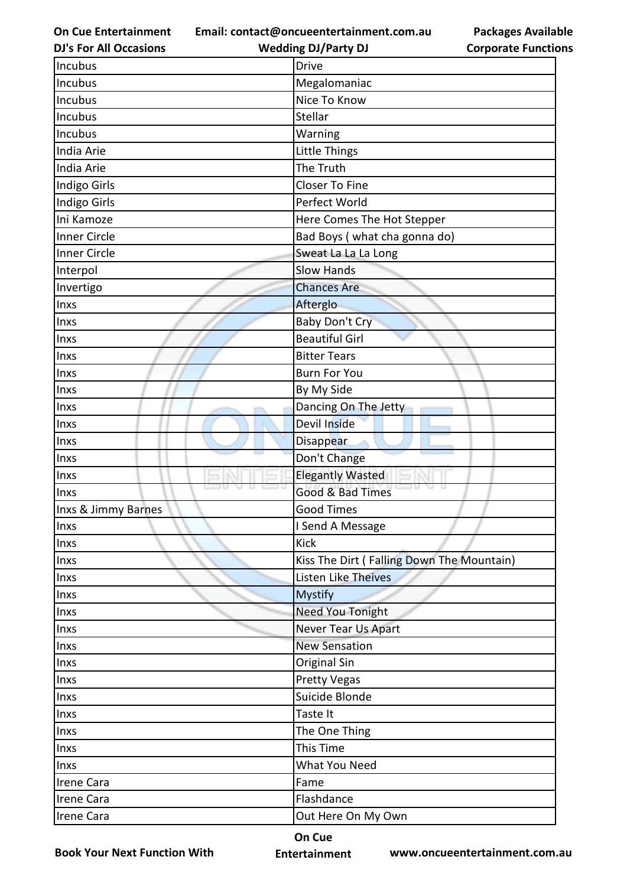| Incubus | Drive |
|---|---|
| Incubus | Megalomaniac |
| Incubus | Nice To Know |
| Incubus | Stellar |
| Incubus | Warning |
| India Arie | Little Things |
| India Arie | The Truth |
| Indigo Girls | Closer To Fine |
| Indigo Girls | Perfect World |
| Ini Kamoze | Here Comes The Hot Stepper |
| Inner Circle | Bad Boys ( what cha gonna do) |
| Inner Circle | Sweat La La La Long |
| Interpol | Slow Hands |
| Invertigo | Chances Are |
| Inxs | Afterglo |
| Inxs | Baby Don't Cry |
| Inxs | Beautiful Girl |
| Inxs | Bitter Tears |
| Inxs | Burn For You |
| Inxs | By My Side |
| Inxs | Dancing On The Jetty |
| Inxs | Devil Inside |
| Inxs | Disappear |
| Inxs | Don't Change |
| Inxs | Elegantly Wasted |
| Inxs | Good & Bad Times |
| Inxs & Jimmy Barnes | Good Times |
| Inxs | I Send A Message |
| Inxs | Kick |
| Inxs | Kiss The Dirt ( Falling Down The Mountain) |
| Inxs | Listen Like Theives |
| Inxs | Mystify |
| Inxs | Need You Tonight |
| Inxs | Never Tear Us Apart |
| Inxs | New Sensation |
| Inxs | Original Sin |
| Inxs | Pretty Vegas |
| Inxs | Suicide Blonde |
| Inxs | Taste It |
| Inxs | The One Thing |
| Inxs | This Time |
| Inxs | What You Need |
| Irene Cara | Fame |
| Irene Cara | Flashdance |
| Irene Cara | Out Here On My Own |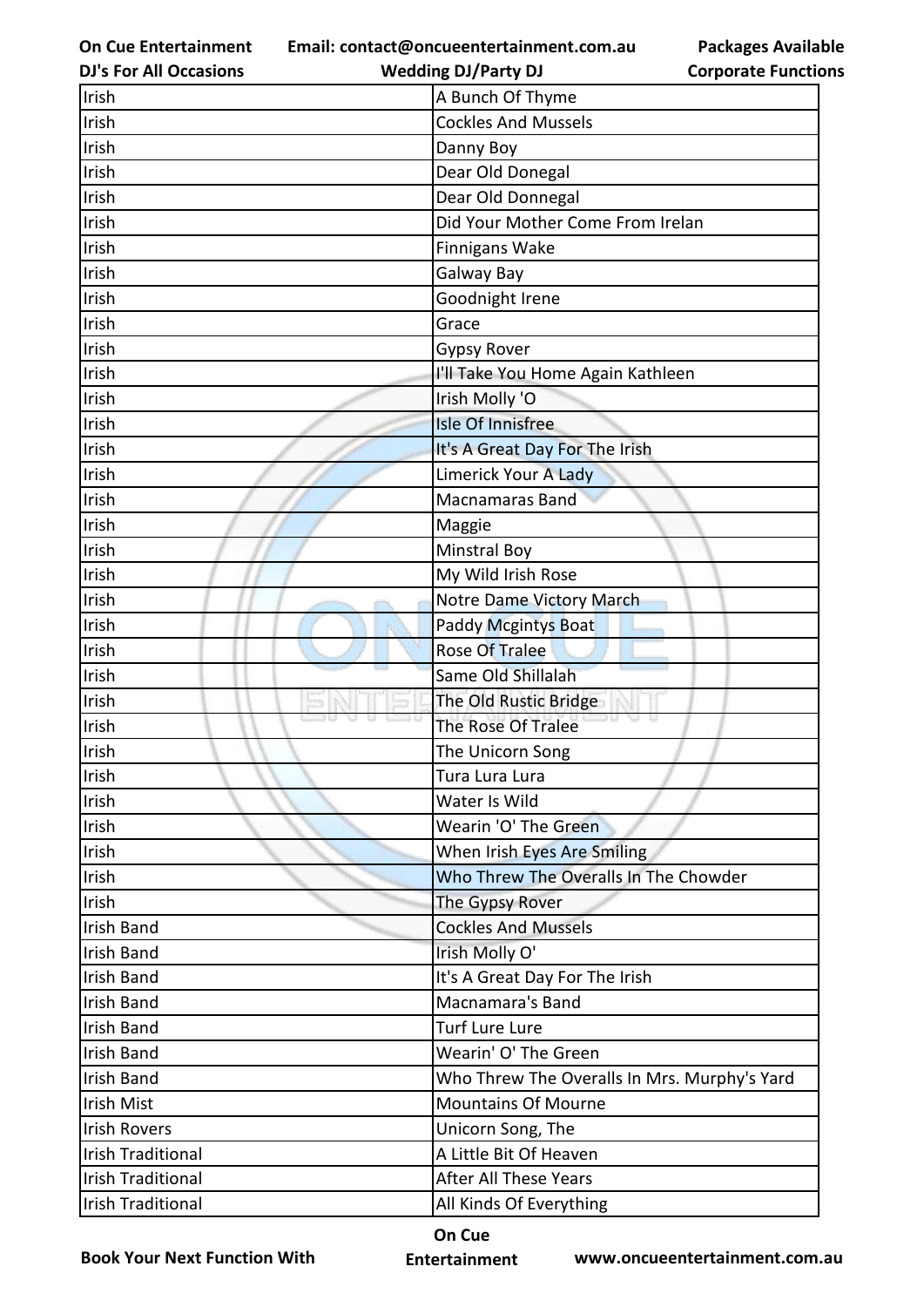| Irish | A Bunch Of Thyme |
|---|---|
| Irish | Cockles And Mussels |
| Irish | Danny Boy |
| Irish | Dear Old Donegal |
| Irish | Dear Old Donnegal |
| Irish | Did Your Mother Come From Irelan |
| Irish | Finnigans Wake |
| Irish | Galway Bay |
| Irish | Goodnight Irene |
| Irish | Grace |
| Irish | Gypsy Rover |
| Irish | I'll Take You Home Again Kathleen |
| Irish | Irish Molly 'O |
| Irish | Isle Of Innisfree |
| Irish | It's A Great Day For The Irish |
| Irish | Limerick Your A Lady |
| Irish | Macnamaras Band |
| Irish | Maggie |
| Irish | Minstral Boy |
| Irish | My Wild Irish Rose |
| Irish | Notre Dame Victory March |
| Irish | Paddy Mcgintys Boat |
| Irish | Rose Of Tralee |
| Irish | Same Old Shillalah |
| Irish | The Old Rustic Bridge |
| Irish | The Rose Of Tralee |
| Irish | The Unicorn Song |
| Irish | Tura Lura Lura |
| Irish | Water Is Wild |
| Irish | Wearin 'O' The Green |
| Irish | When Irish Eyes Are Smiling |
| Irish | Who Threw The Overalls In The Chowder |
| Irish | The Gypsy Rover |
| Irish Band | Cockles And Mussels |
| Irish Band | Irish Molly O' |
| Irish Band | It's A Great Day For The Irish |
| Irish Band | Macnamara's Band |
| Irish Band | Turf Lure Lure |
| Irish Band | Wearin' O' The Green |
| Irish Band | Who Threw The Overalls In Mrs. Murphy's Yard |
| Irish Mist | Mountains Of Mourne |
| Irish Rovers | Unicorn Song, The |
| Irish Traditional | A Little Bit Of Heaven |
| Irish Traditional | After All These Years |
| Irish Traditional | All Kinds Of Everything |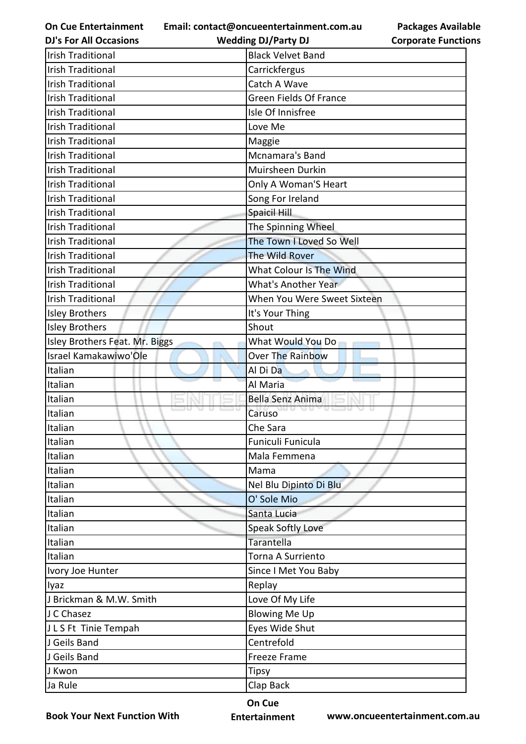| Irish Traditional | Black Velvet Band |
|---|---|
| Irish Traditional | Carrickfergus |
| Irish Traditional | Catch A Wave |
| Irish Traditional | Green Fields Of France |
| Irish Traditional | Isle Of Innisfree |
| Irish Traditional | Love Me |
| Irish Traditional | Maggie |
| Irish Traditional | Mcnamara's Band |
| Irish Traditional | Muirsheen Durkin |
| Irish Traditional | Only A Woman'S Heart |
| Irish Traditional | Song For Ireland |
| Irish Traditional | Spaicil Hill |
| Irish Traditional | The Spinning Wheel |
| Irish Traditional | The Town I Loved So Well |
| Irish Traditional | The Wild Rover |
| Irish Traditional | What Colour Is The Wind |
| Irish Traditional | What's Another Year |
| Irish Traditional | When You Were Sweet Sixteen |
| Isley Brothers | It's Your Thing |
| Isley Brothers | Shout |
| Isley Brothers Feat. Mr. Biggs | What Would You Do |
| Israel Kamakawiwo'Ole | Over The Rainbow |
| Italian | Al Di Da |
| Italian | Al Maria |
| Italian | Bella Senz Anima |
| Italian | Caruso |
| Italian | Che Sara |
| Italian | Funiculi Funicula |
| Italian | Mala Femmena |
| Italian | Mama |
| Italian | Nel Blu Dipinto Di Blu |
| Italian | O' Sole Mio |
| Italian | Santa Lucia |
| Italian | Speak Softly Love |
| Italian | Tarantella |
| Italian | Torna A Surriento |
| Ivory Joe Hunter | Since I Met You Baby |
| Iyaz | Replay |
| J Brickman & M.W. Smith | Love Of My Life |
| J C Chasez | Blowing Me Up |
| J L S Ft Tinie Tempah | Eyes Wide Shut |
| J Geils Band | Centrefold |
| J Geils Band | Freeze Frame |
| J Kwon | Tipsy |
| Ja Rule | Clap Back |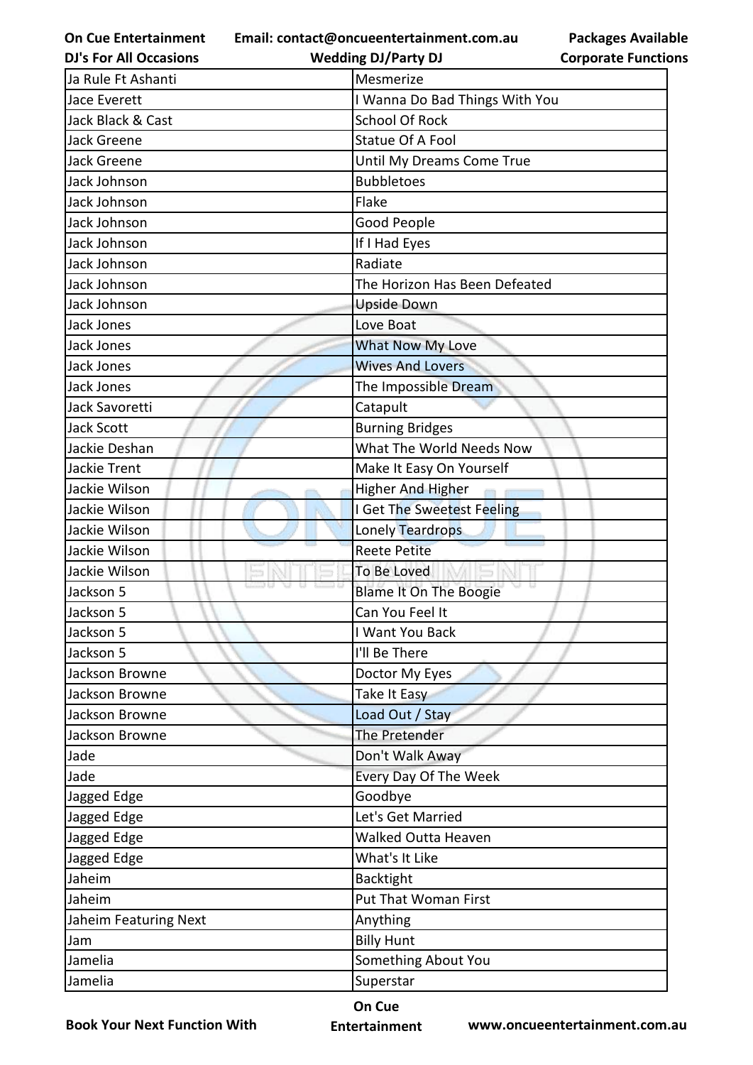| Ja Rule Ft Ashanti | Mesmerize |
|---|---|
| Jace Everett | I Wanna Do Bad Things With You |
| Jack Black & Cast | School Of Rock |
| Jack Greene | Statue Of A Fool |
| Jack Greene | Until My Dreams Come True |
| Jack Johnson | Bubbletoes |
| Jack Johnson | Flake |
| Jack Johnson | Good People |
| Jack Johnson | If I Had Eyes |
| Jack Johnson | Radiate |
| Jack Johnson | The Horizon Has Been Defeated |
| Jack Johnson | Upside Down |
| Jack Jones | Love Boat |
| Jack Jones | What Now My Love |
| Jack Jones | Wives And Lovers |
| Jack Jones | The Impossible Dream |
| Jack Savoretti | Catapult |
| Jack Scott | Burning Bridges |
| Jackie Deshan | What The World Needs Now |
| Jackie Trent | Make It Easy On Yourself |
| Jackie Wilson | Higher And Higher |
| Jackie Wilson | I Get The Sweetest Feeling |
| Jackie Wilson | Lonely Teardrops |
| Jackie Wilson | Reete Petite |
| Jackie Wilson | To Be Loved |
| Jackson 5 | Blame It On The Boogie |
| Jackson 5 | Can You Feel It |
| Jackson 5 | I Want You Back |
| Jackson 5 | I'll Be There |
| Jackson Browne | Doctor My Eyes |
| Jackson Browne | Take It Easy |
| Jackson Browne | Load Out / Stay |
| Jackson Browne | The Pretender |
| Jade | Don't Walk Away |
| Jade | Every Day Of The Week |
| Jagged Edge | Goodbye |
| Jagged Edge | Let's Get Married |
| Jagged Edge | Walked Outta Heaven |
| Jagged Edge | What's It Like |
| Jaheim | Backtight |
| Jaheim | Put That Woman First |
| Jaheim Featuring Next | Anything |
| Jam | Billy Hunt |
| Jamelia | Something About You |
| Jamelia | Superstar |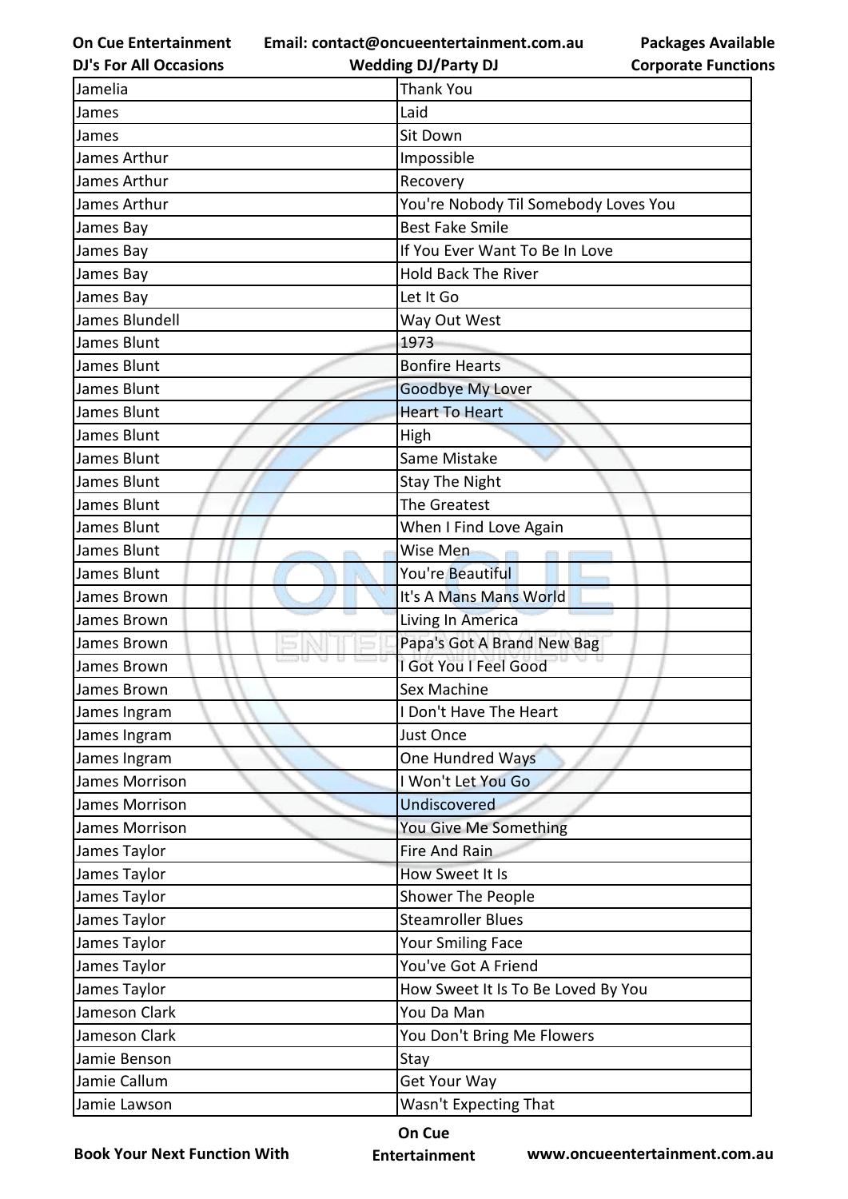| Jamelia | Thank You |
|---|---|
| James | Laid |
| James | Sit Down |
| James Arthur | Impossible |
| James Arthur | Recovery |
| James Arthur | You're Nobody Til Somebody Loves You |
| James Bay | Best Fake Smile |
| James Bay | If You Ever Want To Be In Love |
| James Bay | Hold Back The River |
| James Bay | Let It Go |
| James Blundell | Way Out West |
| James Blunt | 1973 |
| James Blunt | Bonfire Hearts |
| James Blunt | Goodbye My Lover |
| James Blunt | Heart To Heart |
| James Blunt | High |
| James Blunt | Same Mistake |
| James Blunt | Stay The Night |
| James Blunt | The Greatest |
| James Blunt | When I Find Love Again |
| James Blunt | Wise Men |
| James Blunt | You're Beautiful |
| James Brown | It's A Mans Mans World |
| James Brown | Living In America |
| James Brown | Papa's Got A Brand New Bag |
| James Brown | I Got You I Feel Good |
| James Brown | Sex Machine |
| James Ingram | I Don't Have The Heart |
| James Ingram | Just Once |
| James Ingram | One Hundred Ways |
| James Morrison | I Won't Let You Go |
| James Morrison | Undiscovered |
| James Morrison | You Give Me Something |
| James Taylor | Fire And Rain |
| James Taylor | How Sweet It Is |
| James Taylor | Shower The People |
| James Taylor | Steamroller Blues |
| James Taylor | Your Smiling Face |
| James Taylor | You've Got A Friend |
| James Taylor | How Sweet It Is To Be Loved By You |
| Jameson Clark | You Da Man |
| Jameson Clark | You Don't Bring Me Flowers |
| Jamie Benson | Stay |
| Jamie Callum | Get Your Way |
| Jamie Lawson | Wasn't Expecting That |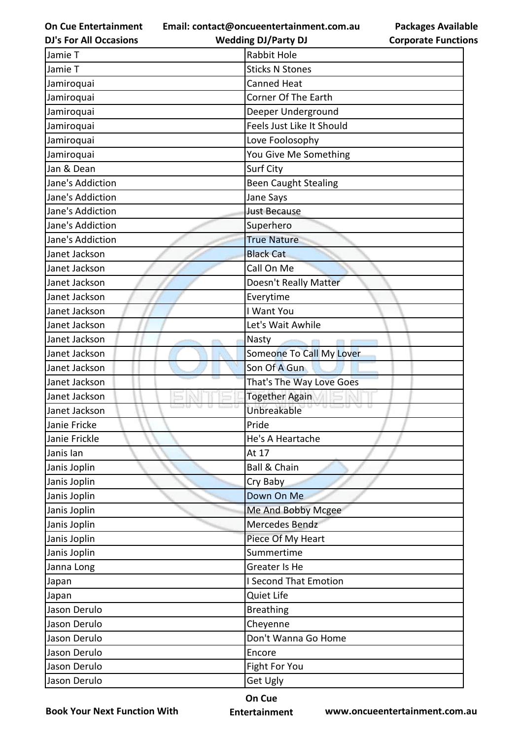| Jamie T | Rabbit Hole |
|---|---|
| Jamie T | Sticks N Stones |
| Jamiroquai | Canned Heat |
| Jamiroquai | Corner Of The Earth |
| Jamiroquai | Deeper Underground |
| Jamiroquai | Feels Just Like It Should |
| Jamiroquai | Love Foolosophy |
| Jamiroquai | You Give Me Something |
| Jan & Dean | Surf City |
| Jane's Addiction | Been Caught Stealing |
| Jane's Addiction | Jane Says |
| Jane's Addiction | Just Because |
| Jane's Addiction | Superhero |
| Jane's Addiction | True Nature |
| Janet Jackson | Black Cat |
| Janet Jackson | Call On Me |
| Janet Jackson | Doesn't Really Matter |
| Janet Jackson | Everytime |
| Janet Jackson | I Want You |
| Janet Jackson | Let's Wait Awhile |
| Janet Jackson | Nasty |
| Janet Jackson | Someone To Call My Lover |
| Janet Jackson | Son Of A Gun |
| Janet Jackson | That's The Way Love Goes |
| Janet Jackson | Together Again |
| Janet Jackson | Unbreakable |
| Janie Fricke | Pride |
| Janie Frickle | He's A Heartache |
| Janis Ian | At 17 |
| Janis Joplin | Ball & Chain |
| Janis Joplin | Cry Baby |
| Janis Joplin | Down On Me |
| Janis Joplin | Me And Bobby Mcgee |
| Janis Joplin | Mercedes Bendz |
| Janis Joplin | Piece Of My Heart |
| Janis Joplin | Summertime |
| Janna Long | Greater Is He |
| Japan | I Second That Emotion |
| Japan | Quiet Life |
| Jason Derulo | Breathing |
| Jason Derulo | Cheyenne |
| Jason Derulo | Don't Wanna Go Home |
| Jason Derulo | Encore |
| Jason Derulo | Fight For You |
| Jason Derulo | Get Ugly |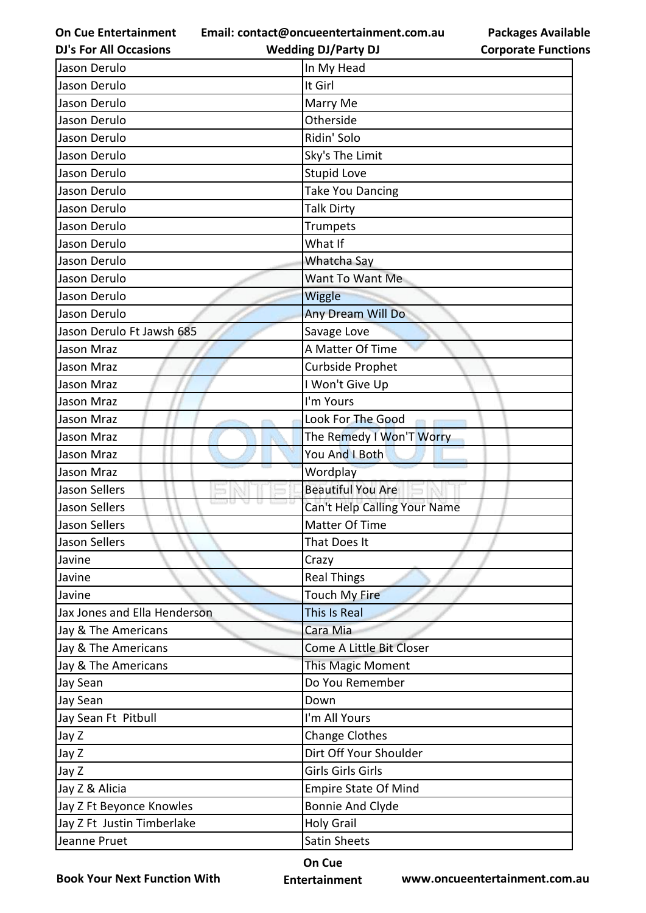| Jason Derulo | In My Head |
|---|---|
| Jason Derulo | It Girl |
| Jason Derulo | Marry Me |
| Jason Derulo | Otherside |
| Jason Derulo | Ridin' Solo |
| Jason Derulo | Sky's The Limit |
| Jason Derulo | Stupid Love |
| Jason Derulo | Take You Dancing |
| Jason Derulo | Talk Dirty |
| Jason Derulo | Trumpets |
| Jason Derulo | What If |
| Jason Derulo | Whatcha Say |
| Jason Derulo | Want To Want Me |
| Jason Derulo | Wiggle |
| Jason Derulo | Any Dream Will Do |
| Jason Derulo Ft Jawsh 685 | Savage Love |
| Jason Mraz | A Matter Of Time |
| Jason Mraz | Curbside Prophet |
| Jason Mraz | I Won't Give Up |
| Jason Mraz | I'm Yours |
| Jason Mraz | Look For The Good |
| Jason Mraz | The Remedy I Won'T Worry |
| Jason Mraz | You And I Both |
| Jason Mraz | Wordplay |
| Jason Sellers | Beautiful You Are |
| Jason Sellers | Can't Help Calling Your Name |
| Jason Sellers | Matter Of Time |
| Jason Sellers | That Does It |
| Javine | Crazy |
| Javine | Real Things |
| Javine | Touch My Fire |
| Jax Jones and Ella Henderson | This Is Real |
| Jay & The Americans | Cara Mia |
| Jay & The Americans | Come A Little Bit Closer |
| Jay & The Americans | This Magic Moment |
| Jay Sean | Do You Remember |
| Jay Sean | Down |
| Jay Sean Ft Pitbull | I'm All Yours |
| Jay Z | Change Clothes |
| Jay Z | Dirt Off Your Shoulder |
| Jay Z | Girls Girls Girls |
| Jay Z & Alicia | Empire State Of Mind |
| Jay Z Ft Beyonce Knowles | Bonnie And Clyde |
| Jay Z Ft Justin Timberlake | Holy Grail |
| Jeanne Pruet | Satin Sheets |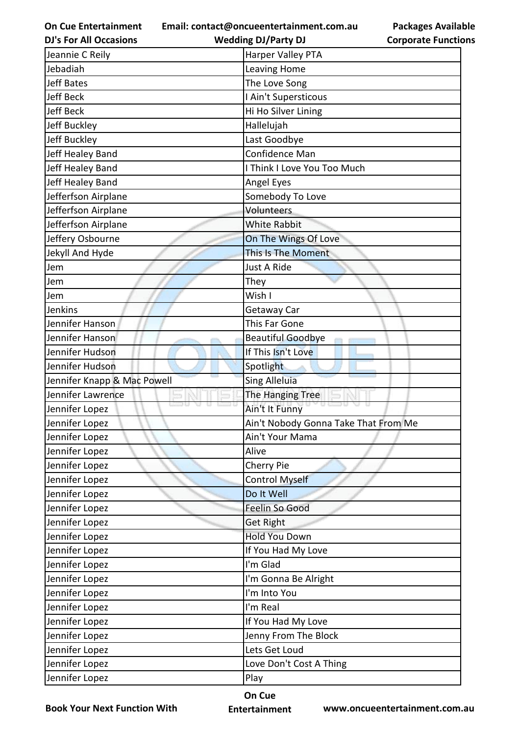| Jeannie C Reily | Harper Valley PTA |
|---|---|
| Jebadiah | Leaving Home |
| Jeff Bates | The Love Song |
| Jeff Beck | I Ain't Supersticous |
| Jeff Beck | Hi Ho Silver Lining |
| Jeff Buckley | Hallelujah |
| Jeff Buckley | Last Goodbye |
| Jeff Healey Band | Confidence Man |
| Jeff Healey Band | I Think I Love You Too Much |
| Jeff Healey Band | Angel Eyes |
| Jefferfson Airplane | Somebody To Love |
| Jefferfson Airplane | Volunteers |
| Jefferfson Airplane | White Rabbit |
| Jeffery Osbourne | On The Wings Of Love |
| Jekyll And Hyde | This Is The Moment |
| Jem | Just A Ride |
| Jem | They |
| Jem | Wish I |
| Jenkins | Getaway Car |
| Jennifer Hanson | This Far Gone |
| Jennifer Hanson | Beautiful Goodbye |
| Jennifer Hudson | If This Isn't Love |
| Jennifer Hudson | Spotlight |
| Jennifer Knapp & Mac Powell | Sing Alleluia |
| Jennifer Lawrence | The Hanging Tree |
| Jennifer Lopez | Ain't It Funny |
| Jennifer Lopez | Ain't Nobody Gonna Take That From Me |
| Jennifer Lopez | Ain't Your Mama |
| Jennifer Lopez | Alive |
| Jennifer Lopez | Cherry Pie |
| Jennifer Lopez | Control Myself |
| Jennifer Lopez | Do It Well |
| Jennifer Lopez | Feelin So Good |
| Jennifer Lopez | Get Right |
| Jennifer Lopez | Hold You Down |
| Jennifer Lopez | If You Had My Love |
| Jennifer Lopez | I'm Glad |
| Jennifer Lopez | I'm Gonna Be Alright |
| Jennifer Lopez | I'm Into You |
| Jennifer Lopez | I'm Real |
| Jennifer Lopez | If You Had My Love |
| Jennifer Lopez | Jenny From The Block |
| Jennifer Lopez | Lets Get Loud |
| Jennifer Lopez | Love Don't Cost A Thing |
| Jennifer Lopez | Play |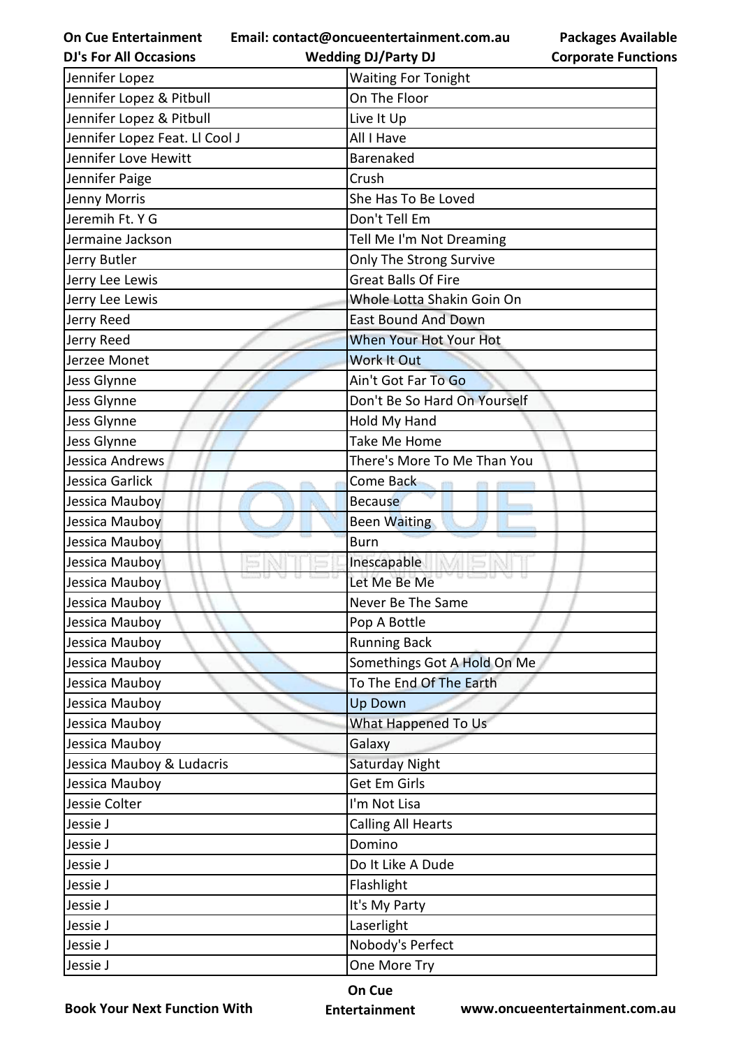| Jennifer Lopez | Waiting For Tonight |
| --- | --- |
| Jennifer Lopez & Pitbull | On The Floor |
| Jennifer Lopez & Pitbull | Live It Up |
| Jennifer Lopez Feat. Ll Cool J | All I Have |
| Jennifer Love Hewitt | Barenaked |
| Jennifer Paige | Crush |
| Jenny Morris | She Has To Be Loved |
| Jeremih Ft. Y G | Don't Tell Em |
| Jermaine Jackson | Tell Me I'm Not Dreaming |
| Jerry Butler | Only The Strong Survive |
| Jerry Lee Lewis | Great Balls Of Fire |
| Jerry Lee Lewis | Whole Lotta Shakin Goin On |
| Jerry Reed | East Bound And Down |
| Jerry Reed | When Your Hot Your Hot |
| Jerzee Monet | Work It Out |
| Jess Glynne | Ain't Got Far To Go |
| Jess Glynne | Don't Be So Hard On Yourself |
| Jess Glynne | Hold My Hand |
| Jess Glynne | Take Me Home |
| Jessica Andrews | There's More To Me Than You |
| Jessica Garlick | Come Back |
| Jessica Mauboy | Because |
| Jessica Mauboy | Been Waiting |
| Jessica Mauboy | Burn |
| Jessica Mauboy | Inescapable |
| Jessica Mauboy | Let Me Be Me |
| Jessica Mauboy | Never Be The Same |
| Jessica Mauboy | Pop A Bottle |
| Jessica Mauboy | Running Back |
| Jessica Mauboy | Somethings Got A Hold On Me |
| Jessica Mauboy | To The End Of The Earth |
| Jessica Mauboy | Up Down |
| Jessica Mauboy | What Happened To Us |
| Jessica Mauboy | Galaxy |
| Jessica Mauboy & Ludacris | Saturday Night |
| Jessica Mauboy | Get Em Girls |
| Jessie Colter | I'm Not Lisa |
| Jessie J | Calling All Hearts |
| Jessie J | Domino |
| Jessie J | Do It Like A Dude |
| Jessie J | Flashlight |
| Jessie J | It's My Party |
| Jessie J | Laserlight |
| Jessie J | Nobody's Perfect |
| Jessie J | One More Try |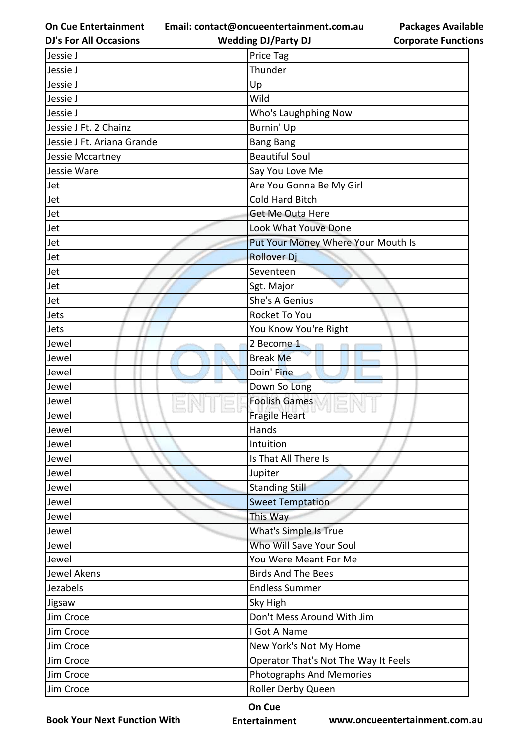| Jessie J | Price Tag |
|---|---|
| Jessie J | Thunder |
| Jessie J | Up |
| Jessie J | Wild |
| Jessie J | Who's Laughphing Now |
| Jessie J Ft. 2 Chainz | Burnin' Up |
| Jessie J Ft. Ariana Grande | Bang Bang |
| Jessie Mccartney | Beautiful Soul |
| Jessie Ware | Say You Love Me |
| Jet | Are You Gonna Be My Girl |
| Jet | Cold Hard Bitch |
| Jet | Get Me Outa Here |
| Jet | Look What Youve Done |
| Jet | Put Your Money Where Your Mouth Is |
| Jet | Rollover Dj |
| Jet | Seventeen |
| Jet | Sgt. Major |
| Jet | She's A Genius |
| Jets | Rocket To You |
| Jets | You Know You're Right |
| Jewel | 2 Become 1 |
| Jewel | Break Me |
| Jewel | Doin' Fine |
| Jewel | Down So Long |
| Jewel | Foolish Games |
| Jewel | Fragile Heart |
| Jewel | Hands |
| Jewel | Intuition |
| Jewel | Is That All There Is |
| Jewel | Jupiter |
| Jewel | Standing Still |
| Jewel | Sweet Temptation |
| Jewel | This Way |
| Jewel | What's Simple Is True |
| Jewel | Who Will Save Your Soul |
| Jewel | You Were Meant For Me |
| Jewel Akens | Birds And The Bees |
| Jezabels | Endless Summer |
| Jigsaw | Sky High |
| Jim Croce | Don't Mess Around With Jim |
| Jim Croce | I Got A Name |
| Jim Croce | New York's Not My Home |
| Jim Croce | Operator That's Not The Way It Feels |
| Jim Croce | Photographs And Memories |
| Jim Croce | Roller Derby Queen |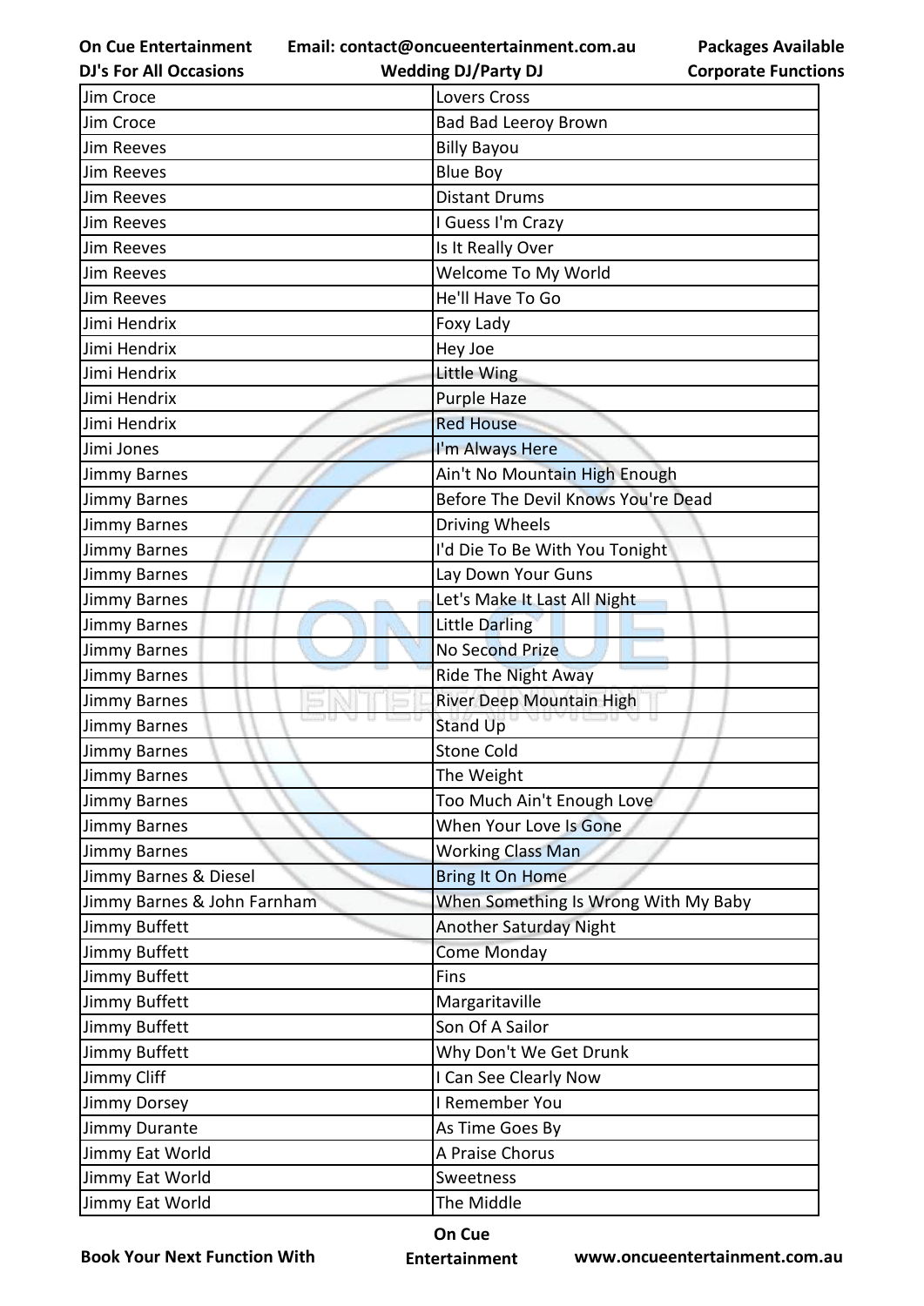| Jim Croce | Lovers Cross |
|---|---|
| Jim Croce | Bad Bad Leeroy Brown |
| Jim Reeves | Billy Bayou |
| Jim Reeves | Blue Boy |
| Jim Reeves | Distant Drums |
| Jim Reeves | I Guess I'm Crazy |
| Jim Reeves | Is It Really Over |
| Jim Reeves | Welcome To My World |
| Jim Reeves | He'll Have To Go |
| Jimi Hendrix | Foxy Lady |
| Jimi Hendrix | Hey Joe |
| Jimi Hendrix | Little Wing |
| Jimi Hendrix | Purple Haze |
| Jimi Hendrix | Red House |
| Jimi Jones | I'm Always Here |
| Jimmy Barnes | Ain't No Mountain High Enough |
| Jimmy Barnes | Before The Devil Knows You're Dead |
| Jimmy Barnes | Driving Wheels |
| Jimmy Barnes | I'd Die To Be With You Tonight |
| Jimmy Barnes | Lay Down Your Guns |
| Jimmy Barnes | Let's Make It Last All Night |
| Jimmy Barnes | Little Darling |
| Jimmy Barnes | No Second Prize |
| Jimmy Barnes | Ride The Night Away |
| Jimmy Barnes | River Deep Mountain High |
| Jimmy Barnes | Stand Up |
| Jimmy Barnes | Stone Cold |
| Jimmy Barnes | The Weight |
| Jimmy Barnes | Too Much Ain't Enough Love |
| Jimmy Barnes | When Your Love Is Gone |
| Jimmy Barnes | Working Class Man |
| Jimmy Barnes & Diesel | Bring It On Home |
| Jimmy Barnes & John Farnham | When Something Is Wrong With My Baby |
| Jimmy Buffett | Another Saturday Night |
| Jimmy Buffett | Come Monday |
| Jimmy Buffett | Fins |
| Jimmy Buffett | Margaritaville |
| Jimmy Buffett | Son Of A Sailor |
| Jimmy Buffett | Why Don't We Get Drunk |
| Jimmy Cliff | I Can See Clearly Now |
| Jimmy Dorsey | I Remember You |
| Jimmy Durante | As Time Goes By |
| Jimmy Eat World | A Praise Chorus |
| Jimmy Eat World | Sweetness |
| Jimmy Eat World | The Middle |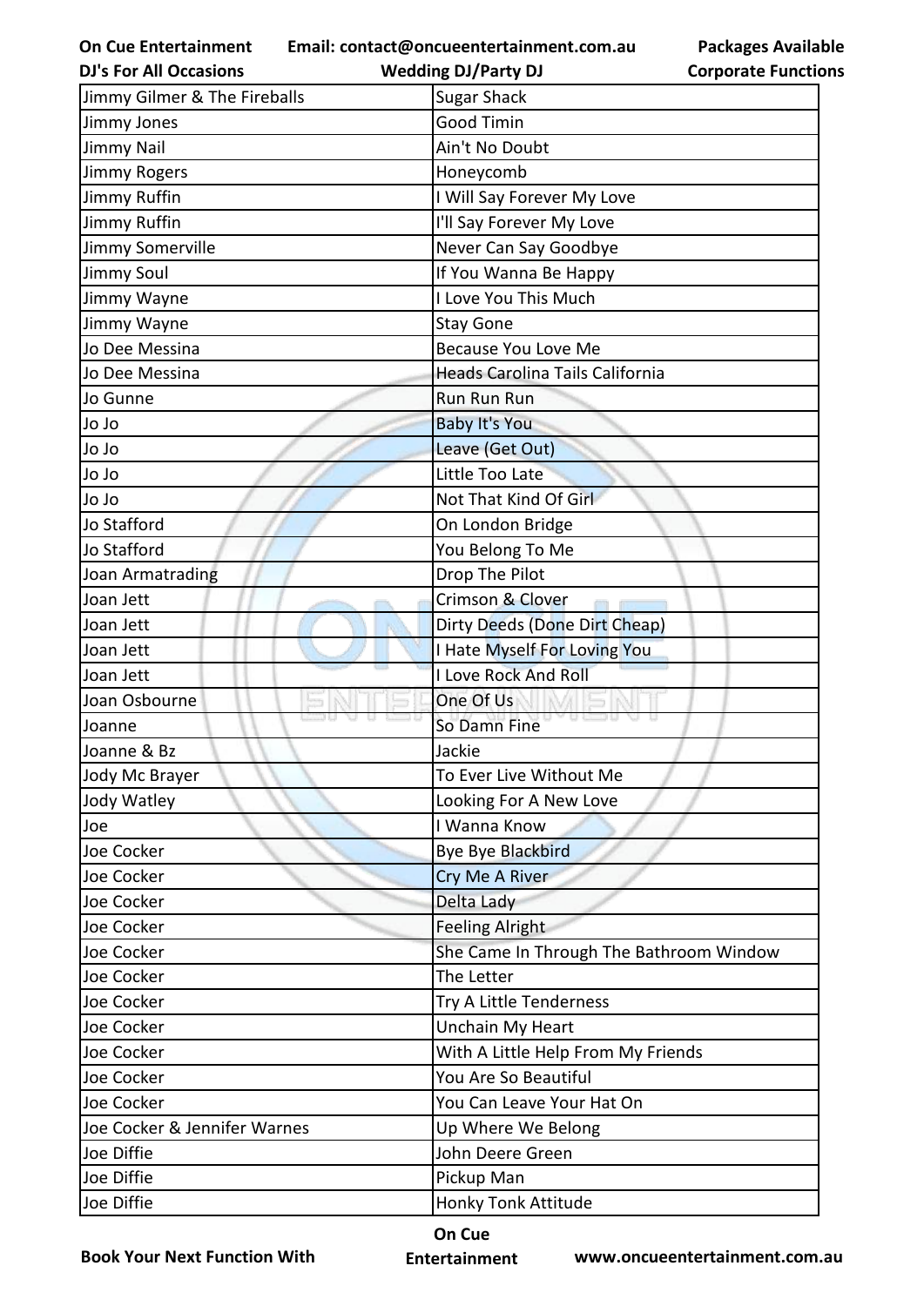| Jimmy Gilmer & The Fireballs | Sugar Shack |
|---|---|
| Jimmy Jones | Good Timin |
| Jimmy Nail | Ain't No Doubt |
| Jimmy Rogers | Honeycomb |
| Jimmy Ruffin | I Will Say Forever My Love |
| Jimmy Ruffin | I'll Say Forever My Love |
| Jimmy Somerville | Never Can Say Goodbye |
| Jimmy Soul | If You Wanna Be Happy |
| Jimmy Wayne | I Love You This Much |
| Jimmy Wayne | Stay Gone |
| Jo Dee Messina | Because You Love Me |
| Jo Dee Messina | Heads Carolina Tails California |
| Jo Gunne | Run Run Run |
| Jo Jo | Baby It's You |
| Jo Jo | Leave (Get Out) |
| Jo Jo | Little Too Late |
| Jo Jo | Not That Kind Of Girl |
| Jo Stafford | On London Bridge |
| Jo Stafford | You Belong To Me |
| Joan Armatrading | Drop The Pilot |
| Joan Jett | Crimson & Clover |
| Joan Jett | Dirty Deeds (Done Dirt Cheap) |
| Joan Jett | I Hate Myself For Loving You |
| Joan Jett | I Love Rock And Roll |
| Joan Osbourne | One Of Us |
| Joanne | So Damn Fine |
| Joanne & Bz | Jackie |
| Jody Mc Brayer | To Ever Live Without Me |
| Jody Watley | Looking For A New Love |
| Joe | I Wanna Know |
| Joe Cocker | Bye Bye Blackbird |
| Joe Cocker | Cry Me A River |
| Joe Cocker | Delta Lady |
| Joe Cocker | Feeling Alright |
| Joe Cocker | She Came In Through The Bathroom Window |
| Joe Cocker | The Letter |
| Joe Cocker | Try A Little Tenderness |
| Joe Cocker | Unchain My Heart |
| Joe Cocker | With A Little Help From My Friends |
| Joe Cocker | You Are So Beautiful |
| Joe Cocker | You Can Leave Your Hat On |
| Joe Cocker & Jennifer Warnes | Up Where We Belong |
| Joe Diffie | John Deere Green |
| Joe Diffie | Pickup Man |
| Joe Diffie | Honky Tonk Attitude |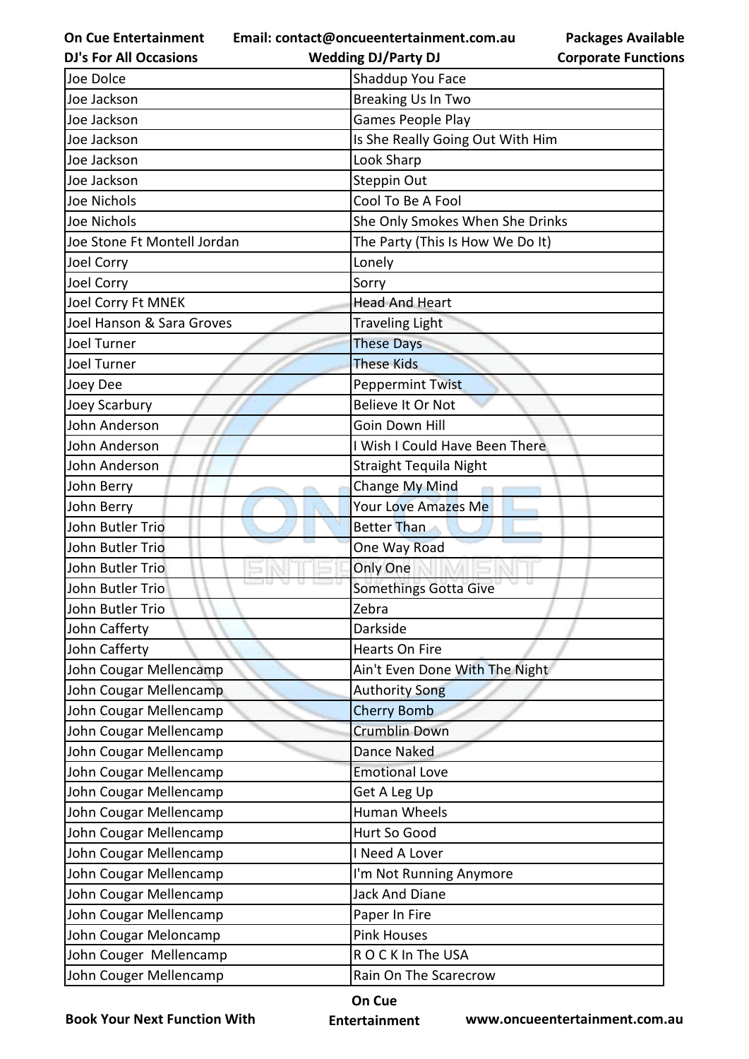| Joe Dolce | Shaddup You Face |
|---|---|
| Joe Jackson | Breaking Us In Two |
| Joe Jackson | Games People Play |
| Joe Jackson | Is She Really Going Out With Him |
| Joe Jackson | Look Sharp |
| Joe Jackson | Steppin Out |
| Joe Nichols | Cool To Be A Fool |
| Joe Nichols | She Only Smokes When She Drinks |
| Joe Stone Ft Montell Jordan | The Party (This Is How We Do It) |
| Joel Corry | Lonely |
| Joel Corry | Sorry |
| Joel Corry Ft MNEK | Head And Heart |
| Joel Hanson & Sara Groves | Traveling Light |
| Joel Turner | These Days |
| Joel Turner | These Kids |
| Joey Dee | Peppermint Twist |
| Joey Scarbury | Believe It Or Not |
| John Anderson | Goin Down Hill |
| John Anderson | I Wish I Could Have Been There |
| John Anderson | Straight Tequila Night |
| John Berry | Change My Mind |
| John Berry | Your Love Amazes Me |
| John Butler Trio | Better Than |
| John Butler Trio | One Way Road |
| John Butler Trio | Only One |
| John Butler Trio | Somethings Gotta Give |
| John Butler Trio | Zebra |
| John Cafferty | Darkside |
| John Cafferty | Hearts On Fire |
| John Cougar Mellencamp | Ain't Even Done With The Night |
| John Cougar Mellencamp | Authority Song |
| John Cougar Mellencamp | Cherry Bomb |
| John Cougar Mellencamp | Crumblin Down |
| John Cougar Mellencamp | Dance Naked |
| John Cougar Mellencamp | Emotional Love |
| John Cougar Mellencamp | Get A Leg Up |
| John Cougar Mellencamp | Human Wheels |
| John Cougar Mellencamp | Hurt So Good |
| John Cougar Mellencamp | I Need A Lover |
| John Cougar Mellencamp | I'm Not Running Anymore |
| John Cougar Mellencamp | Jack And Diane |
| John Cougar Mellencamp | Paper In Fire |
| John Cougar Meloncamp | Pink Houses |
| John Couger  Mellencamp | R O C K In The USA |
| John Couger Mellencamp | Rain On The Scarecrow |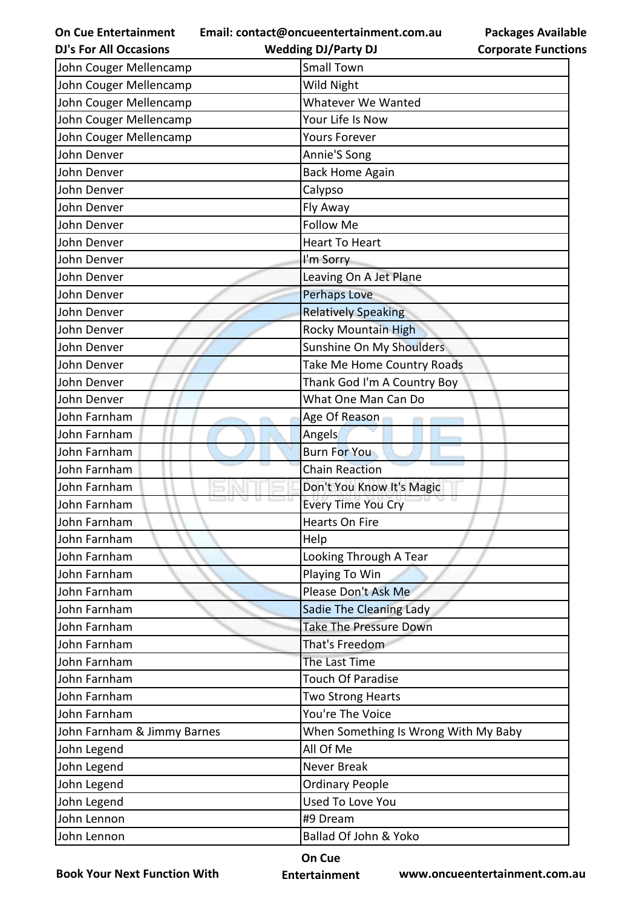| John Couger Mellencamp | Small Town |
|---|---|
| John Couger Mellencamp | Wild Night |
| John Couger Mellencamp | Whatever We Wanted |
| John Couger Mellencamp | Your Life Is Now |
| John Couger Mellencamp | Yours Forever |
| John Denver | Annie'S Song |
| John Denver | Back Home Again |
| John Denver | Calypso |
| John Denver | Fly Away |
| John Denver | Follow Me |
| John Denver | Heart To Heart |
| John Denver | I'm Sorry |
| John Denver | Leaving On A Jet Plane |
| John Denver | Perhaps Love |
| John Denver | Relatively Speaking |
| John Denver | Rocky Mountain High |
| John Denver | Sunshine On My Shoulders |
| John Denver | Take Me Home Country Roads |
| John Denver | Thank God I'm A Country Boy |
| John Denver | What One Man Can Do |
| John Farnham | Age Of Reason |
| John Farnham | Angels |
| John Farnham | Burn For You |
| John Farnham | Chain Reaction |
| John Farnham | Don't You Know It's Magic |
| John Farnham | Every Time You Cry |
| John Farnham | Hearts On Fire |
| John Farnham | Help |
| John Farnham | Looking Through A Tear |
| John Farnham | Playing To Win |
| John Farnham | Please Don't Ask Me |
| John Farnham | Sadie The Cleaning Lady |
| John Farnham | Take The Pressure Down |
| John Farnham | That's Freedom |
| John Farnham | The Last Time |
| John Farnham | Touch Of Paradise |
| John Farnham | Two Strong Hearts |
| John Farnham | You're The Voice |
| John Farnham & Jimmy Barnes | When Something Is Wrong With My Baby |
| John Legend | All Of Me |
| John Legend | Never Break |
| John Legend | Ordinary People |
| John Legend | Used To Love You |
| John Lennon | #9 Dream |
| John Lennon | Ballad Of John & Yoko |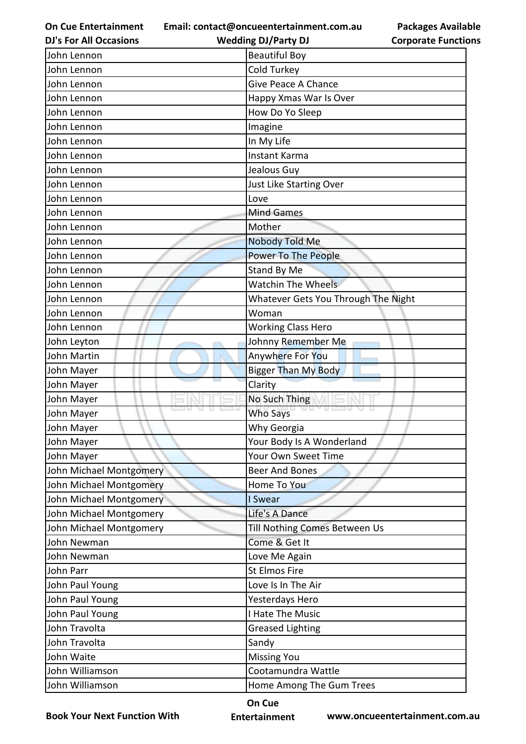| John Lennon | Beautiful Boy |
|---|---|
| John Lennon | Cold Turkey |
| John Lennon | Give Peace A Chance |
| John Lennon | Happy Xmas War Is Over |
| John Lennon | How Do Yo Sleep |
| John Lennon | Imagine |
| John Lennon | In My Life |
| John Lennon | Instant Karma |
| John Lennon | Jealous Guy |
| John Lennon | Just Like Starting Over |
| John Lennon | Love |
| John Lennon | Mind Games |
| John Lennon | Mother |
| John Lennon | Nobody Told Me |
| John Lennon | Power To The People |
| John Lennon | Stand By Me |
| John Lennon | Watchin The Wheels |
| John Lennon | Whatever Gets You Through The Night |
| John Lennon | Woman |
| John Lennon | Working Class Hero |
| John Leyton | Johnny Remember Me |
| John Martin | Anywhere For You |
| John Mayer | Bigger Than My Body |
| John Mayer | Clarity |
| John Mayer | No Such Thing |
| John Mayer | Who Says |
| John Mayer | Why Georgia |
| John Mayer | Your Body Is A Wonderland |
| John Mayer | Your Own Sweet Time |
| John Michael Montgomery | Beer And Bones |
| John Michael Montgomery | Home To You |
| John Michael Montgomery | I Swear |
| John Michael Montgomery | Life's A Dance |
| John Michael Montgomery | Till Nothing Comes Between Us |
| John Newman | Come & Get It |
| John Newman | Love Me Again |
| John Parr | St Elmos Fire |
| John Paul Young | Love Is In The Air |
| John Paul Young | Yesterdays Hero |
| John Paul Young | I Hate The Music |
| John Travolta | Greased Lighting |
| John Travolta | Sandy |
| John Waite | Missing You |
| John Williamson | Cootamundra Wattle |
| John Williamson | Home Among The Gum Trees |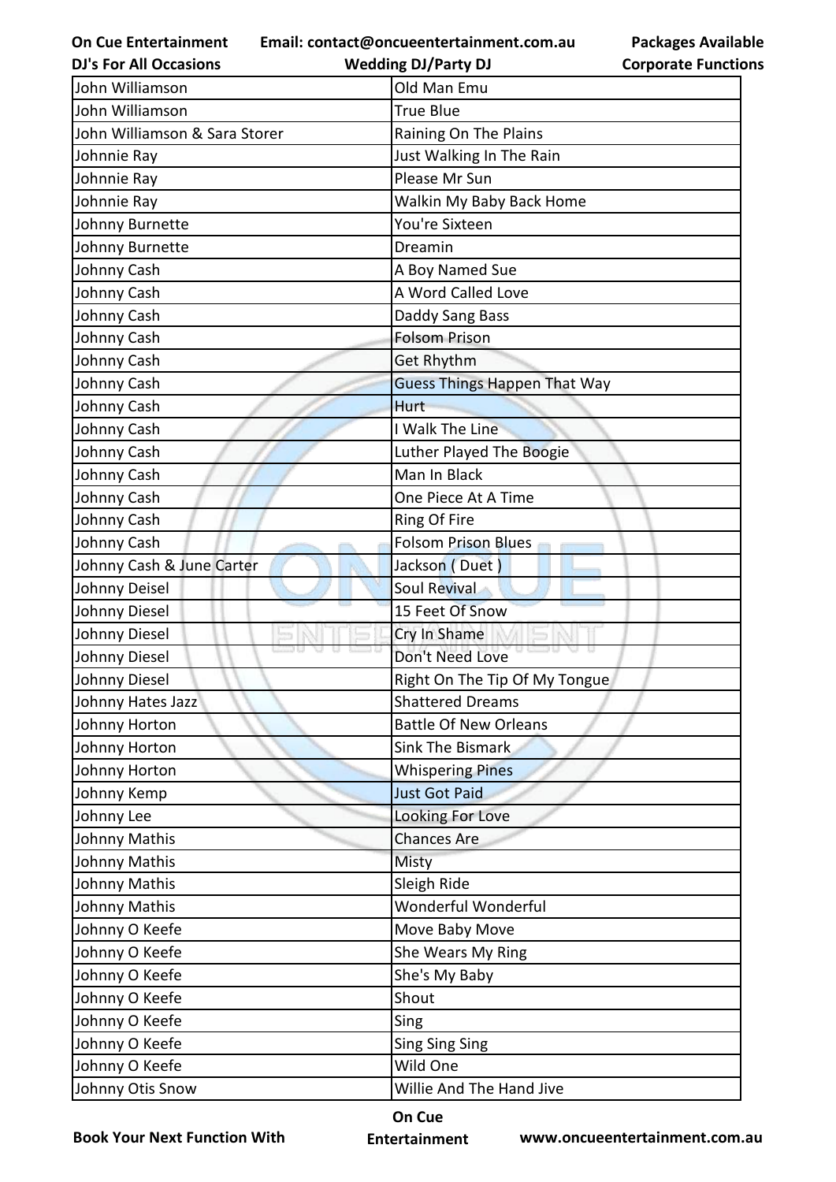| John Williamson | Old Man Emu |
|---|---|
| John Williamson | True Blue |
| John Williamson & Sara Storer | Raining On The Plains |
| Johnnie Ray | Just Walking In The Rain |
| Johnnie Ray | Please Mr Sun |
| Johnnie Ray | Walkin My Baby Back Home |
| Johnny Burnette | You're Sixteen |
| Johnny Burnette | Dreamin |
| Johnny Cash | A Boy Named Sue |
| Johnny Cash | A Word Called Love |
| Johnny Cash | Daddy Sang Bass |
| Johnny Cash | Folsom Prison |
| Johnny Cash | Get Rhythm |
| Johnny Cash | Guess Things Happen That Way |
| Johnny Cash | Hurt |
| Johnny Cash | I Walk The Line |
| Johnny Cash | Luther Played The Boogie |
| Johnny Cash | Man In Black |
| Johnny Cash | One Piece At A Time |
| Johnny Cash | Ring Of Fire |
| Johnny Cash | Folsom Prison Blues |
| Johnny Cash & June Carter | Jackson ( Duet ) |
| Johnny Deisel | Soul Revival |
| Johnny Diesel | 15 Feet Of Snow |
| Johnny Diesel | Cry In Shame |
| Johnny Diesel | Don't Need Love |
| Johnny Diesel | Right On The Tip Of My Tongue |
| Johnny Hates Jazz | Shattered Dreams |
| Johnny Horton | Battle Of New Orleans |
| Johnny Horton | Sink The Bismark |
| Johnny Horton | Whispering Pines |
| Johnny Kemp | Just Got Paid |
| Johnny Lee | Looking For Love |
| Johnny Mathis | Chances Are |
| Johnny Mathis | Misty |
| Johnny Mathis | Sleigh Ride |
| Johnny Mathis | Wonderful Wonderful |
| Johnny O Keefe | Move Baby Move |
| Johnny O Keefe | She Wears My Ring |
| Johnny O Keefe | She's My Baby |
| Johnny O Keefe | Shout |
| Johnny O Keefe | Sing |
| Johnny O Keefe | Sing Sing Sing |
| Johnny O Keefe | Wild One |
| Johnny Otis Snow | Willie And The Hand Jive |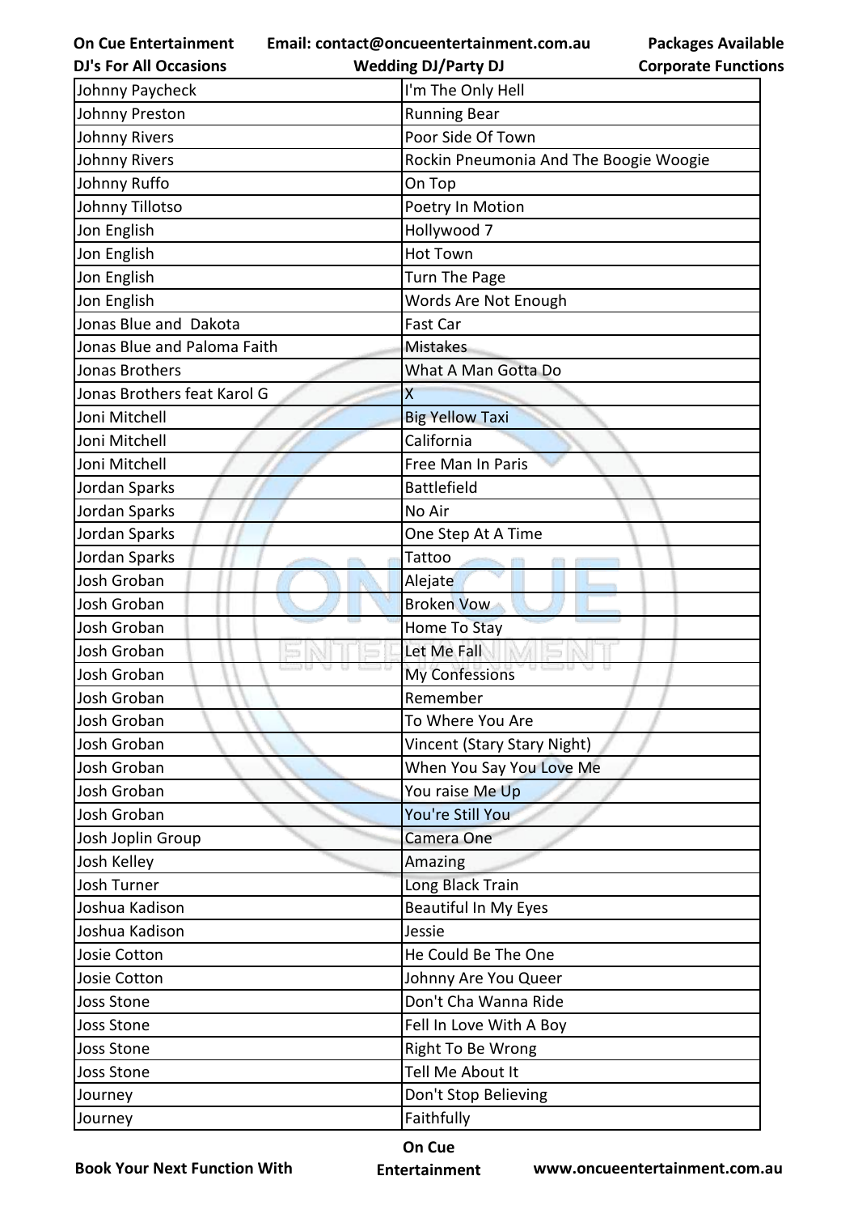| Johnny Paycheck | I'm The Only Hell |
|---|---|
| Johnny Preston | Running Bear |
| Johnny Rivers | Poor Side Of Town |
| Johnny Rivers | Rockin Pneumonia And The Boogie Woogie |
| Johnny Ruffo | On Top |
| Johnny Tillotso | Poetry In Motion |
| Jon English | Hollywood 7 |
| Jon English | Hot Town |
| Jon English | Turn The Page |
| Jon English | Words Are Not Enough |
| Jonas Blue and  Dakota | Fast Car |
| Jonas Blue and Paloma Faith | Mistakes |
| Jonas Brothers | What A Man Gotta Do |
| Jonas Brothers feat Karol G | X |
| Joni Mitchell | Big Yellow Taxi |
| Joni Mitchell | California |
| Joni Mitchell | Free Man In Paris |
| Jordan Sparks | Battlefield |
| Jordan Sparks | No Air |
| Jordan Sparks | One Step At A Time |
| Jordan Sparks | Tattoo |
| Josh Groban | Alejate |
| Josh Groban | Broken Vow |
| Josh Groban | Home To Stay |
| Josh Groban | Let Me Fall |
| Josh Groban | My Confessions |
| Josh Groban | Remember |
| Josh Groban | To Where You Are |
| Josh Groban | Vincent (Stary Stary Night) |
| Josh Groban | When You Say You Love Me |
| Josh Groban | You raise Me Up |
| Josh Groban | You're Still You |
| Josh Joplin Group | Camera One |
| Josh Kelley | Amazing |
| Josh Turner | Long Black Train |
| Joshua Kadison | Beautiful In My Eyes |
| Joshua Kadison | Jessie |
| Josie Cotton | He Could Be The One |
| Josie Cotton | Johnny Are You Queer |
| Joss Stone | Don't Cha Wanna Ride |
| Joss Stone | Fell In Love With A Boy |
| Joss Stone | Right To Be Wrong |
| Joss Stone | Tell Me About It |
| Journey | Don't Stop Believing |
| Journey | Faithfully |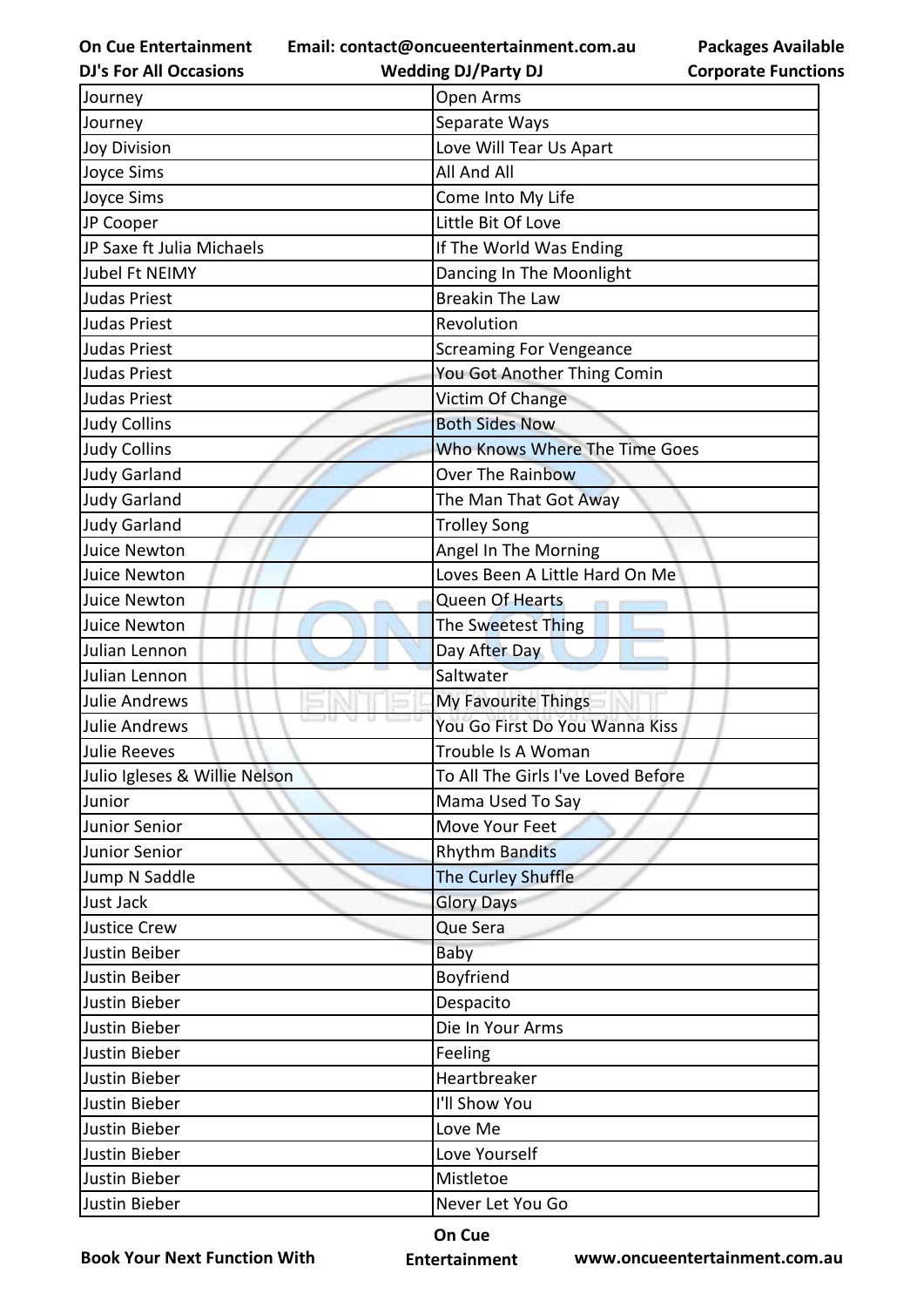| Journey | Open Arms |
|---|---|
| Journey | Separate Ways |
| Joy Division | Love Will Tear Us Apart |
| Joyce Sims | All And All |
| Joyce Sims | Come Into My Life |
| JP Cooper | Little Bit Of Love |
| JP Saxe ft Julia Michaels | If The World Was Ending |
| Jubel Ft NEIMY | Dancing In The Moonlight |
| Judas Priest | Breakin The Law |
| Judas Priest | Revolution |
| Judas Priest | Screaming For Vengeance |
| Judas Priest | You Got Another Thing Comin |
| Judas Priest | Victim Of Change |
| Judy Collins | Both Sides Now |
| Judy Collins | Who Knows Where The Time Goes |
| Judy Garland | Over The Rainbow |
| Judy Garland | The Man That Got Away |
| Judy Garland | Trolley Song |
| Juice Newton | Angel In The Morning |
| Juice Newton | Loves Been A Little Hard On Me |
| Juice Newton | Queen Of Hearts |
| Juice Newton | The Sweetest Thing |
| Julian Lennon | Day After Day |
| Julian Lennon | Saltwater |
| Julie Andrews | My Favourite Things |
| Julie Andrews | You Go First Do You Wanna Kiss |
| Julie Reeves | Trouble Is A Woman |
| Julio Igleses & Willie Nelson | To All The Girls I've Loved Before |
| Junior | Mama Used To Say |
| Junior Senior | Move Your Feet |
| Junior Senior | Rhythm Bandits |
| Jump N Saddle | The Curley Shuffle |
| Just Jack | Glory Days |
| Justice Crew | Que Sera |
| Justin Beiber | Baby |
| Justin Beiber | Boyfriend |
| Justin Bieber | Despacito |
| Justin Bieber | Die In Your Arms |
| Justin Bieber | Feeling |
| Justin Bieber | Heartbreaker |
| Justin Bieber | I'll Show You |
| Justin Bieber | Love Me |
| Justin Bieber | Love Yourself |
| Justin Bieber | Mistletoe |
| Justin Bieber | Never Let You Go |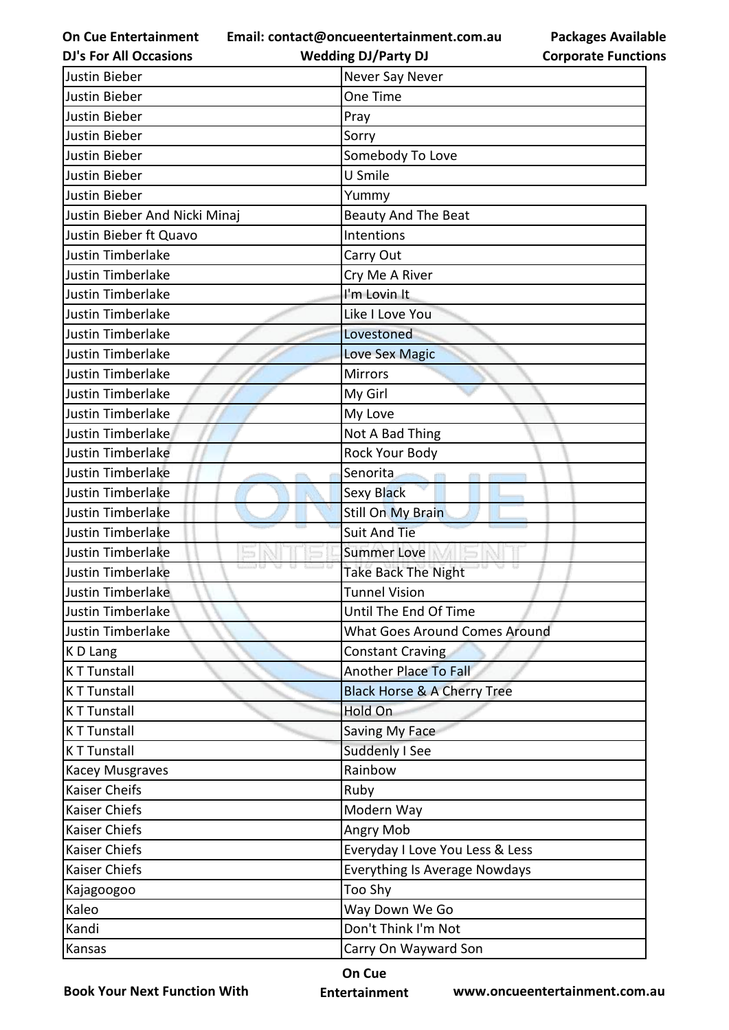| | |
|---|---|
| Justin Bieber | Never Say Never |
| Justin Bieber | One Time |
| Justin Bieber | Pray |
| Justin Bieber | Sorry |
| Justin Bieber | Somebody To Love |
| Justin Bieber | U Smile |
| Justin Bieber | Yummy |
| Justin Bieber And Nicki Minaj | Beauty And The Beat |
| Justin Bieber ft Quavo | Intentions |
| Justin Timberlake | Carry Out |
| Justin Timberlake | Cry Me A River |
| Justin Timberlake | I'm Lovin It |
| Justin Timberlake | Like I Love You |
| Justin Timberlake | Lovestoned |
| Justin Timberlake | Love Sex Magic |
| Justin Timberlake | Mirrors |
| Justin Timberlake | My Girl |
| Justin Timberlake | My Love |
| Justin Timberlake | Not A Bad Thing |
| Justin Timberlake | Rock Your Body |
| Justin Timberlake | Senorita |
| Justin Timberlake | Sexy Black |
| Justin Timberlake | Still On My Brain |
| Justin Timberlake | Suit And Tie |
| Justin Timberlake | Summer Love |
| Justin Timberlake | Take Back The Night |
| Justin Timberlake | Tunnel Vision |
| Justin Timberlake | Until The End Of Time |
| Justin Timberlake | What Goes Around Comes Around |
| K D Lang | Constant Craving |
| K T Tunstall | Another Place To Fall |
| K T Tunstall | Black Horse & A Cherry Tree |
| K T Tunstall | Hold On |
| K T Tunstall | Saving My Face |
| K T Tunstall | Suddenly I See |
| Kacey Musgraves | Rainbow |
| Kaiser Cheifs | Ruby |
| Kaiser Chiefs | Modern Way |
| Kaiser Chiefs | Angry Mob |
| Kaiser Chiefs | Everyday I Love You Less & Less |
| Kaiser Chiefs | Everything Is Average Nowdays |
| Kajagoogoo | Too Shy |
| Kaleo | Way Down We Go |
| Kandi | Don't Think I'm Not |
| Kansas | Carry On Wayward Son |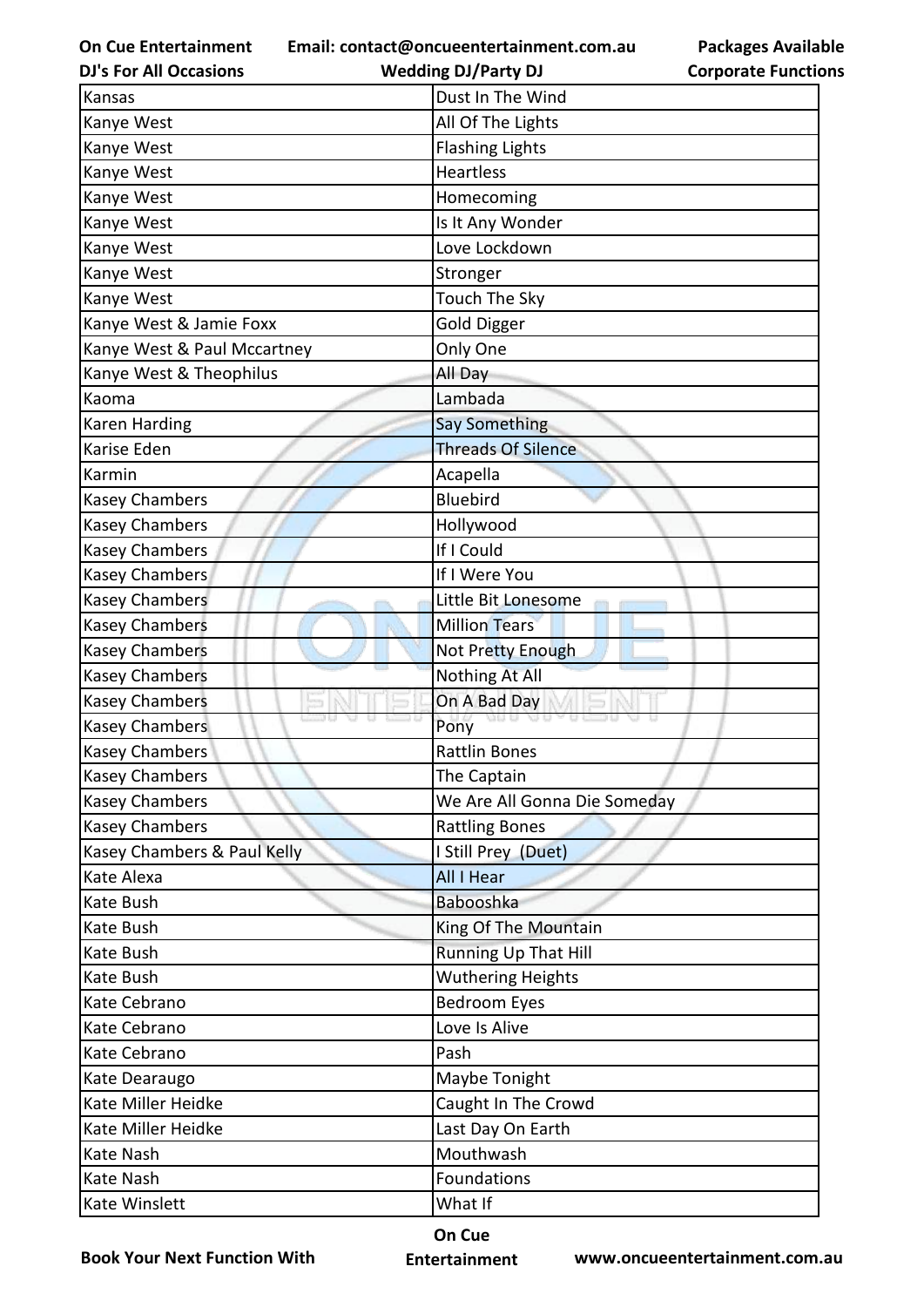| Kansas | Dust In The Wind |
|---|---|
| Kanye West | All Of The Lights |
| Kanye West | Flashing Lights |
| Kanye West | Heartless |
| Kanye West | Homecoming |
| Kanye West | Is It Any Wonder |
| Kanye West | Love Lockdown |
| Kanye West | Stronger |
| Kanye West | Touch The Sky |
| Kanye West & Jamie Foxx | Gold Digger |
| Kanye West & Paul Mccartney | Only One |
| Kanye West & Theophilus | All Day |
| Kaoma | Lambada |
| Karen Harding | Say Something |
| Karise Eden | Threads Of Silence |
| Karmin | Acapella |
| Kasey Chambers | Bluebird |
| Kasey Chambers | Hollywood |
| Kasey Chambers | If I Could |
| Kasey Chambers | If I Were You |
| Kasey Chambers | Little Bit Lonesome |
| Kasey Chambers | Million Tears |
| Kasey Chambers | Not Pretty Enough |
| Kasey Chambers | Nothing At All |
| Kasey Chambers | On A Bad Day |
| Kasey Chambers | Pony |
| Kasey Chambers | Rattlin Bones |
| Kasey Chambers | The Captain |
| Kasey Chambers | We Are All Gonna Die Someday |
| Kasey Chambers | Rattling Bones |
| Kasey Chambers & Paul Kelly | I Still Prey (Duet) |
| Kate Alexa | All I Hear |
| Kate Bush | Babooshka |
| Kate Bush | King Of The Mountain |
| Kate Bush | Running Up That Hill |
| Kate Bush | Wuthering Heights |
| Kate Cebrano | Bedroom Eyes |
| Kate Cebrano | Love Is Alive |
| Kate Cebrano | Pash |
| Kate Dearaugo | Maybe Tonight |
| Kate Miller Heidke | Caught In The Crowd |
| Kate Miller Heidke | Last Day On Earth |
| Kate Nash | Mouthwash |
| Kate Nash | Foundations |
| Kate Winslett | What If |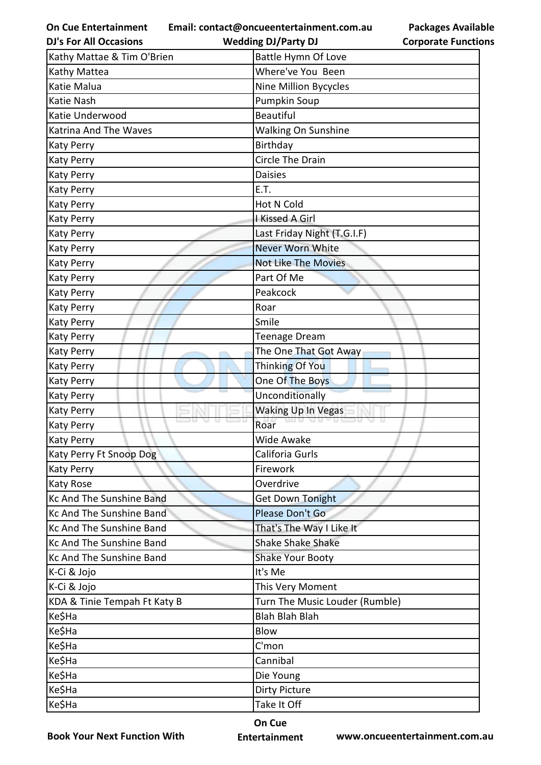| Kathy Mattae & Tim O'Brien | Battle Hymn Of Love |
|---|---|
| Kathy Mattea | Where've You  Been |
| Katie Malua | Nine Million Bycycles |
| Katie Nash | Pumpkin Soup |
| Katie Underwood | Beautiful |
| Katrina And The Waves | Walking On Sunshine |
| Katy Perry | Birthday |
| Katy Perry | Circle The Drain |
| Katy Perry | Daisies |
| Katy Perry | E.T. |
| Katy Perry | Hot N Cold |
| Katy Perry | I Kissed A Girl |
| Katy Perry | Last Friday Night (T.G.I.F) |
| Katy Perry | Never Worn White |
| Katy Perry | Not Like The Movies |
| Katy Perry | Part Of Me |
| Katy Perry | Peakcock |
| Katy Perry | Roar |
| Katy Perry | Smile |
| Katy Perry | Teenage Dream |
| Katy Perry | The One That Got Away |
| Katy Perry | Thinking Of You |
| Katy Perry | One Of The Boys |
| Katy Perry | Unconditionally |
| Katy Perry | Waking Up In Vegas |
| Katy Perry | Roar |
| Katy Perry | Wide Awake |
| Katy Perry Ft Snoop Dog | Califoria Gurls |
| Katy Perry | Firework |
| Katy Rose | Overdrive |
| Kc And The Sunshine Band | Get Down Tonight |
| Kc And The Sunshine Band | Please Don't Go |
| Kc And The Sunshine Band | That's The Way I Like It |
| Kc And The Sunshine Band | Shake Shake Shake |
| Kc And The Sunshine Band | Shake Your Booty |
| K-Ci & Jojo | It's Me |
| K-Ci & Jojo | This Very Moment |
| KDA & Tinie Tempah Ft Katy B | Turn The Music Louder (Rumble) |
| Ke$Ha | Blah Blah Blah |
| Ke$Ha | Blow |
| Ke$Ha | C'mon |
| Ke$Ha | Cannibal |
| Ke$Ha | Die Young |
| Ke$Ha | Dirty Picture |
| Ke$Ha | Take It Off |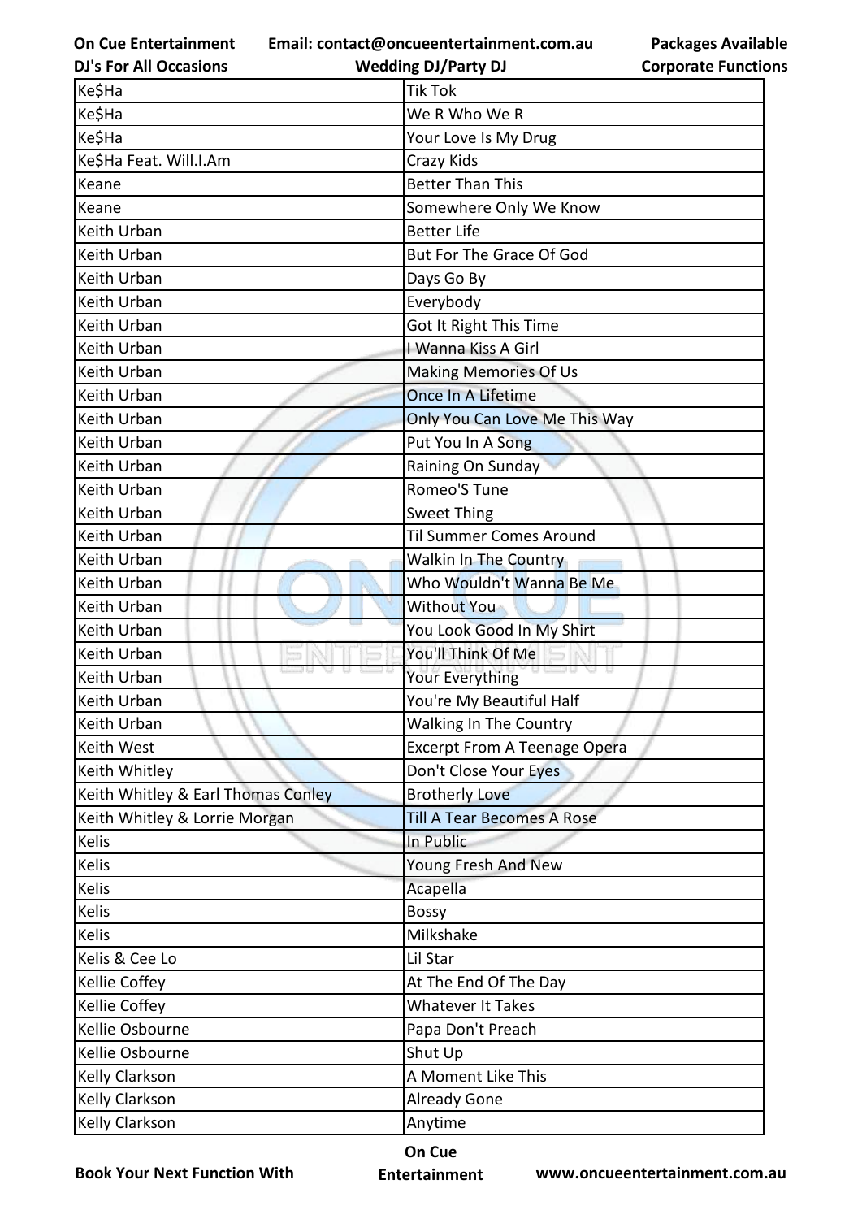| Ke$Ha | Tik Tok |
|---|---|
| Ke$Ha | We R Who We R |
| Ke$Ha | Your Love Is My Drug |
| Ke$Ha Feat. Will.I.Am | Crazy Kids |
| Keane | Better Than This |
| Keane | Somewhere Only We Know |
| Keith Urban | Better Life |
| Keith Urban | But For The Grace Of God |
| Keith Urban | Days Go By |
| Keith Urban | Everybody |
| Keith Urban | Got It Right This Time |
| Keith Urban | I Wanna Kiss A Girl |
| Keith Urban | Making Memories Of Us |
| Keith Urban | Once In A Lifetime |
| Keith Urban | Only You Can Love Me This Way |
| Keith Urban | Put You In A Song |
| Keith Urban | Raining On Sunday |
| Keith Urban | Romeo'S Tune |
| Keith Urban | Sweet Thing |
| Keith Urban | Til Summer Comes Around |
| Keith Urban | Walkin In The Country |
| Keith Urban | Who Wouldn't Wanna Be Me |
| Keith Urban | Without You |
| Keith Urban | You Look Good In My Shirt |
| Keith Urban | You'll Think Of Me |
| Keith Urban | Your Everything |
| Keith Urban | You're My Beautiful Half |
| Keith Urban | Walking In The Country |
| Keith West | Excerpt From A Teenage Opera |
| Keith Whitley | Don't Close Your Eyes |
| Keith Whitley & Earl Thomas Conley | Brotherly Love |
| Keith Whitley & Lorrie Morgan | Till A Tear Becomes A Rose |
| Kelis | In Public |
| Kelis | Young Fresh And New |
| Kelis | Acapella |
| Kelis | Bossy |
| Kelis | Milkshake |
| Kelis & Cee Lo | Lil Star |
| Kellie Coffey | At The End Of The Day |
| Kellie Coffey | Whatever It Takes |
| Kellie Osbourne | Papa Don't Preach |
| Kellie Osbourne | Shut Up |
| Kelly Clarkson | A Moment Like This |
| Kelly Clarkson | Already Gone |
| Kelly Clarkson | Anytime |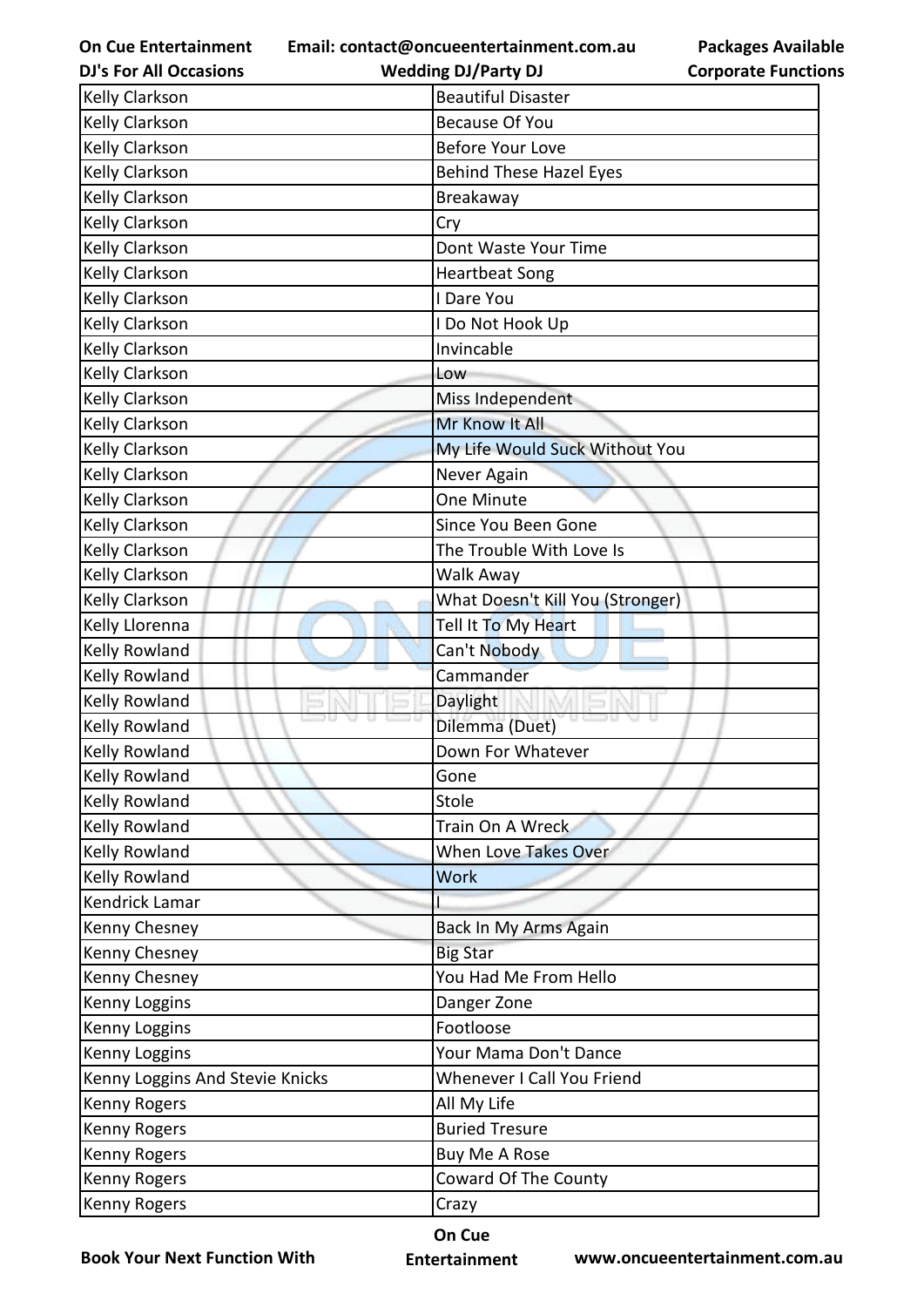| Kelly Clarkson | Beautiful Disaster |
|---|---|
| Kelly Clarkson | Because Of You |
| Kelly Clarkson | Before Your Love |
| Kelly Clarkson | Behind These Hazel Eyes |
| Kelly Clarkson | Breakaway |
| Kelly Clarkson | Cry |
| Kelly Clarkson | Dont Waste Your Time |
| Kelly Clarkson | Heartbeat Song |
| Kelly Clarkson | I Dare You |
| Kelly Clarkson | I Do Not Hook Up |
| Kelly Clarkson | Invincable |
| Kelly Clarkson | Low |
| Kelly Clarkson | Miss Independent |
| Kelly Clarkson | Mr Know It All |
| Kelly Clarkson | My Life Would Suck Without You |
| Kelly Clarkson | Never Again |
| Kelly Clarkson | One Minute |
| Kelly Clarkson | Since You Been Gone |
| Kelly Clarkson | The Trouble With Love Is |
| Kelly Clarkson | Walk Away |
| Kelly Clarkson | What Doesn't Kill You (Stronger) |
| Kelly Llorenna | Tell It To My Heart |
| Kelly Rowland | Can't Nobody |
| Kelly Rowland | Cammander |
| Kelly Rowland | Daylight |
| Kelly Rowland | Dilemma (Duet) |
| Kelly Rowland | Down For Whatever |
| Kelly Rowland | Gone |
| Kelly Rowland | Stole |
| Kelly Rowland | Train On A Wreck |
| Kelly Rowland | When Love Takes Over |
| Kelly Rowland | Work |
| Kendrick Lamar | I |
| Kenny Chesney | Back In My Arms Again |
| Kenny Chesney | Big Star |
| Kenny Chesney | You Had Me From Hello |
| Kenny Loggins | Danger Zone |
| Kenny Loggins | Footloose |
| Kenny Loggins | Your Mama Don't Dance |
| Kenny Loggins And Stevie Knicks | Whenever I Call You Friend |
| Kenny Rogers | All My Life |
| Kenny Rogers | Buried Tresure |
| Kenny Rogers | Buy Me A Rose |
| Kenny Rogers | Coward Of The County |
| Kenny Rogers | Crazy |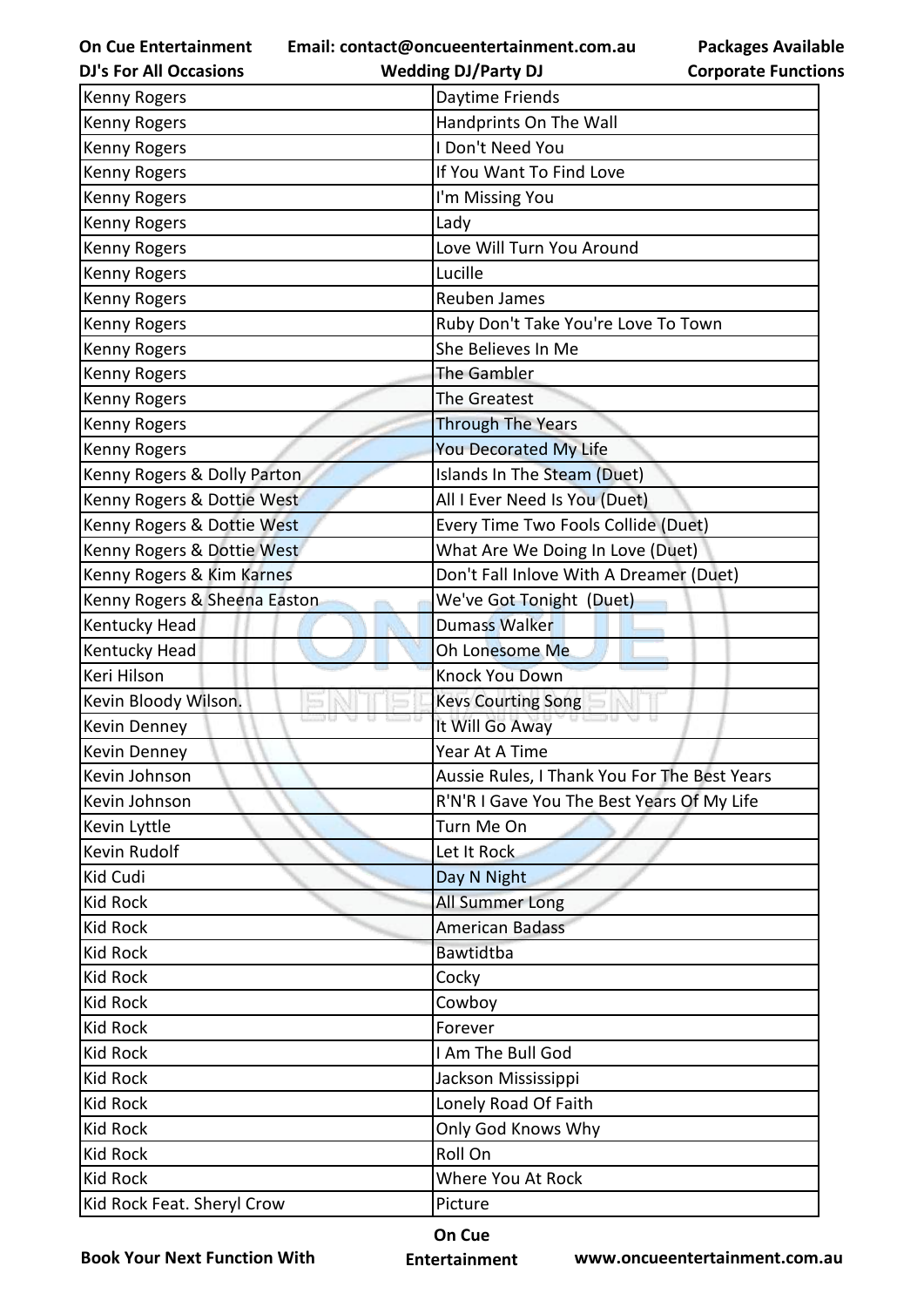| Kenny Rogers | Daytime Friends |
|---|---|
| Kenny Rogers | Handprints On The Wall |
| Kenny Rogers | I Don't Need You |
| Kenny Rogers | If You Want To Find Love |
| Kenny Rogers | I'm Missing You |
| Kenny Rogers | Lady |
| Kenny Rogers | Love Will Turn You Around |
| Kenny Rogers | Lucille |
| Kenny Rogers | Reuben James |
| Kenny Rogers | Ruby Don't Take You're Love To Town |
| Kenny Rogers | She Believes In Me |
| Kenny Rogers | The Gambler |
| Kenny Rogers | The Greatest |
| Kenny Rogers | Through The Years |
| Kenny Rogers | You Decorated My Life |
| Kenny Rogers & Dolly Parton | Islands In The Steam (Duet) |
| Kenny Rogers & Dottie West | All I Ever Need Is You (Duet) |
| Kenny Rogers & Dottie West | Every Time Two Fools Collide (Duet) |
| Kenny Rogers & Dottie West | What Are We Doing In Love (Duet) |
| Kenny Rogers & Kim Karnes | Don't Fall Inlove With A Dreamer (Duet) |
| Kenny Rogers & Sheena Easton | We've Got Tonight  (Duet) |
| Kentucky Head | Dumass Walker |
| Kentucky Head | Oh Lonesome Me |
| Keri Hilson | Knock You Down |
| Kevin Bloody Wilson. | Kevs Courting Song |
| Kevin Denney | It Will Go Away |
| Kevin Denney | Year At A Time |
| Kevin Johnson | Aussie Rules, I Thank You For The Best Years |
| Kevin Johnson | R'N'R I Gave You The Best Years Of My Life |
| Kevin Lyttle | Turn Me On |
| Kevin Rudolf | Let It Rock |
| Kid Cudi | Day N Night |
| Kid Rock | All Summer Long |
| Kid Rock | American Badass |
| Kid Rock | Bawtidtba |
| Kid Rock | Cocky |
| Kid Rock | Cowboy |
| Kid Rock | Forever |
| Kid Rock | I Am The Bull God |
| Kid Rock | Jackson Mississippi |
| Kid Rock | Lonely Road Of Faith |
| Kid Rock | Only God Knows Why |
| Kid Rock | Roll On |
| Kid Rock | Where You At Rock |
| Kid Rock Feat. Sheryl Crow | Picture |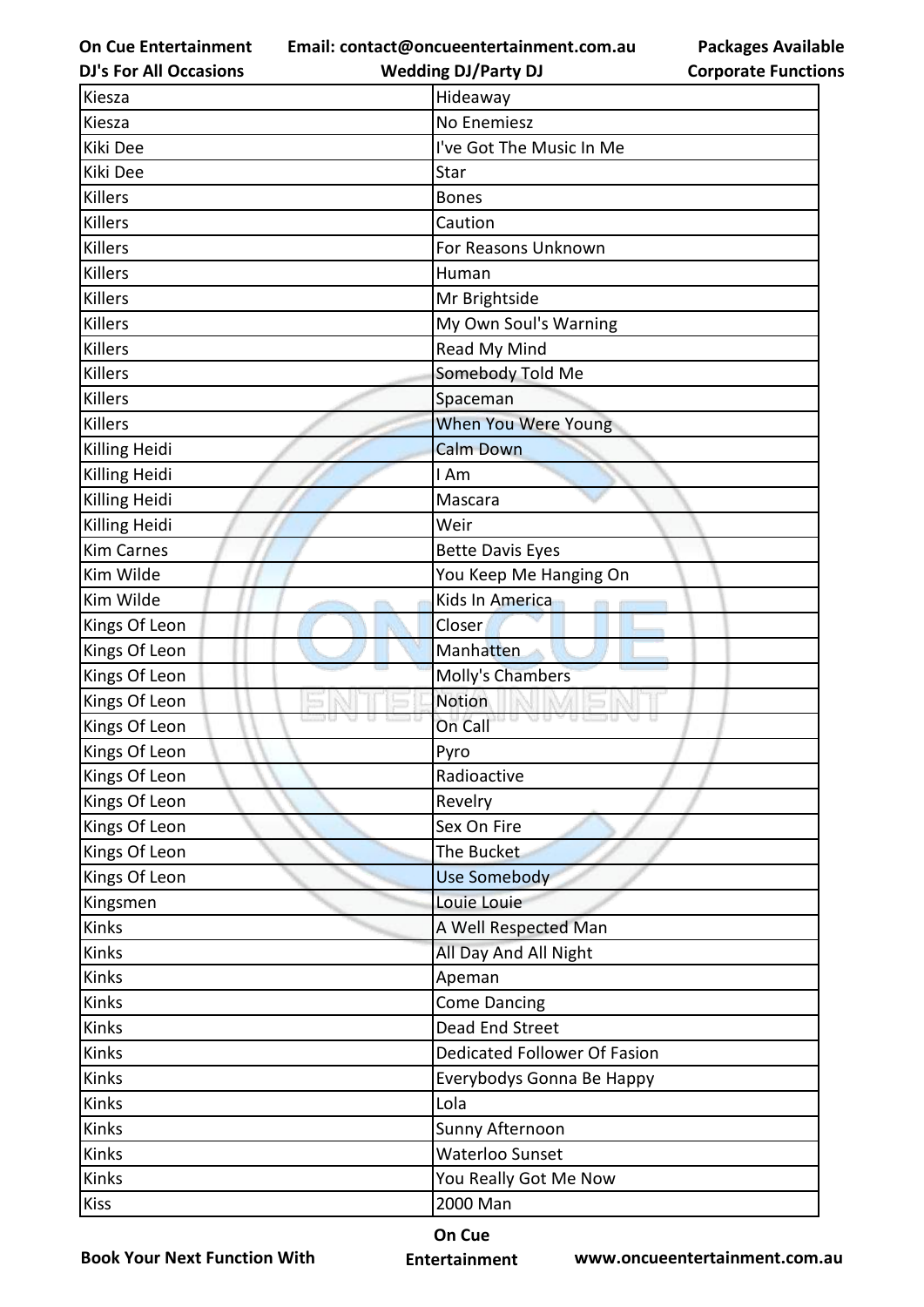| Kiesza | Hideaway |
|---|---|
| Kiesza | No Enemiesz |
| Kiki Dee | I've Got The Music In Me |
| Kiki Dee | Star |
| Killers | Bones |
| Killers | Caution |
| Killers | For Reasons Unknown |
| Killers | Human |
| Killers | Mr Brightside |
| Killers | My Own Soul's Warning |
| Killers | Read My Mind |
| Killers | Somebody Told Me |
| Killers | Spaceman |
| Killers | When You Were Young |
| Killing Heidi | Calm Down |
| Killing Heidi | I Am |
| Killing Heidi | Mascara |
| Killing Heidi | Weir |
| Kim Carnes | Bette Davis Eyes |
| Kim Wilde | You Keep Me Hanging On |
| Kim Wilde | Kids In America |
| Kings Of Leon | Closer |
| Kings Of Leon | Manhatten |
| Kings Of Leon | Molly's Chambers |
| Kings Of Leon | Notion |
| Kings Of Leon | On Call |
| Kings Of Leon | Pyro |
| Kings Of Leon | Radioactive |
| Kings Of Leon | Revelry |
| Kings Of Leon | Sex On Fire |
| Kings Of Leon | The Bucket |
| Kings Of Leon | Use Somebody |
| Kingsmen | Louie Louie |
| Kinks | A Well Respected Man |
| Kinks | All Day And All Night |
| Kinks | Apeman |
| Kinks | Come Dancing |
| Kinks | Dead End Street |
| Kinks | Dedicated Follower Of Fasion |
| Kinks | Everybodys Gonna Be Happy |
| Kinks | Lola |
| Kinks | Sunny Afternoon |
| Kinks | Waterloo Sunset |
| Kinks | You Really Got Me Now |
| Kiss | 2000 Man |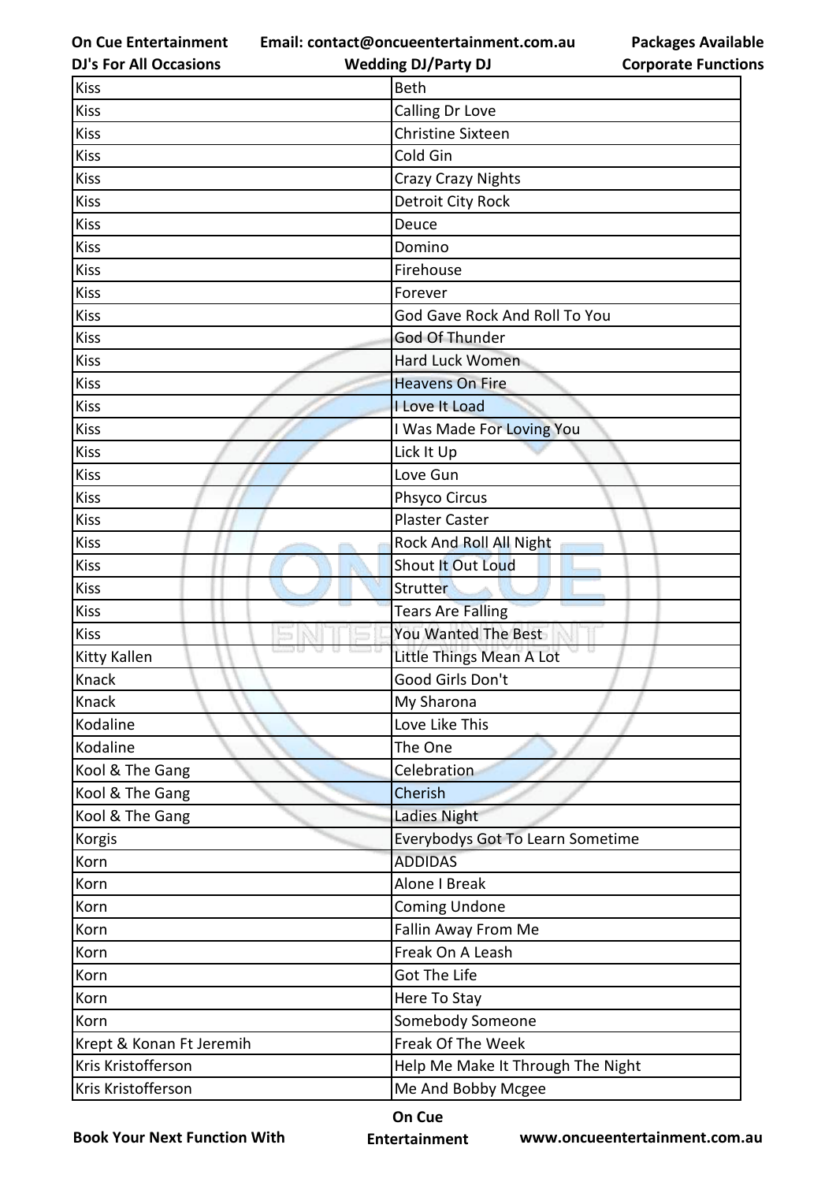| Kiss | Beth |
|---|---|
| Kiss | Calling Dr Love |
| Kiss | Christine Sixteen |
| Kiss | Cold Gin |
| Kiss | Crazy Crazy Nights |
| Kiss | Detroit City Rock |
| Kiss | Deuce |
| Kiss | Domino |
| Kiss | Firehouse |
| Kiss | Forever |
| Kiss | God Gave Rock And Roll To You |
| Kiss | God Of Thunder |
| Kiss | Hard Luck Women |
| Kiss | Heavens On Fire |
| Kiss | I Love It Load |
| Kiss | I Was Made For Loving You |
| Kiss | Lick It Up |
| Kiss | Love Gun |
| Kiss | Phsyco Circus |
| Kiss | Plaster Caster |
| Kiss | Rock And Roll All Night |
| Kiss | Shout It Out Loud |
| Kiss | Strutter |
| Kiss | Tears Are Falling |
| Kiss | You Wanted The Best |
| Kitty Kallen | Little Things Mean A Lot |
| Knack | Good Girls Don't |
| Knack | My Sharona |
| Kodaline | Love Like This |
| Kodaline | The One |
| Kool & The Gang | Celebration |
| Kool & The Gang | Cherish |
| Kool & The Gang | Ladies Night |
| Korgis | Everybodys Got To Learn Sometime |
| Korn | ADDIDAS |
| Korn | Alone I Break |
| Korn | Coming Undone |
| Korn | Fallin Away From Me |
| Korn | Freak On A Leash |
| Korn | Got The Life |
| Korn | Here To Stay |
| Korn | Somebody Someone |
| Krept & Konan Ft Jeremih | Freak Of The Week |
| Kris Kristofferson | Help Me Make It Through The Night |
| Kris Kristofferson | Me And Bobby Mcgee |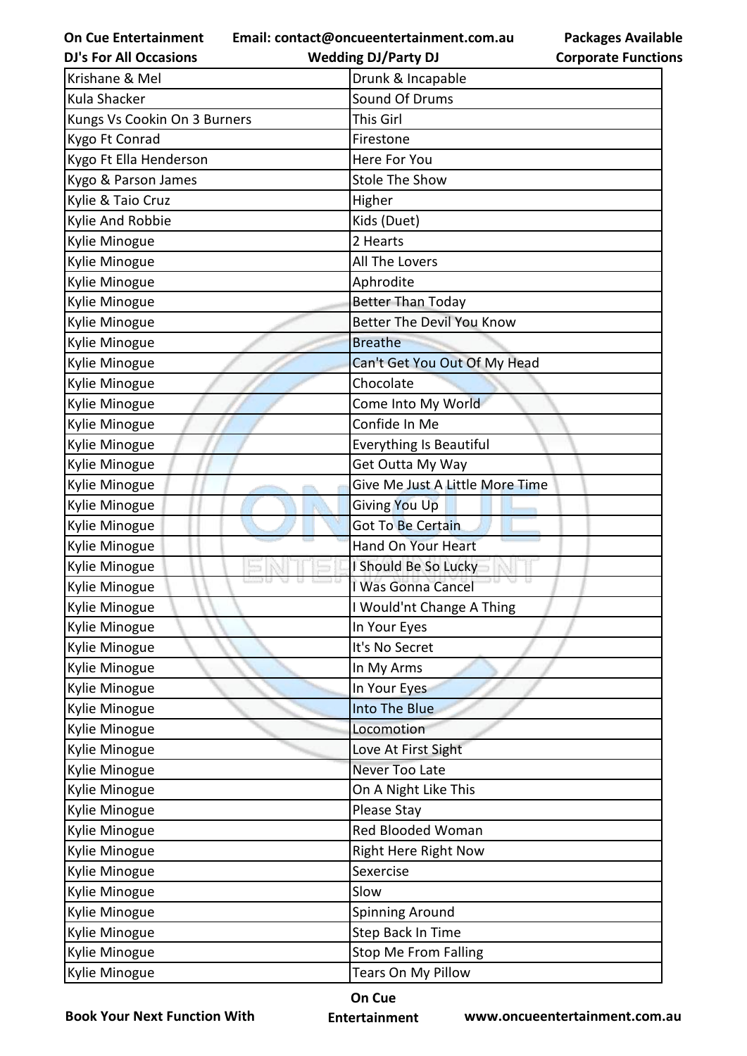| Krishane & Mel | Drunk & Incapable |
|---|---|
| Kula Shacker | Sound Of Drums |
| Kungs Vs Cookin On 3 Burners | This Girl |
| Kygo Ft Conrad | Firestone |
| Kygo Ft Ella Henderson | Here For You |
| Kygo & Parson James | Stole The Show |
| Kylie & Taio Cruz | Higher |
| Kylie And Robbie | Kids (Duet) |
| Kylie Minogue | 2 Hearts |
| Kylie Minogue | All The Lovers |
| Kylie Minogue | Aphrodite |
| Kylie Minogue | Better Than Today |
| Kylie Minogue | Better The Devil You Know |
| Kylie Minogue | Breathe |
| Kylie Minogue | Can't Get You Out Of My Head |
| Kylie Minogue | Chocolate |
| Kylie Minogue | Come Into My World |
| Kylie Minogue | Confide In Me |
| Kylie Minogue | Everything Is Beautiful |
| Kylie Minogue | Get Outta My Way |
| Kylie Minogue | Give Me Just A Little More Time |
| Kylie Minogue | Giving You Up |
| Kylie Minogue | Got To Be Certain |
| Kylie Minogue | Hand On Your Heart |
| Kylie Minogue | I Should Be So Lucky |
| Kylie Minogue | I Was Gonna Cancel |
| Kylie Minogue | I Would'nt Change A Thing |
| Kylie Minogue | In Your Eyes |
| Kylie Minogue | It's No Secret |
| Kylie Minogue | In My Arms |
| Kylie Minogue | In Your Eyes |
| Kylie Minogue | Into The Blue |
| Kylie Minogue | Locomotion |
| Kylie Minogue | Love At First Sight |
| Kylie Minogue | Never Too Late |
| Kylie Minogue | On A Night Like This |
| Kylie Minogue | Please Stay |
| Kylie Minogue | Red Blooded Woman |
| Kylie Minogue | Right Here Right Now |
| Kylie Minogue | Sexercise |
| Kylie Minogue | Slow |
| Kylie Minogue | Spinning Around |
| Kylie Minogue | Step Back In Time |
| Kylie Minogue | Stop Me From Falling |
| Kylie Minogue | Tears On My Pillow |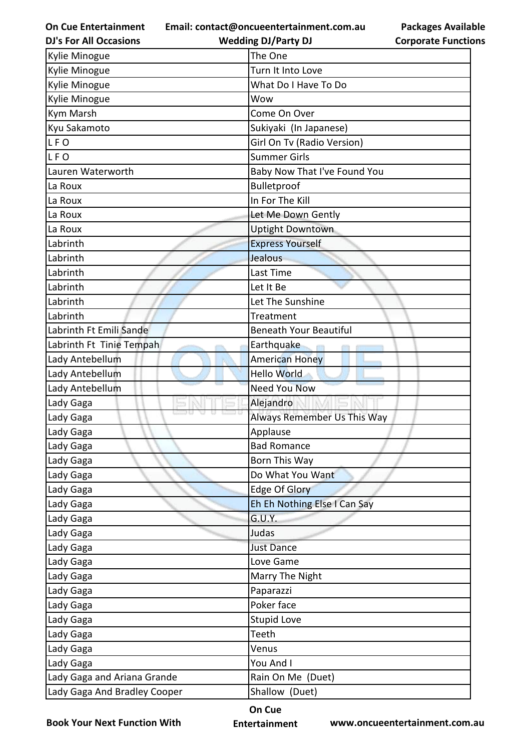| Kylie Minogue | The One |
|---|---|
| Kylie Minogue | Turn It Into Love |
| Kylie Minogue | What Do I Have To Do |
| Kylie Minogue | Wow |
| Kym Marsh | Come On Over |
| Kyu Sakamoto | Sukiyaki  (In Japanese) |
| L F O | Girl On Tv (Radio Version) |
| L F O | Summer Girls |
| Lauren Waterworth | Baby Now That I've Found You |
| La Roux | Bulletproof |
| La Roux | In For The Kill |
| La Roux | Let Me Down Gently |
| La Roux | Uptight Downtown |
| Labrinth | Express Yourself |
| Labrinth | Jealous |
| Labrinth | Last Time |
| Labrinth | Let It Be |
| Labrinth | Let The Sunshine |
| Labrinth | Treatment |
| Labrinth Ft Emili Sande | Beneath Your Beautiful |
| Labrinth Ft  Tinie Tempah | Earthquake |
| Lady Antebellum | American Honey |
| Lady Antebellum | Hello World |
| Lady Antebellum | Need You Now |
| Lady Gaga | Alejandro |
| Lady Gaga | Always Remember Us This Way |
| Lady Gaga | Applause |
| Lady Gaga | Bad Romance |
| Lady Gaga | Born This Way |
| Lady Gaga | Do What You Want |
| Lady Gaga | Edge Of Glory |
| Lady Gaga | Eh Eh Nothing Else I Can Say |
| Lady Gaga | G.U.Y. |
| Lady Gaga | Judas |
| Lady Gaga | Just Dance |
| Lady Gaga | Love Game |
| Lady Gaga | Marry The Night |
| Lady Gaga | Paparazzi |
| Lady Gaga | Poker face |
| Lady Gaga | Stupid Love |
| Lady Gaga | Teeth |
| Lady Gaga | Venus |
| Lady Gaga | You And I |
| Lady Gaga and Ariana Grande | Rain On Me  (Duet) |
| Lady Gaga And Bradley Cooper | Shallow  (Duet) |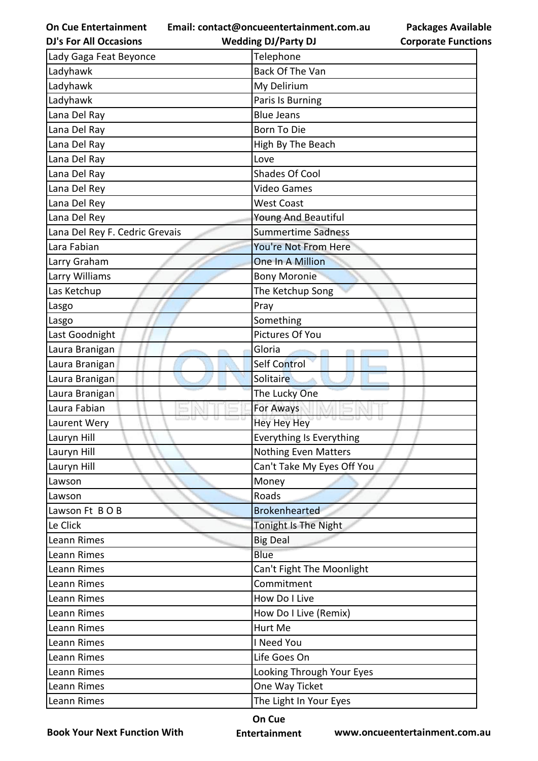| Lady Gaga Feat Beyonce | Telephone |
|---|---|
| Ladyhawk | Back Of The Van |
| Ladyhawk | My Delirium |
| Ladyhawk | Paris Is Burning |
| Lana Del Ray | Blue Jeans |
| Lana Del Ray | Born To Die |
| Lana Del Ray | High By The Beach |
| Lana Del Ray | Love |
| Lana Del Ray | Shades Of Cool |
| Lana Del Rey | Video Games |
| Lana Del Rey | West Coast |
| Lana Del Rey | Young And Beautiful |
| Lana Del Rey F. Cedric Grevais | Summertime Sadness |
| Lara Fabian | You're Not From Here |
| Larry Graham | One In A Million |
| Larry Williams | Bony Moronie |
| Las Ketchup | The Ketchup Song |
| Lasgo | Pray |
| Lasgo | Something |
| Last Goodnight | Pictures Of You |
| Laura Branigan | Gloria |
| Laura Branigan | Self Control |
| Laura Branigan | Solitaire |
| Laura Branigan | The Lucky One |
| Laura Fabian | For Aways |
| Laurent Wery | Hey Hey Hey |
| Lauryn Hill | Everything Is Everything |
| Lauryn Hill | Nothing Even Matters |
| Lauryn Hill | Can't Take My Eyes Off You |
| Lawson | Money |
| Lawson | Roads |
| Lawson Ft B O B | Brokenhearted |
| Le Click | Tonight Is The Night |
| Leann Rimes | Big Deal |
| Leann Rimes | Blue |
| Leann Rimes | Can't Fight The Moonlight |
| Leann Rimes | Commitment |
| Leann Rimes | How Do I Live |
| Leann Rimes | How Do I Live (Remix) |
| Leann Rimes | Hurt Me |
| Leann Rimes | I Need You |
| Leann Rimes | Life Goes On |
| Leann Rimes | Looking Through Your Eyes |
| Leann Rimes | One Way Ticket |
| Leann Rimes | The Light In Your Eyes |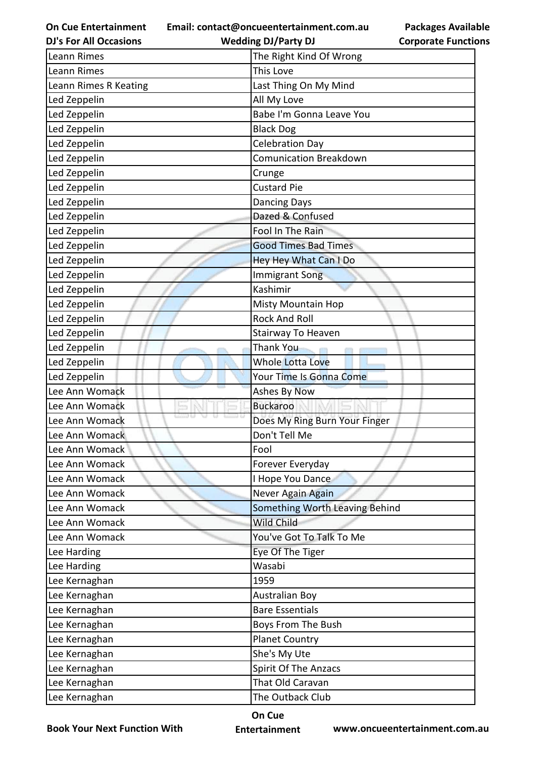| Leann Rimes | The Right Kind Of Wrong |
|---|---|
| Leann Rimes | This Love |
| Leann Rimes R Keating | Last Thing On My Mind |
| Led Zeppelin | All My Love |
| Led Zeppelin | Babe I'm Gonna Leave You |
| Led Zeppelin | Black Dog |
| Led Zeppelin | Celebration Day |
| Led Zeppelin | Comunication Breakdown |
| Led Zeppelin | Crunge |
| Led Zeppelin | Custard Pie |
| Led Zeppelin | Dancing Days |
| Led Zeppelin | Dazed & Confused |
| Led Zeppelin | Fool In The Rain |
| Led Zeppelin | Good Times Bad Times |
| Led Zeppelin | Hey Hey What Can I Do |
| Led Zeppelin | Immigrant Song |
| Led Zeppelin | Kashimir |
| Led Zeppelin | Misty Mountain Hop |
| Led Zeppelin | Rock And Roll |
| Led Zeppelin | Stairway To Heaven |
| Led Zeppelin | Thank You |
| Led Zeppelin | Whole Lotta Love |
| Led Zeppelin | Your Time Is Gonna Come |
| Lee Ann Womack | Ashes By Now |
| Lee Ann Womack | Buckaroo |
| Lee Ann Womack | Does My Ring Burn Your Finger |
| Lee Ann Womack | Don't Tell Me |
| Lee Ann Womack | Fool |
| Lee Ann Womack | Forever Everyday |
| Lee Ann Womack | I Hope You Dance |
| Lee Ann Womack | Never Again Again |
| Lee Ann Womack | Something Worth Leaving Behind |
| Lee Ann Womack | Wild Child |
| Lee Ann Womack | You've Got To Talk To Me |
| Lee Harding | Eye Of The Tiger |
| Lee Harding | Wasabi |
| Lee Kernaghan | 1959 |
| Lee Kernaghan | Australian Boy |
| Lee Kernaghan | Bare Essentials |
| Lee Kernaghan | Boys From The Bush |
| Lee Kernaghan | Planet Country |
| Lee Kernaghan | She's My Ute |
| Lee Kernaghan | Spirit Of The Anzacs |
| Lee Kernaghan | That Old Caravan |
| Lee Kernaghan | The Outback Club |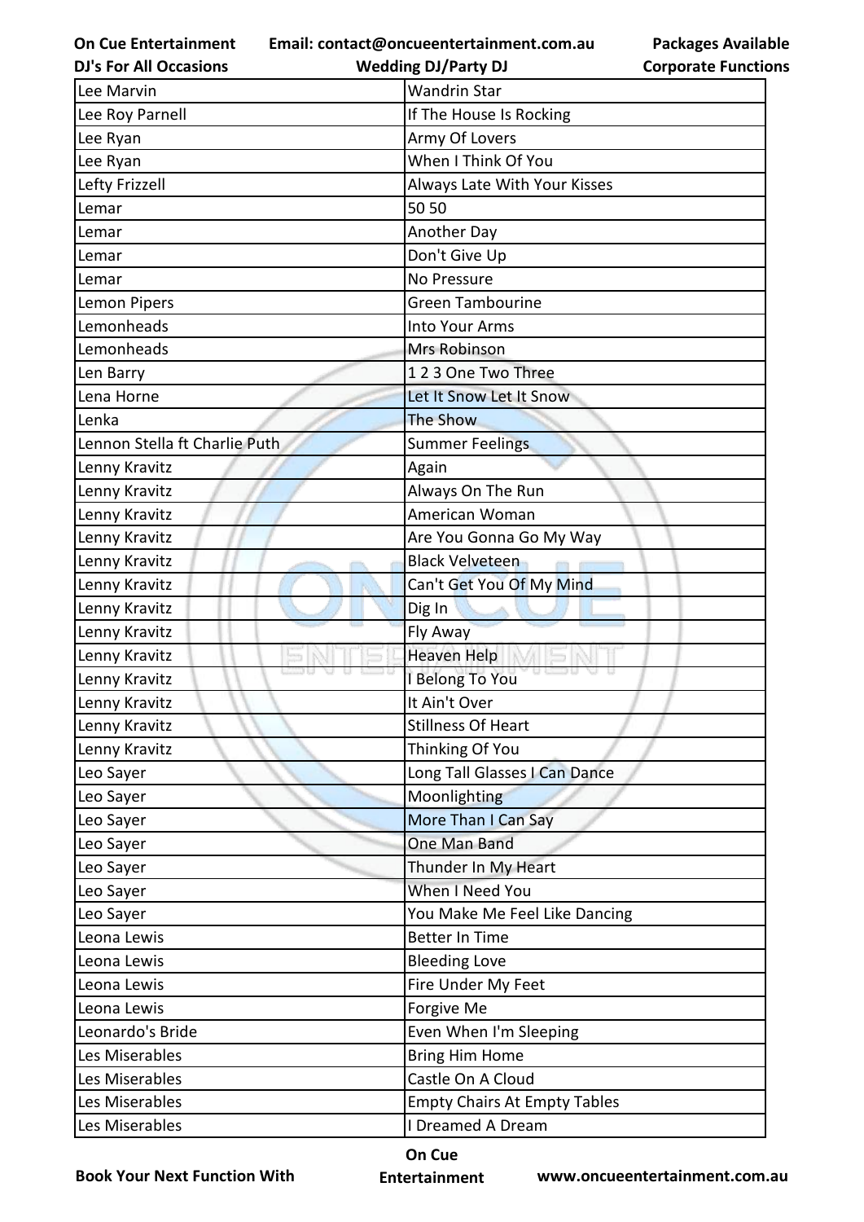| Lee Marvin | Wandrin Star |
|---|---|
| Lee Roy Parnell | If The House Is Rocking |
| Lee Ryan | Army Of Lovers |
| Lee Ryan | When I Think Of You |
| Lefty Frizzell | Always Late With Your Kisses |
| Lemar | 50 50 |
| Lemar | Another Day |
| Lemar | Don't Give Up |
| Lemar | No Pressure |
| Lemon Pipers | Green Tambourine |
| Lemonheads | Into Your Arms |
| Lemonheads | Mrs Robinson |
| Len Barry | 1 2 3 One Two Three |
| Lena Horne | Let It Snow Let It Snow |
| Lenka | The Show |
| Lennon Stella ft Charlie Puth | Summer Feelings |
| Lenny Kravitz | Again |
| Lenny Kravitz | Always On The Run |
| Lenny Kravitz | American Woman |
| Lenny Kravitz | Are You Gonna Go My Way |
| Lenny Kravitz | Black Velveteen |
| Lenny Kravitz | Can't Get You Of My Mind |
| Lenny Kravitz | Dig In |
| Lenny Kravitz | Fly Away |
| Lenny Kravitz | Heaven Help |
| Lenny Kravitz | I Belong To You |
| Lenny Kravitz | It Ain't Over |
| Lenny Kravitz | Stillness Of Heart |
| Lenny Kravitz | Thinking Of You |
| Leo Sayer | Long Tall Glasses I Can Dance |
| Leo Sayer | Moonlighting |
| Leo Sayer | More Than I Can Say |
| Leo Sayer | One Man Band |
| Leo Sayer | Thunder In My Heart |
| Leo Sayer | When I Need You |
| Leo Sayer | You Make Me Feel Like Dancing |
| Leona Lewis | Better In Time |
| Leona Lewis | Bleeding Love |
| Leona Lewis | Fire Under My Feet |
| Leona Lewis | Forgive Me |
| Leonardo's Bride | Even When I'm Sleeping |
| Les Miserables | Bring Him Home |
| Les Miserables | Castle On A Cloud |
| Les Miserables | Empty Chairs At Empty Tables |
| Les Miserables | I Dreamed A Dream |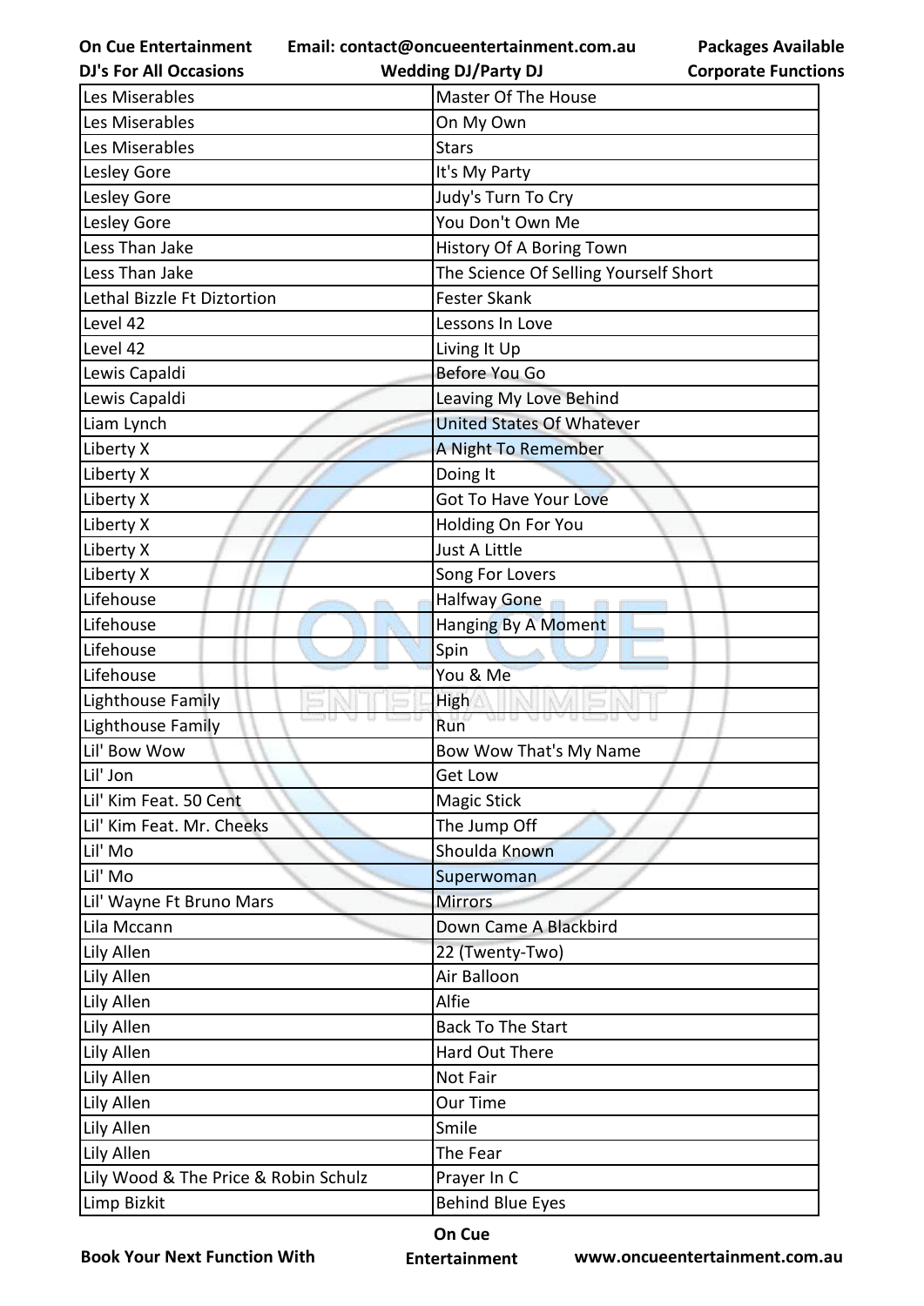| Les Miserables | Master Of The House |
|---|---|
| Les Miserables | On My Own |
| Les Miserables | Stars |
| Lesley Gore | It's My Party |
| Lesley Gore | Judy's Turn To Cry |
| Lesley Gore | You Don't Own Me |
| Less Than Jake | History Of A Boring Town |
| Less Than Jake | The Science Of Selling Yourself Short |
| Lethal Bizzle Ft Diztortion | Fester Skank |
| Level 42 | Lessons In Love |
| Level 42 | Living It Up |
| Lewis Capaldi | Before You Go |
| Lewis Capaldi | Leaving My Love Behind |
| Liam Lynch | United States Of Whatever |
| Liberty X | A Night To Remember |
| Liberty X | Doing It |
| Liberty X | Got To Have Your Love |
| Liberty X | Holding On For You |
| Liberty X | Just A Little |
| Liberty X | Song For Lovers |
| Lifehouse | Halfway Gone |
| Lifehouse | Hanging By A Moment |
| Lifehouse | Spin |
| Lifehouse | You & Me |
| Lighthouse Family | High |
| Lighthouse Family | Run |
| Lil' Bow Wow | Bow Wow That's My Name |
| Lil' Jon | Get Low |
| Lil' Kim Feat. 50 Cent | Magic Stick |
| Lil' Kim Feat. Mr. Cheeks | The Jump Off |
| Lil' Mo | Shoulda Known |
| Lil' Mo | Superwoman |
| Lil' Wayne Ft Bruno Mars | Mirrors |
| Lila Mccann | Down Came A Blackbird |
| Lily Allen | 22 (Twenty-Two) |
| Lily Allen | Air Balloon |
| Lily Allen | Alfie |
| Lily Allen | Back To The Start |
| Lily Allen | Hard Out There |
| Lily Allen | Not Fair |
| Lily Allen | Our Time |
| Lily Allen | Smile |
| Lily Allen | The Fear |
| Lily Wood & The Price & Robin Schulz | Prayer In C |
| Limp Bizkit | Behind Blue Eyes |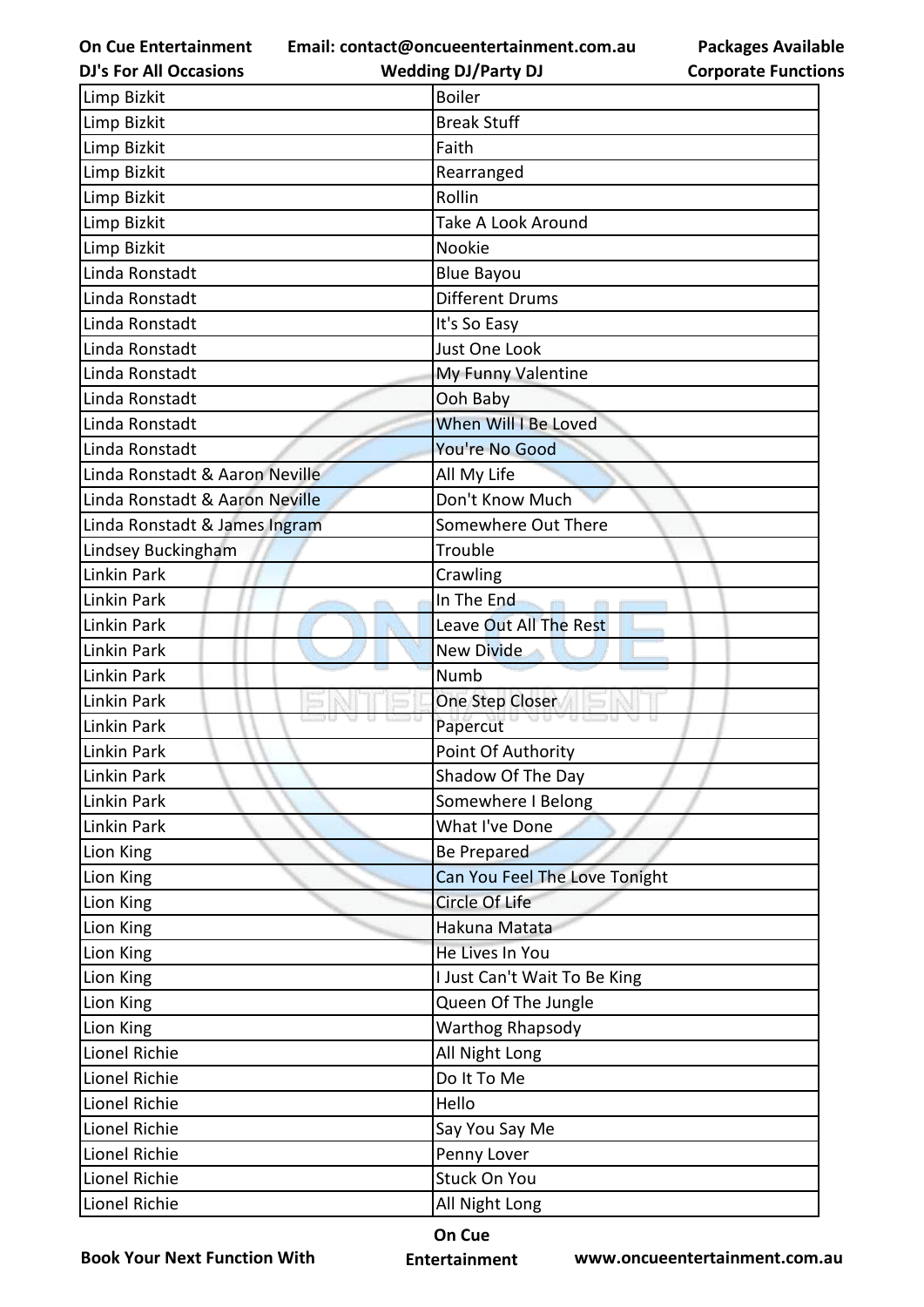| Limp Bizkit | Boiler |
|---|---|
| Limp Bizkit | Break Stuff |
| Limp Bizkit | Faith |
| Limp Bizkit | Rearranged |
| Limp Bizkit | Rollin |
| Limp Bizkit | Take A Look Around |
| Limp Bizkit | Nookie |
| Linda Ronstadt | Blue Bayou |
| Linda Ronstadt | Different Drums |
| Linda Ronstadt | It's So Easy |
| Linda Ronstadt | Just One Look |
| Linda Ronstadt | My Funny Valentine |
| Linda Ronstadt | Ooh Baby |
| Linda Ronstadt | When Will I Be Loved |
| Linda Ronstadt | You're No Good |
| Linda Ronstadt & Aaron Neville | All My Life |
| Linda Ronstadt & Aaron Neville | Don't Know Much |
| Linda Ronstadt & James Ingram | Somewhere Out There |
| Lindsey Buckingham | Trouble |
| Linkin Park | Crawling |
| Linkin Park | In The End |
| Linkin Park | Leave Out All The Rest |
| Linkin Park | New Divide |
| Linkin Park | Numb |
| Linkin Park | One Step Closer |
| Linkin Park | Papercut |
| Linkin Park | Point Of Authority |
| Linkin Park | Shadow Of The Day |
| Linkin Park | Somewhere I Belong |
| Linkin Park | What I've Done |
| Lion King | Be Prepared |
| Lion King | Can You Feel The Love Tonight |
| Lion King | Circle Of Life |
| Lion King | Hakuna Matata |
| Lion King | He Lives In You |
| Lion King | I Just Can't Wait To Be King |
| Lion King | Queen Of The Jungle |
| Lion King | Warthog Rhapsody |
| Lionel Richie | All Night Long |
| Lionel Richie | Do It To Me |
| Lionel Richie | Hello |
| Lionel Richie | Say You Say Me |
| Lionel Richie | Penny Lover |
| Lionel Richie | Stuck On You |
| Lionel Richie | All Night Long |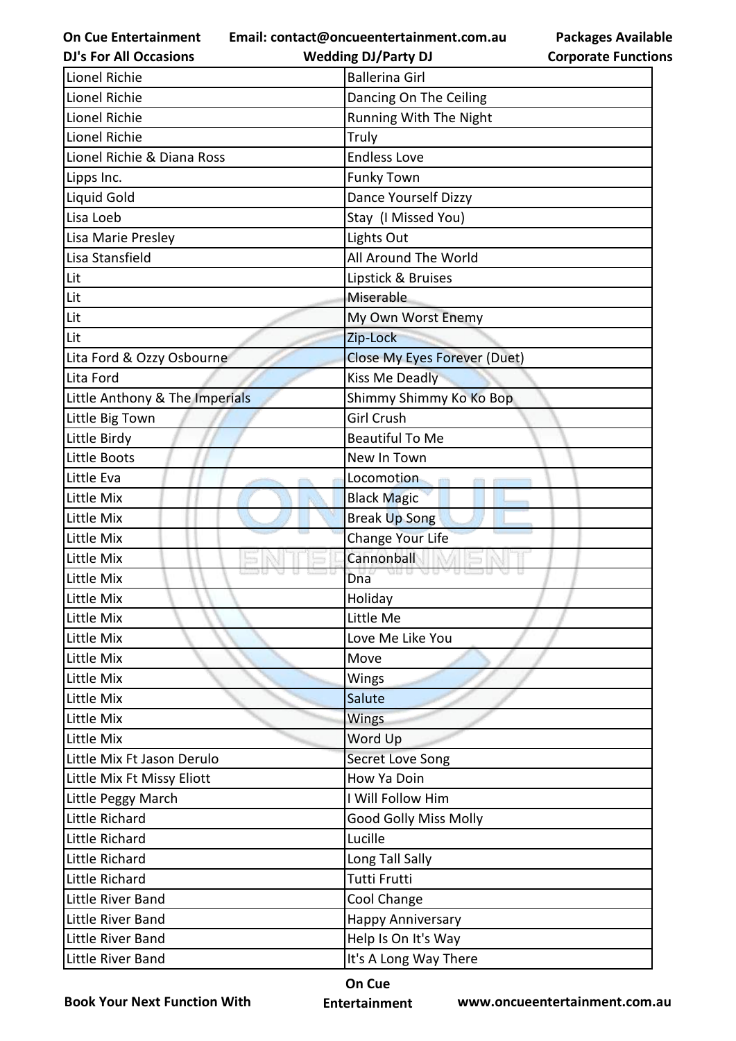| Lionel Richie | Ballerina Girl |
|---|---|
| Lionel Richie | Dancing On The Ceiling |
| Lionel Richie | Running With The Night |
| Lionel Richie | Truly |
| Lionel Richie & Diana Ross | Endless Love |
| Lipps Inc. | Funky Town |
| Liquid Gold | Dance Yourself Dizzy |
| Lisa Loeb | Stay  (I Missed You) |
| Lisa Marie Presley | Lights Out |
| Lisa Stansfield | All Around The World |
| Lit | Lipstick & Bruises |
| Lit | Miserable |
| Lit | My Own Worst Enemy |
| Lit | Zip-Lock |
| Lita Ford & Ozzy Osbourne | Close My Eyes Forever (Duet) |
| Lita Ford | Kiss Me Deadly |
| Little Anthony & The Imperials | Shimmy Shimmy Ko Ko Bop |
| Little Big Town | Girl Crush |
| Little Birdy | Beautiful To Me |
| Little Boots | New In Town |
| Little Eva | Locomotion |
| Little Mix | Black Magic |
| Little Mix | Break Up Song |
| Little Mix | Change Your Life |
| Little Mix | Cannonball |
| Little Mix | Dna |
| Little Mix | Holiday |
| Little Mix | Little Me |
| Little Mix | Love Me Like You |
| Little Mix | Move |
| Little Mix | Wings |
| Little Mix | Salute |
| Little Mix | Wings |
| Little Mix | Word Up |
| Little Mix Ft Jason Derulo | Secret Love Song |
| Little Mix Ft Missy Eliott | How Ya Doin |
| Little Peggy March | I Will Follow Him |
| Little Richard | Good Golly Miss Molly |
| Little Richard | Lucille |
| Little Richard | Long Tall Sally |
| Little Richard | Tutti Frutti |
| Little River Band | Cool Change |
| Little River Band | Happy Anniversary |
| Little River Band | Help Is On It's Way |
| Little River Band | It's A Long Way There |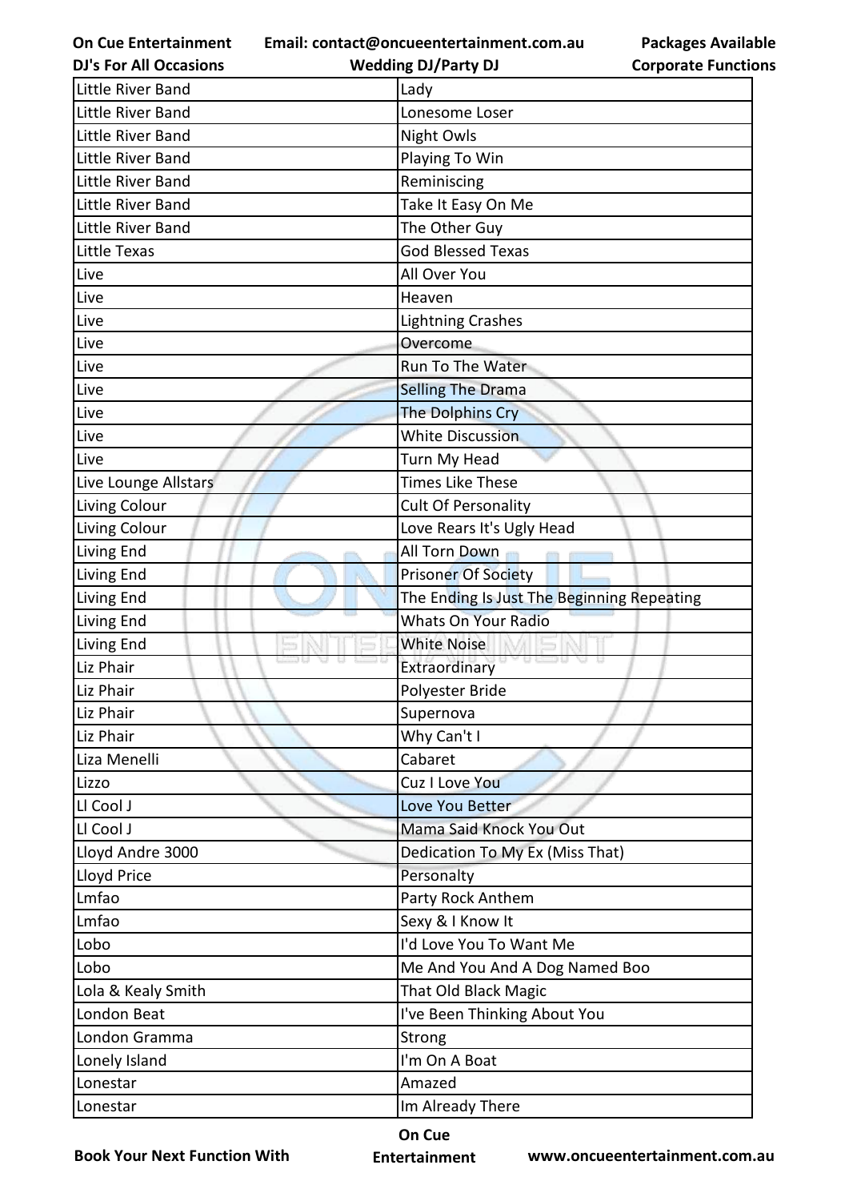| Little River Band | Lady |
|---|---|
| Little River Band | Lonesome Loser |
| Little River Band | Night Owls |
| Little River Band | Playing To Win |
| Little River Band | Reminiscing |
| Little River Band | Take It Easy On Me |
| Little River Band | The Other Guy |
| Little Texas | God Blessed Texas |
| Live | All Over You |
| Live | Heaven |
| Live | Lightning Crashes |
| Live | Overcome |
| Live | Run To The Water |
| Live | Selling The Drama |
| Live | The Dolphins Cry |
| Live | White Discussion |
| Live | Turn My Head |
| Live Lounge Allstars | Times Like These |
| Living Colour | Cult Of Personality |
| Living Colour | Love Rears It's Ugly Head |
| Living End | All Torn Down |
| Living End | Prisoner Of Society |
| Living End | The Ending Is Just The Beginning Repeating |
| Living End | Whats On Your Radio |
| Living End | White Noise |
| Liz Phair | Extraordinary |
| Liz Phair | Polyester Bride |
| Liz Phair | Supernova |
| Liz Phair | Why Can't I |
| Liza Menelli | Cabaret |
| Lizzo | Cuz I Love You |
| Ll Cool J | Love You Better |
| Ll Cool J | Mama Said Knock You Out |
| Lloyd Andre 3000 | Dedication To My Ex (Miss That) |
| Lloyd Price | Personalty |
| Lmfao | Party Rock Anthem |
| Lmfao | Sexy & I Know It |
| Lobo | I'd Love You To Want Me |
| Lobo | Me And You And A Dog Named Boo |
| Lola & Kealy Smith | That Old Black Magic |
| London Beat | I've Been Thinking About You |
| London Gramma | Strong |
| Lonely Island | I'm On A Boat |
| Lonestar | Amazed |
| Lonestar | Im Already There |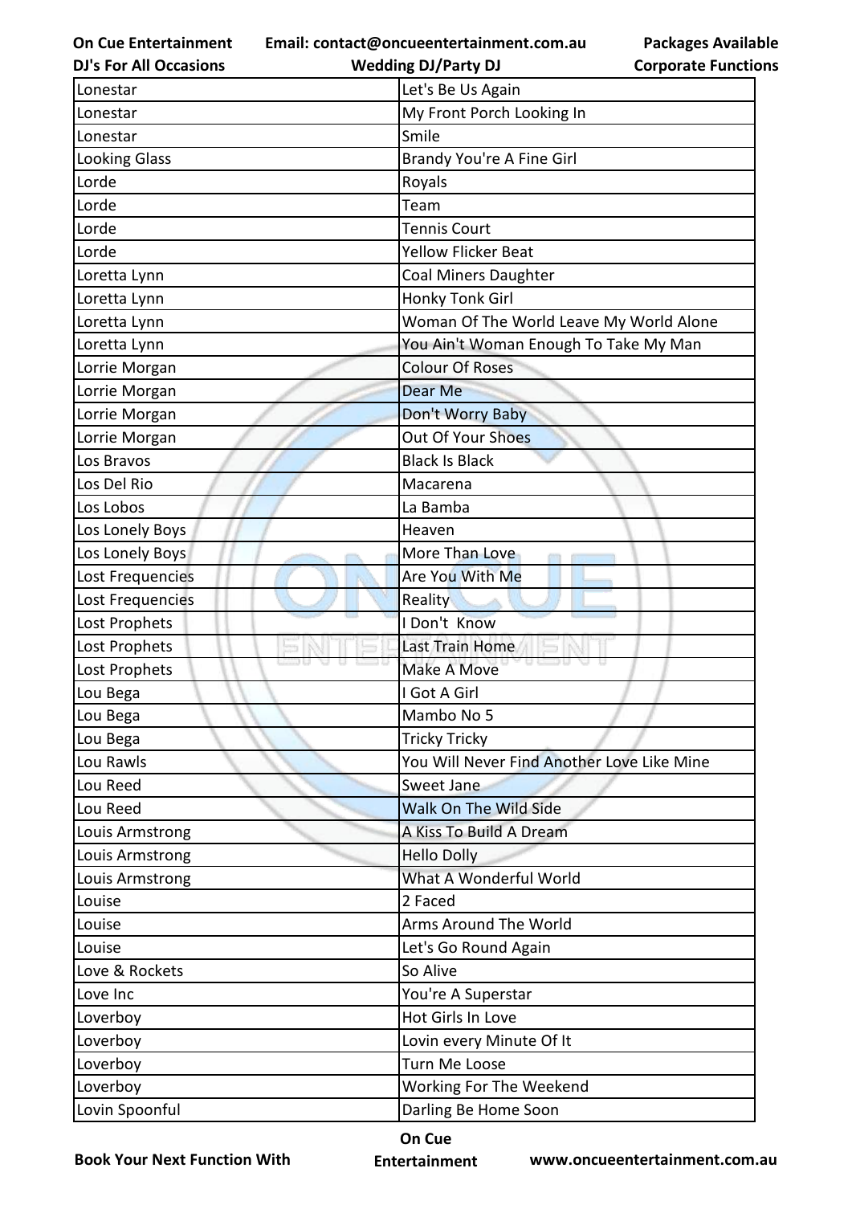| Lonestar | Let's Be Us Again |
|---|---|
| Lonestar | My Front Porch Looking In |
| Lonestar | Smile |
| Looking Glass | Brandy You're A Fine Girl |
| Lorde | Royals |
| Lorde | Team |
| Lorde | Tennis Court |
| Lorde | Yellow Flicker Beat |
| Loretta Lynn | Coal Miners Daughter |
| Loretta Lynn | Honky Tonk Girl |
| Loretta Lynn | Woman Of The World Leave My World Alone |
| Loretta Lynn | You Ain't Woman Enough To Take My Man |
| Lorrie Morgan | Colour Of Roses |
| Lorrie Morgan | Dear Me |
| Lorrie Morgan | Don't Worry Baby |
| Lorrie Morgan | Out Of Your Shoes |
| Los Bravos | Black Is Black |
| Los Del Rio | Macarena |
| Los Lobos | La Bamba |
| Los Lonely Boys | Heaven |
| Los Lonely Boys | More Than Love |
| Lost Frequencies | Are You With Me |
| Lost Frequencies | Reality |
| Lost Prophets | I Don't  Know |
| Lost Prophets | Last Train Home |
| Lost Prophets | Make A Move |
| Lou Bega | I Got A Girl |
| Lou Bega | Mambo No 5 |
| Lou Bega | Tricky Tricky |
| Lou Rawls | You Will Never Find Another Love Like Mine |
| Lou Reed | Sweet Jane |
| Lou Reed | Walk On The Wild Side |
| Louis Armstrong | A Kiss To Build A Dream |
| Louis Armstrong | Hello Dolly |
| Louis Armstrong | What A Wonderful World |
| Louise | 2 Faced |
| Louise | Arms Around The World |
| Louise | Let's Go Round Again |
| Love & Rockets | So Alive |
| Love Inc | You're A Superstar |
| Loverboy | Hot Girls In Love |
| Loverboy | Lovin every Minute Of It |
| Loverboy | Turn Me Loose |
| Loverboy | Working For The Weekend |
| Lovin Spoonful | Darling Be Home Soon |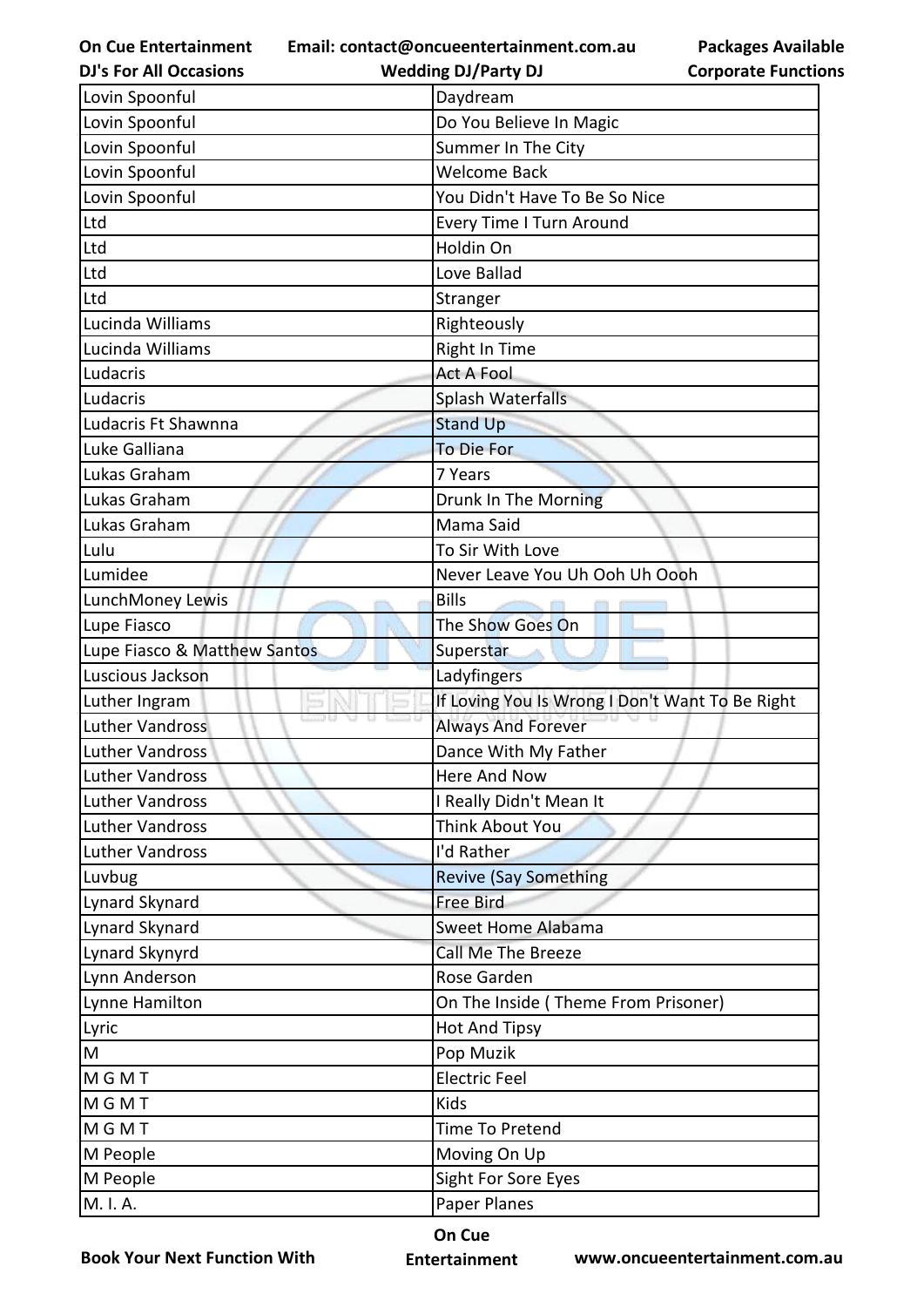| Lovin Spoonful | Daydream |
|---|---|
| Lovin Spoonful | Do You Believe In Magic |
| Lovin Spoonful | Summer In The City |
| Lovin Spoonful | Welcome Back |
| Lovin Spoonful | You Didn't Have To Be So Nice |
| Ltd | Every Time I Turn Around |
| Ltd | Holdin On |
| Ltd | Love Ballad |
| Ltd | Stranger |
| Lucinda Williams | Righteously |
| Lucinda Williams | Right In Time |
| Ludacris | Act A Fool |
| Ludacris | Splash Waterfalls |
| Ludacris Ft Shawnna | Stand Up |
| Luke Galliana | To Die For |
| Lukas Graham | 7 Years |
| Lukas Graham | Drunk In The Morning |
| Lukas Graham | Mama Said |
| Lulu | To Sir With Love |
| Lumidee | Never Leave You Uh Ooh Uh Oooh |
| LunchMoney Lewis | Bills |
| Lupe Fiasco | The Show Goes On |
| Lupe Fiasco & Matthew Santos | Superstar |
| Luscious Jackson | Ladyfingers |
| Luther Ingram | If Loving You Is Wrong I Don't Want To Be Right |
| Luther Vandross | Always And Forever |
| Luther Vandross | Dance With My Father |
| Luther Vandross | Here And Now |
| Luther Vandross | I Really Didn't Mean It |
| Luther Vandross | Think About You |
| Luther Vandross | I'd Rather |
| Luvbug | Revive (Say Something |
| Lynard Skynard | Free Bird |
| Lynard Skynard | Sweet Home Alabama |
| Lynard Skynyrd | Call Me The Breeze |
| Lynn Anderson | Rose Garden |
| Lynne Hamilton | On The Inside ( Theme From Prisoner) |
| Lyric | Hot And Tipsy |
| M | Pop Muzik |
| M G M T | Electric Feel |
| M G M T | Kids |
| M G M T | Time To Pretend |
| M People | Moving On Up |
| M People | Sight For Sore Eyes |
| M. I. A. | Paper Planes |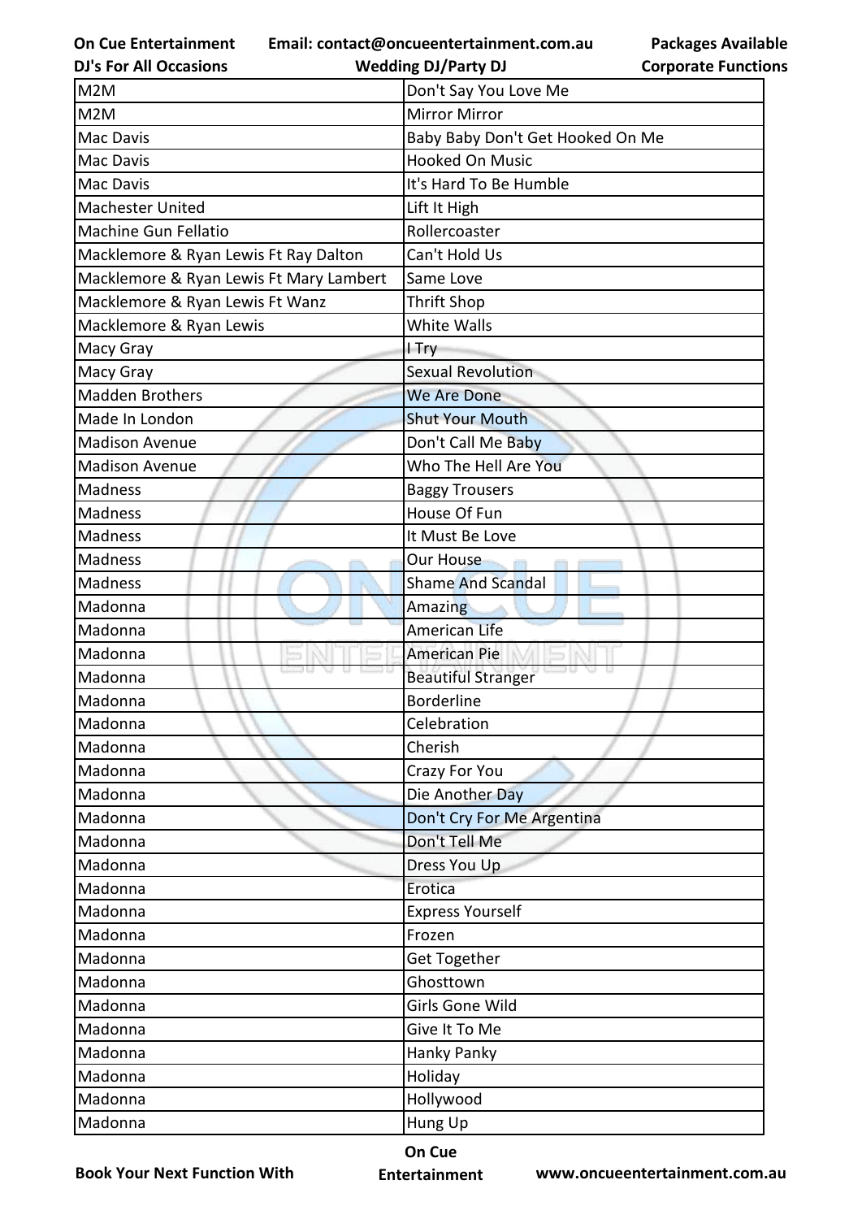| M2M | Don't Say You Love Me |
| --- | --- |
| M2M | Mirror Mirror |
| Mac Davis | Baby Baby Don't Get Hooked On Me |
| Mac Davis | Hooked On Music |
| Mac Davis | It's Hard To Be Humble |
| Machester United | Lift It High |
| Machine Gun Fellatio | Rollercoaster |
| Macklemore & Ryan Lewis Ft Ray Dalton | Can't Hold Us |
| Macklemore & Ryan Lewis Ft Mary Lambert | Same Love |
| Macklemore & Ryan Lewis Ft Wanz | Thrift Shop |
| Macklemore & Ryan Lewis | White Walls |
| Macy Gray | I Try |
| Macy Gray | Sexual Revolution |
| Madden Brothers | We Are Done |
| Made In London | Shut Your Mouth |
| Madison Avenue | Don't Call Me Baby |
| Madison Avenue | Who The Hell Are You |
| Madness | Baggy Trousers |
| Madness | House Of Fun |
| Madness | It Must Be Love |
| Madness | Our House |
| Madness | Shame And Scandal |
| Madonna | Amazing |
| Madonna | American Life |
| Madonna | American Pie |
| Madonna | Beautiful Stranger |
| Madonna | Borderline |
| Madonna | Celebration |
| Madonna | Cherish |
| Madonna | Crazy For You |
| Madonna | Die Another Day |
| Madonna | Don't Cry For Me Argentina |
| Madonna | Don't Tell Me |
| Madonna | Dress You Up |
| Madonna | Erotica |
| Madonna | Express Yourself |
| Madonna | Frozen |
| Madonna | Get Together |
| Madonna | Ghosttown |
| Madonna | Girls Gone Wild |
| Madonna | Give It To Me |
| Madonna | Hanky Panky |
| Madonna | Holiday |
| Madonna | Hollywood |
| Madonna | Hung Up |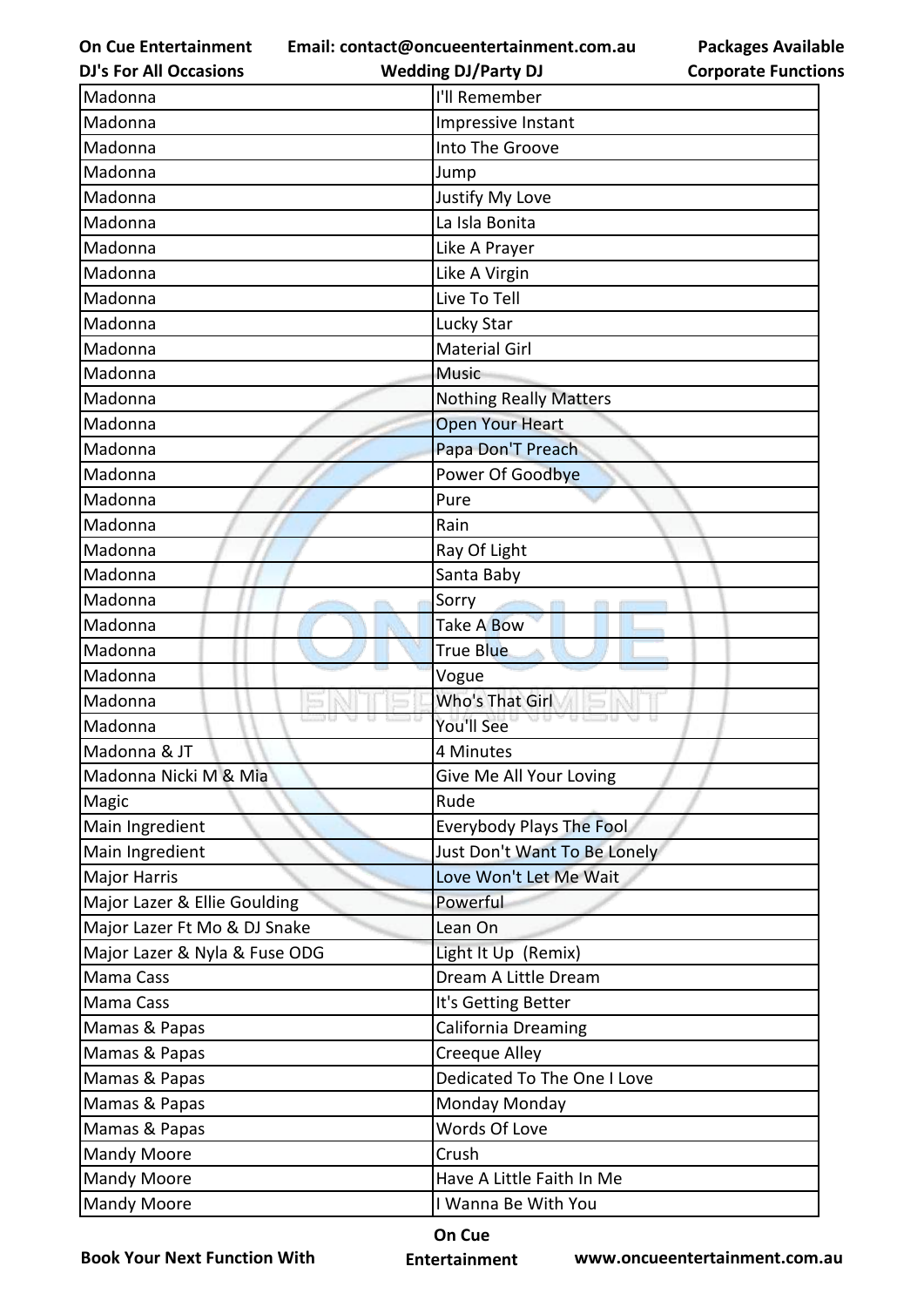| Madonna | I'll Remember |
|---|---|
| Madonna | Impressive Instant |
| Madonna | Into The Groove |
| Madonna | Jump |
| Madonna | Justify My Love |
| Madonna | La Isla Bonita |
| Madonna | Like A Prayer |
| Madonna | Like A Virgin |
| Madonna | Live To Tell |
| Madonna | Lucky Star |
| Madonna | Material Girl |
| Madonna | Music |
| Madonna | Nothing Really Matters |
| Madonna | Open Your Heart |
| Madonna | Papa Don'T Preach |
| Madonna | Power Of Goodbye |
| Madonna | Pure |
| Madonna | Rain |
| Madonna | Ray Of Light |
| Madonna | Santa Baby |
| Madonna | Sorry |
| Madonna | Take A Bow |
| Madonna | True Blue |
| Madonna | Vogue |
| Madonna | Who's That Girl |
| Madonna | You'll See |
| Madonna & JT | 4 Minutes |
| Madonna Nicki M & Mia | Give Me All Your Loving |
| Magic | Rude |
| Main Ingredient | Everybody Plays The Fool |
| Main Ingredient | Just Don't Want To Be Lonely |
| Major Harris | Love Won't Let Me Wait |
| Major Lazer & Ellie Goulding | Powerful |
| Major Lazer Ft Mo & DJ Snake | Lean On |
| Major Lazer & Nyla & Fuse ODG | Light It Up (Remix) |
| Mama Cass | Dream A Little Dream |
| Mama Cass | It's Getting Better |
| Mamas & Papas | California Dreaming |
| Mamas & Papas | Creeque Alley |
| Mamas & Papas | Dedicated To The One I Love |
| Mamas & Papas | Monday Monday |
| Mamas & Papas | Words Of Love |
| Mandy Moore | Crush |
| Mandy Moore | Have A Little Faith In Me |
| Mandy Moore | I Wanna Be With You |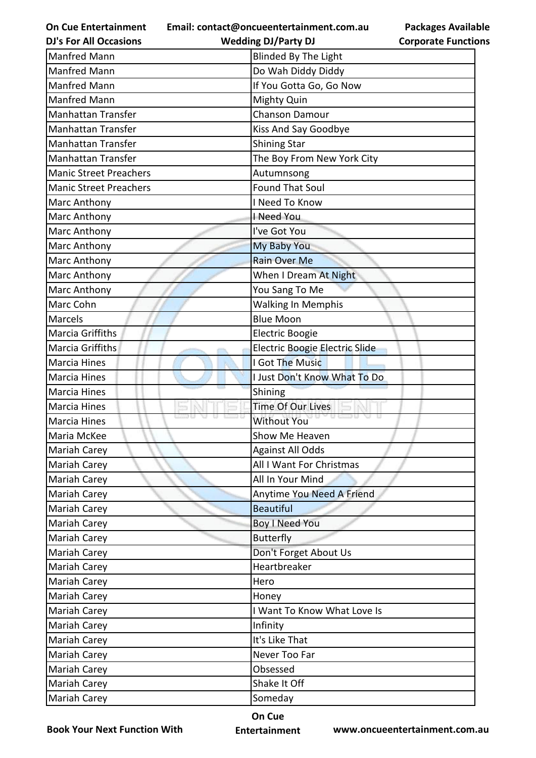| Manfred Mann | Blinded By The Light |
|---|---|
| Manfred Mann | Do Wah Diddy Diddy |
| Manfred Mann | If You Gotta Go, Go Now |
| Manfred Mann | Mighty Quin |
| Manhattan Transfer | Chanson Damour |
| Manhattan Transfer | Kiss And Say Goodbye |
| Manhattan Transfer | Shining Star |
| Manhattan Transfer | The Boy From New York City |
| Manic Street Preachers | Autumnsong |
| Manic Street Preachers | Found That Soul |
| Marc Anthony | I Need To Know |
| Marc Anthony | I Need You |
| Marc Anthony | I've Got You |
| Marc Anthony | My Baby You |
| Marc Anthony | Rain Over Me |
| Marc Anthony | When I Dream At Night |
| Marc Anthony | You Sang To Me |
| Marc Cohn | Walking In Memphis |
| Marcels | Blue Moon |
| Marcia Griffiths | Electric Boogie |
| Marcia Griffiths | Electric Boogie Electric Slide |
| Marcia Hines | I Got The Music |
| Marcia Hines | I Just Don't Know What To Do |
| Marcia Hines | Shining |
| Marcia Hines | Time Of Our Lives |
| Marcia Hines | Without You |
| Maria McKee | Show Me Heaven |
| Mariah Carey | Against All Odds |
| Mariah Carey | All I Want For Christmas |
| Mariah Carey | All In Your Mind |
| Mariah Carey | Anytime You Need A Friend |
| Mariah Carey | Beautiful |
| Mariah Carey | Boy I Need You |
| Mariah Carey | Butterfly |
| Mariah Carey | Don't Forget About Us |
| Mariah Carey | Heartbreaker |
| Mariah Carey | Hero |
| Mariah Carey | Honey |
| Mariah Carey | I Want To Know What Love Is |
| Mariah Carey | Infinity |
| Mariah Carey | It's Like That |
| Mariah Carey | Never Too Far |
| Mariah Carey | Obsessed |
| Mariah Carey | Shake It Off |
| Mariah Carey | Someday |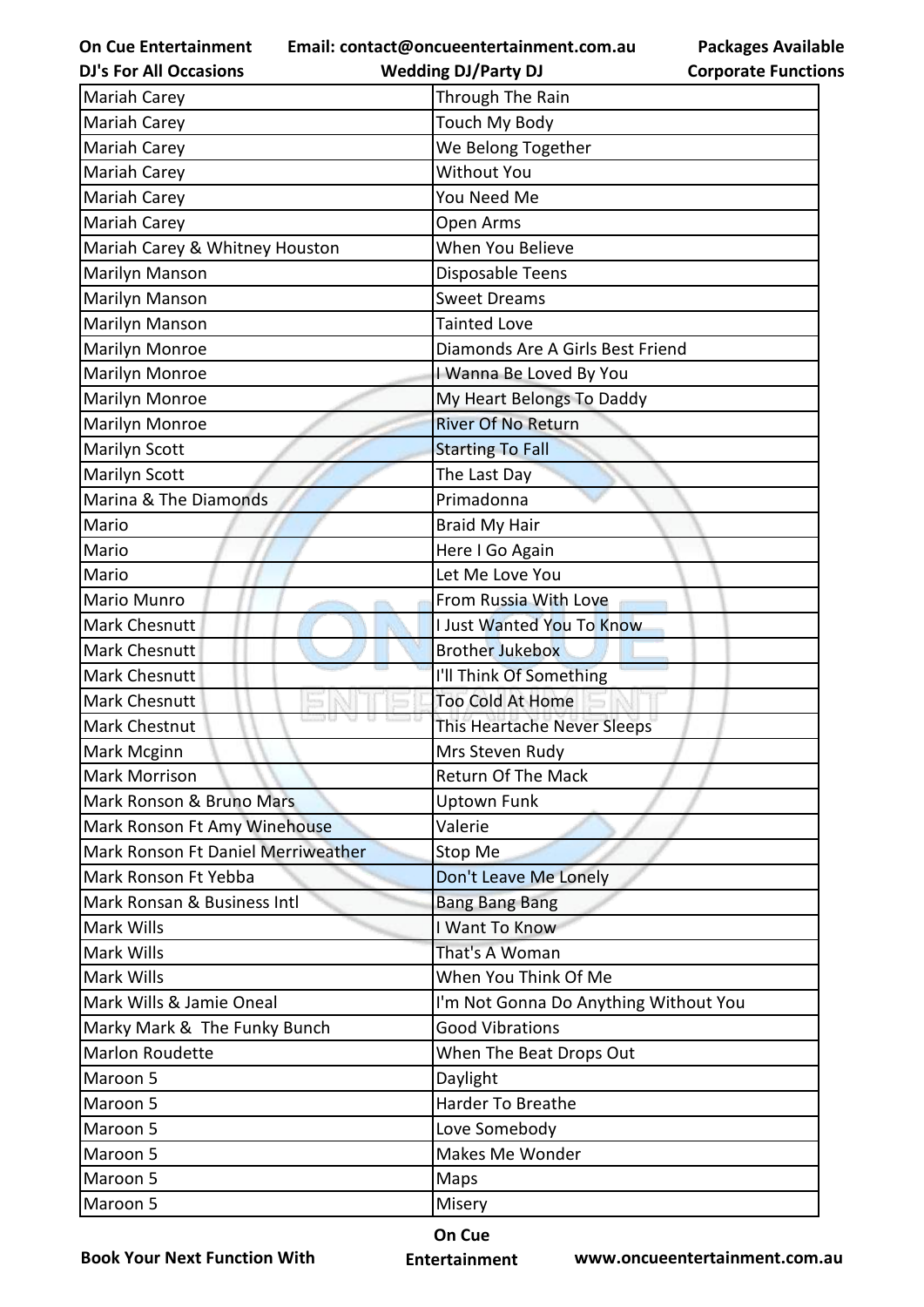| Mariah Carey | Through The Rain |
|---|---|
| Mariah Carey | Touch My Body |
| Mariah Carey | We Belong Together |
| Mariah Carey | Without You |
| Mariah Carey | You Need Me |
| Mariah Carey | Open Arms |
| Mariah Carey & Whitney Houston | When You Believe |
| Marilyn Manson | Disposable Teens |
| Marilyn Manson | Sweet Dreams |
| Marilyn Manson | Tainted Love |
| Marilyn Monroe | Diamonds Are A Girls Best Friend |
| Marilyn Monroe | I Wanna Be Loved By You |
| Marilyn Monroe | My Heart Belongs To Daddy |
| Marilyn Monroe | River Of No Return |
| Marilyn Scott | Starting To Fall |
| Marilyn Scott | The Last Day |
| Marina & The Diamonds | Primadonna |
| Mario | Braid My Hair |
| Mario | Here I Go Again |
| Mario | Let Me Love You |
| Mario Munro | From Russia With Love |
| Mark Chesnutt | I Just Wanted You To Know |
| Mark Chesnutt | Brother Jukebox |
| Mark Chesnutt | I'll Think Of Something |
| Mark Chesnutt | Too Cold At Home |
| Mark Chestnut | This Heartache Never Sleeps |
| Mark Mcginn | Mrs Steven Rudy |
| Mark Morrison | Return Of The Mack |
| Mark Ronson & Bruno Mars | Uptown Funk |
| Mark Ronson Ft Amy Winehouse | Valerie |
| Mark Ronson Ft Daniel Merriweather | Stop Me |
| Mark Ronson Ft Yebba | Don't Leave Me Lonely |
| Mark Ronsan & Business Intl | Bang Bang Bang |
| Mark Wills | I Want To Know |
| Mark Wills | That's A Woman |
| Mark Wills | When You Think Of Me |
| Mark Wills & Jamie Oneal | I'm Not Gonna Do Anything Without You |
| Marky Mark & The Funky Bunch | Good Vibrations |
| Marlon Roudette | When The Beat Drops Out |
| Maroon 5 | Daylight |
| Maroon 5 | Harder To Breathe |
| Maroon 5 | Love Somebody |
| Maroon 5 | Makes Me Wonder |
| Maroon 5 | Maps |
| Maroon 5 | Misery |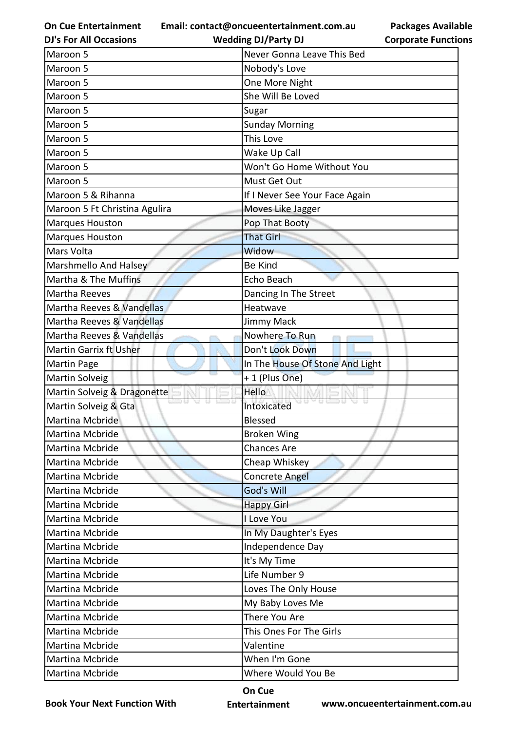| Maroon 5 | Never Gonna Leave This Bed |
|---|---|
| Maroon 5 | Nobody's Love |
| Maroon 5 | One More Night |
| Maroon 5 | She Will Be Loved |
| Maroon 5 | Sugar |
| Maroon 5 | Sunday Morning |
| Maroon 5 | This Love |
| Maroon 5 | Wake Up Call |
| Maroon 5 | Won't Go Home Without You |
| Maroon 5 | Must Get Out |
| Maroon 5 & Rihanna | If I Never See Your Face Again |
| Maroon 5 Ft Christina Agulira | Moves Like Jagger |
| Marques Houston | Pop That Booty |
| Marques Houston | That Girl |
| Mars Volta | Widow |
| Marshmello And Halsey | Be Kind |
| Martha & The Muffins | Echo Beach |
| Martha Reeves | Dancing In The Street |
| Martha Reeves & Vandellas | Heatwave |
| Martha Reeves & Vandellas | Jimmy Mack |
| Martha Reeves & Vandellas | Nowhere To Run |
| Martin Garrix ft Usher | Don't Look Down |
| Martin Page | In The House Of Stone And Light |
| Martin Solveig | + 1 (Plus One) |
| Martin Solveig & Dragonette | Hello |
| Martin Solveig & Gta | Intoxicated |
| Martina Mcbride | Blessed |
| Martina Mcbride | Broken Wing |
| Martina Mcbride | Chances Are |
| Martina Mcbride | Cheap Whiskey |
| Martina Mcbride | Concrete Angel |
| Martina Mcbride | God's Will |
| Martina Mcbride | Happy Girl |
| Martina Mcbride | I Love You |
| Martina Mcbride | In My Daughter's Eyes |
| Martina Mcbride | Independence Day |
| Martina Mcbride | It's My Time |
| Martina Mcbride | Life Number 9 |
| Martina Mcbride | Loves The Only House |
| Martina Mcbride | My Baby Loves Me |
| Martina Mcbride | There You Are |
| Martina Mcbride | This Ones For The Girls |
| Martina Mcbride | Valentine |
| Martina Mcbride | When I'm Gone |
| Martina Mcbride | Where Would You Be |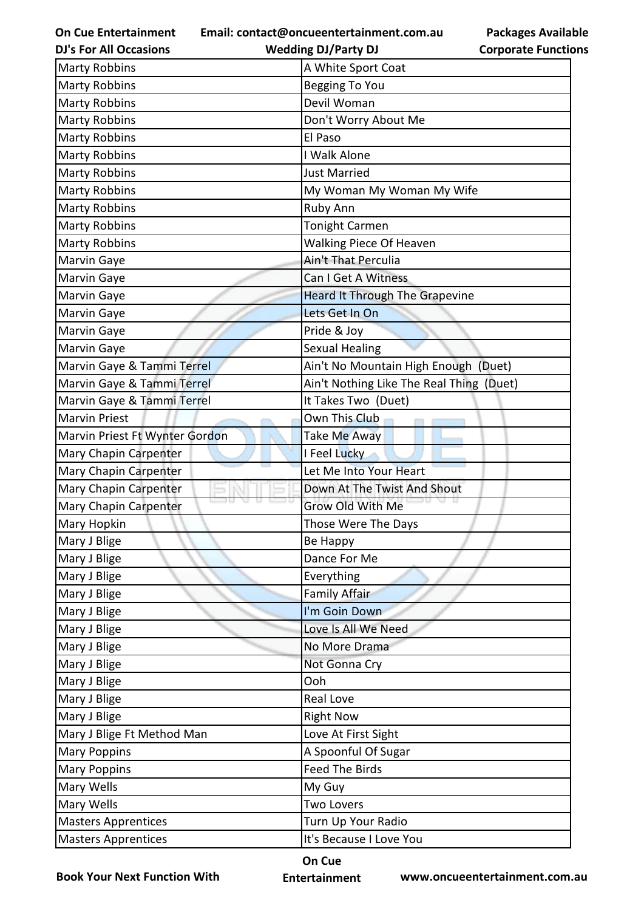| Marty Robbins | A White Sport Coat |
|---|---|
| Marty Robbins | Begging To You |
| Marty Robbins | Devil Woman |
| Marty Robbins | Don't Worry About Me |
| Marty Robbins | El Paso |
| Marty Robbins | I Walk Alone |
| Marty Robbins | Just Married |
| Marty Robbins | My Woman My Woman My Wife |
| Marty Robbins | Ruby Ann |
| Marty Robbins | Tonight Carmen |
| Marty Robbins | Walking Piece Of Heaven |
| Marvin Gaye | Ain't That Perculia |
| Marvin Gaye | Can I Get A Witness |
| Marvin Gaye | Heard It Through The Grapevine |
| Marvin Gaye | Lets Get In On |
| Marvin Gaye | Pride & Joy |
| Marvin Gaye | Sexual Healing |
| Marvin Gaye & Tammi Terrel | Ain't No Mountain High Enough (Duet) |
| Marvin Gaye & Tammi Terrel | Ain't Nothing Like The Real Thing (Duet) |
| Marvin Gaye & Tammi Terrel | It Takes Two (Duet) |
| Marvin Priest | Own This Club |
| Marvin Priest Ft Wynter Gordon | Take Me Away |
| Mary Chapin Carpenter | I Feel Lucky |
| Mary Chapin Carpenter | Let Me Into Your Heart |
| Mary Chapin Carpenter | Down At The Twist And Shout |
| Mary Chapin Carpenter | Grow Old With Me |
| Mary Hopkin | Those Were The Days |
| Mary J Blige | Be Happy |
| Mary J Blige | Dance For Me |
| Mary J Blige | Everything |
| Mary J Blige | Family Affair |
| Mary J Blige | I'm Goin Down |
| Mary J Blige | Love Is All We Need |
| Mary J Blige | No More Drama |
| Mary J Blige | Not Gonna Cry |
| Mary J Blige | Ooh |
| Mary J Blige | Real Love |
| Mary J Blige | Right Now |
| Mary J Blige Ft Method Man | Love At First Sight |
| Mary Poppins | A Spoonful Of Sugar |
| Mary Poppins | Feed The Birds |
| Mary Wells | My Guy |
| Mary Wells | Two Lovers |
| Masters Apprentices | Turn Up Your Radio |
| Masters Apprentices | It's Because I Love You |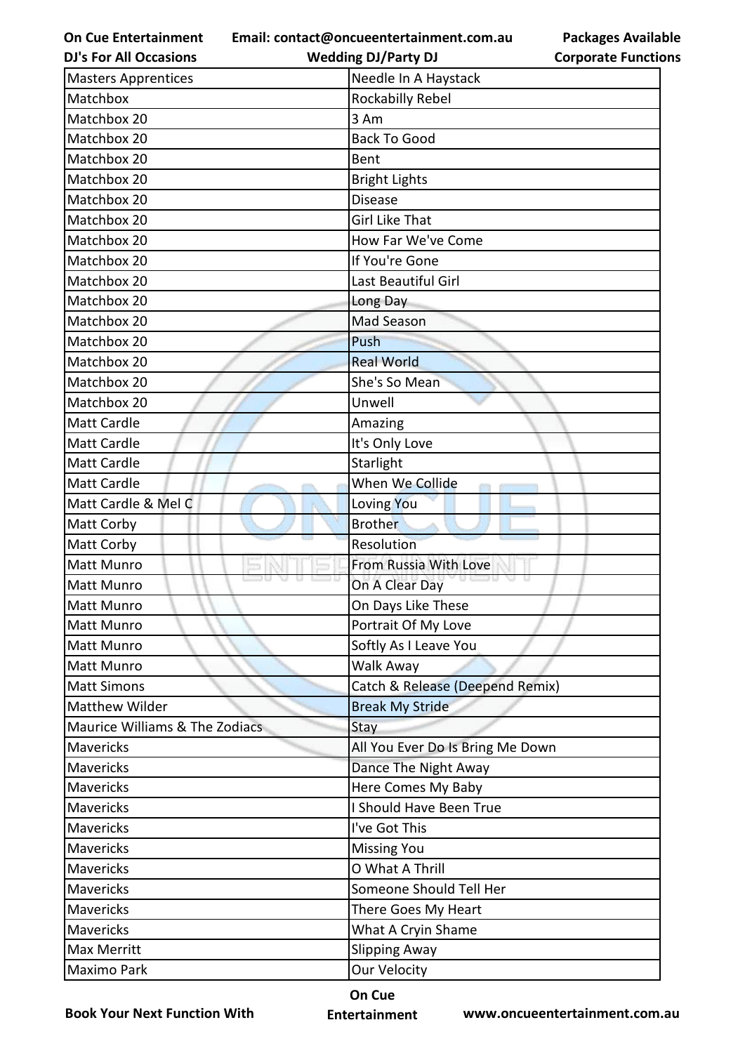| Masters Apprentices | Needle In A Haystack |
|---|---|
| Matchbox | Rockabilly Rebel |
| Matchbox 20 | 3 Am |
| Matchbox 20 | Back To Good |
| Matchbox 20 | Bent |
| Matchbox 20 | Bright Lights |
| Matchbox 20 | Disease |
| Matchbox 20 | Girl Like That |
| Matchbox 20 | How Far We've Come |
| Matchbox 20 | If You're Gone |
| Matchbox 20 | Last Beautiful Girl |
| Matchbox 20 | Long Day |
| Matchbox 20 | Mad Season |
| Matchbox 20 | Push |
| Matchbox 20 | Real World |
| Matchbox 20 | She's So Mean |
| Matchbox 20 | Unwell |
| Matt Cardle | Amazing |
| Matt Cardle | It's Only Love |
| Matt Cardle | Starlight |
| Matt Cardle | When We Collide |
| Matt Cardle & Mel C | Loving You |
| Matt Corby | Brother |
| Matt Corby | Resolution |
| Matt Munro | From Russia With Love |
| Matt Munro | On A Clear Day |
| Matt Munro | On Days Like These |
| Matt Munro | Portrait Of My Love |
| Matt Munro | Softly As I Leave You |
| Matt Munro | Walk Away |
| Matt Simons | Catch & Release (Deepend Remix) |
| Matthew Wilder | Break My Stride |
| Maurice Williams & The Zodiacs | Stay |
| Mavericks | All You Ever Do Is Bring Me Down |
| Mavericks | Dance The Night Away |
| Mavericks | Here Comes My Baby |
| Mavericks | I Should Have Been True |
| Mavericks | I've Got This |
| Mavericks | Missing You |
| Mavericks | O What A Thrill |
| Mavericks | Someone Should Tell Her |
| Mavericks | There Goes My Heart |
| Mavericks | What A Cryin Shame |
| Max Merritt | Slipping Away |
| Maximo Park | Our Velocity |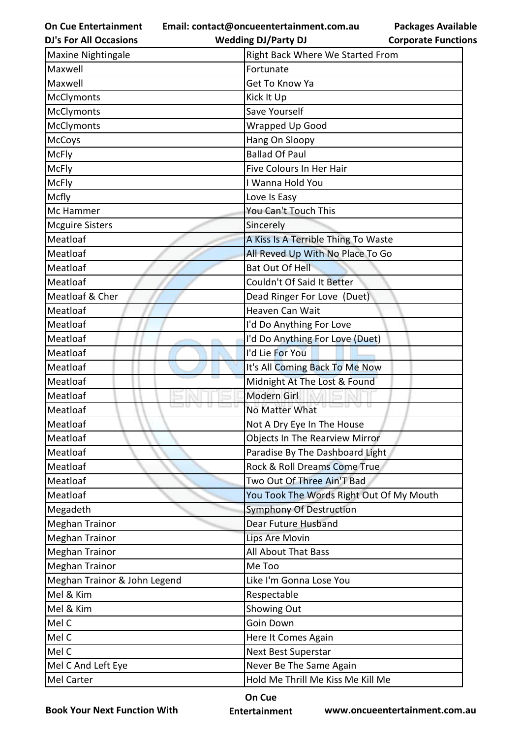| Maxine Nightingale | Right Back Where We Started From |
|---|---|
| Maxwell | Fortunate |
| Maxwell | Get To Know Ya |
| McClymonts | Kick It Up |
| McClymonts | Save Yourself |
| McClymonts | Wrapped Up Good |
| McCoys | Hang On Sloopy |
| McFly | Ballad Of Paul |
| McFly | Five Colours In Her Hair |
| McFly | I Wanna Hold You |
| Mcfly | Love Is Easy |
| Mc Hammer | You Can't Touch This |
| Mcguire Sisters | Sincerely |
| Meatloaf | A Kiss Is A Terrible Thing To Waste |
| Meatloaf | All Reved Up With No Place To Go |
| Meatloaf | Bat Out Of Hell |
| Meatloaf | Couldn't Of Said It Better |
| Meatloaf & Cher | Dead Ringer For Love (Duet) |
| Meatloaf | Heaven Can Wait |
| Meatloaf | I'd Do Anything For Love |
| Meatloaf | I'd Do Anything For Love (Duet) |
| Meatloaf | I'd Lie For You |
| Meatloaf | It's All Coming Back To Me Now |
| Meatloaf | Midnight At The Lost & Found |
| Meatloaf | Modern Girl |
| Meatloaf | No Matter What |
| Meatloaf | Not A Dry Eye In The House |
| Meatloaf | Objects In The Rearview Mirror |
| Meatloaf | Paradise By The Dashboard Light |
| Meatloaf | Rock & Roll Dreams Come True |
| Meatloaf | Two Out Of Three Ain'T Bad |
| Meatloaf | You Took The Words Right Out Of My Mouth |
| Megadeth | Symphony Of Destruction |
| Meghan Trainor | Dear Future Husband |
| Meghan Trainor | Lips Are Movin |
| Meghan Trainor | All About That Bass |
| Meghan Trainor | Me Too |
| Meghan Trainor & John Legend | Like I'm Gonna Lose You |
| Mel & Kim | Respectable |
| Mel & Kim | Showing Out |
| Mel C | Goin Down |
| Mel C | Here It Comes Again |
| Mel C | Next Best Superstar |
| Mel C And Left Eye | Never Be The Same Again |
| Mel Carter | Hold Me Thrill Me Kiss Me Kill Me |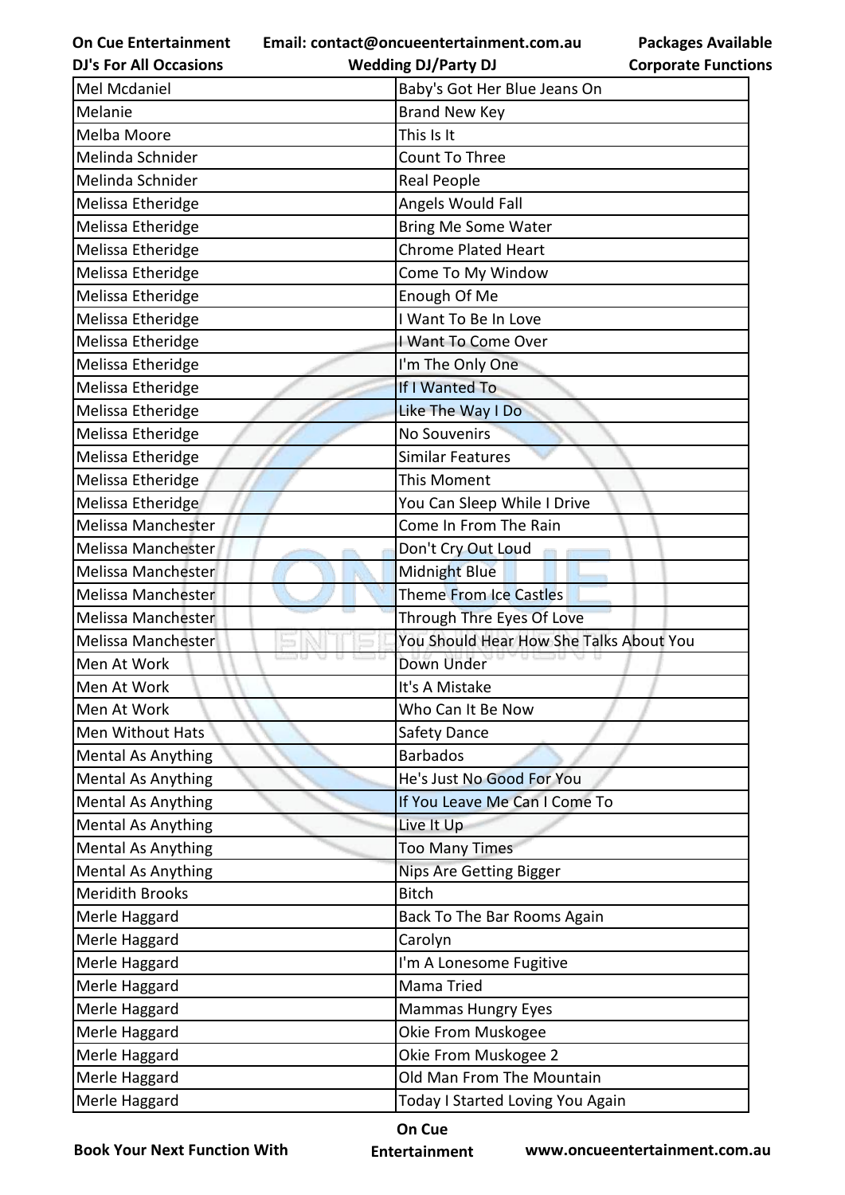| Mel Mcdaniel | Baby's Got Her Blue Jeans On |
|---|---|
| Melanie | Brand New Key |
| Melba Moore | This Is It |
| Melinda Schnider | Count To Three |
| Melinda Schnider | Real People |
| Melissa Etheridge | Angels Would Fall |
| Melissa Etheridge | Bring Me Some Water |
| Melissa Etheridge | Chrome Plated Heart |
| Melissa Etheridge | Come To My Window |
| Melissa Etheridge | Enough Of Me |
| Melissa Etheridge | I Want To Be In Love |
| Melissa Etheridge | I Want To Come Over |
| Melissa Etheridge | I'm The Only One |
| Melissa Etheridge | If I Wanted To |
| Melissa Etheridge | Like The Way I Do |
| Melissa Etheridge | No Souvenirs |
| Melissa Etheridge | Similar Features |
| Melissa Etheridge | This Moment |
| Melissa Etheridge | You Can Sleep While I Drive |
| Melissa Manchester | Come In From The Rain |
| Melissa Manchester | Don't Cry Out Loud |
| Melissa Manchester | Midnight Blue |
| Melissa Manchester | Theme From Ice Castles |
| Melissa Manchester | Through Thre Eyes Of Love |
| Melissa Manchester | You Should Hear How She Talks About You |
| Men At Work | Down Under |
| Men At Work | It's A Mistake |
| Men At Work | Who Can It Be Now |
| Men Without Hats | Safety Dance |
| Mental As Anything | Barbados |
| Mental As Anything | He's Just No Good For You |
| Mental As Anything | If You Leave Me Can I Come To |
| Mental As Anything | Live It Up |
| Mental As Anything | Too Many Times |
| Mental As Anything | Nips Are Getting Bigger |
| Meridith Brooks | Bitch |
| Merle Haggard | Back To The Bar Rooms Again |
| Merle Haggard | Carolyn |
| Merle Haggard | I'm A Lonesome Fugitive |
| Merle Haggard | Mama Tried |
| Merle Haggard | Mammas Hungry Eyes |
| Merle Haggard | Okie From Muskogee |
| Merle Haggard | Okie From Muskogee 2 |
| Merle Haggard | Old Man From The Mountain |
| Merle Haggard | Today I Started Loving You Again |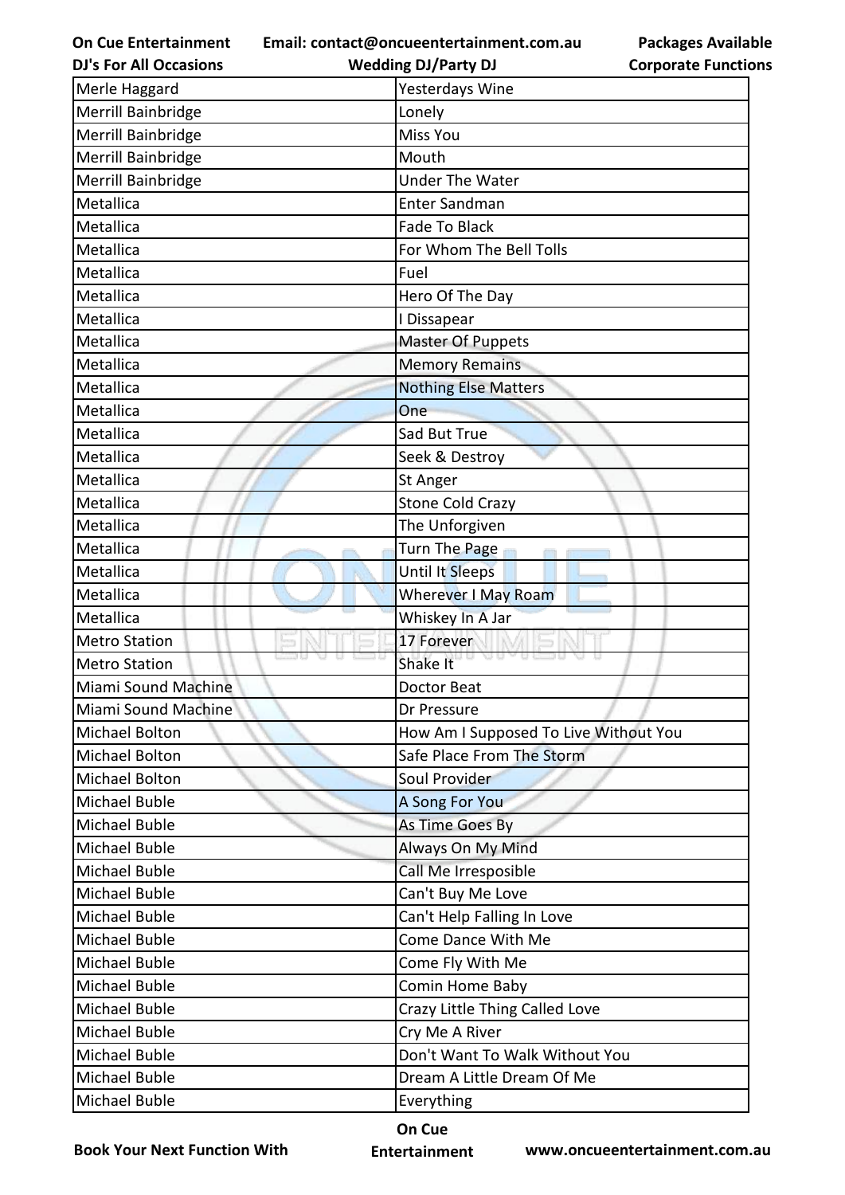| Merle Haggard | Yesterdays Wine |
|---|---|
| Merrill Bainbridge | Lonely |
| Merrill Bainbridge | Miss You |
| Merrill Bainbridge | Mouth |
| Merrill Bainbridge | Under The Water |
| Metallica | Enter Sandman |
| Metallica | Fade To Black |
| Metallica | For Whom The Bell Tolls |
| Metallica | Fuel |
| Metallica | Hero Of The Day |
| Metallica | I Dissapear |
| Metallica | Master Of Puppets |
| Metallica | Memory Remains |
| Metallica | Nothing Else Matters |
| Metallica | One |
| Metallica | Sad But True |
| Metallica | Seek & Destroy |
| Metallica | St Anger |
| Metallica | Stone Cold Crazy |
| Metallica | The Unforgiven |
| Metallica | Turn The Page |
| Metallica | Until It Sleeps |
| Metallica | Wherever I May Roam |
| Metallica | Whiskey In A Jar |
| Metro Station | 17 Forever |
| Metro Station | Shake It |
| Miami Sound Machine | Doctor Beat |
| Miami Sound Machine | Dr Pressure |
| Michael Bolton | How Am I Supposed To Live Without You |
| Michael Bolton | Safe Place From The Storm |
| Michael Bolton | Soul Provider |
| Michael Buble | A Song For You |
| Michael Buble | As Time Goes By |
| Michael Buble | Always On My Mind |
| Michael Buble | Call Me Irresposible |
| Michael Buble | Can't Buy Me Love |
| Michael Buble | Can't Help Falling In Love |
| Michael Buble | Come Dance With Me |
| Michael Buble | Come Fly With Me |
| Michael Buble | Comin Home Baby |
| Michael Buble | Crazy Little Thing Called Love |
| Michael Buble | Cry Me A River |
| Michael Buble | Don't Want To Walk Without You |
| Michael Buble | Dream A Little Dream Of Me |
| Michael Buble | Everything |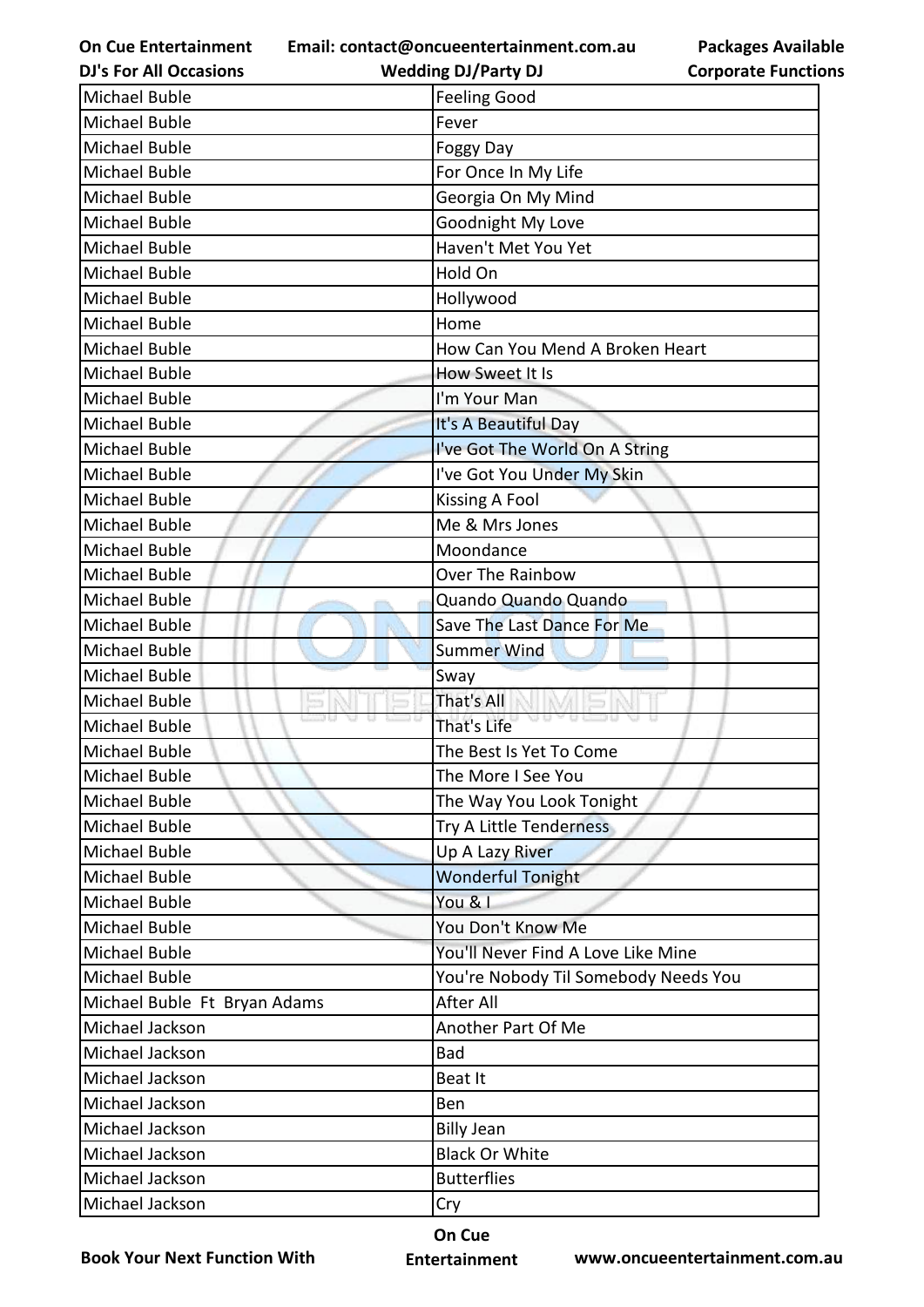| Michael Buble | Feeling Good |
|---|---|
| Michael Buble | Fever |
| Michael Buble | Foggy Day |
| Michael Buble | For Once In My Life |
| Michael Buble | Georgia On My Mind |
| Michael Buble | Goodnight My Love |
| Michael Buble | Haven't Met You Yet |
| Michael Buble | Hold On |
| Michael Buble | Hollywood |
| Michael Buble | Home |
| Michael Buble | How Can You Mend A Broken Heart |
| Michael Buble | How Sweet It Is |
| Michael Buble | I'm Your Man |
| Michael Buble | It's A Beautiful Day |
| Michael Buble | I've Got The World On A String |
| Michael Buble | I've Got You Under My Skin |
| Michael Buble | Kissing A Fool |
| Michael Buble | Me & Mrs Jones |
| Michael Buble | Moondance |
| Michael Buble | Over The Rainbow |
| Michael Buble | Quando Quando Quando |
| Michael Buble | Save The Last Dance For Me |
| Michael Buble | Summer Wind |
| Michael Buble | Sway |
| Michael Buble | That's All |
| Michael Buble | That's Life |
| Michael Buble | The Best Is Yet To Come |
| Michael Buble | The More I See You |
| Michael Buble | The Way You Look Tonight |
| Michael Buble | Try A Little Tenderness |
| Michael Buble | Up A Lazy River |
| Michael Buble | Wonderful Tonight |
| Michael Buble | You & I |
| Michael Buble | You Don't Know Me |
| Michael Buble | You'll Never Find A Love Like Mine |
| Michael Buble | You're Nobody Til Somebody Needs You |
| Michael Buble Ft Bryan Adams | After All |
| Michael Jackson | Another Part Of Me |
| Michael Jackson | Bad |
| Michael Jackson | Beat It |
| Michael Jackson | Ben |
| Michael Jackson | Billy Jean |
| Michael Jackson | Black Or White |
| Michael Jackson | Butterflies |
| Michael Jackson | Cry |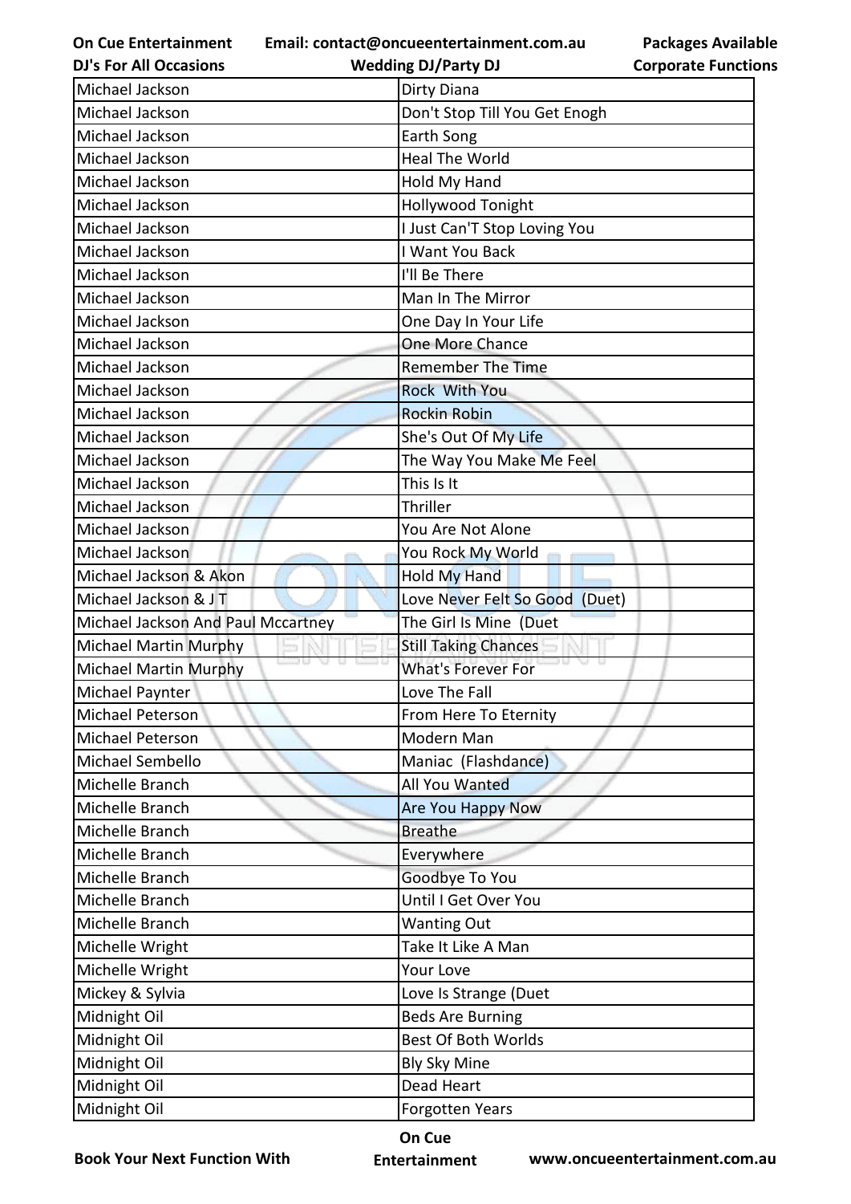| Michael Jackson | Dirty Diana |
|---|---|
| Michael Jackson | Don't Stop Till You Get Enogh |
| Michael Jackson | Earth Song |
| Michael Jackson | Heal The World |
| Michael Jackson | Hold My Hand |
| Michael Jackson | Hollywood Tonight |
| Michael Jackson | I Just Can'T Stop Loving You |
| Michael Jackson | I Want You Back |
| Michael Jackson | I'll Be There |
| Michael Jackson | Man In The Mirror |
| Michael Jackson | One Day In Your Life |
| Michael Jackson | One More Chance |
| Michael Jackson | Remember The Time |
| Michael Jackson | Rock  With You |
| Michael Jackson | Rockin Robin |
| Michael Jackson | She's Out Of My Life |
| Michael Jackson | The Way You Make Me Feel |
| Michael Jackson | This Is It |
| Michael Jackson | Thriller |
| Michael Jackson | You Are Not Alone |
| Michael Jackson | You Rock My World |
| Michael Jackson & Akon | Hold My Hand |
| Michael Jackson & J T | Love Never Felt So Good  (Duet) |
| Michael Jackson And Paul Mccartney | The Girl Is Mine  (Duet |
| Michael Martin Murphy | Still Taking Chances |
| Michael Martin Murphy | What's Forever For |
| Michael Paynter | Love The Fall |
| Michael Peterson | From Here To Eternity |
| Michael Peterson | Modern Man |
| Michael Sembello | Maniac  (Flashdance) |
| Michelle Branch | All You Wanted |
| Michelle Branch | Are You Happy Now |
| Michelle Branch | Breathe |
| Michelle Branch | Everywhere |
| Michelle Branch | Goodbye To You |
| Michelle Branch | Until I Get Over You |
| Michelle Branch | Wanting Out |
| Michelle Wright | Take It Like A Man |
| Michelle Wright | Your Love |
| Mickey & Sylvia | Love Is Strange (Duet |
| Midnight Oil | Beds Are Burning |
| Midnight Oil | Best Of Both Worlds |
| Midnight Oil | Bly Sky Mine |
| Midnight Oil | Dead Heart |
| Midnight Oil | Forgotten Years |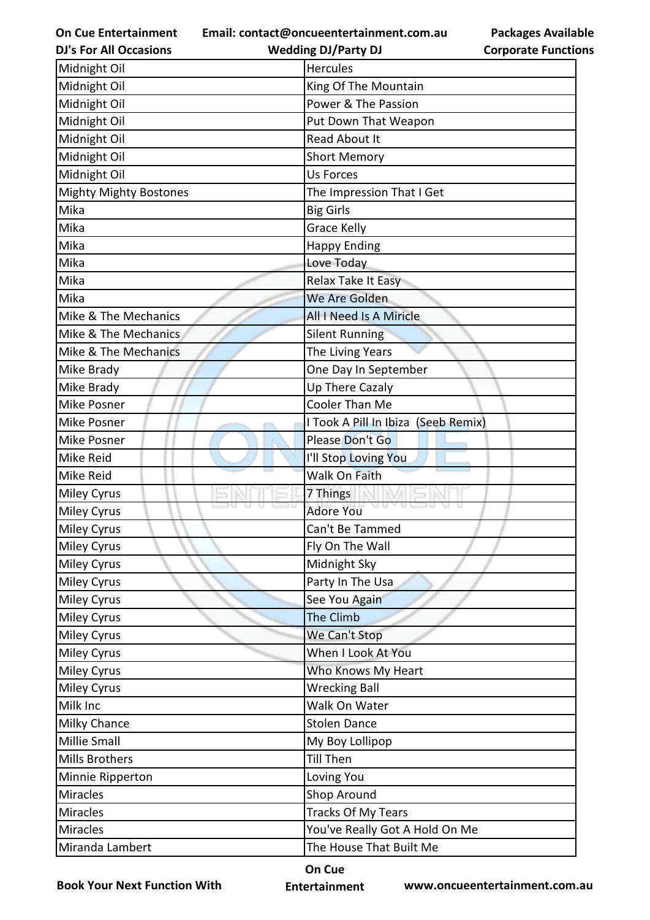| Midnight Oil | Hercules |
|---|---|
| Midnight Oil | King Of The Mountain |
| Midnight Oil | Power & The Passion |
| Midnight Oil | Put Down That Weapon |
| Midnight Oil | Read About It |
| Midnight Oil | Short Memory |
| Midnight Oil | Us Forces |
| Mighty Mighty Bostones | The Impression That I Get |
| Mika | Big Girls |
| Mika | Grace Kelly |
| Mika | Happy Ending |
| Mika | Love Today |
| Mika | Relax Take It Easy |
| Mika | We Are Golden |
| Mike & The Mechanics | All I Need Is A Miricle |
| Mike & The Mechanics | Silent Running |
| Mike & The Mechanics | The Living Years |
| Mike Brady | One Day In September |
| Mike Brady | Up There Cazaly |
| Mike Posner | Cooler Than Me |
| Mike Posner | I Took A Pill In Ibiza  (Seeb Remix) |
| Mike Posner | Please Don't Go |
| Mike Reid | I'll Stop Loving You |
| Mike Reid | Walk On Faith |
| Miley Cyrus | 7 Things |
| Miley Cyrus | Adore You |
| Miley Cyrus | Can't Be Tammed |
| Miley Cyrus | Fly On The Wall |
| Miley Cyrus | Midnight Sky |
| Miley Cyrus | Party In The Usa |
| Miley Cyrus | See You Again |
| Miley Cyrus | The Climb |
| Miley Cyrus | We Can't Stop |
| Miley Cyrus | When I Look At You |
| Miley Cyrus | Who Knows My Heart |
| Miley Cyrus | Wrecking Ball |
| Milk Inc | Walk On Water |
| Milky Chance | Stolen Dance |
| Millie Small | My Boy Lollipop |
| Mills Brothers | Till Then |
| Minnie Ripperton | Loving You |
| Miracles | Shop Around |
| Miracles | Tracks Of My Tears |
| Miracles | You've Really Got A Hold On Me |
| Miranda Lambert | The House That Built Me |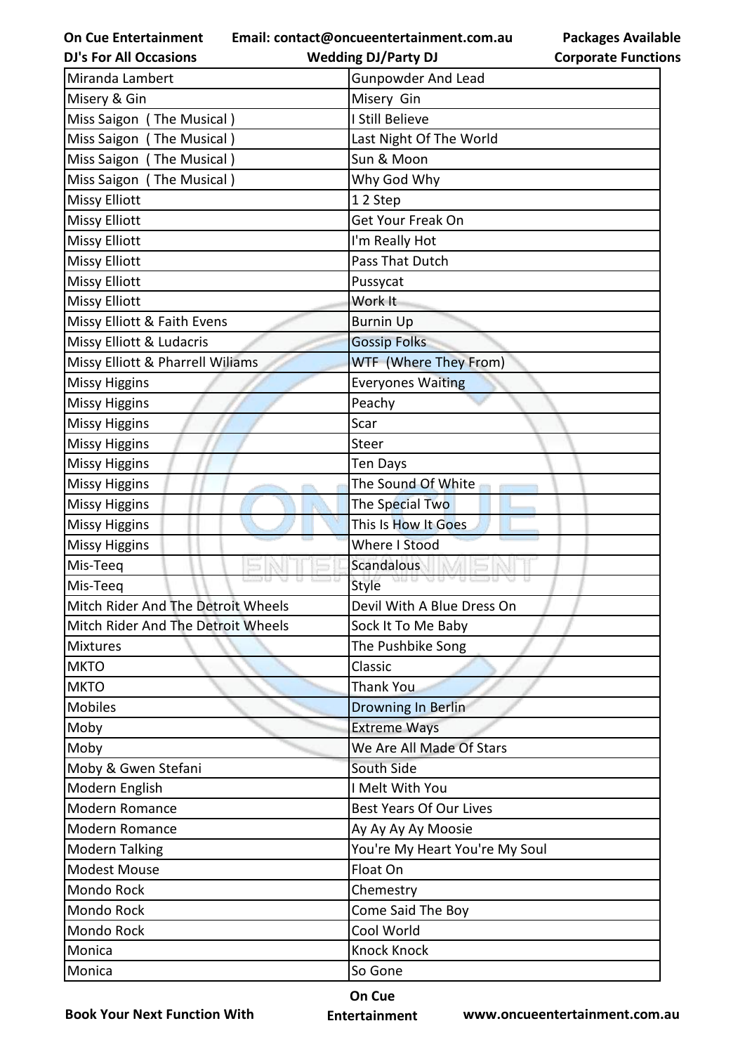| Miranda Lambert | Gunpowder And Lead |
|---|---|
| Misery & Gin | Misery  Gin |
| Miss Saigon  ( The Musical ) | I Still Believe |
| Miss Saigon  ( The Musical ) | Last Night Of The World |
| Miss Saigon  ( The Musical ) | Sun & Moon |
| Miss Saigon  ( The Musical ) | Why God Why |
| Missy Elliott | 1 2 Step |
| Missy Elliott | Get Your Freak On |
| Missy Elliott | I'm Really Hot |
| Missy Elliott | Pass That Dutch |
| Missy Elliott | Pussycat |
| Missy Elliott | Work It |
| Missy Elliott & Faith Evens | Burnin Up |
| Missy Elliott & Ludacris | Gossip Folks |
| Missy Elliott & Pharrell Wiliams | WTF  (Where They From) |
| Missy Higgins | Everyones Waiting |
| Missy Higgins | Peachy |
| Missy Higgins | Scar |
| Missy Higgins | Steer |
| Missy Higgins | Ten Days |
| Missy Higgins | The Sound Of White |
| Missy Higgins | The Special Two |
| Missy Higgins | This Is How It Goes |
| Missy Higgins | Where I Stood |
| Mis-Teeq | Scandalous |
| Mis-Teeq | Style |
| Mitch Rider And The Detroit Wheels | Devil With A Blue Dress On |
| Mitch Rider And The Detroit Wheels | Sock It To Me Baby |
| Mixtures | The Pushbike Song |
| MKTO | Classic |
| MKTO | Thank You |
| Mobiles | Drowning In Berlin |
| Moby | Extreme Ways |
| Moby | We Are All Made Of Stars |
| Moby & Gwen Stefani | South Side |
| Modern English | I Melt With You |
| Modern Romance | Best Years Of Our Lives |
| Modern Romance | Ay Ay Ay Ay Moosie |
| Modern Talking | You're My Heart You're My Soul |
| Modest Mouse | Float On |
| Mondo Rock | Chemestry |
| Mondo Rock | Come Said The Boy |
| Mondo Rock | Cool World |
| Monica | Knock Knock |
| Monica | So Gone |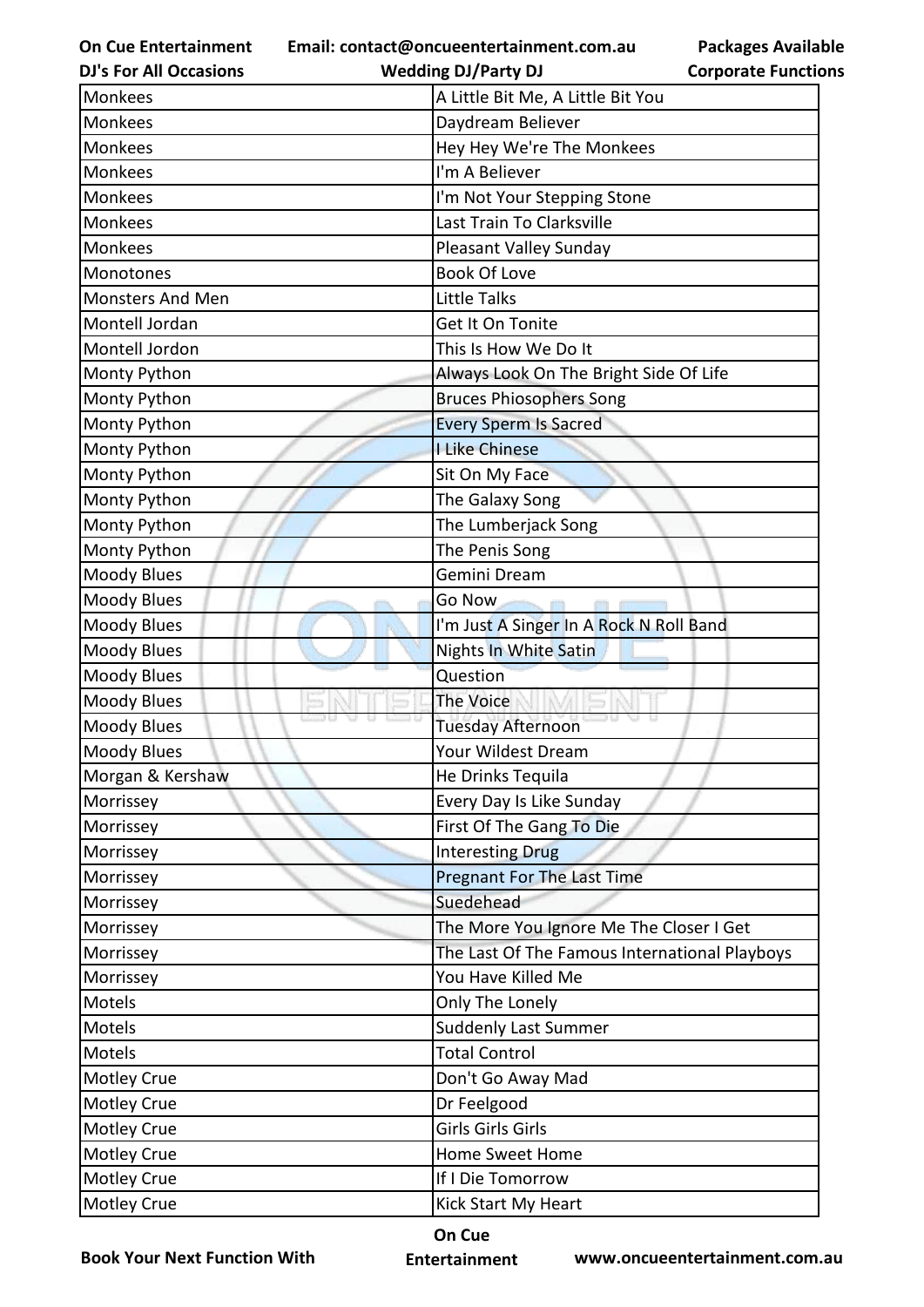| Monkees | A Little Bit Me, A Little Bit You |
|---|---|
| Monkees | Daydream Believer |
| Monkees | Hey Hey We're The Monkees |
| Monkees | I'm A Believer |
| Monkees | I'm Not Your Stepping Stone |
| Monkees | Last Train To Clarksville |
| Monkees | Pleasant Valley Sunday |
| Monotones | Book Of Love |
| Monsters And Men | Little Talks |
| Montell Jordan | Get It On Tonite |
| Montell Jordon | This Is How We Do It |
| Monty Python | Always Look On The Bright Side Of Life |
| Monty Python | Bruces Phiosophers Song |
| Monty Python | Every Sperm Is Sacred |
| Monty Python | I Like Chinese |
| Monty Python | Sit On My Face |
| Monty Python | The Galaxy Song |
| Monty Python | The Lumberjack Song |
| Monty Python | The Penis Song |
| Moody Blues | Gemini Dream |
| Moody Blues | Go Now |
| Moody Blues | I'm Just A Singer In A Rock N Roll Band |
| Moody Blues | Nights In White Satin |
| Moody Blues | Question |
| Moody Blues | The Voice |
| Moody Blues | Tuesday Afternoon |
| Moody Blues | Your Wildest Dream |
| Morgan & Kershaw | He Drinks Tequila |
| Morrissey | Every Day Is Like Sunday |
| Morrissey | First Of The Gang To Die |
| Morrissey | Interesting Drug |
| Morrissey | Pregnant For The Last Time |
| Morrissey | Suedehead |
| Morrissey | The More You Ignore Me The Closer I Get |
| Morrissey | The Last Of The Famous International Playboys |
| Morrissey | You Have Killed Me |
| Motels | Only The Lonely |
| Motels | Suddenly Last Summer |
| Motels | Total Control |
| Motley Crue | Don't Go Away Mad |
| Motley Crue | Dr Feelgood |
| Motley Crue | Girls Girls Girls |
| Motley Crue | Home Sweet Home |
| Motley Crue | If I Die Tomorrow |
| Motley Crue | Kick Start My Heart |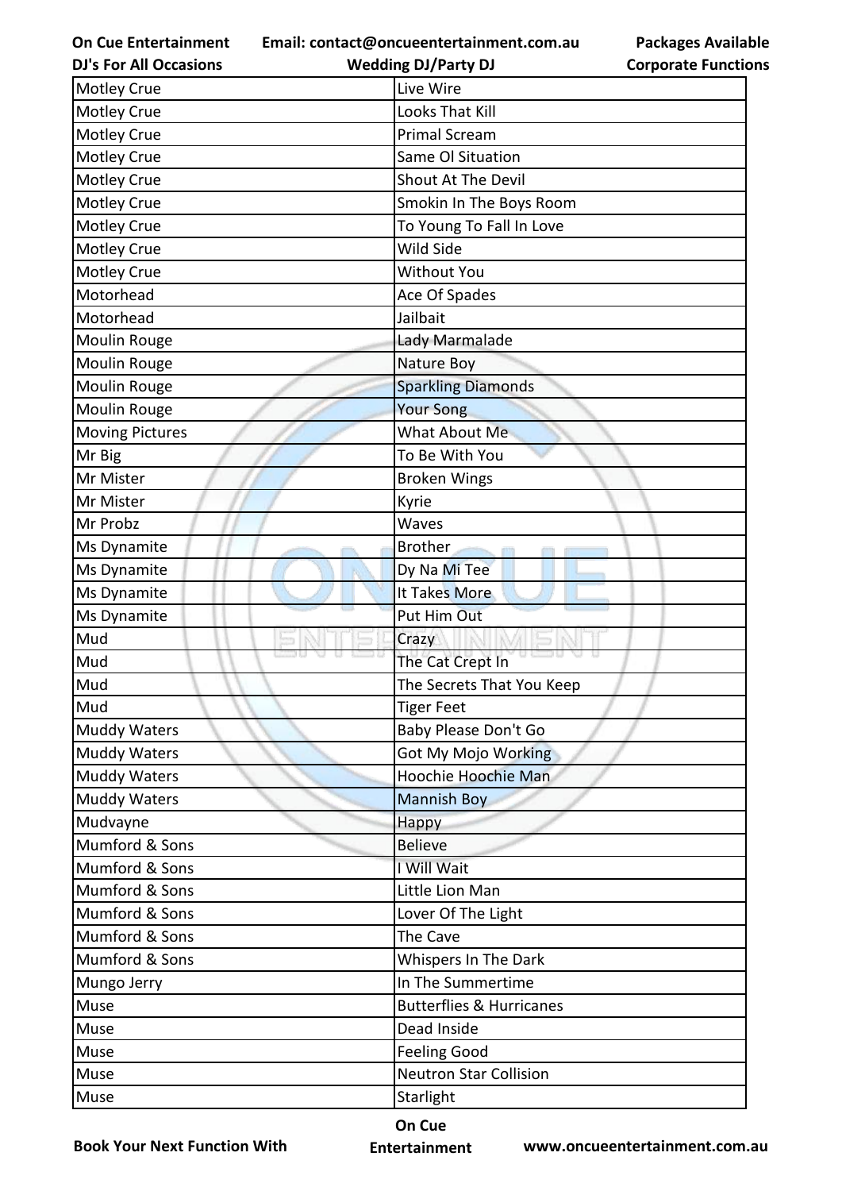| Motley Crue | Live Wire |
|---|---|
| Motley Crue | Looks That Kill |
| Motley Crue | Primal Scream |
| Motley Crue | Same Ol Situation |
| Motley Crue | Shout At The Devil |
| Motley Crue | Smokin In The Boys Room |
| Motley Crue | To Young To Fall In Love |
| Motley Crue | Wild Side |
| Motley Crue | Without You |
| Motorhead | Ace Of Spades |
| Motorhead | Jailbait |
| Moulin Rouge | Lady Marmalade |
| Moulin Rouge | Nature Boy |
| Moulin Rouge | Sparkling Diamonds |
| Moulin Rouge | Your Song |
| Moving Pictures | What About Me |
| Mr Big | To Be With You |
| Mr Mister | Broken Wings |
| Mr Mister | Kyrie |
| Mr Probz | Waves |
| Ms Dynamite | Brother |
| Ms Dynamite | Dy Na Mi Tee |
| Ms Dynamite | It Takes More |
| Ms Dynamite | Put Him Out |
| Mud | Crazy |
| Mud | The Cat Crept In |
| Mud | The Secrets That You Keep |
| Mud | Tiger Feet |
| Muddy Waters | Baby Please Don't Go |
| Muddy Waters | Got My Mojo Working |
| Muddy Waters | Hoochie Hoochie Man |
| Muddy Waters | Mannish Boy |
| Mudvayne | Happy |
| Mumford & Sons | Believe |
| Mumford & Sons | I Will Wait |
| Mumford & Sons | Little Lion Man |
| Mumford & Sons | Lover Of The Light |
| Mumford & Sons | The Cave |
| Mumford & Sons | Whispers In The Dark |
| Mungo Jerry | In The Summertime |
| Muse | Butterflies & Hurricanes |
| Muse | Dead Inside |
| Muse | Feeling Good |
| Muse | Neutron Star Collision |
| Muse | Starlight |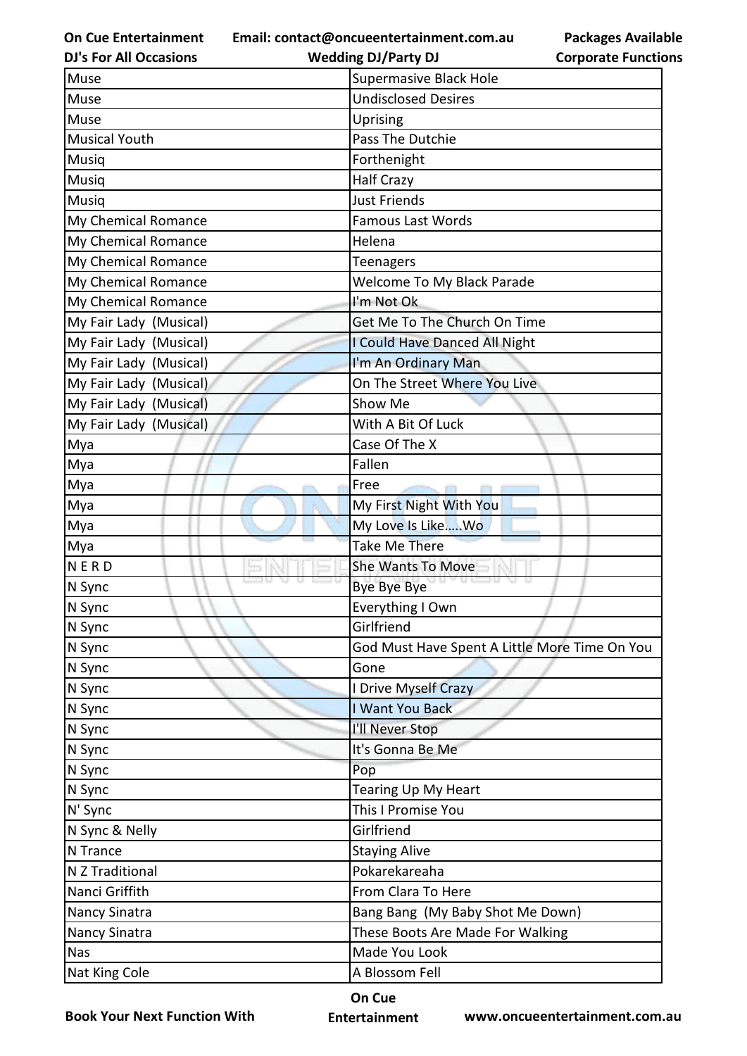| Muse | Supermasive Black Hole |
|---|---|
| Muse | Undisclosed Desires |
| Muse | Uprising |
| Musical Youth | Pass The Dutchie |
| Musiq | Forthenight |
| Musiq | Half Crazy |
| Musiq | Just Friends |
| My Chemical Romance | Famous Last Words |
| My Chemical Romance | Helena |
| My Chemical Romance | Teenagers |
| My Chemical Romance | Welcome To My Black Parade |
| My Chemical Romance | I'm Not Ok |
| My Fair Lady (Musical) | Get Me To The Church On Time |
| My Fair Lady (Musical) | I Could Have Danced All Night |
| My Fair Lady (Musical) | I'm An Ordinary Man |
| My Fair Lady (Musical) | On The Street Where You Live |
| My Fair Lady (Musical) | Show Me |
| My Fair Lady (Musical) | With A Bit Of Luck |
| Mya | Case Of The X |
| Mya | Fallen |
| Mya | Free |
| Mya | My First Night With You |
| Mya | My Love Is Like.....Wo |
| Mya | Take Me There |
| N E R D | She Wants To Move |
| N Sync | Bye Bye Bye |
| N Sync | Everything I Own |
| N Sync | Girlfriend |
| N Sync | God Must Have Spent A Little More Time On You |
| N Sync | Gone |
| N Sync | I Drive Myself Crazy |
| N Sync | I Want You Back |
| N Sync | I'll Never Stop |
| N Sync | It's Gonna Be Me |
| N Sync | Pop |
| N Sync | Tearing Up My Heart |
| N' Sync | This I Promise You |
| N Sync & Nelly | Girlfriend |
| N Trance | Staying Alive |
| N Z Traditional | Pokarekareaha |
| Nanci Griffith | From Clara To Here |
| Nancy Sinatra | Bang Bang (My Baby Shot Me Down) |
| Nancy Sinatra | These Boots Are Made For Walking |
| Nas | Made You Look |
| Nat King Cole | A Blossom Fell |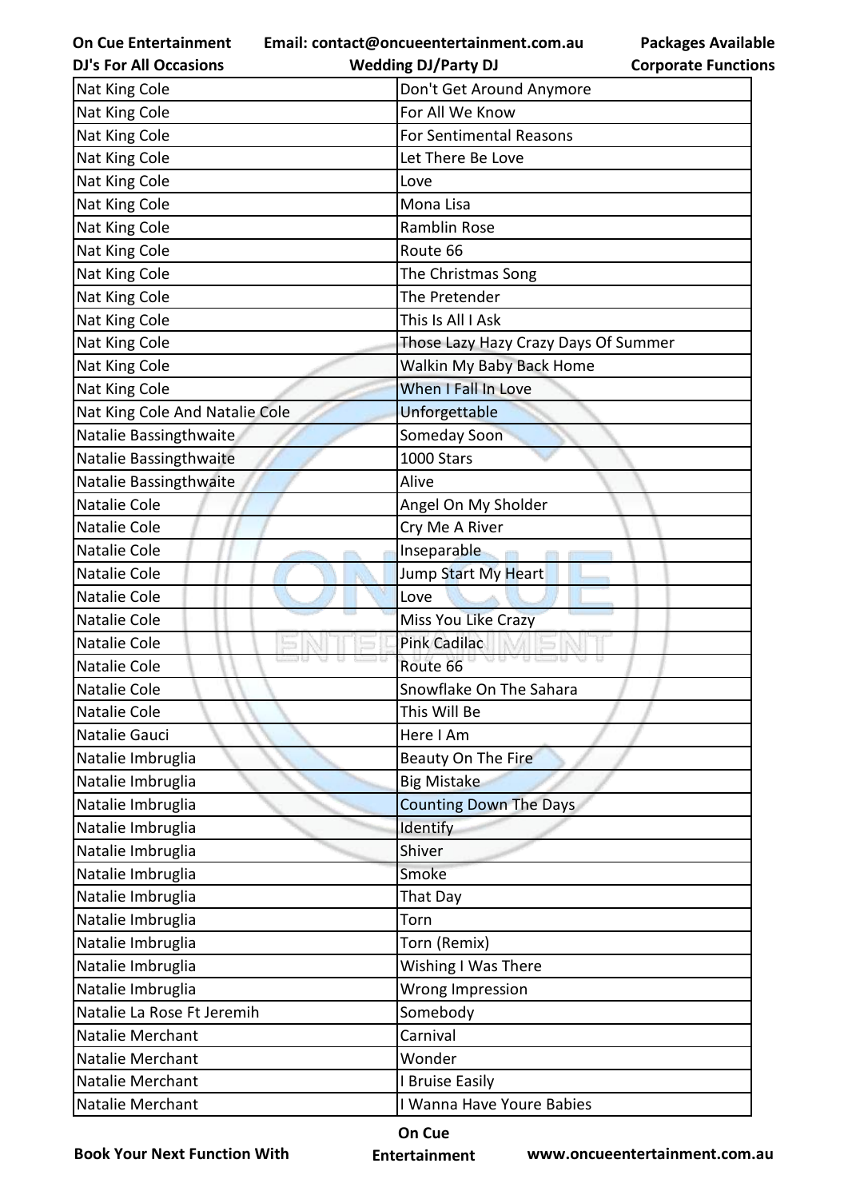| Nat King Cole | Don't Get Around Anymore |
|---|---|
| Nat King Cole | For All We Know |
| Nat King Cole | For Sentimental Reasons |
| Nat King Cole | Let There Be Love |
| Nat King Cole | Love |
| Nat King Cole | Mona Lisa |
| Nat King Cole | Ramblin Rose |
| Nat King Cole | Route 66 |
| Nat King Cole | The Christmas Song |
| Nat King Cole | The Pretender |
| Nat King Cole | This Is All I Ask |
| Nat King Cole | Those Lazy Hazy Crazy Days Of Summer |
| Nat King Cole | Walkin My Baby Back Home |
| Nat King Cole | When I Fall In Love |
| Nat King Cole And Natalie Cole | Unforgettable |
| Natalie Bassingthwaite | Someday Soon |
| Natalie Bassingthwaite | 1000 Stars |
| Natalie Bassingthwaite | Alive |
| Natalie Cole | Angel On My Sholder |
| Natalie Cole | Cry Me A River |
| Natalie Cole | Inseparable |
| Natalie Cole | Jump Start My Heart |
| Natalie Cole | Love |
| Natalie Cole | Miss You Like Crazy |
| Natalie Cole | Pink Cadilac |
| Natalie Cole | Route 66 |
| Natalie Cole | Snowflake On The Sahara |
| Natalie Cole | This Will Be |
| Natalie Gauci | Here I Am |
| Natalie Imbruglia | Beauty On The Fire |
| Natalie Imbruglia | Big Mistake |
| Natalie Imbruglia | Counting Down The Days |
| Natalie Imbruglia | Identify |
| Natalie Imbruglia | Shiver |
| Natalie Imbruglia | Smoke |
| Natalie Imbruglia | That Day |
| Natalie Imbruglia | Torn |
| Natalie Imbruglia | Torn (Remix) |
| Natalie Imbruglia | Wishing I Was There |
| Natalie Imbruglia | Wrong Impression |
| Natalie La Rose Ft Jeremih | Somebody |
| Natalie Merchant | Carnival |
| Natalie Merchant | Wonder |
| Natalie Merchant | I Bruise Easily |
| Natalie Merchant | I Wanna Have Youre Babies |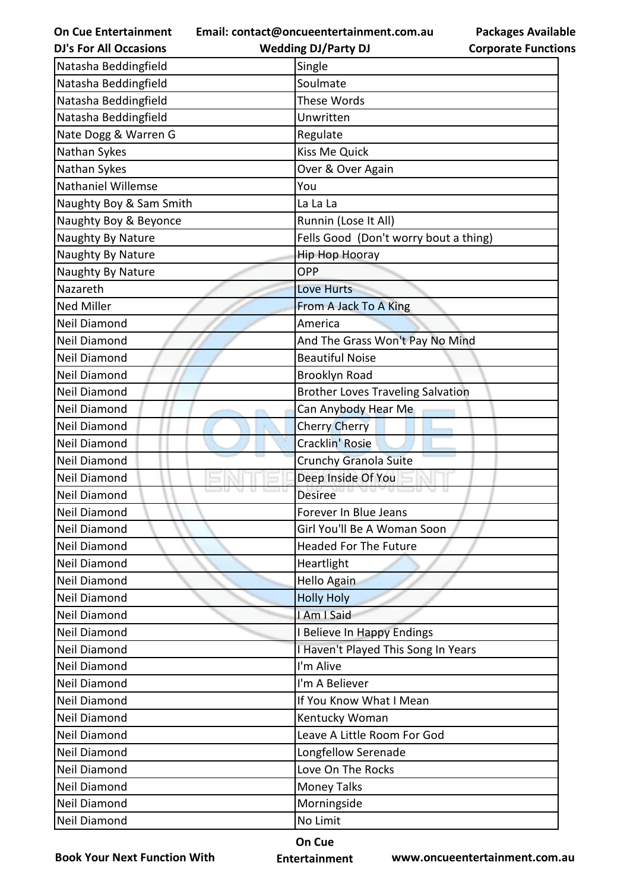| Natasha Beddingfield | Single |
|---|---|
| Natasha Beddingfield | Soulmate |
| Natasha Beddingfield | These Words |
| Natasha Beddingfield | Unwritten |
| Nate Dogg & Warren G | Regulate |
| Nathan Sykes | Kiss Me Quick |
| Nathan Sykes | Over & Over Again |
| Nathaniel Willemse | You |
| Naughty Boy & Sam Smith | La La La |
| Naughty Boy & Beyonce | Runnin (Lose It All) |
| Naughty By Nature | Fells Good (Don't worry bout a thing) |
| Naughty By Nature | Hip Hop Hooray |
| Naughty By Nature | OPP |
| Nazareth | Love Hurts |
| Ned Miller | From A Jack To A King |
| Neil Diamond | America |
| Neil Diamond | And The Grass Won't Pay No Mind |
| Neil Diamond | Beautiful Noise |
| Neil Diamond | Brooklyn Road |
| Neil Diamond | Brother Loves Traveling Salvation |
| Neil Diamond | Can Anybody Hear Me |
| Neil Diamond | Cherry Cherry |
| Neil Diamond | Cracklin' Rosie |
| Neil Diamond | Crunchy Granola Suite |
| Neil Diamond | Deep Inside Of You |
| Neil Diamond | Desiree |
| Neil Diamond | Forever In Blue Jeans |
| Neil Diamond | Girl You'll Be A Woman Soon |
| Neil Diamond | Headed For The Future |
| Neil Diamond | Heartlight |
| Neil Diamond | Hello Again |
| Neil Diamond | Holly Holy |
| Neil Diamond | I Am I Said |
| Neil Diamond | I Believe In Happy Endings |
| Neil Diamond | I Haven't Played This Song In Years |
| Neil Diamond | I'm Alive |
| Neil Diamond | I'm A Believer |
| Neil Diamond | If You Know What I Mean |
| Neil Diamond | Kentucky Woman |
| Neil Diamond | Leave A Little Room For God |
| Neil Diamond | Longfellow Serenade |
| Neil Diamond | Love On The Rocks |
| Neil Diamond | Money Talks |
| Neil Diamond | Morningside |
| Neil Diamond | No Limit |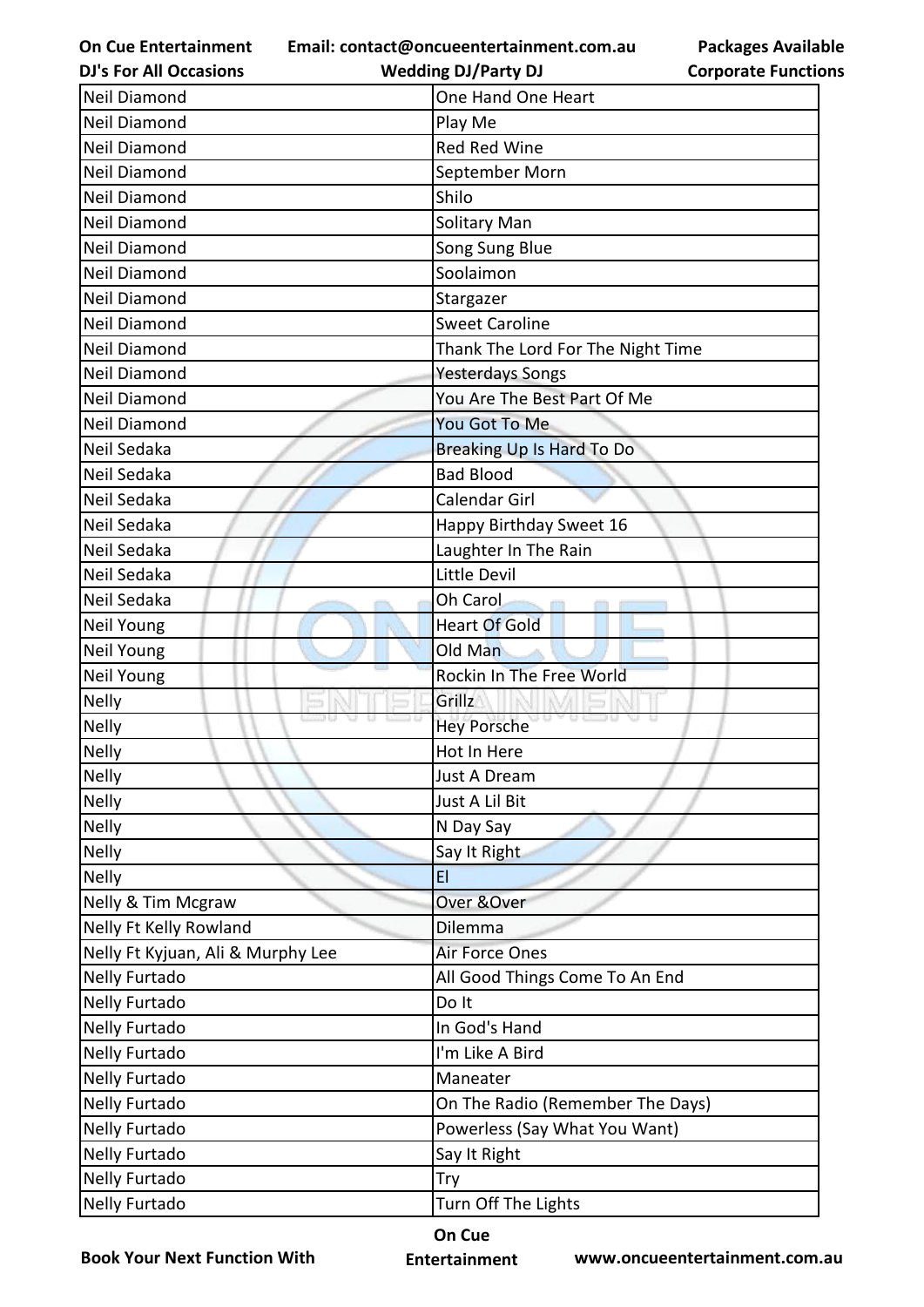| Neil Diamond | One Hand One Heart |
|---|---|
| Neil Diamond | Play Me |
| Neil Diamond | Red Red Wine |
| Neil Diamond | September Morn |
| Neil Diamond | Shilo |
| Neil Diamond | Solitary Man |
| Neil Diamond | Song Sung Blue |
| Neil Diamond | Soolaimon |
| Neil Diamond | Stargazer |
| Neil Diamond | Sweet Caroline |
| Neil Diamond | Thank The Lord For The Night Time |
| Neil Diamond | Yesterdays Songs |
| Neil Diamond | You Are The Best Part Of Me |
| Neil Diamond | You Got To Me |
| Neil Sedaka | Breaking Up Is Hard To Do |
| Neil Sedaka | Bad Blood |
| Neil Sedaka | Calendar Girl |
| Neil Sedaka | Happy Birthday Sweet 16 |
| Neil Sedaka | Laughter In The Rain |
| Neil Sedaka | Little Devil |
| Neil Sedaka | Oh Carol |
| Neil Young | Heart Of Gold |
| Neil Young | Old Man |
| Neil Young | Rockin In The Free World |
| Nelly | Grillz |
| Nelly | Hey Porsche |
| Nelly | Hot In Here |
| Nelly | Just A Dream |
| Nelly | Just A Lil Bit |
| Nelly | N Day Say |
| Nelly | Say It Right |
| Nelly | EI |
| Nelly & Tim Mcgraw | Over &Over |
| Nelly Ft Kelly Rowland | Dilemma |
| Nelly Ft Kyjuan, Ali & Murphy Lee | Air Force Ones |
| Nelly Furtado | All Good Things Come To An End |
| Nelly Furtado | Do It |
| Nelly Furtado | In God's Hand |
| Nelly Furtado | I'm Like A Bird |
| Nelly Furtado | Maneater |
| Nelly Furtado | On The Radio (Remember The Days) |
| Nelly Furtado | Powerless (Say What You Want) |
| Nelly Furtado | Say It Right |
| Nelly Furtado | Try |
| Nelly Furtado | Turn Off The Lights |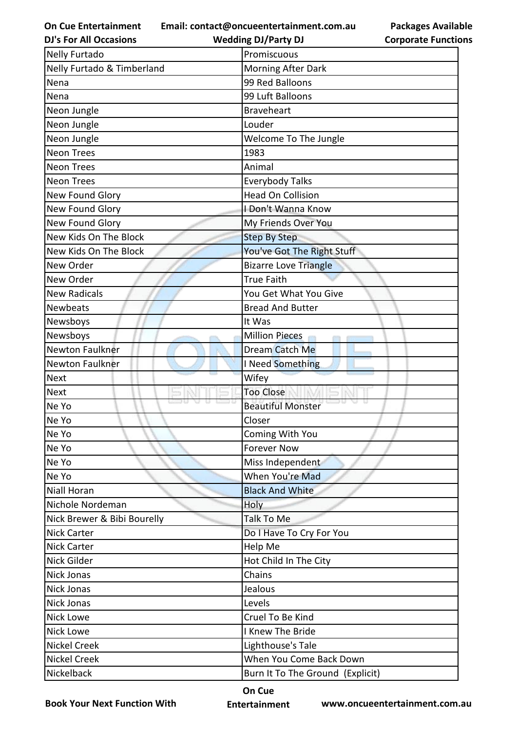| Nelly Furtado | Promiscuous |
|---|---|
| Nelly Furtado & Timberland | Morning After Dark |
| Nena | 99 Red Balloons |
| Nena | 99 Luft Balloons |
| Neon Jungle | Braveheart |
| Neon Jungle | Louder |
| Neon Jungle | Welcome To The Jungle |
| Neon Trees | 1983 |
| Neon Trees | Animal |
| Neon Trees | Everybody Talks |
| New Found Glory | Head On Collision |
| New Found Glory | I Don't Wanna Know |
| New Found Glory | My Friends Over You |
| New Kids On The Block | Step By Step |
| New Kids On The Block | You've Got The Right Stuff |
| New Order | Bizarre Love Triangle |
| New Order | True Faith |
| New Radicals | You Get What You Give |
| Newbeats | Bread And Butter |
| Newsboys | It Was |
| Newsboys | Million Pieces |
| Newton Faulkner | Dream Catch Me |
| Newton Faulkner | I Need Something |
| Next | Wifey |
| Next | Too Close |
| Ne Yo | Beautiful Monster |
| Ne Yo | Closer |
| Ne Yo | Coming With You |
| Ne Yo | Forever Now |
| Ne Yo | Miss Independent |
| Ne Yo | When You're Mad |
| Niall Horan | Black And White |
| Nichole Nordeman | Holy |
| Nick Brewer & Bibi Bourelly | Talk To Me |
| Nick Carter | Do I Have To Cry For You |
| Nick Carter | Help Me |
| Nick Gilder | Hot Child In The City |
| Nick Jonas | Chains |
| Nick Jonas | Jealous |
| Nick Jonas | Levels |
| Nick Lowe | Cruel To Be Kind |
| Nick Lowe | I Knew The Bride |
| Nickel Creek | Lighthouse's Tale |
| Nickel Creek | When You Come Back Down |
| Nickelback | Burn It To The Ground  (Explicit) |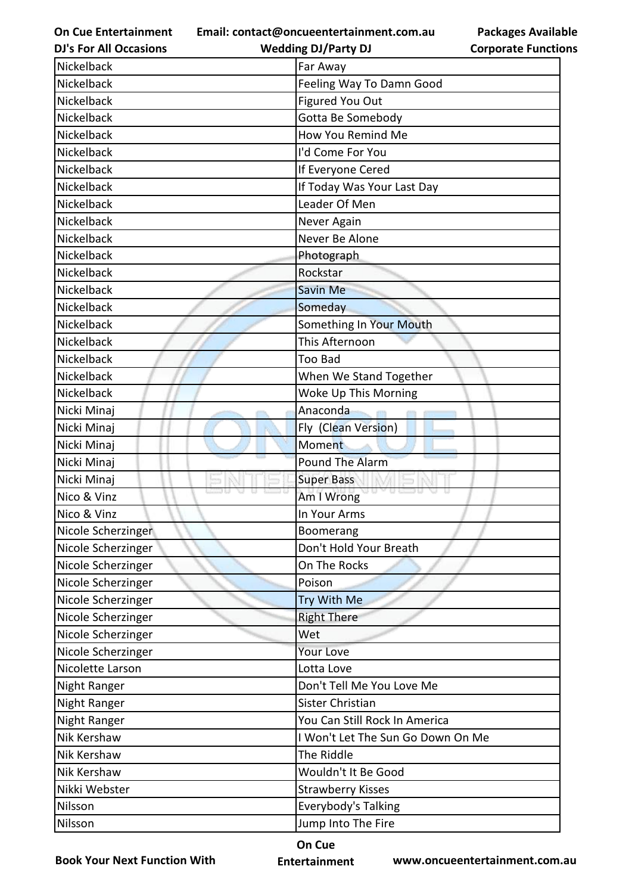| Nickelback | Far Away |
|---|---|
| Nickelback | Feeling Way To Damn Good |
| Nickelback | Figured You Out |
| Nickelback | Gotta Be Somebody |
| Nickelback | How You Remind Me |
| Nickelback | I'd Come For You |
| Nickelback | If Everyone Cered |
| Nickelback | If Today Was Your Last Day |
| Nickelback | Leader Of Men |
| Nickelback | Never Again |
| Nickelback | Never Be Alone |
| Nickelback | Photograph |
| Nickelback | Rockstar |
| Nickelback | Savin Me |
| Nickelback | Someday |
| Nickelback | Something In Your Mouth |
| Nickelback | This Afternoon |
| Nickelback | Too Bad |
| Nickelback | When We Stand Together |
| Nickelback | Woke Up This Morning |
| Nicki Minaj | Anaconda |
| Nicki Minaj | Fly  (Clean Version) |
| Nicki Minaj | Moment |
| Nicki Minaj | Pound The Alarm |
| Nicki Minaj | Super Bass |
| Nico & Vinz | Am I Wrong |
| Nico & Vinz | In Your Arms |
| Nicole Scherzinger | Boomerang |
| Nicole Scherzinger | Don't Hold Your Breath |
| Nicole Scherzinger | On The Rocks |
| Nicole Scherzinger | Poison |
| Nicole Scherzinger | Try With Me |
| Nicole Scherzinger | Right There |
| Nicole Scherzinger | Wet |
| Nicole Scherzinger | Your Love |
| Nicolette Larson | Lotta Love |
| Night Ranger | Don't Tell Me You Love Me |
| Night Ranger | Sister Christian |
| Night Ranger | You Can Still Rock In America |
| Nik Kershaw | I Won't Let The Sun Go Down On Me |
| Nik Kershaw | The Riddle |
| Nik Kershaw | Wouldn't It Be Good |
| Nikki Webster | Strawberry Kisses |
| Nilsson | Everybody's Talking |
| Nilsson | Jump Into The Fire |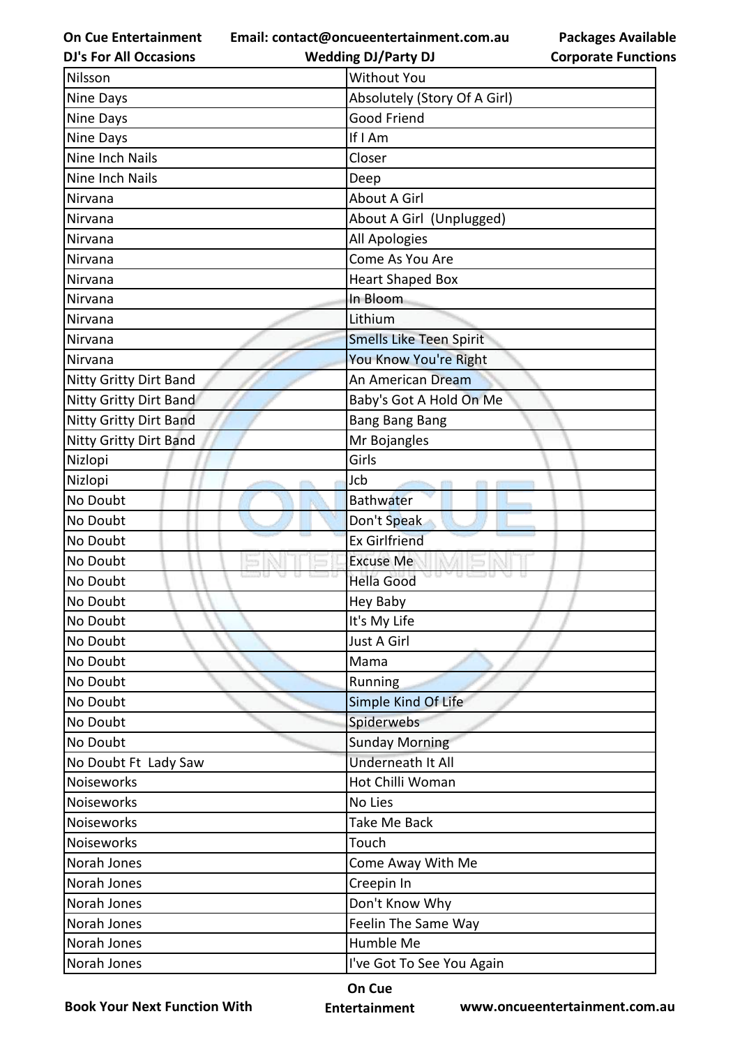| Nilsson | Without You |
|---|---|
| Nine Days | Absolutely (Story Of A Girl) |
| Nine Days | Good Friend |
| Nine Days | If I Am |
| Nine Inch Nails | Closer |
| Nine Inch Nails | Deep |
| Nirvana | About A Girl |
| Nirvana | About A Girl (Unplugged) |
| Nirvana | All Apologies |
| Nirvana | Come As You Are |
| Nirvana | Heart Shaped Box |
| Nirvana | In Bloom |
| Nirvana | Lithium |
| Nirvana | Smells Like Teen Spirit |
| Nirvana | You Know You're Right |
| Nitty Gritty Dirt Band | An American Dream |
| Nitty Gritty Dirt Band | Baby's Got A Hold On Me |
| Nitty Gritty Dirt Band | Bang Bang Bang |
| Nitty Gritty Dirt Band | Mr Bojangles |
| Nizlopi | Girls |
| Nizlopi | Jcb |
| No Doubt | Bathwater |
| No Doubt | Don't Speak |
| No Doubt | Ex Girlfriend |
| No Doubt | Excuse Me |
| No Doubt | Hella Good |
| No Doubt | Hey Baby |
| No Doubt | It's My Life |
| No Doubt | Just A Girl |
| No Doubt | Mama |
| No Doubt | Running |
| No Doubt | Simple Kind Of Life |
| No Doubt | Spiderwebs |
| No Doubt | Sunday Morning |
| No Doubt Ft Lady Saw | Underneath It All |
| Noiseworks | Hot Chilli Woman |
| Noiseworks | No Lies |
| Noiseworks | Take Me Back |
| Noiseworks | Touch |
| Norah Jones | Come Away With Me |
| Norah Jones | Creepin In |
| Norah Jones | Don't Know Why |
| Norah Jones | Feelin The Same Way |
| Norah Jones | Humble Me |
| Norah Jones | I've Got To See You Again |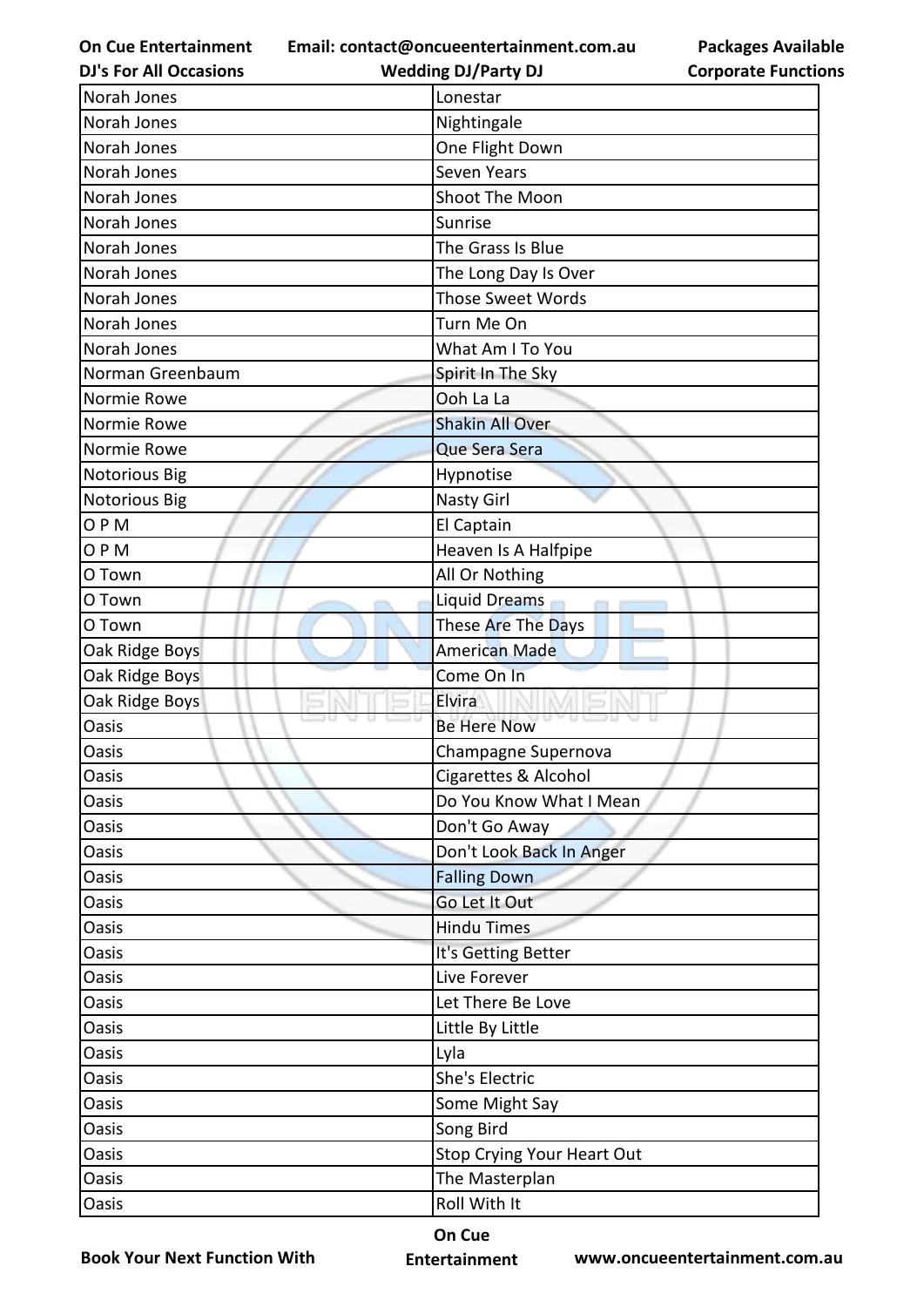| Norah Jones | Lonestar |
| --- | --- |
| Norah Jones | Nightingale |
| Norah Jones | One Flight Down |
| Norah Jones | Seven Years |
| Norah Jones | Shoot The Moon |
| Norah Jones | Sunrise |
| Norah Jones | The Grass Is Blue |
| Norah Jones | The Long Day Is Over |
| Norah Jones | Those Sweet Words |
| Norah Jones | Turn Me On |
| Norah Jones | What Am I To You |
| Norman Greenbaum | Spirit In The Sky |
| Normie Rowe | Ooh La La |
| Normie Rowe | Shakin All Over |
| Normie Rowe | Que Sera Sera |
| Notorious Big | Hypnotise |
| Notorious Big | Nasty Girl |
| O P M | El Captain |
| O P M | Heaven Is A Halfpipe |
| O Town | All Or Nothing |
| O Town | Liquid Dreams |
| O Town | These Are The Days |
| Oak Ridge Boys | American Made |
| Oak Ridge Boys | Come On In |
| Oak Ridge Boys | Elvira |
| Oasis | Be Here Now |
| Oasis | Champagne Supernova |
| Oasis | Cigarettes & Alcohol |
| Oasis | Do You Know What I Mean |
| Oasis | Don't Go Away |
| Oasis | Don't Look Back In Anger |
| Oasis | Falling Down |
| Oasis | Go Let It Out |
| Oasis | Hindu Times |
| Oasis | It's Getting Better |
| Oasis | Live Forever |
| Oasis | Let There Be Love |
| Oasis | Little By Little |
| Oasis | Lyla |
| Oasis | She's Electric |
| Oasis | Some Might Say |
| Oasis | Song Bird |
| Oasis | Stop Crying Your Heart Out |
| Oasis | The Masterplan |
| Oasis | Roll With It |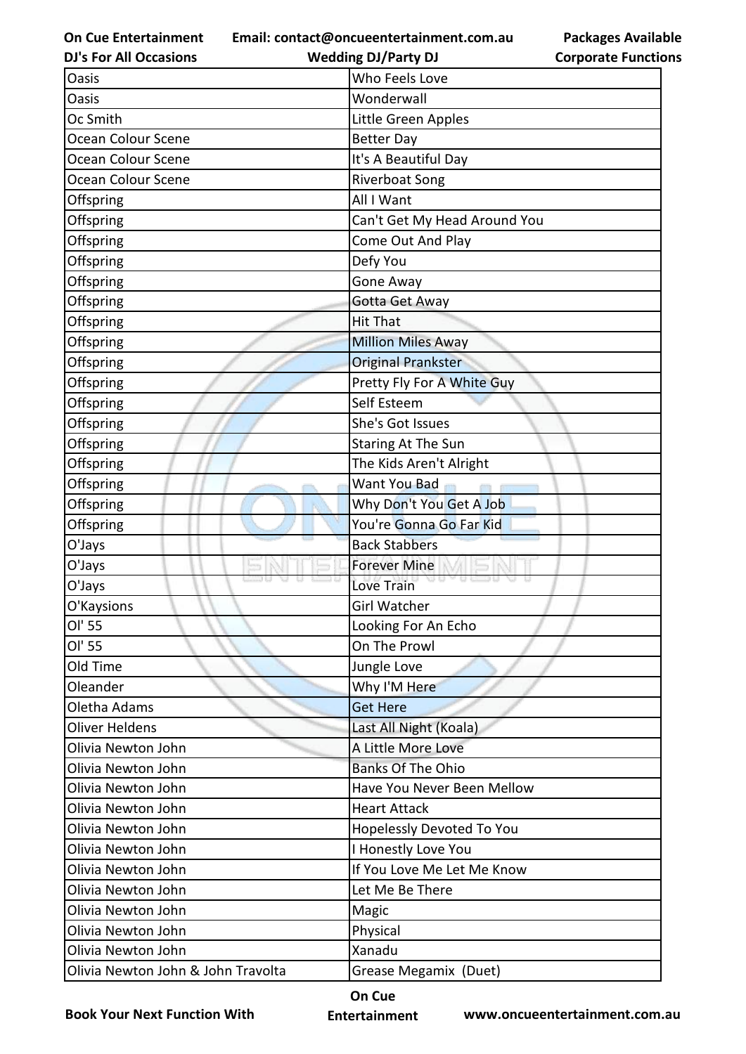| Oasis | Who Feels Love |
| --- | --- |
| Oasis | Wonderwall |
| Oc Smith | Little Green Apples |
| Ocean Colour Scene | Better Day |
| Ocean Colour Scene | It's A Beautiful Day |
| Ocean Colour Scene | Riverboat Song |
| Offspring | All I Want |
| Offspring | Can't Get My Head Around You |
| Offspring | Come Out And Play |
| Offspring | Defy You |
| Offspring | Gone Away |
| Offspring | Gotta Get Away |
| Offspring | Hit That |
| Offspring | Million Miles Away |
| Offspring | Original Prankster |
| Offspring | Pretty Fly For A White Guy |
| Offspring | Self Esteem |
| Offspring | She's Got Issues |
| Offspring | Staring At The Sun |
| Offspring | The Kids Aren't Alright |
| Offspring | Want You Bad |
| Offspring | Why Don't You Get A Job |
| Offspring | You're Gonna Go Far Kid |
| O'Jays | Back Stabbers |
| O'Jays | Forever Mine |
| O'Jays | Love Train |
| O'Kaysions | Girl Watcher |
| Ol' 55 | Looking For An Echo |
| Ol' 55 | On The Prowl |
| Old Time | Jungle Love |
| Oleander | Why I'M Here |
| Oletha Adams | Get Here |
| Oliver Heldens | Last All Night (Koala) |
| Olivia Newton John | A Little More Love |
| Olivia Newton John | Banks Of The Ohio |
| Olivia Newton John | Have You Never Been Mellow |
| Olivia Newton John | Heart Attack |
| Olivia Newton John | Hopelessly Devoted To You |
| Olivia Newton John | I Honestly Love You |
| Olivia Newton John | If You Love Me Let Me Know |
| Olivia Newton John | Let Me Be There |
| Olivia Newton John | Magic |
| Olivia Newton John | Physical |
| Olivia Newton John | Xanadu |
| Olivia Newton John & John Travolta | Grease Megamix (Duet) |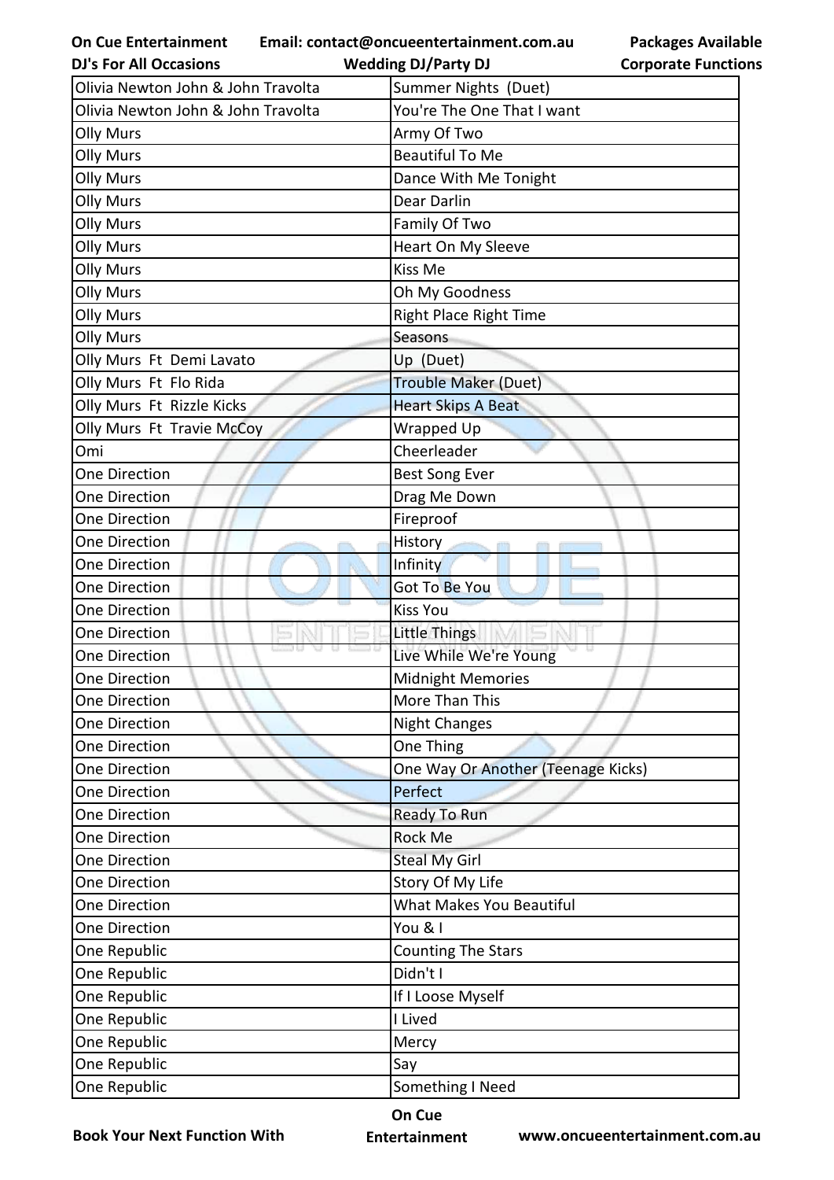| Olivia Newton John & John Travolta | Summer Nights (Duet) |
|---|---|
| Olivia Newton John & John Travolta | You're The One That I want |
| Olly Murs | Army Of Two |
| Olly Murs | Beautiful To Me |
| Olly Murs | Dance With Me Tonight |
| Olly Murs | Dear Darlin |
| Olly Murs | Family Of Two |
| Olly Murs | Heart On My Sleeve |
| Olly Murs | Kiss Me |
| Olly Murs | Oh My Goodness |
| Olly Murs | Right Place Right Time |
| Olly Murs | Seasons |
| Olly Murs Ft Demi Lavato | Up (Duet) |
| Olly Murs Ft Flo Rida | Trouble Maker (Duet) |
| Olly Murs Ft Rizzle Kicks | Heart Skips A Beat |
| Olly Murs Ft Travie McCoy | Wrapped Up |
| Omi | Cheerleader |
| One Direction | Best Song Ever |
| One Direction | Drag Me Down |
| One Direction | Fireproof |
| One Direction | History |
| One Direction | Infinity |
| One Direction | Got To Be You |
| One Direction | Kiss You |
| One Direction | Little Things |
| One Direction | Live While We're Young |
| One Direction | Midnight Memories |
| One Direction | More Than This |
| One Direction | Night Changes |
| One Direction | One Thing |
| One Direction | One Way Or Another (Teenage Kicks) |
| One Direction | Perfect |
| One Direction | Ready To Run |
| One Direction | Rock Me |
| One Direction | Steal My Girl |
| One Direction | Story Of My Life |
| One Direction | What Makes You Beautiful |
| One Direction | You & I |
| One Republic | Counting The Stars |
| One Republic | Didn't I |
| One Republic | If I Loose Myself |
| One Republic | I Lived |
| One Republic | Mercy |
| One Republic | Say |
| One Republic | Something I Need |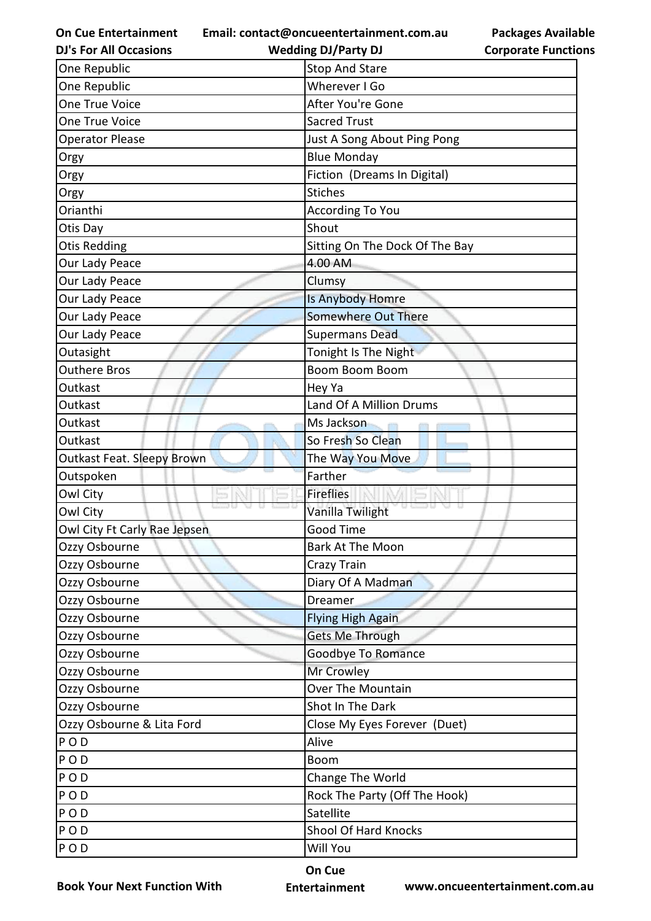| One Republic | Stop And Stare |
|---|---|
| One Republic | Wherever I Go |
| One True Voice | After You're Gone |
| One True Voice | Sacred Trust |
| Operator Please | Just A Song About Ping Pong |
| Orgy | Blue Monday |
| Orgy | Fiction  (Dreams In Digital) |
| Orgy | Stiches |
| Orianthi | According To You |
| Otis Day | Shout |
| Otis Redding | Sitting On The Dock Of The Bay |
| Our Lady Peace | 4.00 AM |
| Our Lady Peace | Clumsy |
| Our Lady Peace | Is Anybody Homre |
| Our Lady Peace | Somewhere Out There |
| Our Lady Peace | Supermans Dead |
| Outasight | Tonight Is The Night |
| Outhere Bros | Boom Boom Boom |
| Outkast | Hey Ya |
| Outkast | Land Of A Million Drums |
| Outkast | Ms Jackson |
| Outkast | So Fresh So Clean |
| Outkast Feat. Sleepy Brown | The Way You Move |
| Outspoken | Farther |
| Owl City | Fireflies |
| Owl City | Vanilla Twilight |
| Owl City Ft Carly Rae Jepsen | Good Time |
| Ozzy Osbourne | Bark At The Moon |
| Ozzy Osbourne | Crazy Train |
| Ozzy Osbourne | Diary Of A Madman |
| Ozzy Osbourne | Dreamer |
| Ozzy Osbourne | Flying High Again |
| Ozzy Osbourne | Gets Me Through |
| Ozzy Osbourne | Goodbye To Romance |
| Ozzy Osbourne | Mr Crowley |
| Ozzy Osbourne | Over The Mountain |
| Ozzy Osbourne | Shot In The Dark |
| Ozzy Osbourne & Lita Ford | Close My Eyes Forever  (Duet) |
| P O D | Alive |
| P O D | Boom |
| P O D | Change The World |
| P O D | Rock The Party (Off The Hook) |
| P O D | Satellite |
| P O D | Shool Of Hard Knocks |
| P O D | Will You |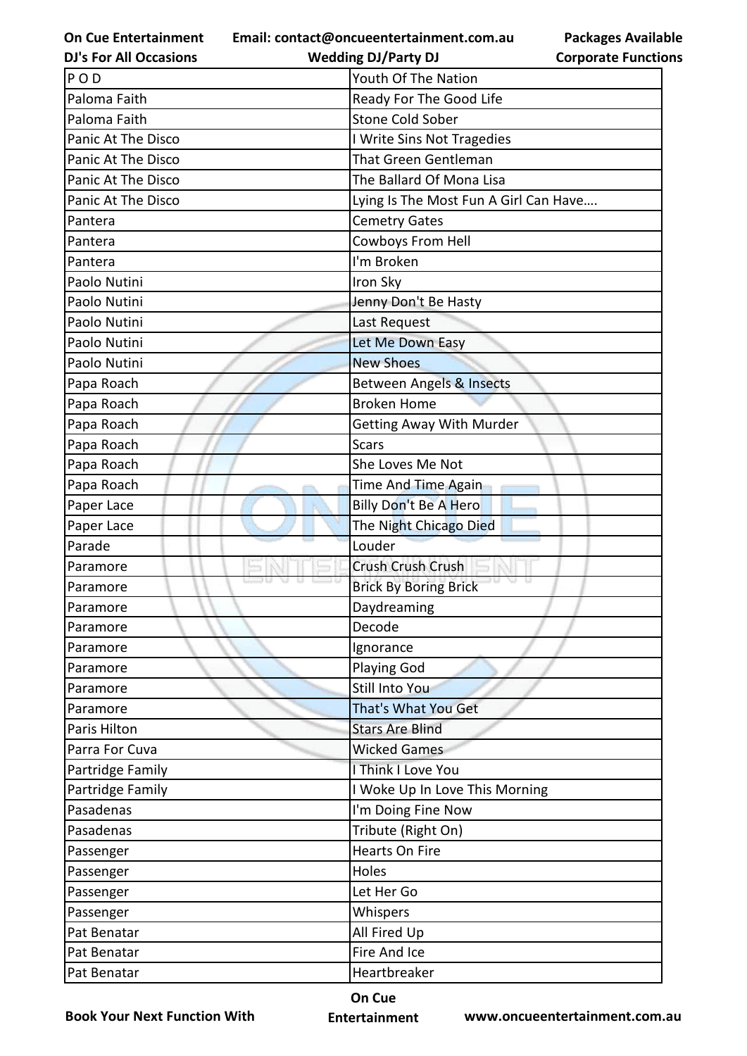| P O D | Youth Of The Nation |
|---|---|
| Paloma Faith | Ready For The Good Life |
| Paloma Faith | Stone Cold Sober |
| Panic At The Disco | I Write Sins Not Tragedies |
| Panic At The Disco | That Green Gentleman |
| Panic At The Disco | The Ballard Of Mona Lisa |
| Panic At The Disco | Lying Is The Most Fun A Girl Can Have.... |
| Pantera | Cemetry Gates |
| Pantera | Cowboys From Hell |
| Pantera | I'm Broken |
| Paolo Nutini | Iron Sky |
| Paolo Nutini | Jenny Don't Be Hasty |
| Paolo Nutini | Last Request |
| Paolo Nutini | Let Me Down Easy |
| Paolo Nutini | New Shoes |
| Papa Roach | Between Angels & Insects |
| Papa Roach | Broken Home |
| Papa Roach | Getting Away With Murder |
| Papa Roach | Scars |
| Papa Roach | She Loves Me Not |
| Papa Roach | Time And Time Again |
| Paper Lace | Billy Don't Be A Hero |
| Paper Lace | The Night Chicago Died |
| Parade | Louder |
| Paramore | Crush Crush Crush |
| Paramore | Brick By Boring Brick |
| Paramore | Daydreaming |
| Paramore | Decode |
| Paramore | Ignorance |
| Paramore | Playing God |
| Paramore | Still Into You |
| Paramore | That's What You Get |
| Paris Hilton | Stars Are Blind |
| Parra For Cuva | Wicked Games |
| Partridge Family | I Think I Love You |
| Partridge Family | I Woke Up In Love This Morning |
| Pasadenas | I'm Doing Fine Now |
| Pasadenas | Tribute (Right On) |
| Passenger | Hearts On Fire |
| Passenger | Holes |
| Passenger | Let Her Go |
| Passenger | Whispers |
| Pat Benatar | All Fired Up |
| Pat Benatar | Fire And Ice |
| Pat Benatar | Heartbreaker |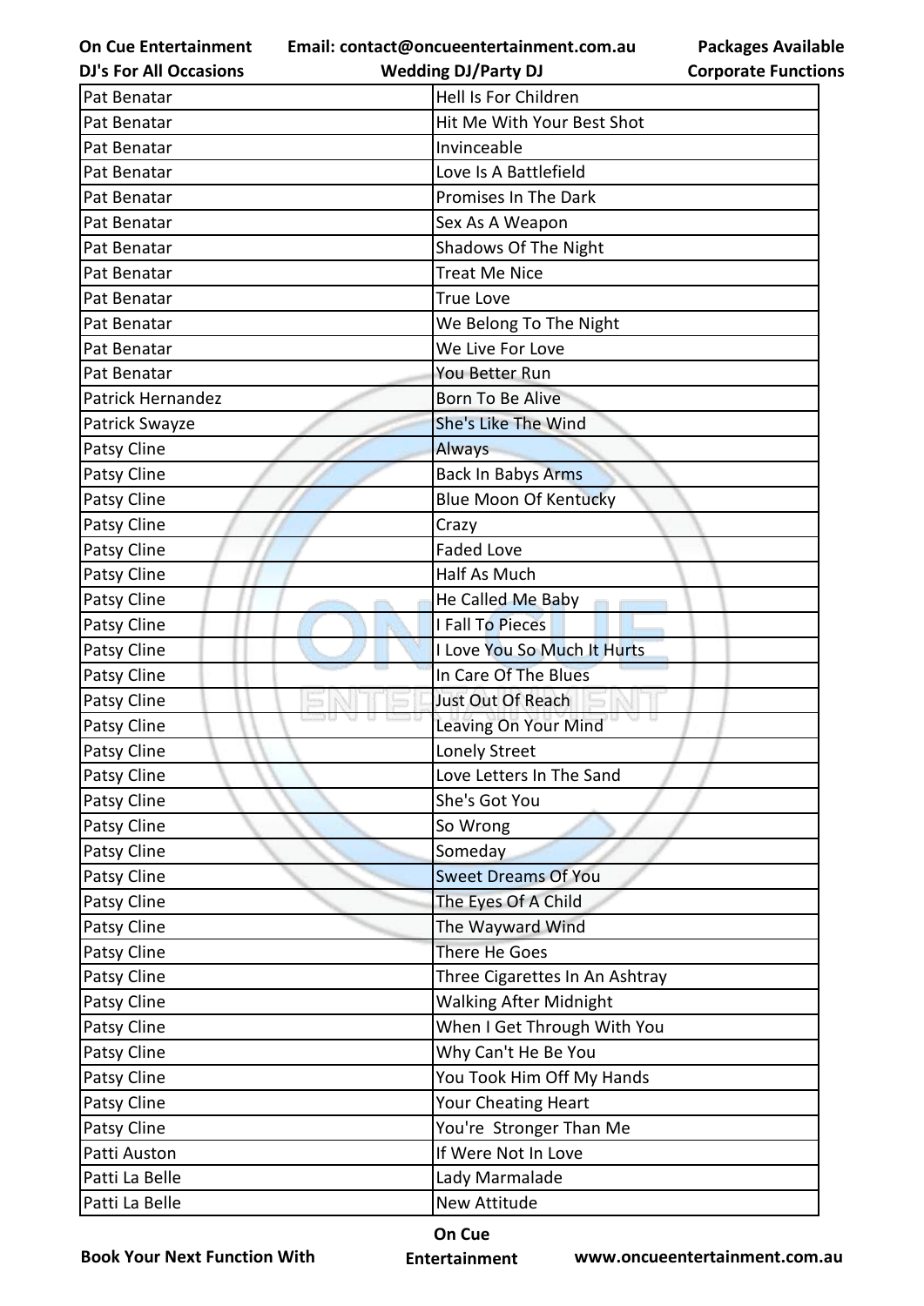| Pat Benatar | Hell Is For Children |
|---|---|
| Pat Benatar | Hit Me With Your Best Shot |
| Pat Benatar | Invinceable |
| Pat Benatar | Love Is A Battlefield |
| Pat Benatar | Promises In The Dark |
| Pat Benatar | Sex As A Weapon |
| Pat Benatar | Shadows Of The Night |
| Pat Benatar | Treat Me Nice |
| Pat Benatar | True Love |
| Pat Benatar | We Belong To The Night |
| Pat Benatar | We Live For Love |
| Pat Benatar | You Better Run |
| Patrick Hernandez | Born To Be Alive |
| Patrick Swayze | She's Like The Wind |
| Patsy Cline | Always |
| Patsy Cline | Back In Babys Arms |
| Patsy Cline | Blue Moon Of Kentucky |
| Patsy Cline | Crazy |
| Patsy Cline | Faded Love |
| Patsy Cline | Half As Much |
| Patsy Cline | He Called Me Baby |
| Patsy Cline | I Fall To Pieces |
| Patsy Cline | I Love You So Much It Hurts |
| Patsy Cline | In Care Of The Blues |
| Patsy Cline | Just Out Of Reach |
| Patsy Cline | Leaving On Your Mind |
| Patsy Cline | Lonely Street |
| Patsy Cline | Love Letters In The Sand |
| Patsy Cline | She's Got You |
| Patsy Cline | So Wrong |
| Patsy Cline | Someday |
| Patsy Cline | Sweet Dreams Of You |
| Patsy Cline | The Eyes Of A Child |
| Patsy Cline | The Wayward Wind |
| Patsy Cline | There He Goes |
| Patsy Cline | Three Cigarettes In An Ashtray |
| Patsy Cline | Walking After Midnight |
| Patsy Cline | When I Get Through With You |
| Patsy Cline | Why Can't He Be You |
| Patsy Cline | You Took Him Off My Hands |
| Patsy Cline | Your Cheating Heart |
| Patsy Cline | You're  Stronger Than Me |
| Patti Auston | If Were Not In Love |
| Patti La Belle | Lady Marmalade |
| Patti La Belle | New Attitude |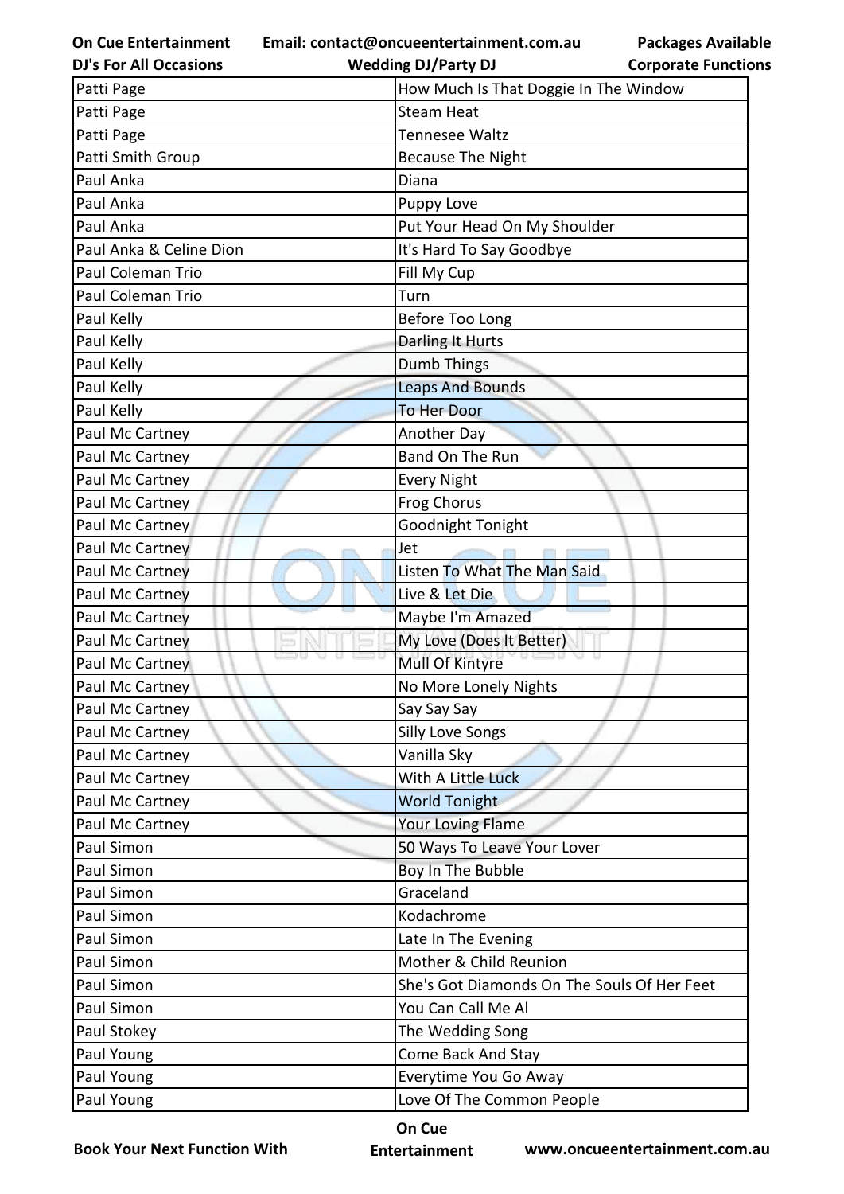| Patti Page | How Much Is That Doggie In The Window |
|---|---|
| Patti Page | Steam Heat |
| Patti Page | Tennesee Waltz |
| Patti Smith Group | Because The Night |
| Paul Anka | Diana |
| Paul Anka | Puppy Love |
| Paul Anka | Put Your Head On My Shoulder |
| Paul Anka & Celine Dion | It's Hard To Say Goodbye |
| Paul Coleman Trio | Fill My Cup |
| Paul Coleman Trio | Turn |
| Paul Kelly | Before Too Long |
| Paul Kelly | Darling It Hurts |
| Paul Kelly | Dumb Things |
| Paul Kelly | Leaps And Bounds |
| Paul Kelly | To Her Door |
| Paul Mc Cartney | Another Day |
| Paul Mc Cartney | Band On The Run |
| Paul Mc Cartney | Every Night |
| Paul Mc Cartney | Frog Chorus |
| Paul Mc Cartney | Goodnight Tonight |
| Paul Mc Cartney | Jet |
| Paul Mc Cartney | Listen To What The Man Said |
| Paul Mc Cartney | Live & Let Die |
| Paul Mc Cartney | Maybe I'm Amazed |
| Paul Mc Cartney | My Love (Does It Better) |
| Paul Mc Cartney | Mull Of Kintyre |
| Paul Mc Cartney | No More Lonely Nights |
| Paul Mc Cartney | Say Say Say |
| Paul Mc Cartney | Silly Love Songs |
| Paul Mc Cartney | Vanilla Sky |
| Paul Mc Cartney | With A Little Luck |
| Paul Mc Cartney | World Tonight |
| Paul Mc Cartney | Your Loving Flame |
| Paul Simon | 50 Ways To Leave Your Lover |
| Paul Simon | Boy In The Bubble |
| Paul Simon | Graceland |
| Paul Simon | Kodachrome |
| Paul Simon | Late In The Evening |
| Paul Simon | Mother & Child Reunion |
| Paul Simon | She's Got Diamonds On The Souls Of Her Feet |
| Paul Simon | You Can Call Me Al |
| Paul Stokey | The Wedding Song |
| Paul Young | Come Back And Stay |
| Paul Young | Everytime You Go Away |
| Paul Young | Love Of The Common People |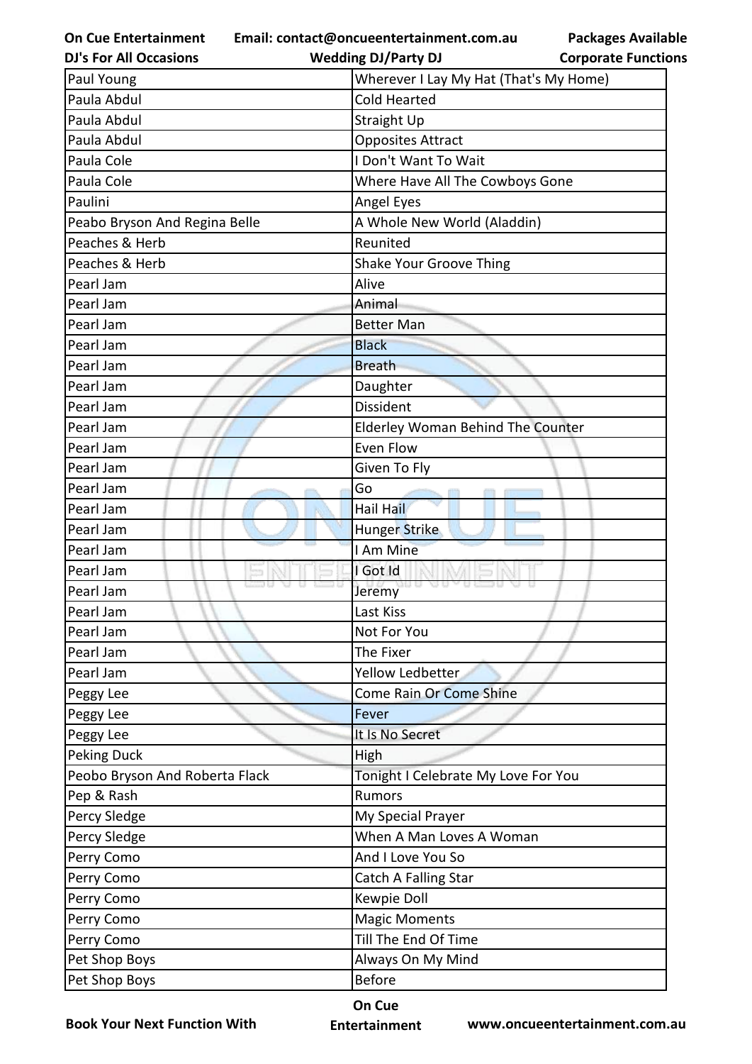| Paul Young | Wherever I Lay My Hat (That's My Home) |
|---|---|
| Paula Abdul | Cold Hearted |
| Paula Abdul | Straight Up |
| Paula Abdul | Opposites Attract |
| Paula Cole | I Don't Want To Wait |
| Paula Cole | Where Have All The Cowboys Gone |
| Paulini | Angel Eyes |
| Peabo Bryson And Regina Belle | A Whole New World (Aladdin) |
| Peaches & Herb | Reunited |
| Peaches & Herb | Shake Your Groove Thing |
| Pearl Jam | Alive |
| Pearl Jam | Animal |
| Pearl Jam | Better Man |
| Pearl Jam | Black |
| Pearl Jam | Breath |
| Pearl Jam | Daughter |
| Pearl Jam | Dissident |
| Pearl Jam | Elderley Woman Behind The Counter |
| Pearl Jam | Even Flow |
| Pearl Jam | Given To Fly |
| Pearl Jam | Go |
| Pearl Jam | Hail Hail |
| Pearl Jam | Hunger Strike |
| Pearl Jam | I Am Mine |
| Pearl Jam | I Got Id |
| Pearl Jam | Jeremy |
| Pearl Jam | Last Kiss |
| Pearl Jam | Not For You |
| Pearl Jam | The Fixer |
| Pearl Jam | Yellow Ledbetter |
| Peggy Lee | Come Rain Or Come Shine |
| Peggy Lee | Fever |
| Peggy Lee | It Is No Secret |
| Peking Duck | High |
| Peobo Bryson And Roberta Flack | Tonight I Celebrate My Love For You |
| Pep & Rash | Rumors |
| Percy Sledge | My Special Prayer |
| Percy Sledge | When A Man Loves A Woman |
| Perry Como | And I Love You So |
| Perry Como | Catch A Falling Star |
| Perry Como | Kewpie Doll |
| Perry Como | Magic Moments |
| Perry Como | Till The End Of Time |
| Pet Shop Boys | Always On My Mind |
| Pet Shop Boys | Before |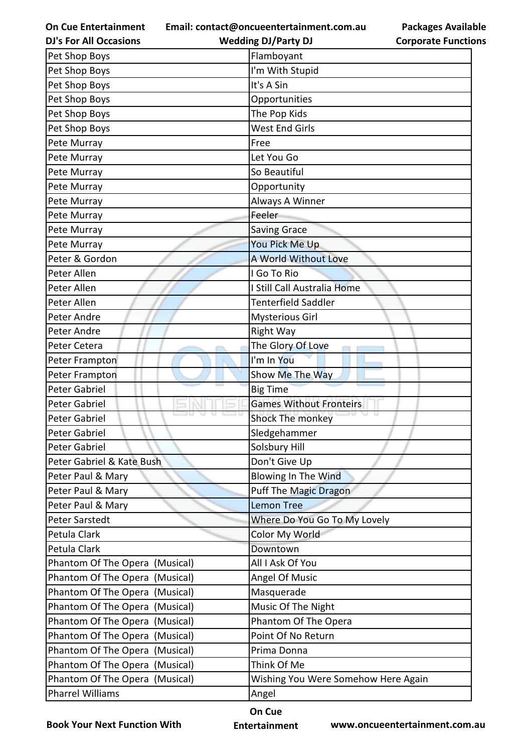| Pet Shop Boys | Flamboyant |
|---|---|
| Pet Shop Boys | I'm With Stupid |
| Pet Shop Boys | It's A Sin |
| Pet Shop Boys | Opportunities |
| Pet Shop Boys | The Pop Kids |
| Pet Shop Boys | West End Girls |
| Pete Murray | Free |
| Pete Murray | Let You Go |
| Pete Murray | So Beautiful |
| Pete Murray | Opportunity |
| Pete Murray | Always A Winner |
| Pete Murray | Feeler |
| Pete Murray | Saving Grace |
| Pete Murray | You Pick Me Up |
| Peter & Gordon | A World Without Love |
| Peter Allen | I Go To Rio |
| Peter Allen | I Still Call Australia Home |
| Peter Allen | Tenterfield Saddler |
| Peter Andre | Mysterious Girl |
| Peter Andre | Right Way |
| Peter Cetera | The Glory Of Love |
| Peter Frampton | I'm In You |
| Peter Frampton | Show Me The Way |
| Peter Gabriel | Big Time |
| Peter Gabriel | Games Without Fronteirs |
| Peter Gabriel | Shock The monkey |
| Peter Gabriel | Sledgehammer |
| Peter Gabriel | Solsbury Hill |
| Peter Gabriel & Kate Bush | Don't Give Up |
| Peter Paul & Mary | Blowing In The Wind |
| Peter Paul & Mary | Puff The Magic Dragon |
| Peter Paul & Mary | Lemon Tree |
| Peter Sarstedt | Where Do You Go To My Lovely |
| Petula Clark | Color My World |
| Petula Clark | Downtown |
| Phantom Of The Opera (Musical) | All I Ask Of You |
| Phantom Of The Opera (Musical) | Angel Of Music |
| Phantom Of The Opera (Musical) | Masquerade |
| Phantom Of The Opera (Musical) | Music Of The Night |
| Phantom Of The Opera (Musical) | Phantom Of The Opera |
| Phantom Of The Opera (Musical) | Point Of No Return |
| Phantom Of The Opera (Musical) | Prima Donna |
| Phantom Of The Opera (Musical) | Think Of Me |
| Phantom Of The Opera (Musical) | Wishing You Were Somehow Here Again |
| Pharrel Williams | Angel |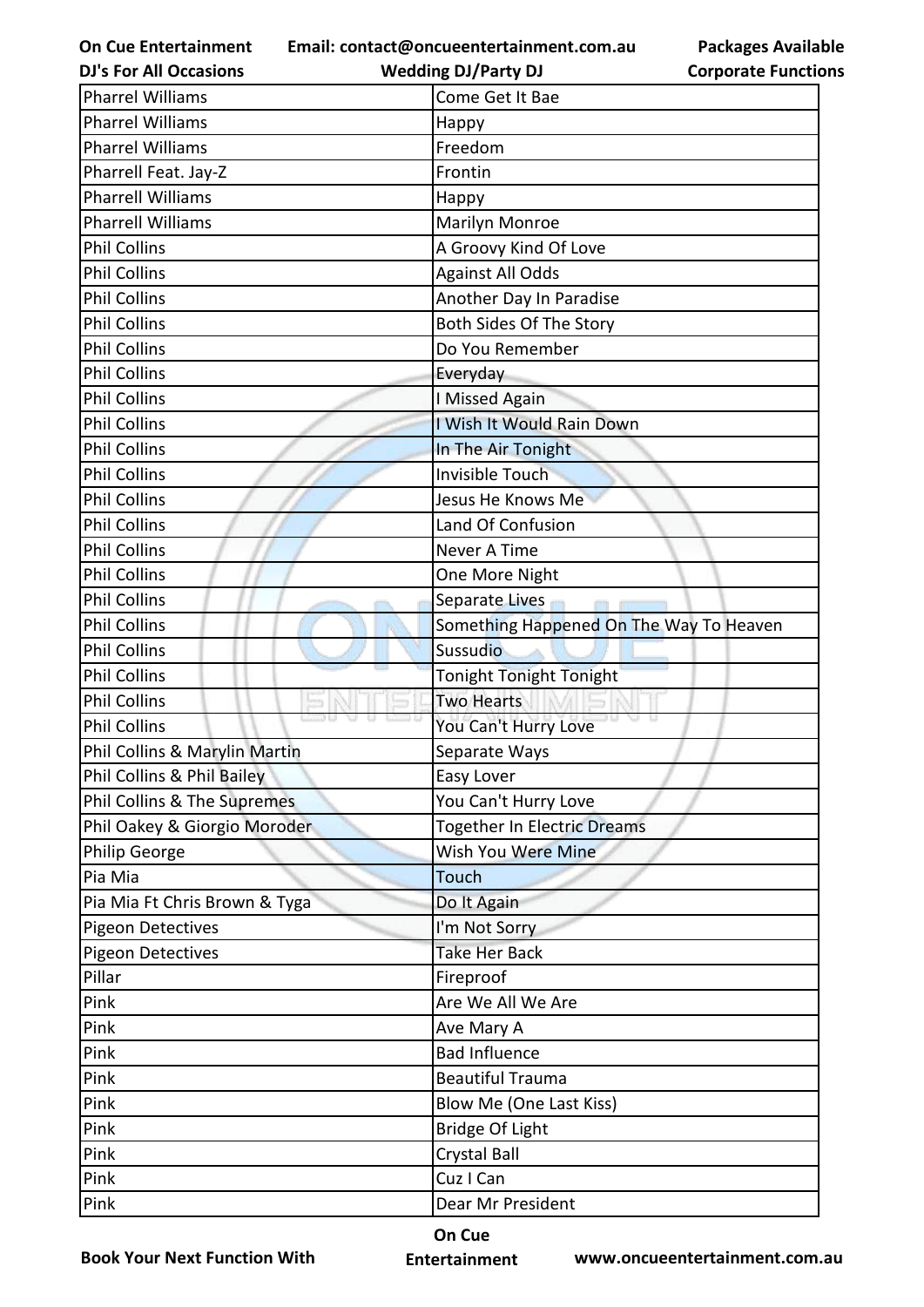| Pharrel Williams | Come Get It Bae |
|---|---|
| Pharrel Williams | Happy |
| Pharrel Williams | Freedom |
| Pharrell Feat. Jay-Z | Frontin |
| Pharrell Williams | Happy |
| Pharrell Williams | Marilyn Monroe |
| Phil Collins | A Groovy Kind Of Love |
| Phil Collins | Against All Odds |
| Phil Collins | Another Day In Paradise |
| Phil Collins | Both Sides Of The Story |
| Phil Collins | Do You Remember |
| Phil Collins | Everyday |
| Phil Collins | I Missed Again |
| Phil Collins | I Wish It Would Rain Down |
| Phil Collins | In The Air Tonight |
| Phil Collins | Invisible Touch |
| Phil Collins | Jesus He Knows Me |
| Phil Collins | Land Of Confusion |
| Phil Collins | Never A Time |
| Phil Collins | One More Night |
| Phil Collins | Separate Lives |
| Phil Collins | Something Happened On The Way To Heaven |
| Phil Collins | Sussudio |
| Phil Collins | Tonight Tonight Tonight |
| Phil Collins | Two Hearts |
| Phil Collins | You Can't Hurry Love |
| Phil Collins & Marylin Martin | Separate Ways |
| Phil Collins & Phil Bailey | Easy Lover |
| Phil Collins & The Supremes | You Can't Hurry Love |
| Phil Oakey & Giorgio Moroder | Together In Electric Dreams |
| Philip George | Wish You Were Mine |
| Pia Mia | Touch |
| Pia Mia Ft Chris Brown & Tyga | Do It Again |
| Pigeon Detectives | I'm Not Sorry |
| Pigeon Detectives | Take Her Back |
| Pillar | Fireproof |
| Pink | Are We All We Are |
| Pink | Ave Mary A |
| Pink | Bad Influence |
| Pink | Beautiful Trauma |
| Pink | Blow Me (One Last Kiss) |
| Pink | Bridge Of Light |
| Pink | Crystal Ball |
| Pink | Cuz I Can |
| Pink | Dear Mr President |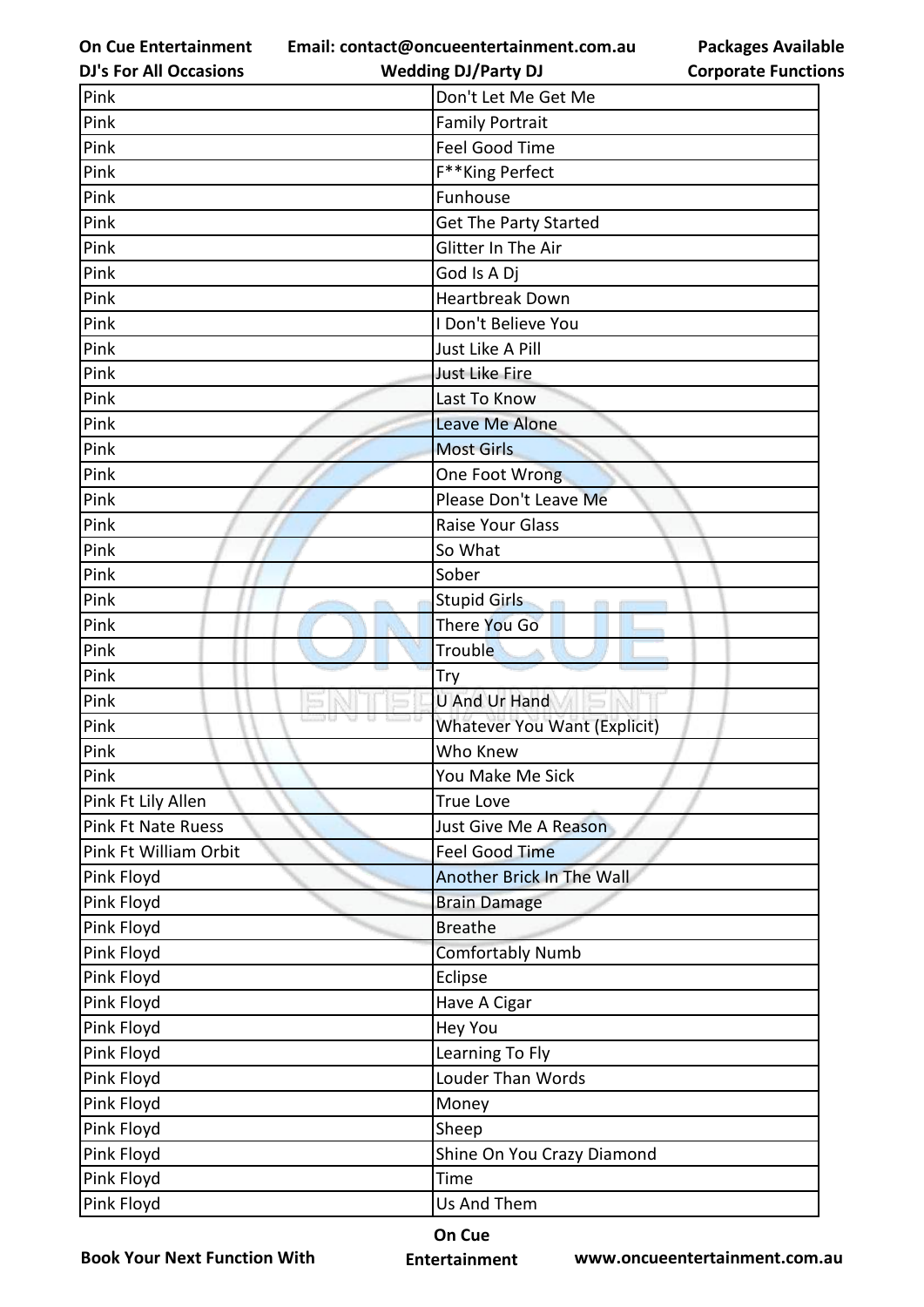| Pink | Don't Let Me Get Me |
| --- | --- |
| Pink | Family Portrait |
| Pink | Feel Good Time |
| Pink | F**King Perfect |
| Pink | Funhouse |
| Pink | Get The Party Started |
| Pink | Glitter In The Air |
| Pink | God Is A Dj |
| Pink | Heartbreak Down |
| Pink | I Don't Believe You |
| Pink | Just Like A Pill |
| Pink | Just Like Fire |
| Pink | Last To Know |
| Pink | Leave Me Alone |
| Pink | Most Girls |
| Pink | One Foot Wrong |
| Pink | Please Don't Leave Me |
| Pink | Raise Your Glass |
| Pink | So What |
| Pink | Sober |
| Pink | Stupid Girls |
| Pink | There You Go |
| Pink | Trouble |
| Pink | Try |
| Pink | U And Ur Hand |
| Pink | Whatever You Want (Explicit) |
| Pink | Who Knew |
| Pink | You Make Me Sick |
| Pink Ft Lily Allen | True Love |
| Pink Ft Nate Ruess | Just Give Me A Reason |
| Pink Ft William Orbit | Feel Good Time |
| Pink Floyd | Another Brick In The Wall |
| Pink Floyd | Brain Damage |
| Pink Floyd | Breathe |
| Pink Floyd | Comfortably Numb |
| Pink Floyd | Eclipse |
| Pink Floyd | Have A Cigar |
| Pink Floyd | Hey You |
| Pink Floyd | Learning To Fly |
| Pink Floyd | Louder Than Words |
| Pink Floyd | Money |
| Pink Floyd | Sheep |
| Pink Floyd | Shine On You Crazy Diamond |
| Pink Floyd | Time |
| Pink Floyd | Us And Them |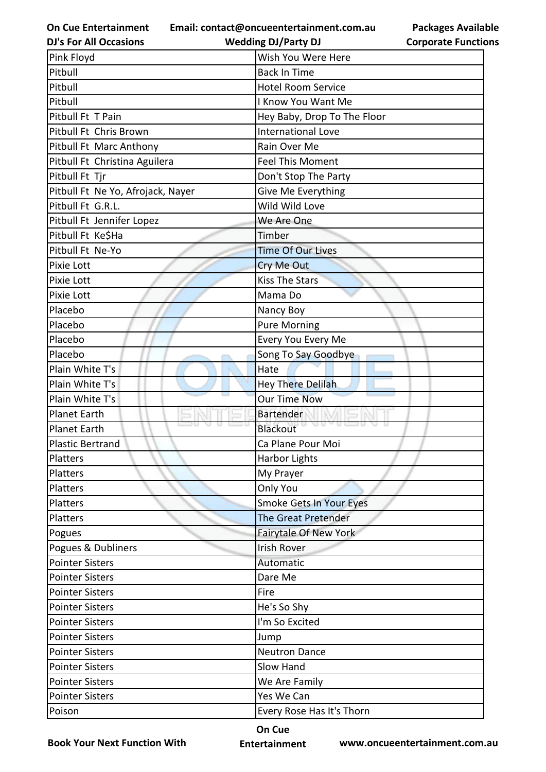| Pink Floyd | Wish You Were Here |
|---|---|
| Pitbull | Back In Time |
| Pitbull | Hotel Room Service |
| Pitbull | I Know You Want Me |
| Pitbull Ft T Pain | Hey Baby, Drop To The Floor |
| Pitbull Ft Chris Brown | International Love |
| Pitbull Ft Marc Anthony | Rain Over Me |
| Pitbull Ft Christina Aguilera | Feel This Moment |
| Pitbull Ft Tjr | Don't Stop The Party |
| Pitbull Ft Ne Yo, Afrojack, Nayer | Give Me Everything |
| Pitbull Ft G.R.L. | Wild Wild Love |
| Pitbull Ft Jennifer Lopez | We Are One |
| Pitbull Ft Ke$Ha | Timber |
| Pitbull Ft Ne-Yo | Time Of Our Lives |
| Pixie Lott | Cry Me Out |
| Pixie Lott | Kiss The Stars |
| Pixie Lott | Mama Do |
| Placebo | Nancy Boy |
| Placebo | Pure Morning |
| Placebo | Every You Every Me |
| Placebo | Song To Say Goodbye |
| Plain White T's | Hate |
| Plain White T's | Hey There Delilah |
| Plain White T's | Our Time Now |
| Planet Earth | Bartender |
| Planet Earth | Blackout |
| Plastic Bertrand | Ca Plane Pour Moi |
| Platters | Harbor Lights |
| Platters | My Prayer |
| Platters | Only You |
| Platters | Smoke Gets In Your Eyes |
| Platters | The Great Pretender |
| Pogues | Fairytale Of New York |
| Pogues & Dubliners | Irish Rover |
| Pointer Sisters | Automatic |
| Pointer Sisters | Dare Me |
| Pointer Sisters | Fire |
| Pointer Sisters | He's So Shy |
| Pointer Sisters | I'm So Excited |
| Pointer Sisters | Jump |
| Pointer Sisters | Neutron Dance |
| Pointer Sisters | Slow Hand |
| Pointer Sisters | We Are Family |
| Pointer Sisters | Yes We Can |
| Poison | Every Rose Has It's Thorn |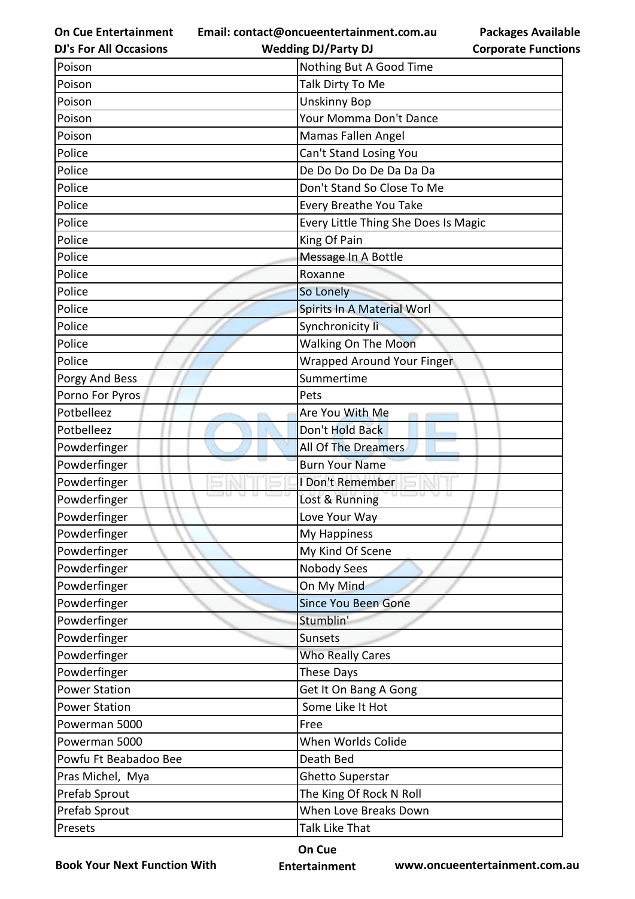| Poison | Nothing But A Good Time |
|---|---|
| Poison | Talk Dirty To Me |
| Poison | Unskinny Bop |
| Poison | Your Momma Don't Dance |
| Poison | Mamas Fallen Angel |
| Police | Can't Stand Losing You |
| Police | De Do Do Do De Da Da Da |
| Police | Don't Stand So Close To Me |
| Police | Every Breathe You Take |
| Police | Every Little Thing She Does Is Magic |
| Police | King Of Pain |
| Police | Message In A Bottle |
| Police | Roxanne |
| Police | So Lonely |
| Police | Spirits In A Material Worl |
| Police | Synchronicity Ii |
| Police | Walking On The Moon |
| Police | Wrapped Around Your Finger |
| Porgy And Bess | Summertime |
| Porno For Pyros | Pets |
| Potbelleez | Are You With Me |
| Potbelleez | Don't Hold Back |
| Powderfinger | All Of The Dreamers |
| Powderfinger | Burn Your Name |
| Powderfinger | I Don't Remember |
| Powderfinger | Lost & Running |
| Powderfinger | Love Your Way |
| Powderfinger | My Happiness |
| Powderfinger | My Kind Of Scene |
| Powderfinger | Nobody Sees |
| Powderfinger | On My Mind |
| Powderfinger | Since You Been Gone |
| Powderfinger | Stumblin' |
| Powderfinger | Sunsets |
| Powderfinger | Who Really Cares |
| Powderfinger | These Days |
| Power Station | Get It On Bang A Gong |
| Power Station | Some Like It Hot |
| Powerman 5000 | Free |
| Powerman 5000 | When Worlds Colide |
| Powfu Ft Beabadoo Bee | Death Bed |
| Pras Michel, Mya | Ghetto Superstar |
| Prefab Sprout | The King Of Rock N Roll |
| Prefab Sprout | When Love Breaks Down |
| Presets | Talk Like That |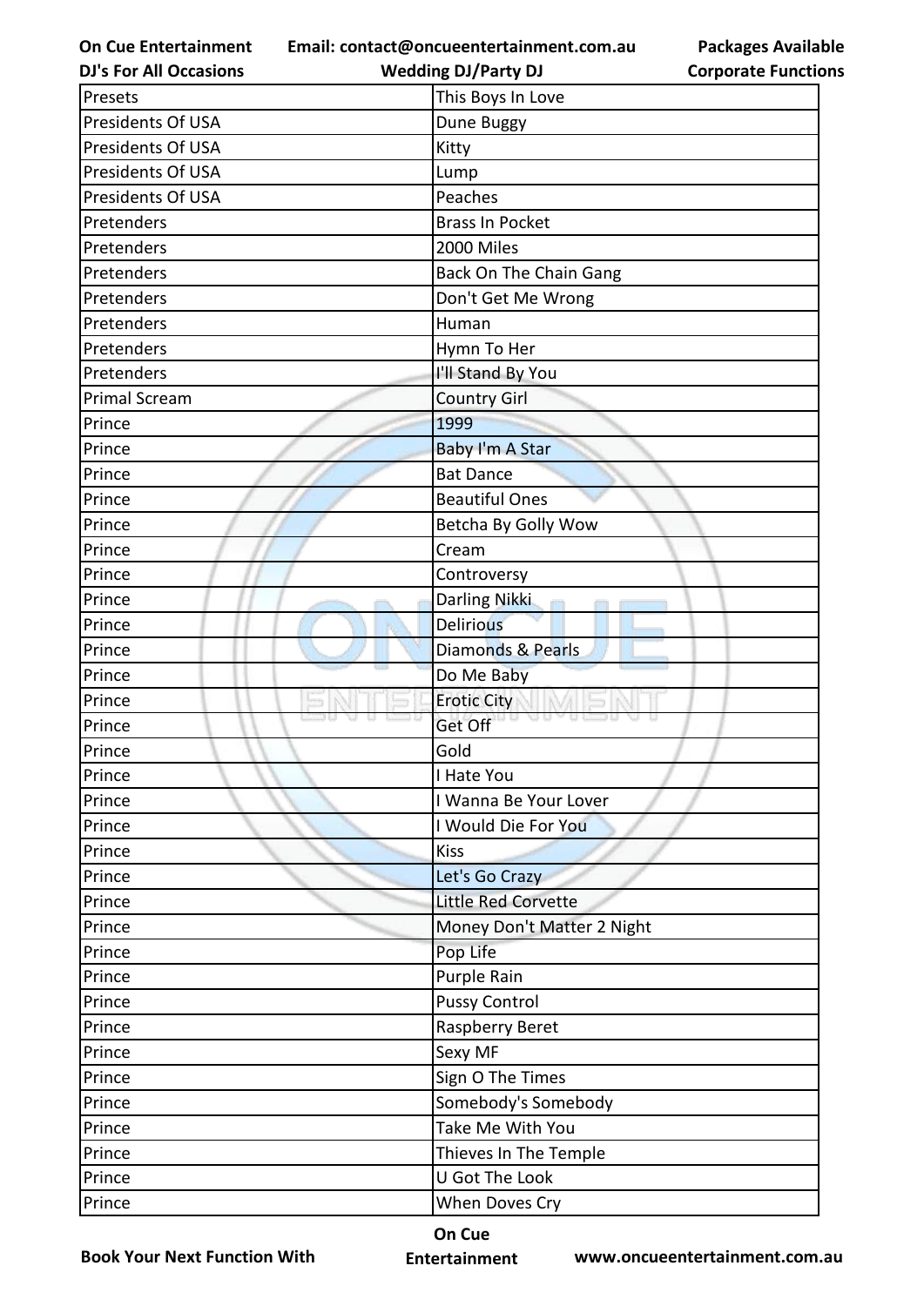| Presets | This Boys In Love |
|---|---|
| Presidents Of USA | Dune Buggy |
| Presidents Of USA | Kitty |
| Presidents Of USA | Lump |
| Presidents Of USA | Peaches |
| Pretenders | Brass In Pocket |
| Pretenders | 2000 Miles |
| Pretenders | Back On The Chain Gang |
| Pretenders | Don't Get Me Wrong |
| Pretenders | Human |
| Pretenders | Hymn To Her |
| Pretenders | I'll Stand By You |
| Primal Scream | Country Girl |
| Prince | 1999 |
| Prince | Baby I'm A Star |
| Prince | Bat Dance |
| Prince | Beautiful Ones |
| Prince | Betcha By Golly Wow |
| Prince | Cream |
| Prince | Controversy |
| Prince | Darling Nikki |
| Prince | Delirious |
| Prince | Diamonds & Pearls |
| Prince | Do Me Baby |
| Prince | Erotic City |
| Prince | Get Off |
| Prince | Gold |
| Prince | I Hate You |
| Prince | I Wanna Be Your Lover |
| Prince | I Would Die For You |
| Prince | Kiss |
| Prince | Let's Go Crazy |
| Prince | Little Red Corvette |
| Prince | Money Don't Matter 2 Night |
| Prince | Pop Life |
| Prince | Purple Rain |
| Prince | Pussy Control |
| Prince | Raspberry Beret |
| Prince | Sexy MF |
| Prince | Sign O The Times |
| Prince | Somebody's Somebody |
| Prince | Take Me With You |
| Prince | Thieves In The Temple |
| Prince | U Got The Look |
| Prince | When Doves Cry |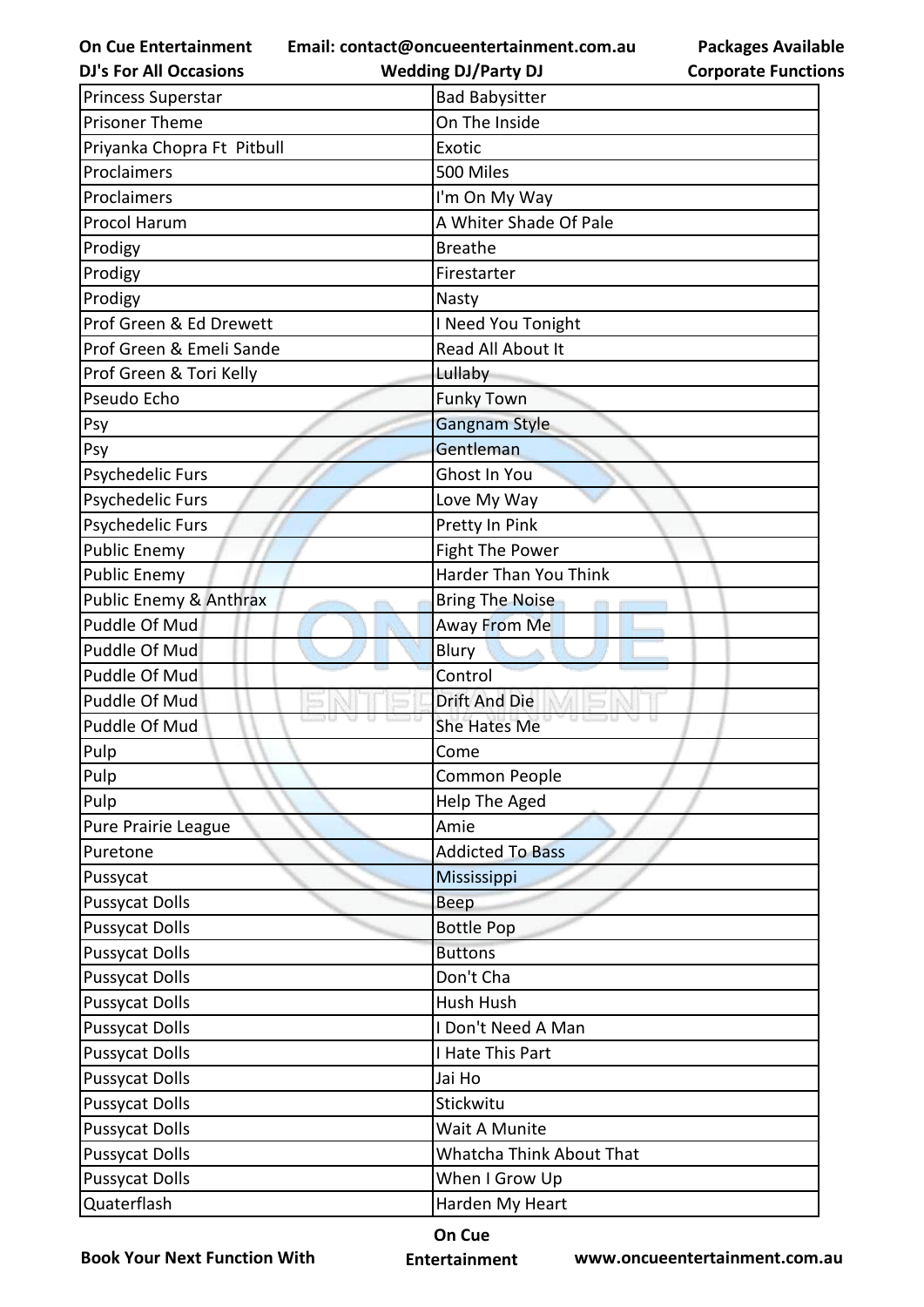| Princess Superstar | Bad Babysitter |
|---|---|
| Prisoner Theme | On The Inside |
| Priyanka Chopra Ft  Pitbull | Exotic |
| Proclaimers | 500 Miles |
| Proclaimers | I'm On My Way |
| Procol Harum | A Whiter Shade Of Pale |
| Prodigy | Breathe |
| Prodigy | Firestarter |
| Prodigy | Nasty |
| Prof Green & Ed Drewett | I Need You Tonight |
| Prof Green & Emeli Sande | Read All About It |
| Prof Green & Tori Kelly | Lullaby |
| Pseudo Echo | Funky Town |
| Psy | Gangnam Style |
| Psy | Gentleman |
| Psychedelic Furs | Ghost In You |
| Psychedelic Furs | Love My Way |
| Psychedelic Furs | Pretty In Pink |
| Public Enemy | Fight The Power |
| Public Enemy | Harder Than You Think |
| Public Enemy & Anthrax | Bring The Noise |
| Puddle Of Mud | Away From Me |
| Puddle Of Mud | Blury |
| Puddle Of Mud | Control |
| Puddle Of Mud | Drift And Die |
| Puddle Of Mud | She Hates Me |
| Pulp | Come |
| Pulp | Common People |
| Pulp | Help The Aged |
| Pure Prairie League | Amie |
| Puretone | Addicted To Bass |
| Pussycat | Mississippi |
| Pussycat Dolls | Beep |
| Pussycat Dolls | Bottle Pop |
| Pussycat Dolls | Buttons |
| Pussycat Dolls | Don't Cha |
| Pussycat Dolls | Hush Hush |
| Pussycat Dolls | I Don't Need A Man |
| Pussycat Dolls | I Hate This Part |
| Pussycat Dolls | Jai Ho |
| Pussycat Dolls | Stickwitu |
| Pussycat Dolls | Wait A Munite |
| Pussycat Dolls | Whatcha Think About That |
| Pussycat Dolls | When I Grow Up |
| Quaterflash | Harden My Heart |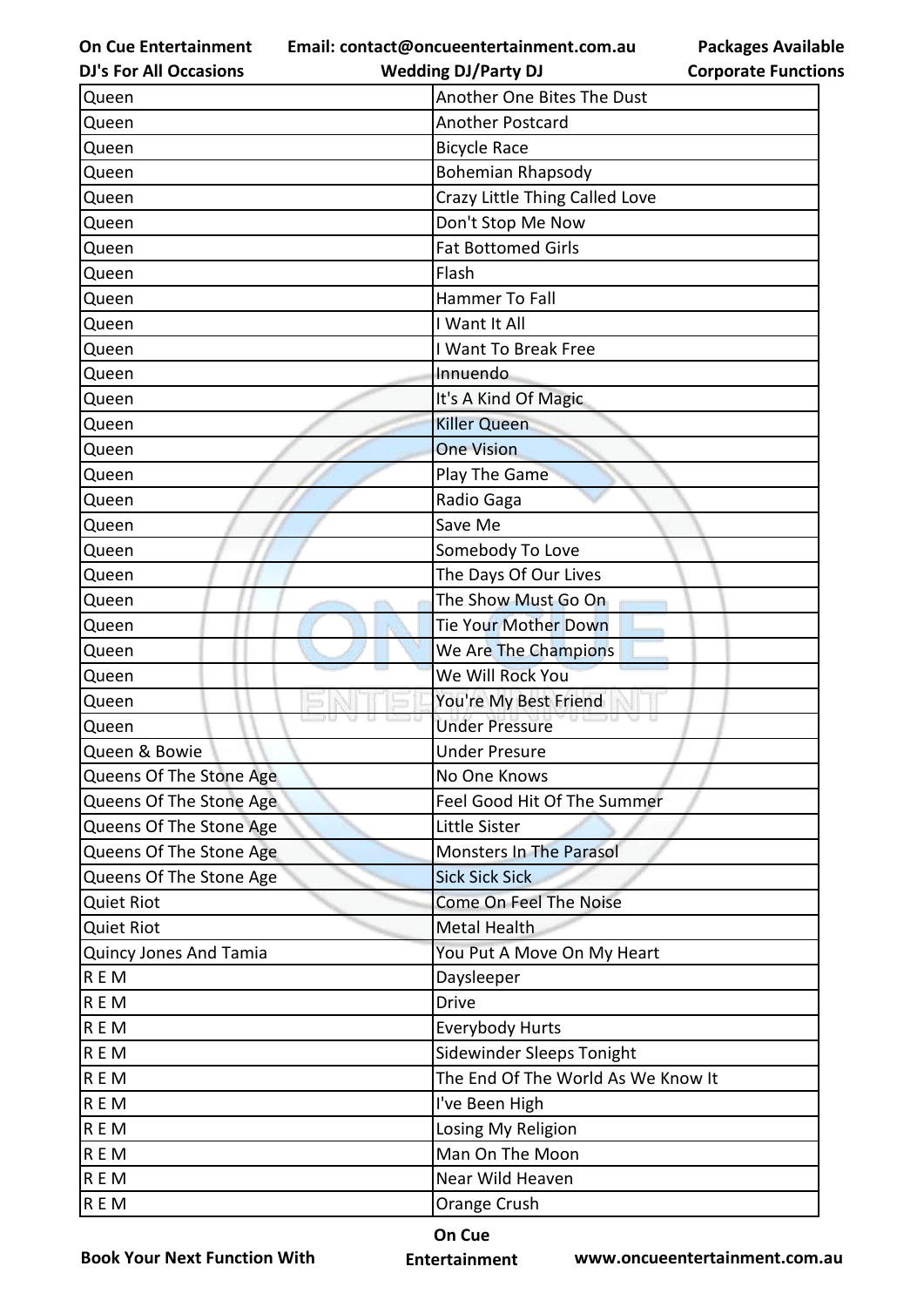| Queen | Another One Bites The Dust |
|---|---|
| Queen | Another Postcard |
| Queen | Bicycle Race |
| Queen | Bohemian Rhapsody |
| Queen | Crazy Little Thing Called Love |
| Queen | Don't Stop Me Now |
| Queen | Fat Bottomed Girls |
| Queen | Flash |
| Queen | Hammer To Fall |
| Queen | I Want It All |
| Queen | I Want To Break Free |
| Queen | Innuendo |
| Queen | It's A Kind Of Magic |
| Queen | Killer Queen |
| Queen | One Vision |
| Queen | Play The Game |
| Queen | Radio Gaga |
| Queen | Save Me |
| Queen | Somebody To Love |
| Queen | The Days Of Our Lives |
| Queen | The Show Must Go On |
| Queen | Tie Your Mother Down |
| Queen | We Are The Champions |
| Queen | We Will Rock You |
| Queen | You're My Best Friend |
| Queen | Under Pressure |
| Queen & Bowie | Under Presure |
| Queens Of The Stone Age | No One Knows |
| Queens Of The Stone Age | Feel Good Hit Of The Summer |
| Queens Of The Stone Age | Little Sister |
| Queens Of The Stone Age | Monsters In The Parasol |
| Queens Of The Stone Age | Sick Sick Sick |
| Quiet Riot | Come On Feel The Noise |
| Quiet Riot | Metal Health |
| Quincy Jones And Tamia | You Put A Move On My Heart |
| R E M | Daysleeper |
| R E M | Drive |
| R E M | Everybody Hurts |
| R E M | Sidewinder Sleeps Tonight |
| R E M | The End Of The World As We Know It |
| R E M | I've Been High |
| R E M | Losing My Religion |
| R E M | Man On The Moon |
| R E M | Near Wild Heaven |
| R E M | Orange Crush |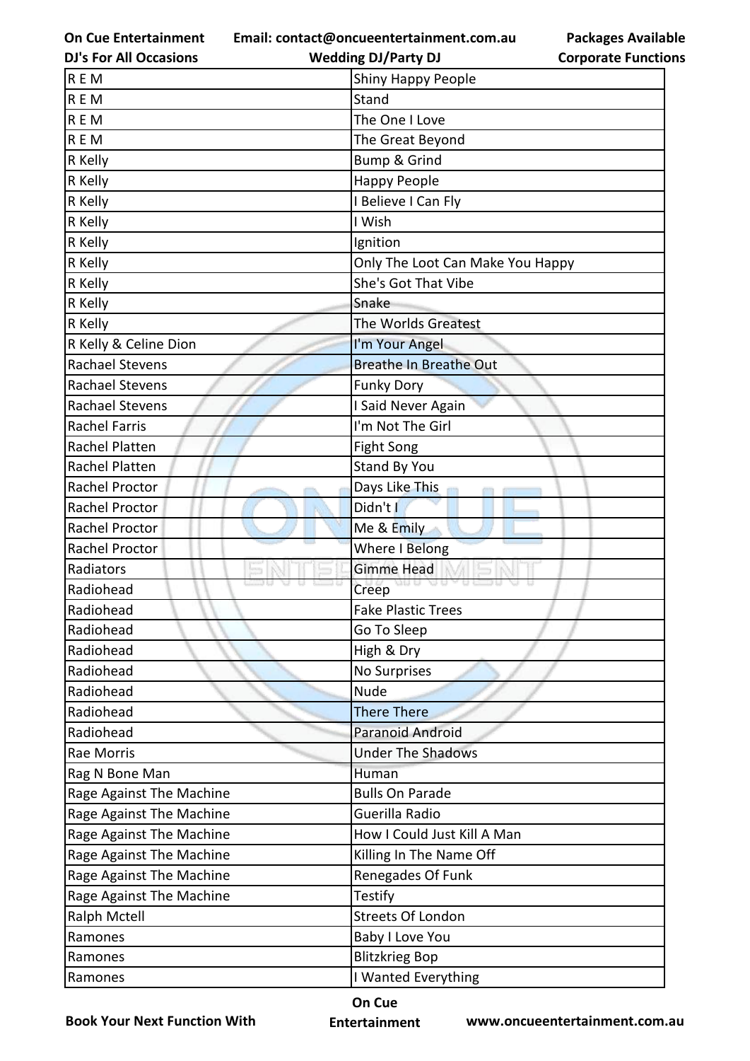| R E M | Shiny Happy People |
|---|---|
| R E M | Stand |
| R E M | The One I Love |
| R E M | The Great Beyond |
| R Kelly | Bump & Grind |
| R Kelly | Happy People |
| R Kelly | I Believe I Can Fly |
| R Kelly | I Wish |
| R Kelly | Ignition |
| R Kelly | Only The Loot Can Make You Happy |
| R Kelly | She's Got That Vibe |
| R Kelly | Snake |
| R Kelly | The Worlds Greatest |
| R Kelly & Celine Dion | I'm Your Angel |
| Rachael Stevens | Breathe In Breathe Out |
| Rachael Stevens | Funky Dory |
| Rachael Stevens | I Said Never Again |
| Rachel Farris | I'm Not The Girl |
| Rachel Platten | Fight Song |
| Rachel Platten | Stand By You |
| Rachel Proctor | Days Like This |
| Rachel Proctor | Didn't I |
| Rachel Proctor | Me & Emily |
| Rachel Proctor | Where I Belong |
| Radiators | Gimme Head |
| Radiohead | Creep |
| Radiohead | Fake Plastic Trees |
| Radiohead | Go To Sleep |
| Radiohead | High & Dry |
| Radiohead | No Surprises |
| Radiohead | Nude |
| Radiohead | There There |
| Radiohead | Paranoid Android |
| Rae Morris | Under The Shadows |
| Rag N Bone Man | Human |
| Rage Against The Machine | Bulls On Parade |
| Rage Against The Machine | Guerilla Radio |
| Rage Against The Machine | How I Could Just Kill A Man |
| Rage Against The Machine | Killing In The Name Off |
| Rage Against The Machine | Renegades Of Funk |
| Rage Against The Machine | Testify |
| Ralph Mctell | Streets Of London |
| Ramones | Baby I Love You |
| Ramones | Blitzkrieg Bop |
| Ramones | I Wanted Everything |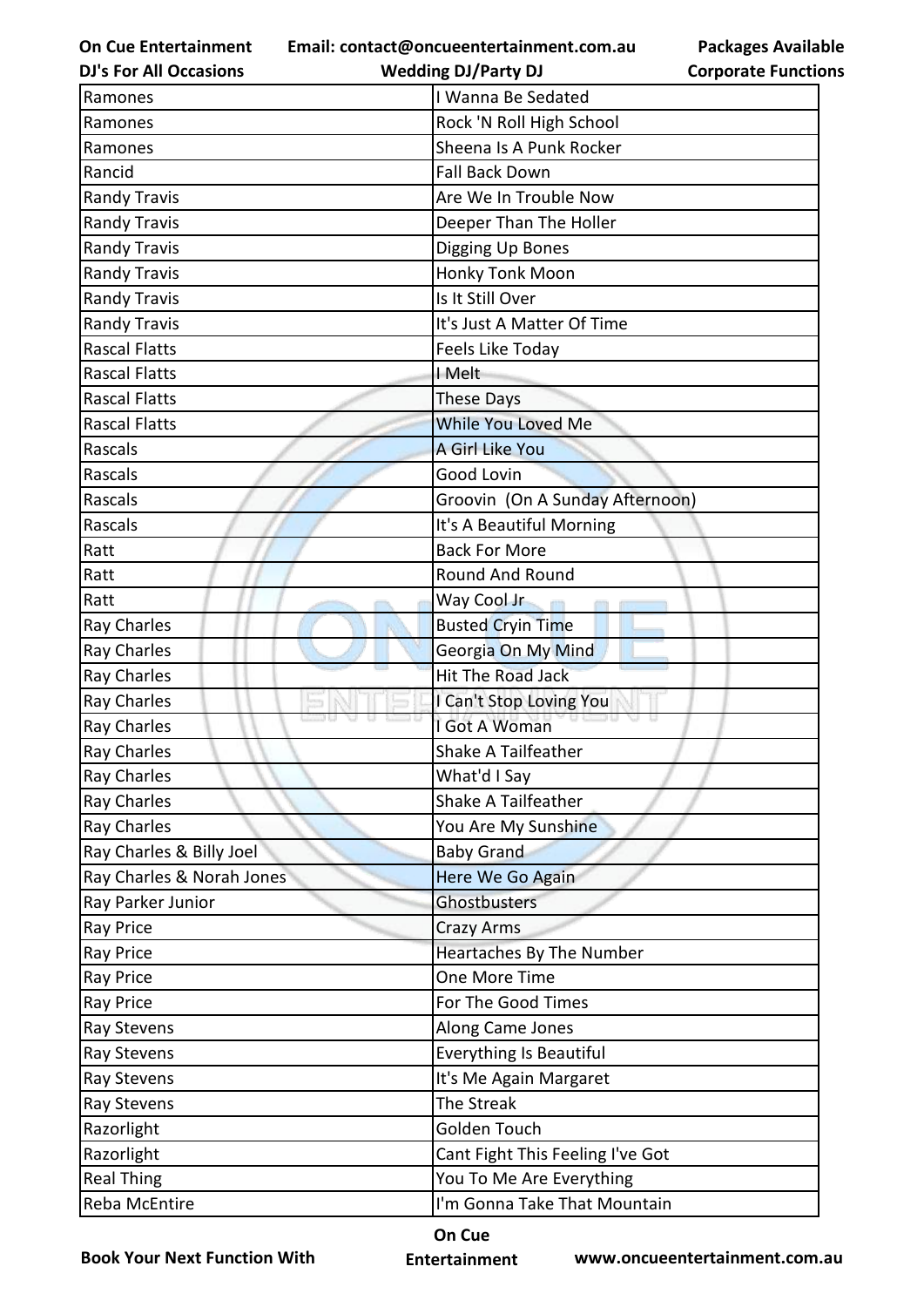| Ramones | I Wanna Be Sedated |
|---|---|
| Ramones | Rock 'N Roll High School |
| Ramones | Sheena Is A Punk Rocker |
| Rancid | Fall Back Down |
| Randy Travis | Are We In Trouble Now |
| Randy Travis | Deeper Than The Holler |
| Randy Travis | Digging Up Bones |
| Randy Travis | Honky Tonk Moon |
| Randy Travis | Is It Still Over |
| Randy Travis | It's Just A Matter Of Time |
| Rascal Flatts | Feels Like Today |
| Rascal Flatts | I Melt |
| Rascal Flatts | These Days |
| Rascal Flatts | While You Loved Me |
| Rascals | A Girl Like You |
| Rascals | Good Lovin |
| Rascals | Groovin  (On A Sunday Afternoon) |
| Rascals | It's A Beautiful Morning |
| Ratt | Back For More |
| Ratt | Round And Round |
| Ratt | Way Cool Jr |
| Ray Charles | Busted Cryin Time |
| Ray Charles | Georgia On My Mind |
| Ray Charles | Hit The Road Jack |
| Ray Charles | I Can't Stop Loving You |
| Ray Charles | I Got A Woman |
| Ray Charles | Shake A Tailfeather |
| Ray Charles | What'd I Say |
| Ray Charles | Shake A Tailfeather |
| Ray Charles | You Are My Sunshine |
| Ray Charles & Billy Joel | Baby Grand |
| Ray Charles & Norah Jones | Here We Go Again |
| Ray Parker Junior | Ghostbusters |
| Ray Price | Crazy Arms |
| Ray Price | Heartaches By The Number |
| Ray Price | One More Time |
| Ray Price | For The Good Times |
| Ray Stevens | Along Came Jones |
| Ray Stevens | Everything Is Beautiful |
| Ray Stevens | It's Me Again Margaret |
| Ray Stevens | The Streak |
| Razorlight | Golden Touch |
| Razorlight | Cant Fight This Feeling I've Got |
| Real Thing | You To Me Are Everything |
| Reba McEntire | I'm Gonna Take That Mountain |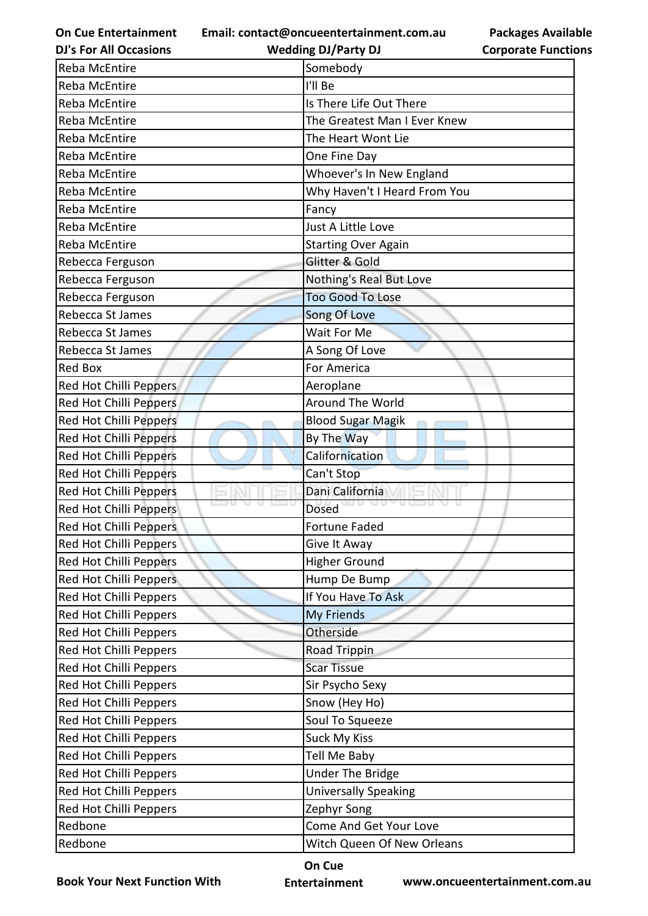| Reba McEntire | Somebody |
|---|---|
| Reba McEntire | I'll Be |
| Reba McEntire | Is There Life Out There |
| Reba McEntire | The Greatest Man I Ever Knew |
| Reba McEntire | The Heart Wont Lie |
| Reba McEntire | One Fine Day |
| Reba McEntire | Whoever's In New England |
| Reba McEntire | Why Haven't I Heard From You |
| Reba McEntire | Fancy |
| Reba McEntire | Just A Little Love |
| Reba McEntire | Starting Over Again |
| Rebecca Ferguson | Glitter & Gold |
| Rebecca Ferguson | Nothing's Real But Love |
| Rebecca Ferguson | Too Good To Lose |
| Rebecca St James | Song Of Love |
| Rebecca St James | Wait For Me |
| Rebecca St James | A Song Of Love |
| Red Box | For America |
| Red Hot Chilli Peppers | Aeroplane |
| Red Hot Chilli Peppers | Around The World |
| Red Hot Chilli Peppers | Blood Sugar Magik |
| Red Hot Chilli Peppers | By The Way |
| Red Hot Chilli Peppers | Californication |
| Red Hot Chilli Peppers | Can't Stop |
| Red Hot Chilli Peppers | Dani California |
| Red Hot Chilli Peppers | Dosed |
| Red Hot Chilli Peppers | Fortune Faded |
| Red Hot Chilli Peppers | Give It Away |
| Red Hot Chilli Peppers | Higher Ground |
| Red Hot Chilli Peppers | Hump De Bump |
| Red Hot Chilli Peppers | If You Have To Ask |
| Red Hot Chilli Peppers | My Friends |
| Red Hot Chilli Peppers | Otherside |
| Red Hot Chilli Peppers | Road Trippin |
| Red Hot Chilli Peppers | Scar Tissue |
| Red Hot Chilli Peppers | Sir Psycho Sexy |
| Red Hot Chilli Peppers | Snow (Hey Ho) |
| Red Hot Chilli Peppers | Soul To Squeeze |
| Red Hot Chilli Peppers | Suck My Kiss |
| Red Hot Chilli Peppers | Tell Me Baby |
| Red Hot Chilli Peppers | Under The Bridge |
| Red Hot Chilli Peppers | Universally Speaking |
| Red Hot Chilli Peppers | Zephyr Song |
| Redbone | Come And Get Your Love |
| Redbone | Witch Queen Of New Orleans |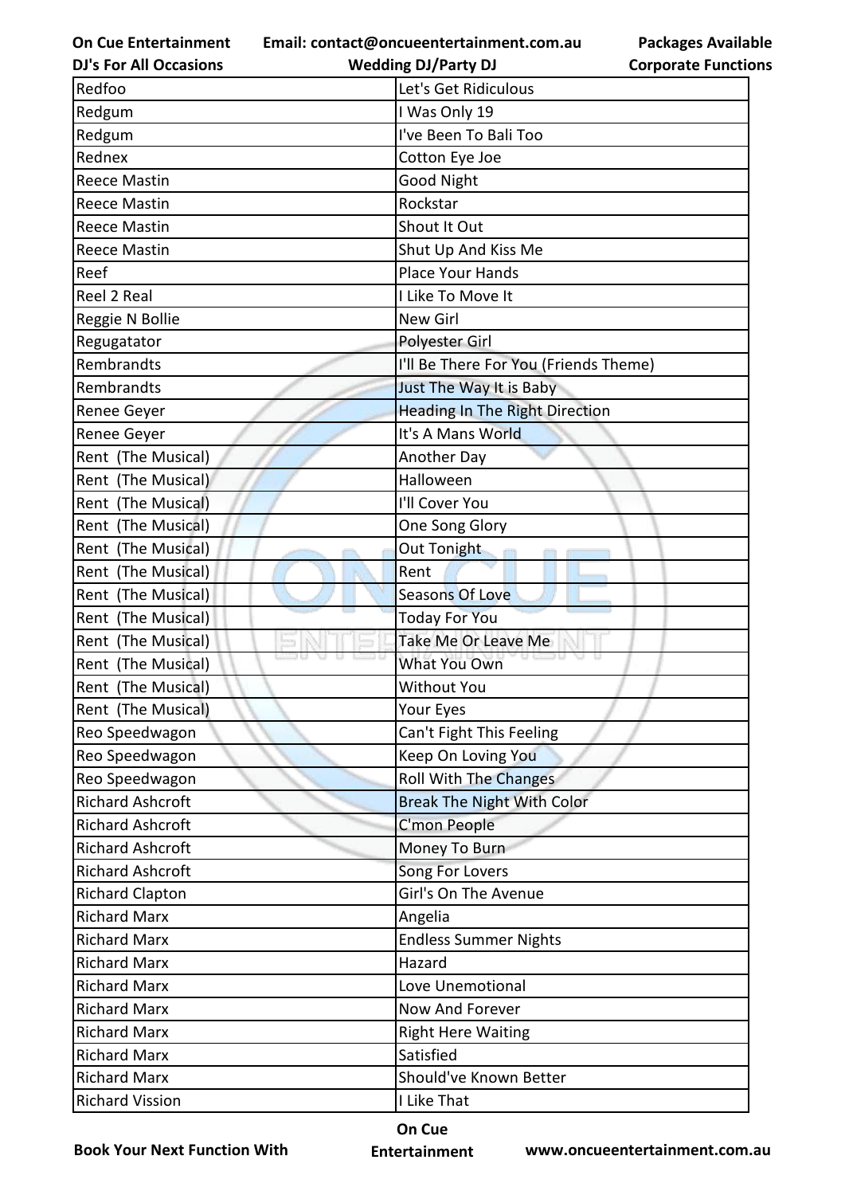| Redfoo | Let's Get Ridiculous |
|---|---|
| Redgum | I Was Only 19 |
| Redgum | I've Been To Bali Too |
| Rednex | Cotton Eye Joe |
| Reece Mastin | Good Night |
| Reece Mastin | Rockstar |
| Reece Mastin | Shout It Out |
| Reece Mastin | Shut Up And Kiss Me |
| Reef | Place Your Hands |
| Reel 2 Real | I Like To Move It |
| Reggie N Bollie | New Girl |
| Regugatator | Polyester Girl |
| Rembrandts | I'll Be There For You (Friends Theme) |
| Rembrandts | Just The Way It is Baby |
| Renee Geyer | Heading In The Right Direction |
| Renee Geyer | It's A Mans World |
| Rent (The Musical) | Another Day |
| Rent (The Musical) | Halloween |
| Rent (The Musical) | I'll Cover You |
| Rent (The Musical) | One Song Glory |
| Rent (The Musical) | Out Tonight |
| Rent (The Musical) | Rent |
| Rent (The Musical) | Seasons Of Love |
| Rent (The Musical) | Today For You |
| Rent (The Musical) | Take Me Or Leave Me |
| Rent (The Musical) | What You Own |
| Rent (The Musical) | Without You |
| Rent (The Musical) | Your Eyes |
| Reo Speedwagon | Can't Fight This Feeling |
| Reo Speedwagon | Keep On Loving You |
| Reo Speedwagon | Roll With The Changes |
| Richard Ashcroft | Break The Night With Color |
| Richard Ashcroft | C'mon People |
| Richard Ashcroft | Money To Burn |
| Richard Ashcroft | Song For Lovers |
| Richard Clapton | Girl's On The Avenue |
| Richard Marx | Angelia |
| Richard Marx | Endless Summer Nights |
| Richard Marx | Hazard |
| Richard Marx | Love Unemotional |
| Richard Marx | Now And Forever |
| Richard Marx | Right Here Waiting |
| Richard Marx | Satisfied |
| Richard Marx | Should've Known Better |
| Richard Vission | I Like That |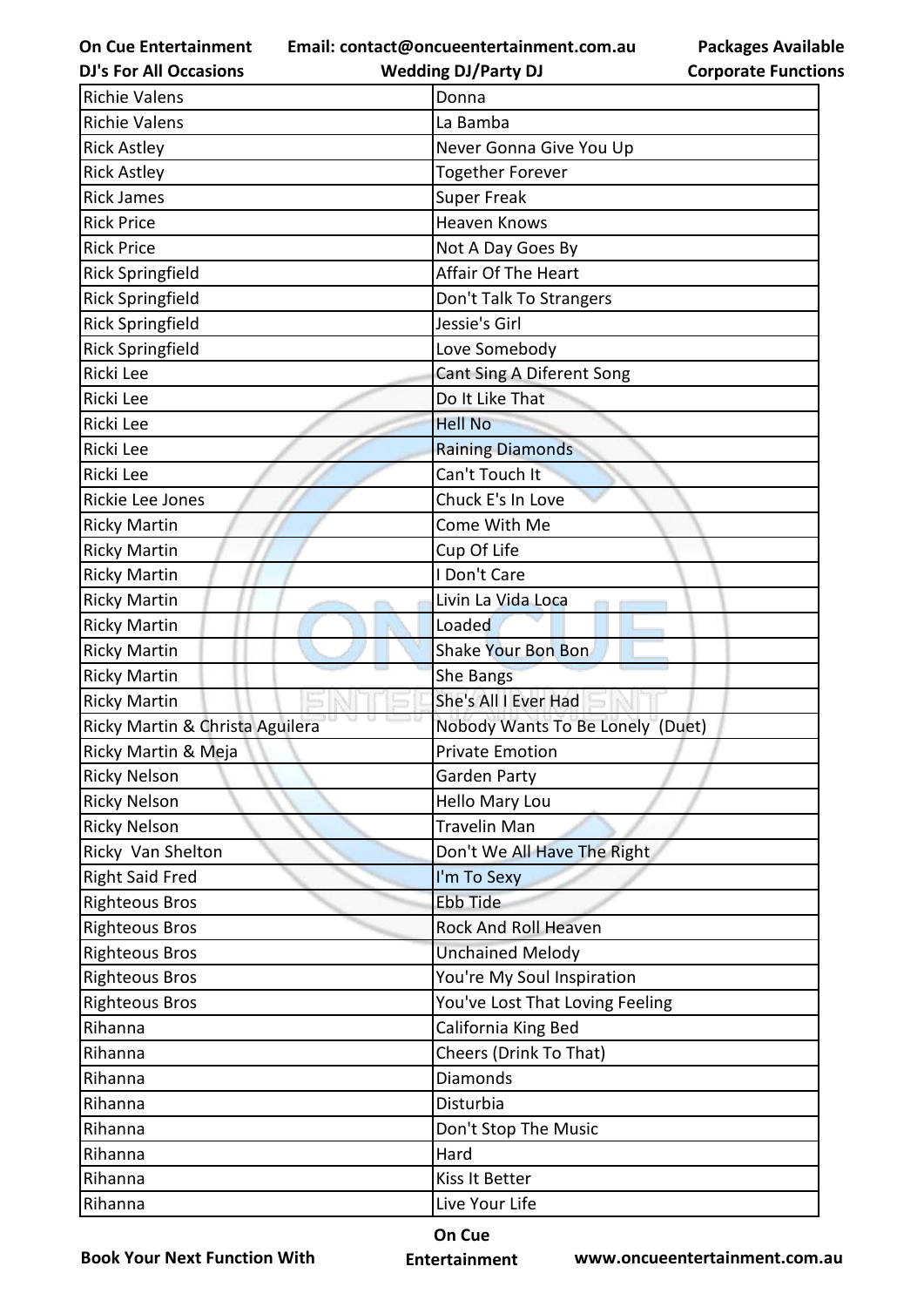| Richie Valens | Donna |
|---|---|
| Richie Valens | La Bamba |
| Rick Astley | Never Gonna Give You Up |
| Rick Astley | Together Forever |
| Rick James | Super Freak |
| Rick Price | Heaven Knows |
| Rick Price | Not A Day Goes By |
| Rick Springfield | Affair Of The Heart |
| Rick Springfield | Don't Talk To Strangers |
| Rick Springfield | Jessie's Girl |
| Rick Springfield | Love Somebody |
| Ricki Lee | Cant Sing A Diferent Song |
| Ricki Lee | Do It Like That |
| Ricki Lee | Hell No |
| Ricki Lee | Raining Diamonds |
| Ricki Lee | Can't Touch It |
| Rickie Lee Jones | Chuck E's In Love |
| Ricky Martin | Come With Me |
| Ricky Martin | Cup Of Life |
| Ricky Martin | I Don't Care |
| Ricky Martin | Livin La Vida Loca |
| Ricky Martin | Loaded |
| Ricky Martin | Shake Your Bon Bon |
| Ricky Martin | She Bangs |
| Ricky Martin | She's All I Ever Had |
| Ricky Martin & Christa Aguilera | Nobody Wants To Be Lonely (Duet) |
| Ricky Martin & Meja | Private Emotion |
| Ricky Nelson | Garden Party |
| Ricky Nelson | Hello Mary Lou |
| Ricky Nelson | Travelin Man |
| Ricky Van Shelton | Don't We All Have The Right |
| Right Said Fred | I'm To Sexy |
| Righteous Bros | Ebb Tide |
| Righteous Bros | Rock And Roll Heaven |
| Righteous Bros | Unchained Melody |
| Righteous Bros | You're My Soul Inspiration |
| Righteous Bros | You've Lost That Loving Feeling |
| Rihanna | California King Bed |
| Rihanna | Cheers (Drink To That) |
| Rihanna | Diamonds |
| Rihanna | Disturbia |
| Rihanna | Don't Stop The Music |
| Rihanna | Hard |
| Rihanna | Kiss It Better |
| Rihanna | Live Your Life |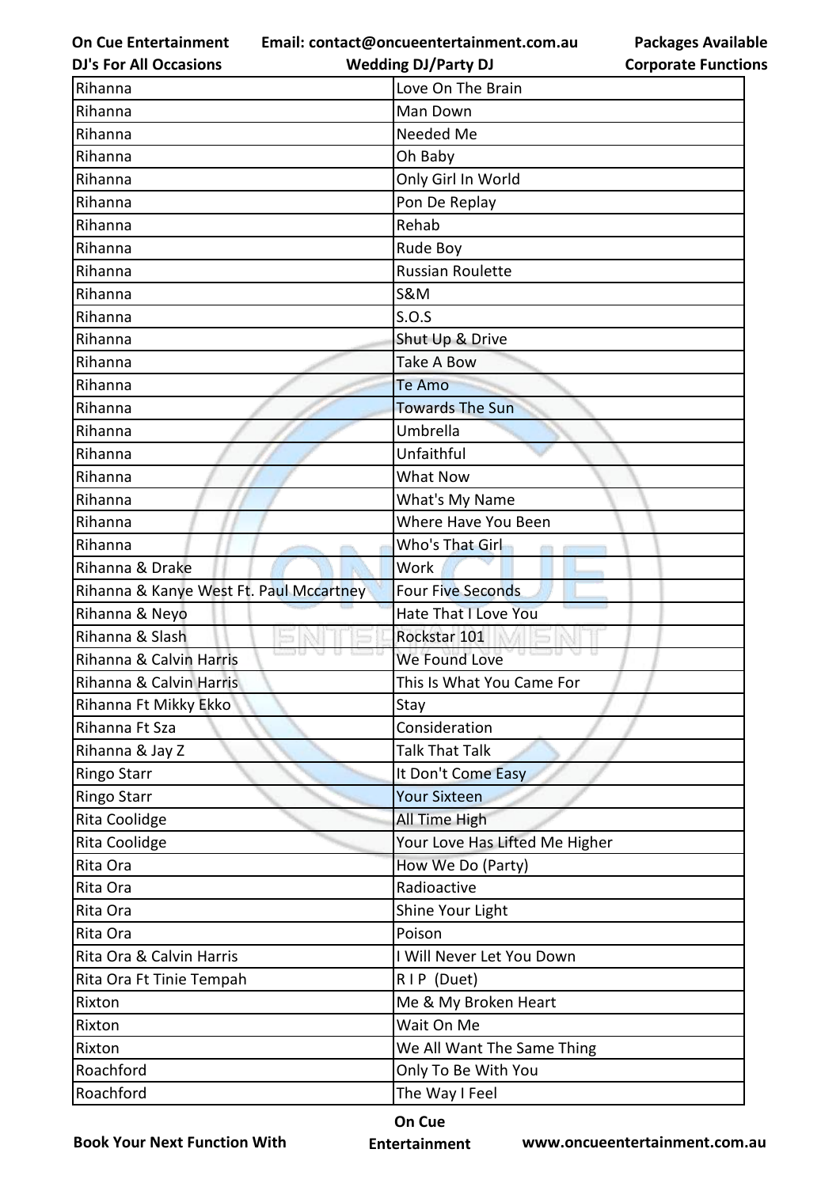| Rihanna | Love On The Brain |
|---|---|
| Rihanna | Man Down |
| Rihanna | Needed Me |
| Rihanna | Oh Baby |
| Rihanna | Only Girl In World |
| Rihanna | Pon De Replay |
| Rihanna | Rehab |
| Rihanna | Rude Boy |
| Rihanna | Russian Roulette |
| Rihanna | S&M |
| Rihanna | S.O.S |
| Rihanna | Shut Up & Drive |
| Rihanna | Take A Bow |
| Rihanna | Te Amo |
| Rihanna | Towards The Sun |
| Rihanna | Umbrella |
| Rihanna | Unfaithful |
| Rihanna | What Now |
| Rihanna | What's My Name |
| Rihanna | Where Have You Been |
| Rihanna | Who's That Girl |
| Rihanna & Drake | Work |
| Rihanna & Kanye West Ft. Paul Mccartney | Four Five Seconds |
| Rihanna & Neyo | Hate That I Love You |
| Rihanna & Slash | Rockstar 101 |
| Rihanna & Calvin Harris | We Found Love |
| Rihanna & Calvin Harris | This Is What You Came For |
| Rihanna Ft Mikky Ekko | Stay |
| Rihanna Ft Sza | Consideration |
| Rihanna & Jay Z | Talk That Talk |
| Ringo Starr | It Don't Come Easy |
| Ringo Starr | Your Sixteen |
| Rita Coolidge | All Time High |
| Rita Coolidge | Your Love Has Lifted Me Higher |
| Rita Ora | How We Do (Party) |
| Rita Ora | Radioactive |
| Rita Ora | Shine Your Light |
| Rita Ora | Poison |
| Rita Ora & Calvin Harris | I Will Never Let You Down |
| Rita Ora Ft Tinie Tempah | R I P (Duet) |
| Rixton | Me & My Broken Heart |
| Rixton | Wait On Me |
| Rixton | We All Want The Same Thing |
| Roachford | Only To Be With You |
| Roachford | The Way I Feel |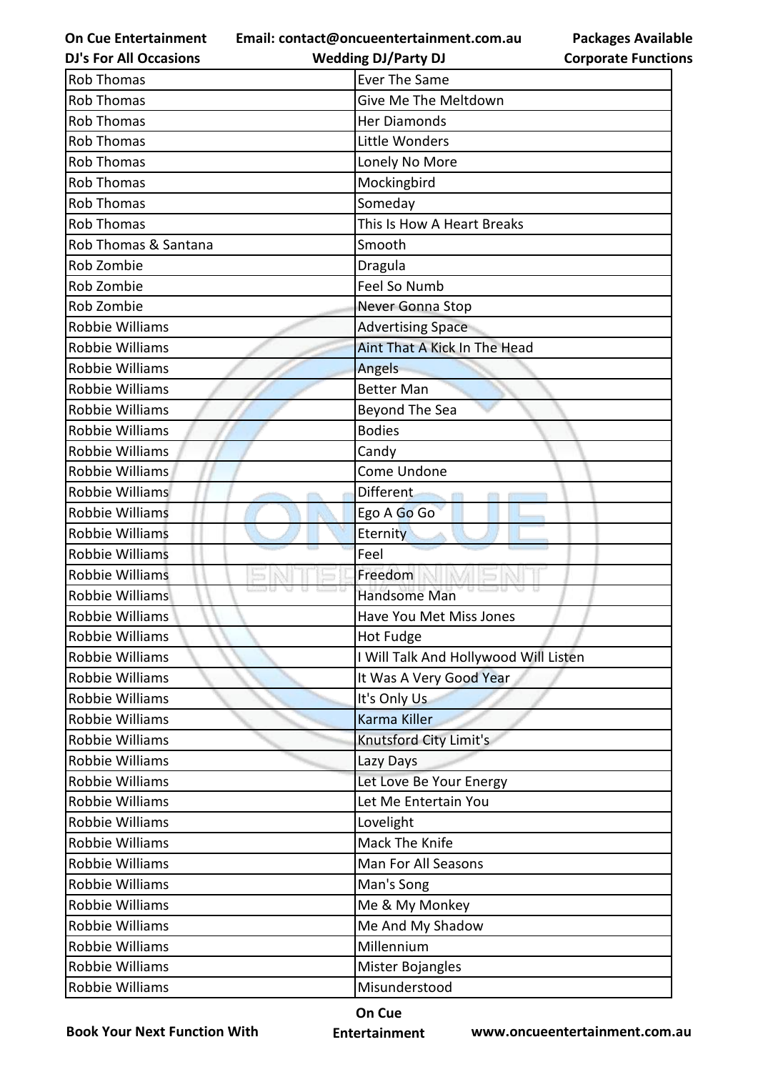| Rob Thomas | Ever The Same |
|---|---|
| Rob Thomas | Give Me The Meltdown |
| Rob Thomas | Her Diamonds |
| Rob Thomas | Little Wonders |
| Rob Thomas | Lonely No More |
| Rob Thomas | Mockingbird |
| Rob Thomas | Someday |
| Rob Thomas | This Is How A Heart Breaks |
| Rob Thomas & Santana | Smooth |
| Rob Zombie | Dragula |
| Rob Zombie | Feel So Numb |
| Rob Zombie | Never Gonna Stop |
| Robbie Williams | Advertising Space |
| Robbie Williams | Aint That A Kick In The Head |
| Robbie Williams | Angels |
| Robbie Williams | Better Man |
| Robbie Williams | Beyond The Sea |
| Robbie Williams | Bodies |
| Robbie Williams | Candy |
| Robbie Williams | Come Undone |
| Robbie Williams | Different |
| Robbie Williams | Ego A Go Go |
| Robbie Williams | Eternity |
| Robbie Williams | Feel |
| Robbie Williams | Freedom |
| Robbie Williams | Handsome Man |
| Robbie Williams | Have You Met Miss Jones |
| Robbie Williams | Hot Fudge |
| Robbie Williams | I Will Talk And Hollywood Will Listen |
| Robbie Williams | It Was A Very Good Year |
| Robbie Williams | It's Only Us |
| Robbie Williams | Karma Killer |
| Robbie Williams | Knutsford City Limit's |
| Robbie Williams | Lazy Days |
| Robbie Williams | Let Love Be Your Energy |
| Robbie Williams | Let Me Entertain You |
| Robbie Williams | Lovelight |
| Robbie Williams | Mack The Knife |
| Robbie Williams | Man For All Seasons |
| Robbie Williams | Man's Song |
| Robbie Williams | Me & My Monkey |
| Robbie Williams | Me And My Shadow |
| Robbie Williams | Millennium |
| Robbie Williams | Mister Bojangles |
| Robbie Williams | Misunderstood |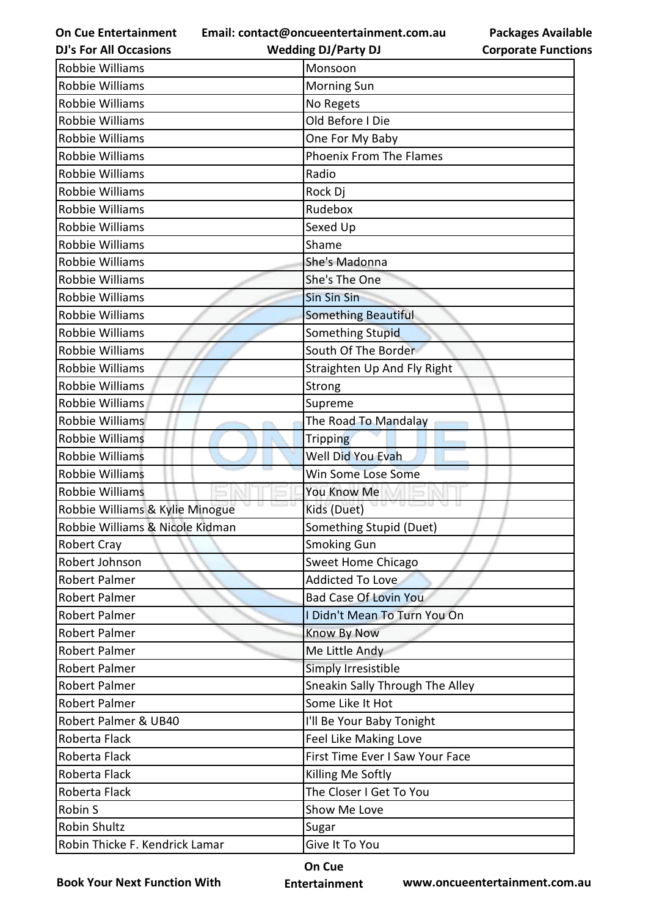| Robbie Williams | Monsoon |
|---|---|
| Robbie Williams | Morning Sun |
| Robbie Williams | No Regets |
| Robbie Williams | Old Before I Die |
| Robbie Williams | One For My Baby |
| Robbie Williams | Phoenix From The Flames |
| Robbie Williams | Radio |
| Robbie Williams | Rock Dj |
| Robbie Williams | Rudebox |
| Robbie Williams | Sexed Up |
| Robbie Williams | Shame |
| Robbie Williams | She's Madonna |
| Robbie Williams | She's The One |
| Robbie Williams | Sin Sin Sin |
| Robbie Williams | Something Beautiful |
| Robbie Williams | Something Stupid |
| Robbie Williams | South Of The Border |
| Robbie Williams | Straighten Up And Fly Right |
| Robbie Williams | Strong |
| Robbie Williams | Supreme |
| Robbie Williams | The Road To Mandalay |
| Robbie Williams | Tripping |
| Robbie Williams | Well Did You Evah |
| Robbie Williams | Win Some Lose Some |
| Robbie Williams | You Know Me |
| Robbie Williams & Kylie Minogue | Kids (Duet) |
| Robbie Williams & Nicole Kidman | Something Stupid (Duet) |
| Robert Cray | Smoking Gun |
| Robert Johnson | Sweet Home Chicago |
| Robert Palmer | Addicted To Love |
| Robert Palmer | Bad Case Of Lovin You |
| Robert Palmer | I Didn't Mean To Turn You On |
| Robert Palmer | Know By Now |
| Robert Palmer | Me Little Andy |
| Robert Palmer | Simply Irresistible |
| Robert Palmer | Sneakin Sally Through The Alley |
| Robert Palmer | Some Like It Hot |
| Robert Palmer & UB40 | I'll Be Your Baby Tonight |
| Roberta Flack | Feel Like Making Love |
| Roberta Flack | First Time Ever I Saw Your Face |
| Roberta Flack | Killing Me Softly |
| Roberta Flack | The Closer I Get To You |
| Robin S | Show Me Love |
| Robin Shultz | Sugar |
| Robin Thicke F. Kendrick Lamar | Give It To You |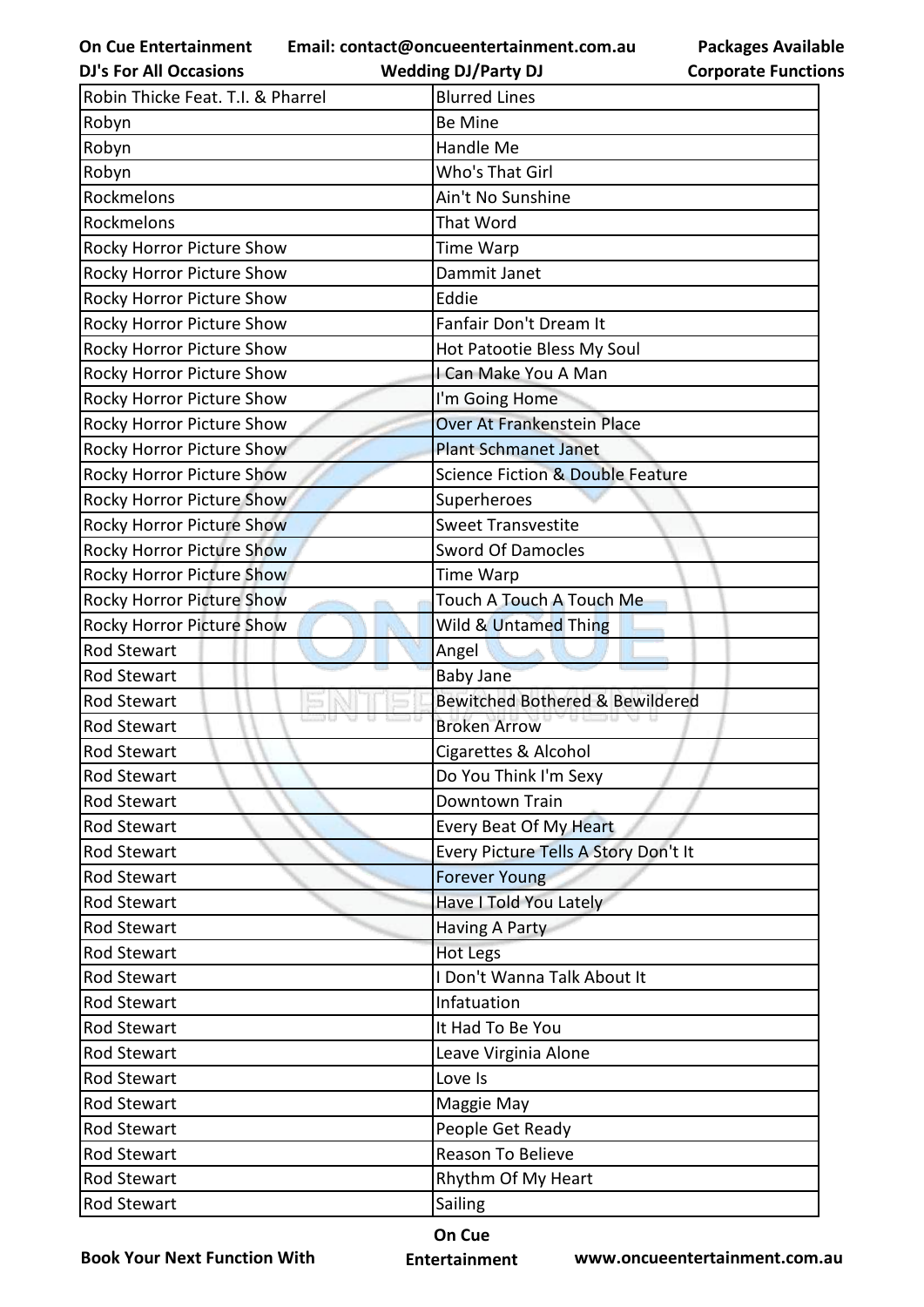| Robin Thicke Feat. T.I. & Pharrel | Blurred Lines |
|---|---|
| Robyn | Be Mine |
| Robyn | Handle Me |
| Robyn | Who's That Girl |
| Rockmelons | Ain't No Sunshine |
| Rockmelons | That Word |
| Rocky Horror Picture Show | Time Warp |
| Rocky Horror Picture Show | Dammit Janet |
| Rocky Horror Picture Show | Eddie |
| Rocky Horror Picture Show | Fanfair Don't Dream It |
| Rocky Horror Picture Show | Hot Patootie Bless My Soul |
| Rocky Horror Picture Show | I Can Make You A Man |
| Rocky Horror Picture Show | I'm Going Home |
| Rocky Horror Picture Show | Over At Frankenstein Place |
| Rocky Horror Picture Show | Plant Schmanet Janet |
| Rocky Horror Picture Show | Science Fiction & Double Feature |
| Rocky Horror Picture Show | Superheroes |
| Rocky Horror Picture Show | Sweet Transvestite |
| Rocky Horror Picture Show | Sword Of Damocles |
| Rocky Horror Picture Show | Time Warp |
| Rocky Horror Picture Show | Touch A Touch A Touch Me |
| Rocky Horror Picture Show | Wild & Untamed Thing |
| Rod Stewart | Angel |
| Rod Stewart | Baby Jane |
| Rod Stewart | Bewitched Bothered & Bewildered |
| Rod Stewart | Broken Arrow |
| Rod Stewart | Cigarettes & Alcohol |
| Rod Stewart | Do You Think I'm Sexy |
| Rod Stewart | Downtown Train |
| Rod Stewart | Every Beat Of My Heart |
| Rod Stewart | Every Picture Tells A Story Don't It |
| Rod Stewart | Forever Young |
| Rod Stewart | Have I Told You Lately |
| Rod Stewart | Having A Party |
| Rod Stewart | Hot Legs |
| Rod Stewart | I Don't Wanna Talk About It |
| Rod Stewart | Infatuation |
| Rod Stewart | It Had To Be You |
| Rod Stewart | Leave Virginia Alone |
| Rod Stewart | Love Is |
| Rod Stewart | Maggie May |
| Rod Stewart | People Get Ready |
| Rod Stewart | Reason To Believe |
| Rod Stewart | Rhythm Of My Heart |
| Rod Stewart | Sailing |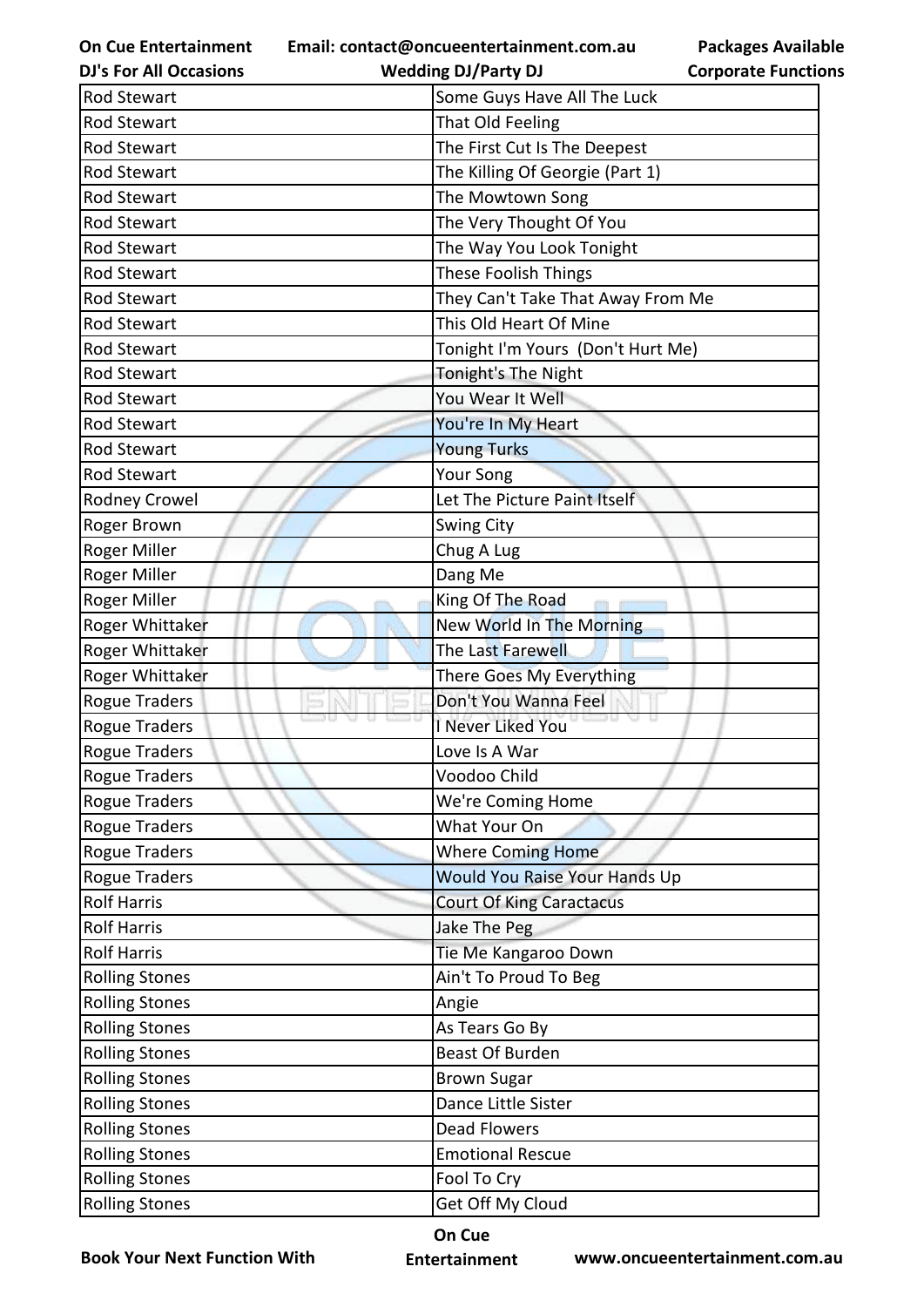| Rod Stewart | Some Guys Have All The Luck |
|---|---|
| Rod Stewart | That Old Feeling |
| Rod Stewart | The First Cut Is The Deepest |
| Rod Stewart | The Killing Of Georgie (Part 1) |
| Rod Stewart | The Mowtown Song |
| Rod Stewart | The Very Thought Of You |
| Rod Stewart | The Way You Look Tonight |
| Rod Stewart | These Foolish Things |
| Rod Stewart | They Can't Take That Away From Me |
| Rod Stewart | This Old Heart Of Mine |
| Rod Stewart | Tonight I'm Yours  (Don't Hurt Me) |
| Rod Stewart | Tonight's The Night |
| Rod Stewart | You Wear It Well |
| Rod Stewart | You're In My Heart |
| Rod Stewart | Young Turks |
| Rod Stewart | Your Song |
| Rodney Crowel | Let The Picture Paint Itself |
| Roger Brown | Swing City |
| Roger Miller | Chug A Lug |
| Roger Miller | Dang Me |
| Roger Miller | King Of The Road |
| Roger Whittaker | New World In The Morning |
| Roger Whittaker | The Last Farewell |
| Roger Whittaker | There Goes My Everything |
| Rogue Traders | Don't You Wanna Feel |
| Rogue Traders | I Never Liked You |
| Rogue Traders | Love Is A War |
| Rogue Traders | Voodoo Child |
| Rogue Traders | We're Coming Home |
| Rogue Traders | What Your On |
| Rogue Traders | Where Coming Home |
| Rogue Traders | Would You Raise Your Hands Up |
| Rolf Harris | Court Of King Caractacus |
| Rolf Harris | Jake The Peg |
| Rolf Harris | Tie Me Kangaroo Down |
| Rolling Stones | Ain't To Proud To Beg |
| Rolling Stones | Angie |
| Rolling Stones | As Tears Go By |
| Rolling Stones | Beast Of Burden |
| Rolling Stones | Brown Sugar |
| Rolling Stones | Dance Little Sister |
| Rolling Stones | Dead Flowers |
| Rolling Stones | Emotional Rescue |
| Rolling Stones | Fool To Cry |
| Rolling Stones | Get Off My Cloud |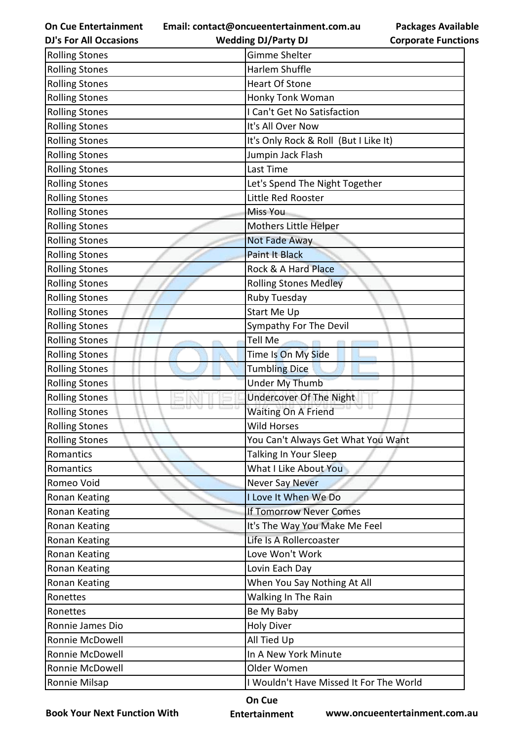| Rolling Stones | Gimme Shelter |
|---|---|
| Rolling Stones | Harlem Shuffle |
| Rolling Stones | Heart Of Stone |
| Rolling Stones | Honky Tonk Woman |
| Rolling Stones | I Can't Get No Satisfaction |
| Rolling Stones | It's All Over Now |
| Rolling Stones | It's Only Rock & Roll (But I Like It) |
| Rolling Stones | Jumpin Jack Flash |
| Rolling Stones | Last Time |
| Rolling Stones | Let's Spend The Night Together |
| Rolling Stones | Little Red Rooster |
| Rolling Stones | Miss You |
| Rolling Stones | Mothers Little Helper |
| Rolling Stones | Not Fade Away |
| Rolling Stones | Paint It Black |
| Rolling Stones | Rock & A Hard Place |
| Rolling Stones | Rolling Stones Medley |
| Rolling Stones | Ruby Tuesday |
| Rolling Stones | Start Me Up |
| Rolling Stones | Sympathy For The Devil |
| Rolling Stones | Tell Me |
| Rolling Stones | Time Is On My Side |
| Rolling Stones | Tumbling Dice |
| Rolling Stones | Under My Thumb |
| Rolling Stones | Undercover Of The Night |
| Rolling Stones | Waiting On A Friend |
| Rolling Stones | Wild Horses |
| Rolling Stones | You Can't Always Get What You Want |
| Romantics | Talking In Your Sleep |
| Romantics | What I Like About You |
| Romeo Void | Never Say Never |
| Ronan Keating | I Love It When We Do |
| Ronan Keating | If Tomorrow Never Comes |
| Ronan Keating | It's The Way You Make Me Feel |
| Ronan Keating | Life Is A Rollercoaster |
| Ronan Keating | Love Won't Work |
| Ronan Keating | Lovin Each Day |
| Ronan Keating | When You Say Nothing At All |
| Ronettes | Walking In The Rain |
| Ronettes | Be My Baby |
| Ronnie James Dio | Holy Diver |
| Ronnie McDowell | All Tied Up |
| Ronnie McDowell | In A New York Minute |
| Ronnie McDowell | Older Women |
| Ronnie Milsap | I Wouldn't Have Missed It For The World |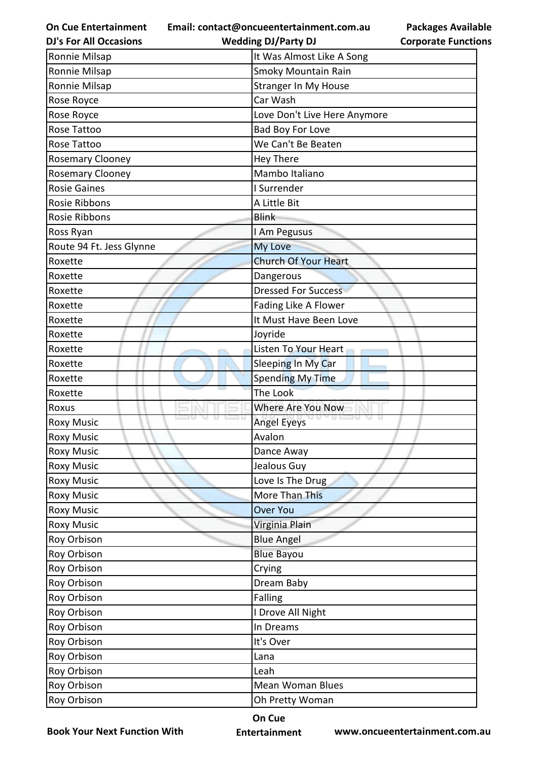| Ronnie Milsap | It Was Almost Like A Song |
|---|---|
| Ronnie Milsap | Smoky Mountain Rain |
| Ronnie Milsap | Stranger In My House |
| Rose Royce | Car Wash |
| Rose Royce | Love Don't Live Here Anymore |
| Rose Tattoo | Bad Boy For Love |
| Rose Tattoo | We Can't Be Beaten |
| Rosemary Clooney | Hey There |
| Rosemary Clooney | Mambo Italiano |
| Rosie Gaines | I Surrender |
| Rosie Ribbons | A Little Bit |
| Rosie Ribbons | Blink |
| Ross Ryan | I Am Pegusus |
| Route 94 Ft. Jess Glynne | My Love |
| Roxette | Church Of Your Heart |
| Roxette | Dangerous |
| Roxette | Dressed For Success |
| Roxette | Fading Like A Flower |
| Roxette | It Must Have Been Love |
| Roxette | Joyride |
| Roxette | Listen To Your Heart |
| Roxette | Sleeping In My Car |
| Roxette | Spending My Time |
| Roxette | The Look |
| Roxus | Where Are You Now |
| Roxy Music | Angel Eyeys |
| Roxy Music | Avalon |
| Roxy Music | Dance Away |
| Roxy Music | Jealous Guy |
| Roxy Music | Love Is The Drug |
| Roxy Music | More Than This |
| Roxy Music | Over You |
| Roxy Music | Virginia Plain |
| Roy Orbison | Blue Angel |
| Roy Orbison | Blue Bayou |
| Roy Orbison | Crying |
| Roy Orbison | Dream Baby |
| Roy Orbison | Falling |
| Roy Orbison | I Drove All Night |
| Roy Orbison | In Dreams |
| Roy Orbison | It's Over |
| Roy Orbison | Lana |
| Roy Orbison | Leah |
| Roy Orbison | Mean Woman Blues |
| Roy Orbison | Oh Pretty Woman |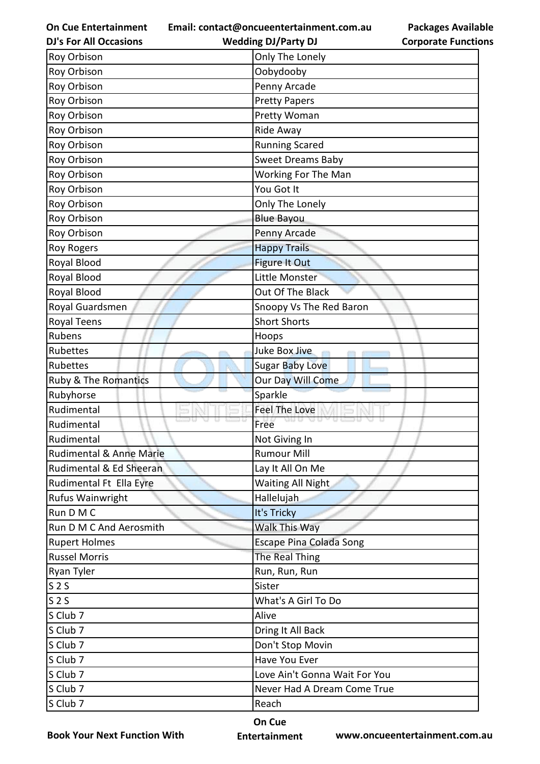| Roy Orbison | Only The Lonely |
|---|---|
| Roy Orbison | Oobydooby |
| Roy Orbison | Penny Arcade |
| Roy Orbison | Pretty Papers |
| Roy Orbison | Pretty Woman |
| Roy Orbison | Ride Away |
| Roy Orbison | Running Scared |
| Roy Orbison | Sweet Dreams Baby |
| Roy Orbison | Working For The Man |
| Roy Orbison | You Got It |
| Roy Orbison | Only The Lonely |
| Roy Orbison | Blue Bayou |
| Roy Orbison | Penny Arcade |
| Roy Rogers | Happy Trails |
| Royal Blood | Figure It Out |
| Royal Blood | Little Monster |
| Royal Blood | Out Of The Black |
| Royal Guardsmen | Snoopy Vs The Red Baron |
| Royal Teens | Short Shorts |
| Rubens | Hoops |
| Rubettes | Juke Box Jive |
| Rubettes | Sugar Baby Love |
| Ruby & The Romantics | Our Day Will Come |
| Rubyhorse | Sparkle |
| Rudimental | Feel The Love |
| Rudimental | Free |
| Rudimental | Not Giving In |
| Rudimental & Anne Marie | Rumour Mill |
| Rudimental & Ed Sheeran | Lay It All On Me |
| Rudimental Ft  Ella Eyre | Waiting All Night |
| Rufus Wainwright | Hallelujah |
| Run D M C | It's Tricky |
| Run D M C And Aerosmith | Walk This Way |
| Rupert Holmes | Escape Pina Colada Song |
| Russel Morris | The Real Thing |
| Ryan Tyler | Run, Run, Run |
| S 2 S | Sister |
| S 2 S | What's A Girl To Do |
| S Club 7 | Alive |
| S Club 7 | Dring It All Back |
| S Club 7 | Don't Stop Movin |
| S Club 7 | Have You Ever |
| S Club 7 | Love Ain't Gonna Wait For You |
| S Club 7 | Never Had A Dream Come True |
| S Club 7 | Reach |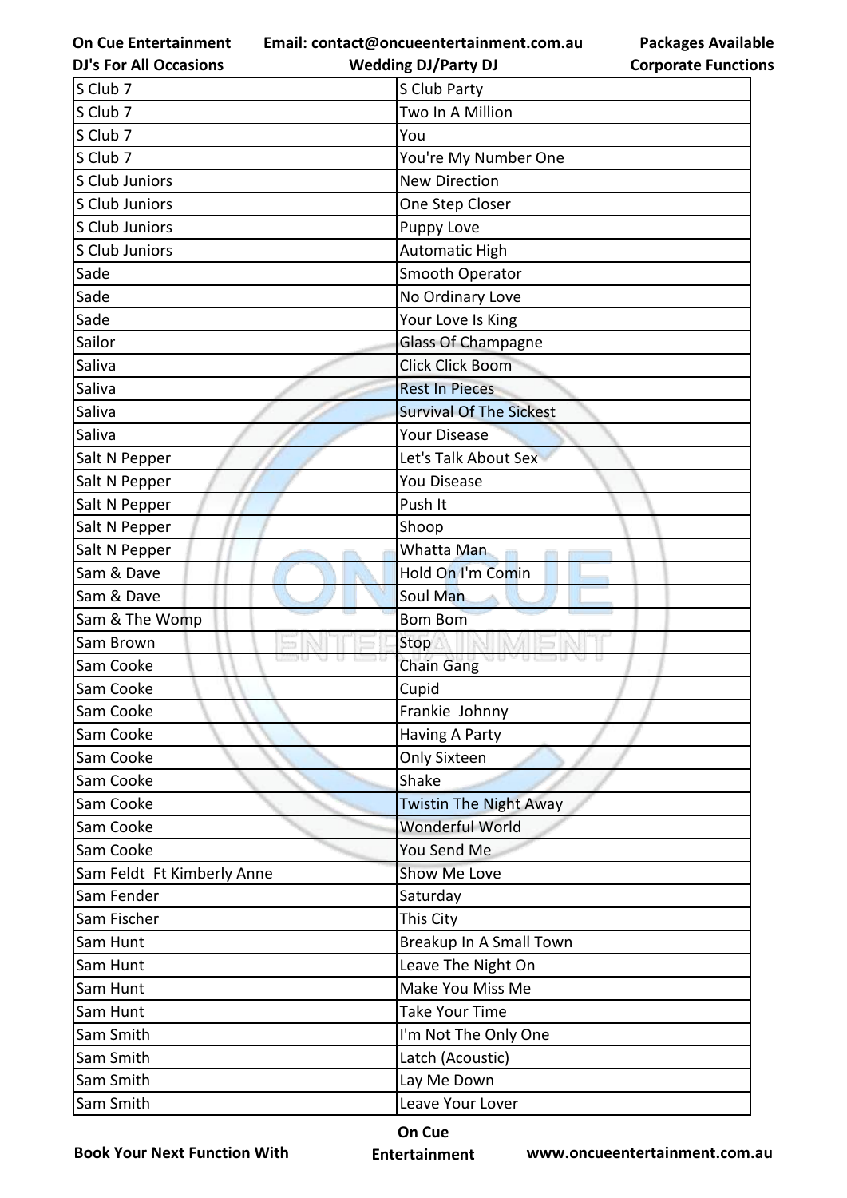| S Club 7 | S Club Party |
|---|---|
| S Club 7 | Two In A Million |
| S Club 7 | You |
| S Club 7 | You're My Number One |
| S Club Juniors | New Direction |
| S Club Juniors | One Step Closer |
| S Club Juniors | Puppy Love |
| S Club Juniors | Automatic High |
| Sade | Smooth Operator |
| Sade | No Ordinary Love |
| Sade | Your Love Is King |
| Sailor | Glass Of Champagne |
| Saliva | Click Click Boom |
| Saliva | Rest In Pieces |
| Saliva | Survival Of The Sickest |
| Saliva | Your Disease |
| Salt N Pepper | Let's Talk About Sex |
| Salt N Pepper | You Disease |
| Salt N Pepper | Push It |
| Salt N Pepper | Shoop |
| Salt N Pepper | Whatta Man |
| Sam & Dave | Hold On I'm Comin |
| Sam & Dave | Soul Man |
| Sam & The Womp | Bom Bom |
| Sam Brown | Stop |
| Sam Cooke | Chain Gang |
| Sam Cooke | Cupid |
| Sam Cooke | Frankie  Johnny |
| Sam Cooke | Having A Party |
| Sam Cooke | Only Sixteen |
| Sam Cooke | Shake |
| Sam Cooke | Twistin The Night Away |
| Sam Cooke | Wonderful World |
| Sam Cooke | You Send Me |
| Sam Feldt  Ft Kimberly Anne | Show Me Love |
| Sam Fender | Saturday |
| Sam Fischer | This City |
| Sam Hunt | Breakup In A Small Town |
| Sam Hunt | Leave The Night On |
| Sam Hunt | Make You Miss Me |
| Sam Hunt | Take Your Time |
| Sam Smith | I'm Not The Only One |
| Sam Smith | Latch (Acoustic) |
| Sam Smith | Lay Me Down |
| Sam Smith | Leave Your Lover |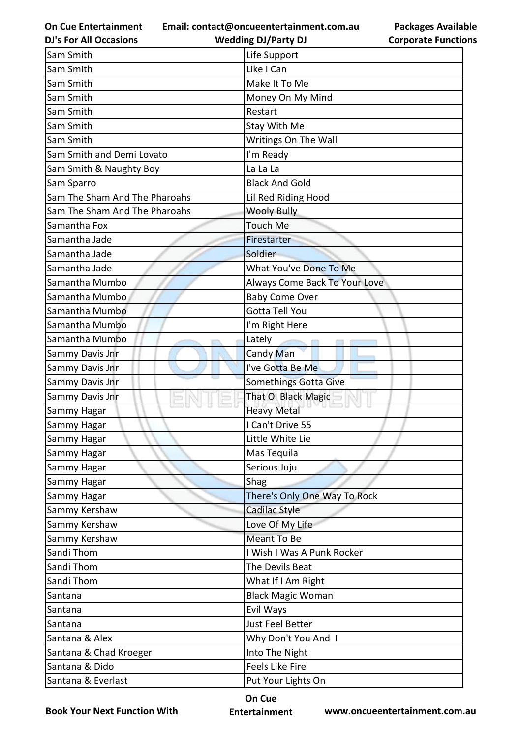| Sam Smith | Life Support |
|---|---|
| Sam Smith | Like I Can |
| Sam Smith | Make It To Me |
| Sam Smith | Money On My Mind |
| Sam Smith | Restart |
| Sam Smith | Stay With Me |
| Sam Smith | Writings On The Wall |
| Sam Smith and Demi Lovato | I'm Ready |
| Sam Smith & Naughty Boy | La La La |
| Sam Sparro | Black And Gold |
| Sam The Sham And The Pharoahs | Lil Red Riding Hood |
| Sam The Sham And The Pharoahs | Wooly Bully |
| Samantha Fox | Touch Me |
| Samantha Jade | Firestarter |
| Samantha Jade | Soldier |
| Samantha Jade | What You've Done To Me |
| Samantha Mumbo | Always Come Back To Your Love |
| Samantha Mumbo | Baby Come Over |
| Samantha Mumbo | Gotta Tell You |
| Samantha Mumbo | I'm Right Here |
| Samantha Mumbo | Lately |
| Sammy Davis Jnr | Candy Man |
| Sammy Davis Jnr | I've Gotta Be Me |
| Sammy Davis Jnr | Somethings Gotta Give |
| Sammy Davis Jnr | That Ol Black Magic |
| Sammy Hagar | Heavy Metal |
| Sammy Hagar | I Can't Drive 55 |
| Sammy Hagar | Little White Lie |
| Sammy Hagar | Mas Tequila |
| Sammy Hagar | Serious Juju |
| Sammy Hagar | Shag |
| Sammy Hagar | There's Only One Way To Rock |
| Sammy Kershaw | Cadilac Style |
| Sammy Kershaw | Love Of My Life |
| Sammy Kershaw | Meant To Be |
| Sandi Thom | I Wish I Was A Punk Rocker |
| Sandi Thom | The Devils Beat |
| Sandi Thom | What If I Am Right |
| Santana | Black Magic Woman |
| Santana | Evil Ways |
| Santana | Just Feel Better |
| Santana & Alex | Why Don't You And I |
| Santana & Chad Kroeger | Into The Night |
| Santana & Dido | Feels Like Fire |
| Santana & Everlast | Put Your Lights On |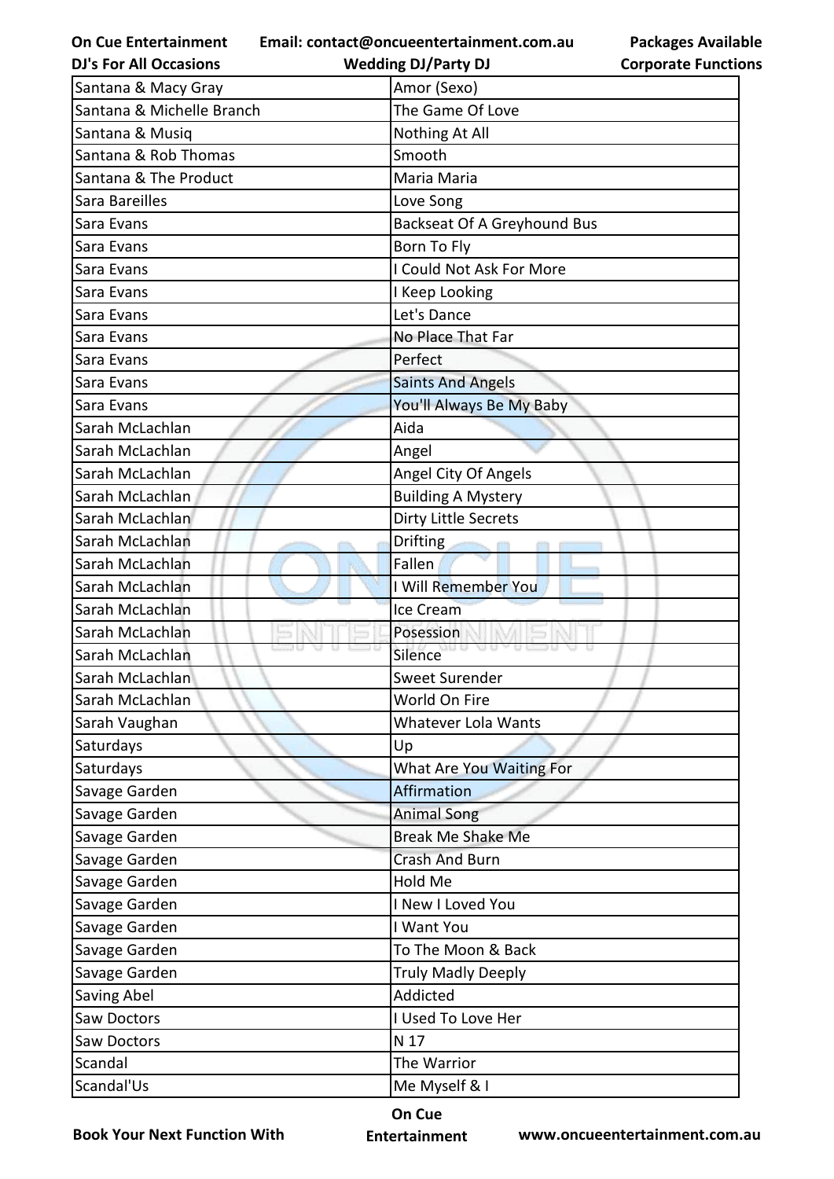| Santana & Macy Gray | Amor (Sexo) |
|---|---|
| Santana & Michelle Branch | The Game Of Love |
| Santana & Musiq | Nothing At All |
| Santana & Rob Thomas | Smooth |
| Santana & The Product | Maria Maria |
| Sara Bareilles | Love Song |
| Sara Evans | Backseat Of A Greyhound Bus |
| Sara Evans | Born To Fly |
| Sara Evans | I Could Not Ask For More |
| Sara Evans | I Keep Looking |
| Sara Evans | Let's Dance |
| Sara Evans | No Place That Far |
| Sara Evans | Perfect |
| Sara Evans | Saints And Angels |
| Sara Evans | You'll Always Be My Baby |
| Sarah McLachlan | Aida |
| Sarah McLachlan | Angel |
| Sarah McLachlan | Angel City Of Angels |
| Sarah McLachlan | Building A Mystery |
| Sarah McLachlan | Dirty Little Secrets |
| Sarah McLachlan | Drifting |
| Sarah McLachlan | Fallen |
| Sarah McLachlan | I Will Remember You |
| Sarah McLachlan | Ice Cream |
| Sarah McLachlan | Posession |
| Sarah McLachlan | Silence |
| Sarah McLachlan | Sweet Surender |
| Sarah McLachlan | World On Fire |
| Sarah Vaughan | Whatever Lola Wants |
| Saturdays | Up |
| Saturdays | What Are You Waiting For |
| Savage Garden | Affirmation |
| Savage Garden | Animal Song |
| Savage Garden | Break Me Shake Me |
| Savage Garden | Crash And Burn |
| Savage Garden | Hold Me |
| Savage Garden | I New I Loved You |
| Savage Garden | I Want You |
| Savage Garden | To The Moon & Back |
| Savage Garden | Truly Madly Deeply |
| Saving Abel | Addicted |
| Saw Doctors | I Used To Love Her |
| Saw Doctors | N 17 |
| Scandal | The Warrior |
| Scandal'Us | Me Myself & I |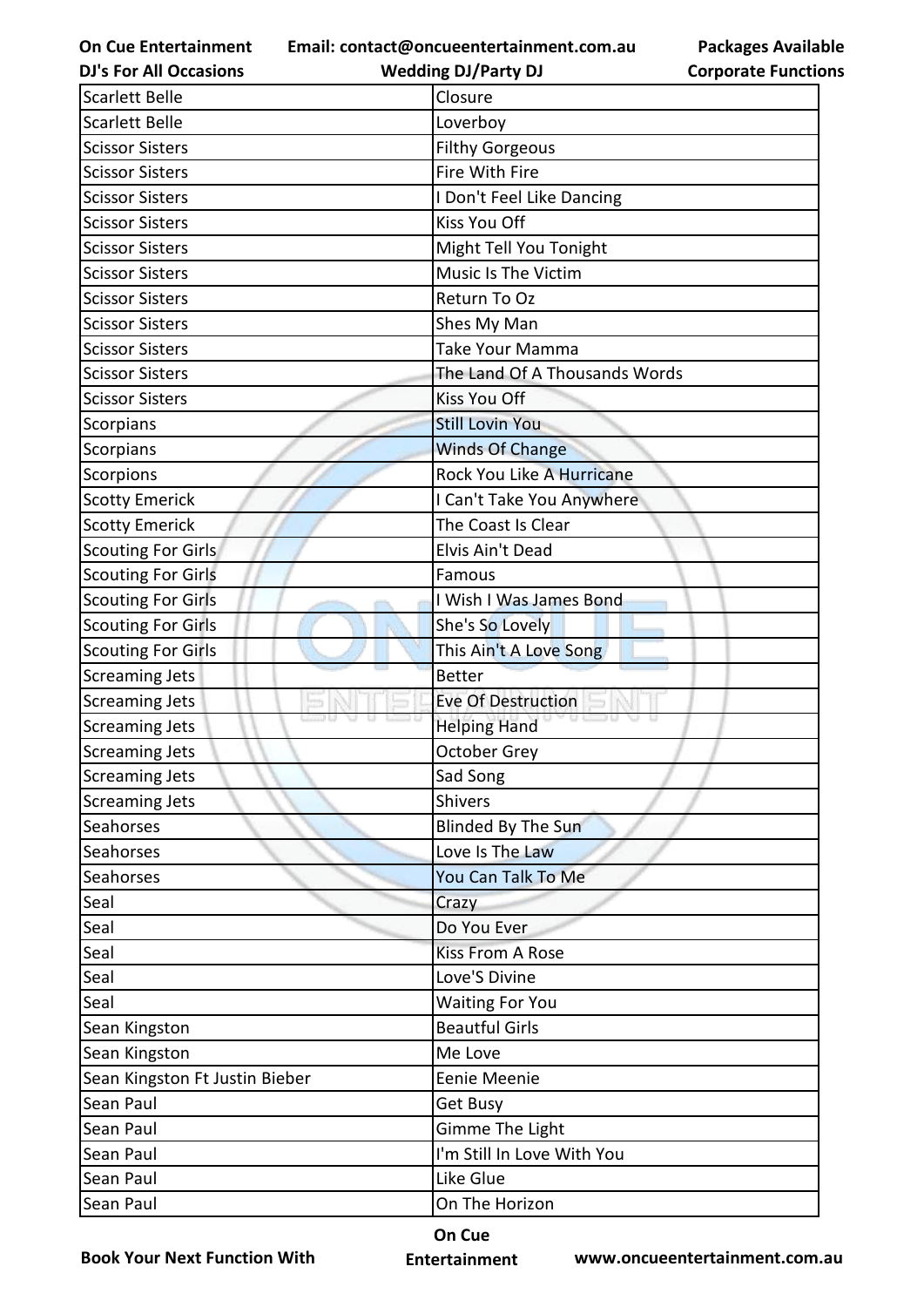| Scarlett Belle | Closure |
|---|---|
| Scarlett Belle | Loverboy |
| Scissor Sisters | Filthy Gorgeous |
| Scissor Sisters | Fire With Fire |
| Scissor Sisters | I Don't Feel Like Dancing |
| Scissor Sisters | Kiss You Off |
| Scissor Sisters | Might Tell You Tonight |
| Scissor Sisters | Music Is The Victim |
| Scissor Sisters | Return To Oz |
| Scissor Sisters | Shes My Man |
| Scissor Sisters | Take Your Mamma |
| Scissor Sisters | The Land Of A Thousands Words |
| Scissor Sisters | Kiss You Off |
| Scorpians | Still Lovin You |
| Scorpians | Winds Of Change |
| Scorpions | Rock You Like A Hurricane |
| Scotty Emerick | I Can't Take You Anywhere |
| Scotty Emerick | The Coast Is Clear |
| Scouting For Girls | Elvis Ain't Dead |
| Scouting For Girls | Famous |
| Scouting For Girls | I Wish I Was James Bond |
| Scouting For Girls | She's So Lovely |
| Scouting For Girls | This Ain't A Love Song |
| Screaming Jets | Better |
| Screaming Jets | Eve Of Destruction |
| Screaming Jets | Helping Hand |
| Screaming Jets | October Grey |
| Screaming Jets | Sad Song |
| Screaming Jets | Shivers |
| Seahorses | Blinded By The Sun |
| Seahorses | Love Is The Law |
| Seahorses | You Can Talk To Me |
| Seal | Crazy |
| Seal | Do You Ever |
| Seal | Kiss From A Rose |
| Seal | Love'S Divine |
| Seal | Waiting For You |
| Sean Kingston | Beautful Girls |
| Sean Kingston | Me Love |
| Sean Kingston Ft Justin Bieber | Eenie Meenie |
| Sean Paul | Get Busy |
| Sean Paul | Gimme The Light |
| Sean Paul | I'm Still In Love With You |
| Sean Paul | Like Glue |
| Sean Paul | On The Horizon |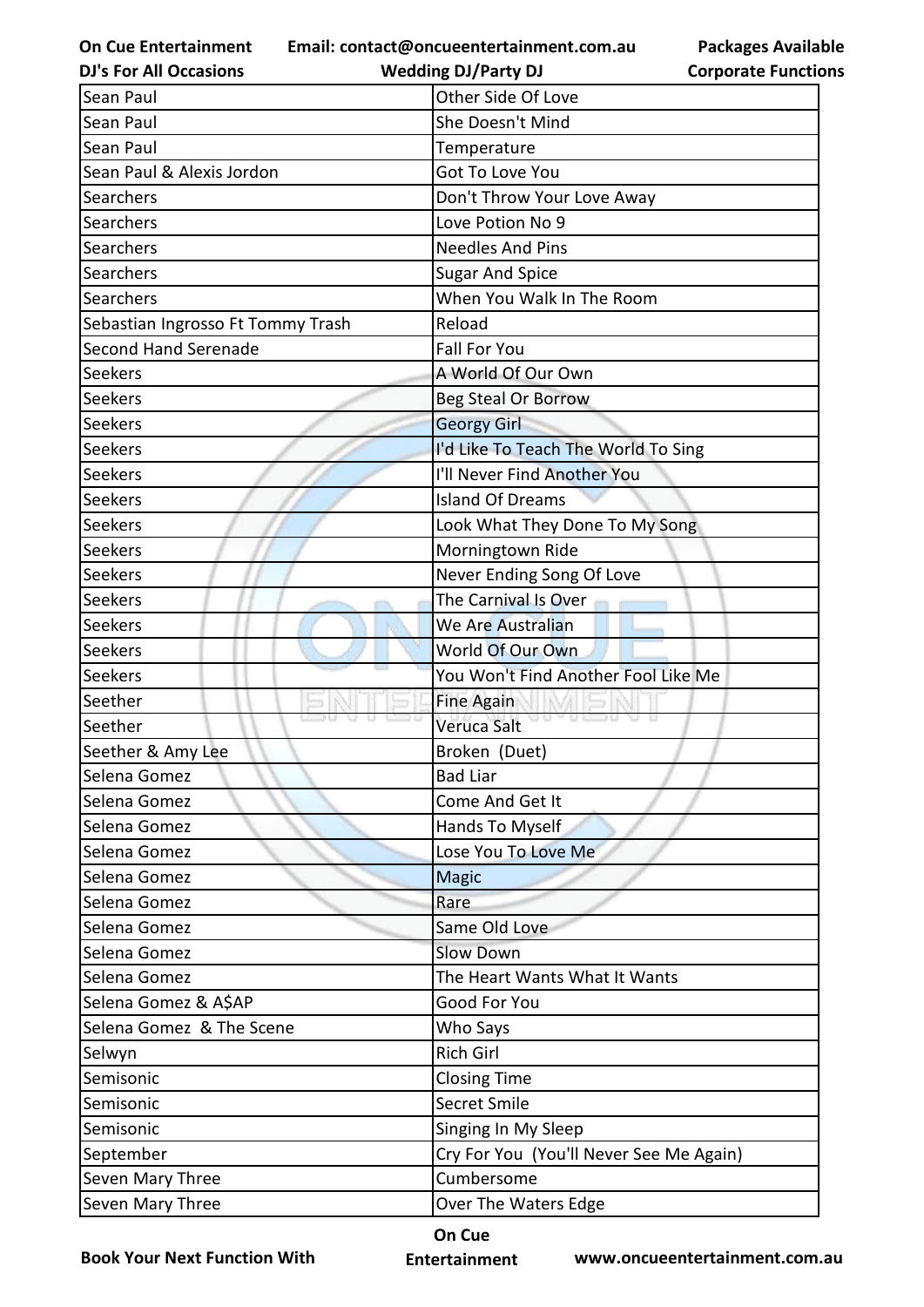| Sean Paul | Other Side Of Love |
|---|---|
| Sean Paul | She Doesn't Mind |
| Sean Paul | Temperature |
| Sean Paul & Alexis Jordon | Got To Love You |
| Searchers | Don't Throw Your Love Away |
| Searchers | Love Potion No 9 |
| Searchers | Needles And Pins |
| Searchers | Sugar And Spice |
| Searchers | When You Walk In The Room |
| Sebastian Ingrosso Ft Tommy Trash | Reload |
| Second Hand Serenade | Fall For You |
| Seekers | A World Of Our Own |
| Seekers | Beg Steal Or Borrow |
| Seekers | Georgy Girl |
| Seekers | I'd Like To Teach The World To Sing |
| Seekers | I'll Never Find Another You |
| Seekers | Island Of Dreams |
| Seekers | Look What They Done To My Song |
| Seekers | Morningtown Ride |
| Seekers | Never Ending Song Of Love |
| Seekers | The Carnival Is Over |
| Seekers | We Are Australian |
| Seekers | World Of Our Own |
| Seekers | You Won't Find Another Fool Like Me |
| Seether | Fine Again |
| Seether | Veruca Salt |
| Seether & Amy Lee | Broken (Duet) |
| Selena Gomez | Bad Liar |
| Selena Gomez | Come And Get It |
| Selena Gomez | Hands To Myself |
| Selena Gomez | Lose You To Love Me |
| Selena Gomez | Magic |
| Selena Gomez | Rare |
| Selena Gomez | Same Old Love |
| Selena Gomez | Slow Down |
| Selena Gomez | The Heart Wants What It Wants |
| Selena Gomez & A$AP | Good For You |
| Selena Gomez & The Scene | Who Says |
| Selwyn | Rich Girl |
| Semisonic | Closing Time |
| Semisonic | Secret Smile |
| Semisonic | Singing In My Sleep |
| September | Cry For You (You'll Never See Me Again) |
| Seven Mary Three | Cumbersome |
| Seven Mary Three | Over The Waters Edge |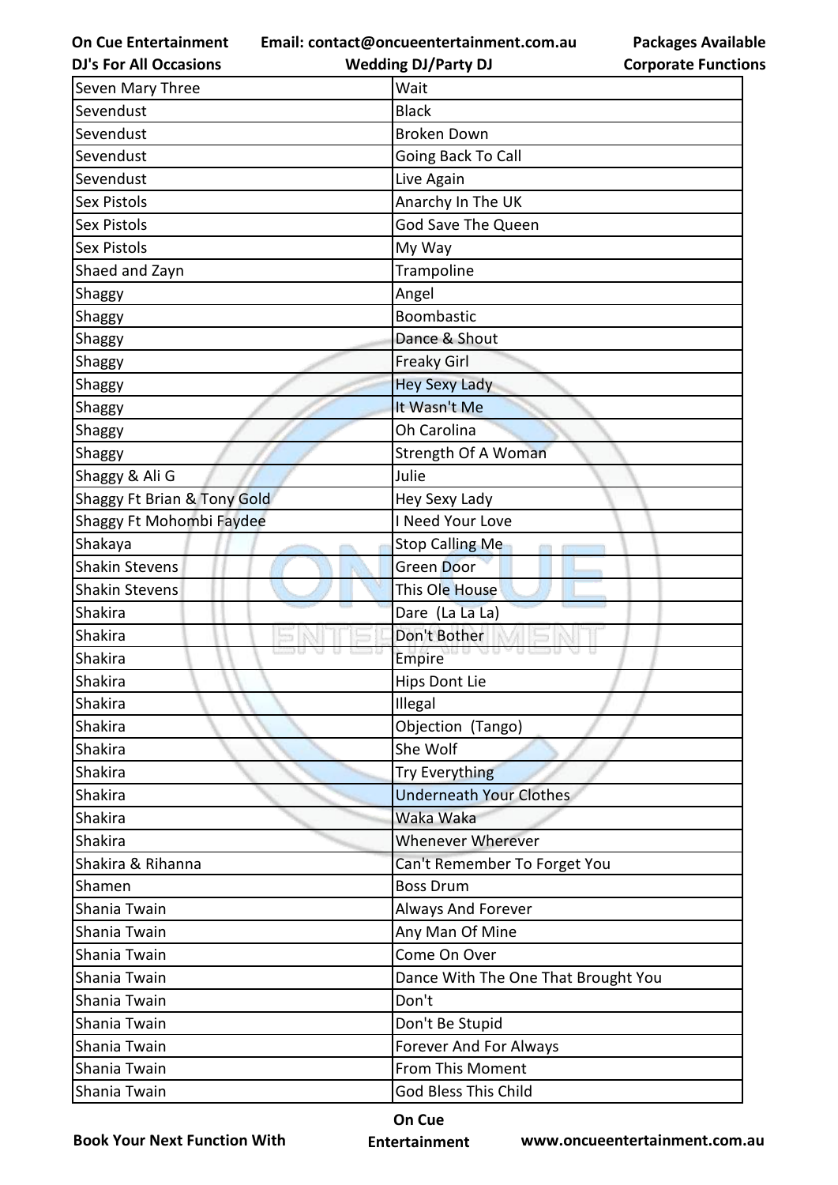| Seven Mary Three | Wait |
|---|---|
| Sevendust | Black |
| Sevendust | Broken Down |
| Sevendust | Going Back To Call |
| Sevendust | Live Again |
| Sex Pistols | Anarchy In The UK |
| Sex Pistols | God Save The Queen |
| Sex Pistols | My Way |
| Shaed and Zayn | Trampoline |
| Shaggy | Angel |
| Shaggy | Boombastic |
| Shaggy | Dance & Shout |
| Shaggy | Freaky Girl |
| Shaggy | Hey Sexy Lady |
| Shaggy | It Wasn't Me |
| Shaggy | Oh Carolina |
| Shaggy | Strength Of A Woman |
| Shaggy & Ali G | Julie |
| Shaggy Ft Brian & Tony Gold | Hey Sexy Lady |
| Shaggy Ft Mohombi Faydee | I Need Your Love |
| Shakaya | Stop Calling Me |
| Shakin Stevens | Green Door |
| Shakin Stevens | This Ole House |
| Shakira | Dare  (La La La) |
| Shakira | Don't Bother |
| Shakira | Empire |
| Shakira | Hips Dont Lie |
| Shakira | Illegal |
| Shakira | Objection  (Tango) |
| Shakira | She Wolf |
| Shakira | Try Everything |
| Shakira | Underneath Your Clothes |
| Shakira | Waka Waka |
| Shakira | Whenever Wherever |
| Shakira & Rihanna | Can't Remember To Forget You |
| Shamen | Boss Drum |
| Shania Twain | Always And Forever |
| Shania Twain | Any Man Of Mine |
| Shania Twain | Come On Over |
| Shania Twain | Dance With The One That Brought You |
| Shania Twain | Don't |
| Shania Twain | Don't Be Stupid |
| Shania Twain | Forever And For Always |
| Shania Twain | From This Moment |
| Shania Twain | God Bless This Child |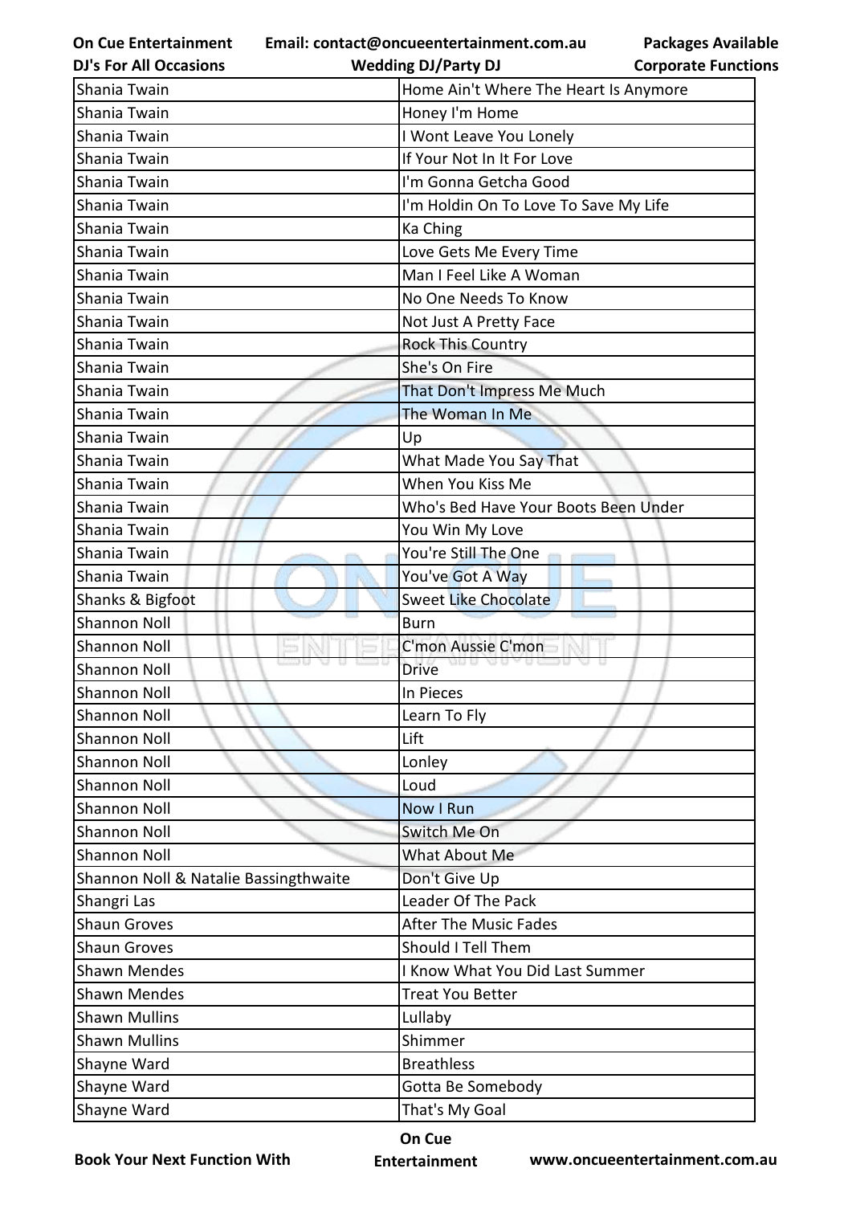| Shania Twain | Home Ain't Where The Heart Is Anymore |
|---|---|
| Shania Twain | Honey I'm Home |
| Shania Twain | I Wont Leave You Lonely |
| Shania Twain | If Your Not In It For Love |
| Shania Twain | I'm Gonna Getcha Good |
| Shania Twain | I'm Holdin On To Love To Save My Life |
| Shania Twain | Ka Ching |
| Shania Twain | Love Gets Me Every Time |
| Shania Twain | Man I Feel Like A Woman |
| Shania Twain | No One Needs To Know |
| Shania Twain | Not Just A Pretty Face |
| Shania Twain | Rock This Country |
| Shania Twain | She's On Fire |
| Shania Twain | That Don't Impress Me Much |
| Shania Twain | The Woman In Me |
| Shania Twain | Up |
| Shania Twain | What Made You Say That |
| Shania Twain | When You Kiss Me |
| Shania Twain | Who's Bed Have Your Boots Been Under |
| Shania Twain | You Win My Love |
| Shania Twain | You're Still The One |
| Shania Twain | You've Got A Way |
| Shanks & Bigfoot | Sweet Like Chocolate |
| Shannon Noll | Burn |
| Shannon Noll | C'mon Aussie C'mon |
| Shannon Noll | Drive |
| Shannon Noll | In Pieces |
| Shannon Noll | Learn To Fly |
| Shannon Noll | Lift |
| Shannon Noll | Lonley |
| Shannon Noll | Loud |
| Shannon Noll | Now I Run |
| Shannon Noll | Switch Me On |
| Shannon Noll | What About Me |
| Shannon Noll & Natalie Bassingthwaite | Don't Give Up |
| Shangri Las | Leader Of The Pack |
| Shaun Groves | After The Music Fades |
| Shaun Groves | Should I Tell Them |
| Shawn Mendes | I Know What You Did Last Summer |
| Shawn Mendes | Treat You Better |
| Shawn Mullins | Lullaby |
| Shawn Mullins | Shimmer |
| Shayne Ward | Breathless |
| Shayne Ward | Gotta Be Somebody |
| Shayne Ward | That's My Goal |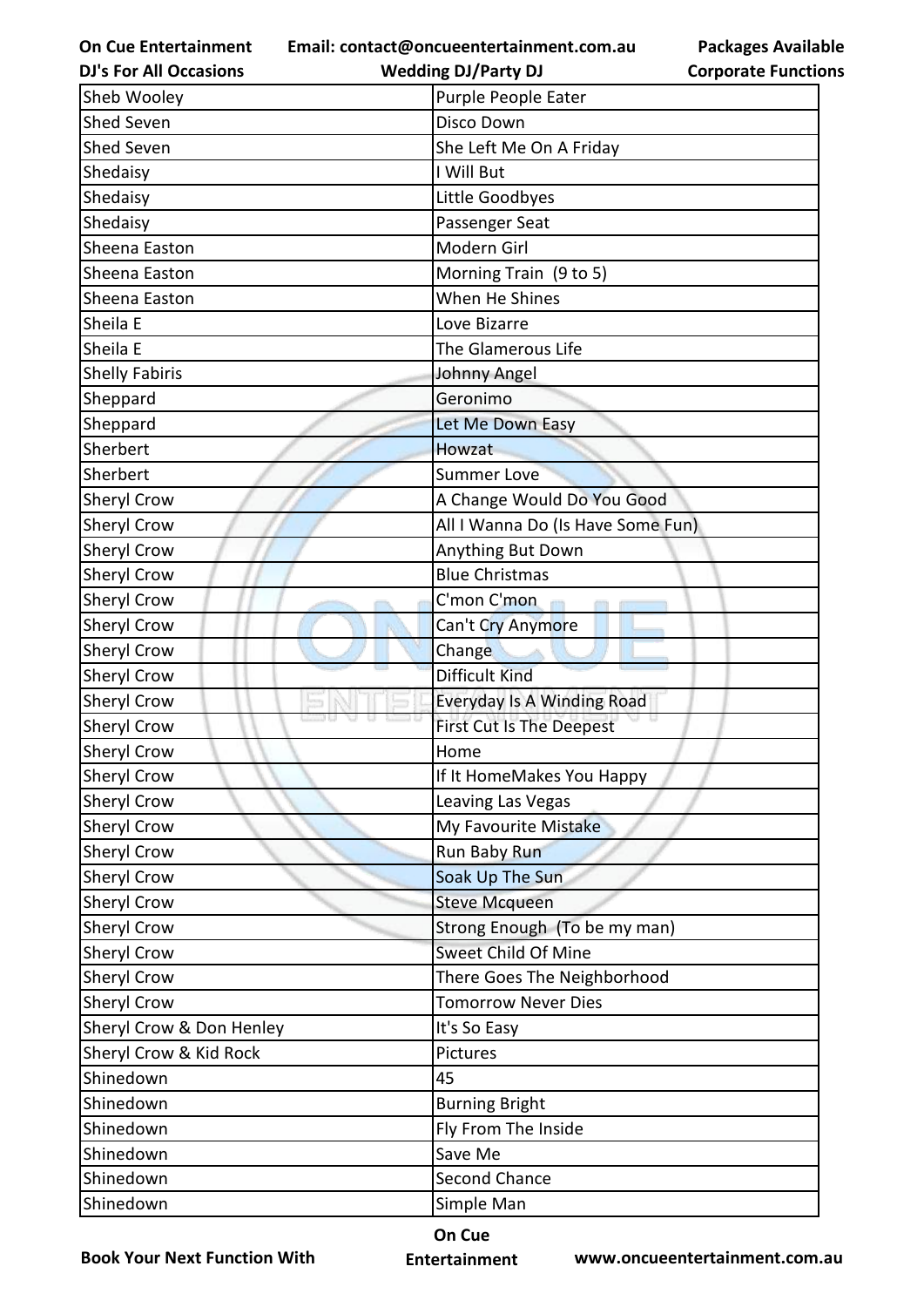| Sheb Wooley | Purple People Eater |
|---|---|
| Shed Seven | Disco Down |
| Shed Seven | She Left Me On A Friday |
| Shedaisy | I Will But |
| Shedaisy | Little Goodbyes |
| Shedaisy | Passenger Seat |
| Sheena Easton | Modern Girl |
| Sheena Easton | Morning Train (9 to 5) |
| Sheena Easton | When He Shines |
| Sheila E | Love Bizarre |
| Sheila E | The Glamerous Life |
| Shelly Fabiris | Johnny Angel |
| Sheppard | Geronimo |
| Sheppard | Let Me Down Easy |
| Sherbert | Howzat |
| Sherbert | Summer Love |
| Sheryl Crow | A Change Would Do You Good |
| Sheryl Crow | All I Wanna Do (Is Have Some Fun) |
| Sheryl Crow | Anything But Down |
| Sheryl Crow | Blue Christmas |
| Sheryl Crow | C'mon C'mon |
| Sheryl Crow | Can't Cry Anymore |
| Sheryl Crow | Change |
| Sheryl Crow | Difficult Kind |
| Sheryl Crow | Everyday Is A Winding Road |
| Sheryl Crow | First Cut Is The Deepest |
| Sheryl Crow | Home |
| Sheryl Crow | If It HomeMakes You Happy |
| Sheryl Crow | Leaving Las Vegas |
| Sheryl Crow | My Favourite Mistake |
| Sheryl Crow | Run Baby Run |
| Sheryl Crow | Soak Up The Sun |
| Sheryl Crow | Steve Mcqueen |
| Sheryl Crow | Strong Enough (To be my man) |
| Sheryl Crow | Sweet Child Of Mine |
| Sheryl Crow | There Goes The Neighborhood |
| Sheryl Crow | Tomorrow Never Dies |
| Sheryl Crow & Don Henley | It's So Easy |
| Sheryl Crow & Kid Rock | Pictures |
| Shinedown | 45 |
| Shinedown | Burning Bright |
| Shinedown | Fly From The Inside |
| Shinedown | Save Me |
| Shinedown | Second Chance |
| Shinedown | Simple Man |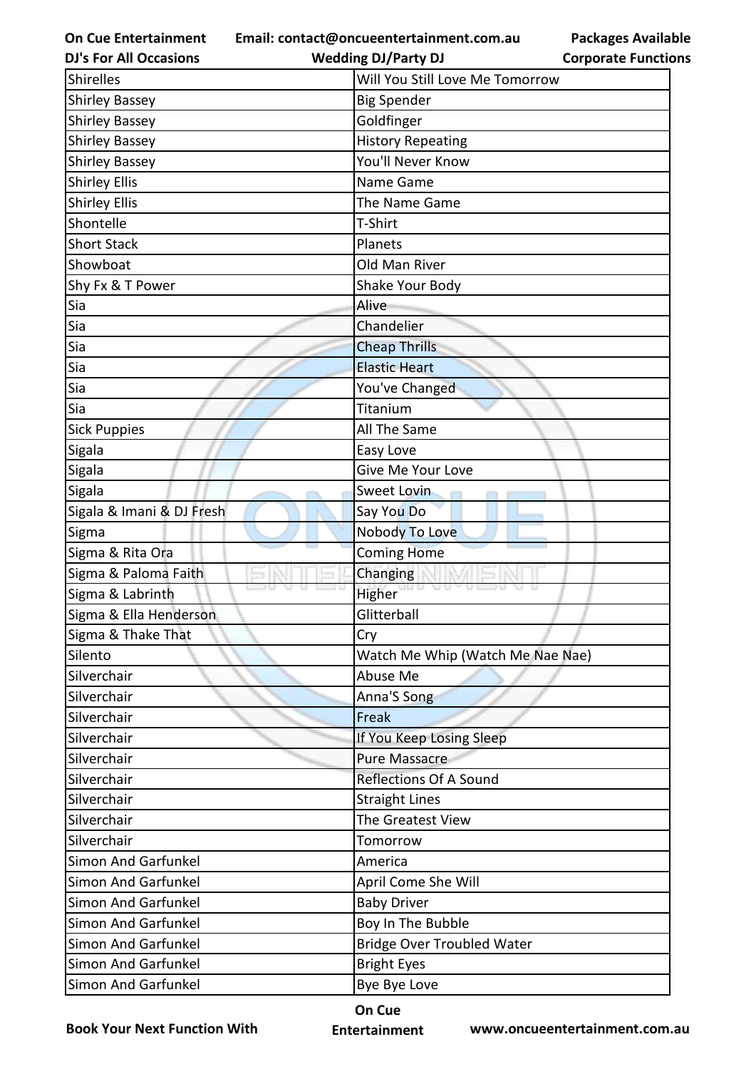| Shirelles | Will You Still Love Me Tomorrow |
|---|---|
| Shirley Bassey | Big Spender |
| Shirley Bassey | Goldfinger |
| Shirley Bassey | History Repeating |
| Shirley Bassey | You'll Never Know |
| Shirley Ellis | Name Game |
| Shirley Ellis | The Name Game |
| Shontelle | T-Shirt |
| Short Stack | Planets |
| Showboat | Old Man River |
| Shy Fx & T Power | Shake Your Body |
| Sia | Alive |
| Sia | Chandelier |
| Sia | Cheap Thrills |
| Sia | Elastic Heart |
| Sia | You've Changed |
| Sia | Titanium |
| Sick Puppies | All The Same |
| Sigala | Easy Love |
| Sigala | Give Me Your Love |
| Sigala | Sweet Lovin |
| Sigala & Imani & DJ Fresh | Say You Do |
| Sigma | Nobody To Love |
| Sigma & Rita Ora | Coming Home |
| Sigma & Paloma Faith | Changing |
| Sigma & Labrinth | Higher |
| Sigma & Ella Henderson | Glitterball |
| Sigma & Thake That | Cry |
| Silento | Watch Me Whip (Watch Me Nae Nae) |
| Silverchair | Abuse Me |
| Silverchair | Anna'S Song |
| Silverchair | Freak |
| Silverchair | If You Keep Losing Sleep |
| Silverchair | Pure Massacre |
| Silverchair | Reflections Of A Sound |
| Silverchair | Straight Lines |
| Silverchair | The Greatest View |
| Silverchair | Tomorrow |
| Simon And Garfunkel | America |
| Simon And Garfunkel | April Come She Will |
| Simon And Garfunkel | Baby Driver |
| Simon And Garfunkel | Boy In The Bubble |
| Simon And Garfunkel | Bridge Over Troubled Water |
| Simon And Garfunkel | Bright Eyes |
| Simon And Garfunkel | Bye Bye Love |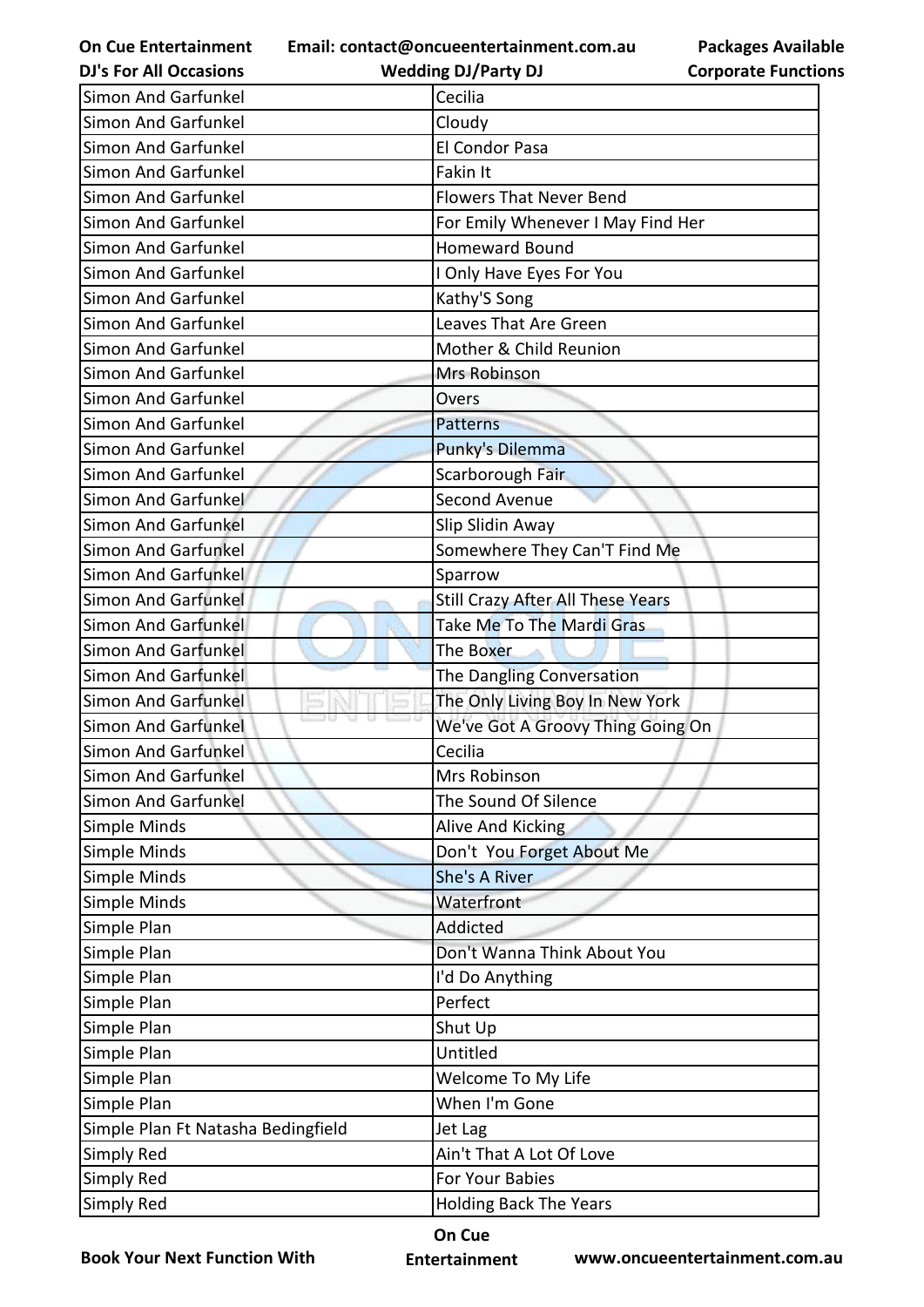| Simon And Garfunkel | Cecilia |
|---|---|
| Simon And Garfunkel | Cloudy |
| Simon And Garfunkel | El Condor Pasa |
| Simon And Garfunkel | Fakin It |
| Simon And Garfunkel | Flowers That Never Bend |
| Simon And Garfunkel | For Emily Whenever I May Find Her |
| Simon And Garfunkel | Homeward Bound |
| Simon And Garfunkel | I Only Have Eyes For You |
| Simon And Garfunkel | Kathy'S Song |
| Simon And Garfunkel | Leaves That Are Green |
| Simon And Garfunkel | Mother & Child Reunion |
| Simon And Garfunkel | Mrs Robinson |
| Simon And Garfunkel | Overs |
| Simon And Garfunkel | Patterns |
| Simon And Garfunkel | Punky's Dilemma |
| Simon And Garfunkel | Scarborough Fair |
| Simon And Garfunkel | Second Avenue |
| Simon And Garfunkel | Slip Slidin Away |
| Simon And Garfunkel | Somewhere They Can'T Find Me |
| Simon And Garfunkel | Sparrow |
| Simon And Garfunkel | Still Crazy After All These Years |
| Simon And Garfunkel | Take Me To The Mardi Gras |
| Simon And Garfunkel | The Boxer |
| Simon And Garfunkel | The Dangling Conversation |
| Simon And Garfunkel | The Only Living Boy In New York |
| Simon And Garfunkel | We've Got A Groovy Thing Going On |
| Simon And Garfunkel | Cecilia |
| Simon And Garfunkel | Mrs Robinson |
| Simon And Garfunkel | The Sound Of Silence |
| Simple Minds | Alive And Kicking |
| Simple Minds | Don't  You Forget About Me |
| Simple Minds | She's A River |
| Simple Minds | Waterfront |
| Simple Plan | Addicted |
| Simple Plan | Don't Wanna Think About You |
| Simple Plan | I'd Do Anything |
| Simple Plan | Perfect |
| Simple Plan | Shut Up |
| Simple Plan | Untitled |
| Simple Plan | Welcome To My Life |
| Simple Plan | When I'm Gone |
| Simple Plan Ft Natasha Bedingfield | Jet Lag |
| Simply Red | Ain't That A Lot Of Love |
| Simply Red | For Your Babies |
| Simply Red | Holding Back The Years |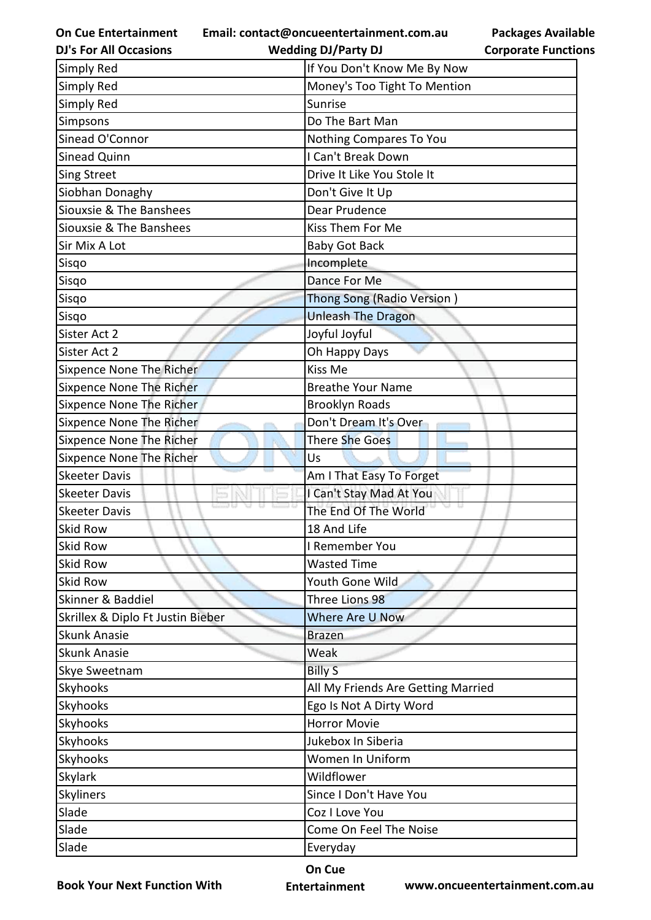| Simply Red | If You Don't Know Me By Now |
|---|---|
| Simply Red | Money's Too Tight To Mention |
| Simply Red | Sunrise |
| Simpsons | Do The Bart Man |
| Sinead O'Connor | Nothing Compares To You |
| Sinead Quinn | I Can't Break Down |
| Sing Street | Drive It Like You Stole It |
| Siobhan Donaghy | Don't Give It Up |
| Siouxsie & The Banshees | Dear Prudence |
| Siouxsie & The Banshees | Kiss Them For Me |
| Sir Mix A Lot | Baby Got Back |
| Sisqo | Incomplete |
| Sisqo | Dance For Me |
| Sisqo | Thong Song (Radio Version ) |
| Sisqo | Unleash The Dragon |
| Sister Act 2 | Joyful Joyful |
| Sister Act 2 | Oh Happy Days |
| Sixpence None The Richer | Kiss Me |
| Sixpence None The Richer | Breathe Your Name |
| Sixpence None The Richer | Brooklyn Roads |
| Sixpence None The Richer | Don't Dream It's Over |
| Sixpence None The Richer | There She Goes |
| Sixpence None The Richer | Us |
| Skeeter Davis | Am I That Easy To Forget |
| Skeeter Davis | I Can't Stay Mad At You |
| Skeeter Davis | The End Of The World |
| Skid Row | 18 And Life |
| Skid Row | I Remember You |
| Skid Row | Wasted Time |
| Skid Row | Youth Gone Wild |
| Skinner & Baddiel | Three Lions 98 |
| Skrillex & Diplo Ft Justin Bieber | Where Are U Now |
| Skunk Anasie | Brazen |
| Skunk Anasie | Weak |
| Skye Sweetnam | Billy S |
| Skyhooks | All My Friends Are Getting Married |
| Skyhooks | Ego Is Not A Dirty Word |
| Skyhooks | Horror Movie |
| Skyhooks | Jukebox In Siberia |
| Skyhooks | Women In Uniform |
| Skylark | Wildflower |
| Skyliners | Since I Don't Have You |
| Slade | Coz I Love You |
| Slade | Come On Feel The Noise |
| Slade | Everyday |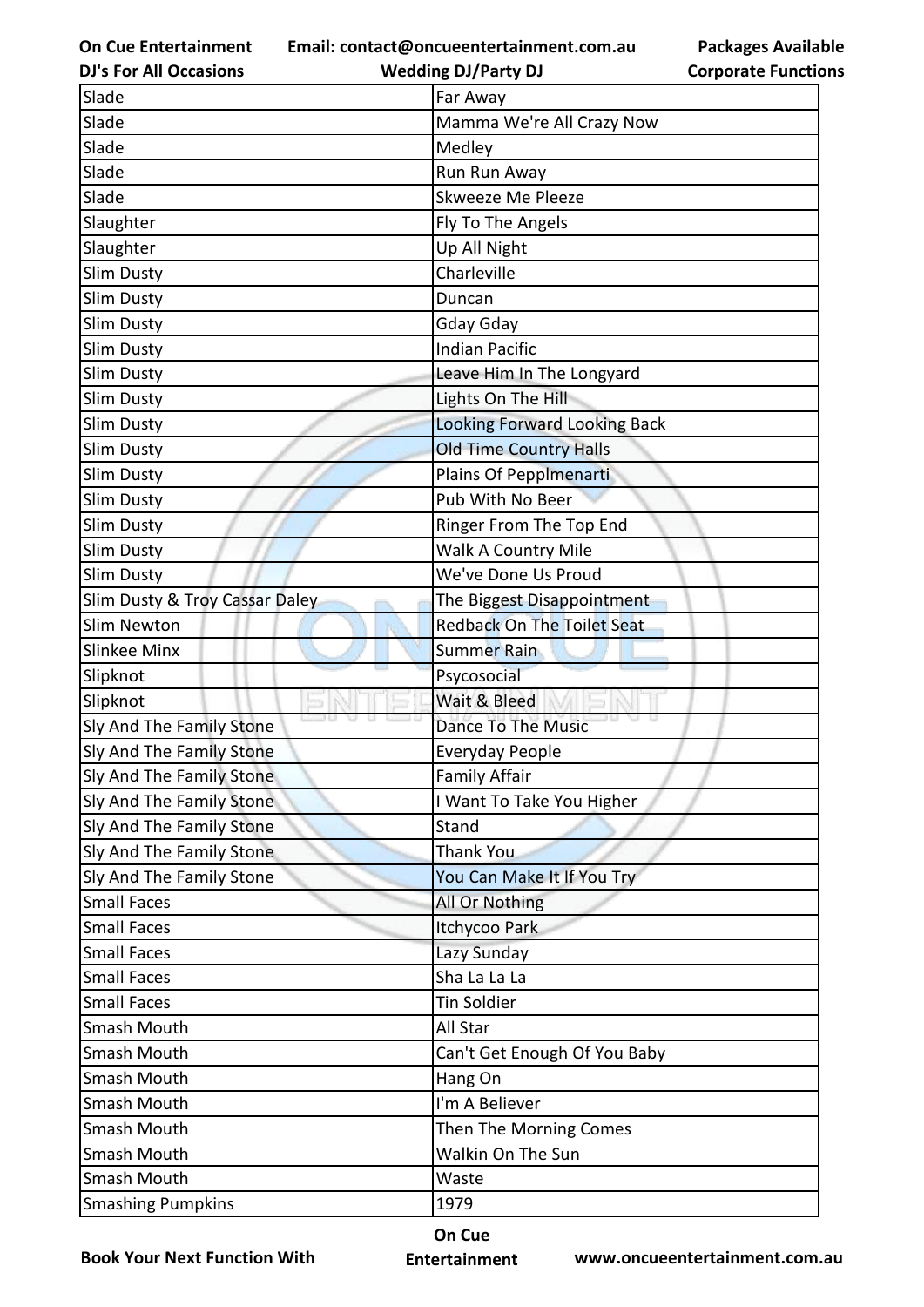| Slade | Far Away |
|---|---|
| Slade | Mamma We're All Crazy Now |
| Slade | Medley |
| Slade | Run Run Away |
| Slade | Skweeze Me Pleeze |
| Slaughter | Fly To The Angels |
| Slaughter | Up All Night |
| Slim Dusty | Charleville |
| Slim Dusty | Duncan |
| Slim Dusty | Gday Gday |
| Slim Dusty | Indian Pacific |
| Slim Dusty | Leave Him In The Longyard |
| Slim Dusty | Lights On The Hill |
| Slim Dusty | Looking Forward Looking Back |
| Slim Dusty | Old Time Country Halls |
| Slim Dusty | Plains Of Pepplmenarti |
| Slim Dusty | Pub With No Beer |
| Slim Dusty | Ringer From The Top End |
| Slim Dusty | Walk A Country Mile |
| Slim Dusty | We've Done Us Proud |
| Slim Dusty & Troy Cassar Daley | The Biggest Disappointment |
| Slim Newton | Redback On The Toilet Seat |
| Slinkee Minx | Summer Rain |
| Slipknot | Psycosocial |
| Slipknot | Wait & Bleed |
| Sly And The Family Stone | Dance To The Music |
| Sly And The Family Stone | Everyday People |
| Sly And The Family Stone | Family Affair |
| Sly And The Family Stone | I Want To Take You Higher |
| Sly And The Family Stone | Stand |
| Sly And The Family Stone | Thank You |
| Sly And The Family Stone | You Can Make It If You Try |
| Small Faces | All Or Nothing |
| Small Faces | Itchycoo Park |
| Small Faces | Lazy Sunday |
| Small Faces | Sha La La La |
| Small Faces | Tin Soldier |
| Smash Mouth | All Star |
| Smash Mouth | Can't Get Enough Of You Baby |
| Smash Mouth | Hang On |
| Smash Mouth | I'm A Believer |
| Smash Mouth | Then The Morning Comes |
| Smash Mouth | Walkin On The Sun |
| Smash Mouth | Waste |
| Smashing Pumpkins | 1979 |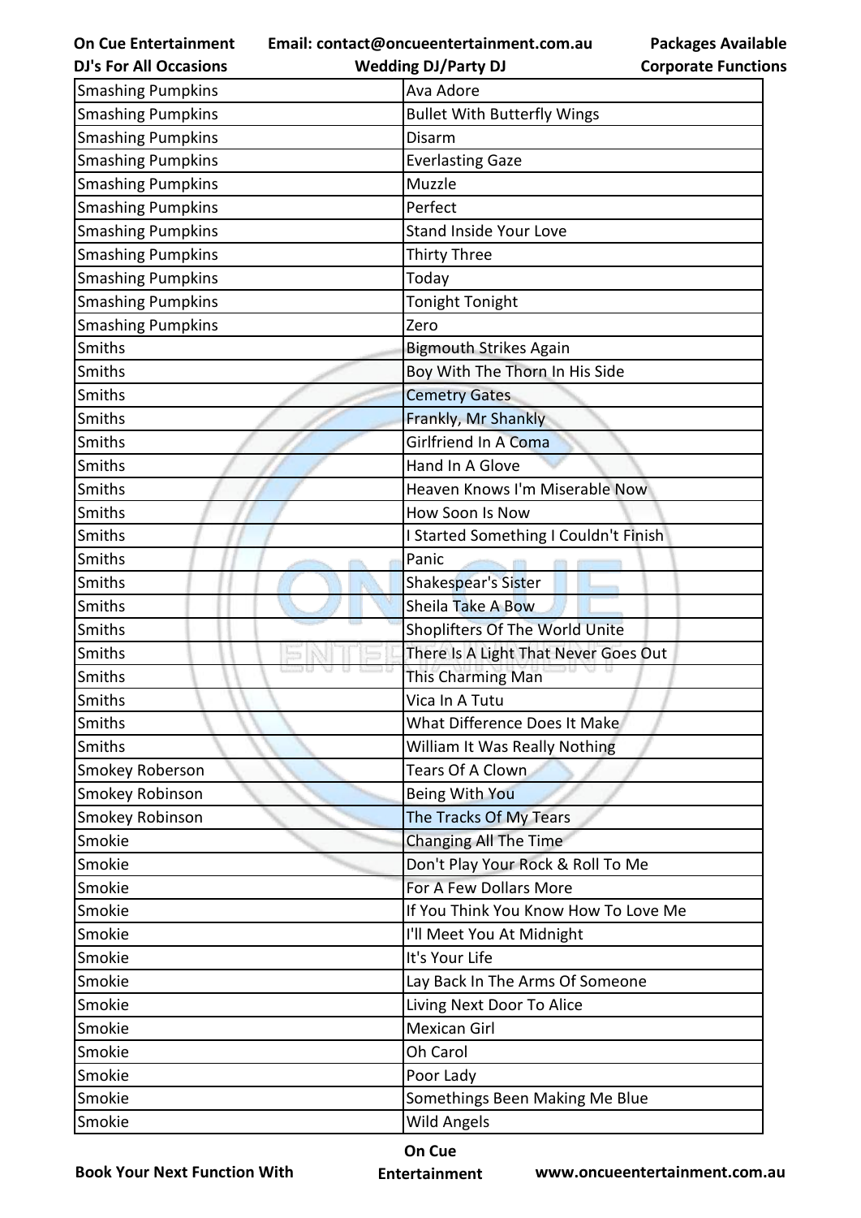| Smashing Pumpkins | Ava Adore |
|---|---|
| Smashing Pumpkins | Bullet With Butterfly Wings |
| Smashing Pumpkins | Disarm |
| Smashing Pumpkins | Everlasting Gaze |
| Smashing Pumpkins | Muzzle |
| Smashing Pumpkins | Perfect |
| Smashing Pumpkins | Stand Inside Your Love |
| Smashing Pumpkins | Thirty Three |
| Smashing Pumpkins | Today |
| Smashing Pumpkins | Tonight Tonight |
| Smashing Pumpkins | Zero |
| Smiths | Bigmouth Strikes Again |
| Smiths | Boy With The Thorn In His Side |
| Smiths | Cemetry Gates |
| Smiths | Frankly, Mr Shankly |
| Smiths | Girlfriend In A Coma |
| Smiths | Hand In A Glove |
| Smiths | Heaven Knows I'm Miserable Now |
| Smiths | How Soon Is Now |
| Smiths | I Started Something I Couldn't Finish |
| Smiths | Panic |
| Smiths | Shakespear's Sister |
| Smiths | Sheila Take A Bow |
| Smiths | Shoplifters Of The World Unite |
| Smiths | There Is A Light That Never Goes Out |
| Smiths | This Charming Man |
| Smiths | Vica In A Tutu |
| Smiths | What Difference Does It Make |
| Smiths | William It Was Really Nothing |
| Smokey Roberson | Tears Of A Clown |
| Smokey Robinson | Being With You |
| Smokey Robinson | The Tracks Of My Tears |
| Smokie | Changing All The Time |
| Smokie | Don't Play Your Rock & Roll To Me |
| Smokie | For A Few Dollars More |
| Smokie | If You Think You Know How To Love Me |
| Smokie | I'll Meet You At Midnight |
| Smokie | It's Your Life |
| Smokie | Lay Back In The Arms Of Someone |
| Smokie | Living Next Door To Alice |
| Smokie | Mexican Girl |
| Smokie | Oh Carol |
| Smokie | Poor Lady |
| Smokie | Somethings Been Making Me Blue |
| Smokie | Wild Angels |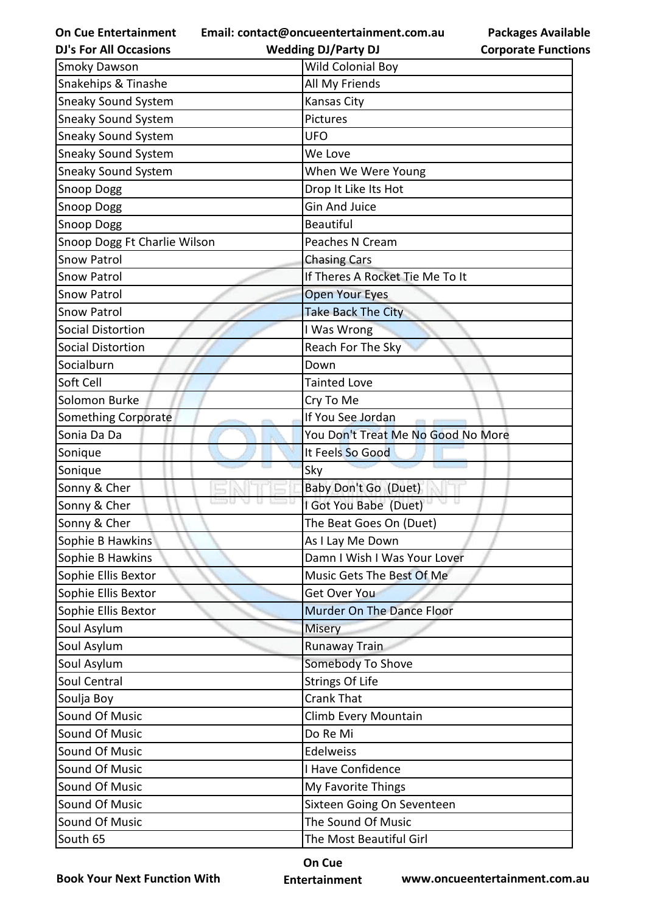| Smoky Dawson | Wild Colonial Boy |
|---|---|
| Snakehips & Tinashe | All My Friends |
| Sneaky Sound System | Kansas City |
| Sneaky Sound System | Pictures |
| Sneaky Sound System | UFO |
| Sneaky Sound System | We Love |
| Sneaky Sound System | When We Were Young |
| Snoop Dogg | Drop It Like Its Hot |
| Snoop Dogg | Gin And Juice |
| Snoop Dogg | Beautiful |
| Snoop Dogg Ft Charlie Wilson | Peaches N Cream |
| Snow Patrol | Chasing Cars |
| Snow Patrol | If Theres A Rocket Tie Me To It |
| Snow Patrol | Open Your Eyes |
| Snow Patrol | Take Back The City |
| Social Distortion | I Was Wrong |
| Social Distortion | Reach For The Sky |
| Socialburn | Down |
| Soft Cell | Tainted Love |
| Solomon Burke | Cry To Me |
| Something Corporate | If You See Jordan |
| Sonia Da Da | You Don't Treat Me No Good No More |
| Sonique | It Feels So Good |
| Sonique | Sky |
| Sonny & Cher | Baby Don't Go (Duet) |
| Sonny & Cher | I Got You Babe (Duet) |
| Sonny & Cher | The Beat Goes On (Duet) |
| Sophie B Hawkins | As I Lay Me Down |
| Sophie B Hawkins | Damn I Wish I Was Your Lover |
| Sophie Ellis Bextor | Music Gets The Best Of Me |
| Sophie Ellis Bextor | Get Over You |
| Sophie Ellis Bextor | Murder On The Dance Floor |
| Soul Asylum | Misery |
| Soul Asylum | Runaway Train |
| Soul Asylum | Somebody To Shove |
| Soul Central | Strings Of Life |
| Soulja Boy | Crank That |
| Sound Of Music | Climb Every Mountain |
| Sound Of Music | Do Re Mi |
| Sound Of Music | Edelweiss |
| Sound Of Music | I Have Confidence |
| Sound Of Music | My Favorite Things |
| Sound Of Music | Sixteen Going On Seventeen |
| Sound Of Music | The Sound Of Music |
| South 65 | The Most Beautiful Girl |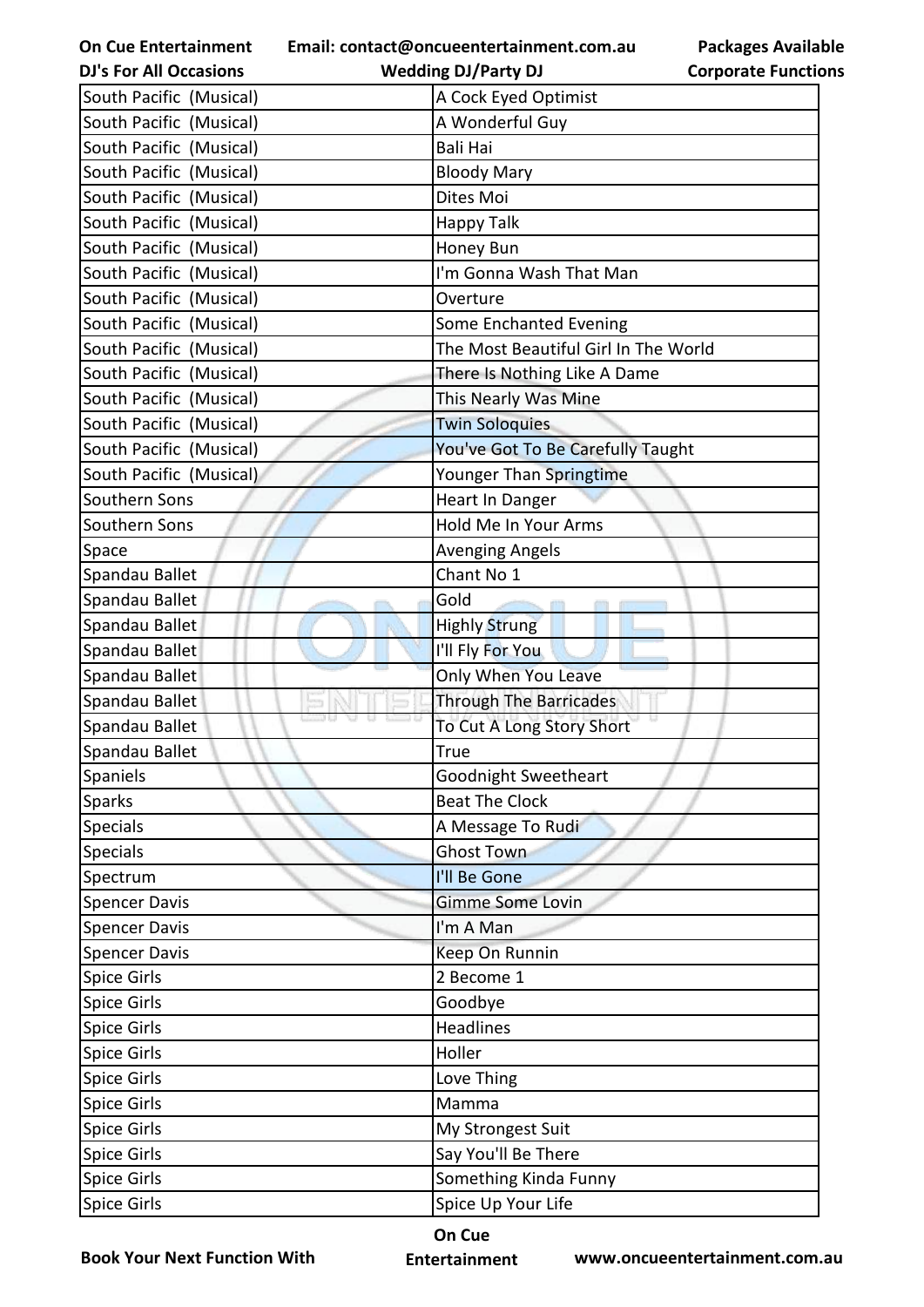| South Pacific (Musical) | A Cock Eyed Optimist |
|---|---|
| South Pacific (Musical) | A Wonderful Guy |
| South Pacific (Musical) | Bali Hai |
| South Pacific (Musical) | Bloody Mary |
| South Pacific (Musical) | Dites Moi |
| South Pacific (Musical) | Happy Talk |
| South Pacific (Musical) | Honey Bun |
| South Pacific (Musical) | I'm Gonna Wash That Man |
| South Pacific (Musical) | Overture |
| South Pacific (Musical) | Some Enchanted Evening |
| South Pacific (Musical) | The Most Beautiful Girl In The World |
| South Pacific (Musical) | There Is Nothing Like A Dame |
| South Pacific (Musical) | This Nearly Was Mine |
| South Pacific (Musical) | Twin Soloquies |
| South Pacific (Musical) | You've Got To Be Carefully Taught |
| South Pacific (Musical) | Younger Than Springtime |
| Southern Sons | Heart In Danger |
| Southern Sons | Hold Me In Your Arms |
| Space | Avenging Angels |
| Spandau Ballet | Chant No 1 |
| Spandau Ballet | Gold |
| Spandau Ballet | Highly Strung |
| Spandau Ballet | I'll Fly For You |
| Spandau Ballet | Only When You Leave |
| Spandau Ballet | Through The Barricades |
| Spandau Ballet | To Cut A Long Story Short |
| Spandau Ballet | True |
| Spaniels | Goodnight Sweetheart |
| Sparks | Beat The Clock |
| Specials | A Message To Rudi |
| Specials | Ghost Town |
| Spectrum | I'll Be Gone |
| Spencer Davis | Gimme Some Lovin |
| Spencer Davis | I'm A Man |
| Spencer Davis | Keep On Runnin |
| Spice Girls | 2 Become 1 |
| Spice Girls | Goodbye |
| Spice Girls | Headlines |
| Spice Girls | Holler |
| Spice Girls | Love Thing |
| Spice Girls | Mamma |
| Spice Girls | My Strongest Suit |
| Spice Girls | Say You'll Be There |
| Spice Girls | Something Kinda Funny |
| Spice Girls | Spice Up Your Life |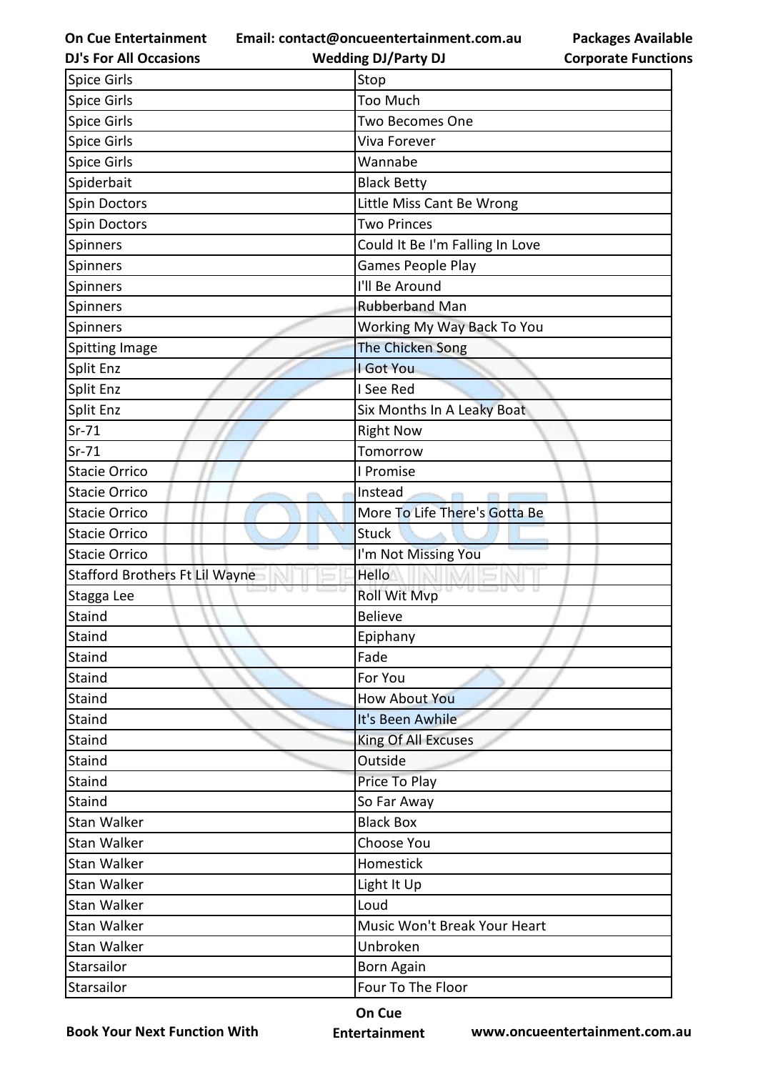| Spice Girls | Stop |
|---|---|
| Spice Girls | Too Much |
| Spice Girls | Two Becomes One |
| Spice Girls | Viva Forever |
| Spice Girls | Wannabe |
| Spiderbait | Black Betty |
| Spin Doctors | Little Miss Cant Be Wrong |
| Spin Doctors | Two Princes |
| Spinners | Could It Be I'm Falling In Love |
| Spinners | Games People Play |
| Spinners | I'll Be Around |
| Spinners | Rubberband Man |
| Spinners | Working My Way Back To You |
| Spitting Image | The Chicken Song |
| Split Enz | I Got You |
| Split Enz | I See Red |
| Split Enz | Six Months In A Leaky Boat |
| Sr-71 | Right Now |
| Sr-71 | Tomorrow |
| Stacie Orrico | I Promise |
| Stacie Orrico | Instead |
| Stacie Orrico | More To Life There's Gotta Be |
| Stacie Orrico | Stuck |
| Stacie Orrico | I'm Not Missing You |
| Stafford Brothers Ft Lil Wayne | Hello |
| Stagga Lee | Roll Wit Mvp |
| Staind | Believe |
| Staind | Epiphany |
| Staind | Fade |
| Staind | For You |
| Staind | How About You |
| Staind | It's Been Awhile |
| Staind | King Of All Excuses |
| Staind | Outside |
| Staind | Price To Play |
| Staind | So Far Away |
| Stan Walker | Black Box |
| Stan Walker | Choose You |
| Stan Walker | Homestick |
| Stan Walker | Light It Up |
| Stan Walker | Loud |
| Stan Walker | Music Won't Break Your Heart |
| Stan Walker | Unbroken |
| Starsailor | Born Again |
| Starsailor | Four To The Floor |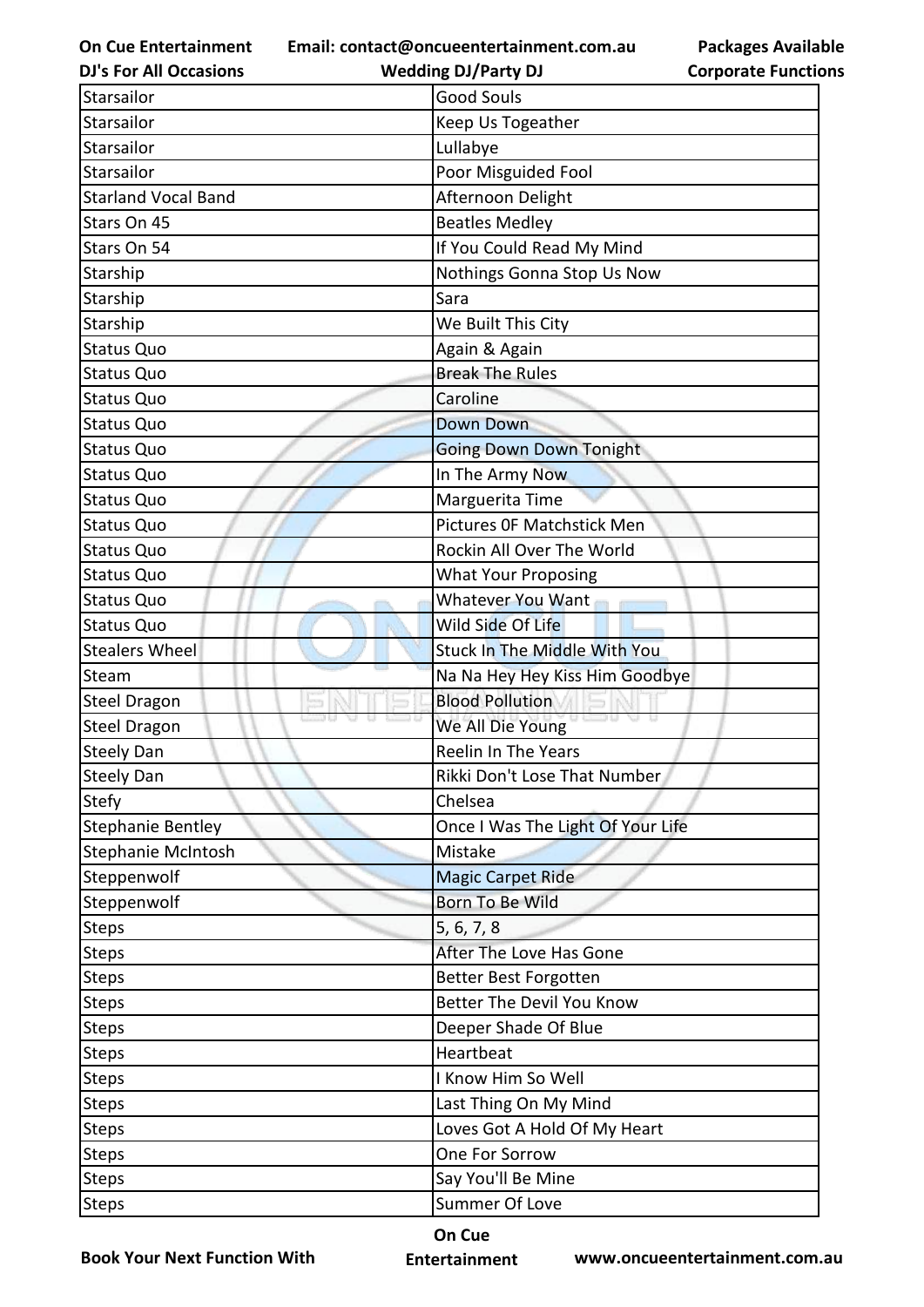| Starsailor | Good Souls |
|---|---|
| Starsailor | Keep Us Togeather |
| Starsailor | Lullabye |
| Starsailor | Poor Misguided Fool |
| Starland Vocal Band | Afternoon Delight |
| Stars On 45 | Beatles Medley |
| Stars On 54 | If You Could Read My Mind |
| Starship | Nothings Gonna Stop Us Now |
| Starship | Sara |
| Starship | We Built This City |
| Status Quo | Again & Again |
| Status Quo | Break The Rules |
| Status Quo | Caroline |
| Status Quo | Down Down |
| Status Quo | Going Down Down Tonight |
| Status Quo | In The Army Now |
| Status Quo | Marguerita Time |
| Status Quo | Pictures 0F Matchstick Men |
| Status Quo | Rockin All Over The World |
| Status Quo | What Your Proposing |
| Status Quo | Whatever You Want |
| Status Quo | Wild Side Of Life |
| Stealers Wheel | Stuck In The Middle With You |
| Steam | Na Na Hey Hey Kiss Him Goodbye |
| Steel Dragon | Blood Pollution |
| Steel Dragon | We All Die Young |
| Steely Dan | Reelin In The Years |
| Steely Dan | Rikki Don't Lose That Number |
| Stefy | Chelsea |
| Stephanie Bentley | Once I Was The Light Of Your Life |
| Stephanie McIntosh | Mistake |
| Steppenwolf | Magic Carpet Ride |
| Steppenwolf | Born To Be Wild |
| Steps | 5, 6, 7, 8 |
| Steps | After The Love Has Gone |
| Steps | Better Best Forgotten |
| Steps | Better The Devil You Know |
| Steps | Deeper Shade Of Blue |
| Steps | Heartbeat |
| Steps | I Know Him So Well |
| Steps | Last Thing On My Mind |
| Steps | Loves Got A Hold Of My Heart |
| Steps | One For Sorrow |
| Steps | Say You'll Be Mine |
| Steps | Summer Of Love |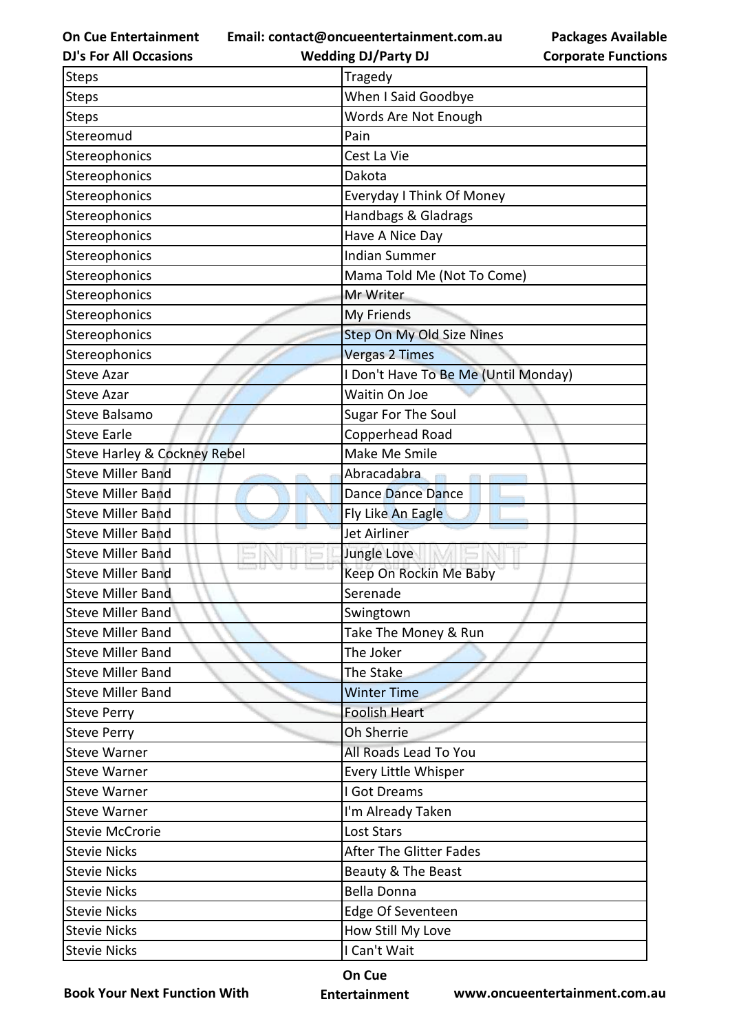| Steps | Tragedy |
|---|---|
| Steps | When I Said Goodbye |
| Steps | Words Are Not Enough |
| Stereomud | Pain |
| Stereophonics | Cest La Vie |
| Stereophonics | Dakota |
| Stereophonics | Everyday I Think Of Money |
| Stereophonics | Handbags & Gladrags |
| Stereophonics | Have A Nice Day |
| Stereophonics | Indian Summer |
| Stereophonics | Mama Told Me (Not To Come) |
| Stereophonics | Mr Writer |
| Stereophonics | My Friends |
| Stereophonics | Step On My Old Size Nines |
| Stereophonics | Vergas 2 Times |
| Steve Azar | I Don't Have To Be Me (Until Monday) |
| Steve Azar | Waitin On Joe |
| Steve Balsamo | Sugar For The Soul |
| Steve Earle | Copperhead Road |
| Steve Harley & Cockney Rebel | Make Me Smile |
| Steve Miller Band | Abracadabra |
| Steve Miller Band | Dance Dance Dance |
| Steve Miller Band | Fly Like An Eagle |
| Steve Miller Band | Jet Airliner |
| Steve Miller Band | Jungle Love |
| Steve Miller Band | Keep On Rockin Me Baby |
| Steve Miller Band | Serenade |
| Steve Miller Band | Swingtown |
| Steve Miller Band | Take The Money & Run |
| Steve Miller Band | The Joker |
| Steve Miller Band | The Stake |
| Steve Miller Band | Winter Time |
| Steve Perry | Foolish Heart |
| Steve Perry | Oh Sherrie |
| Steve Warner | All Roads Lead To You |
| Steve Warner | Every Little Whisper |
| Steve Warner | I Got Dreams |
| Steve Warner | I'm Already Taken |
| Stevie McCrorie | Lost Stars |
| Stevie Nicks | After The Glitter Fades |
| Stevie Nicks | Beauty & The Beast |
| Stevie Nicks | Bella Donna |
| Stevie Nicks | Edge Of Seventeen |
| Stevie Nicks | How Still My Love |
| Stevie Nicks | I Can't Wait |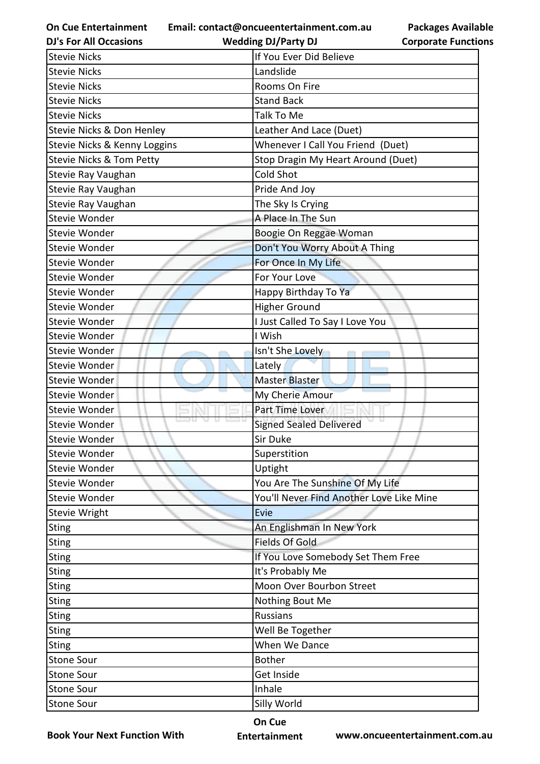| Stevie Nicks | If You Ever Did Believe |
|---|---|
| Stevie Nicks | Landslide |
| Stevie Nicks | Rooms On Fire |
| Stevie Nicks | Stand Back |
| Stevie Nicks | Talk To Me |
| Stevie Nicks & Don Henley | Leather And Lace (Duet) |
| Stevie Nicks & Kenny Loggins | Whenever I Call You Friend  (Duet) |
| Stevie Nicks & Tom Petty | Stop Dragin My Heart Around (Duet) |
| Stevie Ray Vaughan | Cold Shot |
| Stevie Ray Vaughan | Pride And Joy |
| Stevie Ray Vaughan | The Sky Is Crying |
| Stevie Wonder | A Place In The Sun |
| Stevie Wonder | Boogie On Reggae Woman |
| Stevie Wonder | Don't You Worry About A Thing |
| Stevie Wonder | For Once In My Life |
| Stevie Wonder | For Your Love |
| Stevie Wonder | Happy Birthday To Ya |
| Stevie Wonder | Higher Ground |
| Stevie Wonder | I Just Called To Say I Love You |
| Stevie Wonder | I Wish |
| Stevie Wonder | Isn't She Lovely |
| Stevie Wonder | Lately |
| Stevie Wonder | Master Blaster |
| Stevie Wonder | My Cherie Amour |
| Stevie Wonder | Part Time Lover |
| Stevie Wonder | Signed Sealed Delivered |
| Stevie Wonder | Sir Duke |
| Stevie Wonder | Superstition |
| Stevie Wonder | Uptight |
| Stevie Wonder | You Are The Sunshine Of My Life |
| Stevie Wonder | You'll Never Find Another Love Like Mine |
| Stevie Wright | Evie |
| Sting | An Englishman In New York |
| Sting | Fields Of Gold |
| Sting | If You Love Somebody Set Them Free |
| Sting | It's Probably Me |
| Sting | Moon Over Bourbon Street |
| Sting | Nothing Bout Me |
| Sting | Russians |
| Sting | Well Be Together |
| Sting | When We Dance |
| Stone Sour | Bother |
| Stone Sour | Get Inside |
| Stone Sour | Inhale |
| Stone Sour | Silly World |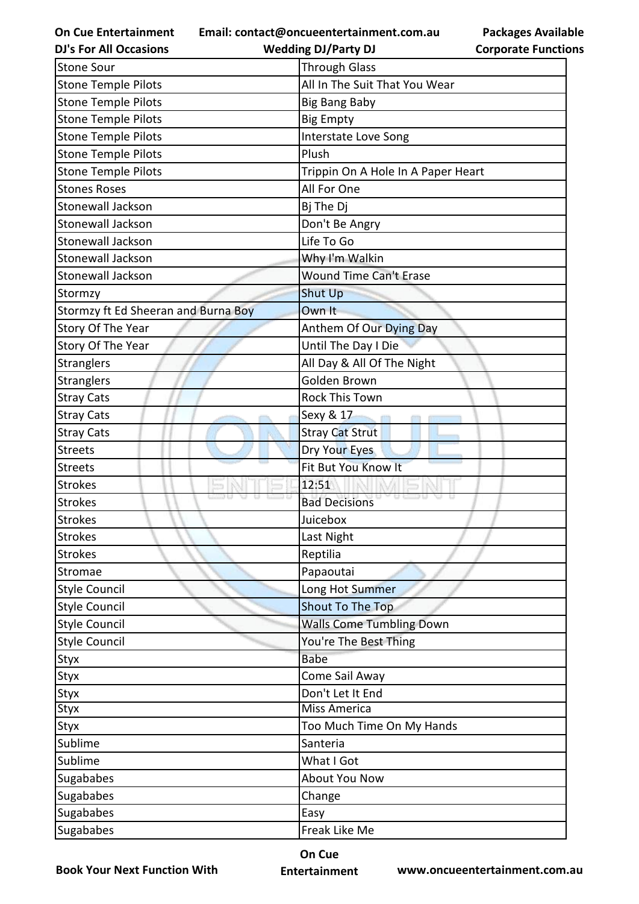| Stone Sour | Through Glass |
|---|---|
| Stone Temple Pilots | All In The Suit That You Wear |
| Stone Temple Pilots | Big Bang Baby |
| Stone Temple Pilots | Big Empty |
| Stone Temple Pilots | Interstate Love Song |
| Stone Temple Pilots | Plush |
| Stone Temple Pilots | Trippin On A Hole In A Paper Heart |
| Stones Roses | All For One |
| Stonewall Jackson | Bj The Dj |
| Stonewall Jackson | Don't Be Angry |
| Stonewall Jackson | Life To Go |
| Stonewall Jackson | Why I'm Walkin |
| Stonewall Jackson | Wound Time Can't Erase |
| Stormzy | Shut Up |
| Stormzy ft Ed Sheeran and Burna Boy | Own It |
| Story Of The Year | Anthem Of Our Dying Day |
| Story Of The Year | Until The Day I Die |
| Stranglers | All Day & All Of The Night |
| Stranglers | Golden Brown |
| Stray Cats | Rock This Town |
| Stray Cats | Sexy & 17 |
| Stray Cats | Stray Cat Strut |
| Streets | Dry Your Eyes |
| Streets | Fit But You Know It |
| Strokes | 12:51 |
| Strokes | Bad Decisions |
| Strokes | Juicebox |
| Strokes | Last Night |
| Strokes | Reptilia |
| Stromae | Papaoutai |
| Style Council | Long Hot Summer |
| Style Council | Shout To The Top |
| Style Council | Walls Come Tumbling Down |
| Style Council | You're The Best Thing |
| Styx | Babe |
| Styx | Come Sail Away |
| Styx | Don't Let It End |
| Styx | Miss America |
| Styx | Too Much Time On My Hands |
| Sublime | Santeria |
| Sublime | What I Got |
| Sugababes | About You Now |
| Sugababes | Change |
| Sugababes | Easy |
| Sugababes | Freak Like Me |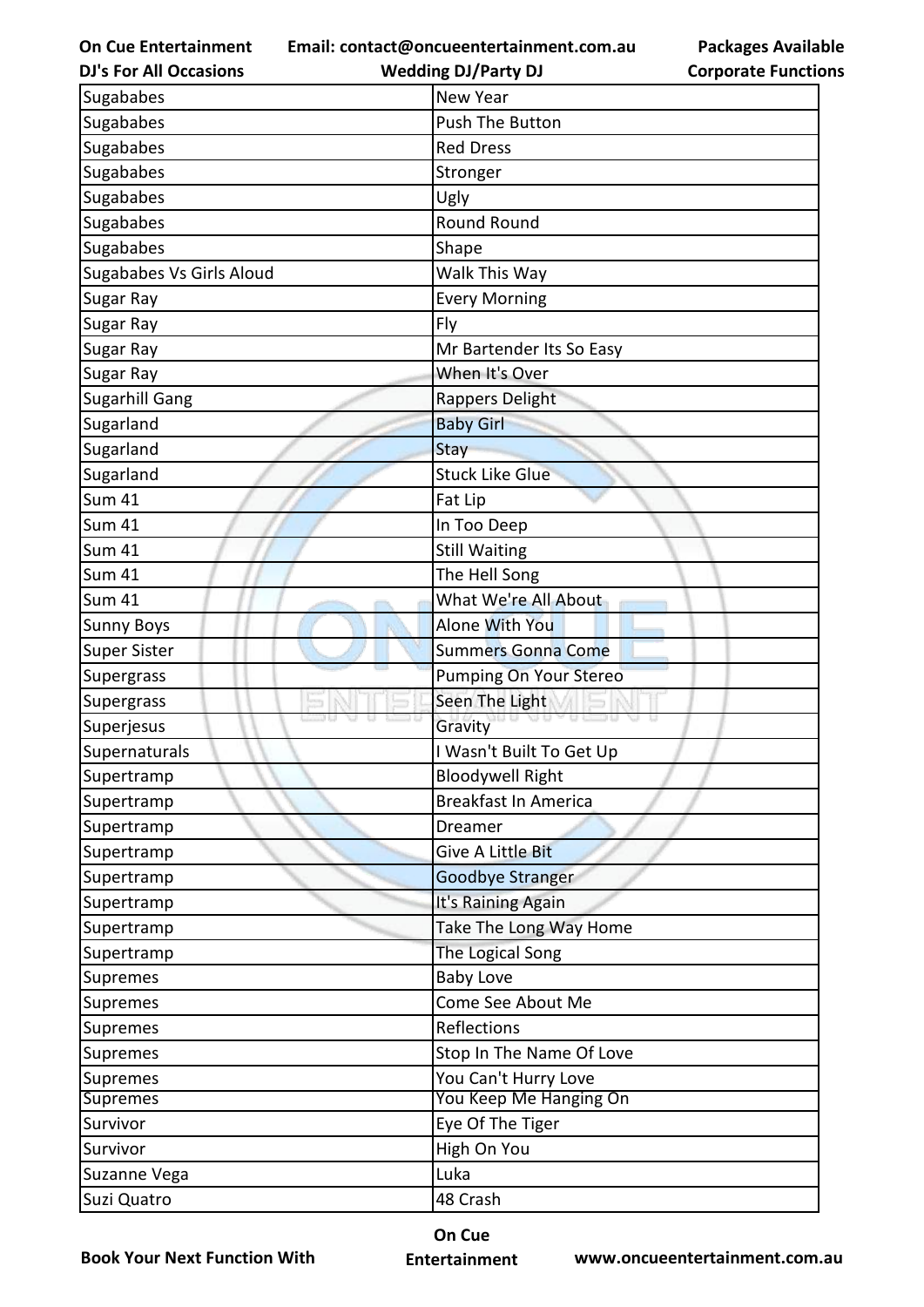| Sugababes | New Year |
|---|---|
| Sugababes | Push The Button |
| Sugababes | Red Dress |
| Sugababes | Stronger |
| Sugababes | Ugly |
| Sugababes | Round Round |
| Sugababes | Shape |
| Sugababes Vs Girls Aloud | Walk This Way |
| Sugar Ray | Every Morning |
| Sugar Ray | Fly |
| Sugar Ray | Mr Bartender Its So Easy |
| Sugar Ray | When It's Over |
| Sugarhill Gang | Rappers Delight |
| Sugarland | Baby Girl |
| Sugarland | Stay |
| Sugarland | Stuck Like Glue |
| Sum 41 | Fat Lip |
| Sum 41 | In Too Deep |
| Sum 41 | Still Waiting |
| Sum 41 | The Hell Song |
| Sum 41 | What We're All About |
| Sunny Boys | Alone With You |
| Super Sister | Summers Gonna Come |
| Supergrass | Pumping On Your Stereo |
| Supergrass | Seen The Light |
| Superjesus | Gravity |
| Supernaturals | I Wasn't Built To Get Up |
| Supertramp | Bloodywell Right |
| Supertramp | Breakfast In America |
| Supertramp | Dreamer |
| Supertramp | Give A Little Bit |
| Supertramp | Goodbye Stranger |
| Supertramp | It's Raining Again |
| Supertramp | Take The Long Way Home |
| Supertramp | The Logical Song |
| Supremes | Baby Love |
| Supremes | Come See About Me |
| Supremes | Reflections |
| Supremes | Stop In The Name Of Love |
| Supremes | You Can't Hurry Love |
| Supremes | You Keep Me Hanging On |
| Survivor | Eye Of The Tiger |
| Survivor | High On You |
| Suzanne Vega | Luka |
| Suzi Quatro | 48 Crash |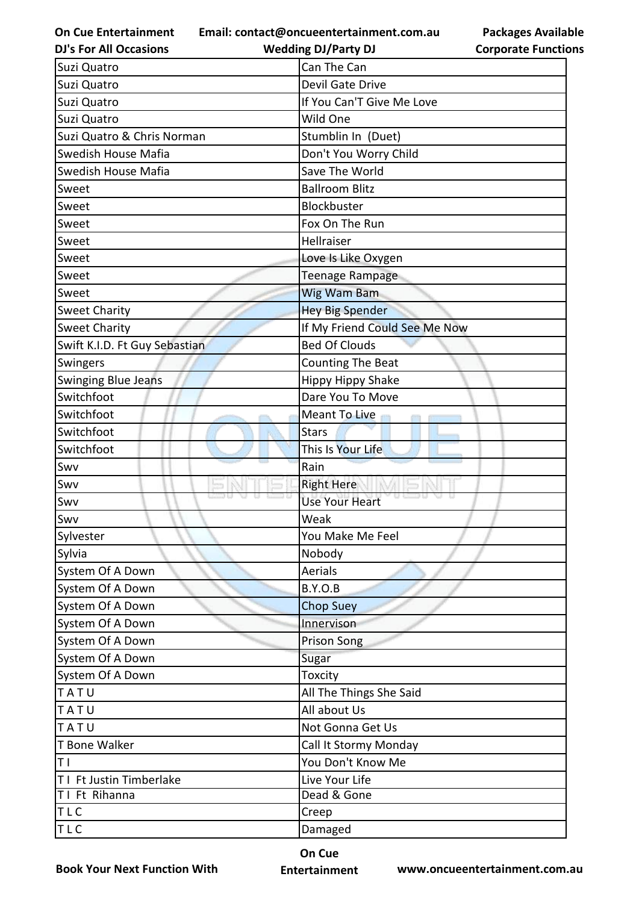| Suzi Quatro | Can The Can |
|---|---|
| Suzi Quatro | Devil Gate Drive |
| Suzi Quatro | If You Can'T Give Me Love |
| Suzi Quatro | Wild One |
| Suzi Quatro & Chris Norman | Stumblin In (Duet) |
| Swedish House Mafia | Don't You Worry Child |
| Swedish House Mafia | Save The World |
| Sweet | Ballroom Blitz |
| Sweet | Blockbuster |
| Sweet | Fox On The Run |
| Sweet | Hellraiser |
| Sweet | Love Is Like Oxygen |
| Sweet | Teenage Rampage |
| Sweet | Wig Wam Bam |
| Sweet Charity | Hey Big Spender |
| Sweet Charity | If My Friend Could See Me Now |
| Swift K.I.D. Ft Guy Sebastian | Bed Of Clouds |
| Swingers | Counting The Beat |
| Swinging Blue Jeans | Hippy Hippy Shake |
| Switchfoot | Dare You To Move |
| Switchfoot | Meant To Live |
| Switchfoot | Stars |
| Switchfoot | This Is Your Life |
| Swv | Rain |
| Swv | Right Here |
| Swv | Use Your Heart |
| Swv | Weak |
| Sylvester | You Make Me Feel |
| Sylvia | Nobody |
| System Of A Down | Aerials |
| System Of A Down | B.Y.O.B |
| System Of A Down | Chop Suey |
| System Of A Down | Innervison |
| System Of A Down | Prison Song |
| System Of A Down | Sugar |
| System Of A Down | Toxcity |
| T A T U | All The Things She Said |
| T A T U | All about Us |
| T A T U | Not Gonna Get Us |
| T Bone Walker | Call It Stormy Monday |
| T I | You Don't Know Me |
| T I Ft Justin Timberlake | Live Your Life |
| T I Ft Rihanna | Dead & Gone |
| T L C | Creep |
| T L C | Damaged |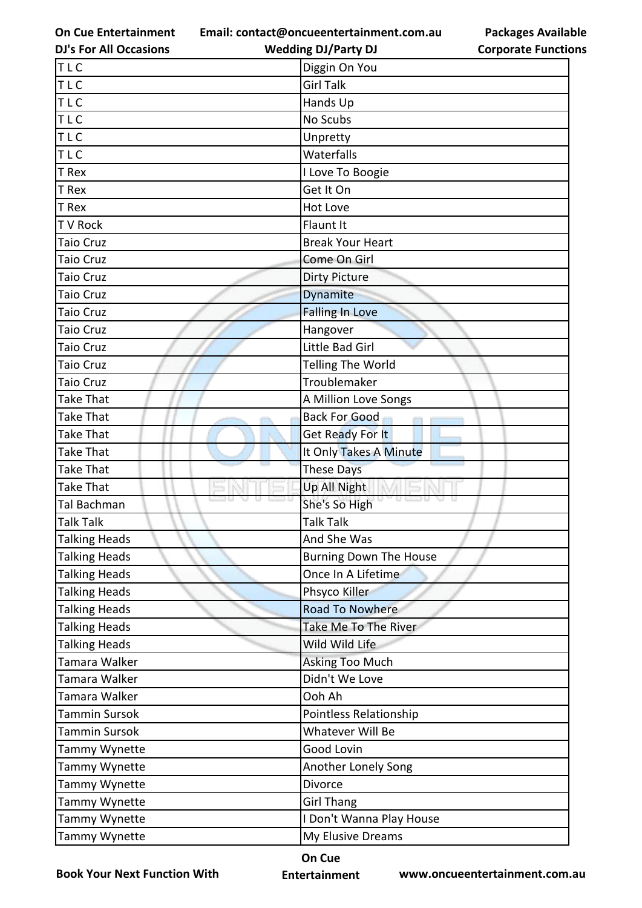| T L C | Diggin On You |
|---|---|
| T L C | Girl Talk |
| T L C | Hands Up |
| T L C | No Scubs |
| T L C | Unpretty |
| T L C | Waterfalls |
| T Rex | I Love To Boogie |
| T Rex | Get It On |
| T Rex | Hot Love |
| T V Rock | Flaunt It |
| Taio Cruz | Break Your Heart |
| Taio Cruz | Come On Girl |
| Taio Cruz | Dirty Picture |
| Taio Cruz | Dynamite |
| Taio Cruz | Falling In Love |
| Taio Cruz | Hangover |
| Taio Cruz | Little Bad Girl |
| Taio Cruz | Telling The World |
| Taio Cruz | Troublemaker |
| Take That | A Million Love Songs |
| Take That | Back For Good |
| Take That | Get Ready For It |
| Take That | It Only Takes A Minute |
| Take That | These Days |
| Take That | Up All Night |
| Tal Bachman | She's So High |
| Talk Talk | Talk Talk |
| Talking Heads | And She Was |
| Talking Heads | Burning Down The House |
| Talking Heads | Once In A Lifetime |
| Talking Heads | Phsyco Killer |
| Talking Heads | Road To Nowhere |
| Talking Heads | Take Me To The River |
| Talking Heads | Wild Wild Life |
| Tamara Walker | Asking Too Much |
| Tamara Walker | Didn't We Love |
| Tamara Walker | Ooh Ah |
| Tammin Sursok | Pointless Relationship |
| Tammin Sursok | Whatever Will Be |
| Tammy Wynette | Good Lovin |
| Tammy Wynette | Another Lonely Song |
| Tammy Wynette | Divorce |
| Tammy Wynette | Girl Thang |
| Tammy Wynette | I Don't Wanna Play House |
| Tammy Wynette | My Elusive Dreams |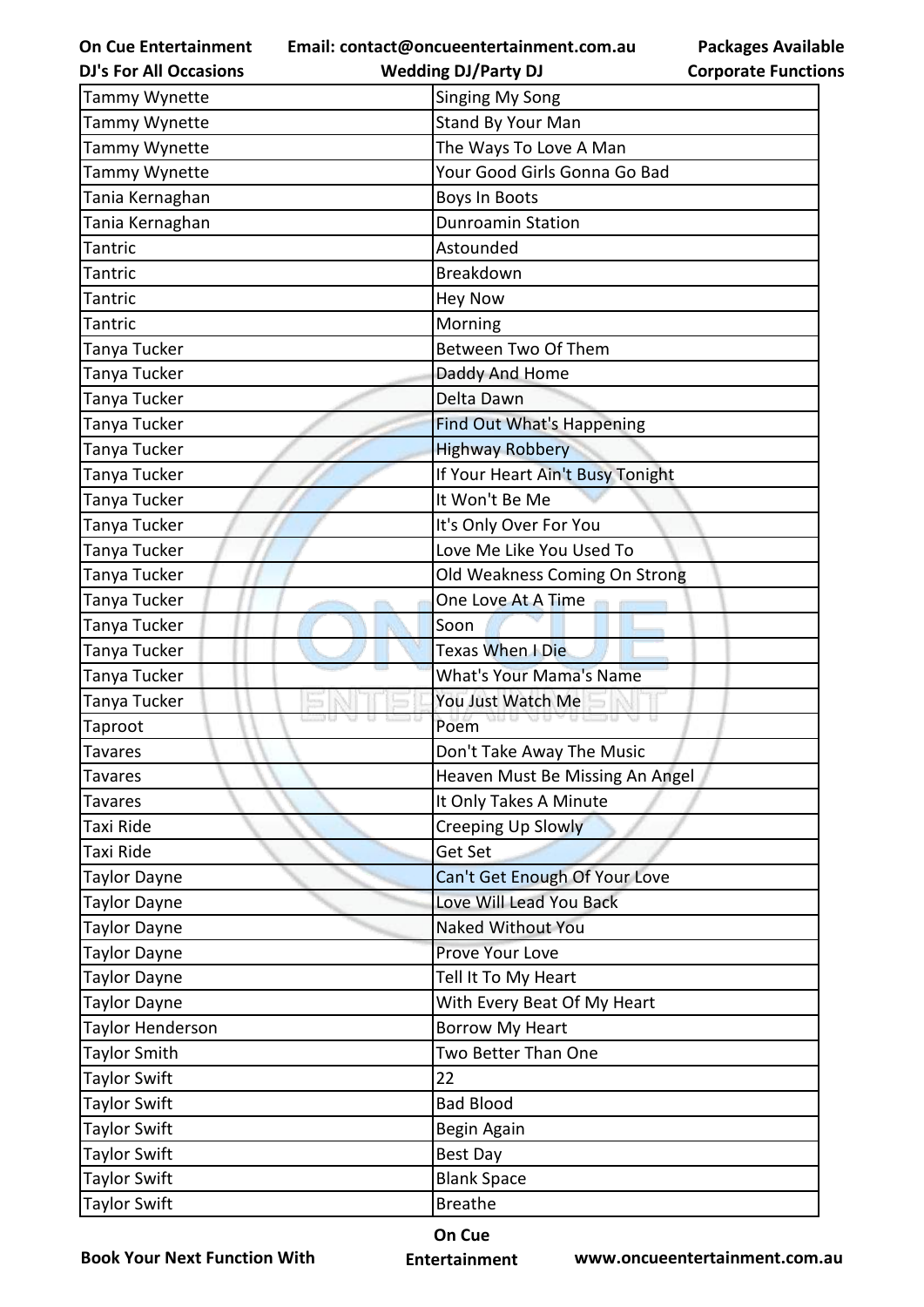| Tammy Wynette | Singing My Song |
|---|---|
| Tammy Wynette | Stand By Your Man |
| Tammy Wynette | The Ways To Love A Man |
| Tammy Wynette | Your Good Girls Gonna Go Bad |
| Tania Kernaghan | Boys In Boots |
| Tania Kernaghan | Dunroamin Station |
| Tantric | Astounded |
| Tantric | Breakdown |
| Tantric | Hey Now |
| Tantric | Morning |
| Tanya Tucker | Between Two Of Them |
| Tanya Tucker | Daddy And Home |
| Tanya Tucker | Delta Dawn |
| Tanya Tucker | Find Out What's Happening |
| Tanya Tucker | Highway Robbery |
| Tanya Tucker | If Your Heart Ain't Busy Tonight |
| Tanya Tucker | It Won't Be Me |
| Tanya Tucker | It's Only Over For You |
| Tanya Tucker | Love Me Like You Used To |
| Tanya Tucker | Old Weakness Coming On Strong |
| Tanya Tucker | One Love At A Time |
| Tanya Tucker | Soon |
| Tanya Tucker | Texas When I Die |
| Tanya Tucker | What's Your Mama's Name |
| Tanya Tucker | You Just Watch Me |
| Taproot | Poem |
| Tavares | Don't Take Away The Music |
| Tavares | Heaven Must Be Missing An Angel |
| Tavares | It Only Takes A Minute |
| Taxi Ride | Creeping Up Slowly |
| Taxi Ride | Get Set |
| Taylor Dayne | Can't Get Enough Of Your Love |
| Taylor Dayne | Love Will Lead You Back |
| Taylor Dayne | Naked Without You |
| Taylor Dayne | Prove Your Love |
| Taylor Dayne | Tell It To My Heart |
| Taylor Dayne | With Every Beat Of My Heart |
| Taylor Henderson | Borrow My Heart |
| Taylor Smith | Two Better Than One |
| Taylor Swift | 22 |
| Taylor Swift | Bad Blood |
| Taylor Swift | Begin Again |
| Taylor Swift | Best Day |
| Taylor Swift | Blank Space |
| Taylor Swift | Breathe |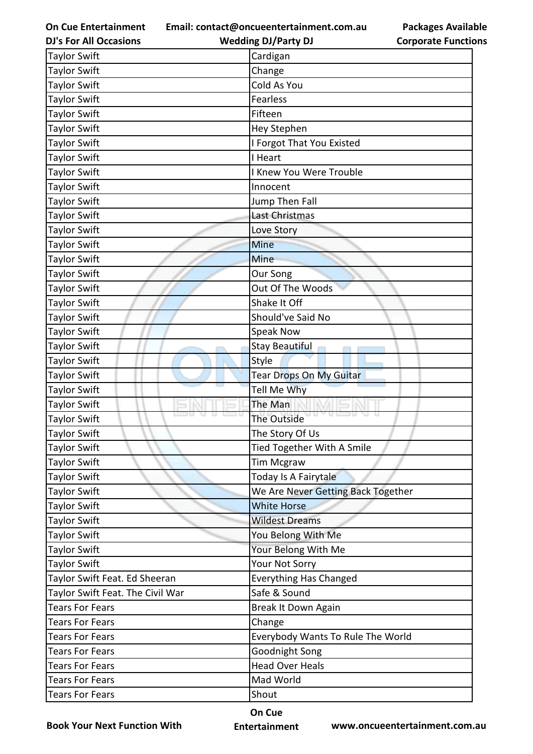| Taylor Swift | Cardigan |
|---|---|
| Taylor Swift | Change |
| Taylor Swift | Cold As You |
| Taylor Swift | Fearless |
| Taylor Swift | Fifteen |
| Taylor Swift | Hey Stephen |
| Taylor Swift | I Forgot That You Existed |
| Taylor Swift | I Heart |
| Taylor Swift | I Knew You Were Trouble |
| Taylor Swift | Innocent |
| Taylor Swift | Jump Then Fall |
| Taylor Swift | Last Christmas |
| Taylor Swift | Love Story |
| Taylor Swift | Mine |
| Taylor Swift | Mine |
| Taylor Swift | Our Song |
| Taylor Swift | Out Of The Woods |
| Taylor Swift | Shake It Off |
| Taylor Swift | Should've Said No |
| Taylor Swift | Speak Now |
| Taylor Swift | Stay Beautiful |
| Taylor Swift | Style |
| Taylor Swift | Tear Drops On My Guitar |
| Taylor Swift | Tell Me Why |
| Taylor Swift | The Man |
| Taylor Swift | The Outside |
| Taylor Swift | The Story Of Us |
| Taylor Swift | Tied Together With A Smile |
| Taylor Swift | Tim Mcgraw |
| Taylor Swift | Today Is A Fairytale |
| Taylor Swift | We Are Never Getting Back Together |
| Taylor Swift | White Horse |
| Taylor Swift | Wildest Dreams |
| Taylor Swift | You Belong With Me |
| Taylor Swift | Your Belong With Me |
| Taylor Swift | Your Not Sorry |
| Taylor Swift Feat. Ed Sheeran | Everything Has Changed |
| Taylor Swift Feat. The Civil War | Safe & Sound |
| Tears For Fears | Break It Down Again |
| Tears For Fears | Change |
| Tears For Fears | Everybody Wants To Rule The World |
| Tears For Fears | Goodnight Song |
| Tears For Fears | Head Over Heals |
| Tears For Fears | Mad World |
| Tears For Fears | Shout |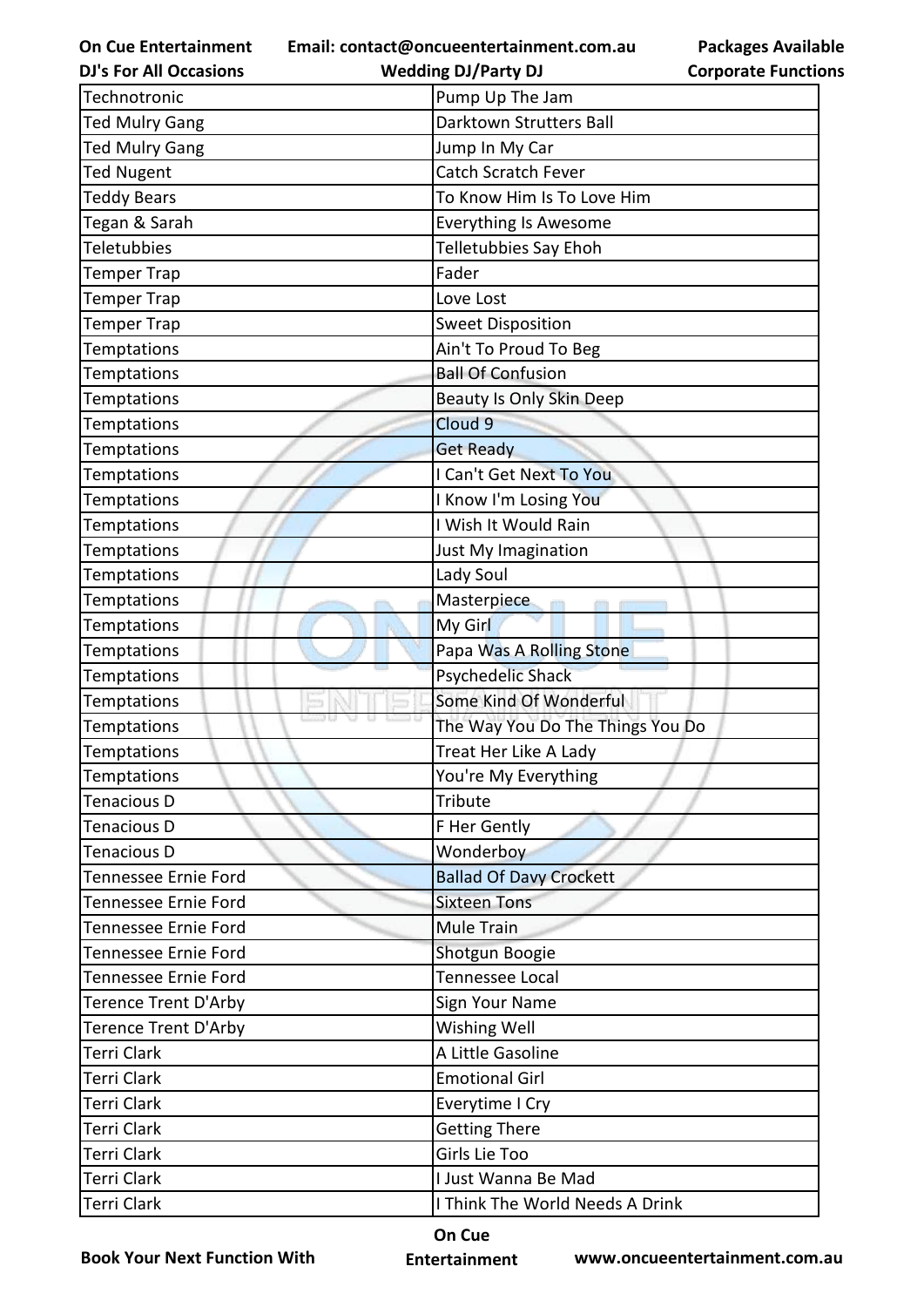| Technotronic | Pump Up The Jam |
| --- | --- |
| Ted Mulry Gang | Darktown Strutters Ball |
| Ted Mulry Gang | Jump In My Car |
| Ted Nugent | Catch Scratch Fever |
| Teddy Bears | To Know Him Is To Love Him |
| Tegan & Sarah | Everything Is Awesome |
| Teletubbies | Telletubbies Say Ehoh |
| Temper Trap | Fader |
| Temper Trap | Love Lost |
| Temper Trap | Sweet Disposition |
| Temptations | Ain't To Proud To Beg |
| Temptations | Ball Of Confusion |
| Temptations | Beauty Is Only Skin Deep |
| Temptations | Cloud 9 |
| Temptations | Get Ready |
| Temptations | I Can't Get Next To You |
| Temptations | I Know I'm Losing You |
| Temptations | I Wish It Would Rain |
| Temptations | Just My Imagination |
| Temptations | Lady Soul |
| Temptations | Masterpiece |
| Temptations | My Girl |
| Temptations | Papa Was A Rolling Stone |
| Temptations | Psychedelic Shack |
| Temptations | Some Kind Of Wonderful |
| Temptations | The Way You Do The Things You Do |
| Temptations | Treat Her Like A Lady |
| Temptations | You're My Everything |
| Tenacious D | Tribute |
| Tenacious D | F Her Gently |
| Tenacious D | Wonderboy |
| Tennessee Ernie Ford | Ballad Of Davy Crockett |
| Tennessee Ernie Ford | Sixteen Tons |
| Tennessee Ernie Ford | Mule Train |
| Tennessee Ernie Ford | Shotgun Boogie |
| Tennessee Ernie Ford | Tennessee Local |
| Terence Trent D'Arby | Sign Your Name |
| Terence Trent D'Arby | Wishing Well |
| Terri Clark | A Little Gasoline |
| Terri Clark | Emotional Girl |
| Terri Clark | Everytime I Cry |
| Terri Clark | Getting There |
| Terri Clark | Girls Lie Too |
| Terri Clark | I Just Wanna Be Mad |
| Terri Clark | I Think The World Needs A Drink |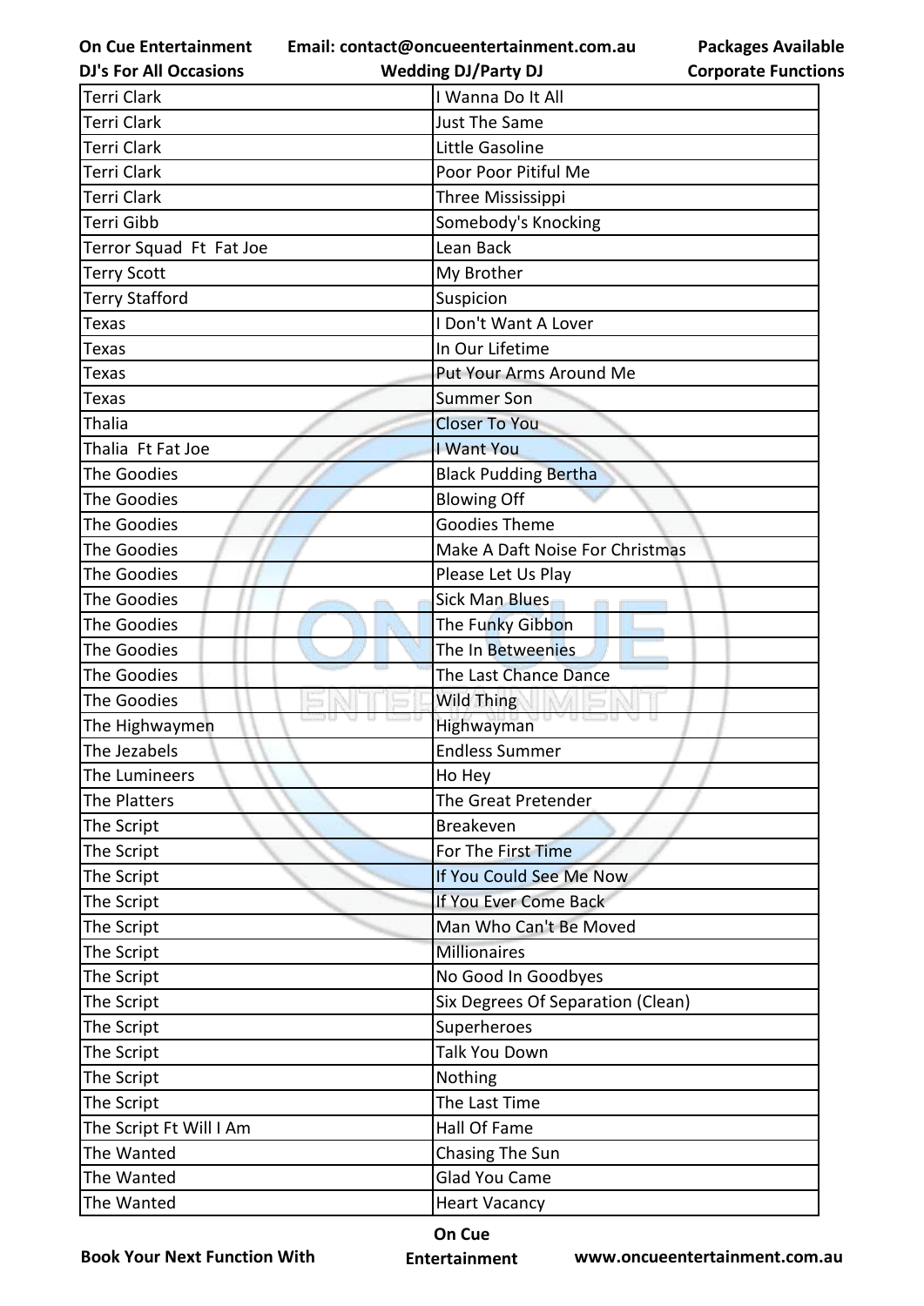| Terri Clark | I Wanna Do It All |
|---|---|
| Terri Clark | Just The Same |
| Terri Clark | Little Gasoline |
| Terri Clark | Poor Poor Pitiful Me |
| Terri Clark | Three Mississippi |
| Terri Gibb | Somebody's Knocking |
| Terror Squad  Ft  Fat Joe | Lean Back |
| Terry Scott | My Brother |
| Terry Stafford | Suspicion |
| Texas | I Don't Want A Lover |
| Texas | In Our Lifetime |
| Texas | Put Your Arms Around Me |
| Texas | Summer Son |
| Thalia | Closer To You |
| Thalia  Ft Fat Joe | I Want You |
| The Goodies | Black Pudding Bertha |
| The Goodies | Blowing Off |
| The Goodies | Goodies Theme |
| The Goodies | Make A Daft Noise For Christmas |
| The Goodies | Please Let Us Play |
| The Goodies | Sick Man Blues |
| The Goodies | The Funky Gibbon |
| The Goodies | The In Betweenies |
| The Goodies | The Last Chance Dance |
| The Goodies | Wild Thing |
| The Highwaymen | Highwayman |
| The Jezabels | Endless Summer |
| The Lumineers | Ho Hey |
| The Platters | The Great Pretender |
| The Script | Breakeven |
| The Script | For The First Time |
| The Script | If You Could See Me Now |
| The Script | If You Ever Come Back |
| The Script | Man Who Can't Be Moved |
| The Script | Millionaires |
| The Script | No Good In Goodbyes |
| The Script | Six Degrees Of Separation (Clean) |
| The Script | Superheroes |
| The Script | Talk You Down |
| The Script | Nothing |
| The Script | The Last Time |
| The Script Ft Will I Am | Hall Of Fame |
| The Wanted | Chasing The Sun |
| The Wanted | Glad You Came |
| The Wanted | Heart Vacancy |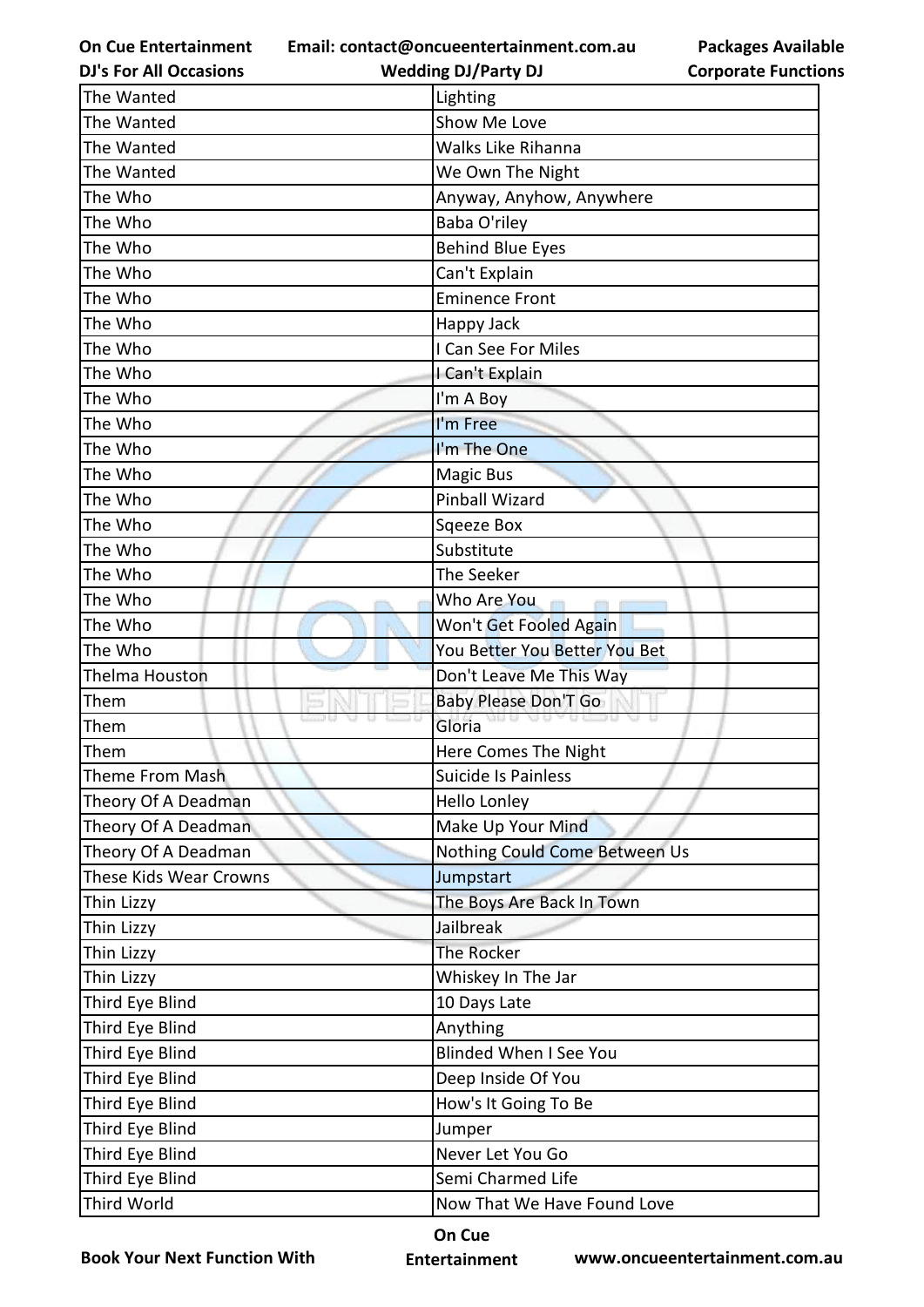| The Wanted | Lighting |
|---|---|
| The Wanted | Show Me Love |
| The Wanted | Walks Like Rihanna |
| The Wanted | We Own The Night |
| The Who | Anyway, Anyhow, Anywhere |
| The Who | Baba O'riley |
| The Who | Behind Blue Eyes |
| The Who | Can't Explain |
| The Who | Eminence Front |
| The Who | Happy Jack |
| The Who | I Can See For Miles |
| The Who | I Can't Explain |
| The Who | I'm A Boy |
| The Who | I'm Free |
| The Who | I'm The One |
| The Who | Magic Bus |
| The Who | Pinball Wizard |
| The Who | Sqeeze Box |
| The Who | Substitute |
| The Who | The Seeker |
| The Who | Who Are You |
| The Who | Won't Get Fooled Again |
| The Who | You Better You Better You Bet |
| Thelma Houston | Don't Leave Me This Way |
| Them | Baby Please Don'T Go |
| Them | Gloria |
| Them | Here Comes The Night |
| Theme From Mash | Suicide Is Painless |
| Theory Of A Deadman | Hello Lonley |
| Theory Of A Deadman | Make Up Your Mind |
| Theory Of A Deadman | Nothing Could Come Between Us |
| These Kids Wear Crowns | Jumpstart |
| Thin Lizzy | The Boys Are Back In Town |
| Thin Lizzy | Jailbreak |
| Thin Lizzy | The Rocker |
| Thin Lizzy | Whiskey In The Jar |
| Third Eye Blind | 10 Days Late |
| Third Eye Blind | Anything |
| Third Eye Blind | Blinded When I See You |
| Third Eye Blind | Deep Inside Of You |
| Third Eye Blind | How's It Going To Be |
| Third Eye Blind | Jumper |
| Third Eye Blind | Never Let You Go |
| Third Eye Blind | Semi Charmed Life |
| Third World | Now That We Have Found Love |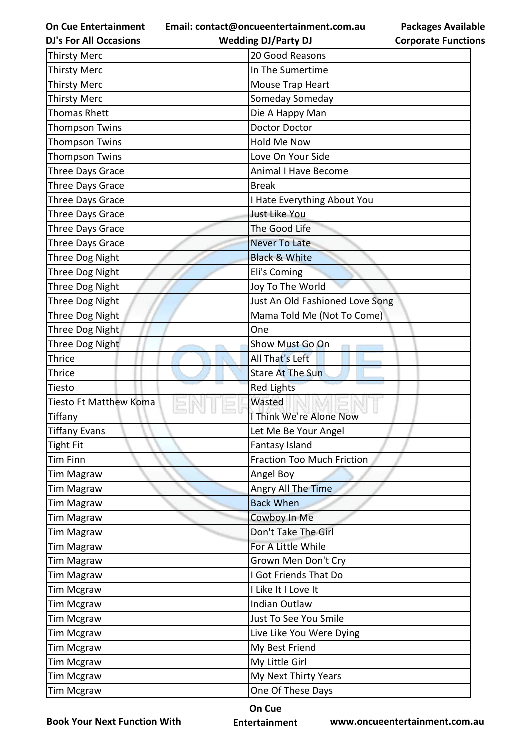| Thirsty Merc | 20 Good Reasons |
|---|---|
| Thirsty Merc | In The Sumertime |
| Thirsty Merc | Mouse Trap Heart |
| Thirsty Merc | Someday Someday |
| Thomas Rhett | Die A Happy Man |
| Thompson Twins | Doctor Doctor |
| Thompson Twins | Hold Me Now |
| Thompson Twins | Love On Your Side |
| Three Days Grace | Animal I Have Become |
| Three Days Grace | Break |
| Three Days Grace | I Hate Everything About You |
| Three Days Grace | Just Like You |
| Three Days Grace | The Good Life |
| Three Days Grace | Never To Late |
| Three Dog Night | Black & White |
| Three Dog Night | Eli's Coming |
| Three Dog Night | Joy To The World |
| Three Dog Night | Just An Old Fashioned Love Song |
| Three Dog Night | Mama Told Me (Not To Come) |
| Three Dog Night | One |
| Three Dog Night | Show Must Go On |
| Thrice | All That's Left |
| Thrice | Stare At The Sun |
| Tiesto | Red Lights |
| Tiesto Ft Matthew Koma | Wasted |
| Tiffany | I Think We're Alone Now |
| Tiffany Evans | Let Me Be Your Angel |
| Tight Fit | Fantasy Island |
| Tim Finn | Fraction Too Much Friction |
| Tim Magraw | Angel Boy |
| Tim Magraw | Angry All The Time |
| Tim Magraw | Back When |
| Tim Magraw | Cowboy In Me |
| Tim Magraw | Don't Take The Girl |
| Tim Magraw | For A Little While |
| Tim Magraw | Grown Men Don't Cry |
| Tim Magraw | I Got Friends That Do |
| Tim Mcgraw | I Like It I Love It |
| Tim Mcgraw | Indian Outlaw |
| Tim Mcgraw | Just To See You Smile |
| Tim Mcgraw | Live Like You Were Dying |
| Tim Mcgraw | My Best Friend |
| Tim Mcgraw | My Little Girl |
| Tim Mcgraw | My Next Thirty Years |
| Tim Mcgraw | One Of These Days |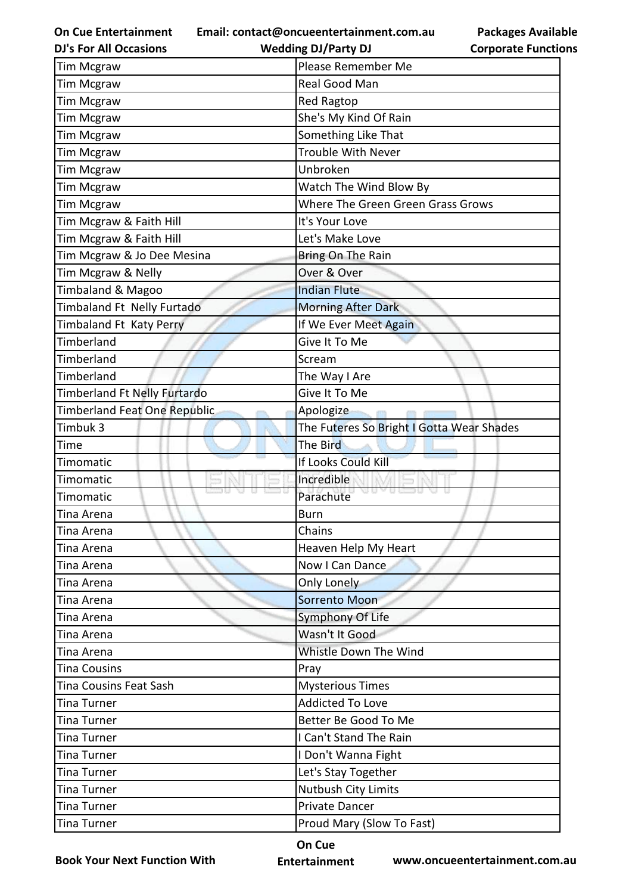| Tim Mcgraw | Please Remember Me |
|---|---|
| Tim Mcgraw | Real Good Man |
| Tim Mcgraw | Red Ragtop |
| Tim Mcgraw | She's My Kind Of Rain |
| Tim Mcgraw | Something Like That |
| Tim Mcgraw | Trouble With Never |
| Tim Mcgraw | Unbroken |
| Tim Mcgraw | Watch The Wind Blow By |
| Tim Mcgraw | Where The Green Green Grass Grows |
| Tim Mcgraw & Faith Hill | It's Your Love |
| Tim Mcgraw & Faith Hill | Let's Make Love |
| Tim Mcgraw & Jo Dee Mesina | Bring On The Rain |
| Tim Mcgraw & Nelly | Over & Over |
| Timbaland & Magoo | Indian Flute |
| Timbaland Ft  Nelly Furtado | Morning After Dark |
| Timbaland Ft  Katy Perry | If We Ever Meet Again |
| Timberland | Give It To Me |
| Timberland | Scream |
| Timberland | The Way I Are |
| Timberland Ft Nelly Furtardo | Give It To Me |
| Timberland Feat One Republic | Apologize |
| Timbuk 3 | The Futeres So Bright I Gotta Wear Shades |
| Time | The Bird |
| Timomatic | If Looks Could Kill |
| Timomatic | Incredible |
| Timomatic | Parachute |
| Tina Arena | Burn |
| Tina Arena | Chains |
| Tina Arena | Heaven Help My Heart |
| Tina Arena | Now I Can Dance |
| Tina Arena | Only Lonely |
| Tina Arena | Sorrento Moon |
| Tina Arena | Symphony Of Life |
| Tina Arena | Wasn't It Good |
| Tina Arena | Whistle Down The Wind |
| Tina Cousins | Pray |
| Tina Cousins Feat Sash | Mysterious Times |
| Tina Turner | Addicted To Love |
| Tina Turner | Better Be Good To Me |
| Tina Turner | I Can't Stand The Rain |
| Tina Turner | I Don't Wanna Fight |
| Tina Turner | Let's Stay Together |
| Tina Turner | Nutbush City Limits |
| Tina Turner | Private Dancer |
| Tina Turner | Proud Mary (Slow To Fast) |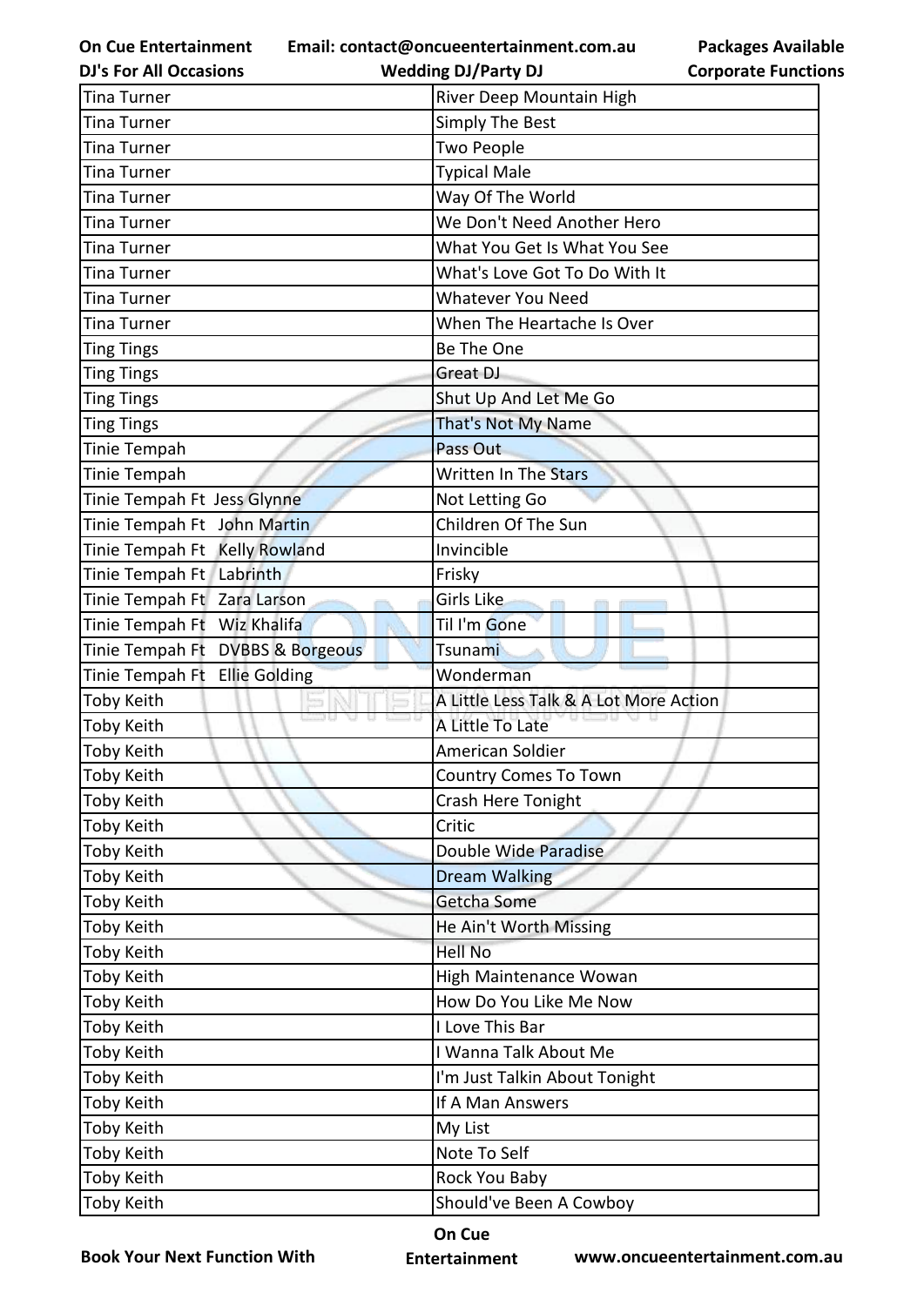| Tina Turner | River Deep Mountain High |
|---|---|
| Tina Turner | Simply The Best |
| Tina Turner | Two People |
| Tina Turner | Typical Male |
| Tina Turner | Way Of The World |
| Tina Turner | We Don't Need Another Hero |
| Tina Turner | What You Get Is What You See |
| Tina Turner | What's Love Got To Do With It |
| Tina Turner | Whatever You Need |
| Tina Turner | When The Heartache Is Over |
| Ting Tings | Be The One |
| Ting Tings | Great DJ |
| Ting Tings | Shut Up And Let Me Go |
| Ting Tings | That's Not My Name |
| Tinie Tempah | Pass Out |
| Tinie Tempah | Written In The Stars |
| Tinie Tempah Ft Jess Glynne | Not Letting Go |
| Tinie Tempah Ft John Martin | Children Of The Sun |
| Tinie Tempah Ft Kelly Rowland | Invincible |
| Tinie Tempah Ft Labrinth | Frisky |
| Tinie Tempah Ft Zara Larson | Girls Like |
| Tinie Tempah Ft Wiz Khalifa | Til I'm Gone |
| Tinie Tempah Ft DVBBS & Borgeous | Tsunami |
| Tinie Tempah Ft Ellie Golding | Wonderman |
| Toby Keith | A Little Less Talk & A Lot More Action |
| Toby Keith | A Little To Late |
| Toby Keith | American Soldier |
| Toby Keith | Country Comes To Town |
| Toby Keith | Crash Here Tonight |
| Toby Keith | Critic |
| Toby Keith | Double Wide Paradise |
| Toby Keith | Dream Walking |
| Toby Keith | Getcha Some |
| Toby Keith | He Ain't Worth Missing |
| Toby Keith | Hell No |
| Toby Keith | High Maintenance Wowan |
| Toby Keith | How Do You Like Me Now |
| Toby Keith | I Love This Bar |
| Toby Keith | I Wanna Talk About Me |
| Toby Keith | I'm Just Talkin About Tonight |
| Toby Keith | If A Man Answers |
| Toby Keith | My List |
| Toby Keith | Note To Self |
| Toby Keith | Rock You Baby |
| Toby Keith | Should've Been A Cowboy |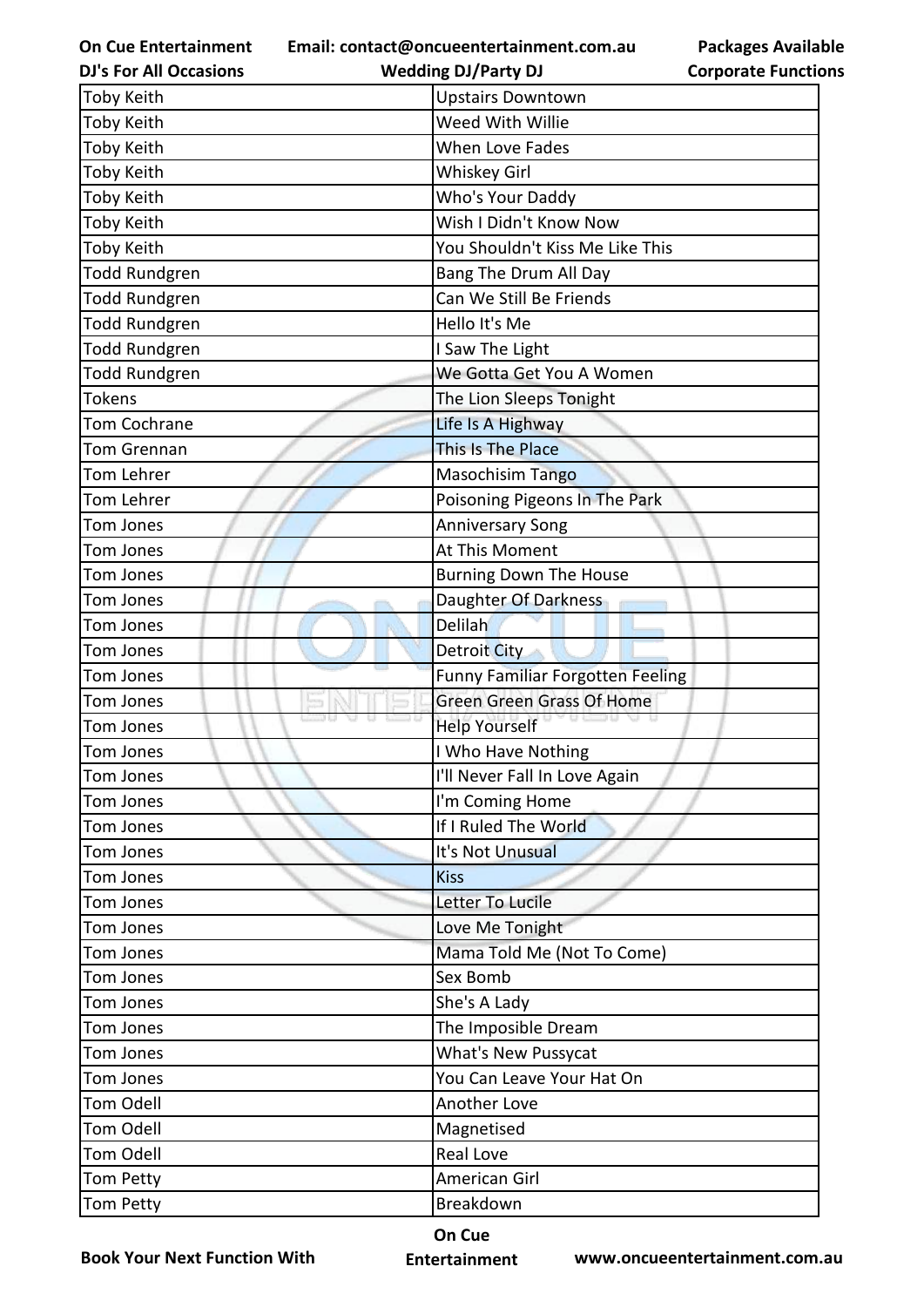| Toby Keith | Upstairs Downtown |
|---|---|
| Toby Keith | Weed With Willie |
| Toby Keith | When Love Fades |
| Toby Keith | Whiskey Girl |
| Toby Keith | Who's Your Daddy |
| Toby Keith | Wish I Didn't Know Now |
| Toby Keith | You Shouldn't Kiss Me Like This |
| Todd Rundgren | Bang The Drum All Day |
| Todd Rundgren | Can We Still Be Friends |
| Todd Rundgren | Hello It's Me |
| Todd Rundgren | I Saw The Light |
| Todd Rundgren | We Gotta Get You A Women |
| Tokens | The Lion Sleeps Tonight |
| Tom Cochrane | Life Is A Highway |
| Tom Grennan | This Is The Place |
| Tom Lehrer | Masochisim Tango |
| Tom Lehrer | Poisoning Pigeons In The Park |
| Tom Jones | Anniversary Song |
| Tom Jones | At This Moment |
| Tom Jones | Burning Down The House |
| Tom Jones | Daughter Of Darkness |
| Tom Jones | Delilah |
| Tom Jones | Detroit City |
| Tom Jones | Funny Familiar Forgotten Feeling |
| Tom Jones | Green Green Grass Of Home |
| Tom Jones | Help Yourself |
| Tom Jones | I Who Have Nothing |
| Tom Jones | I'll Never Fall In Love Again |
| Tom Jones | I'm Coming Home |
| Tom Jones | If I Ruled The World |
| Tom Jones | It's Not Unusual |
| Tom Jones | Kiss |
| Tom Jones | Letter To Lucile |
| Tom Jones | Love Me Tonight |
| Tom Jones | Mama Told Me (Not To Come) |
| Tom Jones | Sex Bomb |
| Tom Jones | She's A Lady |
| Tom Jones | The Imposible Dream |
| Tom Jones | What's New Pussycat |
| Tom Jones | You Can Leave Your Hat On |
| Tom Odell | Another Love |
| Tom Odell | Magnetised |
| Tom Odell | Real Love |
| Tom Petty | American Girl |
| Tom Petty | Breakdown |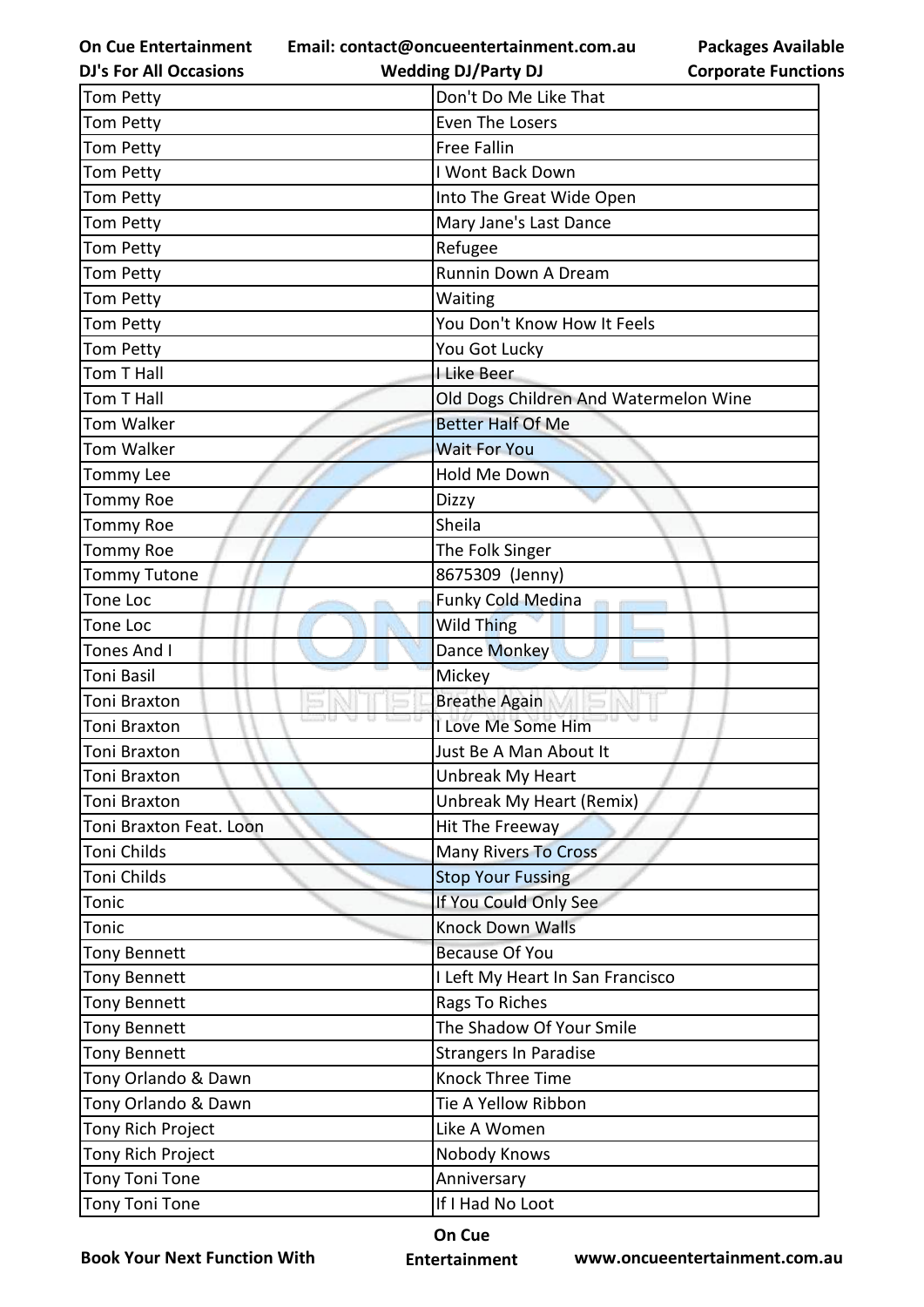| Tom Petty | Don't Do Me Like That |
|---|---|
| Tom Petty | Even The Losers |
| Tom Petty | Free Fallin |
| Tom Petty | I Wont Back Down |
| Tom Petty | Into The Great Wide Open |
| Tom Petty | Mary Jane's Last Dance |
| Tom Petty | Refugee |
| Tom Petty | Runnin Down A Dream |
| Tom Petty | Waiting |
| Tom Petty | You Don't Know How It Feels |
| Tom Petty | You Got Lucky |
| Tom T Hall | I Like Beer |
| Tom T Hall | Old Dogs Children And Watermelon Wine |
| Tom Walker | Better Half Of Me |
| Tom Walker | Wait For You |
| Tommy Lee | Hold Me Down |
| Tommy Roe | Dizzy |
| Tommy Roe | Sheila |
| Tommy Roe | The Folk Singer |
| Tommy Tutone | 8675309 (Jenny) |
| Tone Loc | Funky Cold Medina |
| Tone Loc | Wild Thing |
| Tones And I | Dance Monkey |
| Toni Basil | Mickey |
| Toni Braxton | Breathe Again |
| Toni Braxton | I Love Me Some Him |
| Toni Braxton | Just Be A Man About It |
| Toni Braxton | Unbreak My Heart |
| Toni Braxton | Unbreak My Heart (Remix) |
| Toni Braxton Feat. Loon | Hit The Freeway |
| Toni Childs | Many Rivers To Cross |
| Toni Childs | Stop Your Fussing |
| Tonic | If You Could Only See |
| Tonic | Knock Down Walls |
| Tony Bennett | Because Of You |
| Tony Bennett | I Left My Heart In San Francisco |
| Tony Bennett | Rags To Riches |
| Tony Bennett | The Shadow Of Your Smile |
| Tony Bennett | Strangers In Paradise |
| Tony Orlando & Dawn | Knock Three Time |
| Tony Orlando & Dawn | Tie A Yellow Ribbon |
| Tony Rich Project | Like A Women |
| Tony Rich Project | Nobody Knows |
| Tony Toni Tone | Anniversary |
| Tony Toni Tone | If I Had No Loot |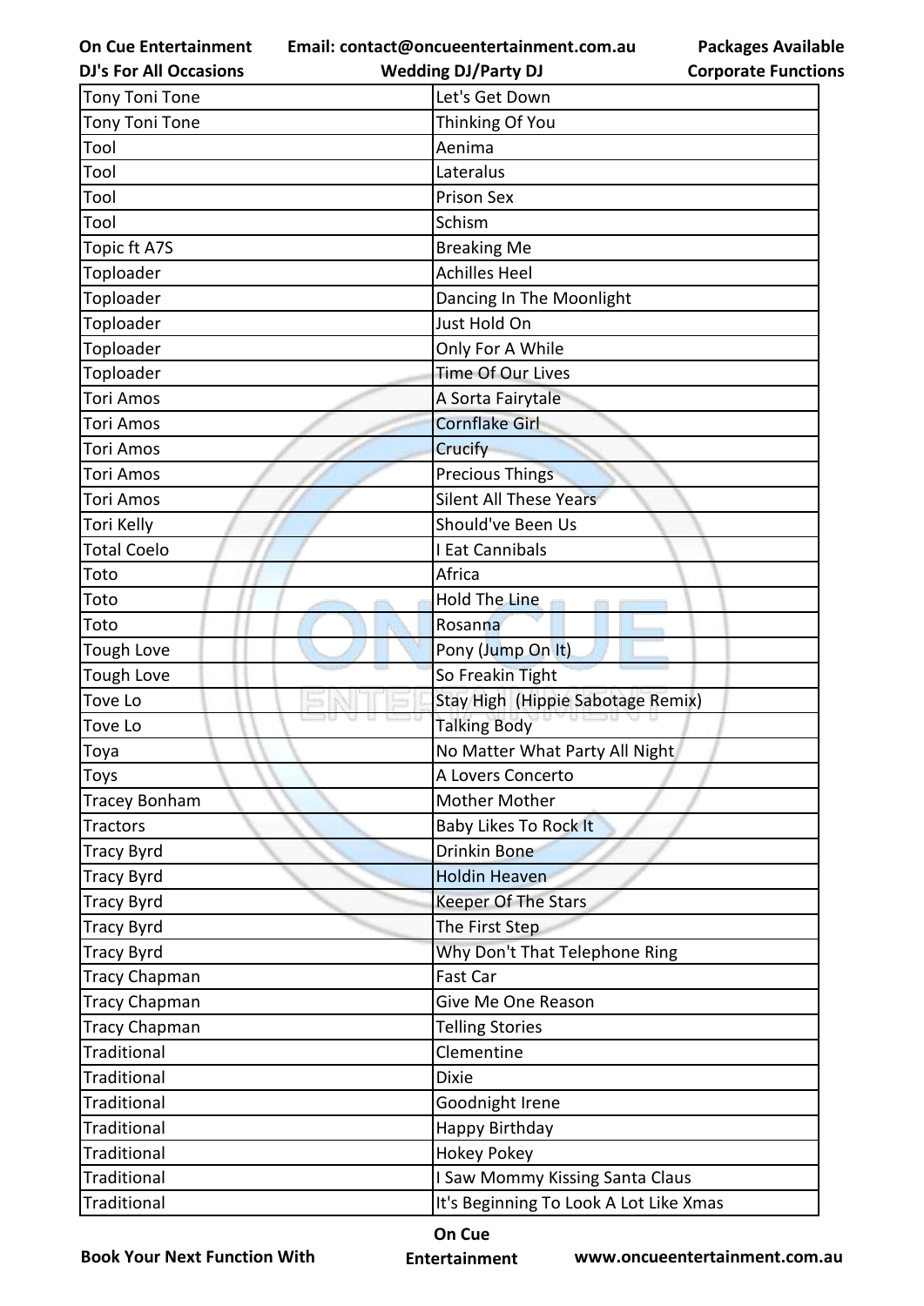| Tony Toni Tone | Let's Get Down |
|---|---|
| Tony Toni Tone | Thinking Of You |
| Tool | Aenima |
| Tool | Lateralus |
| Tool | Prison Sex |
| Tool | Schism |
| Topic ft A7S | Breaking Me |
| Toploader | Achilles Heel |
| Toploader | Dancing In The Moonlight |
| Toploader | Just Hold On |
| Toploader | Only For A While |
| Toploader | Time Of Our Lives |
| Tori Amos | A Sorta Fairytale |
| Tori Amos | Cornflake Girl |
| Tori Amos | Crucify |
| Tori Amos | Precious Things |
| Tori Amos | Silent All These Years |
| Tori Kelly | Should've Been Us |
| Total Coelo | I Eat Cannibals |
| Toto | Africa |
| Toto | Hold The Line |
| Toto | Rosanna |
| Tough Love | Pony (Jump On It) |
| Tough Love | So Freakin Tight |
| Tove Lo | Stay High (Hippie Sabotage Remix) |
| Tove Lo | Talking Body |
| Toya | No Matter What Party All Night |
| Toys | A Lovers Concerto |
| Tracey Bonham | Mother Mother |
| Tractors | Baby Likes To Rock It |
| Tracy Byrd | Drinkin Bone |
| Tracy Byrd | Holdin Heaven |
| Tracy Byrd | Keeper Of The Stars |
| Tracy Byrd | The First Step |
| Tracy Byrd | Why Don't That Telephone Ring |
| Tracy Chapman | Fast Car |
| Tracy Chapman | Give Me One Reason |
| Tracy Chapman | Telling Stories |
| Traditional | Clementine |
| Traditional | Dixie |
| Traditional | Goodnight Irene |
| Traditional | Happy Birthday |
| Traditional | Hokey Pokey |
| Traditional | I Saw Mommy Kissing Santa Claus |
| Traditional | It's Beginning To Look A Lot Like Xmas |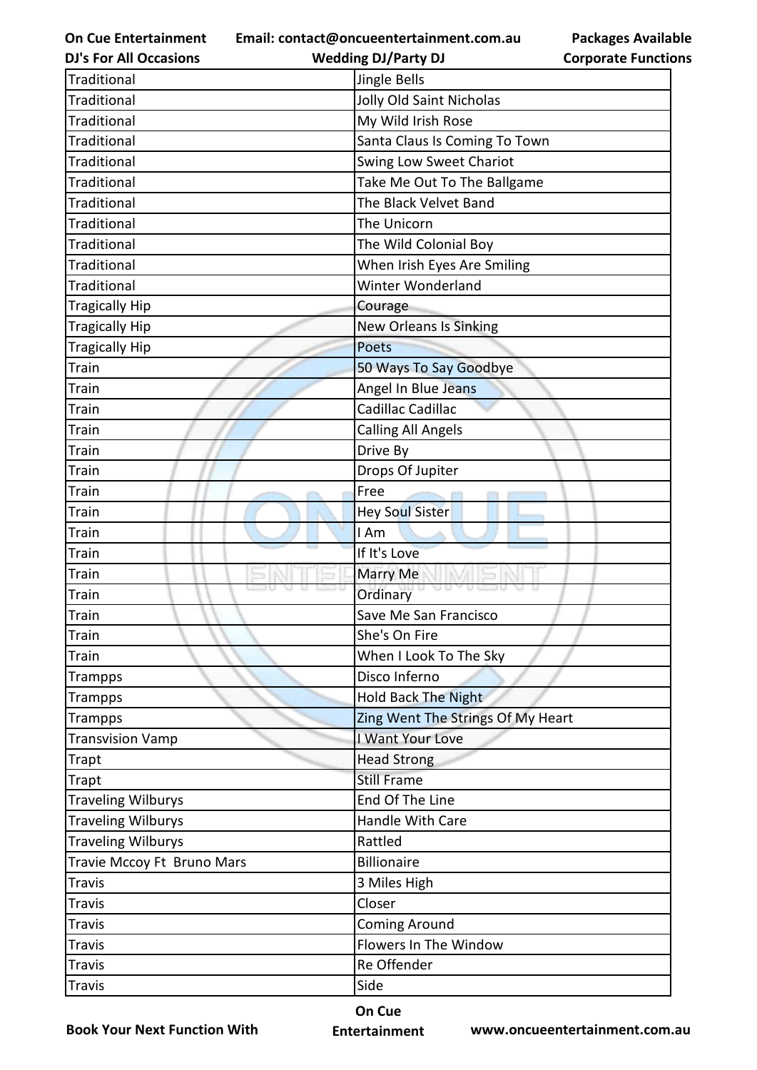| Traditional | Jingle Bells |
|---|---|
| Traditional | Jolly Old Saint Nicholas |
| Traditional | My Wild Irish Rose |
| Traditional | Santa Claus Is Coming To Town |
| Traditional | Swing Low Sweet Chariot |
| Traditional | Take Me Out To The Ballgame |
| Traditional | The Black Velvet Band |
| Traditional | The Unicorn |
| Traditional | The Wild Colonial Boy |
| Traditional | When Irish Eyes Are Smiling |
| Traditional | Winter Wonderland |
| Tragically Hip | Courage |
| Tragically Hip | New Orleans Is Sinking |
| Tragically Hip | Poets |
| Train | 50 Ways To Say Goodbye |
| Train | Angel In Blue Jeans |
| Train | Cadillac Cadillac |
| Train | Calling All Angels |
| Train | Drive By |
| Train | Drops Of Jupiter |
| Train | Free |
| Train | Hey Soul Sister |
| Train | I Am |
| Train | If It's Love |
| Train | Marry Me |
| Train | Ordinary |
| Train | Save Me San Francisco |
| Train | She's On Fire |
| Train | When I Look To The Sky |
| Trampps | Disco Inferno |
| Trampps | Hold Back The Night |
| Trampps | Zing Went The Strings Of My Heart |
| Transvision Vamp | I Want Your Love |
| Trapt | Head Strong |
| Trapt | Still Frame |
| Traveling Wilburys | End Of The Line |
| Traveling Wilburys | Handle With Care |
| Traveling Wilburys | Rattled |
| Travie Mccoy Ft Bruno Mars | Billionaire |
| Travis | 3 Miles High |
| Travis | Closer |
| Travis | Coming Around |
| Travis | Flowers In The Window |
| Travis | Re Offender |
| Travis | Side |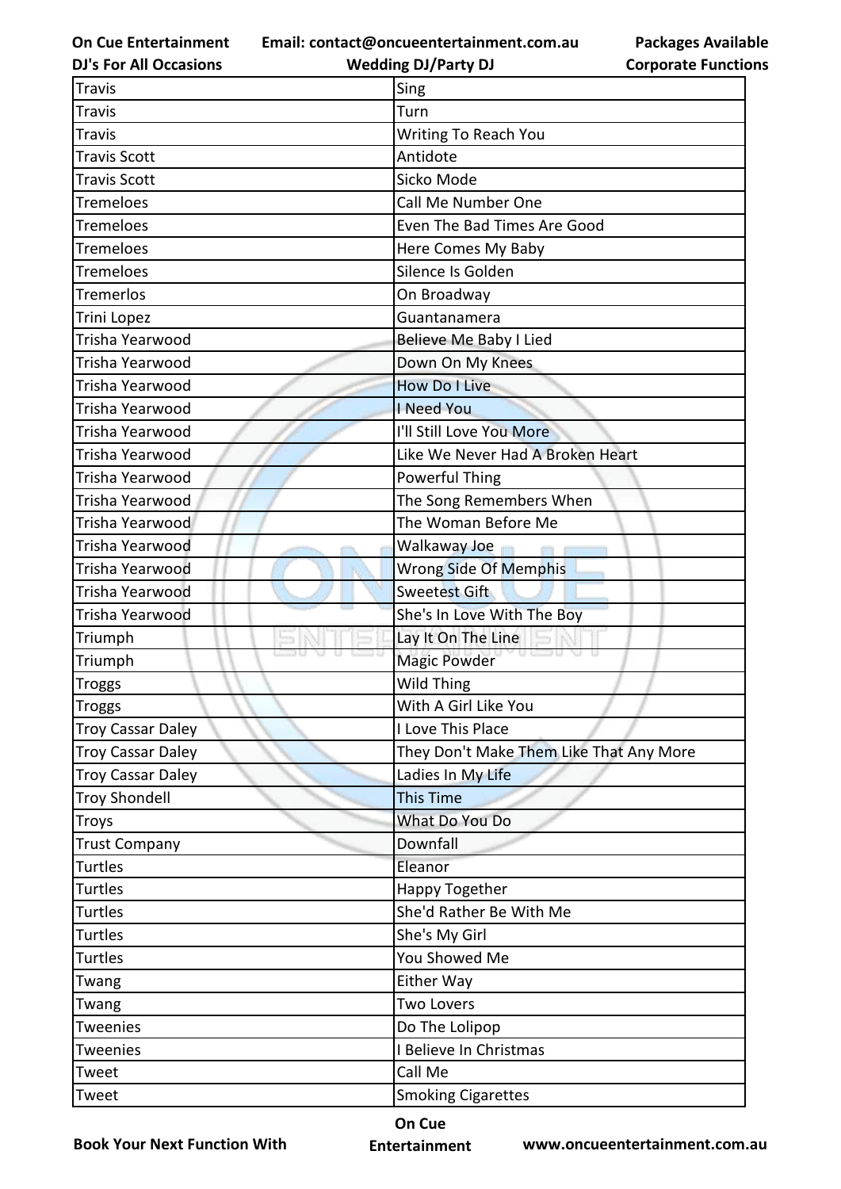| Travis | Sing |
|---|---|
| Travis | Turn |
| Travis | Writing To Reach You |
| Travis Scott | Antidote |
| Travis Scott | Sicko Mode |
| Tremeloes | Call Me Number One |
| Tremeloes | Even The Bad Times Are Good |
| Tremeloes | Here Comes My Baby |
| Tremeloes | Silence Is Golden |
| Tremerlos | On Broadway |
| Trini Lopez | Guantanamera |
| Trisha Yearwood | Believe Me Baby I Lied |
| Trisha Yearwood | Down On My Knees |
| Trisha Yearwood | How Do I Live |
| Trisha Yearwood | I Need You |
| Trisha Yearwood | I'll Still Love You More |
| Trisha Yearwood | Like We Never Had A Broken Heart |
| Trisha Yearwood | Powerful Thing |
| Trisha Yearwood | The Song Remembers When |
| Trisha Yearwood | The Woman Before Me |
| Trisha Yearwood | Walkaway Joe |
| Trisha Yearwood | Wrong Side Of Memphis |
| Trisha Yearwood | Sweetest Gift |
| Trisha Yearwood | She's In Love With The Boy |
| Triumph | Lay It On The Line |
| Triumph | Magic Powder |
| Troggs | Wild Thing |
| Troggs | With A Girl Like You |
| Troy Cassar Daley | I Love This Place |
| Troy Cassar Daley | They Don't Make Them Like That Any More |
| Troy Cassar Daley | Ladies In My Life |
| Troy Shondell | This Time |
| Troys | What Do You Do |
| Trust Company | Downfall |
| Turtles | Eleanor |
| Turtles | Happy Together |
| Turtles | She'd Rather Be With Me |
| Turtles | She's My Girl |
| Turtles | You Showed Me |
| Twang | Either Way |
| Twang | Two Lovers |
| Tweenies | Do The Lolipop |
| Tweenies | I Believe In Christmas |
| Tweet | Call Me |
| Tweet | Smoking Cigarettes |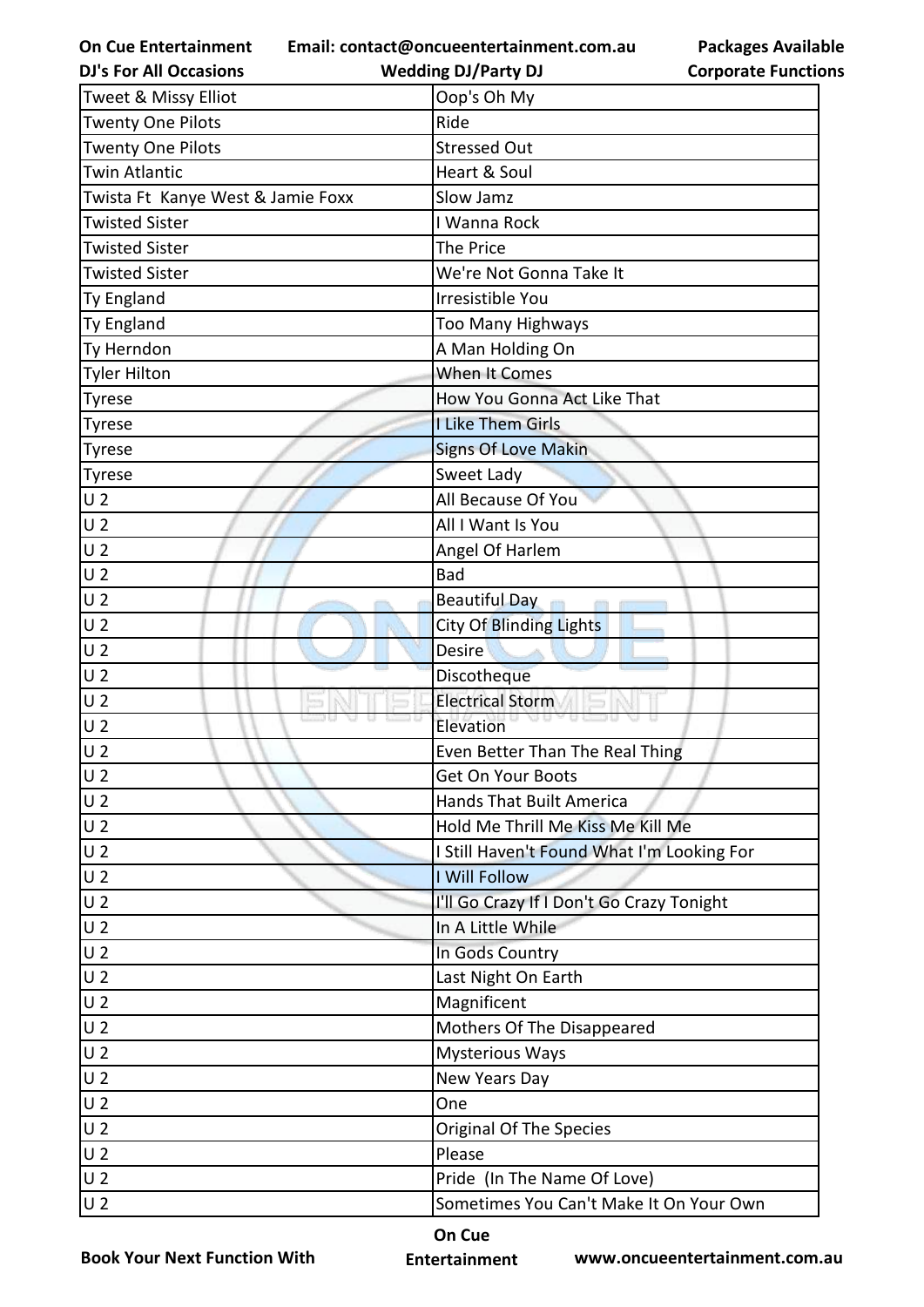| Tweet & Missy Elliot | Oop's Oh My |
|---|---|
| Twenty One Pilots | Ride |
| Twenty One Pilots | Stressed Out |
| Twin Atlantic | Heart & Soul |
| Twista Ft Kanye West & Jamie Foxx | Slow Jamz |
| Twisted Sister | I Wanna Rock |
| Twisted Sister | The Price |
| Twisted Sister | We're Not Gonna Take It |
| Ty England | Irresistible You |
| Ty England | Too Many Highways |
| Ty Herndon | A Man Holding On |
| Tyler Hilton | When It Comes |
| Tyrese | How You Gonna Act Like That |
| Tyrese | I Like Them Girls |
| Tyrese | Signs Of Love Makin |
| Tyrese | Sweet Lady |
| U 2 | All Because Of You |
| U 2 | All I Want Is You |
| U 2 | Angel Of Harlem |
| U 2 | Bad |
| U 2 | Beautiful Day |
| U 2 | City Of Blinding Lights |
| U 2 | Desire |
| U 2 | Discotheque |
| U 2 | Electrical Storm |
| U 2 | Elevation |
| U 2 | Even Better Than The Real Thing |
| U 2 | Get On Your Boots |
| U 2 | Hands That Built America |
| U 2 | Hold Me Thrill Me Kiss Me Kill Me |
| U 2 | I Still Haven't Found What I'm Looking For |
| U 2 | I Will Follow |
| U 2 | I'll Go Crazy If I Don't Go Crazy Tonight |
| U 2 | In A Little While |
| U 2 | In Gods Country |
| U 2 | Last Night On Earth |
| U 2 | Magnificent |
| U 2 | Mothers Of The Disappeared |
| U 2 | Mysterious Ways |
| U 2 | New Years Day |
| U 2 | One |
| U 2 | Original Of The Species |
| U 2 | Please |
| U 2 | Pride (In The Name Of Love) |
| U 2 | Sometimes You Can't Make It On Your Own |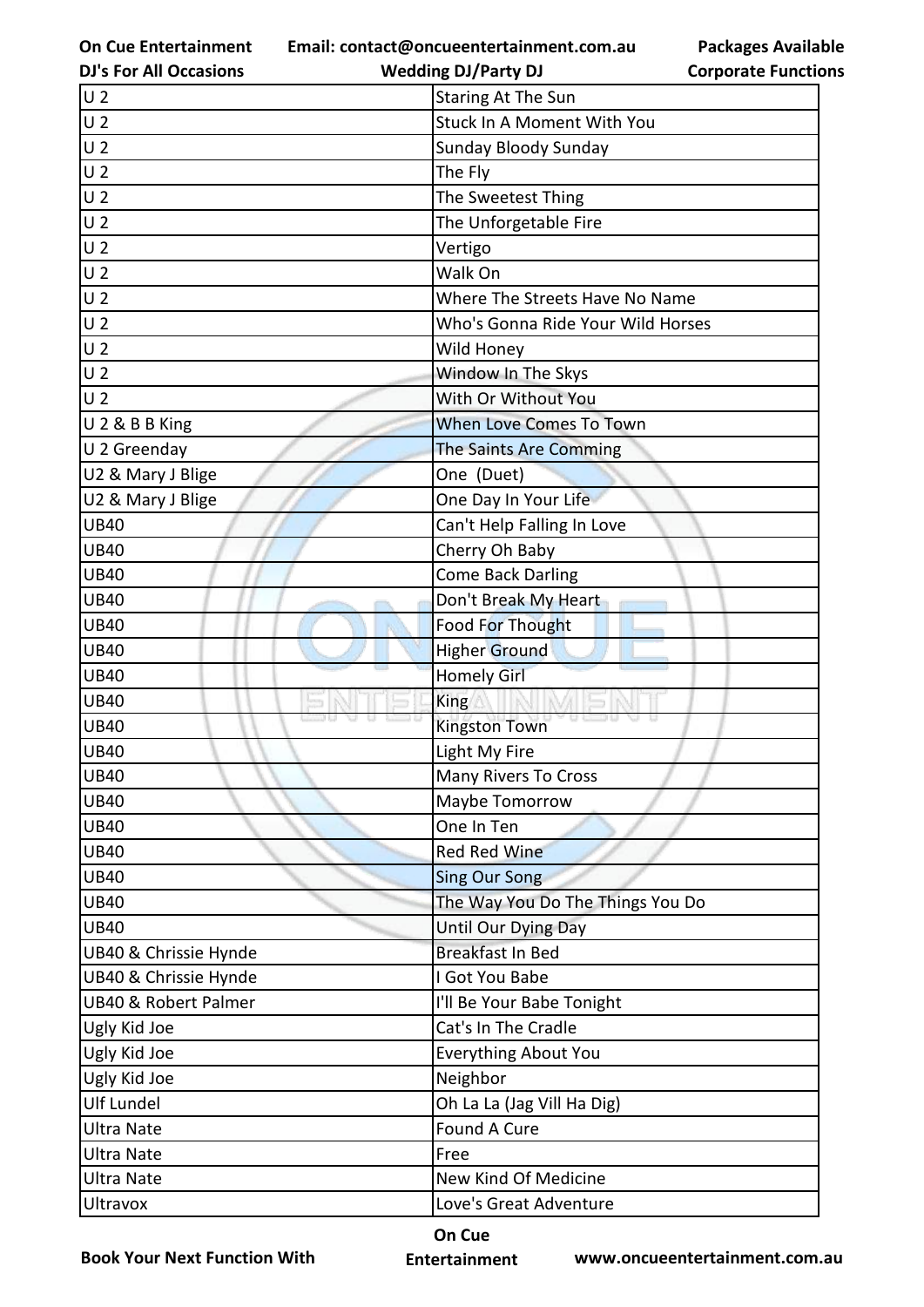| U 2 | Staring At The Sun |
|---|---|
| U 2 | Stuck In A Moment With You |
| U 2 | Sunday Bloody Sunday |
| U 2 | The Fly |
| U 2 | The Sweetest Thing |
| U 2 | The Unforgetable Fire |
| U 2 | Vertigo |
| U 2 | Walk On |
| U 2 | Where The Streets Have No Name |
| U 2 | Who's Gonna Ride Your Wild Horses |
| U 2 | Wild Honey |
| U 2 | Window In The Skys |
| U 2 | With Or Without You |
| U 2 & B B King | When Love Comes To Town |
| U 2 Greenday | The Saints Are Comming |
| U2 & Mary J Blige | One (Duet) |
| U2 & Mary J Blige | One Day In Your Life |
| UB40 | Can't Help Falling In Love |
| UB40 | Cherry Oh Baby |
| UB40 | Come Back Darling |
| UB40 | Don't Break My Heart |
| UB40 | Food For Thought |
| UB40 | Higher Ground |
| UB40 | Homely Girl |
| UB40 | King |
| UB40 | Kingston Town |
| UB40 | Light My Fire |
| UB40 | Many Rivers To Cross |
| UB40 | Maybe Tomorrow |
| UB40 | One In Ten |
| UB40 | Red Red Wine |
| UB40 | Sing Our Song |
| UB40 | The Way You Do The Things You Do |
| UB40 | Until Our Dying Day |
| UB40 & Chrissie Hynde | Breakfast In Bed |
| UB40 & Chrissie Hynde | I Got You Babe |
| UB40 & Robert Palmer | I'll Be Your Babe Tonight |
| Ugly Kid Joe | Cat's In The Cradle |
| Ugly Kid Joe | Everything About You |
| Ugly Kid Joe | Neighbor |
| Ulf Lundel | Oh La La (Jag Vill Ha Dig) |
| Ultra Nate | Found A Cure |
| Ultra Nate | Free |
| Ultra Nate | New Kind Of Medicine |
| Ultravox | Love's Great Adventure |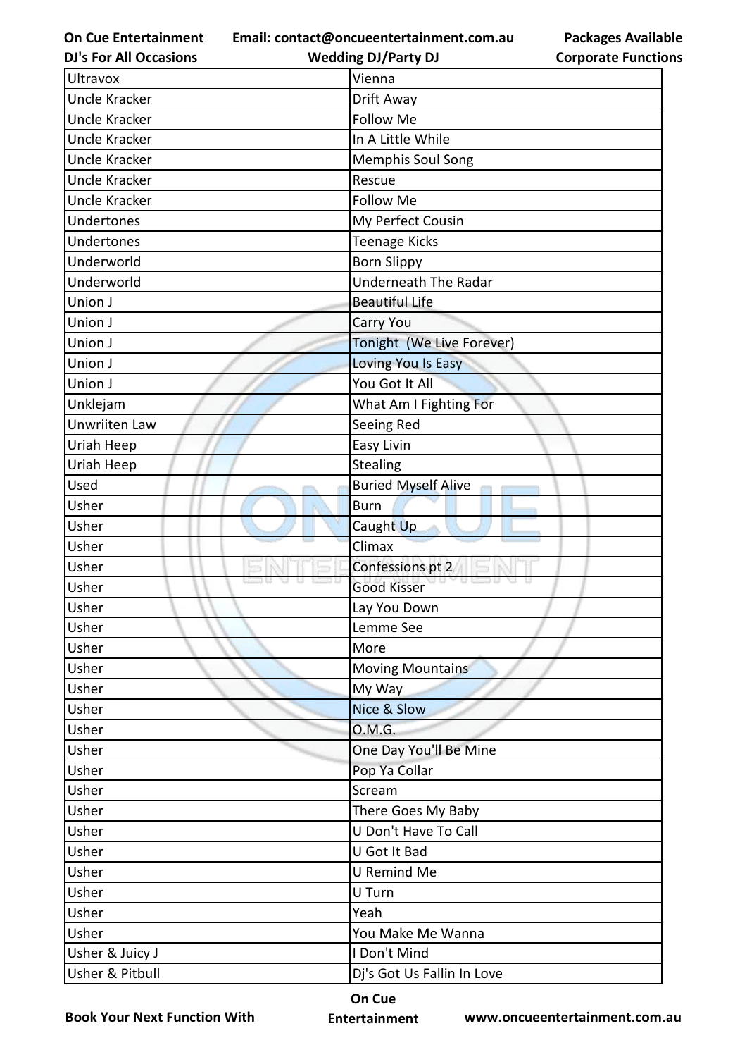| Ultravox | Vienna |
|---|---|
| Uncle Kracker | Drift Away |
| Uncle Kracker | Follow Me |
| Uncle Kracker | In A Little While |
| Uncle Kracker | Memphis Soul Song |
| Uncle Kracker | Rescue |
| Uncle Kracker | Follow Me |
| Undertones | My Perfect Cousin |
| Undertones | Teenage Kicks |
| Underworld | Born Slippy |
| Underworld | Underneath The Radar |
| Union J | Beautiful Life |
| Union J | Carry You |
| Union J | Tonight (We Live Forever) |
| Union J | Loving You Is Easy |
| Union J | You Got It All |
| Unklejam | What Am I Fighting For |
| Unwriiten Law | Seeing Red |
| Uriah Heep | Easy Livin |
| Uriah Heep | Stealing |
| Used | Buried Myself Alive |
| Usher | Burn |
| Usher | Caught Up |
| Usher | Climax |
| Usher | Confessions pt 2 |
| Usher | Good Kisser |
| Usher | Lay You Down |
| Usher | Lemme See |
| Usher | More |
| Usher | Moving Mountains |
| Usher | My Way |
| Usher | Nice & Slow |
| Usher | O.M.G. |
| Usher | One Day You'll Be Mine |
| Usher | Pop Ya Collar |
| Usher | Scream |
| Usher | There Goes My Baby |
| Usher | U Don't Have To Call |
| Usher | U Got It Bad |
| Usher | U Remind Me |
| Usher | U Turn |
| Usher | Yeah |
| Usher | You Make Me Wanna |
| Usher & Juicy J | I Don't Mind |
| Usher & Pitbull | Dj's Got Us Fallin In Love |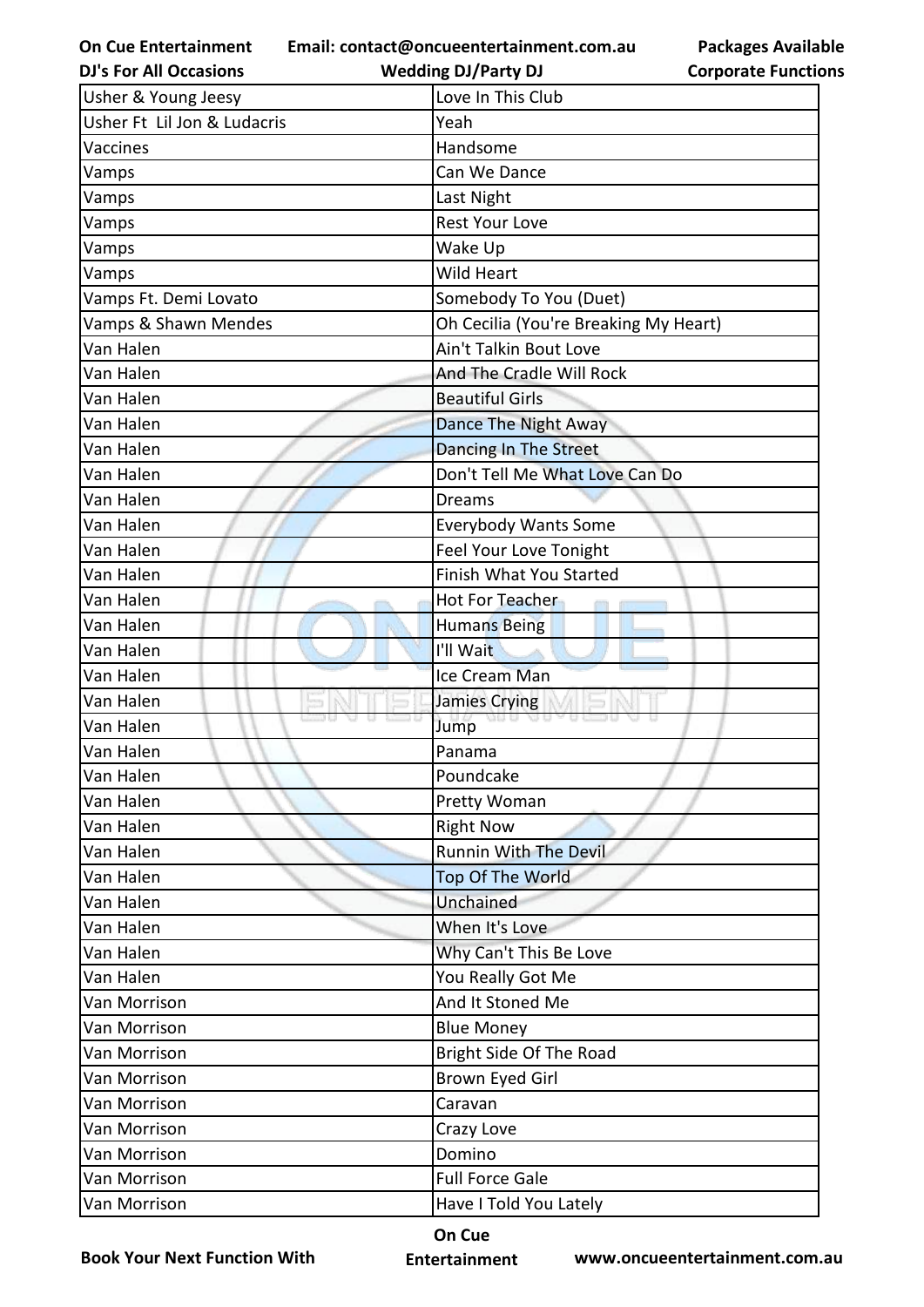| Usher & Young Jeesy | Love In This Club |
|---|---|
| Usher Ft  Lil Jon & Ludacris | Yeah |
| Vaccines | Handsome |
| Vamps | Can We Dance |
| Vamps | Last Night |
| Vamps | Rest Your Love |
| Vamps | Wake Up |
| Vamps | Wild Heart |
| Vamps Ft. Demi Lovato | Somebody To You (Duet) |
| Vamps & Shawn Mendes | Oh Cecilia (You're Breaking My Heart) |
| Van Halen | Ain't Talkin Bout Love |
| Van Halen | And The Cradle Will Rock |
| Van Halen | Beautiful Girls |
| Van Halen | Dance The Night Away |
| Van Halen | Dancing In The Street |
| Van Halen | Don't Tell Me What Love Can Do |
| Van Halen | Dreams |
| Van Halen | Everybody Wants Some |
| Van Halen | Feel Your Love Tonight |
| Van Halen | Finish What You Started |
| Van Halen | Hot For Teacher |
| Van Halen | Humans Being |
| Van Halen | I'll Wait |
| Van Halen | Ice Cream Man |
| Van Halen | Jamies Crying |
| Van Halen | Jump |
| Van Halen | Panama |
| Van Halen | Poundcake |
| Van Halen | Pretty Woman |
| Van Halen | Right Now |
| Van Halen | Runnin With The Devil |
| Van Halen | Top Of The World |
| Van Halen | Unchained |
| Van Halen | When It's Love |
| Van Halen | Why Can't This Be Love |
| Van Halen | You Really Got Me |
| Van Morrison | And It Stoned Me |
| Van Morrison | Blue Money |
| Van Morrison | Bright Side Of The Road |
| Van Morrison | Brown Eyed Girl |
| Van Morrison | Caravan |
| Van Morrison | Crazy Love |
| Van Morrison | Domino |
| Van Morrison | Full Force Gale |
| Van Morrison | Have I Told You Lately |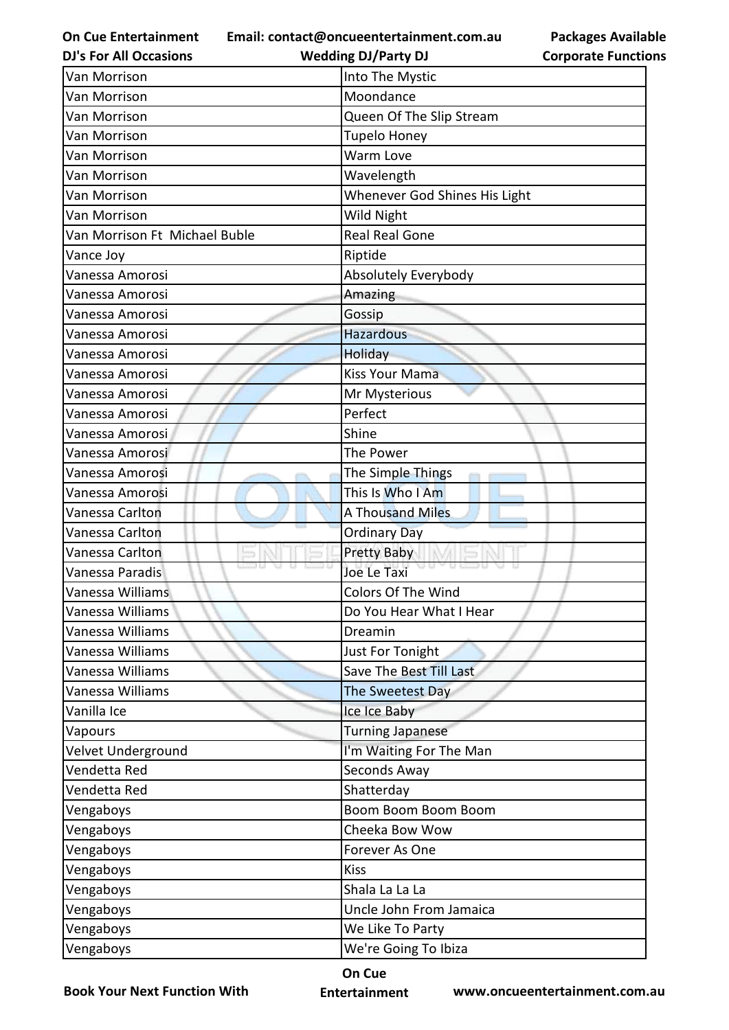| Van Morrison | Into The Mystic |
|---|---|
| Van Morrison | Moondance |
| Van Morrison | Queen Of The Slip Stream |
| Van Morrison | Tupelo Honey |
| Van Morrison | Warm Love |
| Van Morrison | Wavelength |
| Van Morrison | Whenever God Shines His Light |
| Van Morrison | Wild Night |
| Van Morrison Ft Michael Buble | Real Real Gone |
| Vance Joy | Riptide |
| Vanessa Amorosi | Absolutely Everybody |
| Vanessa Amorosi | Amazing |
| Vanessa Amorosi | Gossip |
| Vanessa Amorosi | Hazardous |
| Vanessa Amorosi | Holiday |
| Vanessa Amorosi | Kiss Your Mama |
| Vanessa Amorosi | Mr Mysterious |
| Vanessa Amorosi | Perfect |
| Vanessa Amorosi | Shine |
| Vanessa Amorosi | The Power |
| Vanessa Amorosi | The Simple Things |
| Vanessa Amorosi | This Is Who I Am |
| Vanessa Carlton | A Thousand Miles |
| Vanessa Carlton | Ordinary Day |
| Vanessa Carlton | Pretty Baby |
| Vanessa Paradis | Joe Le Taxi |
| Vanessa Williams | Colors Of The Wind |
| Vanessa Williams | Do You Hear What I Hear |
| Vanessa Williams | Dreamin |
| Vanessa Williams | Just For Tonight |
| Vanessa Williams | Save The Best Till Last |
| Vanessa Williams | The Sweetest Day |
| Vanilla Ice | Ice Ice Baby |
| Vapours | Turning Japanese |
| Velvet Underground | I'm Waiting For The Man |
| Vendetta Red | Seconds Away |
| Vendetta Red | Shatterday |
| Vengaboys | Boom Boom Boom Boom |
| Vengaboys | Cheeka Bow Wow |
| Vengaboys | Forever As One |
| Vengaboys | Kiss |
| Vengaboys | Shala La La La |
| Vengaboys | Uncle John From Jamaica |
| Vengaboys | We Like To Party |
| Vengaboys | We're Going To Ibiza |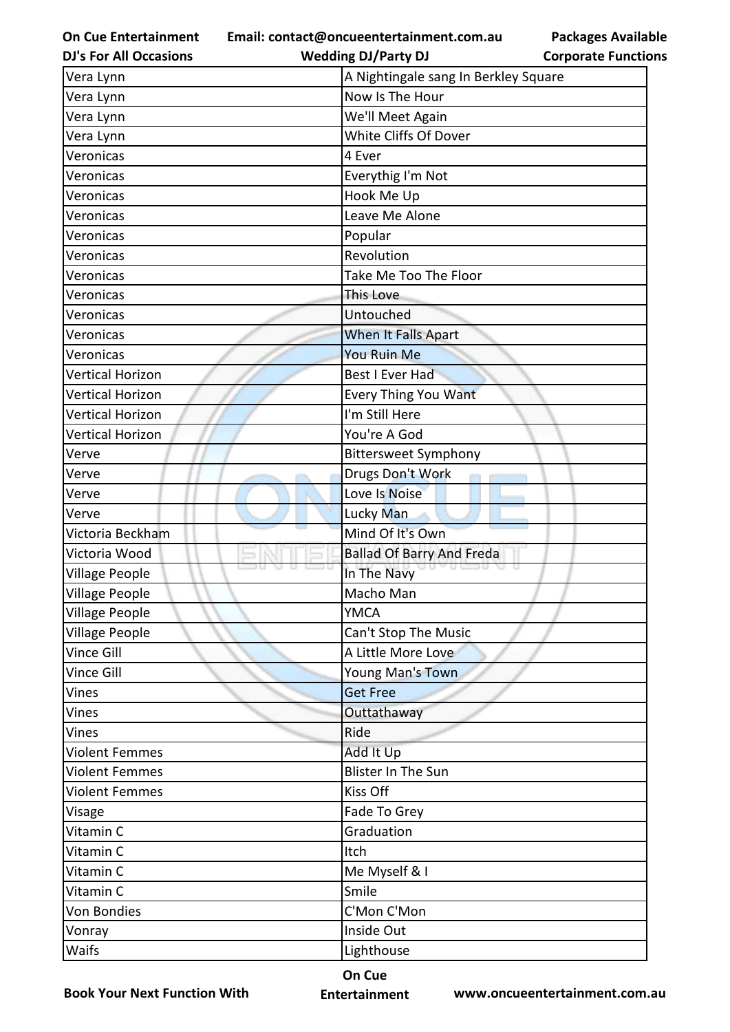| Vera Lynn | A Nightingale sang In Berkley Square |
|---|---|
| Vera Lynn | Now Is The Hour |
| Vera Lynn | We'll Meet Again |
| Vera Lynn | White Cliffs Of Dover |
| Veronicas | 4 Ever |
| Veronicas | Everythig I'm Not |
| Veronicas | Hook Me Up |
| Veronicas | Leave Me Alone |
| Veronicas | Popular |
| Veronicas | Revolution |
| Veronicas | Take Me Too The Floor |
| Veronicas | This Love |
| Veronicas | Untouched |
| Veronicas | When It Falls Apart |
| Veronicas | You Ruin Me |
| Vertical Horizon | Best I Ever Had |
| Vertical Horizon | Every Thing You Want |
| Vertical Horizon | I'm Still Here |
| Vertical Horizon | You're A God |
| Verve | Bittersweet Symphony |
| Verve | Drugs Don't Work |
| Verve | Love Is Noise |
| Verve | Lucky Man |
| Victoria Beckham | Mind Of It's Own |
| Victoria Wood | Ballad Of Barry And Freda |
| Village People | In The Navy |
| Village People | Macho Man |
| Village People | YMCA |
| Village People | Can't Stop The Music |
| Vince Gill | A Little More Love |
| Vince Gill | Young Man's Town |
| Vines | Get Free |
| Vines | Outtathaway |
| Vines | Ride |
| Violent Femmes | Add It Up |
| Violent Femmes | Blister In The Sun |
| Violent Femmes | Kiss Off |
| Visage | Fade To Grey |
| Vitamin C | Graduation |
| Vitamin C | Itch |
| Vitamin C | Me Myself & I |
| Vitamin C | Smile |
| Von Bondies | C'Mon C'Mon |
| Vonray | Inside Out |
| Waifs | Lighthouse |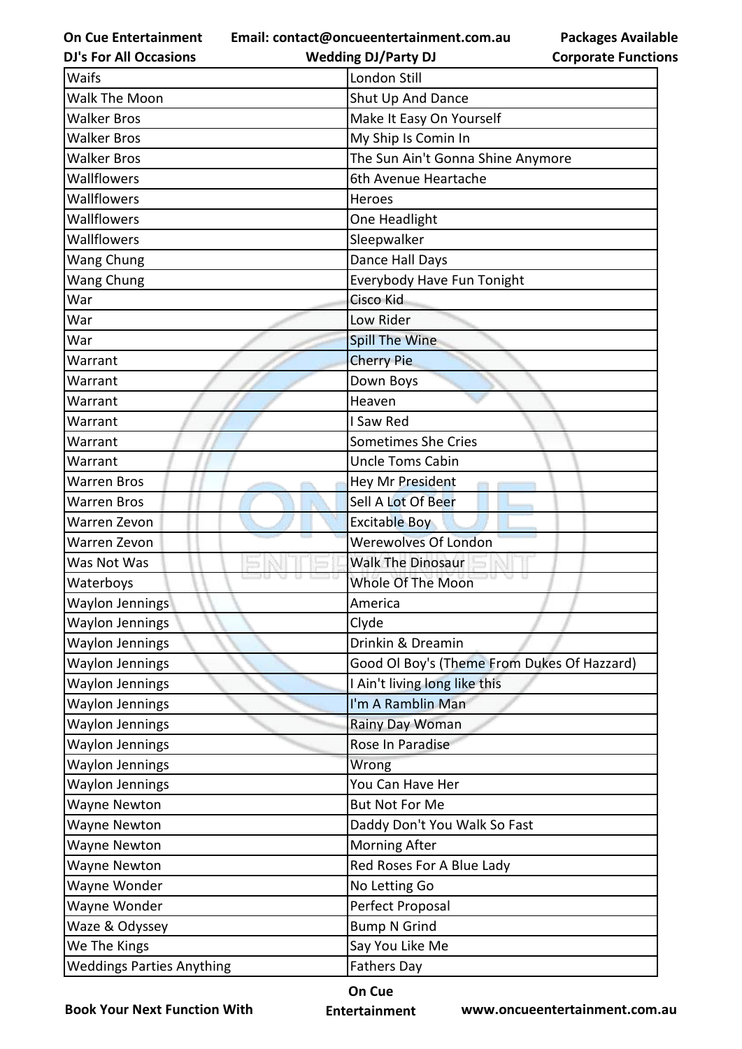| Waifs | London Still |
|---|---|
| Walk The Moon | Shut Up And Dance |
| Walker Bros | Make It Easy On Yourself |
| Walker Bros | My Ship Is Comin In |
| Walker Bros | The Sun Ain't Gonna Shine Anymore |
| Wallflowers | 6th Avenue Heartache |
| Wallflowers | Heroes |
| Wallflowers | One Headlight |
| Wallflowers | Sleepwalker |
| Wang Chung | Dance Hall Days |
| Wang Chung | Everybody Have Fun Tonight |
| War | Cisco Kid |
| War | Low Rider |
| War | Spill The Wine |
| Warrant | Cherry Pie |
| Warrant | Down Boys |
| Warrant | Heaven |
| Warrant | I Saw Red |
| Warrant | Sometimes She Cries |
| Warrant | Uncle Toms Cabin |
| Warren Bros | Hey Mr President |
| Warren Bros | Sell A Lot Of Beer |
| Warren Zevon | Excitable Boy |
| Warren Zevon | Werewolves Of London |
| Was Not Was | Walk The Dinosaur |
| Waterboys | Whole Of The Moon |
| Waylon Jennings | America |
| Waylon Jennings | Clyde |
| Waylon Jennings | Drinkin & Dreamin |
| Waylon Jennings | Good Ol Boy's (Theme From Dukes Of Hazzard) |
| Waylon Jennings | I Ain't living long like this |
| Waylon Jennings | I'm A Ramblin Man |
| Waylon Jennings | Rainy Day Woman |
| Waylon Jennings | Rose In Paradise |
| Waylon Jennings | Wrong |
| Waylon Jennings | You Can Have Her |
| Wayne Newton | But Not For Me |
| Wayne Newton | Daddy Don't You Walk So Fast |
| Wayne Newton | Morning After |
| Wayne Newton | Red Roses For A Blue Lady |
| Wayne Wonder | No Letting Go |
| Wayne Wonder | Perfect Proposal |
| Waze & Odyssey | Bump N Grind |
| We The Kings | Say You Like Me |
| Weddings Parties Anything | Fathers Day |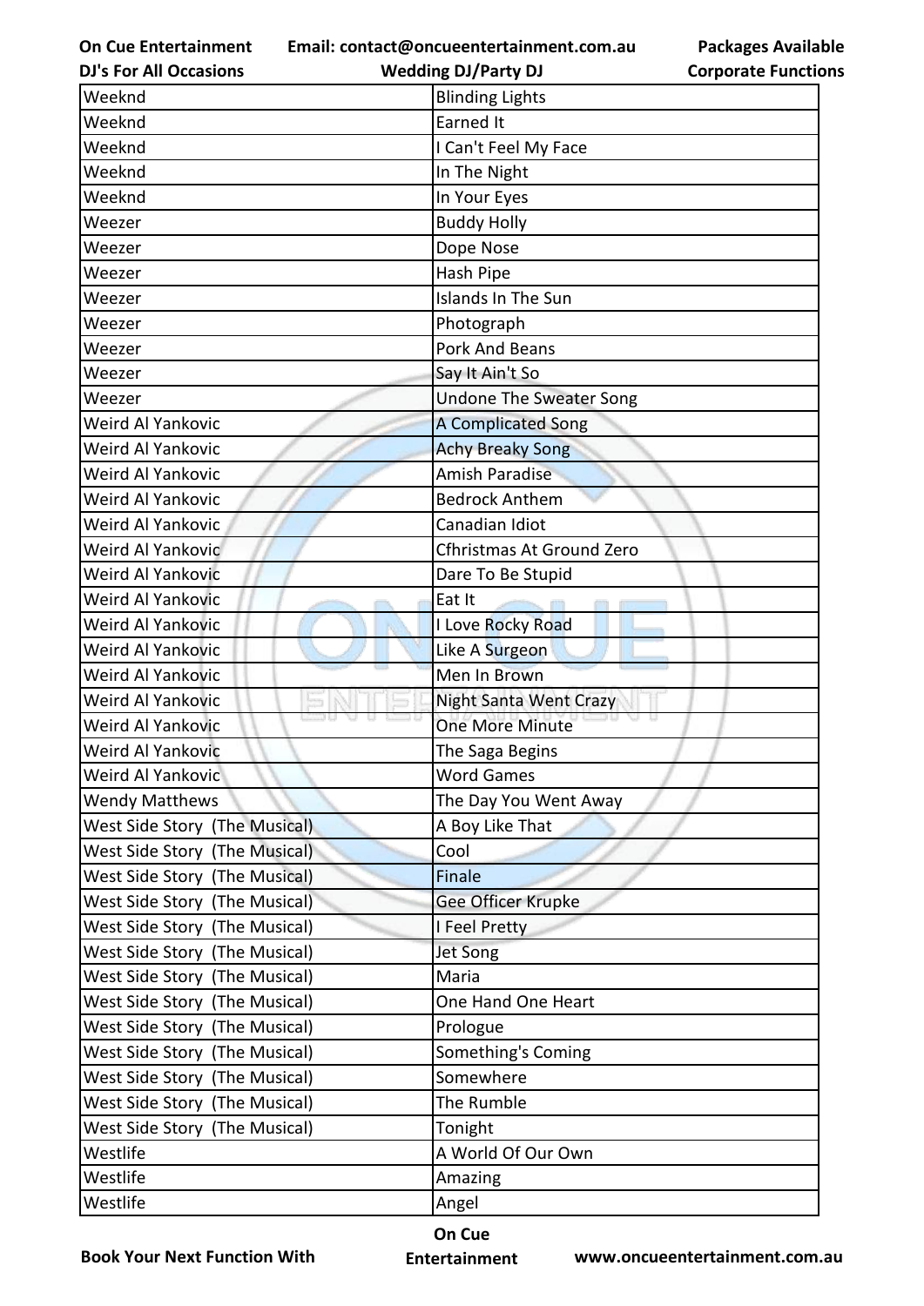| Weeknd | Blinding Lights |
|---|---|
| Weeknd | Earned It |
| Weeknd | I Can't Feel My Face |
| Weeknd | In The Night |
| Weeknd | In Your Eyes |
| Weezer | Buddy Holly |
| Weezer | Dope Nose |
| Weezer | Hash Pipe |
| Weezer | Islands In The Sun |
| Weezer | Photograph |
| Weezer | Pork And Beans |
| Weezer | Say It Ain't So |
| Weezer | Undone The Sweater Song |
| Weird Al Yankovic | A Complicated Song |
| Weird Al Yankovic | Achy Breaky Song |
| Weird Al Yankovic | Amish Paradise |
| Weird Al Yankovic | Bedrock Anthem |
| Weird Al Yankovic | Canadian Idiot |
| Weird Al Yankovic | Cfhristmas At Ground Zero |
| Weird Al Yankovic | Dare To Be Stupid |
| Weird Al Yankovic | Eat It |
| Weird Al Yankovic | I Love Rocky Road |
| Weird Al Yankovic | Like A Surgeon |
| Weird Al Yankovic | Men In Brown |
| Weird Al Yankovic | Night Santa Went Crazy |
| Weird Al Yankovic | One More Minute |
| Weird Al Yankovic | The Saga Begins |
| Weird Al Yankovic | Word Games |
| Wendy Matthews | The Day You Went Away |
| West Side Story (The Musical) | A Boy Like That |
| West Side Story (The Musical) | Cool |
| West Side Story (The Musical) | Finale |
| West Side Story (The Musical) | Gee Officer Krupke |
| West Side Story (The Musical) | I Feel Pretty |
| West Side Story (The Musical) | Jet Song |
| West Side Story (The Musical) | Maria |
| West Side Story (The Musical) | One Hand One Heart |
| West Side Story (The Musical) | Prologue |
| West Side Story (The Musical) | Something's Coming |
| West Side Story (The Musical) | Somewhere |
| West Side Story (The Musical) | The Rumble |
| West Side Story (The Musical) | Tonight |
| Westlife | A World Of Our Own |
| Westlife | Amazing |
| Westlife | Angel |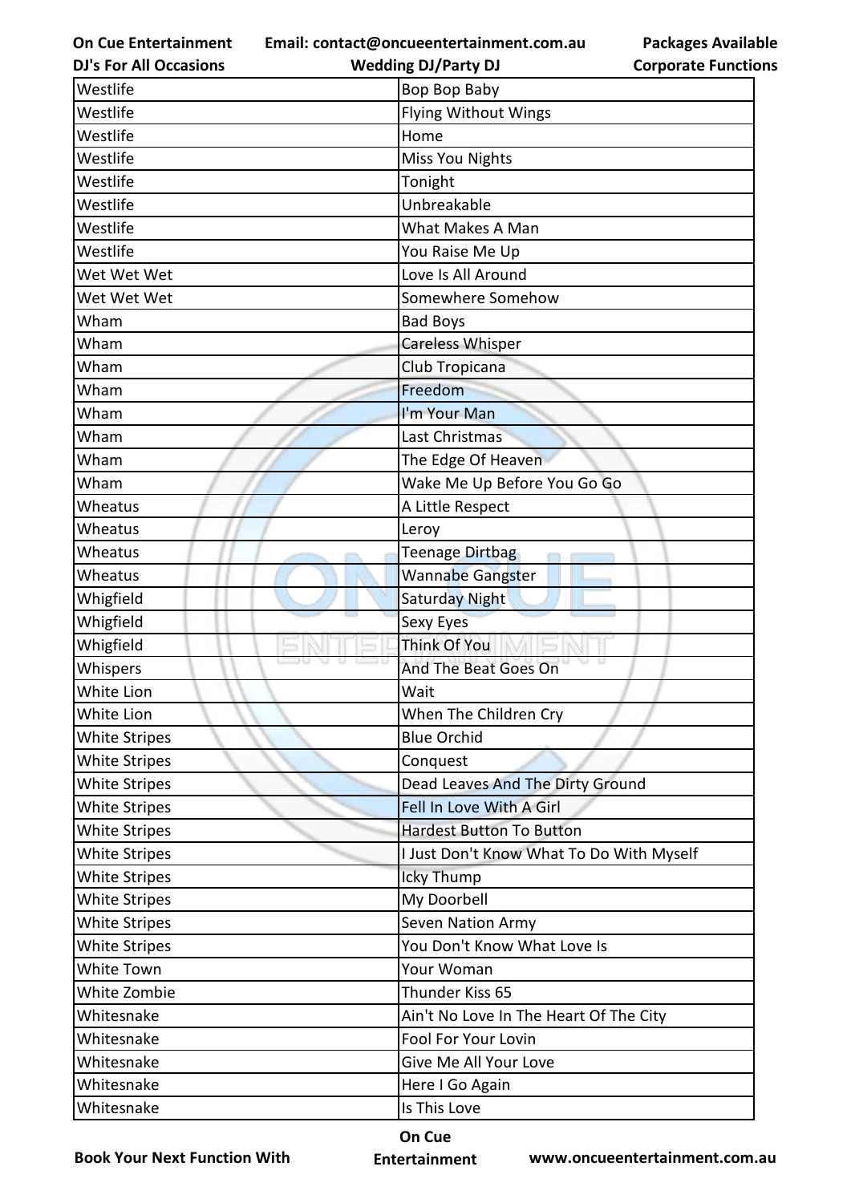| Westlife | Bop Bop Baby |
|---|---|
| Westlife | Flying Without Wings |
| Westlife | Home |
| Westlife | Miss You Nights |
| Westlife | Tonight |
| Westlife | Unbreakable |
| Westlife | What Makes A Man |
| Westlife | You Raise Me Up |
| Wet Wet Wet | Love Is All Around |
| Wet Wet Wet | Somewhere Somehow |
| Wham | Bad Boys |
| Wham | Careless Whisper |
| Wham | Club Tropicana |
| Wham | Freedom |
| Wham | I'm Your Man |
| Wham | Last Christmas |
| Wham | The Edge Of Heaven |
| Wham | Wake Me Up Before You Go Go |
| Wheatus | A Little Respect |
| Wheatus | Leroy |
| Wheatus | Teenage Dirtbag |
| Wheatus | Wannabe Gangster |
| Whigfield | Saturday Night |
| Whigfield | Sexy Eyes |
| Whigfield | Think Of You |
| Whispers | And The Beat Goes On |
| White Lion | Wait |
| White Lion | When The Children Cry |
| White Stripes | Blue Orchid |
| White Stripes | Conquest |
| White Stripes | Dead Leaves And The Dirty Ground |
| White Stripes | Fell In Love With A Girl |
| White Stripes | Hardest Button To Button |
| White Stripes | I Just Don't Know What To Do With Myself |
| White Stripes | Icky Thump |
| White Stripes | My Doorbell |
| White Stripes | Seven Nation Army |
| White Stripes | You Don't Know What Love Is |
| White Town | Your Woman |
| White Zombie | Thunder Kiss 65 |
| Whitesnake | Ain't No Love In The Heart Of The City |
| Whitesnake | Fool For Your Lovin |
| Whitesnake | Give Me All Your Love |
| Whitesnake | Here I Go Again |
| Whitesnake | Is This Love |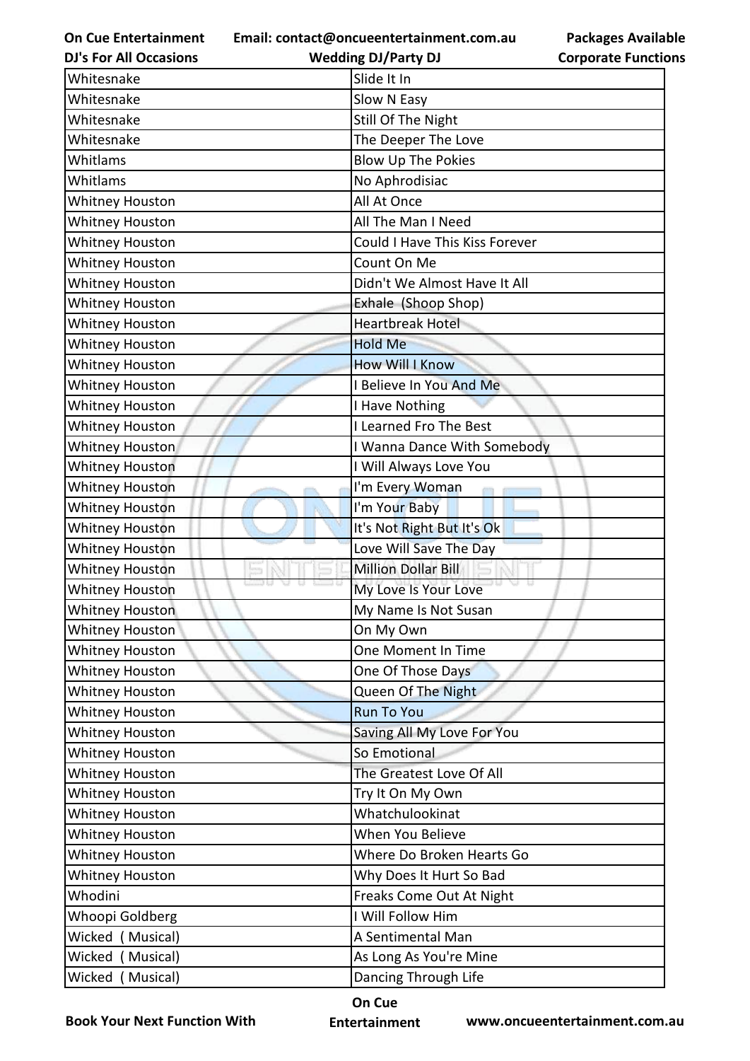| Whitesnake | Slide It In |
|---|---|
| Whitesnake | Slow N Easy |
| Whitesnake | Still Of The Night |
| Whitesnake | The Deeper The Love |
| Whitlams | Blow Up The Pokies |
| Whitlams | No Aphrodisiac |
| Whitney Houston | All At Once |
| Whitney Houston | All The Man I Need |
| Whitney Houston | Could I Have This Kiss Forever |
| Whitney Houston | Count On Me |
| Whitney Houston | Didn't We Almost Have It All |
| Whitney Houston | Exhale (Shoop Shop) |
| Whitney Houston | Heartbreak Hotel |
| Whitney Houston | Hold Me |
| Whitney Houston | How Will I Know |
| Whitney Houston | I Believe In You And Me |
| Whitney Houston | I Have Nothing |
| Whitney Houston | I Learned Fro The Best |
| Whitney Houston | I Wanna Dance With Somebody |
| Whitney Houston | I Will Always Love You |
| Whitney Houston | I'm Every Woman |
| Whitney Houston | I'm Your Baby |
| Whitney Houston | It's Not Right But It's Ok |
| Whitney Houston | Love Will Save The Day |
| Whitney Houston | Million Dollar Bill |
| Whitney Houston | My Love Is Your Love |
| Whitney Houston | My Name Is Not Susan |
| Whitney Houston | On My Own |
| Whitney Houston | One Moment In Time |
| Whitney Houston | One Of Those Days |
| Whitney Houston | Queen Of The Night |
| Whitney Houston | Run To You |
| Whitney Houston | Saving All My Love For You |
| Whitney Houston | So Emotional |
| Whitney Houston | The Greatest Love Of All |
| Whitney Houston | Try It On My Own |
| Whitney Houston | Whatchulookinat |
| Whitney Houston | When You Believe |
| Whitney Houston | Where Do Broken Hearts Go |
| Whitney Houston | Why Does It Hurt So Bad |
| Whodini | Freaks Come Out At Night |
| Whoopi Goldberg | I Will Follow Him |
| Wicked ( Musical) | A Sentimental Man |
| Wicked ( Musical) | As Long As You're Mine |
| Wicked ( Musical) | Dancing Through Life |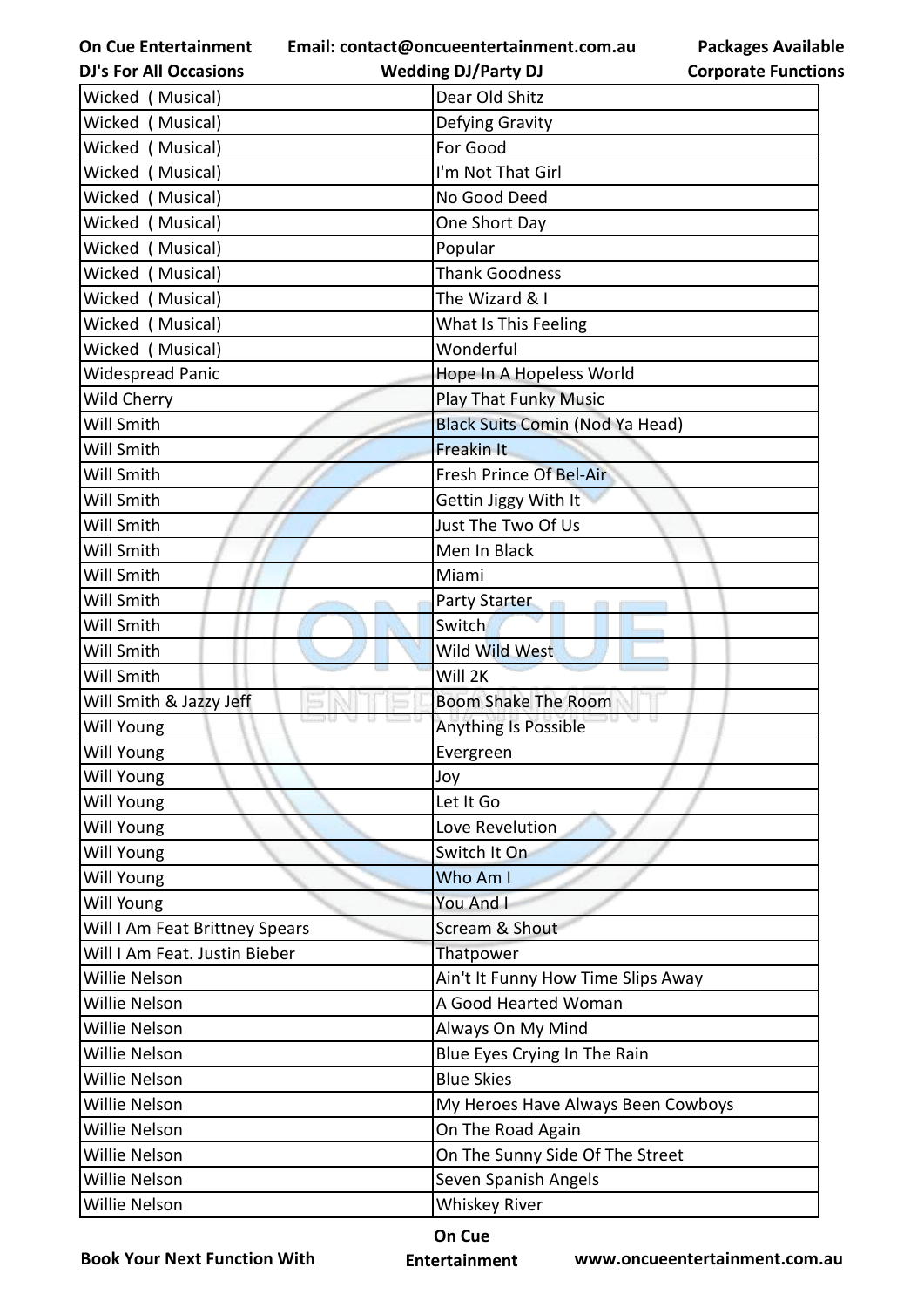| Wicked ( Musical) | Dear Old Shitz |
|---|---|
| Wicked ( Musical) | Defying Gravity |
| Wicked ( Musical) | For Good |
| Wicked ( Musical) | I'm Not That Girl |
| Wicked ( Musical) | No Good Deed |
| Wicked ( Musical) | One Short Day |
| Wicked ( Musical) | Popular |
| Wicked ( Musical) | Thank Goodness |
| Wicked ( Musical) | The Wizard & I |
| Wicked ( Musical) | What Is This Feeling |
| Wicked ( Musical) | Wonderful |
| Widespread Panic | Hope In A Hopeless World |
| Wild Cherry | Play That Funky Music |
| Will Smith | Black Suits Comin (Nod Ya Head) |
| Will Smith | Freakin It |
| Will Smith | Fresh Prince Of Bel-Air |
| Will Smith | Gettin Jiggy With It |
| Will Smith | Just The Two Of Us |
| Will Smith | Men In Black |
| Will Smith | Miami |
| Will Smith | Party Starter |
| Will Smith | Switch |
| Will Smith | Wild Wild West |
| Will Smith | Will 2K |
| Will Smith & Jazzy Jeff | Boom Shake The Room |
| Will Young | Anything Is Possible |
| Will Young | Evergreen |
| Will Young | Joy |
| Will Young | Let It Go |
| Will Young | Love Revelution |
| Will Young | Switch It On |
| Will Young | Who Am I |
| Will Young | You And I |
| Will I Am Feat Brittney Spears | Scream & Shout |
| Will I Am Feat. Justin Bieber | Thatpower |
| Willie Nelson | Ain't It Funny How Time Slips Away |
| Willie Nelson | A Good Hearted Woman |
| Willie Nelson | Always On My Mind |
| Willie Nelson | Blue Eyes Crying In The Rain |
| Willie Nelson | Blue Skies |
| Willie Nelson | My Heroes Have Always Been Cowboys |
| Willie Nelson | On The Road Again |
| Willie Nelson | On The Sunny Side Of The Street |
| Willie Nelson | Seven Spanish Angels |
| Willie Nelson | Whiskey River |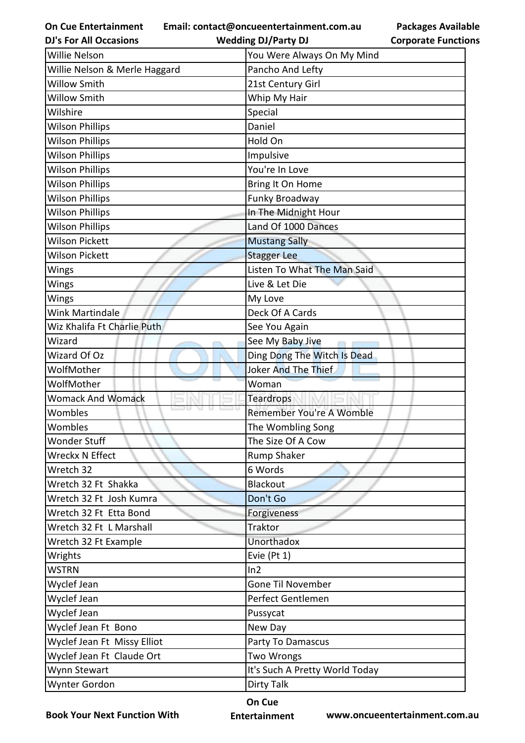| Willie Nelson | You Were Always On My Mind |
| --- | --- |
| Willie Nelson & Merle Haggard | Pancho And Lefty |
| Willow Smith | 21st Century Girl |
| Willow Smith | Whip My Hair |
| Wilshire | Special |
| Wilson Phillips | Daniel |
| Wilson Phillips | Hold On |
| Wilson Phillips | Impulsive |
| Wilson Phillips | You're In Love |
| Wilson Phillips | Bring It On Home |
| Wilson Phillips | Funky Broadway |
| Wilson Phillips | In The Midnight Hour |
| Wilson Phillips | Land Of 1000 Dances |
| Wilson Pickett | Mustang Sally |
| Wilson Pickett | Stagger Lee |
| Wings | Listen To What The Man Said |
| Wings | Live & Let Die |
| Wings | My Love |
| Wink Martindale | Deck Of A Cards |
| Wiz Khalifa Ft Charlie Puth | See You Again |
| Wizard | See My Baby Jive |
| Wizard Of Oz | Ding Dong The Witch Is Dead |
| WolfMother | Joker And The Thief |
| WolfMother | Woman |
| Womack And Womack | Teardrops |
| Wombles | Remember You're A Womble |
| Wombles | The Wombling Song |
| Wonder Stuff | The Size Of A Cow |
| Wreckx N Effect | Rump Shaker |
| Wretch 32 | 6 Words |
| Wretch 32 Ft Shakka | Blackout |
| Wretch 32 Ft Josh Kumra | Don't Go |
| Wretch 32 Ft Etta Bond | Forgiveness |
| Wretch 32 Ft L Marshall | Traktor |
| Wretch 32 Ft Example | Unorthadox |
| Wrights | Evie (Pt 1) |
| WSTRN | In2 |
| Wyclef Jean | Gone Til November |
| Wyclef Jean | Perfect Gentlemen |
| Wyclef Jean | Pussycat |
| Wyclef Jean Ft Bono | New Day |
| Wyclef Jean Ft Missy Elliot | Party To Damascus |
| Wyclef Jean Ft Claude Ort | Two Wrongs |
| Wynn Stewart | It's Such A Pretty World Today |
| Wynter Gordon | Dirty Talk |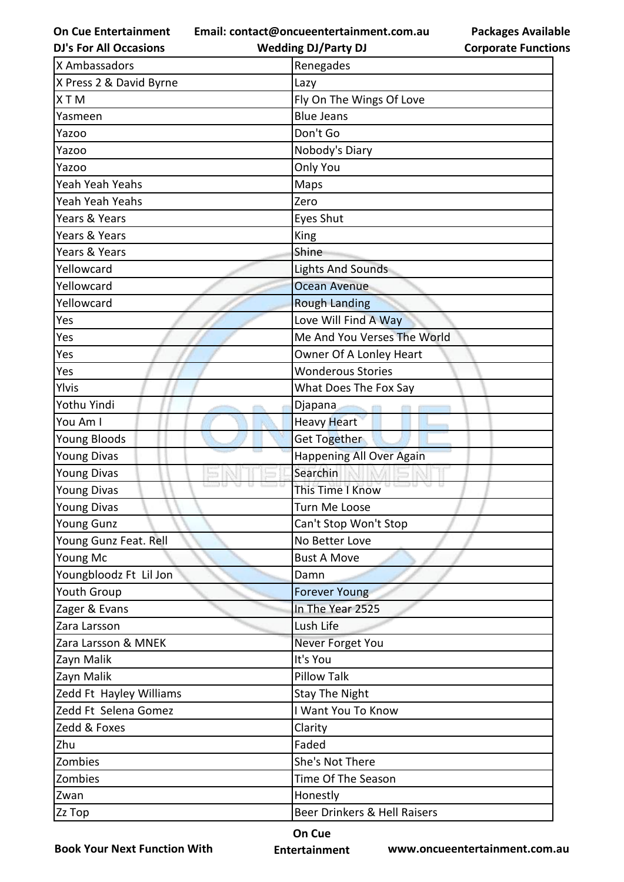| X Ambassadors | Renegades |
|---|---|
| X Press 2 & David Byrne | Lazy |
| X T M | Fly On The Wings Of Love |
| Yasmeen | Blue Jeans |
| Yazoo | Don't Go |
| Yazoo | Nobody's Diary |
| Yazoo | Only You |
| Yeah Yeah Yeahs | Maps |
| Yeah Yeah Yeahs | Zero |
| Years & Years | Eyes Shut |
| Years & Years | King |
| Years & Years | Shine |
| Yellowcard | Lights And Sounds |
| Yellowcard | Ocean Avenue |
| Yellowcard | Rough Landing |
| Yes | Love Will Find A Way |
| Yes | Me And You Verses The World |
| Yes | Owner Of A Lonley Heart |
| Yes | Wonderous Stories |
| Ylvis | What Does The Fox Say |
| Yothu Yindi | Djapana |
| You Am I | Heavy Heart |
| Young Bloods | Get Together |
| Young Divas | Happening All Over Again |
| Young Divas | Searchin |
| Young Divas | This Time I Know |
| Young Divas | Turn Me Loose |
| Young Gunz | Can't Stop Won't Stop |
| Young Gunz Feat. Rell | No Better Love |
| Young Mc | Bust A Move |
| Youngbloodz Ft Lil Jon | Damn |
| Youth Group | Forever Young |
| Zager & Evans | In The Year 2525 |
| Zara Larsson | Lush Life |
| Zara Larsson & MNEK | Never Forget You |
| Zayn Malik | It's You |
| Zayn Malik | Pillow Talk |
| Zedd Ft Hayley Williams | Stay The Night |
| Zedd Ft Selena Gomez | I Want You To Know |
| Zedd & Foxes | Clarity |
| Zhu | Faded |
| Zombies | She's Not There |
| Zombies | Time Of The Season |
| Zwan | Honestly |
| Zz Top | Beer Drinkers & Hell Raisers |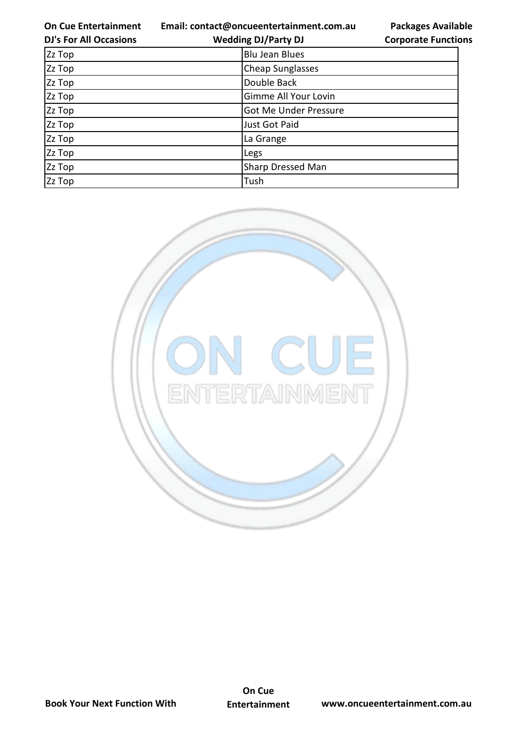| | |
|---|---|
| Zz Top | Blu Jean Blues |
| Zz Top | Cheap Sunglasses |
| Zz Top | Double Back |
| Zz Top | Gimme All Your Lovin |
| Zz Top | Got Me Under Pressure |
| Zz Top | Just Got Paid |
| Zz Top | La Grange |
| Zz Top | Legs |
| Zz Top | Sharp Dressed Man |
| Zz Top | Tush |